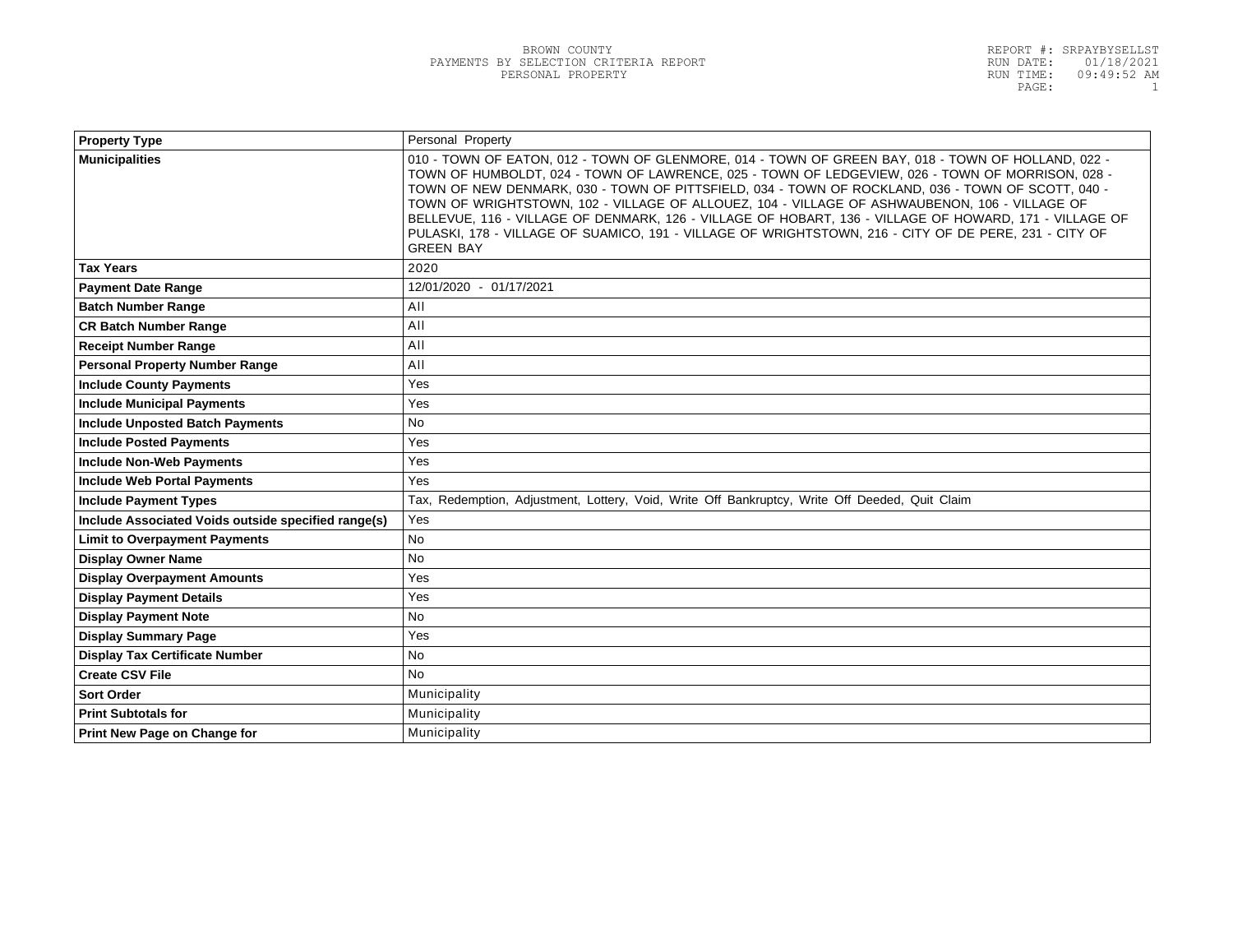BROWN COUNTY
PAYMENTS BY SELECTION CRITERIA REPORT
PERSONAL PROPERTY

REPORT #: SRPAYBYSELLST
RUN DATE: 01/18/2021
RUN TIME: 09:49:52 AM

| Property Type | Personal Property |
|---|---|
| Municipalities | 010 - TOWN OF EATON, 012 - TOWN OF GLENMORE, 014 - TOWN OF GREEN BAY, 018 - TOWN OF HOLLAND, 022 - TOWN OF HUMBOLDT, 024 - TOWN OF LAWRENCE, 025 - TOWN OF LEDGEVIEW, 026 - TOWN OF MORRISON, 028 - TOWN OF NEW DENMARK, 030 - TOWN OF PITTSFIELD, 034 - TOWN OF ROCKLAND, 036 - TOWN OF SCOTT, 040 - TOWN OF WRIGHTSTOWN, 102 - VILLAGE OF ALLOUEZ, 104 - VILLAGE OF ASHWAUBENON, 106 - VILLAGE OF BELLEVUE, 116 - VILLAGE OF DENMARK, 126 - VILLAGE OF HOBART, 136 - VILLAGE OF HOWARD, 171 - VILLAGE OF PULASKI, 178 - VILLAGE OF SUAMICO, 191 - VILLAGE OF WRIGHTSTOWN, 216 - CITY OF DE PERE, 231 - CITY OF GREEN BAY |
| Tax Years | 2020 |
| Payment Date Range | 12/01/2020 - 01/17/2021 |
| Batch Number Range | All |
| CR Batch Number Range | All |
| Receipt Number Range | All |
| Personal Property Number Range | All |
| Include County Payments | Yes |
| Include Municipal Payments | Yes |
| Include Unposted Batch Payments | No |
| Include Posted Payments | Yes |
| Include Non-Web Payments | Yes |
| Include Web Portal Payments | Yes |
| Include Payment Types | Tax, Redemption, Adjustment, Lottery, Void, Write Off Bankruptcy, Write Off Deeded, Quit Claim |
| Include Associated Voids outside specified range(s) | Yes |
| Limit to Overpayment Payments | No |
| Display Owner Name | No |
| Display Overpayment Amounts | Yes |
| Display Payment Details | Yes |
| Display Payment Note | No |
| Display Summary Page | Yes |
| Display Tax Certificate Number | No |
| Create CSV File | No |
| Sort Order | Municipality |
| Print Subtotals for | Municipality |
| Print New Page on Change for | Municipality |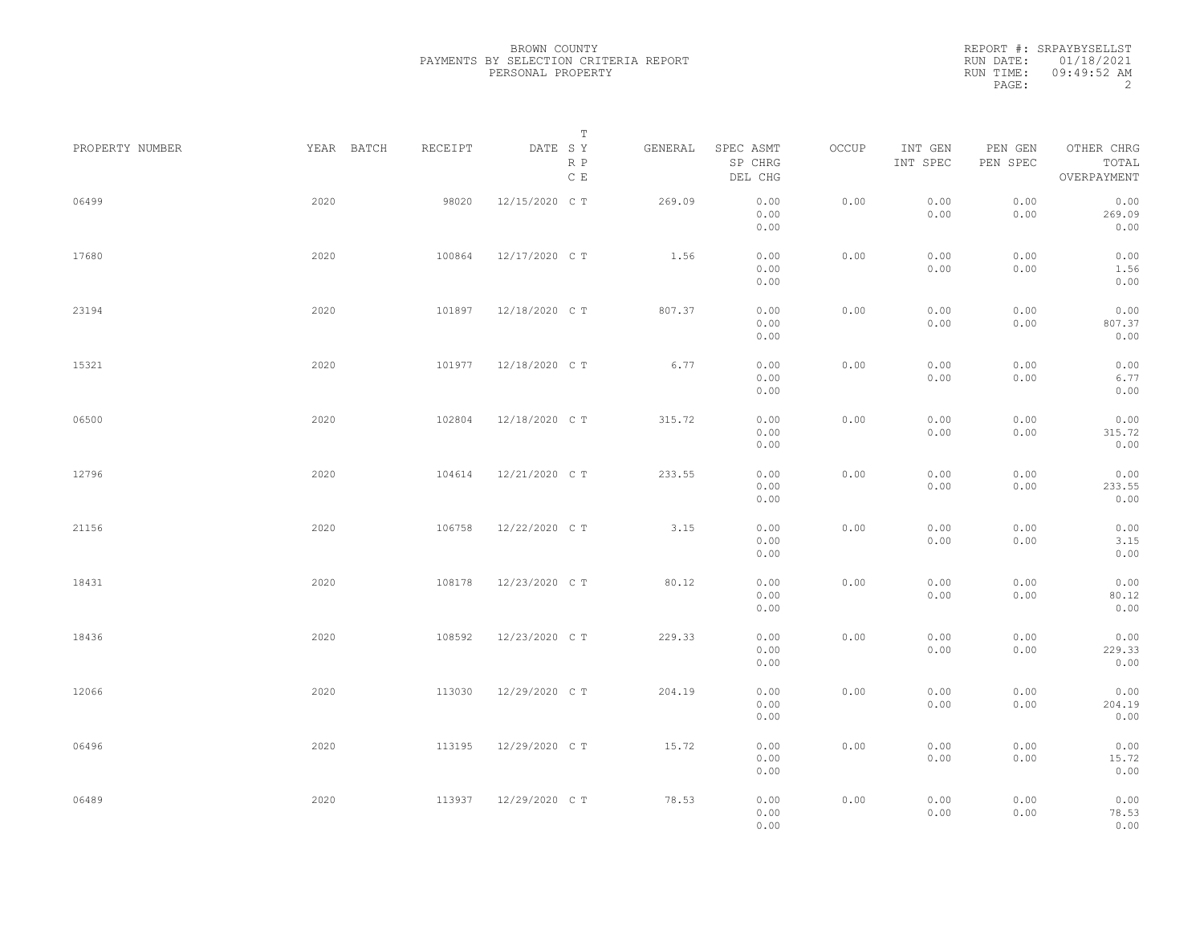BROWN COUNTY
PAYMENTS BY SELECTION CRITERIA REPORT
PERSONAL PROPERTY

REPORT #: SRPAYBYSELLST
RUN DATE: 01/18/2021
RUN TIME: 09:49:52 AM

| PROPERTY NUMBER | YEAR | BATCH | RECEIPT | DATE | T S Y R P C E | GENERAL | SPEC ASMT / SP CHRG / DEL CHG | OCCUP | INT GEN / INT SPEC | PEN GEN / PEN SPEC | OTHER CHRG / TOTAL / OVERPAYMENT |
|---|---|---|---|---|---|---|---|---|---|---|---|
| 06499 | 2020 | | 98020 | 12/15/2020 | C T | 269.09 | 0.00 / 0.00 / 0.00 | 0.00 | 0.00 / 0.00 | 0.00 / 0.00 | 0.00 / 269.09 / 0.00 |
| 17680 | 2020 | | 100864 | 12/17/2020 | C T | 1.56 | 0.00 / 0.00 / 0.00 | 0.00 | 0.00 / 0.00 | 0.00 / 0.00 | 0.00 / 1.56 / 0.00 |
| 23194 | 2020 | | 101897 | 12/18/2020 | C T | 807.37 | 0.00 / 0.00 / 0.00 | 0.00 | 0.00 / 0.00 | 0.00 / 0.00 | 0.00 / 807.37 / 0.00 |
| 15321 | 2020 | | 101977 | 12/18/2020 | C T | 6.77 | 0.00 / 0.00 / 0.00 | 0.00 | 0.00 / 0.00 | 0.00 / 0.00 | 0.00 / 6.77 / 0.00 |
| 06500 | 2020 | | 102804 | 12/18/2020 | C T | 315.72 | 0.00 / 0.00 / 0.00 | 0.00 | 0.00 / 0.00 | 0.00 / 0.00 | 0.00 / 315.72 / 0.00 |
| 12796 | 2020 | | 104614 | 12/21/2020 | C T | 233.55 | 0.00 / 0.00 / 0.00 | 0.00 | 0.00 / 0.00 | 0.00 / 0.00 | 0.00 / 233.55 / 0.00 |
| 21156 | 2020 | | 106758 | 12/22/2020 | C T | 3.15 | 0.00 / 0.00 / 0.00 | 0.00 | 0.00 / 0.00 | 0.00 / 0.00 | 0.00 / 3.15 / 0.00 |
| 18431 | 2020 | | 108178 | 12/23/2020 | C T | 80.12 | 0.00 / 0.00 / 0.00 | 0.00 | 0.00 / 0.00 | 0.00 / 0.00 | 0.00 / 80.12 / 0.00 |
| 18436 | 2020 | | 108592 | 12/23/2020 | C T | 229.33 | 0.00 / 0.00 / 0.00 | 0.00 | 0.00 / 0.00 | 0.00 / 0.00 | 0.00 / 229.33 / 0.00 |
| 12066 | 2020 | | 113030 | 12/29/2020 | C T | 204.19 | 0.00 / 0.00 / 0.00 | 0.00 | 0.00 / 0.00 | 0.00 / 0.00 | 0.00 / 204.19 / 0.00 |
| 06496 | 2020 | | 113195 | 12/29/2020 | C T | 15.72 | 0.00 / 0.00 / 0.00 | 0.00 | 0.00 / 0.00 | 0.00 / 0.00 | 0.00 / 15.72 / 0.00 |
| 06489 | 2020 | | 113937 | 12/29/2020 | C T | 78.53 | 0.00 / 0.00 / 0.00 | 0.00 | 0.00 / 0.00 | 0.00 / 0.00 | 0.00 / 78.53 / 0.00 |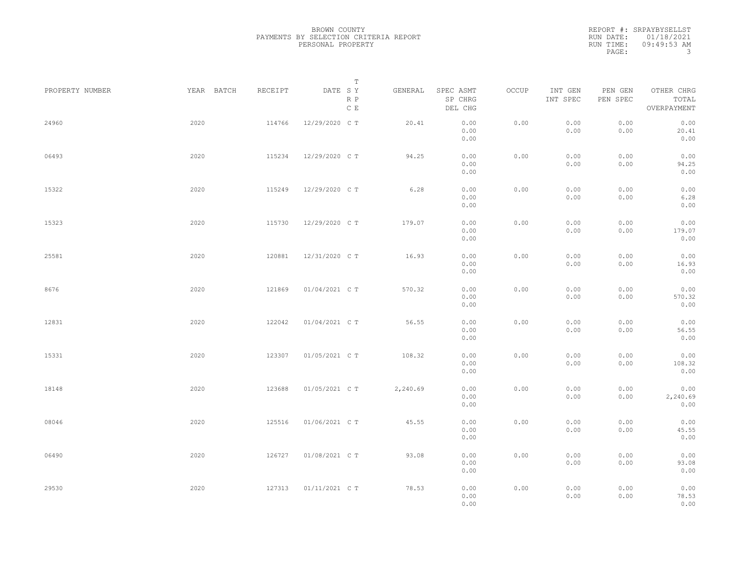BROWN COUNTY
PAYMENTS BY SELECTION CRITERIA REPORT
PERSONAL PROPERTY

REPORT #: SRPAYBYSELLST
RUN DATE: 01/18/2021
RUN TIME: 09:49:53 AM

| PROPERTY NUMBER | YEAR | BATCH | RECEIPT | DATE | T SY RP CE | GENERAL | SPEC ASMT / SP CHRG / DEL CHG | OCCUP | INT GEN / INT SPEC | PEN GEN / PEN SPEC | OTHER CHRG / TOTAL / OVERPAYMENT |
|---|---|---|---|---|---|---|---|---|---|---|---|
| 24960 | 2020 | | 114766 | 12/29/2020 | C T | 20.41 | 0.00 / 0.00 / 0.00 | 0.00 | 0.00 / 0.00 | 0.00 / 0.00 | 0.00 / 20.41 / 0.00 |
| 06493 | 2020 | | 115234 | 12/29/2020 | C T | 94.25 | 0.00 / 0.00 / 0.00 | 0.00 | 0.00 / 0.00 | 0.00 / 0.00 | 0.00 / 94.25 / 0.00 |
| 15322 | 2020 | | 115249 | 12/29/2020 | C T | 6.28 | 0.00 / 0.00 / 0.00 | 0.00 | 0.00 / 0.00 | 0.00 / 0.00 | 0.00 / 6.28 / 0.00 |
| 15323 | 2020 | | 115730 | 12/29/2020 | C T | 179.07 | 0.00 / 0.00 / 0.00 | 0.00 | 0.00 / 0.00 | 0.00 / 0.00 | 0.00 / 179.07 / 0.00 |
| 25581 | 2020 | | 120881 | 12/31/2020 | C T | 16.93 | 0.00 / 0.00 / 0.00 | 0.00 | 0.00 / 0.00 | 0.00 / 0.00 | 0.00 / 16.93 / 0.00 |
| 8676 | 2020 | | 121869 | 01/04/2021 | C T | 570.32 | 0.00 / 0.00 / 0.00 | 0.00 | 0.00 / 0.00 | 0.00 / 0.00 | 0.00 / 570.32 / 0.00 |
| 12831 | 2020 | | 122042 | 01/04/2021 | C T | 56.55 | 0.00 / 0.00 / 0.00 | 0.00 | 0.00 / 0.00 | 0.00 / 0.00 | 0.00 / 56.55 / 0.00 |
| 15331 | 2020 | | 123307 | 01/05/2021 | C T | 108.32 | 0.00 / 0.00 / 0.00 | 0.00 | 0.00 / 0.00 | 0.00 / 0.00 | 0.00 / 108.32 / 0.00 |
| 18148 | 2020 | | 123688 | 01/05/2021 | C T | 2,240.69 | 0.00 / 0.00 / 0.00 | 0.00 | 0.00 / 0.00 | 0.00 / 0.00 | 0.00 / 2,240.69 / 0.00 |
| 08046 | 2020 | | 125516 | 01/06/2021 | C T | 45.55 | 0.00 / 0.00 / 0.00 | 0.00 | 0.00 / 0.00 | 0.00 / 0.00 | 0.00 / 45.55 / 0.00 |
| 06490 | 2020 | | 126727 | 01/08/2021 | C T | 93.08 | 0.00 / 0.00 / 0.00 | 0.00 | 0.00 / 0.00 | 0.00 / 0.00 | 0.00 / 93.08 / 0.00 |
| 29530 | 2020 | | 127313 | 01/11/2021 | C T | 78.53 | 0.00 / 0.00 / 0.00 | 0.00 | 0.00 / 0.00 | 0.00 / 0.00 | 0.00 / 78.53 / 0.00 |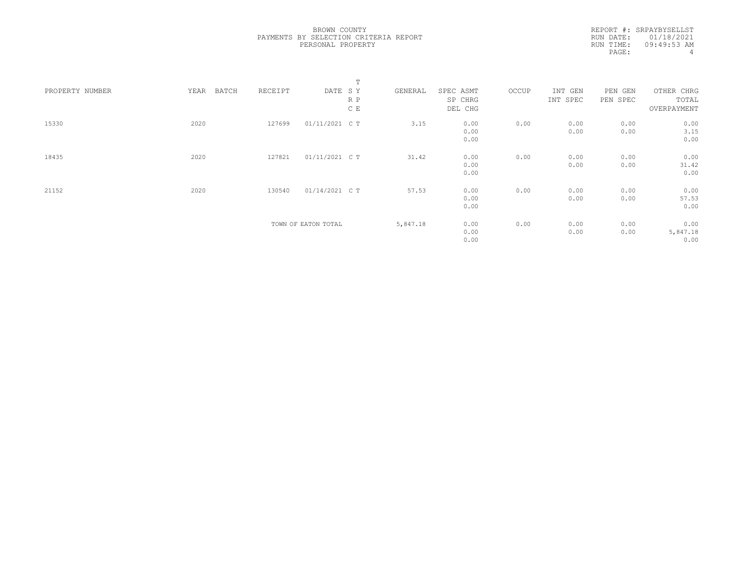BROWN COUNTY
PAYMENTS BY SELECTION CRITERIA REPORT
PERSONAL PROPERTY

REPORT #: SRPAYBYSELLST
RUN DATE: 01/18/2021
RUN TIME: 09:49:53 AM
PAGE: 4

| PROPERTY NUMBER | YEAR | BATCH | RECEIPT | DATE | T S Y R P C E | GENERAL | SPEC ASMT / SP CHRG / DEL CHG | OCCUP | INT GEN / INT SPEC | PEN GEN / PEN SPEC | OTHER CHRG / TOTAL / OVERPAYMENT |
|---|---|---|---|---|---|---|---|---|---|---|---|
| 15330 | 2020 | | 127699 | 01/11/2021 | C T | 3.15 | 0.00 / 0.00 / 0.00 | 0.00 | 0.00 / 0.00 | 0.00 / 0.00 | 0.00 / 3.15 / 0.00 |
| 18435 | 2020 | | 127821 | 01/11/2021 | C T | 31.42 | 0.00 / 0.00 / 0.00 | 0.00 | 0.00 / 0.00 | 0.00 / 0.00 | 0.00 / 31.42 / 0.00 |
| 21152 | 2020 | | 130540 | 01/14/2021 | C T | 57.53 | 0.00 / 0.00 / 0.00 | 0.00 | 0.00 / 0.00 | 0.00 / 0.00 | 0.00 / 57.53 / 0.00 |
| | | | TOWN OF EATON TOTAL | | | 5,847.18 | 0.00 / 0.00 / 0.00 | 0.00 | 0.00 / 0.00 | 0.00 / 0.00 | 0.00 / 5,847.18 / 0.00 |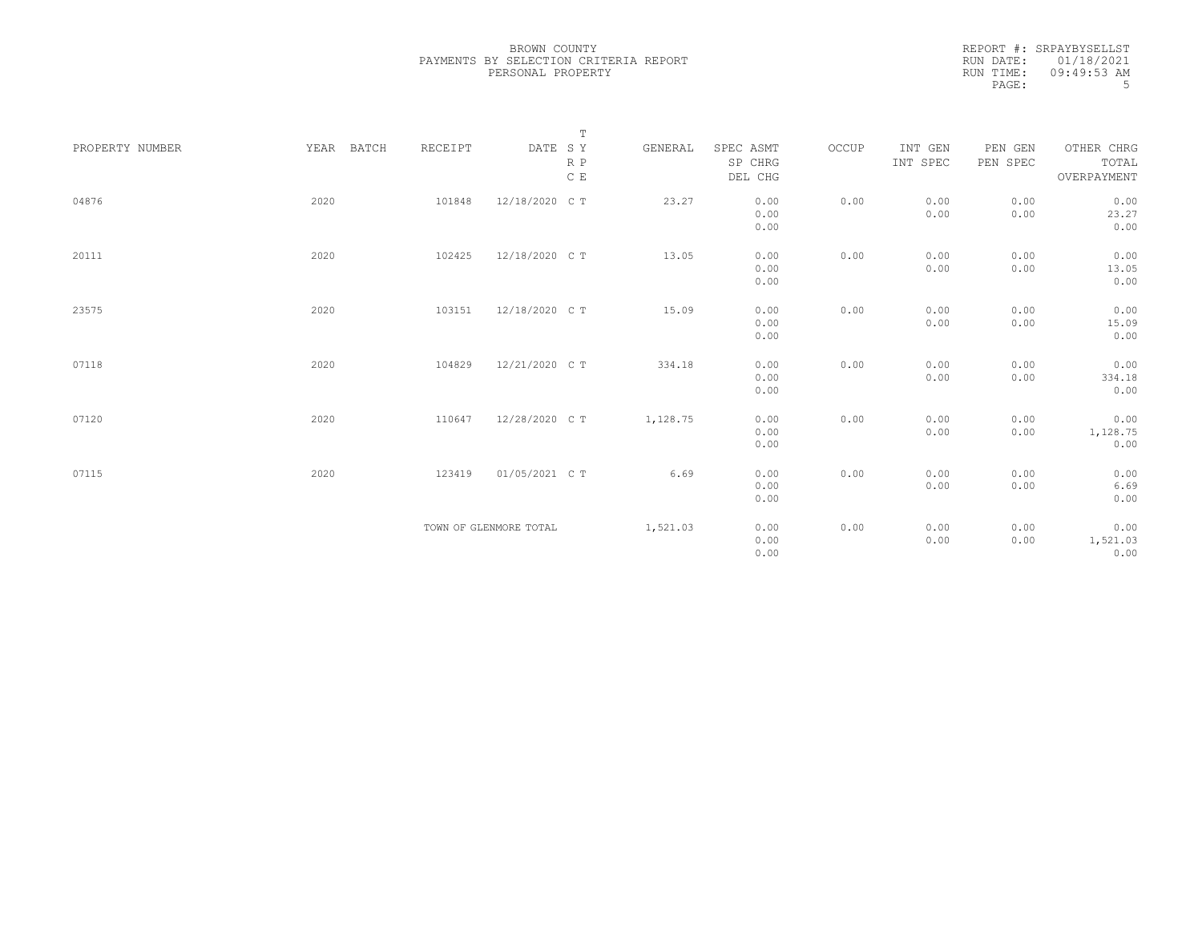BROWN COUNTY
PAYMENTS BY SELECTION CRITERIA REPORT
PERSONAL PROPERTY

REPORT #: SRPAYBYSELLST
RUN DATE: 01/18/2021
RUN TIME: 09:49:53 AM

| PROPERTY NUMBER | YEAR | BATCH | RECEIPT | DATE | T SY RP CE | GENERAL | SPEC ASMT SP CHRG DEL CHG | OCCUP | INT GEN INT SPEC | PEN GEN PEN SPEC | OTHER CHRG TOTAL OVERPAYMENT |
|---|---|---|---|---|---|---|---|---|---|---|---|
| 04876 | 2020 | | 101848 | 12/18/2020 | C T | 23.27 | 0.00 0.00 0.00 | 0.00 | 0.00 0.00 | 0.00 0.00 | 0.00 23.27 0.00 |
| 20111 | 2020 | | 102425 | 12/18/2020 | C T | 13.05 | 0.00 0.00 0.00 | 0.00 | 0.00 0.00 | 0.00 0.00 | 0.00 13.05 0.00 |
| 23575 | 2020 | | 103151 | 12/18/2020 | C T | 15.09 | 0.00 0.00 0.00 | 0.00 | 0.00 0.00 | 0.00 0.00 | 0.00 15.09 0.00 |
| 07118 | 2020 | | 104829 | 12/21/2020 | C T | 334.18 | 0.00 0.00 0.00 | 0.00 | 0.00 0.00 | 0.00 0.00 | 0.00 334.18 0.00 |
| 07120 | 2020 | | 110647 | 12/28/2020 | C T | 1,128.75 | 0.00 0.00 0.00 | 0.00 | 0.00 0.00 | 0.00 0.00 | 0.00 1,128.75 0.00 |
| 07115 | 2020 | | 123419 | 01/05/2021 | C T | 6.69 | 0.00 0.00 0.00 | 0.00 | 0.00 0.00 | 0.00 0.00 | 0.00 6.69 0.00 |
| | | | TOWN OF GLENMORE TOTAL | | | 1,521.03 | 0.00 0.00 0.00 | 0.00 | 0.00 0.00 | 0.00 0.00 | 0.00 1,521.03 0.00 |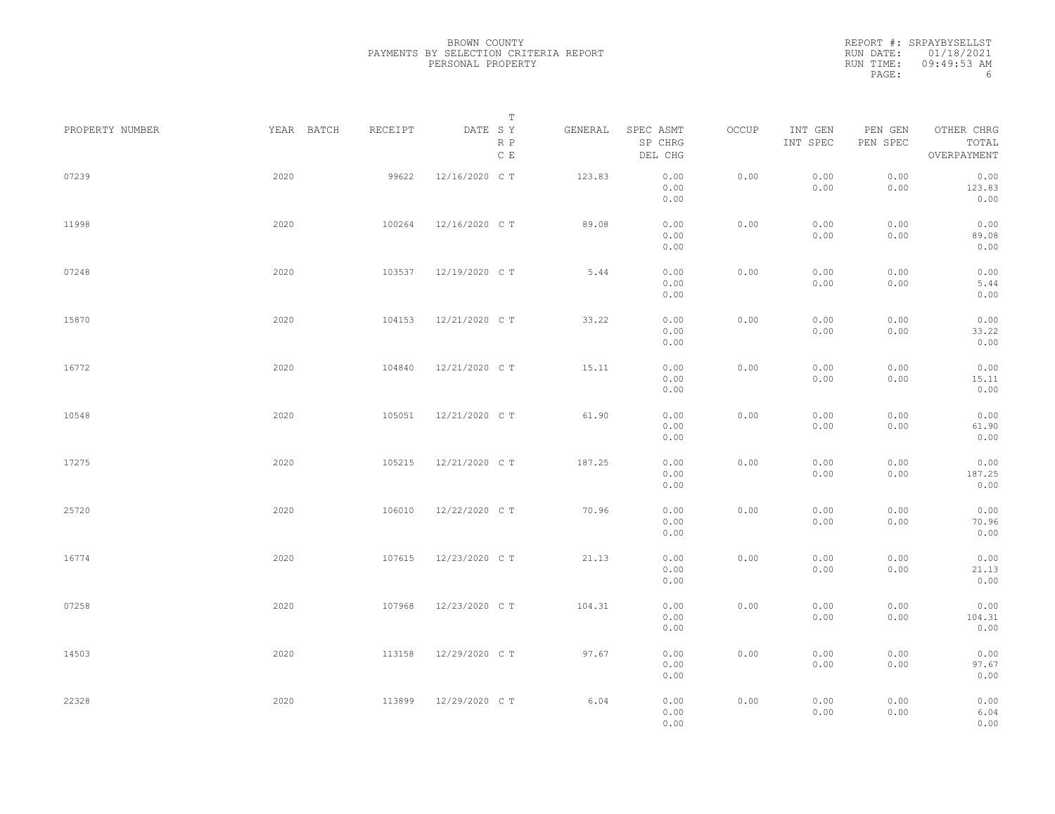BROWN COUNTY
PAYMENTS BY SELECTION CRITERIA REPORT
PERSONAL PROPERTY

REPORT #: SRPAYBYSELLST
RUN DATE: 01/18/2021
RUN TIME: 09:49:53 AM

| PROPERTY NUMBER | YEAR | BATCH | RECEIPT | DATE | T SY RP CE | GENERAL | SPEC ASMT / SP CHRG / DEL CHG | OCCUP | INT GEN / INT SPEC | PEN GEN / PEN SPEC | OTHER CHRG / TOTAL / OVERPAYMENT |
|---|---|---|---|---|---|---|---|---|---|---|---|
| 07239 | 2020 | | 99622 | 12/16/2020 | C T | 123.83 | 0.00 / 0.00 / 0.00 | 0.00 | 0.00 / 0.00 | 0.00 / 0.00 | 0.00 / 123.83 / 0.00 |
| 11998 | 2020 | | 100264 | 12/16/2020 | C T | 89.08 | 0.00 / 0.00 / 0.00 | 0.00 | 0.00 / 0.00 | 0.00 / 0.00 | 0.00 / 89.08 / 0.00 |
| 07248 | 2020 | | 103537 | 12/19/2020 | C T | 5.44 | 0.00 / 0.00 / 0.00 | 0.00 | 0.00 / 0.00 | 0.00 / 0.00 | 0.00 / 5.44 / 0.00 |
| 15870 | 2020 | | 104153 | 12/21/2020 | C T | 33.22 | 0.00 / 0.00 / 0.00 | 0.00 | 0.00 / 0.00 | 0.00 / 0.00 | 0.00 / 33.22 / 0.00 |
| 16772 | 2020 | | 104840 | 12/21/2020 | C T | 15.11 | 0.00 / 0.00 / 0.00 | 0.00 | 0.00 / 0.00 | 0.00 / 0.00 | 0.00 / 15.11 / 0.00 |
| 10548 | 2020 | | 105051 | 12/21/2020 | C T | 61.90 | 0.00 / 0.00 / 0.00 | 0.00 | 0.00 / 0.00 | 0.00 / 0.00 | 0.00 / 61.90 / 0.00 |
| 17275 | 2020 | | 105215 | 12/21/2020 | C T | 187.25 | 0.00 / 0.00 / 0.00 | 0.00 | 0.00 / 0.00 | 0.00 / 0.00 | 0.00 / 187.25 / 0.00 |
| 25720 | 2020 | | 106010 | 12/22/2020 | C T | 70.96 | 0.00 / 0.00 / 0.00 | 0.00 | 0.00 / 0.00 | 0.00 / 0.00 | 0.00 / 70.96 / 0.00 |
| 16774 | 2020 | | 107615 | 12/23/2020 | C T | 21.13 | 0.00 / 0.00 / 0.00 | 0.00 | 0.00 / 0.00 | 0.00 / 0.00 | 0.00 / 21.13 / 0.00 |
| 07258 | 2020 | | 107968 | 12/23/2020 | C T | 104.31 | 0.00 / 0.00 / 0.00 | 0.00 | 0.00 / 0.00 | 0.00 / 0.00 | 0.00 / 104.31 / 0.00 |
| 14503 | 2020 | | 113158 | 12/29/2020 | C T | 97.67 | 0.00 / 0.00 / 0.00 | 0.00 | 0.00 / 0.00 | 0.00 / 0.00 | 0.00 / 97.67 / 0.00 |
| 22328 | 2020 | | 113899 | 12/29/2020 | C T | 6.04 | 0.00 / 0.00 / 0.00 | 0.00 | 0.00 / 0.00 | 0.00 / 0.00 | 0.00 / 6.04 / 0.00 |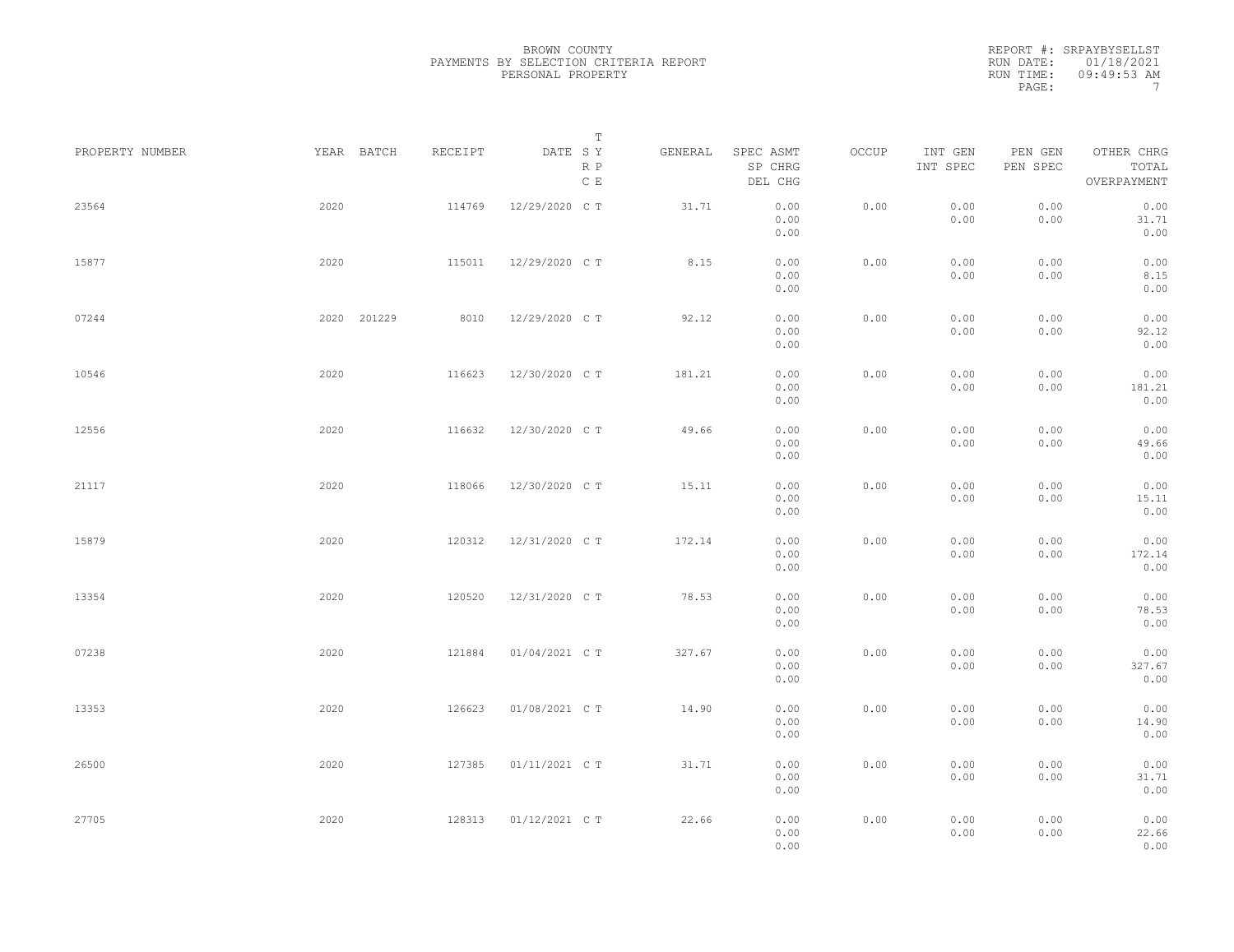BROWN COUNTY
PAYMENTS BY SELECTION CRITERIA REPORT
PERSONAL PROPERTY

REPORT #: SRPAYBYSELLST
RUN DATE: 01/18/2021
RUN TIME: 09:49:53 AM

| PROPERTY NUMBER | YEAR | BATCH | RECEIPT | DATE | T SY RP CE | GENERAL | SPEC ASMT / SP CHRG / DEL CHG | OCCUP | INT GEN / INT SPEC | PEN GEN / PEN SPEC | OTHER CHRG / TOTAL / OVERPAYMENT |
|---|---|---|---|---|---|---|---|---|---|---|---|
| 23564 | 2020 | | 114769 | 12/29/2020 | C T | 31.71 | 0.00 / 0.00 / 0.00 | 0.00 | 0.00 / 0.00 | 0.00 / 0.00 | 0.00 / 31.71 / 0.00 |
| 15877 | 2020 | | 115011 | 12/29/2020 | C T | 8.15 | 0.00 / 0.00 / 0.00 | 0.00 | 0.00 / 0.00 | 0.00 / 0.00 | 0.00 / 8.15 / 0.00 |
| 07244 | 2020 | 201229 | 8010 | 12/29/2020 | C T | 92.12 | 0.00 / 0.00 / 0.00 | 0.00 | 0.00 / 0.00 | 0.00 / 0.00 | 0.00 / 92.12 / 0.00 |
| 10546 | 2020 | | 116623 | 12/30/2020 | C T | 181.21 | 0.00 / 0.00 / 0.00 | 0.00 | 0.00 / 0.00 | 0.00 / 0.00 | 0.00 / 181.21 / 0.00 |
| 12556 | 2020 | | 116632 | 12/30/2020 | C T | 49.66 | 0.00 / 0.00 / 0.00 | 0.00 | 0.00 / 0.00 | 0.00 / 0.00 | 0.00 / 49.66 / 0.00 |
| 21117 | 2020 | | 118066 | 12/30/2020 | C T | 15.11 | 0.00 / 0.00 / 0.00 | 0.00 | 0.00 / 0.00 | 0.00 / 0.00 | 0.00 / 15.11 / 0.00 |
| 15879 | 2020 | | 120312 | 12/31/2020 | C T | 172.14 | 0.00 / 0.00 / 0.00 | 0.00 | 0.00 / 0.00 | 0.00 / 0.00 | 0.00 / 172.14 / 0.00 |
| 13354 | 2020 | | 120520 | 12/31/2020 | C T | 78.53 | 0.00 / 0.00 / 0.00 | 0.00 | 0.00 / 0.00 | 0.00 / 0.00 | 0.00 / 78.53 / 0.00 |
| 07238 | 2020 | | 121884 | 01/04/2021 | C T | 327.67 | 0.00 / 0.00 / 0.00 | 0.00 | 0.00 / 0.00 | 0.00 / 0.00 | 0.00 / 327.67 / 0.00 |
| 13353 | 2020 | | 126623 | 01/08/2021 | C T | 14.90 | 0.00 / 0.00 / 0.00 | 0.00 | 0.00 / 0.00 | 0.00 / 0.00 | 0.00 / 14.90 / 0.00 |
| 26500 | 2020 | | 127385 | 01/11/2021 | C T | 31.71 | 0.00 / 0.00 / 0.00 | 0.00 | 0.00 / 0.00 | 0.00 / 0.00 | 0.00 / 31.71 / 0.00 |
| 27705 | 2020 | | 128313 | 01/12/2021 | C T | 22.66 | 0.00 / 0.00 / 0.00 | 0.00 | 0.00 / 0.00 | 0.00 / 0.00 | 0.00 / 22.66 / 0.00 |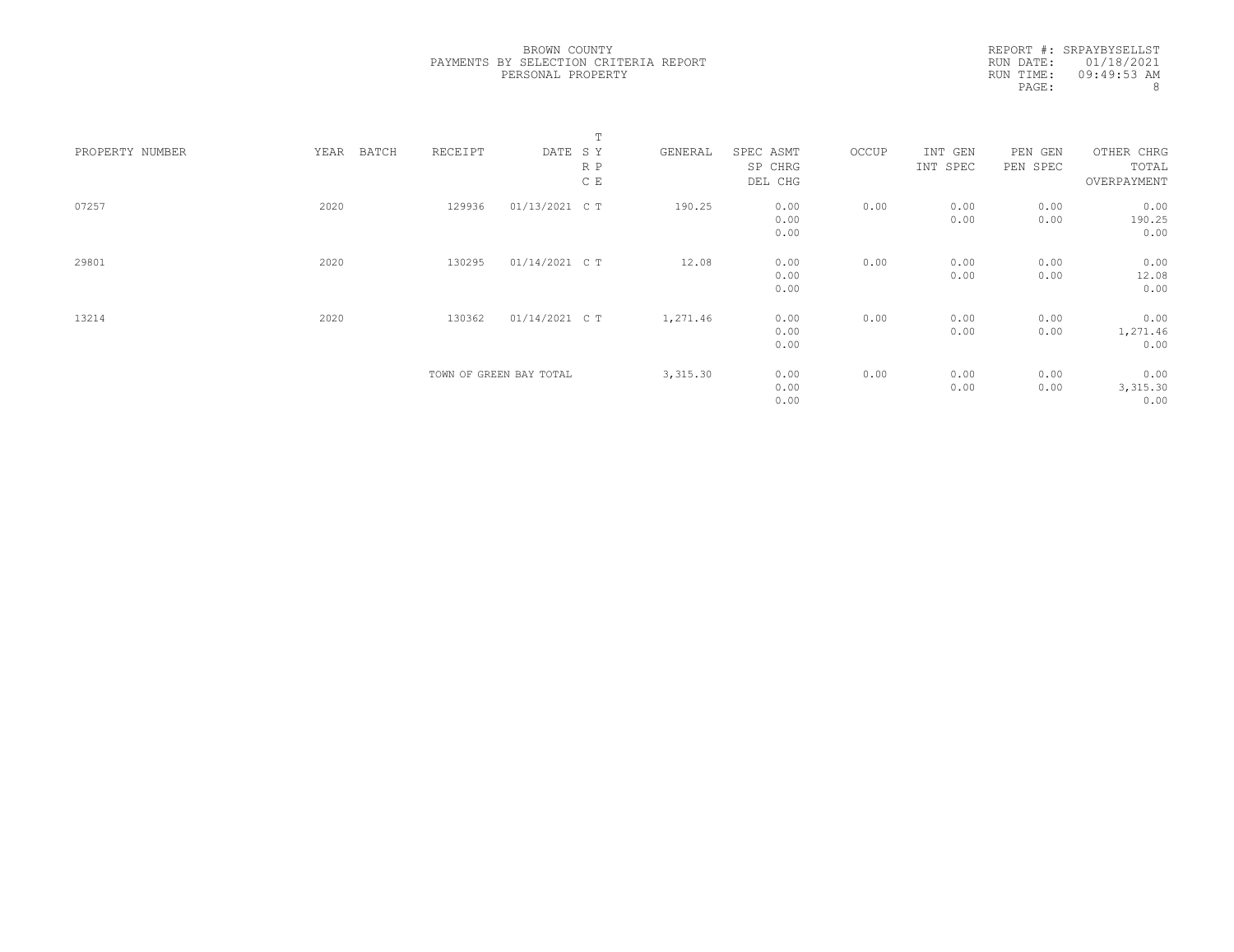BROWN COUNTY
PAYMENTS BY SELECTION CRITERIA REPORT
PERSONAL PROPERTY

REPORT #: SRPAYBYSELLST
RUN DATE: 01/18/2021
RUN TIME: 09:49:53 AM

| PROPERTY NUMBER | YEAR | BATCH | RECEIPT | DATE | T S Y R P C E | GENERAL | SPEC ASMT / SP CHRG / DEL CHG | OCCUP | INT GEN / INT SPEC | PEN GEN / PEN SPEC | OTHER CHRG / TOTAL / OVERPAYMENT |
|---|---|---|---|---|---|---|---|---|---|---|---|
| 07257 | 2020 | | 129936 | 01/13/2021 | C T | 190.25 | 0.00 / 0.00 / 0.00 | 0.00 | 0.00 / 0.00 | 0.00 / 0.00 | 0.00 / 190.25 / 0.00 |
| 29801 | 2020 | | 130295 | 01/14/2021 | C T | 12.08 | 0.00 / 0.00 / 0.00 | 0.00 | 0.00 / 0.00 | 0.00 / 0.00 | 0.00 / 12.08 / 0.00 |
| 13214 | 2020 | | 130362 | 01/14/2021 | C T | 1,271.46 | 0.00 / 0.00 / 0.00 | 0.00 | 0.00 / 0.00 | 0.00 / 0.00 | 0.00 / 1,271.46 / 0.00 |
| | | | TOWN OF GREEN BAY TOTAL | | | 3,315.30 | 0.00 / 0.00 / 0.00 | 0.00 | 0.00 / 0.00 | 0.00 / 0.00 | 0.00 / 3,315.30 / 0.00 |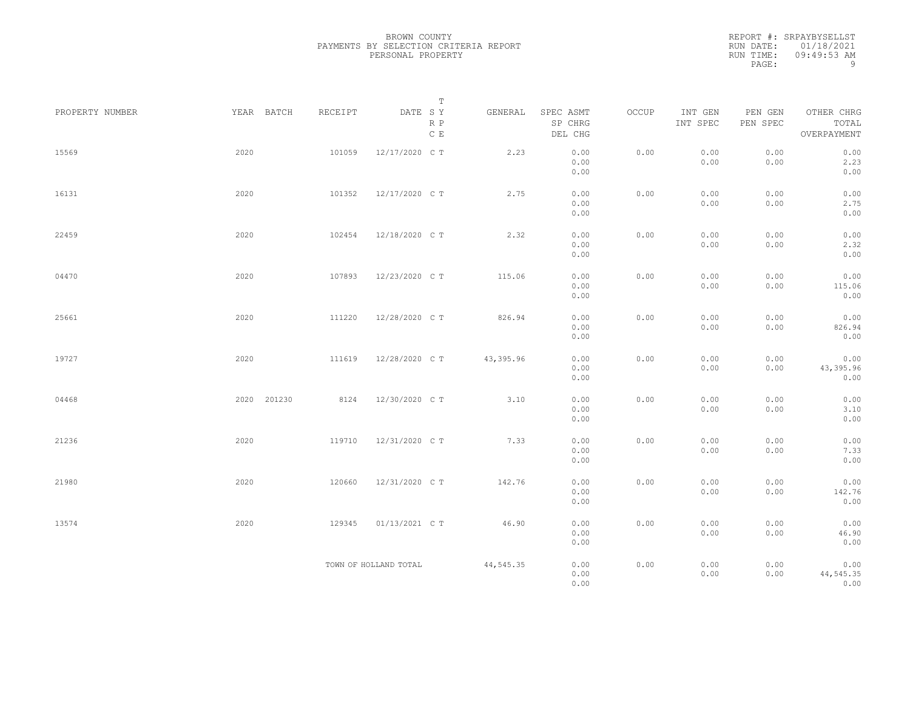BROWN COUNTY
PAYMENTS BY SELECTION CRITERIA REPORT
PERSONAL PROPERTY

REPORT #: SRPAYBYSELLST
RUN DATE: 01/18/2021
RUN TIME: 09:49:53 AM
PAGE: 9

| PROPERTY NUMBER | YEAR | BATCH | RECEIPT | DATE | T SY RP CE | GENERAL | SPEC ASMT / SP CHRG / DEL CHG | OCCUP | INT GEN / INT SPEC | PEN GEN / PEN SPEC | OTHER CHRG / TOTAL / OVERPAYMENT |
|---|---|---|---|---|---|---|---|---|---|---|---|
| 15569 | 2020 | | 101059 | 12/17/2020 | C T | 2.23 | 0.00 / 0.00 / 0.00 | 0.00 | 0.00 / 0.00 | 0.00 / 0.00 | 0.00 / 2.23 / 0.00 |
| 16131 | 2020 | | 101352 | 12/17/2020 | C T | 2.75 | 0.00 / 0.00 / 0.00 | 0.00 | 0.00 / 0.00 | 0.00 / 0.00 | 0.00 / 2.75 / 0.00 |
| 22459 | 2020 | | 102454 | 12/18/2020 | C T | 2.32 | 0.00 / 0.00 / 0.00 | 0.00 | 0.00 / 0.00 | 0.00 / 0.00 | 0.00 / 2.32 / 0.00 |
| 04470 | 2020 | | 107893 | 12/23/2020 | C T | 115.06 | 0.00 / 0.00 / 0.00 | 0.00 | 0.00 / 0.00 | 0.00 / 0.00 | 0.00 / 115.06 / 0.00 |
| 25661 | 2020 | | 111220 | 12/28/2020 | C T | 826.94 | 0.00 / 0.00 / 0.00 | 0.00 | 0.00 / 0.00 | 0.00 / 0.00 | 0.00 / 826.94 / 0.00 |
| 19727 | 2020 | | 111619 | 12/28/2020 | C T | 43,395.96 | 0.00 / 0.00 / 0.00 | 0.00 | 0.00 / 0.00 | 0.00 / 0.00 | 0.00 / 43,395.96 / 0.00 |
| 04468 | 2020 | 201230 | 8124 | 12/30/2020 | C T | 3.10 | 0.00 / 0.00 / 0.00 | 0.00 | 0.00 / 0.00 | 0.00 / 0.00 | 0.00 / 3.10 / 0.00 |
| 21236 | 2020 | | 119710 | 12/31/2020 | C T | 7.33 | 0.00 / 0.00 / 0.00 | 0.00 | 0.00 / 0.00 | 0.00 / 0.00 | 0.00 / 7.33 / 0.00 |
| 21980 | 2020 | | 120660 | 12/31/2020 | C T | 142.76 | 0.00 / 0.00 / 0.00 | 0.00 | 0.00 / 0.00 | 0.00 / 0.00 | 0.00 / 142.76 / 0.00 |
| 13574 | 2020 | | 129345 | 01/13/2021 | C T | 46.90 | 0.00 / 0.00 / 0.00 | 0.00 | 0.00 / 0.00 | 0.00 / 0.00 | 0.00 / 46.90 / 0.00 |
| | | | TOWN OF HOLLAND TOTAL | | | 44,545.35 | 0.00 / 0.00 / 0.00 | 0.00 | 0.00 / 0.00 | 0.00 / 0.00 | 0.00 / 44,545.35 / 0.00 |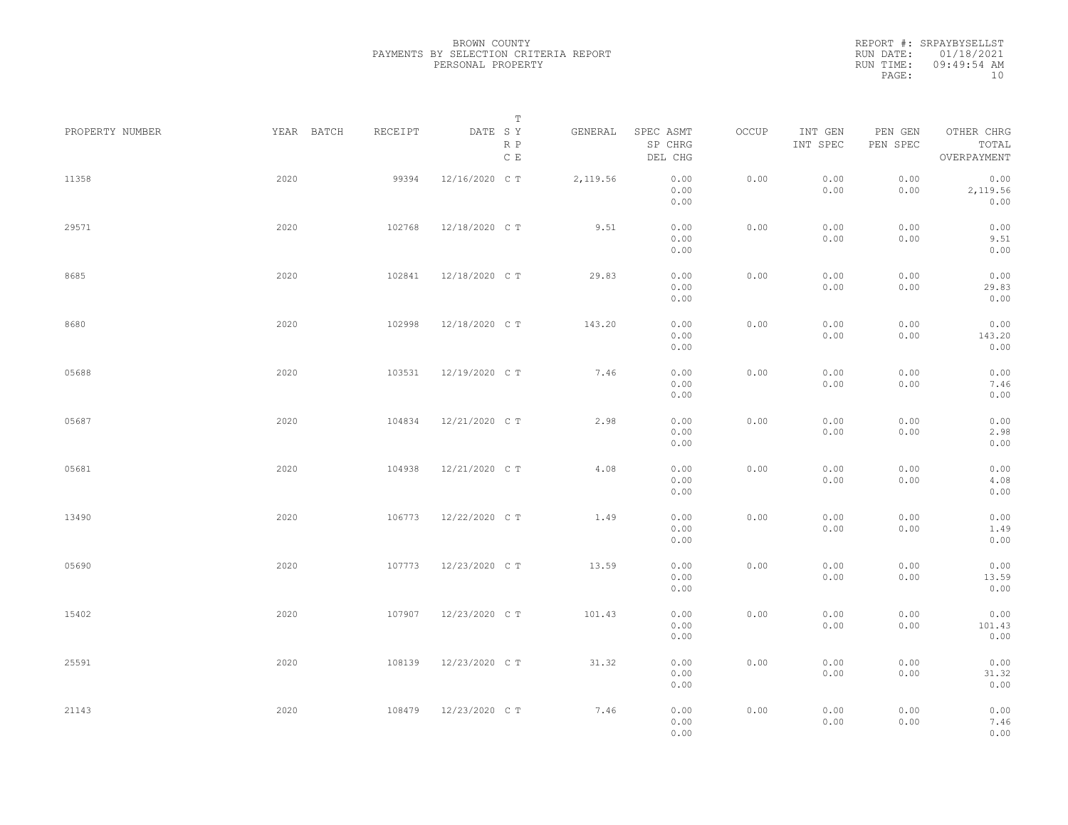BROWN COUNTY
PAYMENTS BY SELECTION CRITERIA REPORT
PERSONAL PROPERTY

REPORT #: SRPAYBYSELLST
RUN DATE: 01/18/2021
RUN TIME: 09:49:54 AM

| PROPERTY NUMBER | YEAR | BATCH | RECEIPT | DATE | T SY RP CE | GENERAL | SPEC ASMT / SP CHRG / DEL CHG | OCCUP | INT GEN / INT SPEC | PEN GEN / PEN SPEC | OTHER CHRG / TOTAL / OVERPAYMENT |
|---|---|---|---|---|---|---|---|---|---|---|---|
| 11358 | 2020 | | 99394 | 12/16/2020 | C T | 2,119.56 | 0.00 / 0.00 / 0.00 | 0.00 | 0.00 / 0.00 | 0.00 / 0.00 | 0.00 / 2,119.56 / 0.00 |
| 29571 | 2020 | | 102768 | 12/18/2020 | C T | 9.51 | 0.00 / 0.00 / 0.00 | 0.00 | 0.00 / 0.00 | 0.00 / 0.00 | 0.00 / 9.51 / 0.00 |
| 8685 | 2020 | | 102841 | 12/18/2020 | C T | 29.83 | 0.00 / 0.00 / 0.00 | 0.00 | 0.00 / 0.00 | 0.00 / 0.00 | 0.00 / 29.83 / 0.00 |
| 8680 | 2020 | | 102998 | 12/18/2020 | C T | 143.20 | 0.00 / 0.00 / 0.00 | 0.00 | 0.00 / 0.00 | 0.00 / 0.00 | 0.00 / 143.20 / 0.00 |
| 05688 | 2020 | | 103531 | 12/19/2020 | C T | 7.46 | 0.00 / 0.00 / 0.00 | 0.00 | 0.00 / 0.00 | 0.00 / 0.00 | 0.00 / 7.46 / 0.00 |
| 05687 | 2020 | | 104834 | 12/21/2020 | C T | 2.98 | 0.00 / 0.00 / 0.00 | 0.00 | 0.00 / 0.00 | 0.00 / 0.00 | 0.00 / 2.98 / 0.00 |
| 05681 | 2020 | | 104938 | 12/21/2020 | C T | 4.08 | 0.00 / 0.00 / 0.00 | 0.00 | 0.00 / 0.00 | 0.00 / 0.00 | 0.00 / 4.08 / 0.00 |
| 13490 | 2020 | | 106773 | 12/22/2020 | C T | 1.49 | 0.00 / 0.00 / 0.00 | 0.00 | 0.00 / 0.00 | 0.00 / 0.00 | 0.00 / 1.49 / 0.00 |
| 05690 | 2020 | | 107773 | 12/23/2020 | C T | 13.59 | 0.00 / 0.00 / 0.00 | 0.00 | 0.00 / 0.00 | 0.00 / 0.00 | 0.00 / 13.59 / 0.00 |
| 15402 | 2020 | | 107907 | 12/23/2020 | C T | 101.43 | 0.00 / 0.00 / 0.00 | 0.00 | 0.00 / 0.00 | 0.00 / 0.00 | 0.00 / 101.43 / 0.00 |
| 25591 | 2020 | | 108139 | 12/23/2020 | C T | 31.32 | 0.00 / 0.00 / 0.00 | 0.00 | 0.00 / 0.00 | 0.00 / 0.00 | 0.00 / 31.32 / 0.00 |
| 21143 | 2020 | | 108479 | 12/23/2020 | C T | 7.46 | 0.00 / 0.00 / 0.00 | 0.00 | 0.00 / 0.00 | 0.00 / 0.00 | 0.00 / 7.46 / 0.00 |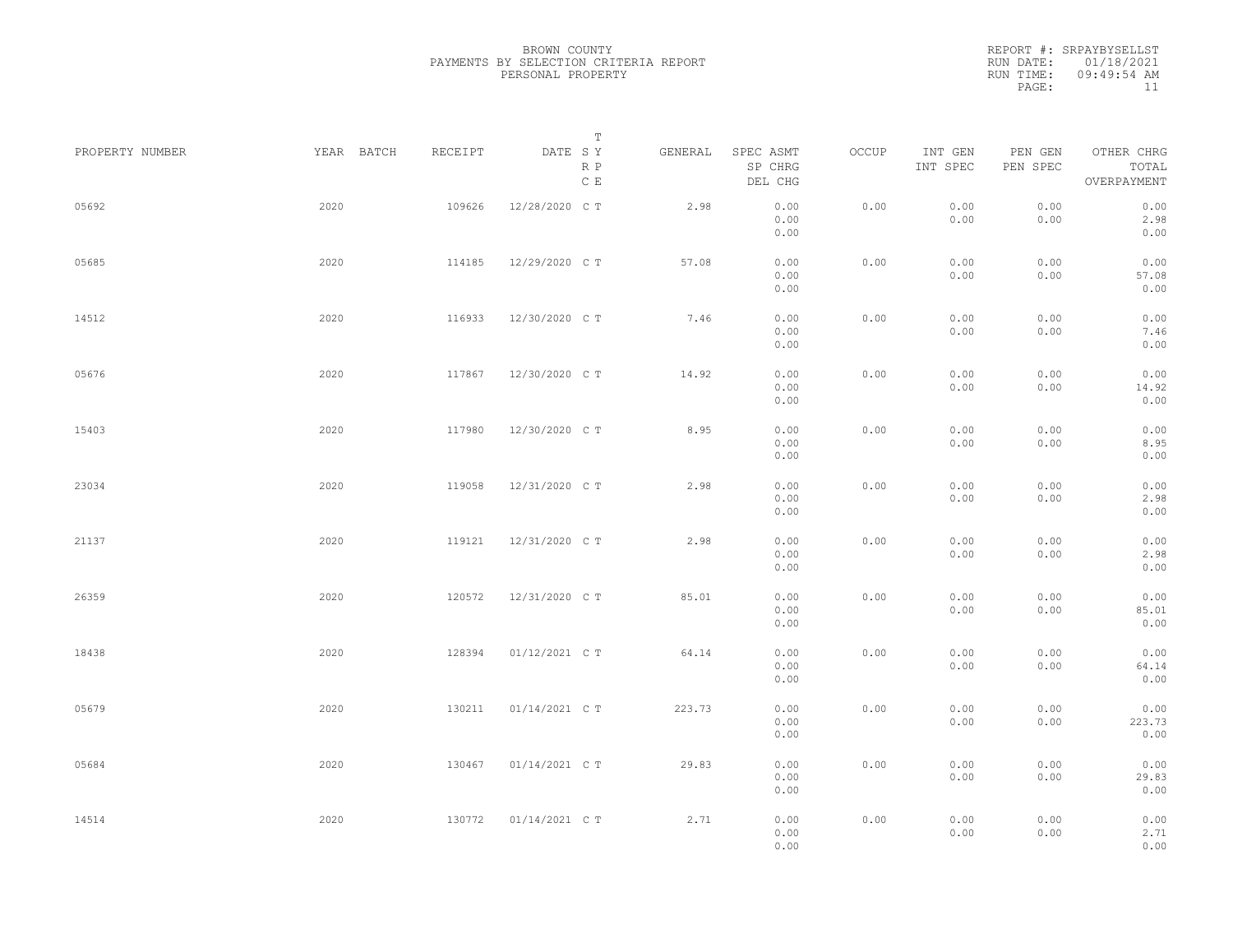BROWN COUNTY
PAYMENTS BY SELECTION CRITERIA REPORT
PERSONAL PROPERTY

REPORT #: SRPAYBYSELLST
RUN DATE: 01/18/2021
RUN TIME: 09:49:54 AM

| PROPERTY NUMBER | YEAR | BATCH | RECEIPT | DATE | T SY RP CE | GENERAL | SPEC ASMT SP CHRG DEL CHG | OCCUP | INT GEN INT SPEC | PEN GEN PEN SPEC | OTHER CHRG TOTAL OVERPAYMENT |
|---|---|---|---|---|---|---|---|---|---|---|---|
| 05692 | 2020 | | 109626 | 12/28/2020 | C T | 2.98 | 0.00 0.00 0.00 | 0.00 | 0.00 0.00 | 0.00 0.00 | 0.00 2.98 0.00 |
| 05685 | 2020 | | 114185 | 12/29/2020 | C T | 57.08 | 0.00 0.00 0.00 | 0.00 | 0.00 0.00 | 0.00 0.00 | 0.00 57.08 0.00 |
| 14512 | 2020 | | 116933 | 12/30/2020 | C T | 7.46 | 0.00 0.00 0.00 | 0.00 | 0.00 0.00 | 0.00 0.00 | 0.00 7.46 0.00 |
| 05676 | 2020 | | 117867 | 12/30/2020 | C T | 14.92 | 0.00 0.00 0.00 | 0.00 | 0.00 0.00 | 0.00 0.00 | 0.00 14.92 0.00 |
| 15403 | 2020 | | 117980 | 12/30/2020 | C T | 8.95 | 0.00 0.00 0.00 | 0.00 | 0.00 0.00 | 0.00 0.00 | 0.00 8.95 0.00 |
| 23034 | 2020 | | 119058 | 12/31/2020 | C T | 2.98 | 0.00 0.00 0.00 | 0.00 | 0.00 0.00 | 0.00 0.00 | 0.00 2.98 0.00 |
| 21137 | 2020 | | 119121 | 12/31/2020 | C T | 2.98 | 0.00 0.00 0.00 | 0.00 | 0.00 0.00 | 0.00 0.00 | 0.00 2.98 0.00 |
| 26359 | 2020 | | 120572 | 12/31/2020 | C T | 85.01 | 0.00 0.00 0.00 | 0.00 | 0.00 0.00 | 0.00 0.00 | 0.00 85.01 0.00 |
| 18438 | 2020 | | 128394 | 01/12/2021 | C T | 64.14 | 0.00 0.00 0.00 | 0.00 | 0.00 0.00 | 0.00 0.00 | 0.00 64.14 0.00 |
| 05679 | 2020 | | 130211 | 01/14/2021 | C T | 223.73 | 0.00 0.00 0.00 | 0.00 | 0.00 0.00 | 0.00 0.00 | 0.00 223.73 0.00 |
| 05684 | 2020 | | 130467 | 01/14/2021 | C T | 29.83 | 0.00 0.00 0.00 | 0.00 | 0.00 0.00 | 0.00 0.00 | 0.00 29.83 0.00 |
| 14514 | 2020 | | 130772 | 01/14/2021 | C T | 2.71 | 0.00 0.00 0.00 | 0.00 | 0.00 0.00 | 0.00 0.00 | 0.00 2.71 0.00 |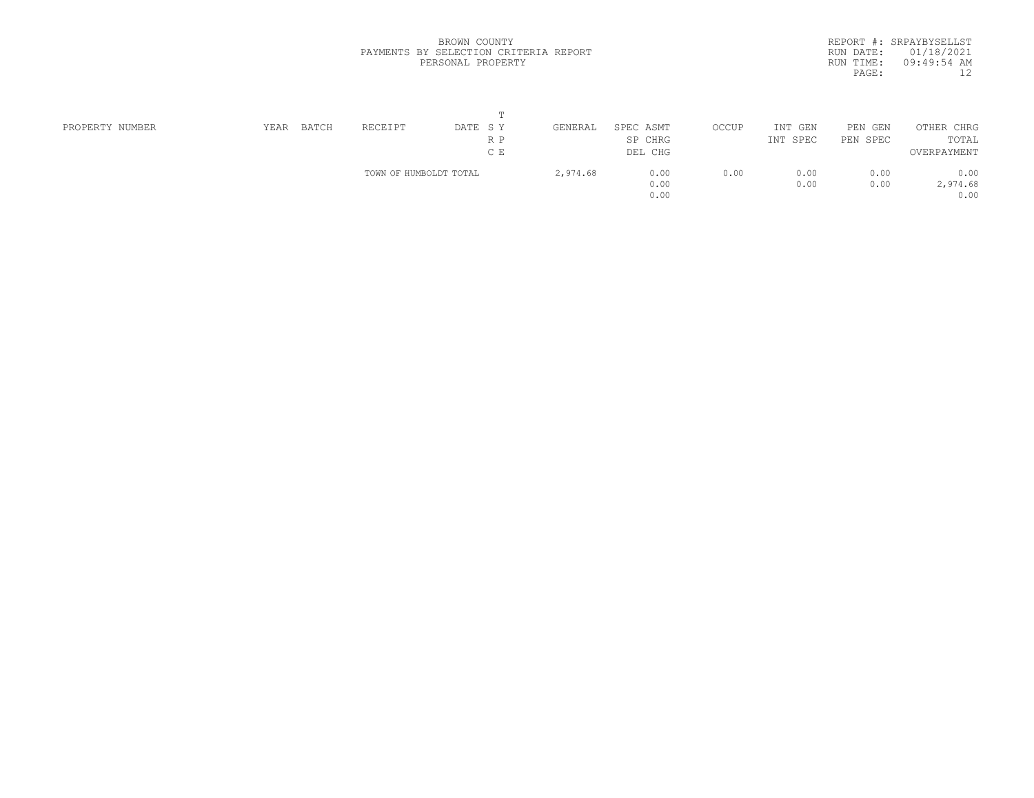BROWN COUNTY
PAYMENTS BY SELECTION CRITERIA REPORT
PERSONAL PROPERTY

REPORT #: SRPAYBYSELLST
RUN DATE: 01/18/2021
RUN TIME: 09:49:54 AM

| PROPERTY NUMBER | YEAR | BATCH | RECEIPT | DATE | T S Y R P C E | GENERAL | SPEC ASMT SP CHRG DEL CHG | OCCUP | INT GEN INT SPEC | PEN GEN PEN SPEC | OTHER CHRG TOTAL OVERPAYMENT |
|---|---|---|---|---|---|---|---|---|---|---|---|
| | | | TOWN OF HUMBOLDT TOTAL | | | 2,974.68 | 0.00 | 0.00 | 0.00 | 0.00 | 0.00 |
| | | | | | | | 0.00 | | 0.00 | 0.00 | 2,974.68 |
| | | | | | | | 0.00 | | | | 0.00 |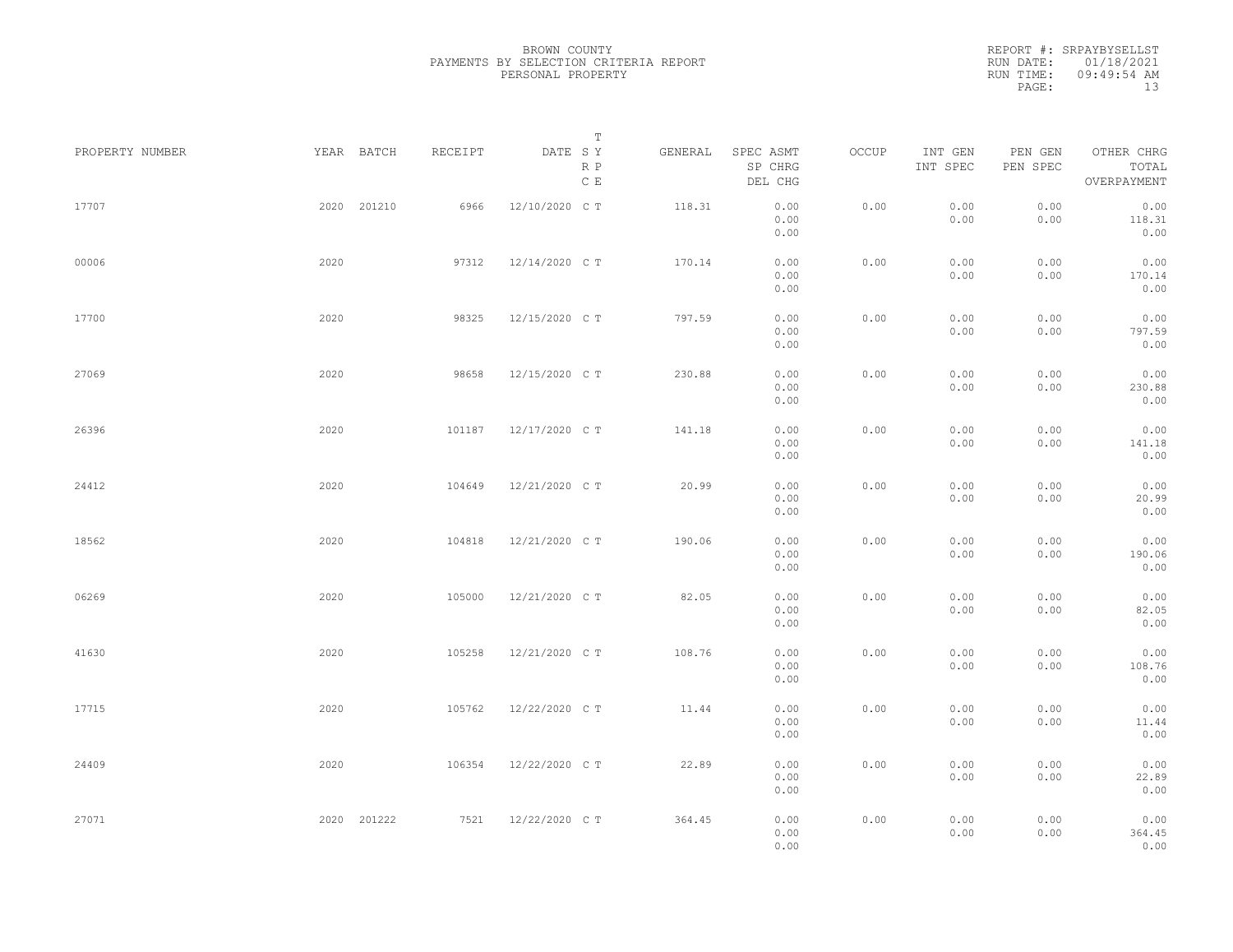BROWN COUNTY
PAYMENTS BY SELECTION CRITERIA REPORT
PERSONAL PROPERTY

REPORT #: SRPAYBYSELLST
RUN DATE: 01/18/2021
RUN TIME: 09:49:54 AM

| PROPERTY NUMBER | YEAR | BATCH | RECEIPT | DATE | T SY RP CE | GENERAL | SPEC ASMT / SP CHRG / DEL CHG | OCCUP | INT GEN / INT SPEC | PEN GEN / PEN SPEC | OTHER CHRG / TOTAL / OVERPAYMENT |
|---|---|---|---|---|---|---|---|---|---|---|---|
| 17707 | 2020 | 201210 | 6966 | 12/10/2020 | C T | 118.31 | 0.00 / 0.00 / 0.00 | 0.00 | 0.00 / 0.00 | 0.00 / 0.00 | 0.00 / 118.31 / 0.00 |
| 00006 | 2020 | | 97312 | 12/14/2020 | C T | 170.14 | 0.00 / 0.00 / 0.00 | 0.00 | 0.00 / 0.00 | 0.00 / 0.00 | 0.00 / 170.14 / 0.00 |
| 17700 | 2020 | | 98325 | 12/15/2020 | C T | 797.59 | 0.00 / 0.00 / 0.00 | 0.00 | 0.00 / 0.00 | 0.00 / 0.00 | 0.00 / 797.59 / 0.00 |
| 27069 | 2020 | | 98658 | 12/15/2020 | C T | 230.88 | 0.00 / 0.00 / 0.00 | 0.00 | 0.00 / 0.00 | 0.00 / 0.00 | 0.00 / 230.88 / 0.00 |
| 26396 | 2020 | | 101187 | 12/17/2020 | C T | 141.18 | 0.00 / 0.00 / 0.00 | 0.00 | 0.00 / 0.00 | 0.00 / 0.00 | 0.00 / 141.18 / 0.00 |
| 24412 | 2020 | | 104649 | 12/21/2020 | C T | 20.99 | 0.00 / 0.00 / 0.00 | 0.00 | 0.00 / 0.00 | 0.00 / 0.00 | 0.00 / 20.99 / 0.00 |
| 18562 | 2020 | | 104818 | 12/21/2020 | C T | 190.06 | 0.00 / 0.00 / 0.00 | 0.00 | 0.00 / 0.00 | 0.00 / 0.00 | 0.00 / 190.06 / 0.00 |
| 06269 | 2020 | | 105000 | 12/21/2020 | C T | 82.05 | 0.00 / 0.00 / 0.00 | 0.00 | 0.00 / 0.00 | 0.00 / 0.00 | 0.00 / 82.05 / 0.00 |
| 41630 | 2020 | | 105258 | 12/21/2020 | C T | 108.76 | 0.00 / 0.00 / 0.00 | 0.00 | 0.00 / 0.00 | 0.00 / 0.00 | 0.00 / 108.76 / 0.00 |
| 17715 | 2020 | | 105762 | 12/22/2020 | C T | 11.44 | 0.00 / 0.00 / 0.00 | 0.00 | 0.00 / 0.00 | 0.00 / 0.00 | 0.00 / 11.44 / 0.00 |
| 24409 | 2020 | | 106354 | 12/22/2020 | C T | 22.89 | 0.00 / 0.00 / 0.00 | 0.00 | 0.00 / 0.00 | 0.00 / 0.00 | 0.00 / 22.89 / 0.00 |
| 27071 | 2020 | 201222 | 7521 | 12/22/2020 | C T | 364.45 | 0.00 / 0.00 / 0.00 | 0.00 | 0.00 / 0.00 | 0.00 / 0.00 | 0.00 / 364.45 / 0.00 |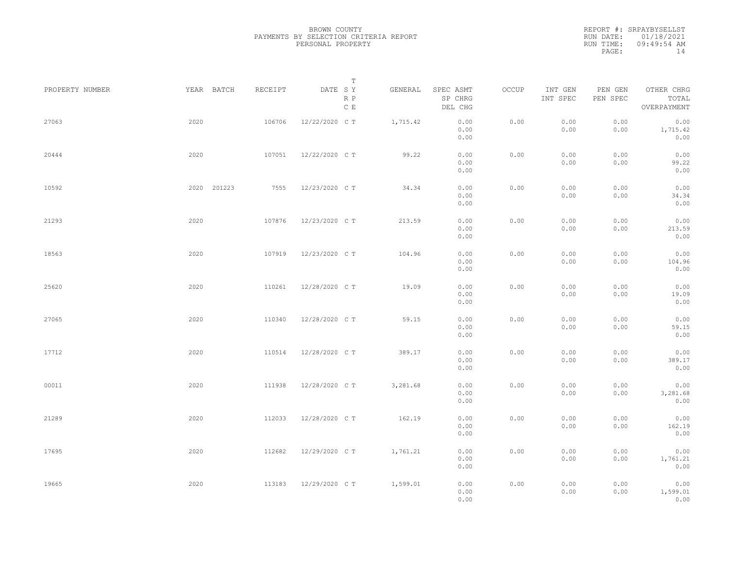BROWN COUNTY
PAYMENTS BY SELECTION CRITERIA REPORT
PERSONAL PROPERTY

REPORT #: SRPAYBYSELLST
RUN DATE: 01/18/2021
RUN TIME: 09:49:54 AM

| PROPERTY NUMBER | YEAR | BATCH | RECEIPT | DATE | T S Y R P C E | GENERAL | SPEC ASMT / SP CHRG / DEL CHG | OCCUP | INT GEN / INT SPEC | PEN GEN / PEN SPEC | OTHER CHRG / TOTAL / OVERPAYMENT |
|---|---|---|---|---|---|---|---|---|---|---|---|
| 27063 | 2020 | | 106706 | 12/22/2020 | C T | 1,715.42 | 0.00 / 0.00 / 0.00 | 0.00 | 0.00 / 0.00 | 0.00 / 0.00 | 0.00 / 1,715.42 / 0.00 |
| 20444 | 2020 | | 107051 | 12/22/2020 | C T | 99.22 | 0.00 / 0.00 / 0.00 | 0.00 | 0.00 / 0.00 | 0.00 / 0.00 | 0.00 / 99.22 / 0.00 |
| 10592 | 2020 | 201223 | 7555 | 12/23/2020 | C T | 34.34 | 0.00 / 0.00 / 0.00 | 0.00 | 0.00 / 0.00 | 0.00 / 0.00 | 0.00 / 34.34 / 0.00 |
| 21293 | 2020 | | 107876 | 12/23/2020 | C T | 213.59 | 0.00 / 0.00 / 0.00 | 0.00 | 0.00 / 0.00 | 0.00 / 0.00 | 0.00 / 213.59 / 0.00 |
| 18563 | 2020 | | 107919 | 12/23/2020 | C T | 104.96 | 0.00 / 0.00 / 0.00 | 0.00 | 0.00 / 0.00 | 0.00 / 0.00 | 0.00 / 104.96 / 0.00 |
| 25620 | 2020 | | 110261 | 12/28/2020 | C T | 19.09 | 0.00 / 0.00 / 0.00 | 0.00 | 0.00 / 0.00 | 0.00 / 0.00 | 0.00 / 19.09 / 0.00 |
| 27065 | 2020 | | 110340 | 12/28/2020 | C T | 59.15 | 0.00 / 0.00 / 0.00 | 0.00 | 0.00 / 0.00 | 0.00 / 0.00 | 0.00 / 59.15 / 0.00 |
| 17712 | 2020 | | 110514 | 12/28/2020 | C T | 389.17 | 0.00 / 0.00 / 0.00 | 0.00 | 0.00 / 0.00 | 0.00 / 0.00 | 0.00 / 389.17 / 0.00 |
| 00011 | 2020 | | 111938 | 12/28/2020 | C T | 3,281.68 | 0.00 / 0.00 / 0.00 | 0.00 | 0.00 / 0.00 | 0.00 / 0.00 | 0.00 / 3,281.68 / 0.00 |
| 21289 | 2020 | | 112033 | 12/28/2020 | C T | 162.19 | 0.00 / 0.00 / 0.00 | 0.00 | 0.00 / 0.00 | 0.00 / 0.00 | 0.00 / 162.19 / 0.00 |
| 17695 | 2020 | | 112682 | 12/29/2020 | C T | 1,761.21 | 0.00 / 0.00 / 0.00 | 0.00 | 0.00 / 0.00 | 0.00 / 0.00 | 0.00 / 1,761.21 / 0.00 |
| 19665 | 2020 | | 113183 | 12/29/2020 | C T | 1,599.01 | 0.00 / 0.00 / 0.00 | 0.00 | 0.00 / 0.00 | 0.00 / 0.00 | 0.00 / 1,599.01 / 0.00 |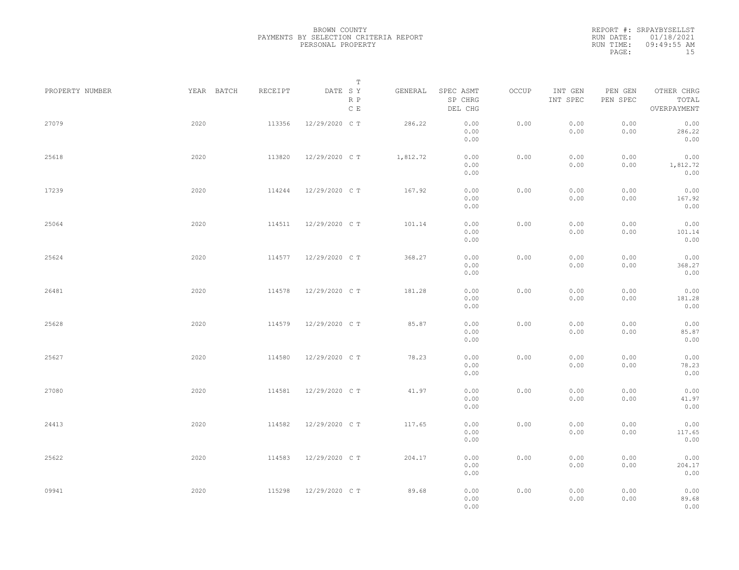BROWN COUNTY
PAYMENTS BY SELECTION CRITERIA REPORT
PERSONAL PROPERTY

REPORT #: SRPAYBYSELLST
RUN DATE: 01/18/2021
RUN TIME: 09:49:55 AM

| PROPERTY NUMBER | YEAR | BATCH | RECEIPT | DATE | T SY RP CE | GENERAL | SPEC ASMT / SP CHRG / DEL CHG | OCCUP | INT GEN / INT SPEC | PEN GEN / PEN SPEC | OTHER CHRG / TOTAL / OVERPAYMENT |
|---|---|---|---|---|---|---|---|---|---|---|---|
| 27079 | 2020 | | 113356 | 12/29/2020 | C T | 286.22 | 0.00 / 0.00 / 0.00 | 0.00 | 0.00 / 0.00 | 0.00 / 0.00 | 0.00 / 286.22 / 0.00 |
| 25618 | 2020 | | 113820 | 12/29/2020 | C T | 1,812.72 | 0.00 / 0.00 / 0.00 | 0.00 | 0.00 / 0.00 | 0.00 / 0.00 | 0.00 / 1,812.72 / 0.00 |
| 17239 | 2020 | | 114244 | 12/29/2020 | C T | 167.92 | 0.00 / 0.00 / 0.00 | 0.00 | 0.00 / 0.00 | 0.00 / 0.00 | 0.00 / 167.92 / 0.00 |
| 25064 | 2020 | | 114511 | 12/29/2020 | C T | 101.14 | 0.00 / 0.00 / 0.00 | 0.00 | 0.00 / 0.00 | 0.00 / 0.00 | 0.00 / 101.14 / 0.00 |
| 25624 | 2020 | | 114577 | 12/29/2020 | C T | 368.27 | 0.00 / 0.00 / 0.00 | 0.00 | 0.00 / 0.00 | 0.00 / 0.00 | 0.00 / 368.27 / 0.00 |
| 26481 | 2020 | | 114578 | 12/29/2020 | C T | 181.28 | 0.00 / 0.00 / 0.00 | 0.00 | 0.00 / 0.00 | 0.00 / 0.00 | 0.00 / 181.28 / 0.00 |
| 25628 | 2020 | | 114579 | 12/29/2020 | C T | 85.87 | 0.00 / 0.00 / 0.00 | 0.00 | 0.00 / 0.00 | 0.00 / 0.00 | 0.00 / 85.87 / 0.00 |
| 25627 | 2020 | | 114580 | 12/29/2020 | C T | 78.23 | 0.00 / 0.00 / 0.00 | 0.00 | 0.00 / 0.00 | 0.00 / 0.00 | 0.00 / 78.23 / 0.00 |
| 27080 | 2020 | | 114581 | 12/29/2020 | C T | 41.97 | 0.00 / 0.00 / 0.00 | 0.00 | 0.00 / 0.00 | 0.00 / 0.00 | 0.00 / 41.97 / 0.00 |
| 24413 | 2020 | | 114582 | 12/29/2020 | C T | 117.65 | 0.00 / 0.00 / 0.00 | 0.00 | 0.00 / 0.00 | 0.00 / 0.00 | 0.00 / 117.65 / 0.00 |
| 25622 | 2020 | | 114583 | 12/29/2020 | C T | 204.17 | 0.00 / 0.00 / 0.00 | 0.00 | 0.00 / 0.00 | 0.00 / 0.00 | 0.00 / 204.17 / 0.00 |
| 09941 | 2020 | | 115298 | 12/29/2020 | C T | 89.68 | 0.00 / 0.00 / 0.00 | 0.00 | 0.00 / 0.00 | 0.00 / 0.00 | 0.00 / 89.68 / 0.00 |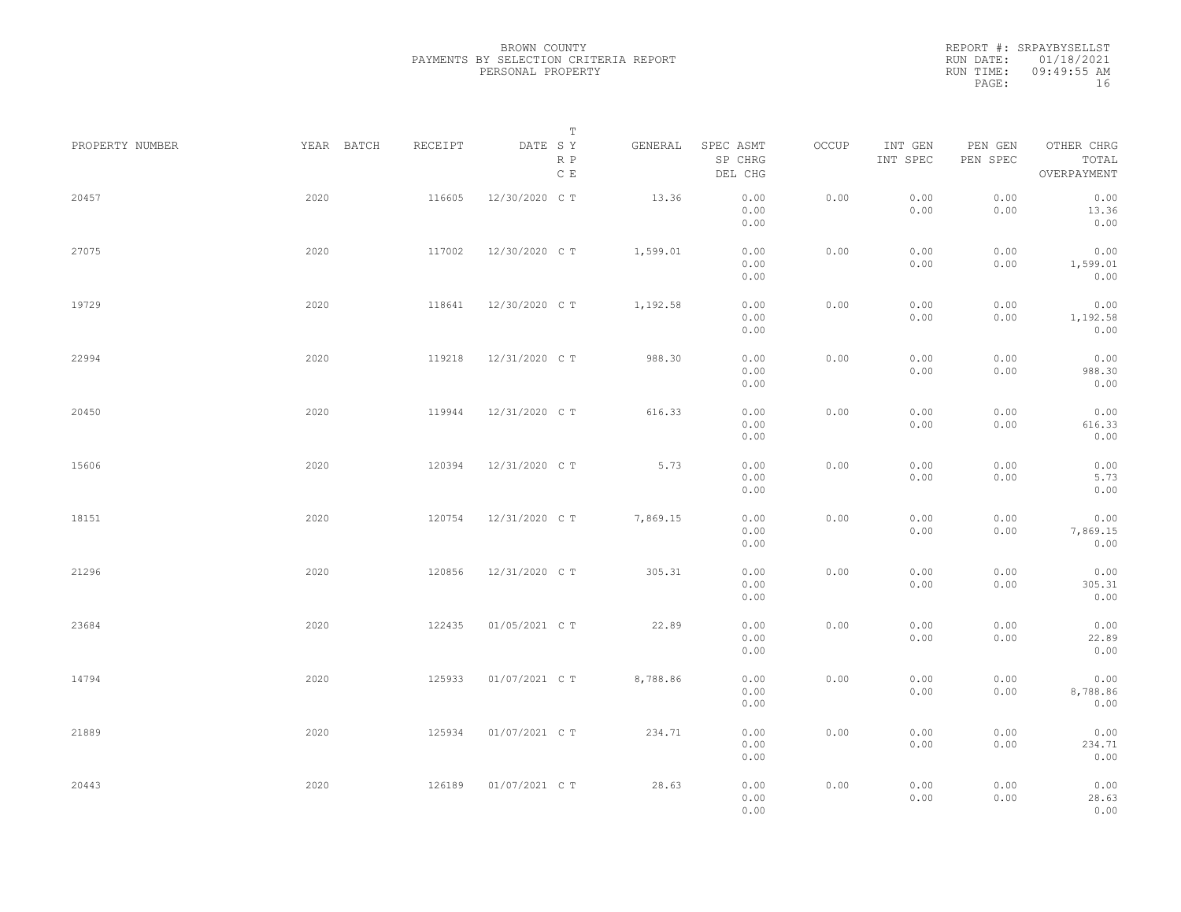BROWN COUNTY
PAYMENTS BY SELECTION CRITERIA REPORT
PERSONAL PROPERTY

REPORT #: SRPAYBYSELLST
RUN DATE: 01/18/2021
RUN TIME: 09:49:55 AM

| PROPERTY NUMBER | YEAR | BATCH | RECEIPT | DATE | T S Y R P C E | GENERAL | SPEC ASMT SP CHRG DEL CHG | OCCUP | INT GEN INT SPEC | PEN GEN PEN SPEC | OTHER CHRG TOTAL OVERPAYMENT |
|---|---|---|---|---|---|---|---|---|---|---|---|
| 20457 | 2020 | | 116605 | 12/30/2020 | C T | 13.36 | 0.00 0.00 0.00 | 0.00 | 0.00 0.00 | 0.00 0.00 | 0.00 13.36 0.00 |
| 27075 | 2020 | | 117002 | 12/30/2020 | C T | 1,599.01 | 0.00 0.00 0.00 | 0.00 | 0.00 0.00 | 0.00 0.00 | 0.00 1,599.01 0.00 |
| 19729 | 2020 | | 118641 | 12/30/2020 | C T | 1,192.58 | 0.00 0.00 0.00 | 0.00 | 0.00 0.00 | 0.00 0.00 | 0.00 1,192.58 0.00 |
| 22994 | 2020 | | 119218 | 12/31/2020 | C T | 988.30 | 0.00 0.00 0.00 | 0.00 | 0.00 0.00 | 0.00 0.00 | 0.00 988.30 0.00 |
| 20450 | 2020 | | 119944 | 12/31/2020 | C T | 616.33 | 0.00 0.00 0.00 | 0.00 | 0.00 0.00 | 0.00 0.00 | 0.00 616.33 0.00 |
| 15606 | 2020 | | 120394 | 12/31/2020 | C T | 5.73 | 0.00 0.00 0.00 | 0.00 | 0.00 0.00 | 0.00 0.00 | 0.00 5.73 0.00 |
| 18151 | 2020 | | 120754 | 12/31/2020 | C T | 7,869.15 | 0.00 0.00 0.00 | 0.00 | 0.00 0.00 | 0.00 0.00 | 0.00 7,869.15 0.00 |
| 21296 | 2020 | | 120856 | 12/31/2020 | C T | 305.31 | 0.00 0.00 0.00 | 0.00 | 0.00 0.00 | 0.00 0.00 | 0.00 305.31 0.00 |
| 23684 | 2020 | | 122435 | 01/05/2021 | C T | 22.89 | 0.00 0.00 0.00 | 0.00 | 0.00 0.00 | 0.00 0.00 | 0.00 22.89 0.00 |
| 14794 | 2020 | | 125933 | 01/07/2021 | C T | 8,788.86 | 0.00 0.00 0.00 | 0.00 | 0.00 0.00 | 0.00 0.00 | 0.00 8,788.86 0.00 |
| 21889 | 2020 | | 125934 | 01/07/2021 | C T | 234.71 | 0.00 0.00 0.00 | 0.00 | 0.00 0.00 | 0.00 0.00 | 0.00 234.71 0.00 |
| 20443 | 2020 | | 126189 | 01/07/2021 | C T | 28.63 | 0.00 0.00 0.00 | 0.00 | 0.00 0.00 | 0.00 0.00 | 0.00 28.63 0.00 |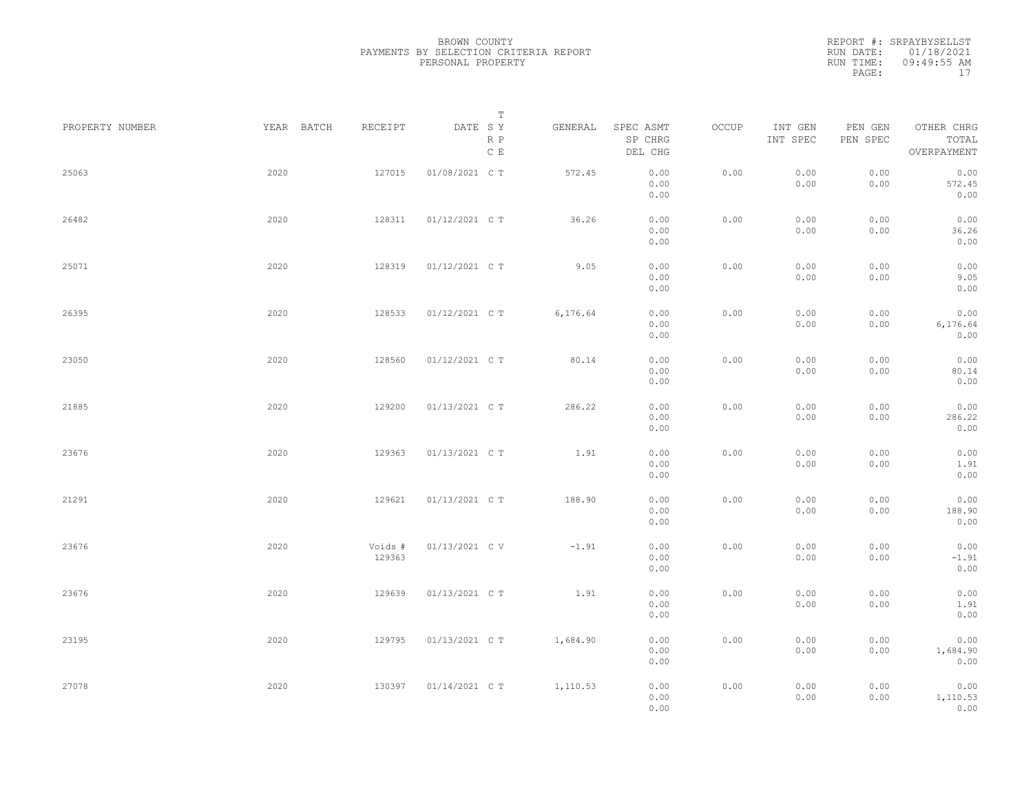BROWN COUNTY
PAYMENTS BY SELECTION CRITERIA REPORT
PERSONAL PROPERTY

REPORT #: SRPAYBYSELLST
RUN DATE: 01/18/2021
RUN TIME: 09:49:55 AM

| PROPERTY NUMBER | YEAR | BATCH | RECEIPT | DATE | T S R C | T Y P E | GENERAL | SPEC ASMT / SP CHRG / DEL CHG | OCCUP | INT GEN / INT SPEC | PEN GEN / PEN SPEC | OTHER CHRG / TOTAL / OVERPAYMENT |
|---|---|---|---|---|---|---|---|---|---|---|---|---|
| 25063 | 2020 | | 127015 | 01/08/2021 | C | T | 572.45 | 0.00 / 0.00 / 0.00 | 0.00 | 0.00 / 0.00 | 0.00 / 0.00 | 0.00 / 572.45 / 0.00 |
| 26482 | 2020 | | 128311 | 01/12/2021 | C | T | 36.26 | 0.00 / 0.00 / 0.00 | 0.00 | 0.00 / 0.00 | 0.00 / 0.00 | 0.00 / 36.26 / 0.00 |
| 25071 | 2020 | | 128319 | 01/12/2021 | C | T | 9.05 | 0.00 / 0.00 / 0.00 | 0.00 | 0.00 / 0.00 | 0.00 / 0.00 | 0.00 / 9.05 / 0.00 |
| 26395 | 2020 | | 128533 | 01/12/2021 | C | T | 6,176.64 | 0.00 / 0.00 / 0.00 | 0.00 | 0.00 / 0.00 | 0.00 / 0.00 | 0.00 / 6,176.64 / 0.00 |
| 23050 | 2020 | | 128560 | 01/12/2021 | C | T | 80.14 | 0.00 / 0.00 / 0.00 | 0.00 | 0.00 / 0.00 | 0.00 / 0.00 | 0.00 / 80.14 / 0.00 |
| 21885 | 2020 | | 129200 | 01/13/2021 | C | T | 286.22 | 0.00 / 0.00 / 0.00 | 0.00 | 0.00 / 0.00 | 0.00 / 0.00 | 0.00 / 286.22 / 0.00 |
| 23676 | 2020 | | 129363 | 01/13/2021 | C | T | 1.91 | 0.00 / 0.00 / 0.00 | 0.00 | 0.00 / 0.00 | 0.00 / 0.00 | 0.00 / 1.91 / 0.00 |
| 21291 | 2020 | | 129621 | 01/13/2021 | C | T | 188.90 | 0.00 / 0.00 / 0.00 | 0.00 | 0.00 / 0.00 | 0.00 / 0.00 | 0.00 / 188.90 / 0.00 |
| 23676 | 2020 | | Voids # 129363 | 01/13/2021 | C | V | -1.91 | 0.00 / 0.00 / 0.00 | 0.00 | 0.00 / 0.00 | 0.00 / 0.00 | 0.00 / -1.91 / 0.00 |
| 23676 | 2020 | | 129639 | 01/13/2021 | C | T | 1.91 | 0.00 / 0.00 / 0.00 | 0.00 | 0.00 / 0.00 | 0.00 / 0.00 | 0.00 / 1.91 / 0.00 |
| 23195 | 2020 | | 129795 | 01/13/2021 | C | T | 1,684.90 | 0.00 / 0.00 / 0.00 | 0.00 | 0.00 / 0.00 | 0.00 / 0.00 | 0.00 / 1,684.90 / 0.00 |
| 27078 | 2020 | | 130397 | 01/14/2021 | C | T | 1,110.53 | 0.00 / 0.00 / 0.00 | 0.00 | 0.00 / 0.00 | 0.00 / 0.00 | 0.00 / 1,110.53 / 0.00 |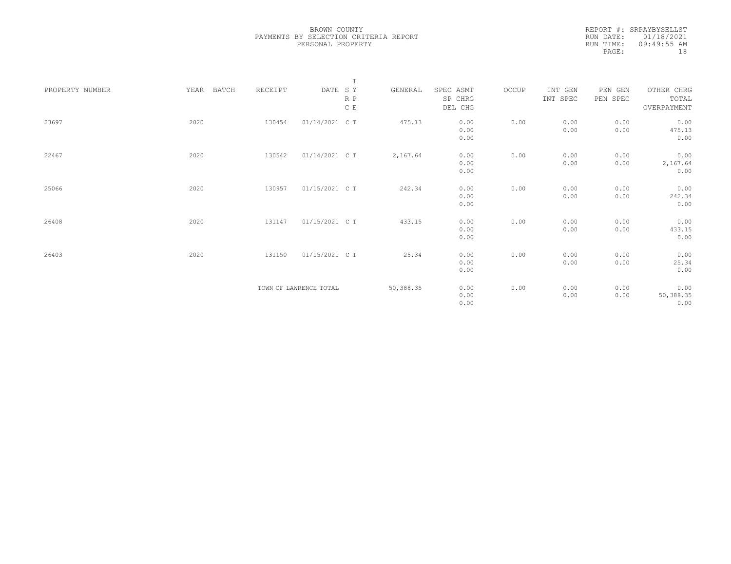BROWN COUNTY
PAYMENTS BY SELECTION CRITERIA REPORT
PERSONAL PROPERTY

REPORT #: SRPAYBYSELLST
RUN DATE: 01/18/2021
RUN TIME: 09:49:55 AM

| PROPERTY NUMBER | YEAR | BATCH | RECEIPT | DATE | T S Y R P C E | GENERAL | SPEC ASMT / SP CHRG / DEL CHG | OCCUP | INT GEN / INT SPEC | PEN GEN / PEN SPEC | OTHER CHRG / TOTAL / OVERPAYMENT |
|---|---|---|---|---|---|---|---|---|---|---|---|
| 23697 | 2020 | | 130454 | 01/14/2021 | C T | 475.13 | 0.00 / 0.00 / 0.00 | 0.00 | 0.00 / 0.00 | 0.00 / 0.00 | 0.00 / 475.13 / 0.00 |
| 22467 | 2020 | | 130542 | 01/14/2021 | C T | 2,167.64 | 0.00 / 0.00 / 0.00 | 0.00 | 0.00 / 0.00 | 0.00 / 0.00 | 0.00 / 2,167.64 / 0.00 |
| 25066 | 2020 | | 130957 | 01/15/2021 | C T | 242.34 | 0.00 / 0.00 / 0.00 | 0.00 | 0.00 / 0.00 | 0.00 / 0.00 | 0.00 / 242.34 / 0.00 |
| 26408 | 2020 | | 131147 | 01/15/2021 | C T | 433.15 | 0.00 / 0.00 / 0.00 | 0.00 | 0.00 / 0.00 | 0.00 / 0.00 | 0.00 / 433.15 / 0.00 |
| 26403 | 2020 | | 131150 | 01/15/2021 | C T | 25.34 | 0.00 / 0.00 / 0.00 | 0.00 | 0.00 / 0.00 | 0.00 / 0.00 | 0.00 / 25.34 / 0.00 |
| | | | TOWN OF LAWRENCE TOTAL | | | 50,388.35 | 0.00 / 0.00 / 0.00 | 0.00 | 0.00 / 0.00 | 0.00 / 0.00 | 0.00 / 50,388.35 / 0.00 |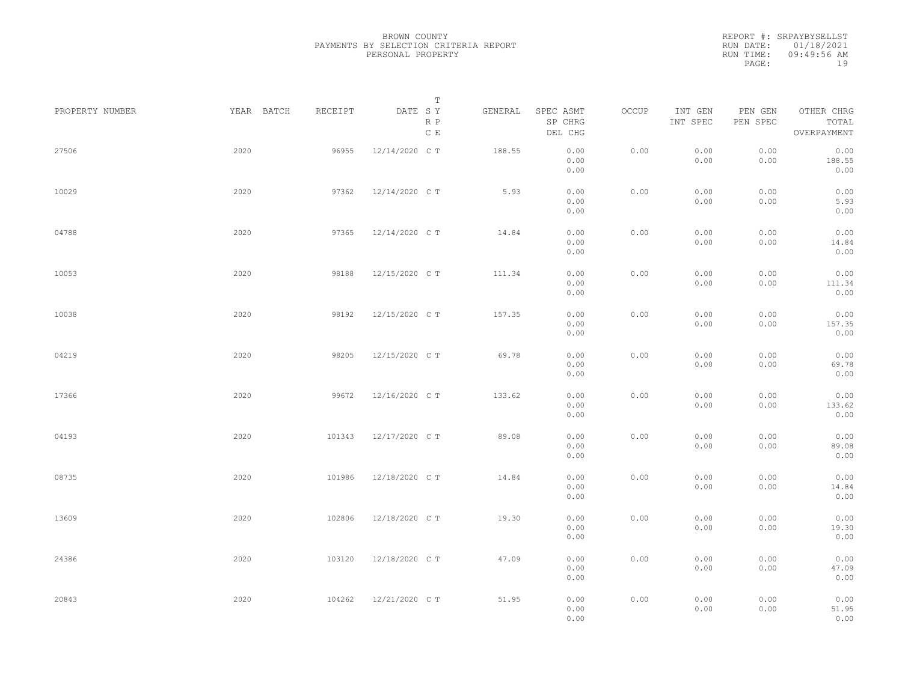BROWN COUNTY
PAYMENTS BY SELECTION CRITERIA REPORT
PERSONAL PROPERTY

REPORT #: SRPAYBYSELLST
RUN DATE: 01/18/2021
RUN TIME: 09:49:56 AM

| PROPERTY NUMBER | YEAR | BATCH | RECEIPT | DATE | T SY RP CE | GENERAL | SPEC ASMT / SP CHRG / DEL CHG | OCCUP | INT GEN / INT SPEC | PEN GEN / PEN SPEC | OTHER CHRG / TOTAL / OVERPAYMENT |
|---|---|---|---|---|---|---|---|---|---|---|---|
| 27506 | 2020 | | 96955 | 12/14/2020 | C T | 188.55 | 0.00 / 0.00 / 0.00 | 0.00 | 0.00 / 0.00 | 0.00 / 0.00 | 0.00 / 188.55 / 0.00 |
| 10029 | 2020 | | 97362 | 12/14/2020 | C T | 5.93 | 0.00 / 0.00 / 0.00 | 0.00 | 0.00 / 0.00 | 0.00 / 0.00 | 0.00 / 5.93 / 0.00 |
| 04788 | 2020 | | 97365 | 12/14/2020 | C T | 14.84 | 0.00 / 0.00 / 0.00 | 0.00 | 0.00 / 0.00 | 0.00 / 0.00 | 0.00 / 14.84 / 0.00 |
| 10053 | 2020 | | 98188 | 12/15/2020 | C T | 111.34 | 0.00 / 0.00 / 0.00 | 0.00 | 0.00 / 0.00 | 0.00 / 0.00 | 0.00 / 111.34 / 0.00 |
| 10038 | 2020 | | 98192 | 12/15/2020 | C T | 157.35 | 0.00 / 0.00 / 0.00 | 0.00 | 0.00 / 0.00 | 0.00 / 0.00 | 0.00 / 157.35 / 0.00 |
| 04219 | 2020 | | 98205 | 12/15/2020 | C T | 69.78 | 0.00 / 0.00 / 0.00 | 0.00 | 0.00 / 0.00 | 0.00 / 0.00 | 0.00 / 69.78 / 0.00 |
| 17366 | 2020 | | 99672 | 12/16/2020 | C T | 133.62 | 0.00 / 0.00 / 0.00 | 0.00 | 0.00 / 0.00 | 0.00 / 0.00 | 0.00 / 133.62 / 0.00 |
| 04193 | 2020 | | 101343 | 12/17/2020 | C T | 89.08 | 0.00 / 0.00 / 0.00 | 0.00 | 0.00 / 0.00 | 0.00 / 0.00 | 0.00 / 89.08 / 0.00 |
| 08735 | 2020 | | 101986 | 12/18/2020 | C T | 14.84 | 0.00 / 0.00 / 0.00 | 0.00 | 0.00 / 0.00 | 0.00 / 0.00 | 0.00 / 14.84 / 0.00 |
| 13609 | 2020 | | 102806 | 12/18/2020 | C T | 19.30 | 0.00 / 0.00 / 0.00 | 0.00 | 0.00 / 0.00 | 0.00 / 0.00 | 0.00 / 19.30 / 0.00 |
| 24386 | 2020 | | 103120 | 12/18/2020 | C T | 47.09 | 0.00 / 0.00 / 0.00 | 0.00 | 0.00 / 0.00 | 0.00 / 0.00 | 0.00 / 47.09 / 0.00 |
| 20843 | 2020 | | 104262 | 12/21/2020 | C T | 51.95 | 0.00 / 0.00 / 0.00 | 0.00 | 0.00 / 0.00 | 0.00 / 0.00 | 0.00 / 51.95 / 0.00 |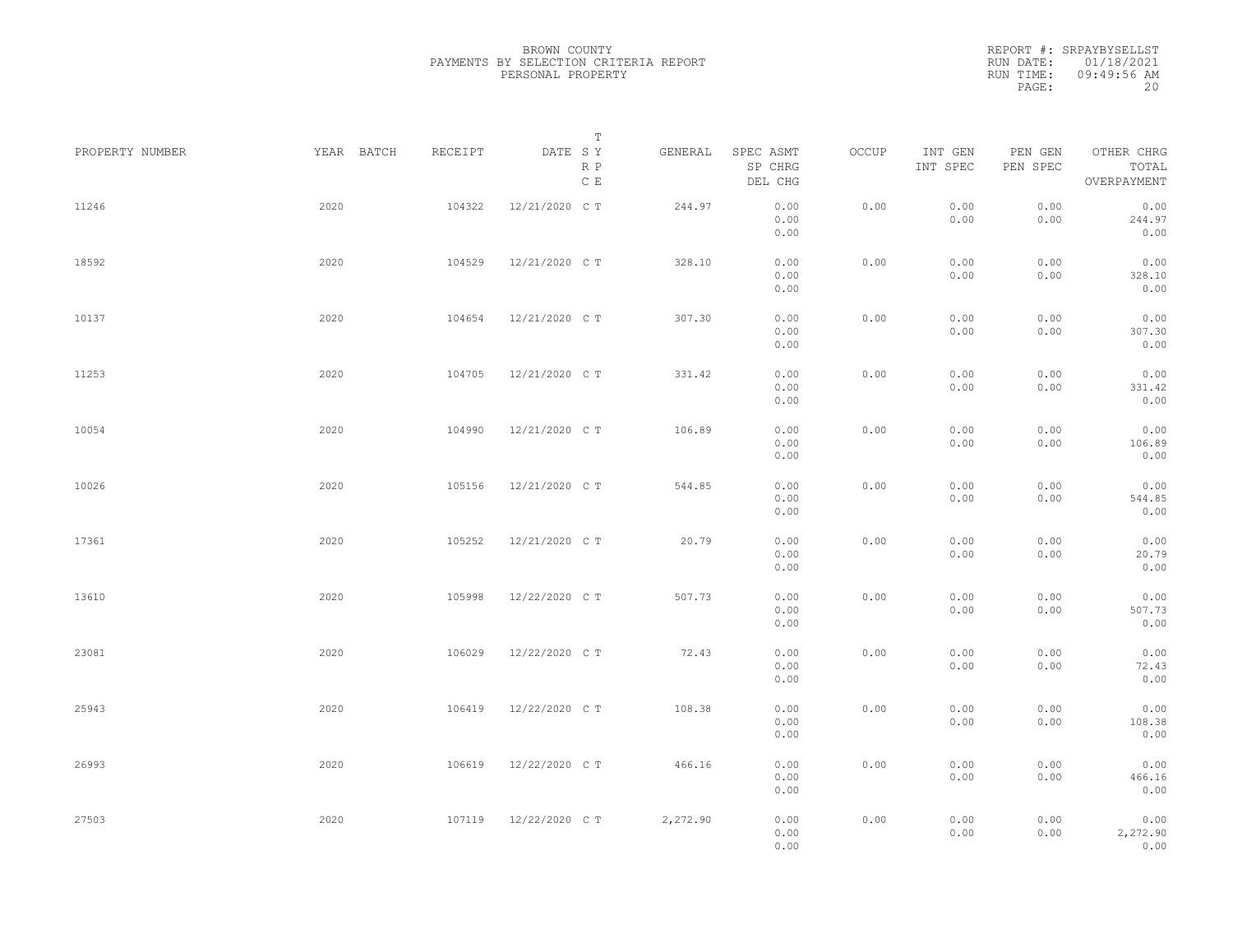BROWN COUNTY
PAYMENTS BY SELECTION CRITERIA REPORT
PERSONAL PROPERTY

REPORT #: SRPAYBYSELLST
RUN DATE: 01/18/2021
RUN TIME: 09:49:56 AM

| PROPERTY NUMBER | YEAR | BATCH | RECEIPT | DATE | T SY RP CE | GENERAL | SPEC ASMT / SP CHRG / DEL CHG | OCCUP | INT GEN / INT SPEC | PEN GEN / PEN SPEC | OTHER CHRG / TOTAL / OVERPAYMENT |
|---|---|---|---|---|---|---|---|---|---|---|---|
| 11246 | 2020 | | 104322 | 12/21/2020 | C T | 244.97 | 0.00 / 0.00 / 0.00 | 0.00 | 0.00 / 0.00 | 0.00 / 0.00 | 0.00 / 244.97 / 0.00 |
| 18592 | 2020 | | 104529 | 12/21/2020 | C T | 328.10 | 0.00 / 0.00 / 0.00 | 0.00 | 0.00 / 0.00 | 0.00 / 0.00 | 0.00 / 328.10 / 0.00 |
| 10137 | 2020 | | 104654 | 12/21/2020 | C T | 307.30 | 0.00 / 0.00 / 0.00 | 0.00 | 0.00 / 0.00 | 0.00 / 0.00 | 0.00 / 307.30 / 0.00 |
| 11253 | 2020 | | 104705 | 12/21/2020 | C T | 331.42 | 0.00 / 0.00 / 0.00 | 0.00 | 0.00 / 0.00 | 0.00 / 0.00 | 0.00 / 331.42 / 0.00 |
| 10054 | 2020 | | 104990 | 12/21/2020 | C T | 106.89 | 0.00 / 0.00 / 0.00 | 0.00 | 0.00 / 0.00 | 0.00 / 0.00 | 0.00 / 106.89 / 0.00 |
| 10026 | 2020 | | 105156 | 12/21/2020 | C T | 544.85 | 0.00 / 0.00 / 0.00 | 0.00 | 0.00 / 0.00 | 0.00 / 0.00 | 0.00 / 544.85 / 0.00 |
| 17361 | 2020 | | 105252 | 12/21/2020 | C T | 20.79 | 0.00 / 0.00 / 0.00 | 0.00 | 0.00 / 0.00 | 0.00 / 0.00 | 0.00 / 20.79 / 0.00 |
| 13610 | 2020 | | 105998 | 12/22/2020 | C T | 507.73 | 0.00 / 0.00 / 0.00 | 0.00 | 0.00 / 0.00 | 0.00 / 0.00 | 0.00 / 507.73 / 0.00 |
| 23081 | 2020 | | 106029 | 12/22/2020 | C T | 72.43 | 0.00 / 0.00 / 0.00 | 0.00 | 0.00 / 0.00 | 0.00 / 0.00 | 0.00 / 72.43 / 0.00 |
| 25943 | 2020 | | 106419 | 12/22/2020 | C T | 108.38 | 0.00 / 0.00 / 0.00 | 0.00 | 0.00 / 0.00 | 0.00 / 0.00 | 0.00 / 108.38 / 0.00 |
| 26993 | 2020 | | 106619 | 12/22/2020 | C T | 466.16 | 0.00 / 0.00 / 0.00 | 0.00 | 0.00 / 0.00 | 0.00 / 0.00 | 0.00 / 466.16 / 0.00 |
| 27503 | 2020 | | 107119 | 12/22/2020 | C T | 2,272.90 | 0.00 / 0.00 / 0.00 | 0.00 | 0.00 / 0.00 | 0.00 / 0.00 | 0.00 / 2,272.90 / 0.00 |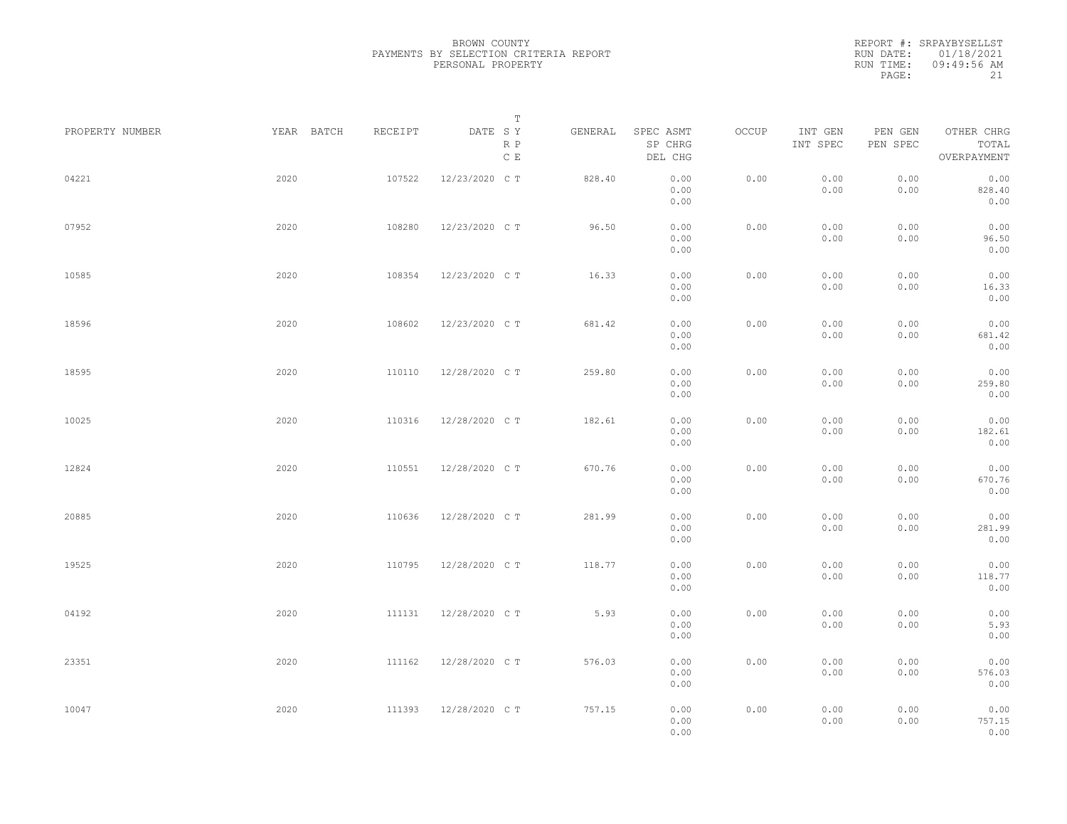BROWN COUNTY
PAYMENTS BY SELECTION CRITERIA REPORT
PERSONAL PROPERTY

REPORT #: SRPAYBYSELLST
RUN DATE: 01/18/2021
RUN TIME: 09:49:56 AM

| PROPERTY NUMBER | YEAR | BATCH | RECEIPT | DATE | T SY RP CE | GENERAL | SPEC ASMT / SP CHRG / DEL CHG | OCCUP | INT GEN / INT SPEC | PEN GEN / PEN SPEC | OTHER CHRG / TOTAL / OVERPAYMENT |
|---|---|---|---|---|---|---|---|---|---|---|---|
| 04221 | 2020 | | 107522 | 12/23/2020 | C T | 828.40 | 0.00 / 0.00 / 0.00 | 0.00 | 0.00 / 0.00 | 0.00 / 0.00 | 0.00 / 828.40 / 0.00 |
| 07952 | 2020 | | 108280 | 12/23/2020 | C T | 96.50 | 0.00 / 0.00 / 0.00 | 0.00 | 0.00 / 0.00 | 0.00 / 0.00 | 0.00 / 96.50 / 0.00 |
| 10585 | 2020 | | 108354 | 12/23/2020 | C T | 16.33 | 0.00 / 0.00 / 0.00 | 0.00 | 0.00 / 0.00 | 0.00 / 0.00 | 0.00 / 16.33 / 0.00 |
| 18596 | 2020 | | 108602 | 12/23/2020 | C T | 681.42 | 0.00 / 0.00 / 0.00 | 0.00 | 0.00 / 0.00 | 0.00 / 0.00 | 0.00 / 681.42 / 0.00 |
| 18595 | 2020 | | 110110 | 12/28/2020 | C T | 259.80 | 0.00 / 0.00 / 0.00 | 0.00 | 0.00 / 0.00 | 0.00 / 0.00 | 0.00 / 259.80 / 0.00 |
| 10025 | 2020 | | 110316 | 12/28/2020 | C T | 182.61 | 0.00 / 0.00 / 0.00 | 0.00 | 0.00 / 0.00 | 0.00 / 0.00 | 0.00 / 182.61 / 0.00 |
| 12824 | 2020 | | 110551 | 12/28/2020 | C T | 670.76 | 0.00 / 0.00 / 0.00 | 0.00 | 0.00 / 0.00 | 0.00 / 0.00 | 0.00 / 670.76 / 0.00 |
| 20885 | 2020 | | 110636 | 12/28/2020 | C T | 281.99 | 0.00 / 0.00 / 0.00 | 0.00 | 0.00 / 0.00 | 0.00 / 0.00 | 0.00 / 281.99 / 0.00 |
| 19525 | 2020 | | 110795 | 12/28/2020 | C T | 118.77 | 0.00 / 0.00 / 0.00 | 0.00 | 0.00 / 0.00 | 0.00 / 0.00 | 0.00 / 118.77 / 0.00 |
| 04192 | 2020 | | 111131 | 12/28/2020 | C T | 5.93 | 0.00 / 0.00 / 0.00 | 0.00 | 0.00 / 0.00 | 0.00 / 0.00 | 0.00 / 5.93 / 0.00 |
| 23351 | 2020 | | 111162 | 12/28/2020 | C T | 576.03 | 0.00 / 0.00 / 0.00 | 0.00 | 0.00 / 0.00 | 0.00 / 0.00 | 0.00 / 576.03 / 0.00 |
| 10047 | 2020 | | 111393 | 12/28/2020 | C T | 757.15 | 0.00 / 0.00 / 0.00 | 0.00 | 0.00 / 0.00 | 0.00 / 0.00 | 0.00 / 757.15 / 0.00 |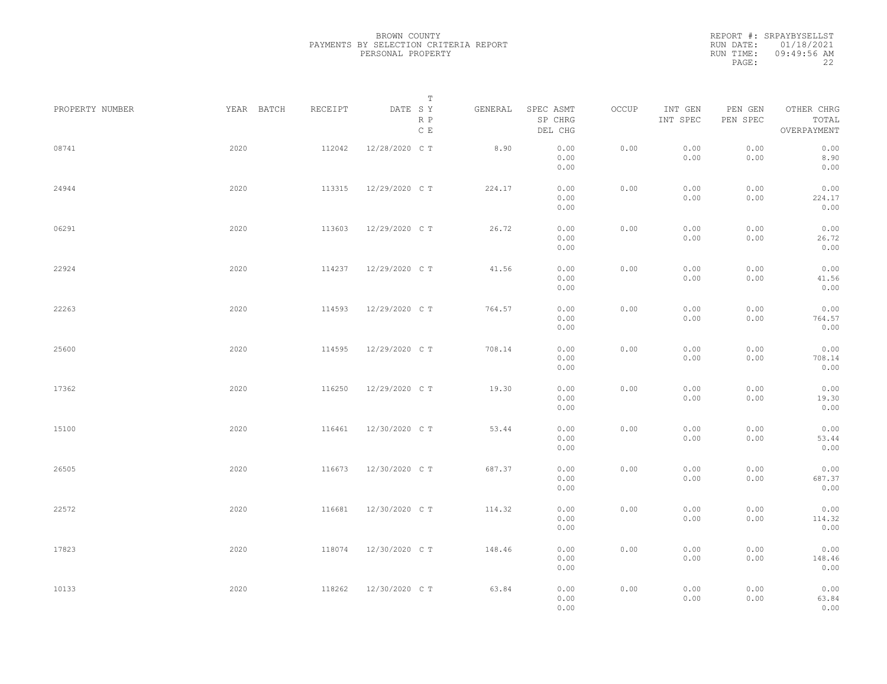BROWN COUNTY
PAYMENTS BY SELECTION CRITERIA REPORT
PERSONAL PROPERTY

REPORT #: SRPAYBYSELLST
RUN DATE: 01/18/2021
RUN TIME: 09:49:56 AM
PAGE: 22

| PROPERTY NUMBER | YEAR | BATCH | RECEIPT | DATE | T SY RP CE | GENERAL | SPEC ASMT / SP CHRG / DEL CHG | OCCUP | INT GEN / INT SPEC | PEN GEN / PEN SPEC | OTHER CHRG / TOTAL / OVERPAYMENT |
|---|---|---|---|---|---|---|---|---|---|---|---|
| 08741 | 2020 | | 112042 | 12/28/2020 | C T | 8.90 | 0.00 / 0.00 / 0.00 | 0.00 | 0.00 / 0.00 | 0.00 / 0.00 | 0.00 / 8.90 / 0.00 |
| 24944 | 2020 | | 113315 | 12/29/2020 | C T | 224.17 | 0.00 / 0.00 / 0.00 | 0.00 | 0.00 / 0.00 | 0.00 / 0.00 | 0.00 / 224.17 / 0.00 |
| 06291 | 2020 | | 113603 | 12/29/2020 | C T | 26.72 | 0.00 / 0.00 / 0.00 | 0.00 | 0.00 / 0.00 | 0.00 / 0.00 | 0.00 / 26.72 / 0.00 |
| 22924 | 2020 | | 114237 | 12/29/2020 | C T | 41.56 | 0.00 / 0.00 / 0.00 | 0.00 | 0.00 / 0.00 | 0.00 / 0.00 | 0.00 / 41.56 / 0.00 |
| 22263 | 2020 | | 114593 | 12/29/2020 | C T | 764.57 | 0.00 / 0.00 / 0.00 | 0.00 | 0.00 / 0.00 | 0.00 / 0.00 | 0.00 / 764.57 / 0.00 |
| 25600 | 2020 | | 114595 | 12/29/2020 | C T | 708.14 | 0.00 / 0.00 / 0.00 | 0.00 | 0.00 / 0.00 | 0.00 / 0.00 | 0.00 / 708.14 / 0.00 |
| 17362 | 2020 | | 116250 | 12/29/2020 | C T | 19.30 | 0.00 / 0.00 / 0.00 | 0.00 | 0.00 / 0.00 | 0.00 / 0.00 | 0.00 / 19.30 / 0.00 |
| 15100 | 2020 | | 116461 | 12/30/2020 | C T | 53.44 | 0.00 / 0.00 / 0.00 | 0.00 | 0.00 / 0.00 | 0.00 / 0.00 | 0.00 / 53.44 / 0.00 |
| 26505 | 2020 | | 116673 | 12/30/2020 | C T | 687.37 | 0.00 / 0.00 / 0.00 | 0.00 | 0.00 / 0.00 | 0.00 / 0.00 | 0.00 / 687.37 / 0.00 |
| 22572 | 2020 | | 116681 | 12/30/2020 | C T | 114.32 | 0.00 / 0.00 / 0.00 | 0.00 | 0.00 / 0.00 | 0.00 / 0.00 | 0.00 / 114.32 / 0.00 |
| 17823 | 2020 | | 118074 | 12/30/2020 | C T | 148.46 | 0.00 / 0.00 / 0.00 | 0.00 | 0.00 / 0.00 | 0.00 / 0.00 | 0.00 / 148.46 / 0.00 |
| 10133 | 2020 | | 118262 | 12/30/2020 | C T | 63.84 | 0.00 / 0.00 / 0.00 | 0.00 | 0.00 / 0.00 | 0.00 / 0.00 | 0.00 / 63.84 / 0.00 |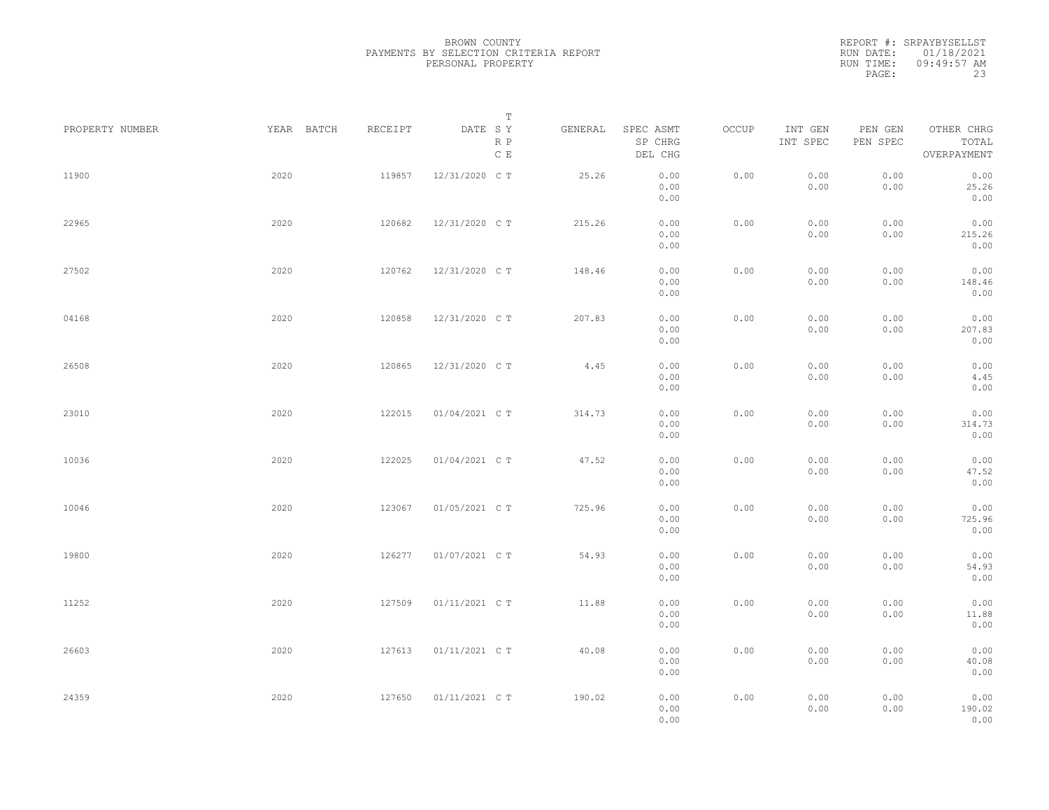BROWN COUNTY
PAYMENTS BY SELECTION CRITERIA REPORT
PERSONAL PROPERTY

REPORT #: SRPAYBYSELLST
RUN DATE: 01/18/2021
RUN TIME: 09:49:57 AM

| PROPERTY NUMBER | YEAR | BATCH | RECEIPT | DATE | T SY RP CE | GENERAL | SPEC ASMT / SP CHRG / DEL CHG | OCCUP | INT GEN / INT SPEC | PEN GEN / PEN SPEC | OTHER CHRG / TOTAL / OVERPAYMENT |
|---|---|---|---|---|---|---|---|---|---|---|---|
| 11900 | 2020 | | 119857 | 12/31/2020 | C T | 25.26 | 0.00 / 0.00 / 0.00 | 0.00 | 0.00 / 0.00 | 0.00 / 0.00 | 0.00 / 25.26 / 0.00 |
| 22965 | 2020 | | 120682 | 12/31/2020 | C T | 215.26 | 0.00 / 0.00 / 0.00 | 0.00 | 0.00 / 0.00 | 0.00 / 0.00 | 0.00 / 215.26 / 0.00 |
| 27502 | 2020 | | 120762 | 12/31/2020 | C T | 148.46 | 0.00 / 0.00 / 0.00 | 0.00 | 0.00 / 0.00 | 0.00 / 0.00 | 0.00 / 148.46 / 0.00 |
| 04168 | 2020 | | 120858 | 12/31/2020 | C T | 207.83 | 0.00 / 0.00 / 0.00 | 0.00 | 0.00 / 0.00 | 0.00 / 0.00 | 0.00 / 207.83 / 0.00 |
| 26508 | 2020 | | 120865 | 12/31/2020 | C T | 4.45 | 0.00 / 0.00 / 0.00 | 0.00 | 0.00 / 0.00 | 0.00 / 0.00 | 0.00 / 4.45 / 0.00 |
| 23010 | 2020 | | 122015 | 01/04/2021 | C T | 314.73 | 0.00 / 0.00 / 0.00 | 0.00 | 0.00 / 0.00 | 0.00 / 0.00 | 0.00 / 314.73 / 0.00 |
| 10036 | 2020 | | 122025 | 01/04/2021 | C T | 47.52 | 0.00 / 0.00 / 0.00 | 0.00 | 0.00 / 0.00 | 0.00 / 0.00 | 0.00 / 47.52 / 0.00 |
| 10046 | 2020 | | 123067 | 01/05/2021 | C T | 725.96 | 0.00 / 0.00 / 0.00 | 0.00 | 0.00 / 0.00 | 0.00 / 0.00 | 0.00 / 725.96 / 0.00 |
| 19800 | 2020 | | 126277 | 01/07/2021 | C T | 54.93 | 0.00 / 0.00 / 0.00 | 0.00 | 0.00 / 0.00 | 0.00 / 0.00 | 0.00 / 54.93 / 0.00 |
| 11252 | 2020 | | 127509 | 01/11/2021 | C T | 11.88 | 0.00 / 0.00 / 0.00 | 0.00 | 0.00 / 0.00 | 0.00 / 0.00 | 0.00 / 11.88 / 0.00 |
| 26603 | 2020 | | 127613 | 01/11/2021 | C T | 40.08 | 0.00 / 0.00 / 0.00 | 0.00 | 0.00 / 0.00 | 0.00 / 0.00 | 0.00 / 40.08 / 0.00 |
| 24359 | 2020 | | 127650 | 01/11/2021 | C T | 190.02 | 0.00 / 0.00 / 0.00 | 0.00 | 0.00 / 0.00 | 0.00 / 0.00 | 0.00 / 190.02 / 0.00 |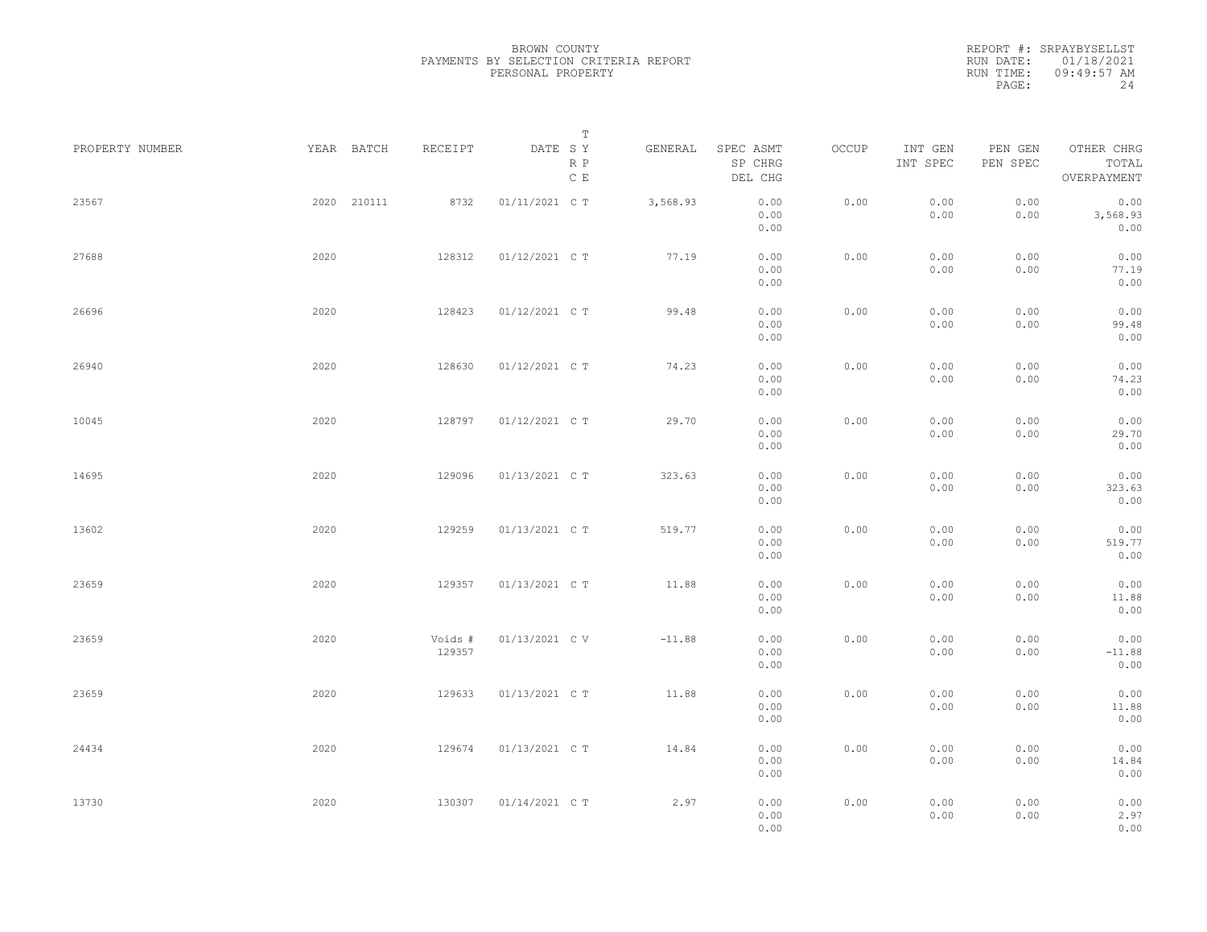BROWN COUNTY
PAYMENTS BY SELECTION CRITERIA REPORT
PERSONAL PROPERTY

REPORT #: SRPAYBYSELLST
RUN DATE: 01/18/2021
RUN TIME: 09:49:57 AM

| PROPERTY NUMBER | YEAR | BATCH | RECEIPT | DATE | T SY RP CE | GENERAL | SPEC ASMT / SP CHRG / DEL CHG | OCCUP | INT GEN / INT SPEC | PEN GEN / PEN SPEC | OTHER CHRG / TOTAL / OVERPAYMENT |
|---|---|---|---|---|---|---|---|---|---|---|---|
| 23567 | 2020 | 210111 | 8732 | 01/11/2021 | C T | 3,568.93 | 0.00 / 0.00 / 0.00 | 0.00 | 0.00 / 0.00 | 0.00 / 0.00 | 0.00 / 3,568.93 / 0.00 |
| 27688 | 2020 | | 128312 | 01/12/2021 | C T | 77.19 | 0.00 / 0.00 / 0.00 | 0.00 | 0.00 / 0.00 | 0.00 / 0.00 | 0.00 / 77.19 / 0.00 |
| 26696 | 2020 | | 128423 | 01/12/2021 | C T | 99.48 | 0.00 / 0.00 / 0.00 | 0.00 | 0.00 / 0.00 | 0.00 / 0.00 | 0.00 / 99.48 / 0.00 |
| 26940 | 2020 | | 128630 | 01/12/2021 | C T | 74.23 | 0.00 / 0.00 / 0.00 | 0.00 | 0.00 / 0.00 | 0.00 / 0.00 | 0.00 / 74.23 / 0.00 |
| 10045 | 2020 | | 128797 | 01/12/2021 | C T | 29.70 | 0.00 / 0.00 / 0.00 | 0.00 | 0.00 / 0.00 | 0.00 / 0.00 | 0.00 / 29.70 / 0.00 |
| 14695 | 2020 | | 129096 | 01/13/2021 | C T | 323.63 | 0.00 / 0.00 / 0.00 | 0.00 | 0.00 / 0.00 | 0.00 / 0.00 | 0.00 / 323.63 / 0.00 |
| 13602 | 2020 | | 129259 | 01/13/2021 | C T | 519.77 | 0.00 / 0.00 / 0.00 | 0.00 | 0.00 / 0.00 | 0.00 / 0.00 | 0.00 / 519.77 / 0.00 |
| 23659 | 2020 | | 129357 | 01/13/2021 | C T | 11.88 | 0.00 / 0.00 / 0.00 | 0.00 | 0.00 / 0.00 | 0.00 / 0.00 | 0.00 / 11.88 / 0.00 |
| 23659 | 2020 | | Voids # 129357 | 01/13/2021 | C V | -11.88 | 0.00 / 0.00 / 0.00 | 0.00 | 0.00 / 0.00 | 0.00 / 0.00 | 0.00 / -11.88 / 0.00 |
| 23659 | 2020 | | 129633 | 01/13/2021 | C T | 11.88 | 0.00 / 0.00 / 0.00 | 0.00 | 0.00 / 0.00 | 0.00 / 0.00 | 0.00 / 11.88 / 0.00 |
| 24434 | 2020 | | 129674 | 01/13/2021 | C T | 14.84 | 0.00 / 0.00 / 0.00 | 0.00 | 0.00 / 0.00 | 0.00 / 0.00 | 0.00 / 14.84 / 0.00 |
| 13730 | 2020 | | 130307 | 01/14/2021 | C T | 2.97 | 0.00 / 0.00 / 0.00 | 0.00 | 0.00 / 0.00 | 0.00 / 0.00 | 0.00 / 2.97 / 0.00 |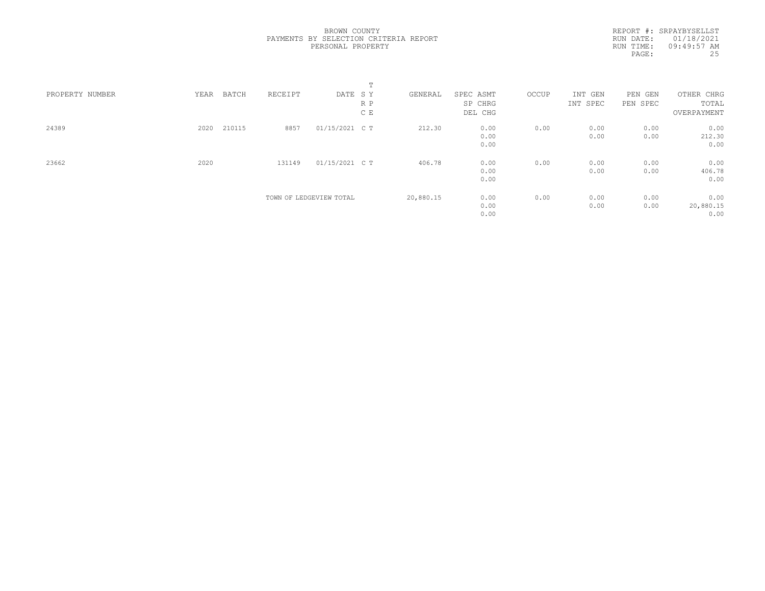BROWN COUNTY
PAYMENTS BY SELECTION CRITERIA REPORT
PERSONAL PROPERTY

REPORT #: SRPAYBYSELLST
RUN DATE: 01/18/2021
RUN TIME: 09:49:57 AM

| PROPERTY NUMBER | YEAR | BATCH | RECEIPT | DATE | T SY RP CE | GENERAL | SPEC ASMT SP CHRG DEL CHG | OCCUP | INT GEN INT SPEC | PEN GEN PEN SPEC | OTHER CHRG TOTAL OVERPAYMENT |
|---|---|---|---|---|---|---|---|---|---|---|---|
| 24389 | 2020 | 210115 | 8857 | 01/15/2021 | C T | 212.30 | 0.00<br>0.00<br>0.00 | 0.00 | 0.00<br>0.00 | 0.00<br>0.00 | 0.00<br>212.30<br>0.00 |
| 23662 | 2020 | | 131149 | 01/15/2021 | C T | 406.78 | 0.00<br>0.00<br>0.00 | 0.00 | 0.00<br>0.00 | 0.00<br>0.00 | 0.00<br>406.78<br>0.00 |
| | | | TOWN OF LEDGEVIEW TOTAL | | | 20,880.15 | 0.00<br>0.00<br>0.00 | 0.00 | 0.00<br>0.00 | 0.00<br>0.00 | 0.00<br>20,880.15<br>0.00 |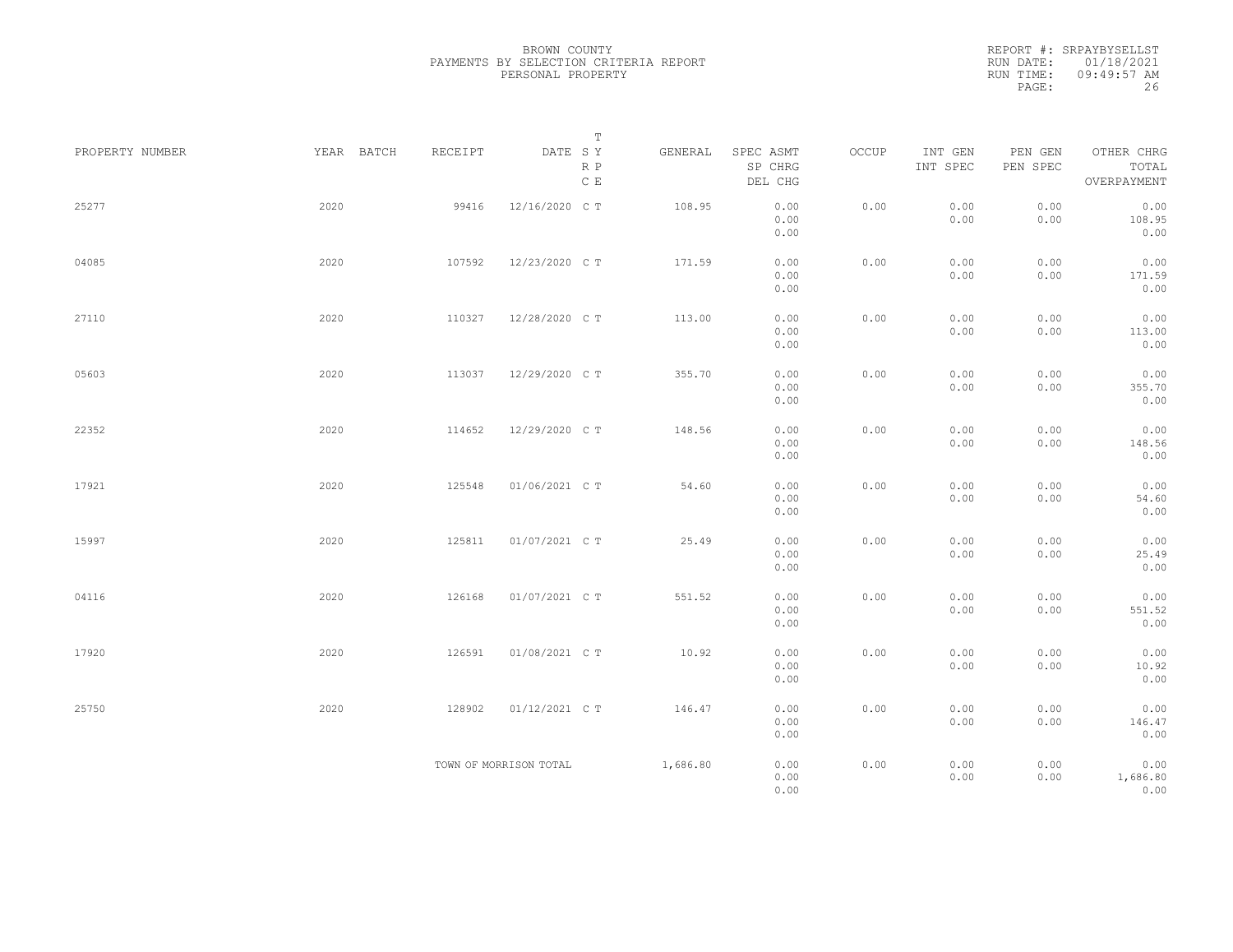BROWN COUNTY
PAYMENTS BY SELECTION CRITERIA REPORT
PERSONAL PROPERTY

REPORT #: SRPAYBYSELLST
RUN DATE: 01/18/2021
RUN TIME: 09:49:57 AM

| PROPERTY NUMBER | YEAR | BATCH | RECEIPT | DATE | T SY RP CE | GENERAL | SPEC ASMT / SP CHRG / DEL CHG | OCCUP | INT GEN / INT SPEC | PEN GEN / PEN SPEC | OTHER CHRG / TOTAL / OVERPAYMENT |
|---|---|---|---|---|---|---|---|---|---|---|---|
| 25277 | 2020 | | 99416 | 12/16/2020 | C T | 108.95 | 0.00 / 0.00 / 0.00 | 0.00 | 0.00 / 0.00 | 0.00 / 0.00 | 0.00 / 108.95 / 0.00 |
| 04085 | 2020 | | 107592 | 12/23/2020 | C T | 171.59 | 0.00 / 0.00 / 0.00 | 0.00 | 0.00 / 0.00 | 0.00 / 0.00 | 0.00 / 171.59 / 0.00 |
| 27110 | 2020 | | 110327 | 12/28/2020 | C T | 113.00 | 0.00 / 0.00 / 0.00 | 0.00 | 0.00 / 0.00 | 0.00 / 0.00 | 0.00 / 113.00 / 0.00 |
| 05603 | 2020 | | 113037 | 12/29/2020 | C T | 355.70 | 0.00 / 0.00 / 0.00 | 0.00 | 0.00 / 0.00 | 0.00 / 0.00 | 0.00 / 355.70 / 0.00 |
| 22352 | 2020 | | 114652 | 12/29/2020 | C T | 148.56 | 0.00 / 0.00 / 0.00 | 0.00 | 0.00 / 0.00 | 0.00 / 0.00 | 0.00 / 148.56 / 0.00 |
| 17921 | 2020 | | 125548 | 01/06/2021 | C T | 54.60 | 0.00 / 0.00 / 0.00 | 0.00 | 0.00 / 0.00 | 0.00 / 0.00 | 0.00 / 54.60 / 0.00 |
| 15997 | 2020 | | 125811 | 01/07/2021 | C T | 25.49 | 0.00 / 0.00 / 0.00 | 0.00 | 0.00 / 0.00 | 0.00 / 0.00 | 0.00 / 25.49 / 0.00 |
| 04116 | 2020 | | 126168 | 01/07/2021 | C T | 551.52 | 0.00 / 0.00 / 0.00 | 0.00 | 0.00 / 0.00 | 0.00 / 0.00 | 0.00 / 551.52 / 0.00 |
| 17920 | 2020 | | 126591 | 01/08/2021 | C T | 10.92 | 0.00 / 0.00 / 0.00 | 0.00 | 0.00 / 0.00 | 0.00 / 0.00 | 0.00 / 10.92 / 0.00 |
| 25750 | 2020 | | 128902 | 01/12/2021 | C T | 146.47 | 0.00 / 0.00 / 0.00 | 0.00 | 0.00 / 0.00 | 0.00 / 0.00 | 0.00 / 146.47 / 0.00 |
| | | | TOWN OF MORRISON TOTAL | | | 1,686.80 | 0.00 / 0.00 / 0.00 | 0.00 | 0.00 / 0.00 | 0.00 / 0.00 | 0.00 / 1,686.80 / 0.00 |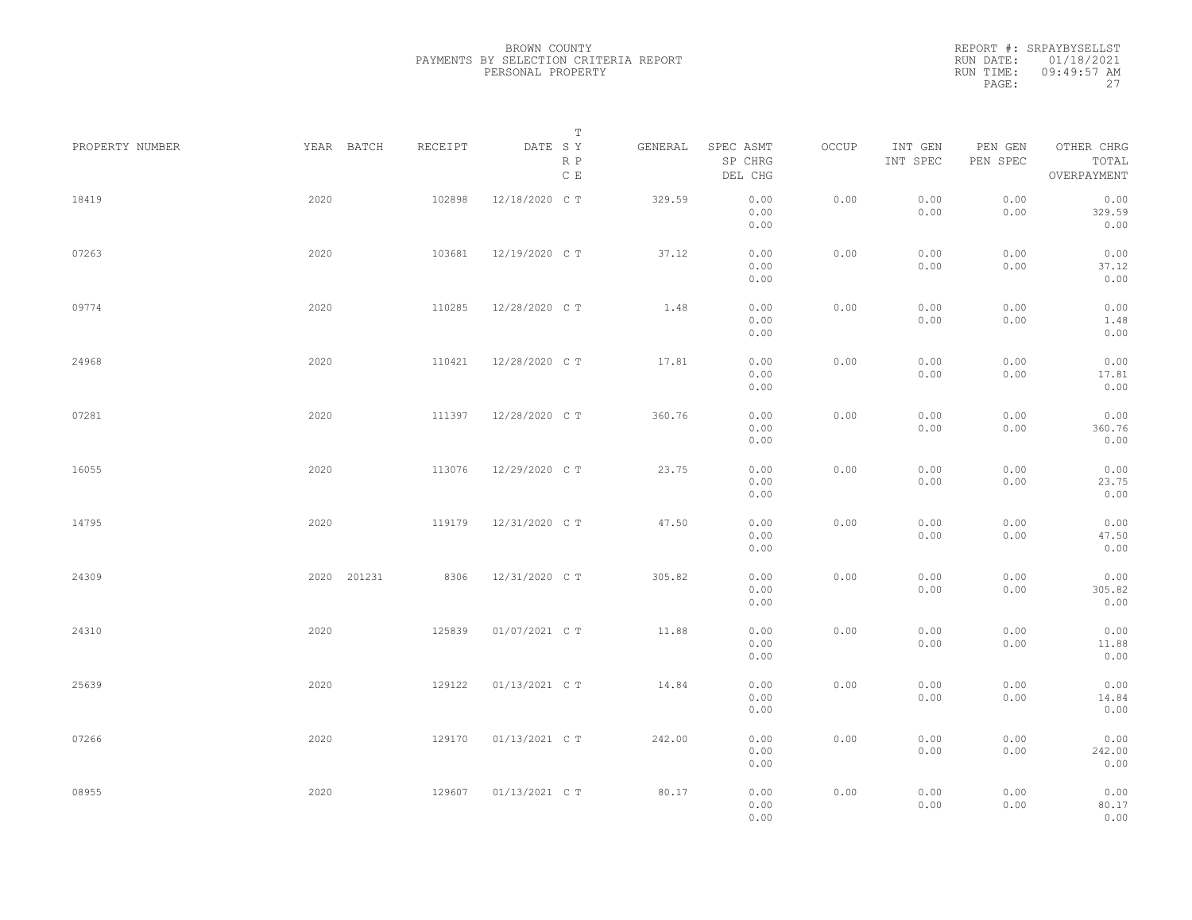BROWN COUNTY
PAYMENTS BY SELECTION CRITERIA REPORT
PERSONAL PROPERTY

REPORT #: SRPAYBYSELLST
RUN DATE: 01/18/2021
RUN TIME: 09:49:57 AM

| PROPERTY NUMBER | YEAR | BATCH | RECEIPT | DATE | T SY RP CE | GENERAL | SPEC ASMT / SP CHRG / DEL CHG | OCCUP | INT GEN / INT SPEC | PEN GEN / PEN SPEC | OTHER CHRG / TOTAL / OVERPAYMENT |
|---|---|---|---|---|---|---|---|---|---|---|---|
| 18419 | 2020 | | 102898 | 12/18/2020 | C T | 329.59 | 0.00 / 0.00 / 0.00 | 0.00 | 0.00 / 0.00 | 0.00 / 0.00 | 0.00 / 329.59 / 0.00 |
| 07263 | 2020 | | 103681 | 12/19/2020 | C T | 37.12 | 0.00 / 0.00 / 0.00 | 0.00 | 0.00 / 0.00 | 0.00 / 0.00 | 0.00 / 37.12 / 0.00 |
| 09774 | 2020 | | 110285 | 12/28/2020 | C T | 1.48 | 0.00 / 0.00 / 0.00 | 0.00 | 0.00 / 0.00 | 0.00 / 0.00 | 0.00 / 1.48 / 0.00 |
| 24968 | 2020 | | 110421 | 12/28/2020 | C T | 17.81 | 0.00 / 0.00 / 0.00 | 0.00 | 0.00 / 0.00 | 0.00 / 0.00 | 0.00 / 17.81 / 0.00 |
| 07281 | 2020 | | 111397 | 12/28/2020 | C T | 360.76 | 0.00 / 0.00 / 0.00 | 0.00 | 0.00 / 0.00 | 0.00 / 0.00 | 0.00 / 360.76 / 0.00 |
| 16055 | 2020 | | 113076 | 12/29/2020 | C T | 23.75 | 0.00 / 0.00 / 0.00 | 0.00 | 0.00 / 0.00 | 0.00 / 0.00 | 0.00 / 23.75 / 0.00 |
| 14795 | 2020 | | 119179 | 12/31/2020 | C T | 47.50 | 0.00 / 0.00 / 0.00 | 0.00 | 0.00 / 0.00 | 0.00 / 0.00 | 0.00 / 47.50 / 0.00 |
| 24309 | 2020 | 201231 | 8306 | 12/31/2020 | C T | 305.82 | 0.00 / 0.00 / 0.00 | 0.00 | 0.00 / 0.00 | 0.00 / 0.00 | 0.00 / 305.82 / 0.00 |
| 24310 | 2020 | | 125839 | 01/07/2021 | C T | 11.88 | 0.00 / 0.00 / 0.00 | 0.00 | 0.00 / 0.00 | 0.00 / 0.00 | 0.00 / 11.88 / 0.00 |
| 25639 | 2020 | | 129122 | 01/13/2021 | C T | 14.84 | 0.00 / 0.00 / 0.00 | 0.00 | 0.00 / 0.00 | 0.00 / 0.00 | 0.00 / 14.84 / 0.00 |
| 07266 | 2020 | | 129170 | 01/13/2021 | C T | 242.00 | 0.00 / 0.00 / 0.00 | 0.00 | 0.00 / 0.00 | 0.00 / 0.00 | 0.00 / 242.00 / 0.00 |
| 08955 | 2020 | | 129607 | 01/13/2021 | C T | 80.17 | 0.00 / 0.00 / 0.00 | 0.00 | 0.00 / 0.00 | 0.00 / 0.00 | 0.00 / 80.17 / 0.00 |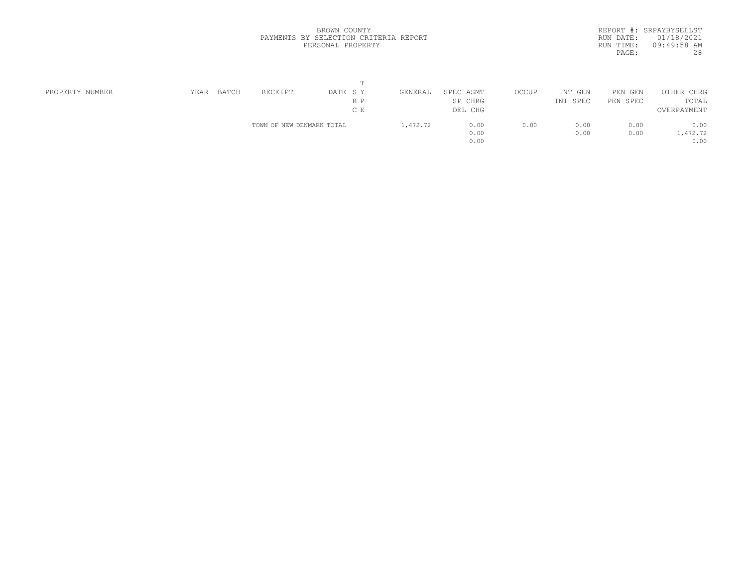BROWN COUNTY
PAYMENTS BY SELECTION CRITERIA REPORT
PERSONAL PROPERTY

REPORT #: SRPAYBYSELLST
RUN DATE: 01/18/2021
RUN TIME: 09:49:58 AM

| PROPERTY NUMBER | YEAR | BATCH | RECEIPT | DATE | T S Y / R P / C E | GENERAL | SPEC ASMT / SP CHRG / DEL CHG | OCCUP | INT GEN / INT SPEC | PEN GEN / PEN SPEC | OTHER CHRG / TOTAL / OVERPAYMENT |
| --- | --- | --- | --- | --- | --- | --- | --- | --- | --- | --- | --- |
| | | | TOWN OF NEW DENMARK TOTAL | | | 1,472.72 | 0.00 | 0.00 | 0.00 | 0.00 | 0.00 |
| | | | | | | | 0.00 | | 0.00 | 0.00 | 1,472.72 |
| | | | | | | | 0.00 | | | | 0.00 |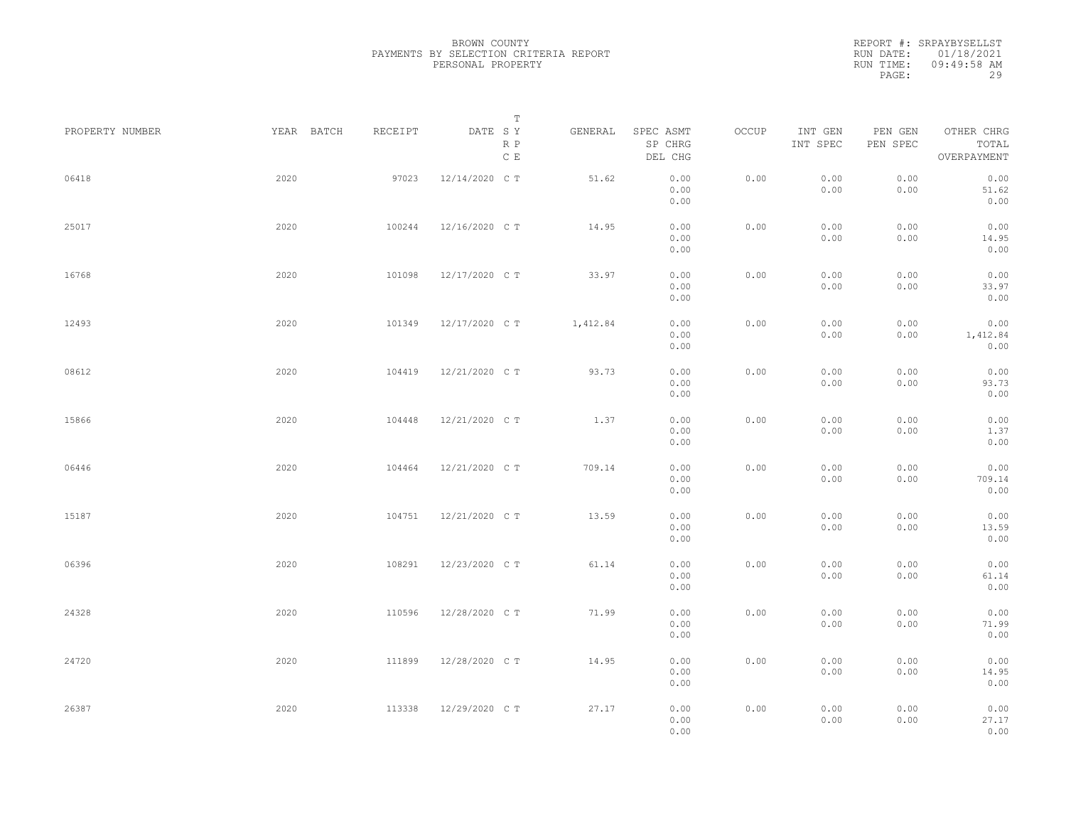BROWN COUNTY
PAYMENTS BY SELECTION CRITERIA REPORT
PERSONAL PROPERTY

REPORT #: SRPAYBYSELLST
RUN DATE: 01/18/2021
RUN TIME: 09:49:58 AM

| PROPERTY NUMBER | YEAR | BATCH | RECEIPT | DATE | T SY RP CE | GENERAL | SPEC ASMT / SP CHRG / DEL CHG | OCCUP | INT GEN / INT SPEC | PEN GEN / PEN SPEC | OTHER CHRG / TOTAL / OVERPAYMENT |
|---|---|---|---|---|---|---|---|---|---|---|---|
| 06418 | 2020 | | 97023 | 12/14/2020 | C T | 51.62 | 0.00 / 0.00 / 0.00 | 0.00 | 0.00 / 0.00 | 0.00 / 0.00 | 0.00 / 51.62 / 0.00 |
| 25017 | 2020 | | 100244 | 12/16/2020 | C T | 14.95 | 0.00 / 0.00 / 0.00 | 0.00 | 0.00 / 0.00 | 0.00 / 0.00 | 0.00 / 14.95 / 0.00 |
| 16768 | 2020 | | 101098 | 12/17/2020 | C T | 33.97 | 0.00 / 0.00 / 0.00 | 0.00 | 0.00 / 0.00 | 0.00 / 0.00 | 0.00 / 33.97 / 0.00 |
| 12493 | 2020 | | 101349 | 12/17/2020 | C T | 1,412.84 | 0.00 / 0.00 / 0.00 | 0.00 | 0.00 / 0.00 | 0.00 / 0.00 | 0.00 / 1,412.84 / 0.00 |
| 08612 | 2020 | | 104419 | 12/21/2020 | C T | 93.73 | 0.00 / 0.00 / 0.00 | 0.00 | 0.00 / 0.00 | 0.00 / 0.00 | 0.00 / 93.73 / 0.00 |
| 15866 | 2020 | | 104448 | 12/21/2020 | C T | 1.37 | 0.00 / 0.00 / 0.00 | 0.00 | 0.00 / 0.00 | 0.00 / 0.00 | 0.00 / 1.37 / 0.00 |
| 06446 | 2020 | | 104464 | 12/21/2020 | C T | 709.14 | 0.00 / 0.00 / 0.00 | 0.00 | 0.00 / 0.00 | 0.00 / 0.00 | 0.00 / 709.14 / 0.00 |
| 15187 | 2020 | | 104751 | 12/21/2020 | C T | 13.59 | 0.00 / 0.00 / 0.00 | 0.00 | 0.00 / 0.00 | 0.00 / 0.00 | 0.00 / 13.59 / 0.00 |
| 06396 | 2020 | | 108291 | 12/23/2020 | C T | 61.14 | 0.00 / 0.00 / 0.00 | 0.00 | 0.00 / 0.00 | 0.00 / 0.00 | 0.00 / 61.14 / 0.00 |
| 24328 | 2020 | | 110596 | 12/28/2020 | C T | 71.99 | 0.00 / 0.00 / 0.00 | 0.00 | 0.00 / 0.00 | 0.00 / 0.00 | 0.00 / 71.99 / 0.00 |
| 24720 | 2020 | | 111899 | 12/28/2020 | C T | 14.95 | 0.00 / 0.00 / 0.00 | 0.00 | 0.00 / 0.00 | 0.00 / 0.00 | 0.00 / 14.95 / 0.00 |
| 26387 | 2020 | | 113338 | 12/29/2020 | C T | 27.17 | 0.00 / 0.00 / 0.00 | 0.00 | 0.00 / 0.00 | 0.00 / 0.00 | 0.00 / 27.17 / 0.00 |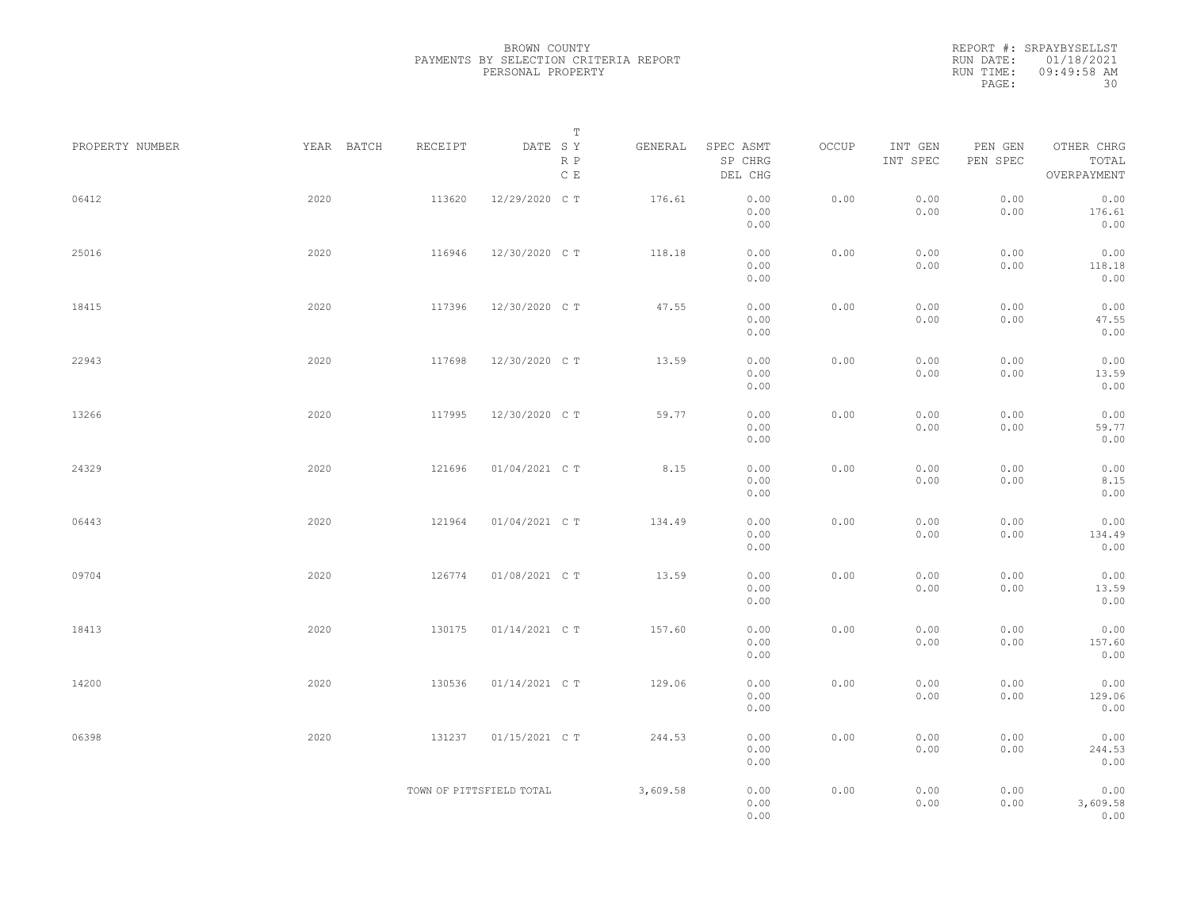BROWN COUNTY
PAYMENTS BY SELECTION CRITERIA REPORT
PERSONAL PROPERTY

REPORT #: SRPAYBYSELLST
RUN DATE: 01/18/2021
RUN TIME: 09:49:58 AM

| PROPERTY NUMBER | YEAR | BATCH | RECEIPT | DATE | T SY RP CE | GENERAL | SPEC ASMT / SP CHRG / DEL CHG | OCCUP | INT GEN / INT SPEC | PEN GEN / PEN SPEC | OTHER CHRG / TOTAL / OVERPAYMENT |
|---|---|---|---|---|---|---|---|---|---|---|---|
| 06412 | 2020 | | 113620 | 12/29/2020 | C T | 176.61 | 0.00 / 0.00 / 0.00 | 0.00 | 0.00 / 0.00 | 0.00 / 0.00 | 0.00 / 176.61 / 0.00 |
| 25016 | 2020 | | 116946 | 12/30/2020 | C T | 118.18 | 0.00 / 0.00 / 0.00 | 0.00 | 0.00 / 0.00 | 0.00 / 0.00 | 0.00 / 118.18 / 0.00 |
| 18415 | 2020 | | 117396 | 12/30/2020 | C T | 47.55 | 0.00 / 0.00 / 0.00 | 0.00 | 0.00 / 0.00 | 0.00 / 0.00 | 0.00 / 47.55 / 0.00 |
| 22943 | 2020 | | 117698 | 12/30/2020 | C T | 13.59 | 0.00 / 0.00 / 0.00 | 0.00 | 0.00 / 0.00 | 0.00 / 0.00 | 0.00 / 13.59 / 0.00 |
| 13266 | 2020 | | 117995 | 12/30/2020 | C T | 59.77 | 0.00 / 0.00 / 0.00 | 0.00 | 0.00 / 0.00 | 0.00 / 0.00 | 0.00 / 59.77 / 0.00 |
| 24329 | 2020 | | 121696 | 01/04/2021 | C T | 8.15 | 0.00 / 0.00 / 0.00 | 0.00 | 0.00 / 0.00 | 0.00 / 0.00 | 0.00 / 8.15 / 0.00 |
| 06443 | 2020 | | 121964 | 01/04/2021 | C T | 134.49 | 0.00 / 0.00 / 0.00 | 0.00 | 0.00 / 0.00 | 0.00 / 0.00 | 0.00 / 134.49 / 0.00 |
| 09704 | 2020 | | 126774 | 01/08/2021 | C T | 13.59 | 0.00 / 0.00 / 0.00 | 0.00 | 0.00 / 0.00 | 0.00 / 0.00 | 0.00 / 13.59 / 0.00 |
| 18413 | 2020 | | 130175 | 01/14/2021 | C T | 157.60 | 0.00 / 0.00 / 0.00 | 0.00 | 0.00 / 0.00 | 0.00 / 0.00 | 0.00 / 157.60 / 0.00 |
| 14200 | 2020 | | 130536 | 01/14/2021 | C T | 129.06 | 0.00 / 0.00 / 0.00 | 0.00 | 0.00 / 0.00 | 0.00 / 0.00 | 0.00 / 129.06 / 0.00 |
| 06398 | 2020 | | 131237 | 01/15/2021 | C T | 244.53 | 0.00 / 0.00 / 0.00 | 0.00 | 0.00 / 0.00 | 0.00 / 0.00 | 0.00 / 244.53 / 0.00 |
| | | | TOWN OF PITTSFIELD TOTAL | | | 3,609.58 | 0.00 / 0.00 / 0.00 | 0.00 | 0.00 / 0.00 | 0.00 / 0.00 | 0.00 / 3,609.58 / 0.00 |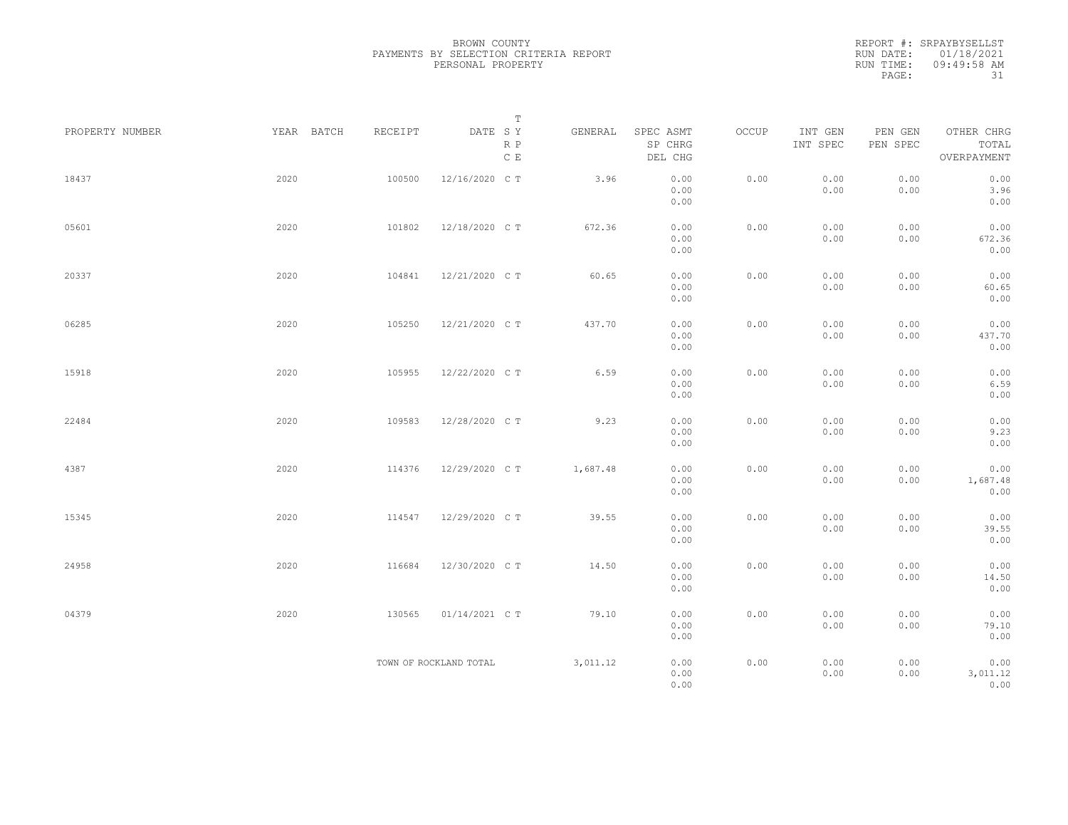BROWN COUNTY
PAYMENTS BY SELECTION CRITERIA REPORT
PERSONAL PROPERTY

REPORT #: SRPAYBYSELLST
RUN DATE: 01/18/2021
RUN TIME: 09:49:58 AM

| PROPERTY NUMBER | YEAR | BATCH | RECEIPT | DATE | T SY RP CE | GENERAL | SPEC ASMT / SP CHRG / DEL CHG | OCCUP | INT GEN / INT SPEC | PEN GEN / PEN SPEC | OTHER CHRG / TOTAL / OVERPAYMENT |
|---|---|---|---|---|---|---|---|---|---|---|---|
| 18437 | 2020 | | 100500 | 12/16/2020 | C T | 3.96 | 0.00 / 0.00 / 0.00 | 0.00 | 0.00 / 0.00 | 0.00 / 0.00 | 0.00 / 3.96 / 0.00 |
| 05601 | 2020 | | 101802 | 12/18/2020 | C T | 672.36 | 0.00 / 0.00 / 0.00 | 0.00 | 0.00 / 0.00 | 0.00 / 0.00 | 0.00 / 672.36 / 0.00 |
| 20337 | 2020 | | 104841 | 12/21/2020 | C T | 60.65 | 0.00 / 0.00 / 0.00 | 0.00 | 0.00 / 0.00 | 0.00 / 0.00 | 0.00 / 60.65 / 0.00 |
| 06285 | 2020 | | 105250 | 12/21/2020 | C T | 437.70 | 0.00 / 0.00 / 0.00 | 0.00 | 0.00 / 0.00 | 0.00 / 0.00 | 0.00 / 437.70 / 0.00 |
| 15918 | 2020 | | 105955 | 12/22/2020 | C T | 6.59 | 0.00 / 0.00 / 0.00 | 0.00 | 0.00 / 0.00 | 0.00 / 0.00 | 0.00 / 6.59 / 0.00 |
| 22484 | 2020 | | 109583 | 12/28/2020 | C T | 9.23 | 0.00 / 0.00 / 0.00 | 0.00 | 0.00 / 0.00 | 0.00 / 0.00 | 0.00 / 9.23 / 0.00 |
| 4387 | 2020 | | 114376 | 12/29/2020 | C T | 1,687.48 | 0.00 / 0.00 / 0.00 | 0.00 | 0.00 / 0.00 | 0.00 / 0.00 | 0.00 / 1,687.48 / 0.00 |
| 15345 | 2020 | | 114547 | 12/29/2020 | C T | 39.55 | 0.00 / 0.00 / 0.00 | 0.00 | 0.00 / 0.00 | 0.00 / 0.00 | 0.00 / 39.55 / 0.00 |
| 24958 | 2020 | | 116684 | 12/30/2020 | C T | 14.50 | 0.00 / 0.00 / 0.00 | 0.00 | 0.00 / 0.00 | 0.00 / 0.00 | 0.00 / 14.50 / 0.00 |
| 04379 | 2020 | | 130565 | 01/14/2021 | C T | 79.10 | 0.00 / 0.00 / 0.00 | 0.00 | 0.00 / 0.00 | 0.00 / 0.00 | 0.00 / 79.10 / 0.00 |
| | | | TOWN OF ROCKLAND TOTAL | | | 3,011.12 | 0.00 / 0.00 / 0.00 | 0.00 | 0.00 / 0.00 | 0.00 / 0.00 | 0.00 / 3,011.12 / 0.00 |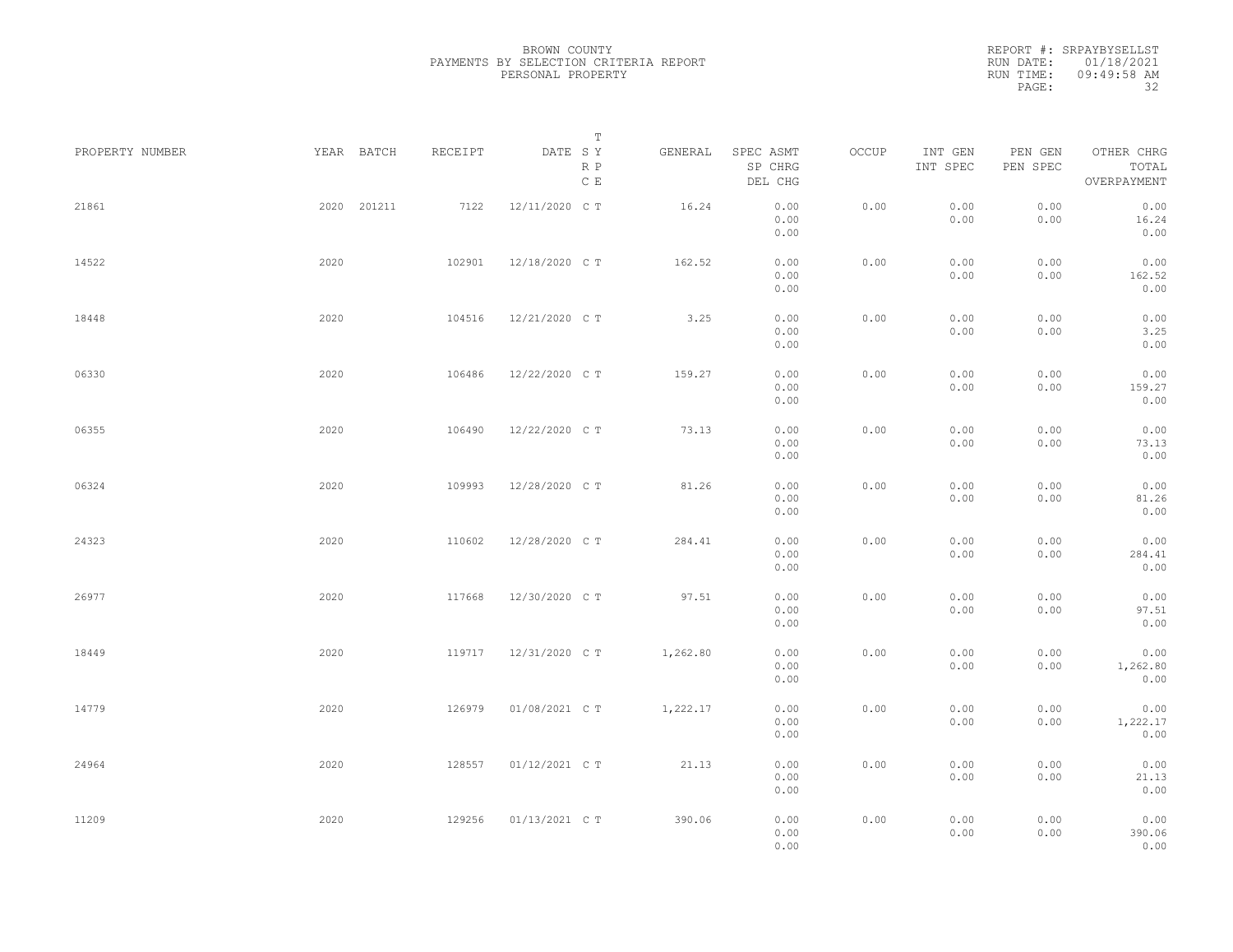BROWN COUNTY
PAYMENTS BY SELECTION CRITERIA REPORT
PERSONAL PROPERTY

REPORT #: SRPAYBYSELLST
RUN DATE: 01/18/2021
RUN TIME: 09:49:58 AM

| PROPERTY NUMBER | YEAR | BATCH | RECEIPT | DATE | T SY RP CE | GENERAL | SPEC ASMT SP CHRG DEL CHG | OCCUP | INT GEN INT SPEC | PEN GEN PEN SPEC | OTHER CHRG TOTAL OVERPAYMENT |
|---|---|---|---|---|---|---|---|---|---|---|---|
| 21861 | 2020 | 201211 | 7122 | 12/11/2020 | C T | 16.24 | 0.00 0.00 0.00 | 0.00 | 0.00 0.00 | 0.00 0.00 | 0.00 16.24 0.00 |
| 14522 | 2020 | | 102901 | 12/18/2020 | C T | 162.52 | 0.00 0.00 0.00 | 0.00 | 0.00 0.00 | 0.00 0.00 | 0.00 162.52 0.00 |
| 18448 | 2020 | | 104516 | 12/21/2020 | C T | 3.25 | 0.00 0.00 0.00 | 0.00 | 0.00 0.00 | 0.00 0.00 | 0.00 3.25 0.00 |
| 06330 | 2020 | | 106486 | 12/22/2020 | C T | 159.27 | 0.00 0.00 0.00 | 0.00 | 0.00 0.00 | 0.00 0.00 | 0.00 159.27 0.00 |
| 06355 | 2020 | | 106490 | 12/22/2020 | C T | 73.13 | 0.00 0.00 0.00 | 0.00 | 0.00 0.00 | 0.00 0.00 | 0.00 73.13 0.00 |
| 06324 | 2020 | | 109993 | 12/28/2020 | C T | 81.26 | 0.00 0.00 0.00 | 0.00 | 0.00 0.00 | 0.00 0.00 | 0.00 81.26 0.00 |
| 24323 | 2020 | | 110602 | 12/28/2020 | C T | 284.41 | 0.00 0.00 0.00 | 0.00 | 0.00 0.00 | 0.00 0.00 | 0.00 284.41 0.00 |
| 26977 | 2020 | | 117668 | 12/30/2020 | C T | 97.51 | 0.00 0.00 0.00 | 0.00 | 0.00 0.00 | 0.00 0.00 | 0.00 97.51 0.00 |
| 18449 | 2020 | | 119717 | 12/31/2020 | C T | 1,262.80 | 0.00 0.00 0.00 | 0.00 | 0.00 0.00 | 0.00 0.00 | 0.00 1,262.80 0.00 |
| 14779 | 2020 | | 126979 | 01/08/2021 | C T | 1,222.17 | 0.00 0.00 0.00 | 0.00 | 0.00 0.00 | 0.00 0.00 | 0.00 1,222.17 0.00 |
| 24964 | 2020 | | 128557 | 01/12/2021 | C T | 21.13 | 0.00 0.00 0.00 | 0.00 | 0.00 0.00 | 0.00 0.00 | 0.00 21.13 0.00 |
| 11209 | 2020 | | 129256 | 01/13/2021 | C T | 390.06 | 0.00 0.00 0.00 | 0.00 | 0.00 0.00 | 0.00 0.00 | 0.00 390.06 0.00 |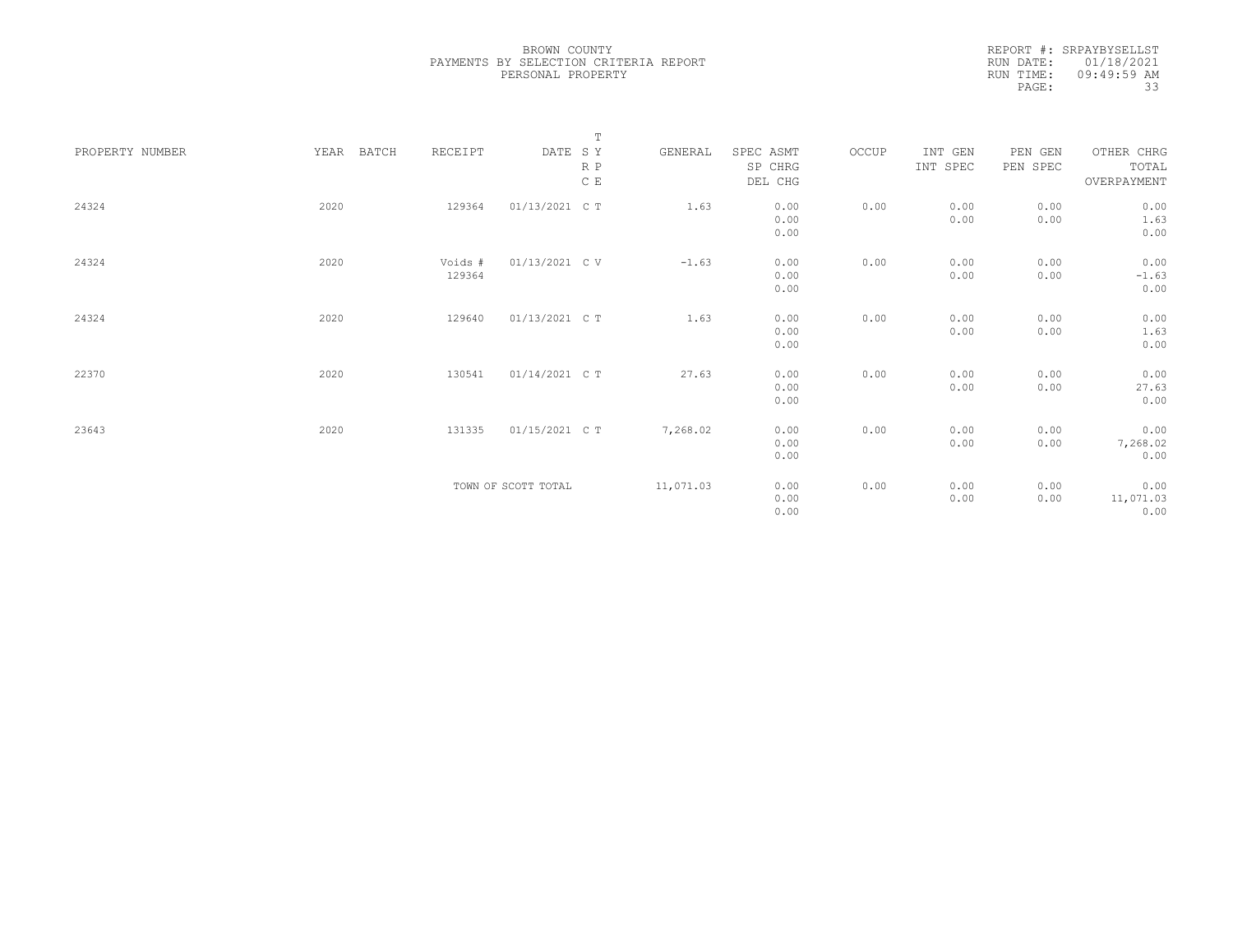BROWN COUNTY
PAYMENTS BY SELECTION CRITERIA REPORT
PERSONAL PROPERTY

REPORT #: SRPAYBYSELLST
RUN DATE: 01/18/2021
RUN TIME: 09:49:59 AM
PAGE: 33

| PROPERTY NUMBER | YEAR | BATCH | RECEIPT | DATE | T S Y R P C E | GENERAL | SPEC ASMT / SP CHRG / DEL CHG | OCCUP | INT GEN / INT SPEC | PEN GEN / PEN SPEC | OTHER CHRG / TOTAL / OVERPAYMENT |
|---|---|---|---|---|---|---|---|---|---|---|---|
| 24324 | 2020 | | 129364 | 01/13/2021 | C T | 1.63 | 0.00<br>0.00<br>0.00 | 0.00 | 0.00<br>0.00 | 0.00<br>0.00 | 0.00<br>1.63<br>0.00 |
| 24324 | 2020 | | Voids # 129364 | 01/13/2021 | C V | -1.63 | 0.00<br>0.00<br>0.00 | 0.00 | 0.00<br>0.00 | 0.00<br>0.00 | 0.00<br>-1.63<br>0.00 |
| 24324 | 2020 | | 129640 | 01/13/2021 | C T | 1.63 | 0.00<br>0.00<br>0.00 | 0.00 | 0.00<br>0.00 | 0.00<br>0.00 | 0.00<br>1.63<br>0.00 |
| 22370 | 2020 | | 130541 | 01/14/2021 | C T | 27.63 | 0.00<br>0.00<br>0.00 | 0.00 | 0.00<br>0.00 | 0.00<br>0.00 | 0.00<br>27.63<br>0.00 |
| 23643 | 2020 | | 131335 | 01/15/2021 | C T | 7,268.02 | 0.00<br>0.00<br>0.00 | 0.00 | 0.00<br>0.00 | 0.00<br>0.00 | 0.00<br>7,268.02<br>0.00 |
| | | | TOWN OF SCOTT TOTAL | | | 11,071.03 | 0.00<br>0.00<br>0.00 | 0.00 | 0.00<br>0.00 | 0.00<br>0.00 | 0.00<br>11,071.03<br>0.00 |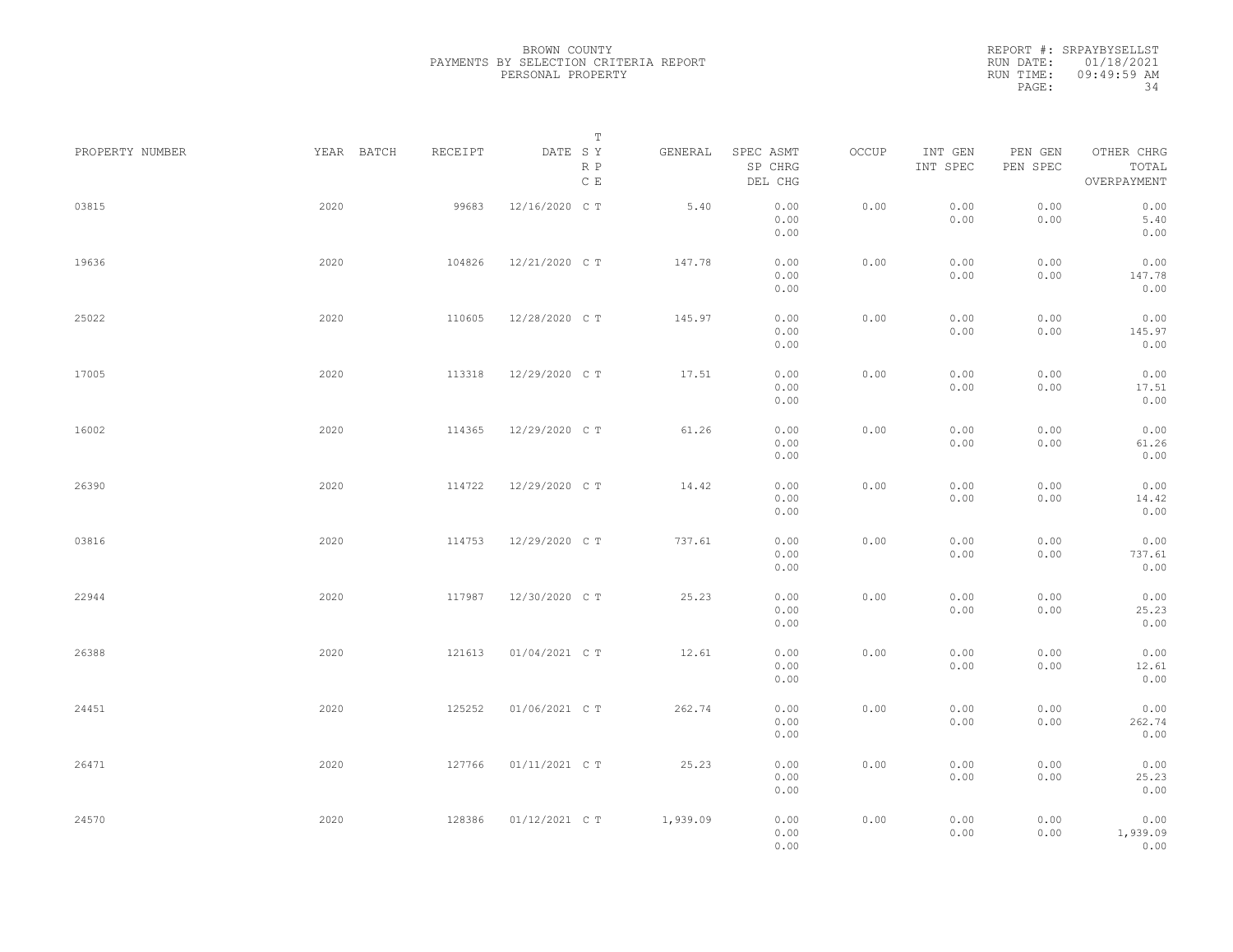BROWN COUNTY
PAYMENTS BY SELECTION CRITERIA REPORT
PERSONAL PROPERTY

REPORT #: SRPAYBYSELLST
RUN DATE: 01/18/2021
RUN TIME: 09:49:59 AM

| PROPERTY NUMBER | YEAR | BATCH | RECEIPT | DATE | T SY RP CE | GENERAL | SPEC ASMT / SP CHRG / DEL CHG | OCCUP | INT GEN / INT SPEC | PEN GEN / PEN SPEC | OTHER CHRG / TOTAL / OVERPAYMENT |
|---|---|---|---|---|---|---|---|---|---|---|---|
| 03815 | 2020 | | 99683 | 12/16/2020 | C T | 5.40 | 0.00 / 0.00 / 0.00 | 0.00 | 0.00 / 0.00 | 0.00 / 0.00 | 0.00 / 5.40 / 0.00 |
| 19636 | 2020 | | 104826 | 12/21/2020 | C T | 147.78 | 0.00 / 0.00 / 0.00 | 0.00 | 0.00 / 0.00 | 0.00 / 0.00 | 0.00 / 147.78 / 0.00 |
| 25022 | 2020 | | 110605 | 12/28/2020 | C T | 145.97 | 0.00 / 0.00 / 0.00 | 0.00 | 0.00 / 0.00 | 0.00 / 0.00 | 0.00 / 145.97 / 0.00 |
| 17005 | 2020 | | 113318 | 12/29/2020 | C T | 17.51 | 0.00 / 0.00 / 0.00 | 0.00 | 0.00 / 0.00 | 0.00 / 0.00 | 0.00 / 17.51 / 0.00 |
| 16002 | 2020 | | 114365 | 12/29/2020 | C T | 61.26 | 0.00 / 0.00 / 0.00 | 0.00 | 0.00 / 0.00 | 0.00 / 0.00 | 0.00 / 61.26 / 0.00 |
| 26390 | 2020 | | 114722 | 12/29/2020 | C T | 14.42 | 0.00 / 0.00 / 0.00 | 0.00 | 0.00 / 0.00 | 0.00 / 0.00 | 0.00 / 14.42 / 0.00 |
| 03816 | 2020 | | 114753 | 12/29/2020 | C T | 737.61 | 0.00 / 0.00 / 0.00 | 0.00 | 0.00 / 0.00 | 0.00 / 0.00 | 0.00 / 737.61 / 0.00 |
| 22944 | 2020 | | 117987 | 12/30/2020 | C T | 25.23 | 0.00 / 0.00 / 0.00 | 0.00 | 0.00 / 0.00 | 0.00 / 0.00 | 0.00 / 25.23 / 0.00 |
| 26388 | 2020 | | 121613 | 01/04/2021 | C T | 12.61 | 0.00 / 0.00 / 0.00 | 0.00 | 0.00 / 0.00 | 0.00 / 0.00 | 0.00 / 12.61 / 0.00 |
| 24451 | 2020 | | 125252 | 01/06/2021 | C T | 262.74 | 0.00 / 0.00 / 0.00 | 0.00 | 0.00 / 0.00 | 0.00 / 0.00 | 0.00 / 262.74 / 0.00 |
| 26471 | 2020 | | 127766 | 01/11/2021 | C T | 25.23 | 0.00 / 0.00 / 0.00 | 0.00 | 0.00 / 0.00 | 0.00 / 0.00 | 0.00 / 25.23 / 0.00 |
| 24570 | 2020 | | 128386 | 01/12/2021 | C T | 1,939.09 | 0.00 / 0.00 / 0.00 | 0.00 | 0.00 / 0.00 | 0.00 / 0.00 | 0.00 / 1,939.09 / 0.00 |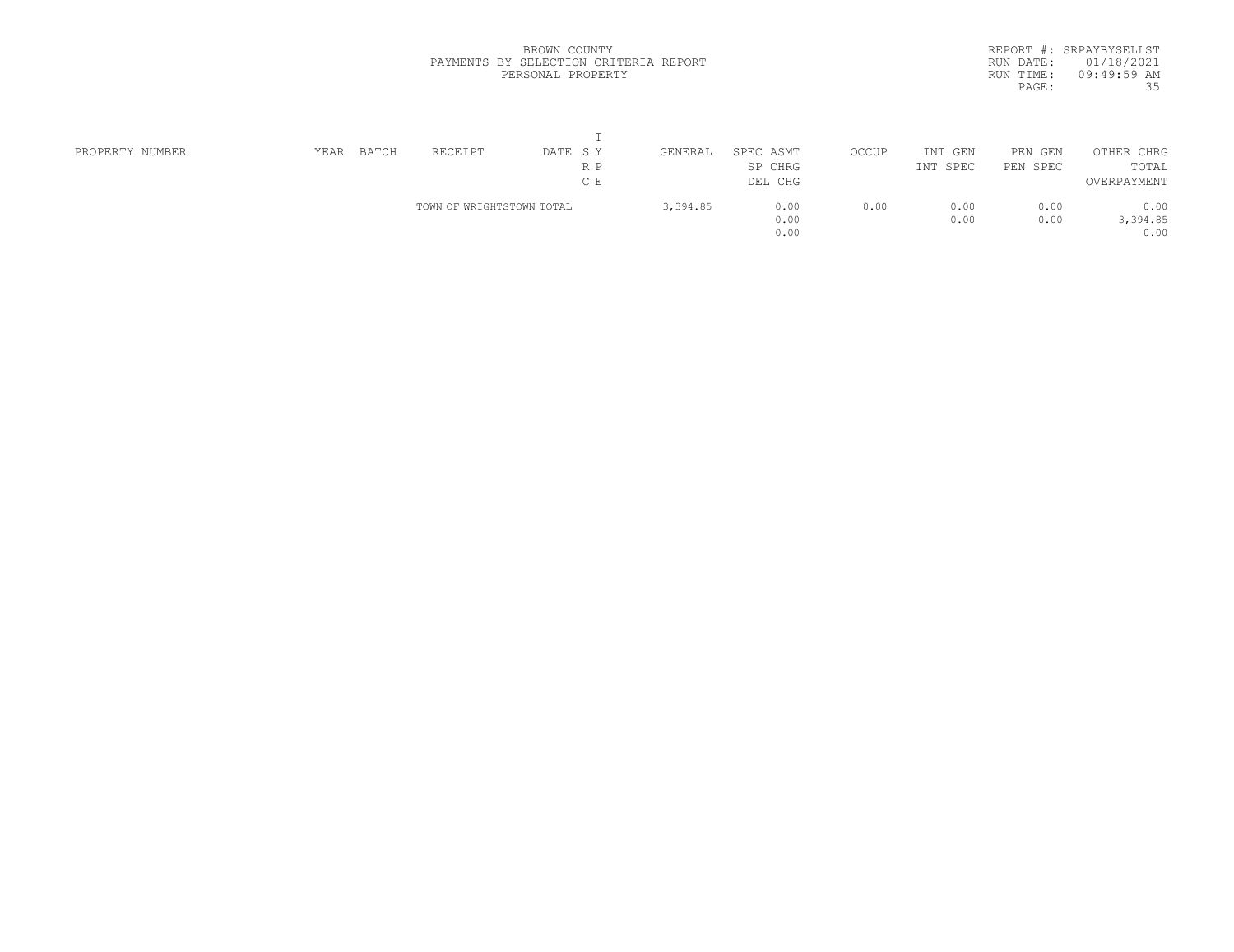BROWN COUNTY
PAYMENTS BY SELECTION CRITERIA REPORT
PERSONAL PROPERTY

REPORT #: SRPAYBYSELLST
RUN DATE: 01/18/2021
RUN TIME: 09:49:59 AM

| PROPERTY NUMBER | YEAR | BATCH | RECEIPT | DATE | T S Y R P C E | GENERAL | SPEC ASMT / SP CHRG / DEL CHG | OCCUP | INT GEN / INT SPEC | PEN GEN / PEN SPEC | OTHER CHRG / TOTAL / OVERPAYMENT |
|---|---|---|---|---|---|---|---|---|---|---|---|
| | | | TOWN OF WRIGHTSTOWN TOTAL | | | 3,394.85 | 0.00 / 0.00 / 0.00 | 0.00 | 0.00 / 0.00 | 0.00 / 0.00 | 0.00 / 3,394.85 / 0.00 |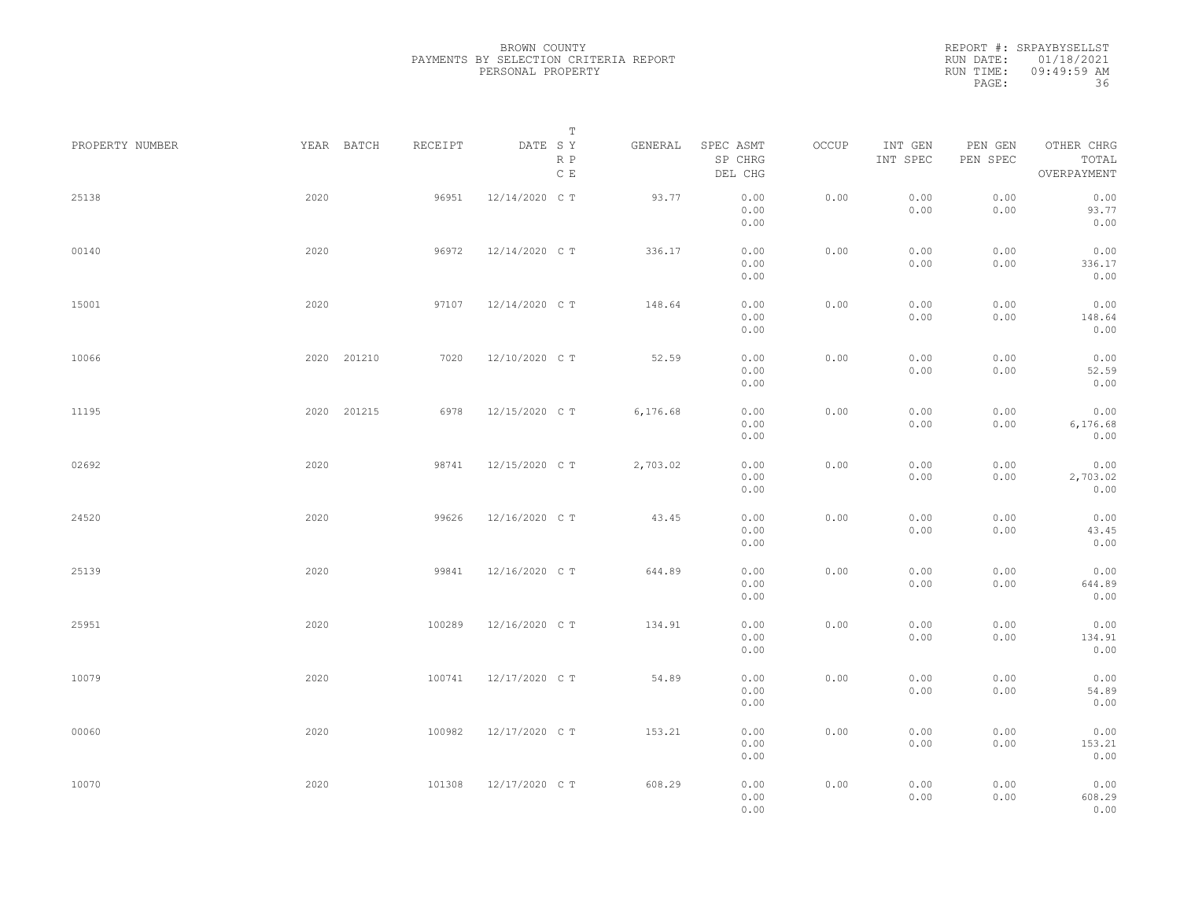BROWN COUNTY
PAYMENTS BY SELECTION CRITERIA REPORT
PERSONAL PROPERTY

REPORT #: SRPAYBYSELLST
RUN DATE: 01/18/2021
RUN TIME: 09:49:59 AM

| PROPERTY NUMBER | YEAR | BATCH | RECEIPT | DATE | T SY RP CE | GENERAL | SPEC ASMT / SP CHRG / DEL CHG | OCCUP | INT GEN / INT SPEC | PEN GEN / PEN SPEC | OTHER CHRG / TOTAL / OVERPAYMENT |
|---|---|---|---|---|---|---|---|---|---|---|---|
| 25138 | 2020 | | 96951 | 12/14/2020 | C T | 93.77 | 0.00 / 0.00 / 0.00 | 0.00 | 0.00 / 0.00 | 0.00 / 0.00 | 0.00 / 93.77 / 0.00 |
| 00140 | 2020 | | 96972 | 12/14/2020 | C T | 336.17 | 0.00 / 0.00 / 0.00 | 0.00 | 0.00 / 0.00 | 0.00 / 0.00 | 0.00 / 336.17 / 0.00 |
| 15001 | 2020 | | 97107 | 12/14/2020 | C T | 148.64 | 0.00 / 0.00 / 0.00 | 0.00 | 0.00 / 0.00 | 0.00 / 0.00 | 0.00 / 148.64 / 0.00 |
| 10066 | 2020 | 201210 | 7020 | 12/10/2020 | C T | 52.59 | 0.00 / 0.00 / 0.00 | 0.00 | 0.00 / 0.00 | 0.00 / 0.00 | 0.00 / 52.59 / 0.00 |
| 11195 | 2020 | 201215 | 6978 | 12/15/2020 | C T | 6,176.68 | 0.00 / 0.00 / 0.00 | 0.00 | 0.00 / 0.00 | 0.00 / 0.00 | 0.00 / 6,176.68 / 0.00 |
| 02692 | 2020 | | 98741 | 12/15/2020 | C T | 2,703.02 | 0.00 / 0.00 / 0.00 | 0.00 | 0.00 / 0.00 | 0.00 / 0.00 | 0.00 / 2,703.02 / 0.00 |
| 24520 | 2020 | | 99626 | 12/16/2020 | C T | 43.45 | 0.00 / 0.00 / 0.00 | 0.00 | 0.00 / 0.00 | 0.00 / 0.00 | 0.00 / 43.45 / 0.00 |
| 25139 | 2020 | | 99841 | 12/16/2020 | C T | 644.89 | 0.00 / 0.00 / 0.00 | 0.00 | 0.00 / 0.00 | 0.00 / 0.00 | 0.00 / 644.89 / 0.00 |
| 25951 | 2020 | | 100289 | 12/16/2020 | C T | 134.91 | 0.00 / 0.00 / 0.00 | 0.00 | 0.00 / 0.00 | 0.00 / 0.00 | 0.00 / 134.91 / 0.00 |
| 10079 | 2020 | | 100741 | 12/17/2020 | C T | 54.89 | 0.00 / 0.00 / 0.00 | 0.00 | 0.00 / 0.00 | 0.00 / 0.00 | 0.00 / 54.89 / 0.00 |
| 00060 | 2020 | | 100982 | 12/17/2020 | C T | 153.21 | 0.00 / 0.00 / 0.00 | 0.00 | 0.00 / 0.00 | 0.00 / 0.00 | 0.00 / 153.21 / 0.00 |
| 10070 | 2020 | | 101308 | 12/17/2020 | C T | 608.29 | 0.00 / 0.00 / 0.00 | 0.00 | 0.00 / 0.00 | 0.00 / 0.00 | 0.00 / 608.29 / 0.00 |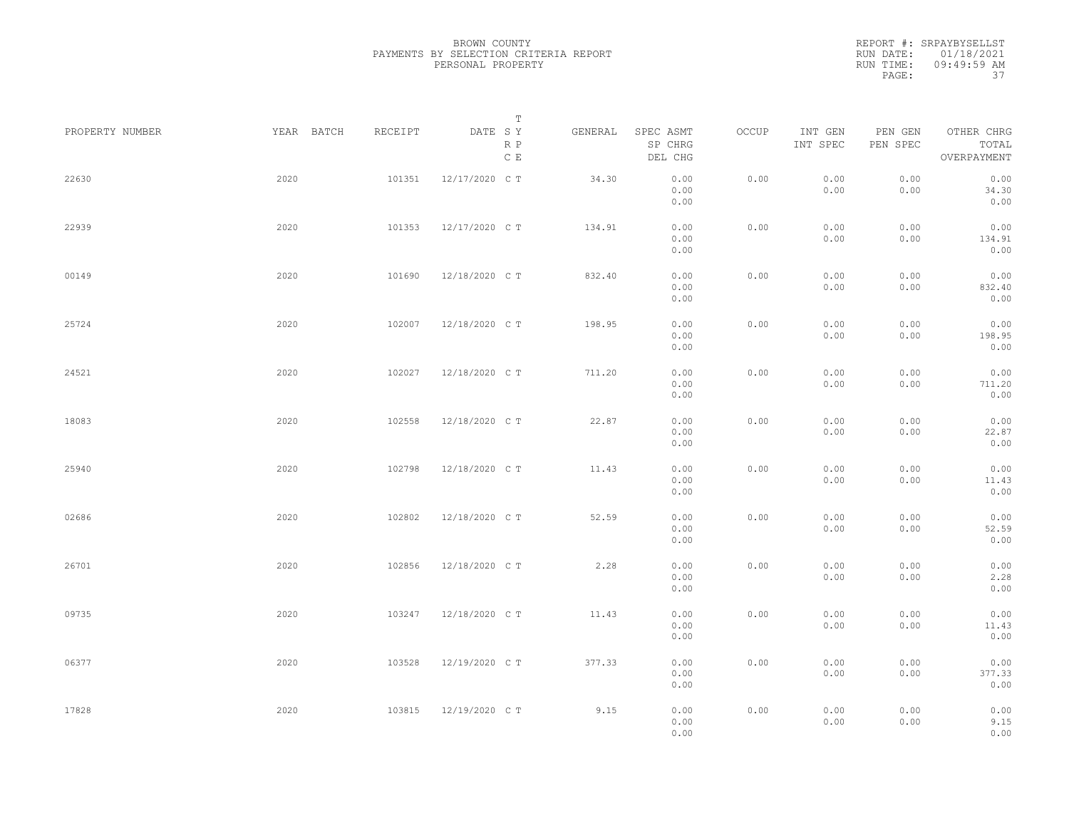BROWN COUNTY
PAYMENTS BY SELECTION CRITERIA REPORT
PERSONAL PROPERTY

REPORT #: SRPAYBYSELLST
RUN DATE: 01/18/2021
RUN TIME: 09:49:59 AM

| PROPERTY NUMBER | YEAR | BATCH | RECEIPT | DATE | T SY RP CE | GENERAL | SPEC ASMT / SP CHRG / DEL CHG | OCCUP | INT GEN / INT SPEC | PEN GEN / PEN SPEC | OTHER CHRG / TOTAL / OVERPAYMENT |
|---|---|---|---|---|---|---|---|---|---|---|---|
| 22630 | 2020 | | 101351 | 12/17/2020 | C T | 34.30 | 0.00 / 0.00 / 0.00 | 0.00 | 0.00 / 0.00 | 0.00 / 0.00 | 0.00 / 34.30 / 0.00 |
| 22939 | 2020 | | 101353 | 12/17/2020 | C T | 134.91 | 0.00 / 0.00 / 0.00 | 0.00 | 0.00 / 0.00 | 0.00 / 0.00 | 0.00 / 134.91 / 0.00 |
| 00149 | 2020 | | 101690 | 12/18/2020 | C T | 832.40 | 0.00 / 0.00 / 0.00 | 0.00 | 0.00 / 0.00 | 0.00 / 0.00 | 0.00 / 832.40 / 0.00 |
| 25724 | 2020 | | 102007 | 12/18/2020 | C T | 198.95 | 0.00 / 0.00 / 0.00 | 0.00 | 0.00 / 0.00 | 0.00 / 0.00 | 0.00 / 198.95 / 0.00 |
| 24521 | 2020 | | 102027 | 12/18/2020 | C T | 711.20 | 0.00 / 0.00 / 0.00 | 0.00 | 0.00 / 0.00 | 0.00 / 0.00 | 0.00 / 711.20 / 0.00 |
| 18083 | 2020 | | 102558 | 12/18/2020 | C T | 22.87 | 0.00 / 0.00 / 0.00 | 0.00 | 0.00 / 0.00 | 0.00 / 0.00 | 0.00 / 22.87 / 0.00 |
| 25940 | 2020 | | 102798 | 12/18/2020 | C T | 11.43 | 0.00 / 0.00 / 0.00 | 0.00 | 0.00 / 0.00 | 0.00 / 0.00 | 0.00 / 11.43 / 0.00 |
| 02686 | 2020 | | 102802 | 12/18/2020 | C T | 52.59 | 0.00 / 0.00 / 0.00 | 0.00 | 0.00 / 0.00 | 0.00 / 0.00 | 0.00 / 52.59 / 0.00 |
| 26701 | 2020 | | 102856 | 12/18/2020 | C T | 2.28 | 0.00 / 0.00 / 0.00 | 0.00 | 0.00 / 0.00 | 0.00 / 0.00 | 0.00 / 2.28 / 0.00 |
| 09735 | 2020 | | 103247 | 12/18/2020 | C T | 11.43 | 0.00 / 0.00 / 0.00 | 0.00 | 0.00 / 0.00 | 0.00 / 0.00 | 0.00 / 11.43 / 0.00 |
| 06377 | 2020 | | 103528 | 12/19/2020 | C T | 377.33 | 0.00 / 0.00 / 0.00 | 0.00 | 0.00 / 0.00 | 0.00 / 0.00 | 0.00 / 377.33 / 0.00 |
| 17828 | 2020 | | 103815 | 12/19/2020 | C T | 9.15 | 0.00 / 0.00 / 0.00 | 0.00 | 0.00 / 0.00 | 0.00 / 0.00 | 0.00 / 9.15 / 0.00 |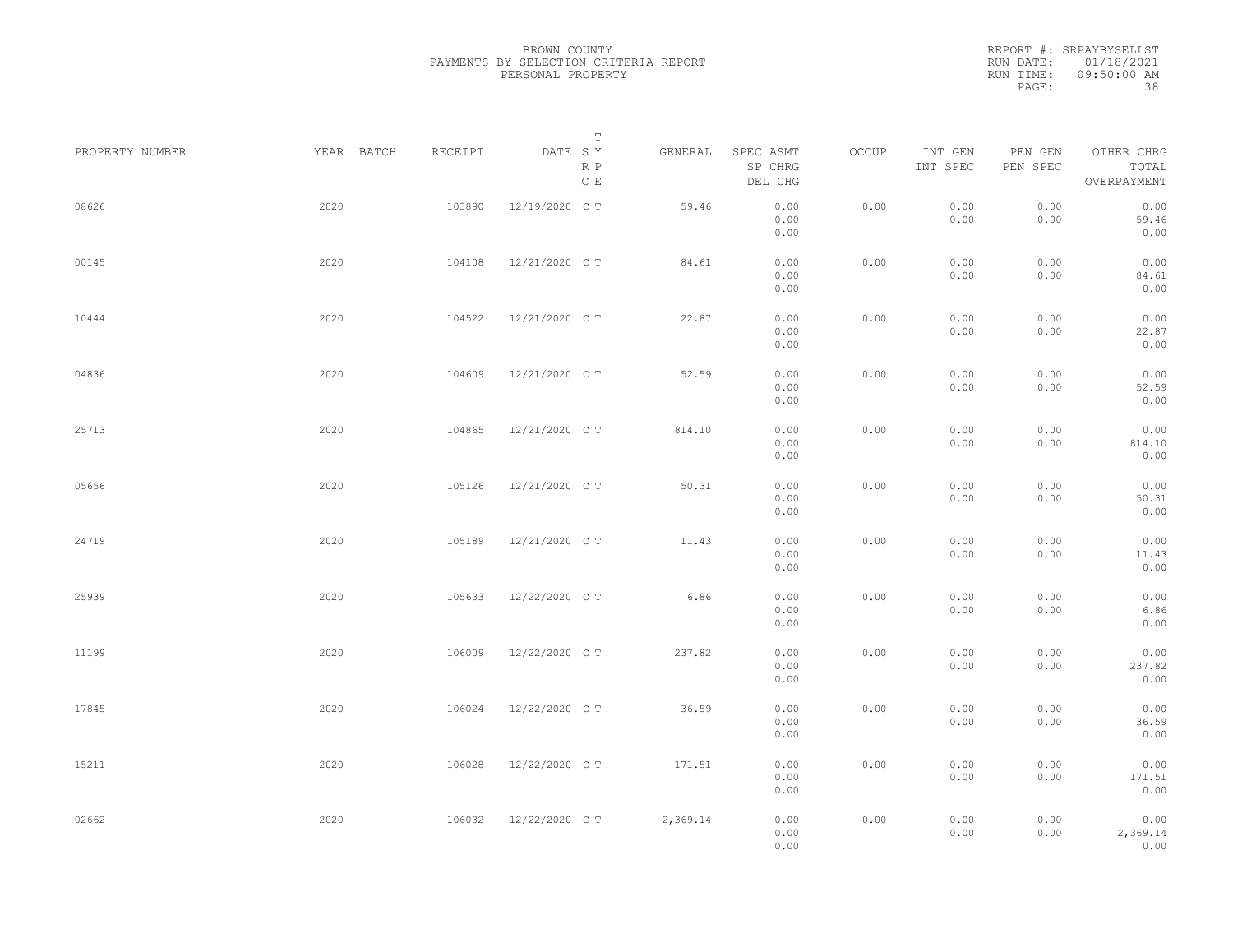BROWN COUNTY
PAYMENTS BY SELECTION CRITERIA REPORT
PERSONAL PROPERTY

REPORT #: SRPAYBYSELLST
RUN DATE: 01/18/2021
RUN TIME: 09:50:00 AM

| PROPERTY NUMBER | YEAR | BATCH | RECEIPT | DATE | T SY RP CE | GENERAL | SPEC ASMT / SP CHRG / DEL CHG | OCCUP | INT GEN / INT SPEC | PEN GEN / PEN SPEC | OTHER CHRG / TOTAL / OVERPAYMENT |
|---|---|---|---|---|---|---|---|---|---|---|---|
| 08626 | 2020 | | 103890 | 12/19/2020 | C T | 59.46 | 0.00 / 0.00 / 0.00 | 0.00 | 0.00 / 0.00 | 0.00 / 0.00 | 0.00 / 59.46 / 0.00 |
| 00145 | 2020 | | 104108 | 12/21/2020 | C T | 84.61 | 0.00 / 0.00 / 0.00 | 0.00 | 0.00 / 0.00 | 0.00 / 0.00 | 0.00 / 84.61 / 0.00 |
| 10444 | 2020 | | 104522 | 12/21/2020 | C T | 22.87 | 0.00 / 0.00 / 0.00 | 0.00 | 0.00 / 0.00 | 0.00 / 0.00 | 0.00 / 22.87 / 0.00 |
| 04836 | 2020 | | 104609 | 12/21/2020 | C T | 52.59 | 0.00 / 0.00 / 0.00 | 0.00 | 0.00 / 0.00 | 0.00 / 0.00 | 0.00 / 52.59 / 0.00 |
| 25713 | 2020 | | 104865 | 12/21/2020 | C T | 814.10 | 0.00 / 0.00 / 0.00 | 0.00 | 0.00 / 0.00 | 0.00 / 0.00 | 0.00 / 814.10 / 0.00 |
| 05656 | 2020 | | 105126 | 12/21/2020 | C T | 50.31 | 0.00 / 0.00 / 0.00 | 0.00 | 0.00 / 0.00 | 0.00 / 0.00 | 0.00 / 50.31 / 0.00 |
| 24719 | 2020 | | 105189 | 12/21/2020 | C T | 11.43 | 0.00 / 0.00 / 0.00 | 0.00 | 0.00 / 0.00 | 0.00 / 0.00 | 0.00 / 11.43 / 0.00 |
| 25939 | 2020 | | 105633 | 12/22/2020 | C T | 6.86 | 0.00 / 0.00 / 0.00 | 0.00 | 0.00 / 0.00 | 0.00 / 0.00 | 0.00 / 6.86 / 0.00 |
| 11199 | 2020 | | 106009 | 12/22/2020 | C T | 237.82 | 0.00 / 0.00 / 0.00 | 0.00 | 0.00 / 0.00 | 0.00 / 0.00 | 0.00 / 237.82 / 0.00 |
| 17845 | 2020 | | 106024 | 12/22/2020 | C T | 36.59 | 0.00 / 0.00 / 0.00 | 0.00 | 0.00 / 0.00 | 0.00 / 0.00 | 0.00 / 36.59 / 0.00 |
| 15211 | 2020 | | 106028 | 12/22/2020 | C T | 171.51 | 0.00 / 0.00 / 0.00 | 0.00 | 0.00 / 0.00 | 0.00 / 0.00 | 0.00 / 171.51 / 0.00 |
| 02662 | 2020 | | 106032 | 12/22/2020 | C T | 2,369.14 | 0.00 / 0.00 / 0.00 | 0.00 | 0.00 / 0.00 | 0.00 / 0.00 | 0.00 / 2,369.14 / 0.00 |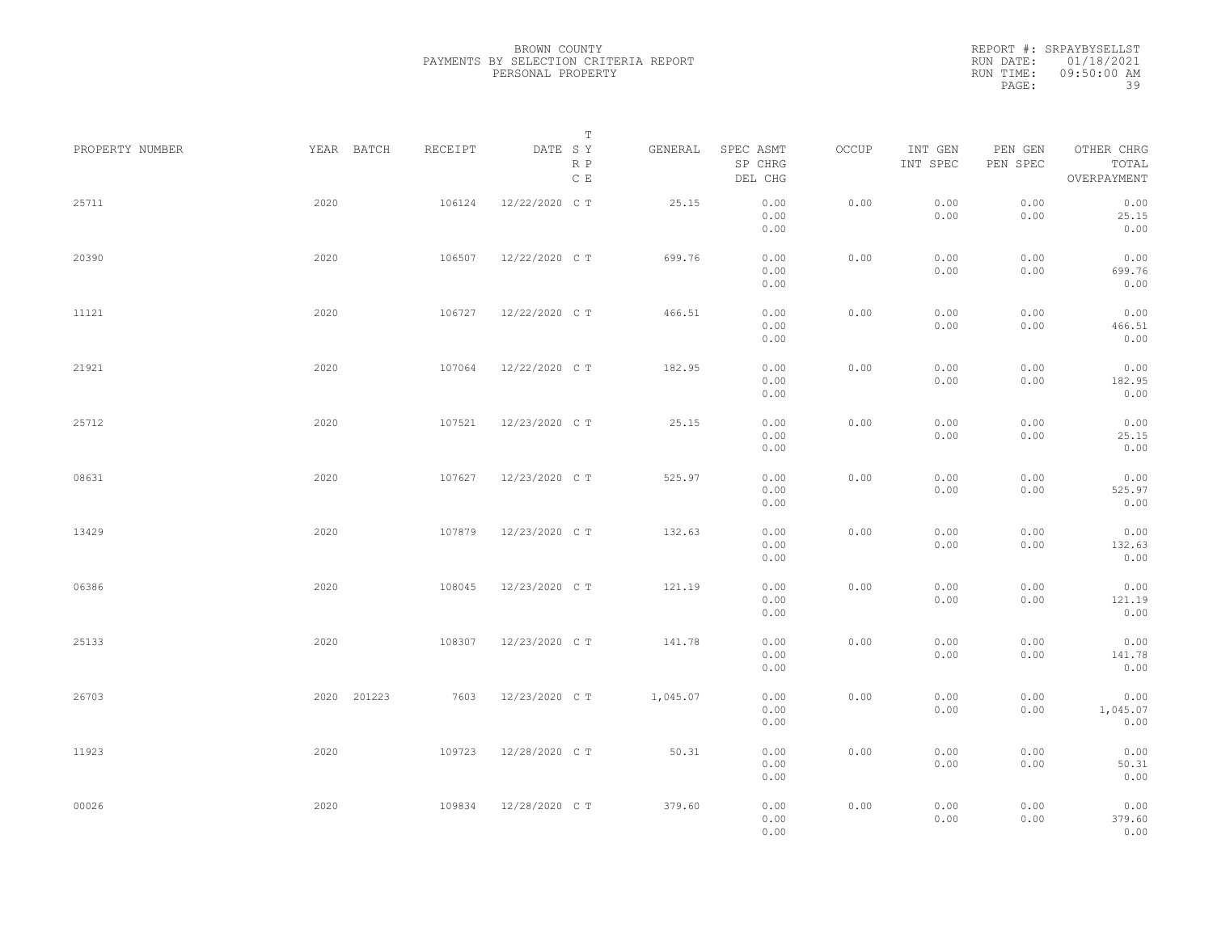BROWN COUNTY
PAYMENTS BY SELECTION CRITERIA REPORT
PERSONAL PROPERTY

REPORT #: SRPAYBYSELLST
RUN DATE: 01/18/2021
RUN TIME: 09:50:00 AM

| PROPERTY NUMBER | YEAR | BATCH | RECEIPT | DATE | T SY RP CE | GENERAL | SPEC ASMT SP CHRG DEL CHG | OCCUP | INT GEN INT SPEC | PEN GEN PEN SPEC | OTHER CHRG TOTAL OVERPAYMENT |
|---|---|---|---|---|---|---|---|---|---|---|---|
| 25711 | 2020 | | 106124 | 12/22/2020 | C T | 25.15 | 0.00 0.00 0.00 | 0.00 | 0.00 0.00 | 0.00 0.00 | 0.00 25.15 0.00 |
| 20390 | 2020 | | 106507 | 12/22/2020 | C T | 699.76 | 0.00 0.00 0.00 | 0.00 | 0.00 0.00 | 0.00 0.00 | 0.00 699.76 0.00 |
| 11121 | 2020 | | 106727 | 12/22/2020 | C T | 466.51 | 0.00 0.00 0.00 | 0.00 | 0.00 0.00 | 0.00 0.00 | 0.00 466.51 0.00 |
| 21921 | 2020 | | 107064 | 12/22/2020 | C T | 182.95 | 0.00 0.00 0.00 | 0.00 | 0.00 0.00 | 0.00 0.00 | 0.00 182.95 0.00 |
| 25712 | 2020 | | 107521 | 12/23/2020 | C T | 25.15 | 0.00 0.00 0.00 | 0.00 | 0.00 0.00 | 0.00 0.00 | 0.00 25.15 0.00 |
| 08631 | 2020 | | 107627 | 12/23/2020 | C T | 525.97 | 0.00 0.00 0.00 | 0.00 | 0.00 0.00 | 0.00 0.00 | 0.00 525.97 0.00 |
| 13429 | 2020 | | 107879 | 12/23/2020 | C T | 132.63 | 0.00 0.00 0.00 | 0.00 | 0.00 0.00 | 0.00 0.00 | 0.00 132.63 0.00 |
| 06386 | 2020 | | 108045 | 12/23/2020 | C T | 121.19 | 0.00 0.00 0.00 | 0.00 | 0.00 0.00 | 0.00 0.00 | 0.00 121.19 0.00 |
| 25133 | 2020 | | 108307 | 12/23/2020 | C T | 141.78 | 0.00 0.00 0.00 | 0.00 | 0.00 0.00 | 0.00 0.00 | 0.00 141.78 0.00 |
| 26703 | 2020 | 201223 | 7603 | 12/23/2020 | C T | 1,045.07 | 0.00 0.00 0.00 | 0.00 | 0.00 0.00 | 0.00 0.00 | 0.00 1,045.07 0.00 |
| 11923 | 2020 | | 109723 | 12/28/2020 | C T | 50.31 | 0.00 0.00 0.00 | 0.00 | 0.00 0.00 | 0.00 0.00 | 0.00 50.31 0.00 |
| 00026 | 2020 | | 109834 | 12/28/2020 | C T | 379.60 | 0.00 0.00 0.00 | 0.00 | 0.00 0.00 | 0.00 0.00 | 0.00 379.60 0.00 |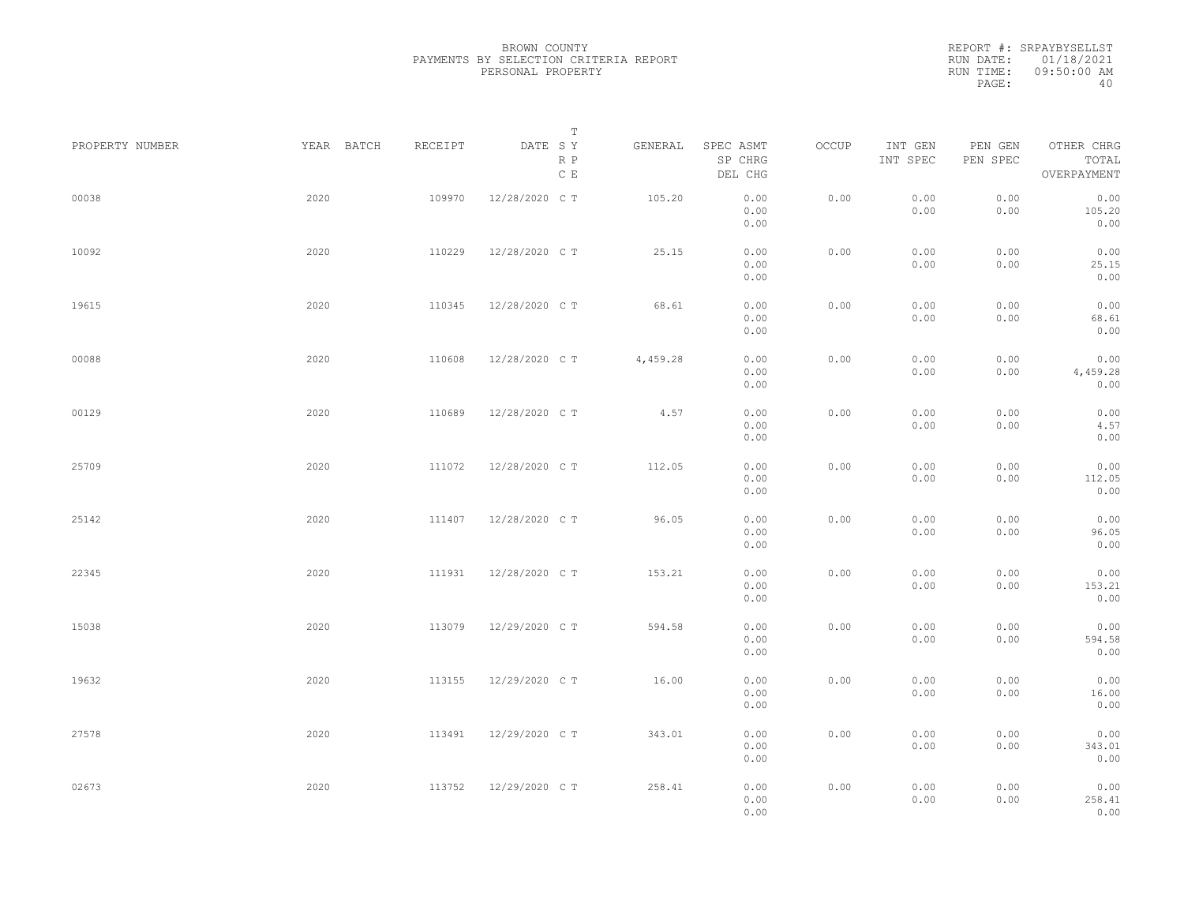BROWN COUNTY
PAYMENTS BY SELECTION CRITERIA REPORT
PERSONAL PROPERTY

REPORT #: SRPAYBYSELLST
RUN DATE: 01/18/2021
RUN TIME: 09:50:00 AM

| PROPERTY NUMBER | YEAR | BATCH | RECEIPT | DATE | T SY RP CE | GENERAL | SPEC ASMT SP CHRG DEL CHG | OCCUP | INT GEN INT SPEC | PEN GEN PEN SPEC | OTHER CHRG TOTAL OVERPAYMENT |
|---|---|---|---|---|---|---|---|---|---|---|---|
| 00038 | 2020 | | 109970 | 12/28/2020 | C T | 105.20 | 0.00 0.00 0.00 | 0.00 | 0.00 0.00 | 0.00 0.00 | 0.00 105.20 0.00 |
| 10092 | 2020 | | 110229 | 12/28/2020 | C T | 25.15 | 0.00 0.00 0.00 | 0.00 | 0.00 0.00 | 0.00 0.00 | 0.00 25.15 0.00 |
| 19615 | 2020 | | 110345 | 12/28/2020 | C T | 68.61 | 0.00 0.00 0.00 | 0.00 | 0.00 0.00 | 0.00 0.00 | 0.00 68.61 0.00 |
| 00088 | 2020 | | 110608 | 12/28/2020 | C T | 4,459.28 | 0.00 0.00 0.00 | 0.00 | 0.00 0.00 | 0.00 0.00 | 0.00 4,459.28 0.00 |
| 00129 | 2020 | | 110689 | 12/28/2020 | C T | 4.57 | 0.00 0.00 0.00 | 0.00 | 0.00 0.00 | 0.00 0.00 | 0.00 4.57 0.00 |
| 25709 | 2020 | | 111072 | 12/28/2020 | C T | 112.05 | 0.00 0.00 0.00 | 0.00 | 0.00 0.00 | 0.00 0.00 | 0.00 112.05 0.00 |
| 25142 | 2020 | | 111407 | 12/28/2020 | C T | 96.05 | 0.00 0.00 0.00 | 0.00 | 0.00 0.00 | 0.00 0.00 | 0.00 96.05 0.00 |
| 22345 | 2020 | | 111931 | 12/28/2020 | C T | 153.21 | 0.00 0.00 0.00 | 0.00 | 0.00 0.00 | 0.00 0.00 | 0.00 153.21 0.00 |
| 15038 | 2020 | | 113079 | 12/29/2020 | C T | 594.58 | 0.00 0.00 0.00 | 0.00 | 0.00 0.00 | 0.00 0.00 | 0.00 594.58 0.00 |
| 19632 | 2020 | | 113155 | 12/29/2020 | C T | 16.00 | 0.00 0.00 0.00 | 0.00 | 0.00 0.00 | 0.00 0.00 | 0.00 16.00 0.00 |
| 27578 | 2020 | | 113491 | 12/29/2020 | C T | 343.01 | 0.00 0.00 0.00 | 0.00 | 0.00 0.00 | 0.00 0.00 | 0.00 343.01 0.00 |
| 02673 | 2020 | | 113752 | 12/29/2020 | C T | 258.41 | 0.00 0.00 0.00 | 0.00 | 0.00 0.00 | 0.00 0.00 | 0.00 258.41 0.00 |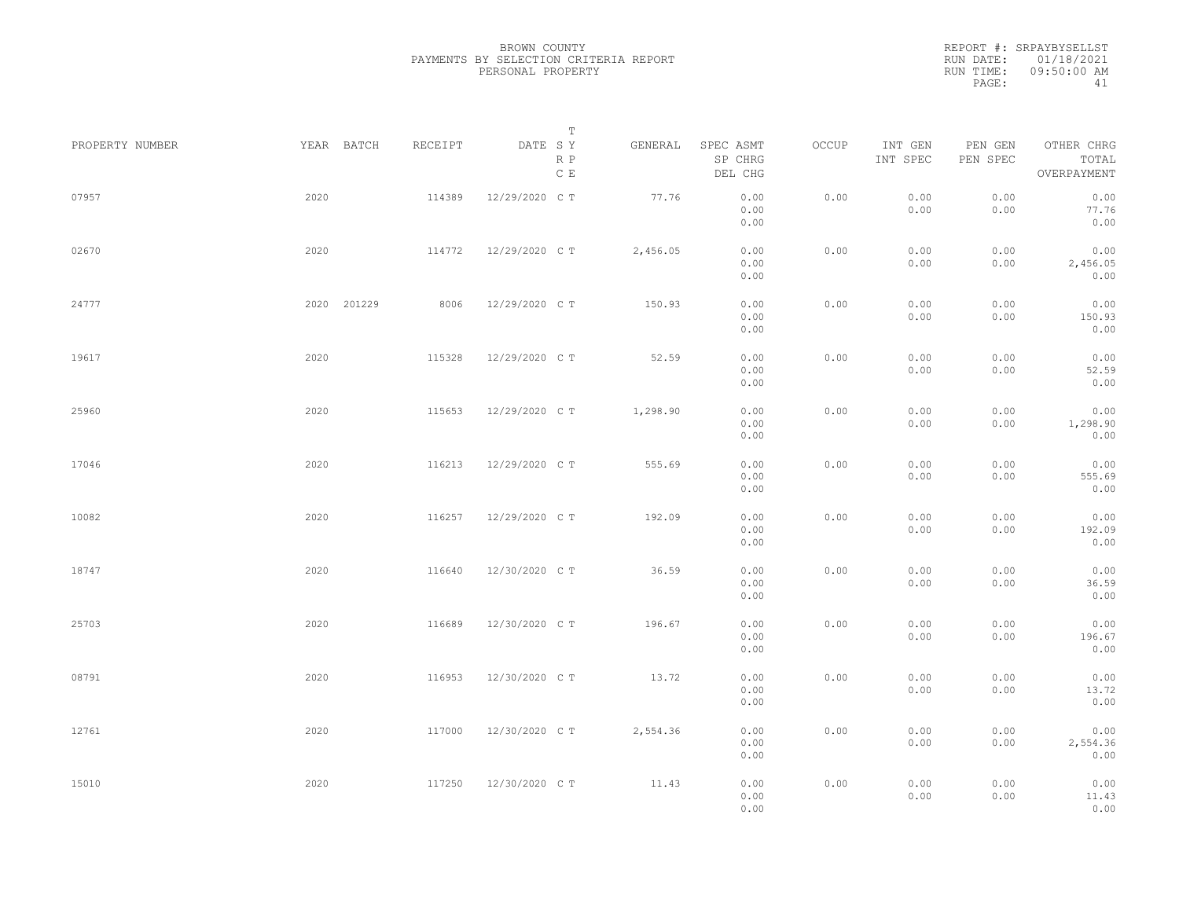BROWN COUNTY
PAYMENTS BY SELECTION CRITERIA REPORT
PERSONAL PROPERTY

REPORT #: SRPAYBYSELLST
RUN DATE: 01/18/2021
RUN TIME: 09:50:00 AM
PAGE: 41

| PROPERTY NUMBER | YEAR | BATCH | RECEIPT | DATE | T SY RP CE | GENERAL | SPEC ASMT / SP CHRG / DEL CHG | OCCUP | INT GEN / INT SPEC | PEN GEN / PEN SPEC | OTHER CHRG / TOTAL / OVERPAYMENT |
|---|---|---|---|---|---|---|---|---|---|---|---|
| 07957 | 2020 | | 114389 | 12/29/2020 | C T | 77.76 | 0.00 / 0.00 / 0.00 | 0.00 | 0.00 / 0.00 | 0.00 / 0.00 | 0.00 / 77.76 / 0.00 |
| 02670 | 2020 | | 114772 | 12/29/2020 | C T | 2,456.05 | 0.00 / 0.00 / 0.00 | 0.00 | 0.00 / 0.00 | 0.00 / 0.00 | 0.00 / 2,456.05 / 0.00 |
| 24777 | 2020 | 201229 | 8006 | 12/29/2020 | C T | 150.93 | 0.00 / 0.00 / 0.00 | 0.00 | 0.00 / 0.00 | 0.00 / 0.00 | 0.00 / 150.93 / 0.00 |
| 19617 | 2020 | | 115328 | 12/29/2020 | C T | 52.59 | 0.00 / 0.00 / 0.00 | 0.00 | 0.00 / 0.00 | 0.00 / 0.00 | 0.00 / 52.59 / 0.00 |
| 25960 | 2020 | | 115653 | 12/29/2020 | C T | 1,298.90 | 0.00 / 0.00 / 0.00 | 0.00 | 0.00 / 0.00 | 0.00 / 0.00 | 0.00 / 1,298.90 / 0.00 |
| 17046 | 2020 | | 116213 | 12/29/2020 | C T | 555.69 | 0.00 / 0.00 / 0.00 | 0.00 | 0.00 / 0.00 | 0.00 / 0.00 | 0.00 / 555.69 / 0.00 |
| 10082 | 2020 | | 116257 | 12/29/2020 | C T | 192.09 | 0.00 / 0.00 / 0.00 | 0.00 | 0.00 / 0.00 | 0.00 / 0.00 | 0.00 / 192.09 / 0.00 |
| 18747 | 2020 | | 116640 | 12/30/2020 | C T | 36.59 | 0.00 / 0.00 / 0.00 | 0.00 | 0.00 / 0.00 | 0.00 / 0.00 | 0.00 / 36.59 / 0.00 |
| 25703 | 2020 | | 116689 | 12/30/2020 | C T | 196.67 | 0.00 / 0.00 / 0.00 | 0.00 | 0.00 / 0.00 | 0.00 / 0.00 | 0.00 / 196.67 / 0.00 |
| 08791 | 2020 | | 116953 | 12/30/2020 | C T | 13.72 | 0.00 / 0.00 / 0.00 | 0.00 | 0.00 / 0.00 | 0.00 / 0.00 | 0.00 / 13.72 / 0.00 |
| 12761 | 2020 | | 117000 | 12/30/2020 | C T | 2,554.36 | 0.00 / 0.00 / 0.00 | 0.00 | 0.00 / 0.00 | 0.00 / 0.00 | 0.00 / 2,554.36 / 0.00 |
| 15010 | 2020 | | 117250 | 12/30/2020 | C T | 11.43 | 0.00 / 0.00 / 0.00 | 0.00 | 0.00 / 0.00 | 0.00 / 0.00 | 0.00 / 11.43 / 0.00 |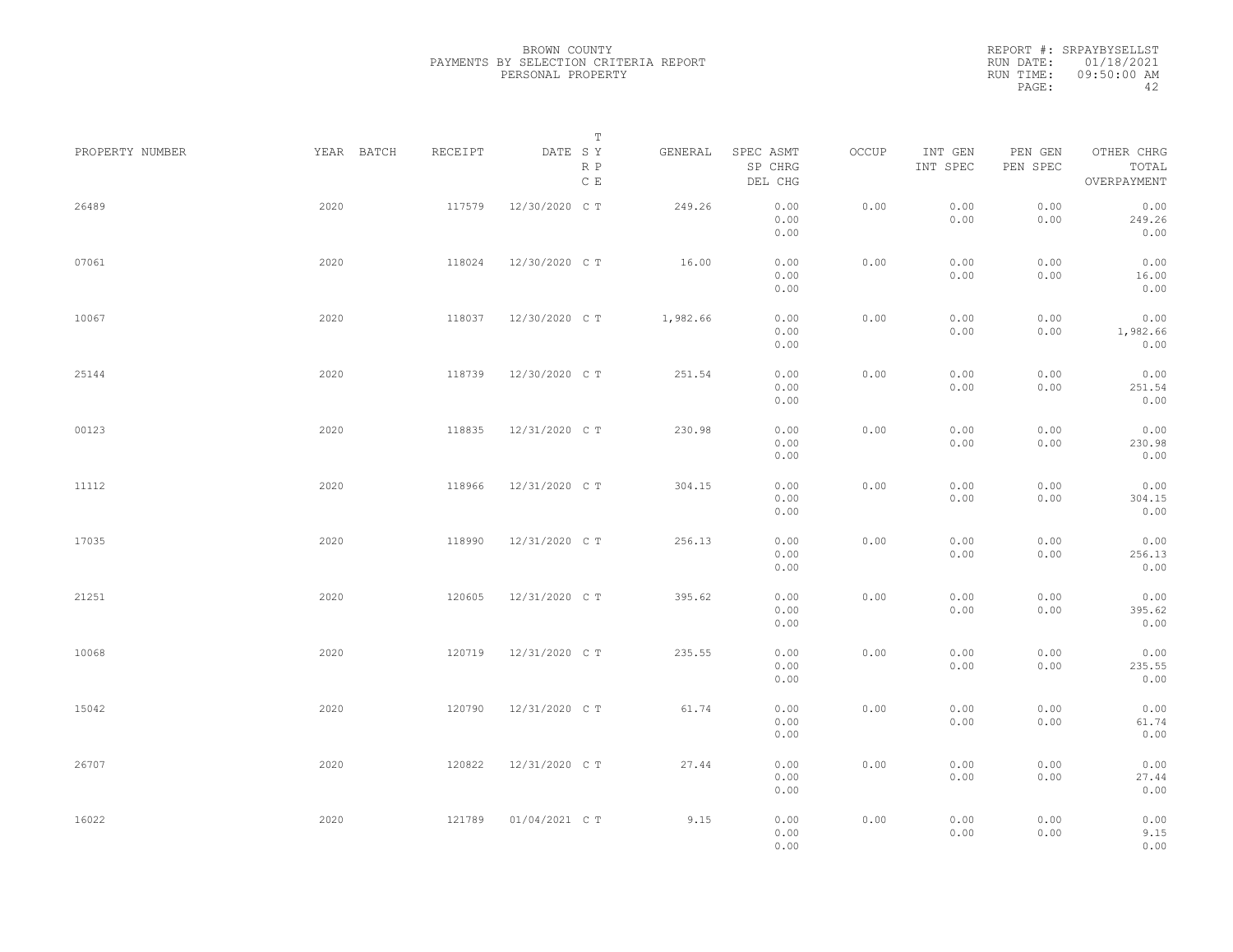BROWN COUNTY
PAYMENTS BY SELECTION CRITERIA REPORT
PERSONAL PROPERTY

REPORT #: SRPAYBYSELLST
RUN DATE: 01/18/2021
RUN TIME: 09:50:00 AM

| PROPERTY NUMBER | YEAR | BATCH | RECEIPT | DATE | T SY RP CE | GENERAL | SPEC ASMT / SP CHRG / DEL CHG | OCCUP | INT GEN / INT SPEC | PEN GEN / PEN SPEC | OTHER CHRG / TOTAL / OVERPAYMENT |
|---|---|---|---|---|---|---|---|---|---|---|---|
| 26489 | 2020 | | 117579 | 12/30/2020 | C T | 249.26 | 0.00 / 0.00 / 0.00 | 0.00 | 0.00 / 0.00 | 0.00 / 0.00 | 0.00 / 249.26 / 0.00 |
| 07061 | 2020 | | 118024 | 12/30/2020 | C T | 16.00 | 0.00 / 0.00 / 0.00 | 0.00 | 0.00 / 0.00 | 0.00 / 0.00 | 0.00 / 16.00 / 0.00 |
| 10067 | 2020 | | 118037 | 12/30/2020 | C T | 1,982.66 | 0.00 / 0.00 / 0.00 | 0.00 | 0.00 / 0.00 | 0.00 / 0.00 | 0.00 / 1,982.66 / 0.00 |
| 25144 | 2020 | | 118739 | 12/30/2020 | C T | 251.54 | 0.00 / 0.00 / 0.00 | 0.00 | 0.00 / 0.00 | 0.00 / 0.00 | 0.00 / 251.54 / 0.00 |
| 00123 | 2020 | | 118835 | 12/31/2020 | C T | 230.98 | 0.00 / 0.00 / 0.00 | 0.00 | 0.00 / 0.00 | 0.00 / 0.00 | 0.00 / 230.98 / 0.00 |
| 11112 | 2020 | | 118966 | 12/31/2020 | C T | 304.15 | 0.00 / 0.00 / 0.00 | 0.00 | 0.00 / 0.00 | 0.00 / 0.00 | 0.00 / 304.15 / 0.00 |
| 17035 | 2020 | | 118990 | 12/31/2020 | C T | 256.13 | 0.00 / 0.00 / 0.00 | 0.00 | 0.00 / 0.00 | 0.00 / 0.00 | 0.00 / 256.13 / 0.00 |
| 21251 | 2020 | | 120605 | 12/31/2020 | C T | 395.62 | 0.00 / 0.00 / 0.00 | 0.00 | 0.00 / 0.00 | 0.00 / 0.00 | 0.00 / 395.62 / 0.00 |
| 10068 | 2020 | | 120719 | 12/31/2020 | C T | 235.55 | 0.00 / 0.00 / 0.00 | 0.00 | 0.00 / 0.00 | 0.00 / 0.00 | 0.00 / 235.55 / 0.00 |
| 15042 | 2020 | | 120790 | 12/31/2020 | C T | 61.74 | 0.00 / 0.00 / 0.00 | 0.00 | 0.00 / 0.00 | 0.00 / 0.00 | 0.00 / 61.74 / 0.00 |
| 26707 | 2020 | | 120822 | 12/31/2020 | C T | 27.44 | 0.00 / 0.00 / 0.00 | 0.00 | 0.00 / 0.00 | 0.00 / 0.00 | 0.00 / 27.44 / 0.00 |
| 16022 | 2020 | | 121789 | 01/04/2021 | C T | 9.15 | 0.00 / 0.00 / 0.00 | 0.00 | 0.00 / 0.00 | 0.00 / 0.00 | 0.00 / 9.15 / 0.00 |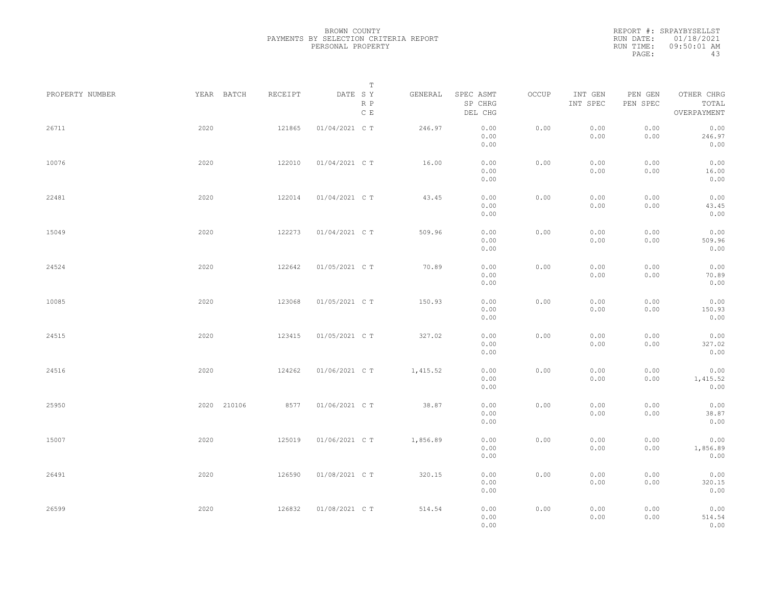BROWN COUNTY
PAYMENTS BY SELECTION CRITERIA REPORT
PERSONAL PROPERTY

REPORT #: SRPAYBYSELLST
RUN DATE: 01/18/2021
RUN TIME: 09:50:01 AM

| PROPERTY NUMBER | YEAR | BATCH | RECEIPT | DATE | T SY RP CE | GENERAL | SPEC ASMT / SP CHRG / DEL CHG | OCCUP | INT GEN / INT SPEC | PEN GEN / PEN SPEC | OTHER CHRG / TOTAL / OVERPAYMENT |
|---|---|---|---|---|---|---|---|---|---|---|---|
| 26711 | 2020 | | 121865 | 01/04/2021 | C T | 246.97 | 0.00 / 0.00 / 0.00 | 0.00 | 0.00 / 0.00 | 0.00 / 0.00 | 0.00 / 246.97 / 0.00 |
| 10076 | 2020 | | 122010 | 01/04/2021 | C T | 16.00 | 0.00 / 0.00 / 0.00 | 0.00 | 0.00 / 0.00 | 0.00 / 0.00 | 0.00 / 16.00 / 0.00 |
| 22481 | 2020 | | 122014 | 01/04/2021 | C T | 43.45 | 0.00 / 0.00 / 0.00 | 0.00 | 0.00 / 0.00 | 0.00 / 0.00 | 0.00 / 43.45 / 0.00 |
| 15049 | 2020 | | 122273 | 01/04/2021 | C T | 509.96 | 0.00 / 0.00 / 0.00 | 0.00 | 0.00 / 0.00 | 0.00 / 0.00 | 0.00 / 509.96 / 0.00 |
| 24524 | 2020 | | 122642 | 01/05/2021 | C T | 70.89 | 0.00 / 0.00 / 0.00 | 0.00 | 0.00 / 0.00 | 0.00 / 0.00 | 0.00 / 70.89 / 0.00 |
| 10085 | 2020 | | 123068 | 01/05/2021 | C T | 150.93 | 0.00 / 0.00 / 0.00 | 0.00 | 0.00 / 0.00 | 0.00 / 0.00 | 0.00 / 150.93 / 0.00 |
| 24515 | 2020 | | 123415 | 01/05/2021 | C T | 327.02 | 0.00 / 0.00 / 0.00 | 0.00 | 0.00 / 0.00 | 0.00 / 0.00 | 0.00 / 327.02 / 0.00 |
| 24516 | 2020 | | 124262 | 01/06/2021 | C T | 1,415.52 | 0.00 / 0.00 / 0.00 | 0.00 | 0.00 / 0.00 | 0.00 / 0.00 | 0.00 / 1,415.52 / 0.00 |
| 25950 | 2020 | 210106 | 8577 | 01/06/2021 | C T | 38.87 | 0.00 / 0.00 / 0.00 | 0.00 | 0.00 / 0.00 | 0.00 / 0.00 | 0.00 / 38.87 / 0.00 |
| 15007 | 2020 | | 125019 | 01/06/2021 | C T | 1,856.89 | 0.00 / 0.00 / 0.00 | 0.00 | 0.00 / 0.00 | 0.00 / 0.00 | 0.00 / 1,856.89 / 0.00 |
| 26491 | 2020 | | 126590 | 01/08/2021 | C T | 320.15 | 0.00 / 0.00 / 0.00 | 0.00 | 0.00 / 0.00 | 0.00 / 0.00 | 0.00 / 320.15 / 0.00 |
| 26599 | 2020 | | 126832 | 01/08/2021 | C T | 514.54 | 0.00 / 0.00 / 0.00 | 0.00 | 0.00 / 0.00 | 0.00 / 0.00 | 0.00 / 514.54 / 0.00 |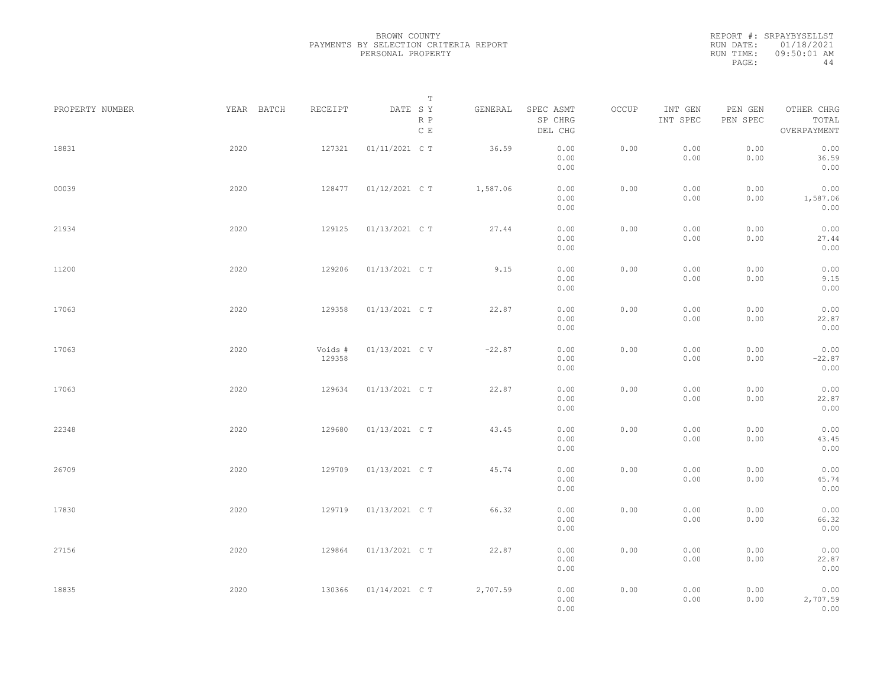BROWN COUNTY
PAYMENTS BY SELECTION CRITERIA REPORT
PERSONAL PROPERTY

REPORT #: SRPAYBYSELLST
RUN DATE: 01/18/2021
RUN TIME: 09:50:01 AM

| PROPERTY NUMBER | YEAR | BATCH | RECEIPT | DATE | T S Y | R P C E | GENERAL | SPEC ASMT / SP CHRG / DEL CHG | OCCUP | INT GEN / INT SPEC | PEN GEN / PEN SPEC | OTHER CHRG / TOTAL / OVERPAYMENT |
|---|---|---|---|---|---|---|---|---|---|---|---|---|
| 18831 | 2020 | | 127321 | 01/11/2021 | C | T | 36.59 | 0.00 / 0.00 / 0.00 | 0.00 | 0.00 / 0.00 | 0.00 / 0.00 | 0.00 / 36.59 / 0.00 |
| 00039 | 2020 | | 128477 | 01/12/2021 | C | T | 1,587.06 | 0.00 / 0.00 / 0.00 | 0.00 | 0.00 / 0.00 | 0.00 / 0.00 | 0.00 / 1,587.06 / 0.00 |
| 21934 | 2020 | | 129125 | 01/13/2021 | C | T | 27.44 | 0.00 / 0.00 / 0.00 | 0.00 | 0.00 / 0.00 | 0.00 / 0.00 | 0.00 / 27.44 / 0.00 |
| 11200 | 2020 | | 129206 | 01/13/2021 | C | T | 9.15 | 0.00 / 0.00 / 0.00 | 0.00 | 0.00 / 0.00 | 0.00 / 0.00 | 0.00 / 9.15 / 0.00 |
| 17063 | 2020 | | 129358 | 01/13/2021 | C | T | 22.87 | 0.00 / 0.00 / 0.00 | 0.00 | 0.00 / 0.00 | 0.00 / 0.00 | 0.00 / 22.87 / 0.00 |
| 17063 | 2020 | | Voids # 129358 | 01/13/2021 | C | V | -22.87 | 0.00 / 0.00 / 0.00 | 0.00 | 0.00 / 0.00 | 0.00 / 0.00 | 0.00 / -22.87 / 0.00 |
| 17063 | 2020 | | 129634 | 01/13/2021 | C | T | 22.87 | 0.00 / 0.00 / 0.00 | 0.00 | 0.00 / 0.00 | 0.00 / 0.00 | 0.00 / 22.87 / 0.00 |
| 22348 | 2020 | | 129680 | 01/13/2021 | C | T | 43.45 | 0.00 / 0.00 / 0.00 | 0.00 | 0.00 / 0.00 | 0.00 / 0.00 | 0.00 / 43.45 / 0.00 |
| 26709 | 2020 | | 129709 | 01/13/2021 | C | T | 45.74 | 0.00 / 0.00 / 0.00 | 0.00 | 0.00 / 0.00 | 0.00 / 0.00 | 0.00 / 45.74 / 0.00 |
| 17830 | 2020 | | 129719 | 01/13/2021 | C | T | 66.32 | 0.00 / 0.00 / 0.00 | 0.00 | 0.00 / 0.00 | 0.00 / 0.00 | 0.00 / 66.32 / 0.00 |
| 27156 | 2020 | | 129864 | 01/13/2021 | C | T | 22.87 | 0.00 / 0.00 / 0.00 | 0.00 | 0.00 / 0.00 | 0.00 / 0.00 | 0.00 / 22.87 / 0.00 |
| 18835 | 2020 | | 130366 | 01/14/2021 | C | T | 2,707.59 | 0.00 / 0.00 / 0.00 | 0.00 | 0.00 / 0.00 | 0.00 / 0.00 | 0.00 / 2,707.59 / 0.00 |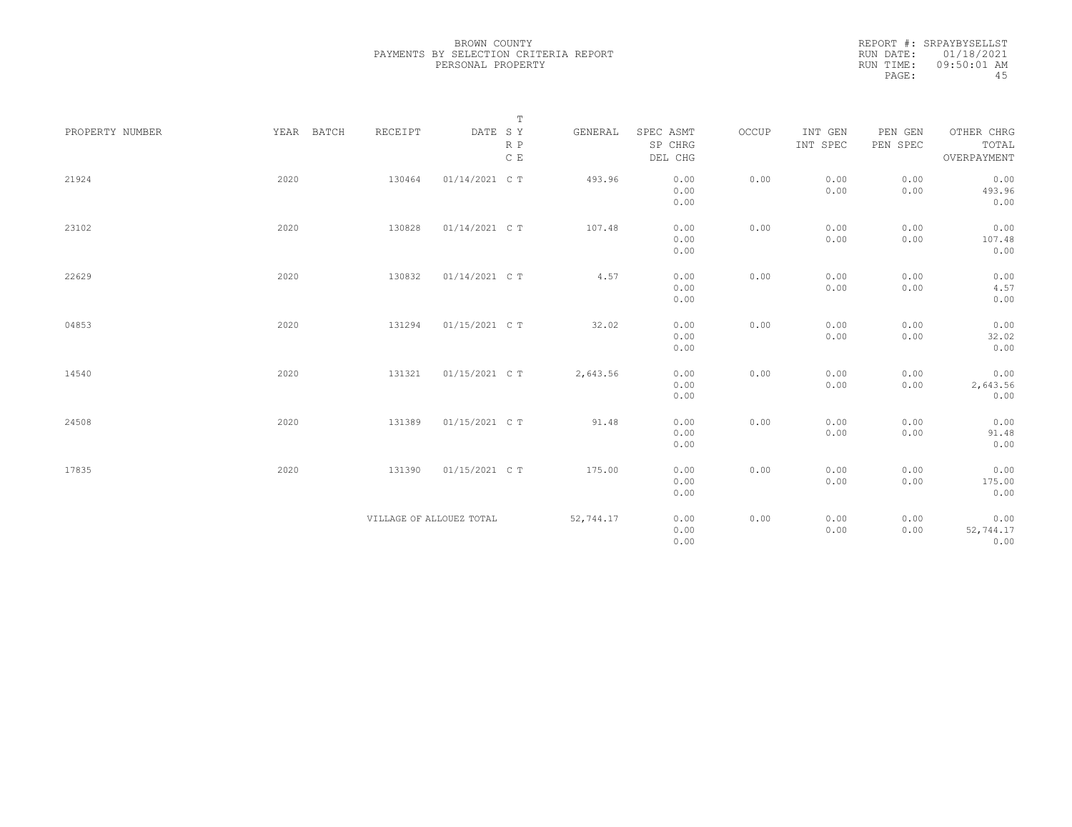BROWN COUNTY
PAYMENTS BY SELECTION CRITERIA REPORT
PERSONAL PROPERTY

REPORT #: SRPAYBYSELLST
RUN DATE: 01/18/2021
RUN TIME: 09:50:01 AM

| PROPERTY NUMBER | YEAR | BATCH | RECEIPT | DATE | T SY RP CE | GENERAL | SPEC ASMT / SP CHRG / DEL CHG | OCCUP | INT GEN / INT SPEC | PEN GEN / PEN SPEC | OTHER CHRG / TOTAL / OVERPAYMENT |
|---|---|---|---|---|---|---|---|---|---|---|---|
| 21924 | 2020 | | 130464 | 01/14/2021 | C T | 493.96 | 0.00 / 0.00 / 0.00 | 0.00 | 0.00 / 0.00 | 0.00 / 0.00 | 0.00 / 493.96 / 0.00 |
| 23102 | 2020 | | 130828 | 01/14/2021 | C T | 107.48 | 0.00 / 0.00 / 0.00 | 0.00 | 0.00 / 0.00 | 0.00 / 0.00 | 0.00 / 107.48 / 0.00 |
| 22629 | 2020 | | 130832 | 01/14/2021 | C T | 4.57 | 0.00 / 0.00 / 0.00 | 0.00 | 0.00 / 0.00 | 0.00 / 0.00 | 0.00 / 4.57 / 0.00 |
| 04853 | 2020 | | 131294 | 01/15/2021 | C T | 32.02 | 0.00 / 0.00 / 0.00 | 0.00 | 0.00 / 0.00 | 0.00 / 0.00 | 0.00 / 32.02 / 0.00 |
| 14540 | 2020 | | 131321 | 01/15/2021 | C T | 2,643.56 | 0.00 / 0.00 / 0.00 | 0.00 | 0.00 / 0.00 | 0.00 / 0.00 | 0.00 / 2,643.56 / 0.00 |
| 24508 | 2020 | | 131389 | 01/15/2021 | C T | 91.48 | 0.00 / 0.00 / 0.00 | 0.00 | 0.00 / 0.00 | 0.00 / 0.00 | 0.00 / 91.48 / 0.00 |
| 17835 | 2020 | | 131390 | 01/15/2021 | C T | 175.00 | 0.00 / 0.00 / 0.00 | 0.00 | 0.00 / 0.00 | 0.00 / 0.00 | 0.00 / 175.00 / 0.00 |
| | | | VILLAGE OF ALLOUEZ TOTAL | | | 52,744.17 | 0.00 / 0.00 / 0.00 | 0.00 | 0.00 / 0.00 | 0.00 / 0.00 | 0.00 / 52,744.17 / 0.00 |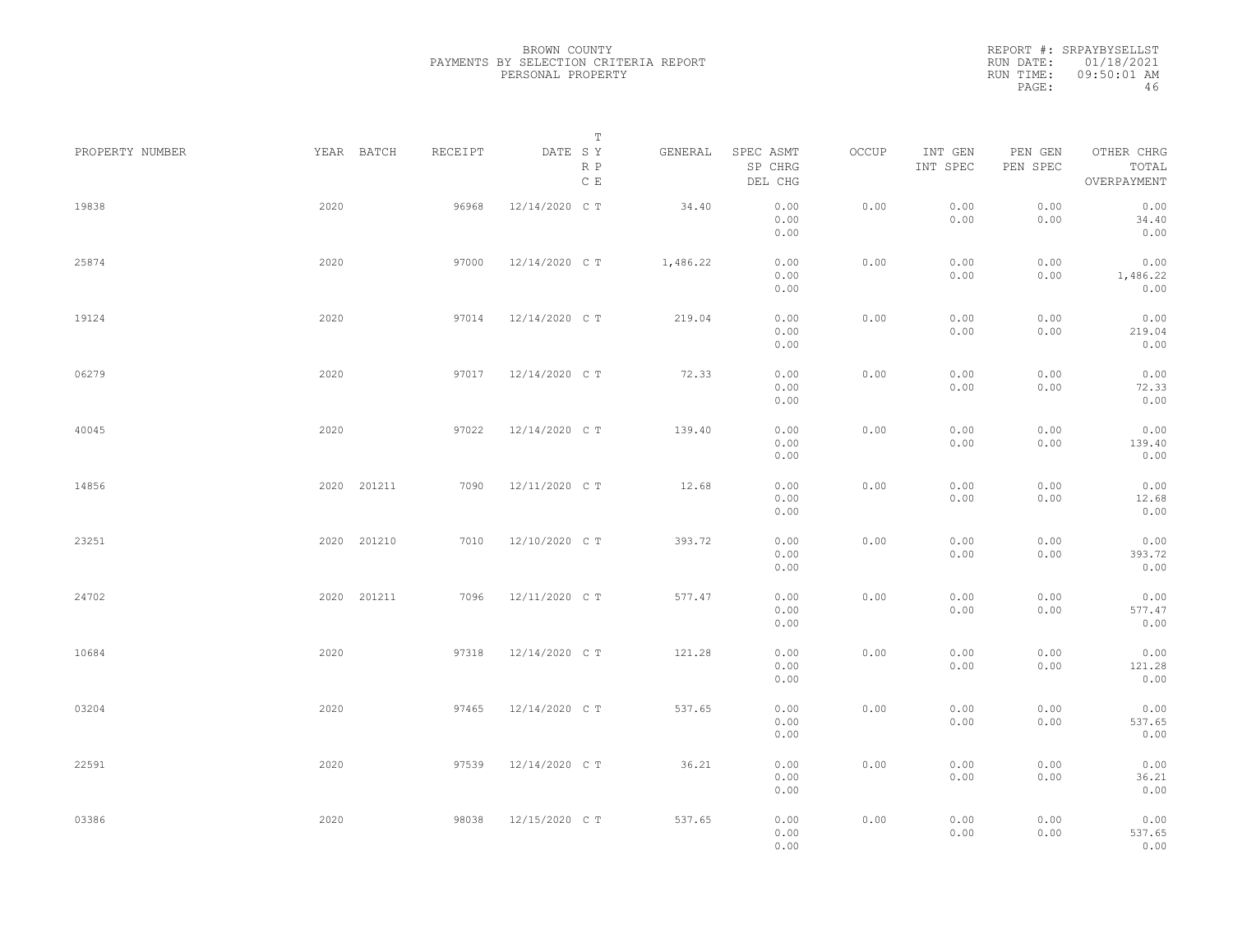BROWN COUNTY
PAYMENTS BY SELECTION CRITERIA REPORT
PERSONAL PROPERTY

REPORT #: SRPAYBYSELLST
RUN DATE: 01/18/2021
RUN TIME: 09:50:01 AM

| PROPERTY NUMBER | YEAR | BATCH | RECEIPT | DATE | T SY RP CE | GENERAL | SPEC ASMT / SP CHRG / DEL CHG | OCCUP | INT GEN / INT SPEC | PEN GEN / PEN SPEC | OTHER CHRG / TOTAL / OVERPAYMENT |
|---|---|---|---|---|---|---|---|---|---|---|---|
| 19838 | 2020 | | 96968 | 12/14/2020 | C T | 34.40 | 0.00 / 0.00 / 0.00 | 0.00 | 0.00 / 0.00 | 0.00 / 0.00 | 0.00 / 34.40 / 0.00 |
| 25874 | 2020 | | 97000 | 12/14/2020 | C T | 1,486.22 | 0.00 / 0.00 / 0.00 | 0.00 | 0.00 / 0.00 | 0.00 / 0.00 | 0.00 / 1,486.22 / 0.00 |
| 19124 | 2020 | | 97014 | 12/14/2020 | C T | 219.04 | 0.00 / 0.00 / 0.00 | 0.00 | 0.00 / 0.00 | 0.00 / 0.00 | 0.00 / 219.04 / 0.00 |
| 06279 | 2020 | | 97017 | 12/14/2020 | C T | 72.33 | 0.00 / 0.00 / 0.00 | 0.00 | 0.00 / 0.00 | 0.00 / 0.00 | 0.00 / 72.33 / 0.00 |
| 40045 | 2020 | | 97022 | 12/14/2020 | C T | 139.40 | 0.00 / 0.00 / 0.00 | 0.00 | 0.00 / 0.00 | 0.00 / 0.00 | 0.00 / 139.40 / 0.00 |
| 14856 | 2020 | 201211 | 7090 | 12/11/2020 | C T | 12.68 | 0.00 / 0.00 / 0.00 | 0.00 | 0.00 / 0.00 | 0.00 / 0.00 | 0.00 / 12.68 / 0.00 |
| 23251 | 2020 | 201210 | 7010 | 12/10/2020 | C T | 393.72 | 0.00 / 0.00 / 0.00 | 0.00 | 0.00 / 0.00 | 0.00 / 0.00 | 0.00 / 393.72 / 0.00 |
| 24702 | 2020 | 201211 | 7096 | 12/11/2020 | C T | 577.47 | 0.00 / 0.00 / 0.00 | 0.00 | 0.00 / 0.00 | 0.00 / 0.00 | 0.00 / 577.47 / 0.00 |
| 10684 | 2020 | | 97318 | 12/14/2020 | C T | 121.28 | 0.00 / 0.00 / 0.00 | 0.00 | 0.00 / 0.00 | 0.00 / 0.00 | 0.00 / 121.28 / 0.00 |
| 03204 | 2020 | | 97465 | 12/14/2020 | C T | 537.65 | 0.00 / 0.00 / 0.00 | 0.00 | 0.00 / 0.00 | 0.00 / 0.00 | 0.00 / 537.65 / 0.00 |
| 22591 | 2020 | | 97539 | 12/14/2020 | C T | 36.21 | 0.00 / 0.00 / 0.00 | 0.00 | 0.00 / 0.00 | 0.00 / 0.00 | 0.00 / 36.21 / 0.00 |
| 03386 | 2020 | | 98038 | 12/15/2020 | C T | 537.65 | 0.00 / 0.00 / 0.00 | 0.00 | 0.00 / 0.00 | 0.00 / 0.00 | 0.00 / 537.65 / 0.00 |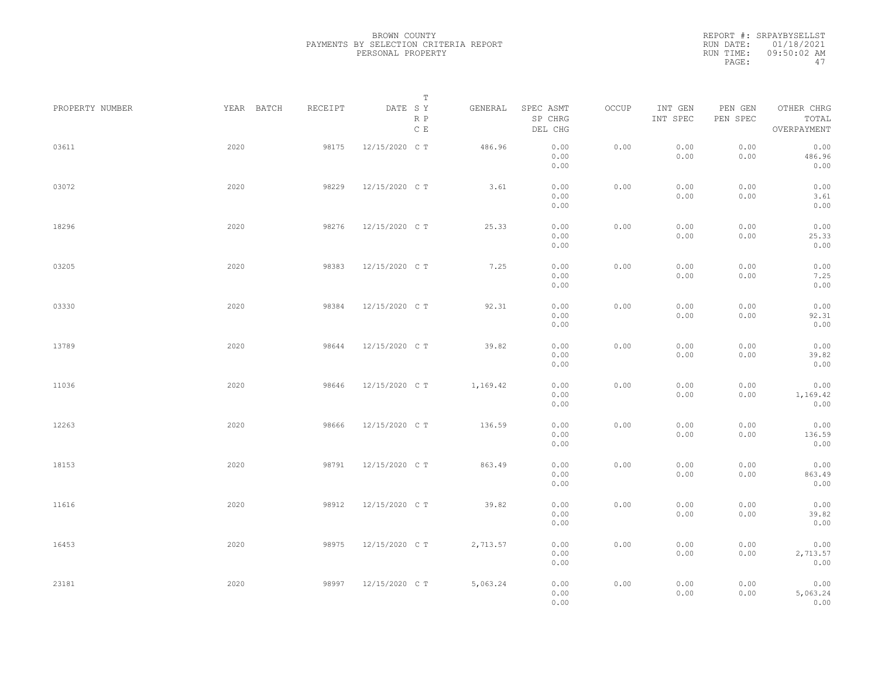BROWN COUNTY
PAYMENTS BY SELECTION CRITERIA REPORT
PERSONAL PROPERTY

REPORT #: SRPAYBYSELLST
RUN DATE: 01/18/2021
RUN TIME: 09:50:02 AM

| PROPERTY NUMBER | YEAR | BATCH | RECEIPT | DATE | T SY RP CE | GENERAL | SPEC ASMT / SP CHRG / DEL CHG | OCCUP | INT GEN / INT SPEC | PEN GEN / PEN SPEC | OTHER CHRG / TOTAL / OVERPAYMENT |
|---|---|---|---|---|---|---|---|---|---|---|---|
| 03611 | 2020 | | 98175 | 12/15/2020 | C T | 486.96 | 0.00 / 0.00 / 0.00 | 0.00 | 0.00 / 0.00 | 0.00 / 0.00 | 0.00 / 486.96 / 0.00 |
| 03072 | 2020 | | 98229 | 12/15/2020 | C T | 3.61 | 0.00 / 0.00 / 0.00 | 0.00 | 0.00 / 0.00 | 0.00 / 0.00 | 0.00 / 3.61 / 0.00 |
| 18296 | 2020 | | 98276 | 12/15/2020 | C T | 25.33 | 0.00 / 0.00 / 0.00 | 0.00 | 0.00 / 0.00 | 0.00 / 0.00 | 0.00 / 25.33 / 0.00 |
| 03205 | 2020 | | 98383 | 12/15/2020 | C T | 7.25 | 0.00 / 0.00 / 0.00 | 0.00 | 0.00 / 0.00 | 0.00 / 0.00 | 0.00 / 7.25 / 0.00 |
| 03330 | 2020 | | 98384 | 12/15/2020 | C T | 92.31 | 0.00 / 0.00 / 0.00 | 0.00 | 0.00 / 0.00 | 0.00 / 0.00 | 0.00 / 92.31 / 0.00 |
| 13789 | 2020 | | 98644 | 12/15/2020 | C T | 39.82 | 0.00 / 0.00 / 0.00 | 0.00 | 0.00 / 0.00 | 0.00 / 0.00 | 0.00 / 39.82 / 0.00 |
| 11036 | 2020 | | 98646 | 12/15/2020 | C T | 1,169.42 | 0.00 / 0.00 / 0.00 | 0.00 | 0.00 / 0.00 | 0.00 / 0.00 | 0.00 / 1,169.42 / 0.00 |
| 12263 | 2020 | | 98666 | 12/15/2020 | C T | 136.59 | 0.00 / 0.00 / 0.00 | 0.00 | 0.00 / 0.00 | 0.00 / 0.00 | 0.00 / 136.59 / 0.00 |
| 18153 | 2020 | | 98791 | 12/15/2020 | C T | 863.49 | 0.00 / 0.00 / 0.00 | 0.00 | 0.00 / 0.00 | 0.00 / 0.00 | 0.00 / 863.49 / 0.00 |
| 11616 | 2020 | | 98912 | 12/15/2020 | C T | 39.82 | 0.00 / 0.00 / 0.00 | 0.00 | 0.00 / 0.00 | 0.00 / 0.00 | 0.00 / 39.82 / 0.00 |
| 16453 | 2020 | | 98975 | 12/15/2020 | C T | 2,713.57 | 0.00 / 0.00 / 0.00 | 0.00 | 0.00 / 0.00 | 0.00 / 0.00 | 0.00 / 2,713.57 / 0.00 |
| 23181 | 2020 | | 98997 | 12/15/2020 | C T | 5,063.24 | 0.00 / 0.00 / 0.00 | 0.00 | 0.00 / 0.00 | 0.00 / 0.00 | 0.00 / 5,063.24 / 0.00 |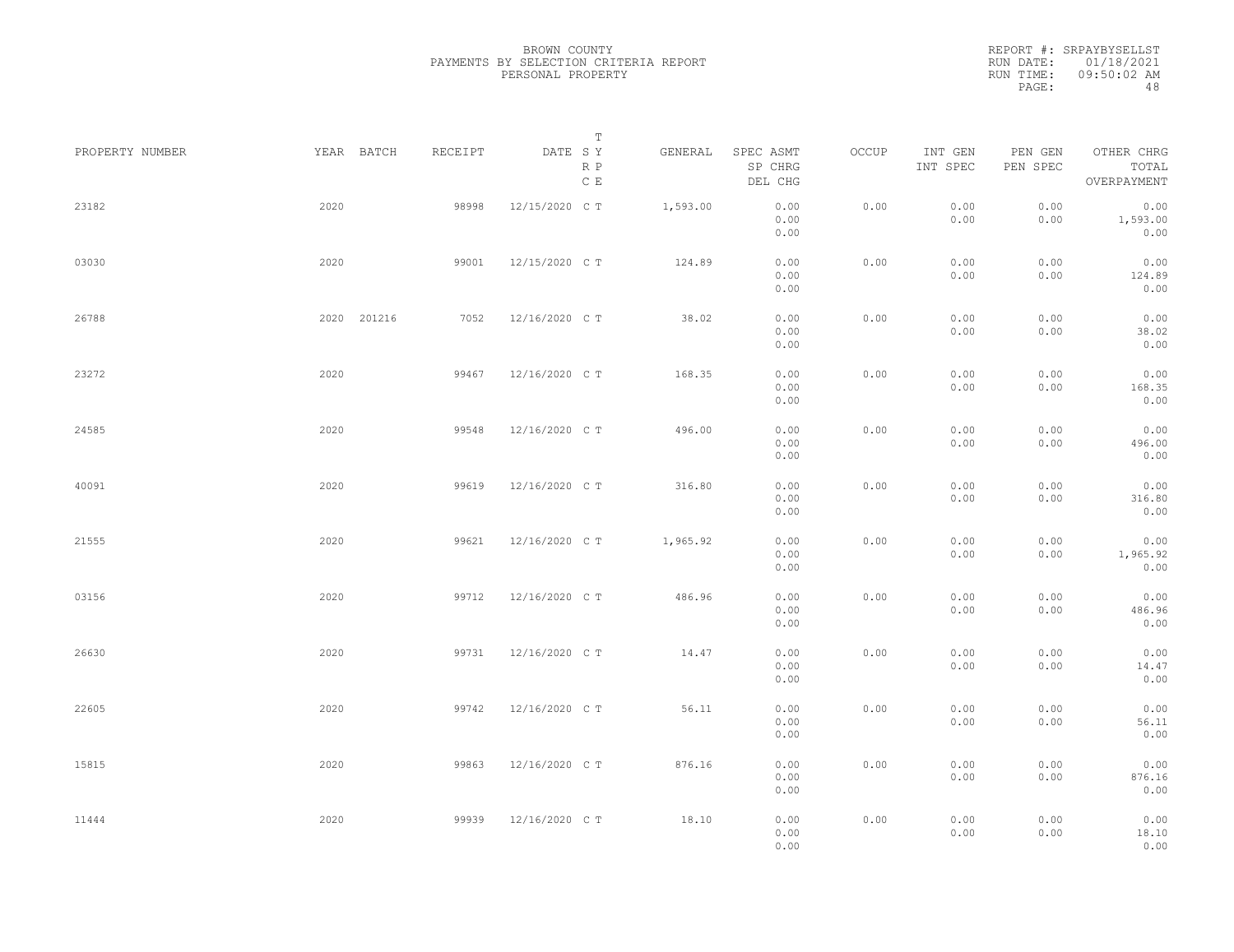BROWN COUNTY
PAYMENTS BY SELECTION CRITERIA REPORT
PERSONAL PROPERTY

REPORT #: SRPAYBYSELLST
RUN DATE: 01/18/2021
RUN TIME: 09:50:02 AM

| PROPERTY NUMBER | YEAR | BATCH | RECEIPT | DATE | T SY RP CE | GENERAL | SPEC ASMT / SP CHRG / DEL CHG | OCCUP | INT GEN / INT SPEC | PEN GEN / PEN SPEC | OTHER CHRG / TOTAL / OVERPAYMENT |
|---|---|---|---|---|---|---|---|---|---|---|---|
| 23182 | 2020 | | 98998 | 12/15/2020 | C T | 1,593.00 | 0.00 / 0.00 / 0.00 | 0.00 | 0.00 / 0.00 | 0.00 / 0.00 | 0.00 / 1,593.00 / 0.00 |
| 03030 | 2020 | | 99001 | 12/15/2020 | C T | 124.89 | 0.00 / 0.00 / 0.00 | 0.00 | 0.00 / 0.00 | 0.00 / 0.00 | 0.00 / 124.89 / 0.00 |
| 26788 | 2020 | 201216 | 7052 | 12/16/2020 | C T | 38.02 | 0.00 / 0.00 / 0.00 | 0.00 | 0.00 / 0.00 | 0.00 / 0.00 | 0.00 / 38.02 / 0.00 |
| 23272 | 2020 | | 99467 | 12/16/2020 | C T | 168.35 | 0.00 / 0.00 / 0.00 | 0.00 | 0.00 / 0.00 | 0.00 / 0.00 | 0.00 / 168.35 / 0.00 |
| 24585 | 2020 | | 99548 | 12/16/2020 | C T | 496.00 | 0.00 / 0.00 / 0.00 | 0.00 | 0.00 / 0.00 | 0.00 / 0.00 | 0.00 / 496.00 / 0.00 |
| 40091 | 2020 | | 99619 | 12/16/2020 | C T | 316.80 | 0.00 / 0.00 / 0.00 | 0.00 | 0.00 / 0.00 | 0.00 / 0.00 | 0.00 / 316.80 / 0.00 |
| 21555 | 2020 | | 99621 | 12/16/2020 | C T | 1,965.92 | 0.00 / 0.00 / 0.00 | 0.00 | 0.00 / 0.00 | 0.00 / 0.00 | 0.00 / 1,965.92 / 0.00 |
| 03156 | 2020 | | 99712 | 12/16/2020 | C T | 486.96 | 0.00 / 0.00 / 0.00 | 0.00 | 0.00 / 0.00 | 0.00 / 0.00 | 0.00 / 486.96 / 0.00 |
| 26630 | 2020 | | 99731 | 12/16/2020 | C T | 14.47 | 0.00 / 0.00 / 0.00 | 0.00 | 0.00 / 0.00 | 0.00 / 0.00 | 0.00 / 14.47 / 0.00 |
| 22605 | 2020 | | 99742 | 12/16/2020 | C T | 56.11 | 0.00 / 0.00 / 0.00 | 0.00 | 0.00 / 0.00 | 0.00 / 0.00 | 0.00 / 56.11 / 0.00 |
| 15815 | 2020 | | 99863 | 12/16/2020 | C T | 876.16 | 0.00 / 0.00 / 0.00 | 0.00 | 0.00 / 0.00 | 0.00 / 0.00 | 0.00 / 876.16 / 0.00 |
| 11444 | 2020 | | 99939 | 12/16/2020 | C T | 18.10 | 0.00 / 0.00 / 0.00 | 0.00 | 0.00 / 0.00 | 0.00 / 0.00 | 0.00 / 18.10 / 0.00 |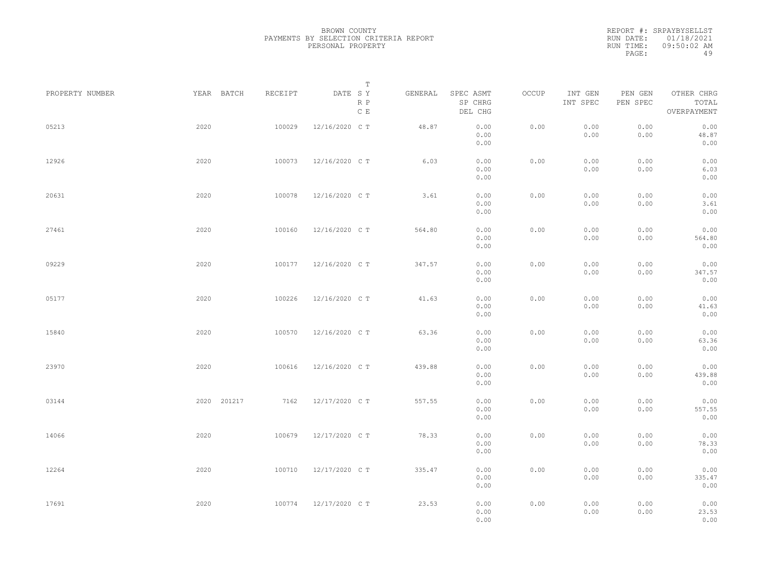BROWN COUNTY
PAYMENTS BY SELECTION CRITERIA REPORT
PERSONAL PROPERTY

REPORT #: SRPAYBYSELLST
RUN DATE: 01/18/2021
RUN TIME: 09:50:02 AM

| PROPERTY NUMBER | YEAR | BATCH | RECEIPT | DATE | T S Y R P C E | GENERAL | SPEC ASMT / SP CHRG / DEL CHG | OCCUP | INT GEN / INT SPEC | PEN GEN / PEN SPEC | OTHER CHRG / TOTAL / OVERPAYMENT |
|---|---|---|---|---|---|---|---|---|---|---|---|
| 05213 | 2020 | | 100029 | 12/16/2020 | C T | 48.87 | 0.00 / 0.00 / 0.00 | 0.00 | 0.00 / 0.00 | 0.00 / 0.00 | 0.00 / 48.87 / 0.00 |
| 12926 | 2020 | | 100073 | 12/16/2020 | C T | 6.03 | 0.00 / 0.00 / 0.00 | 0.00 | 0.00 / 0.00 | 0.00 / 0.00 | 0.00 / 6.03 / 0.00 |
| 20631 | 2020 | | 100078 | 12/16/2020 | C T | 3.61 | 0.00 / 0.00 / 0.00 | 0.00 | 0.00 / 0.00 | 0.00 / 0.00 | 0.00 / 3.61 / 0.00 |
| 27461 | 2020 | | 100160 | 12/16/2020 | C T | 564.80 | 0.00 / 0.00 / 0.00 | 0.00 | 0.00 / 0.00 | 0.00 / 0.00 | 0.00 / 564.80 / 0.00 |
| 09229 | 2020 | | 100177 | 12/16/2020 | C T | 347.57 | 0.00 / 0.00 / 0.00 | 0.00 | 0.00 / 0.00 | 0.00 / 0.00 | 0.00 / 347.57 / 0.00 |
| 05177 | 2020 | | 100226 | 12/16/2020 | C T | 41.63 | 0.00 / 0.00 / 0.00 | 0.00 | 0.00 / 0.00 | 0.00 / 0.00 | 0.00 / 41.63 / 0.00 |
| 15840 | 2020 | | 100570 | 12/16/2020 | C T | 63.36 | 0.00 / 0.00 / 0.00 | 0.00 | 0.00 / 0.00 | 0.00 / 0.00 | 0.00 / 63.36 / 0.00 |
| 23970 | 2020 | | 100616 | 12/16/2020 | C T | 439.88 | 0.00 / 0.00 / 0.00 | 0.00 | 0.00 / 0.00 | 0.00 / 0.00 | 0.00 / 439.88 / 0.00 |
| 03144 | 2020 | 201217 | 7162 | 12/17/2020 | C T | 557.55 | 0.00 / 0.00 / 0.00 | 0.00 | 0.00 / 0.00 | 0.00 / 0.00 | 0.00 / 557.55 / 0.00 |
| 14066 | 2020 | | 100679 | 12/17/2020 | C T | 78.33 | 0.00 / 0.00 / 0.00 | 0.00 | 0.00 / 0.00 | 0.00 / 0.00 | 0.00 / 78.33 / 0.00 |
| 12264 | 2020 | | 100710 | 12/17/2020 | C T | 335.47 | 0.00 / 0.00 / 0.00 | 0.00 | 0.00 / 0.00 | 0.00 / 0.00 | 0.00 / 335.47 / 0.00 |
| 17691 | 2020 | | 100774 | 12/17/2020 | C T | 23.53 | 0.00 / 0.00 / 0.00 | 0.00 | 0.00 / 0.00 | 0.00 / 0.00 | 0.00 / 23.53 / 0.00 |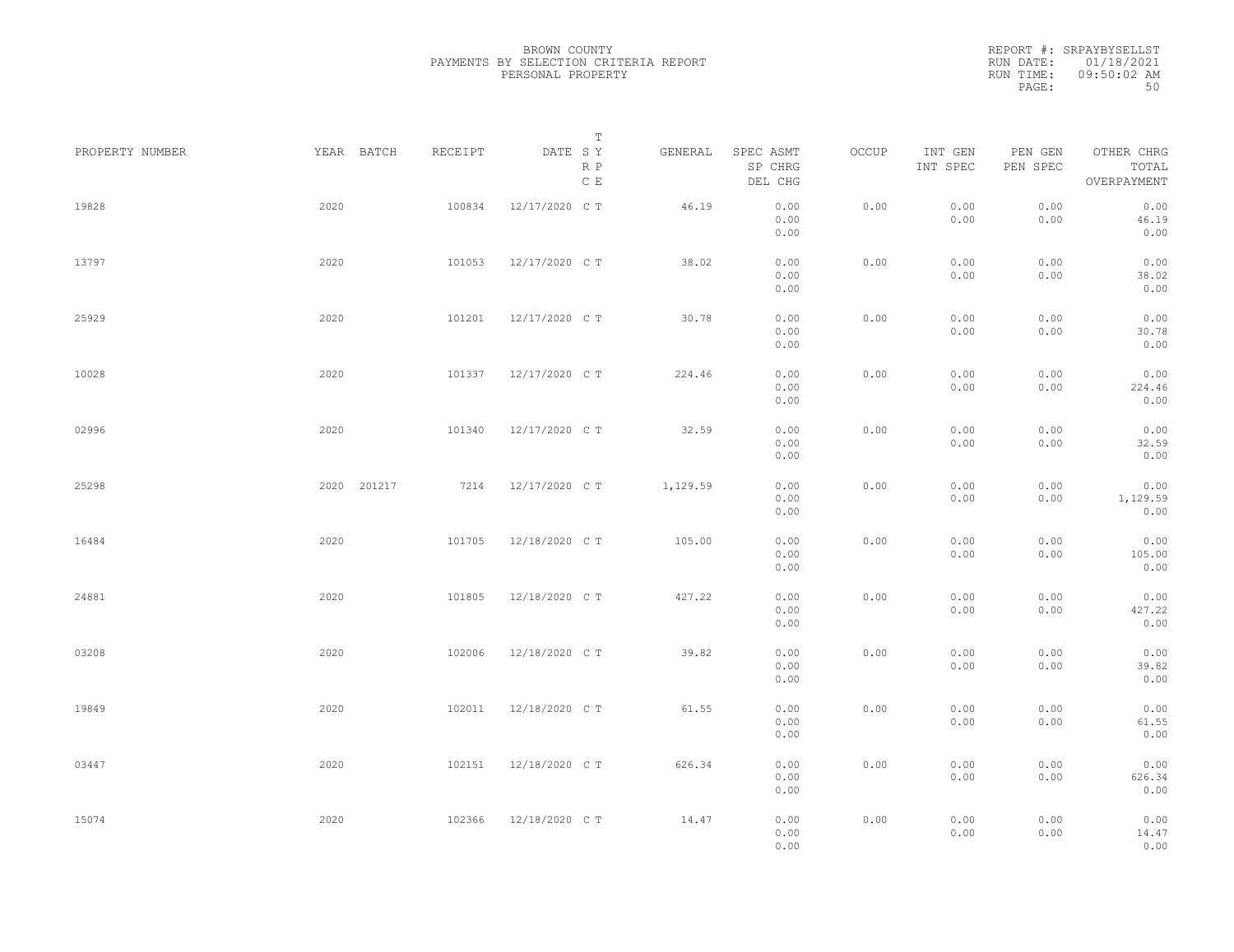BROWN COUNTY
PAYMENTS BY SELECTION CRITERIA REPORT
PERSONAL PROPERTY

REPORT #: SRPAYBYSELLST
RUN DATE: 01/18/2021
RUN TIME: 09:50:02 AM

| PROPERTY NUMBER | YEAR | BATCH | RECEIPT | DATE | T S Y R P C E | GENERAL | SPEC ASMT / SP CHRG / DEL CHG | OCCUP | INT GEN / INT SPEC | PEN GEN / PEN SPEC | OTHER CHRG / TOTAL / OVERPAYMENT |
|---|---|---|---|---|---|---|---|---|---|---|---|
| 19828 | 2020 | | 100834 | 12/17/2020 | C T | 46.19 | 0.00 / 0.00 / 0.00 | 0.00 | 0.00 / 0.00 | 0.00 / 0.00 | 0.00 / 46.19 / 0.00 |
| 13797 | 2020 | | 101053 | 12/17/2020 | C T | 38.02 | 0.00 / 0.00 / 0.00 | 0.00 | 0.00 / 0.00 | 0.00 / 0.00 | 0.00 / 38.02 / 0.00 |
| 25929 | 2020 | | 101201 | 12/17/2020 | C T | 30.78 | 0.00 / 0.00 / 0.00 | 0.00 | 0.00 / 0.00 | 0.00 / 0.00 | 0.00 / 30.78 / 0.00 |
| 10028 | 2020 | | 101337 | 12/17/2020 | C T | 224.46 | 0.00 / 0.00 / 0.00 | 0.00 | 0.00 / 0.00 | 0.00 / 0.00 | 0.00 / 224.46 / 0.00 |
| 02996 | 2020 | | 101340 | 12/17/2020 | C T | 32.59 | 0.00 / 0.00 / 0.00 | 0.00 | 0.00 / 0.00 | 0.00 / 0.00 | 0.00 / 32.59 / 0.00 |
| 25298 | 2020 | 201217 | 7214 | 12/17/2020 | C T | 1,129.59 | 0.00 / 0.00 / 0.00 | 0.00 | 0.00 / 0.00 | 0.00 / 0.00 | 0.00 / 1,129.59 / 0.00 |
| 16484 | 2020 | | 101705 | 12/18/2020 | C T | 105.00 | 0.00 / 0.00 / 0.00 | 0.00 | 0.00 / 0.00 | 0.00 / 0.00 | 0.00 / 105.00 / 0.00 |
| 24881 | 2020 | | 101805 | 12/18/2020 | C T | 427.22 | 0.00 / 0.00 / 0.00 | 0.00 | 0.00 / 0.00 | 0.00 / 0.00 | 0.00 / 427.22 / 0.00 |
| 03208 | 2020 | | 102006 | 12/18/2020 | C T | 39.82 | 0.00 / 0.00 / 0.00 | 0.00 | 0.00 / 0.00 | 0.00 / 0.00 | 0.00 / 39.82 / 0.00 |
| 19849 | 2020 | | 102011 | 12/18/2020 | C T | 61.55 | 0.00 / 0.00 / 0.00 | 0.00 | 0.00 / 0.00 | 0.00 / 0.00 | 0.00 / 61.55 / 0.00 |
| 03447 | 2020 | | 102151 | 12/18/2020 | C T | 626.34 | 0.00 / 0.00 / 0.00 | 0.00 | 0.00 / 0.00 | 0.00 / 0.00 | 0.00 / 626.34 / 0.00 |
| 15074 | 2020 | | 102366 | 12/18/2020 | C T | 14.47 | 0.00 / 0.00 / 0.00 | 0.00 | 0.00 / 0.00 | 0.00 / 0.00 | 0.00 / 14.47 / 0.00 |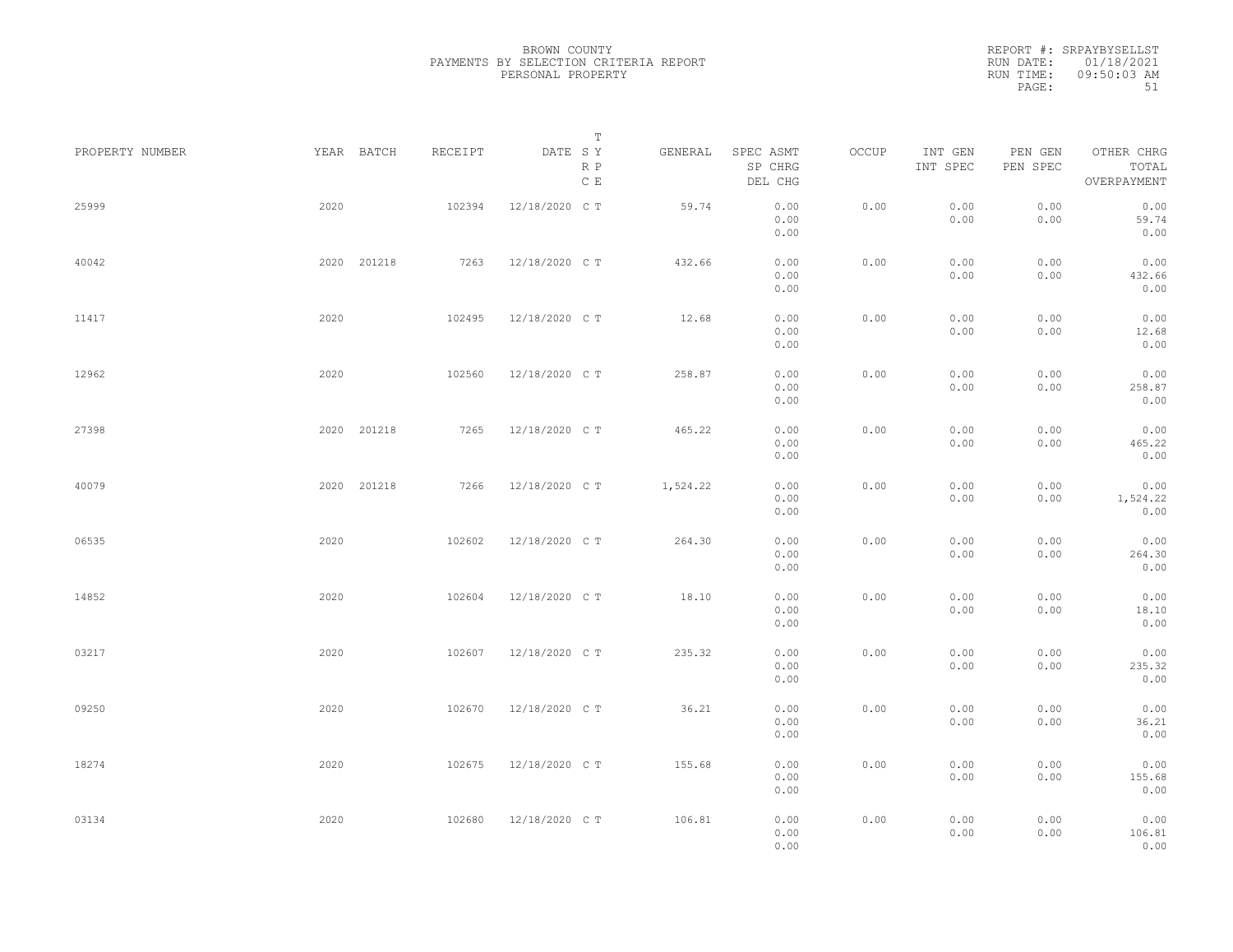BROWN COUNTY
PAYMENTS BY SELECTION CRITERIA REPORT
PERSONAL PROPERTY

REPORT #: SRPAYBYSELLST
RUN DATE: 01/18/2021
RUN TIME: 09:50:03 AM
PAGE: 51

| PROPERTY NUMBER | YEAR | BATCH | RECEIPT | DATE | T SY RP CE | GENERAL | SPEC ASMT SP CHRG DEL CHG | OCCUP | INT GEN INT SPEC | PEN GEN PEN SPEC | OTHER CHRG TOTAL OVERPAYMENT |
|---|---|---|---|---|---|---|---|---|---|---|---|
| 25999 | 2020 | | 102394 | 12/18/2020 | C T | 59.74 | 0.00 0.00 0.00 | 0.00 | 0.00 0.00 | 0.00 0.00 | 0.00 59.74 0.00 |
| 40042 | 2020 | 201218 | 7263 | 12/18/2020 | C T | 432.66 | 0.00 0.00 0.00 | 0.00 | 0.00 0.00 | 0.00 0.00 | 0.00 432.66 0.00 |
| 11417 | 2020 | | 102495 | 12/18/2020 | C T | 12.68 | 0.00 0.00 0.00 | 0.00 | 0.00 0.00 | 0.00 0.00 | 0.00 12.68 0.00 |
| 12962 | 2020 | | 102560 | 12/18/2020 | C T | 258.87 | 0.00 0.00 0.00 | 0.00 | 0.00 0.00 | 0.00 0.00 | 0.00 258.87 0.00 |
| 27398 | 2020 | 201218 | 7265 | 12/18/2020 | C T | 465.22 | 0.00 0.00 0.00 | 0.00 | 0.00 0.00 | 0.00 0.00 | 0.00 465.22 0.00 |
| 40079 | 2020 | 201218 | 7266 | 12/18/2020 | C T | 1,524.22 | 0.00 0.00 0.00 | 0.00 | 0.00 0.00 | 0.00 0.00 | 0.00 1,524.22 0.00 |
| 06535 | 2020 | | 102602 | 12/18/2020 | C T | 264.30 | 0.00 0.00 0.00 | 0.00 | 0.00 0.00 | 0.00 0.00 | 0.00 264.30 0.00 |
| 14852 | 2020 | | 102604 | 12/18/2020 | C T | 18.10 | 0.00 0.00 0.00 | 0.00 | 0.00 0.00 | 0.00 0.00 | 0.00 18.10 0.00 |
| 03217 | 2020 | | 102607 | 12/18/2020 | C T | 235.32 | 0.00 0.00 0.00 | 0.00 | 0.00 0.00 | 0.00 0.00 | 0.00 235.32 0.00 |
| 09250 | 2020 | | 102670 | 12/18/2020 | C T | 36.21 | 0.00 0.00 0.00 | 0.00 | 0.00 0.00 | 0.00 0.00 | 0.00 36.21 0.00 |
| 18274 | 2020 | | 102675 | 12/18/2020 | C T | 155.68 | 0.00 0.00 0.00 | 0.00 | 0.00 0.00 | 0.00 0.00 | 0.00 155.68 0.00 |
| 03134 | 2020 | | 102680 | 12/18/2020 | C T | 106.81 | 0.00 0.00 0.00 | 0.00 | 0.00 0.00 | 0.00 0.00 | 0.00 106.81 0.00 |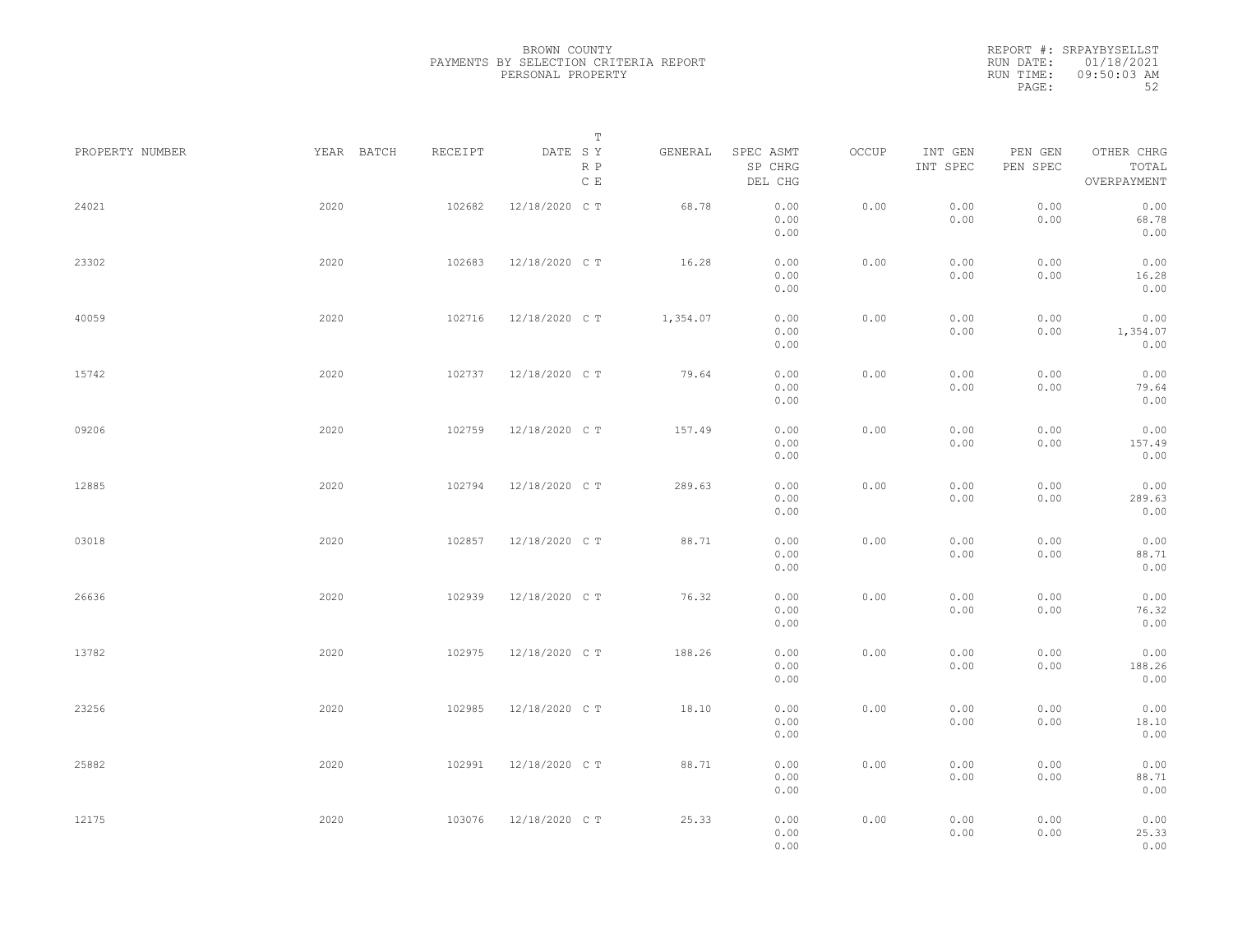BROWN COUNTY
PAYMENTS BY SELECTION CRITERIA REPORT
PERSONAL PROPERTY

REPORT #: SRPAYBYSELLST
RUN DATE: 01/18/2021
RUN TIME: 09:50:03 AM

| PROPERTY NUMBER | YEAR | BATCH | RECEIPT | DATE | T SY RP CE | GENERAL | SPEC ASMT / SP CHRG / DEL CHG | OCCUP | INT GEN / INT SPEC | PEN GEN / PEN SPEC | OTHER CHRG / TOTAL / OVERPAYMENT |
|---|---|---|---|---|---|---|---|---|---|---|---|
| 24021 | 2020 | | 102682 | 12/18/2020 | C T | 68.78 | 0.00 / 0.00 / 0.00 | 0.00 | 0.00 / 0.00 | 0.00 / 0.00 | 0.00 / 68.78 / 0.00 |
| 23302 | 2020 | | 102683 | 12/18/2020 | C T | 16.28 | 0.00 / 0.00 / 0.00 | 0.00 | 0.00 / 0.00 | 0.00 / 0.00 | 0.00 / 16.28 / 0.00 |
| 40059 | 2020 | | 102716 | 12/18/2020 | C T | 1,354.07 | 0.00 / 0.00 / 0.00 | 0.00 | 0.00 / 0.00 | 0.00 / 0.00 | 0.00 / 1,354.07 / 0.00 |
| 15742 | 2020 | | 102737 | 12/18/2020 | C T | 79.64 | 0.00 / 0.00 / 0.00 | 0.00 | 0.00 / 0.00 | 0.00 / 0.00 | 0.00 / 79.64 / 0.00 |
| 09206 | 2020 | | 102759 | 12/18/2020 | C T | 157.49 | 0.00 / 0.00 / 0.00 | 0.00 | 0.00 / 0.00 | 0.00 / 0.00 | 0.00 / 157.49 / 0.00 |
| 12885 | 2020 | | 102794 | 12/18/2020 | C T | 289.63 | 0.00 / 0.00 / 0.00 | 0.00 | 0.00 / 0.00 | 0.00 / 0.00 | 0.00 / 289.63 / 0.00 |
| 03018 | 2020 | | 102857 | 12/18/2020 | C T | 88.71 | 0.00 / 0.00 / 0.00 | 0.00 | 0.00 / 0.00 | 0.00 / 0.00 | 0.00 / 88.71 / 0.00 |
| 26636 | 2020 | | 102939 | 12/18/2020 | C T | 76.32 | 0.00 / 0.00 / 0.00 | 0.00 | 0.00 / 0.00 | 0.00 / 0.00 | 0.00 / 76.32 / 0.00 |
| 13782 | 2020 | | 102975 | 12/18/2020 | C T | 188.26 | 0.00 / 0.00 / 0.00 | 0.00 | 0.00 / 0.00 | 0.00 / 0.00 | 0.00 / 188.26 / 0.00 |
| 23256 | 2020 | | 102985 | 12/18/2020 | C T | 18.10 | 0.00 / 0.00 / 0.00 | 0.00 | 0.00 / 0.00 | 0.00 / 0.00 | 0.00 / 18.10 / 0.00 |
| 25882 | 2020 | | 102991 | 12/18/2020 | C T | 88.71 | 0.00 / 0.00 / 0.00 | 0.00 | 0.00 / 0.00 | 0.00 / 0.00 | 0.00 / 88.71 / 0.00 |
| 12175 | 2020 | | 103076 | 12/18/2020 | C T | 25.33 | 0.00 / 0.00 / 0.00 | 0.00 | 0.00 / 0.00 | 0.00 / 0.00 | 0.00 / 25.33 / 0.00 |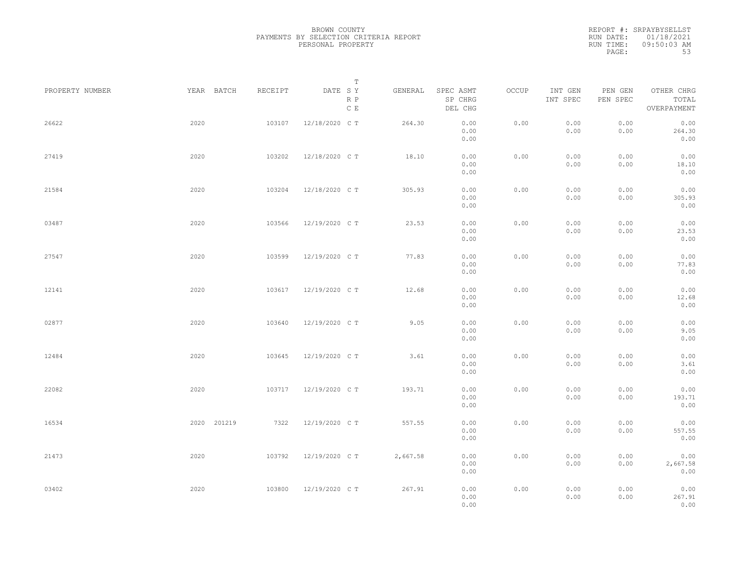BROWN COUNTY
PAYMENTS BY SELECTION CRITERIA REPORT
PERSONAL PROPERTY

REPORT #: SRPAYBYSELLST
RUN DATE: 01/18/2021
RUN TIME: 09:50:03 AM

| PROPERTY NUMBER | YEAR | BATCH | RECEIPT | DATE | T SY RP CE | GENERAL | SPEC ASMT / SP CHRG / DEL CHG | OCCUP | INT GEN / INT SPEC | PEN GEN / PEN SPEC | OTHER CHRG / TOTAL / OVERPAYMENT |
|---|---|---|---|---|---|---|---|---|---|---|---|
| 26622 | 2020 | | 103107 | 12/18/2020 | C T | 264.30 | 0.00 / 0.00 / 0.00 | 0.00 | 0.00 / 0.00 | 0.00 / 0.00 | 0.00 / 264.30 / 0.00 |
| 27419 | 2020 | | 103202 | 12/18/2020 | C T | 18.10 | 0.00 / 0.00 / 0.00 | 0.00 | 0.00 / 0.00 | 0.00 / 0.00 | 0.00 / 18.10 / 0.00 |
| 21584 | 2020 | | 103204 | 12/18/2020 | C T | 305.93 | 0.00 / 0.00 / 0.00 | 0.00 | 0.00 / 0.00 | 0.00 / 0.00 | 0.00 / 305.93 / 0.00 |
| 03487 | 2020 | | 103566 | 12/19/2020 | C T | 23.53 | 0.00 / 0.00 / 0.00 | 0.00 | 0.00 / 0.00 | 0.00 / 0.00 | 0.00 / 23.53 / 0.00 |
| 27547 | 2020 | | 103599 | 12/19/2020 | C T | 77.83 | 0.00 / 0.00 / 0.00 | 0.00 | 0.00 / 0.00 | 0.00 / 0.00 | 0.00 / 77.83 / 0.00 |
| 12141 | 2020 | | 103617 | 12/19/2020 | C T | 12.68 | 0.00 / 0.00 / 0.00 | 0.00 | 0.00 / 0.00 | 0.00 / 0.00 | 0.00 / 12.68 / 0.00 |
| 02877 | 2020 | | 103640 | 12/19/2020 | C T | 9.05 | 0.00 / 0.00 / 0.00 | 0.00 | 0.00 / 0.00 | 0.00 / 0.00 | 0.00 / 9.05 / 0.00 |
| 12484 | 2020 | | 103645 | 12/19/2020 | C T | 3.61 | 0.00 / 0.00 / 0.00 | 0.00 | 0.00 / 0.00 | 0.00 / 0.00 | 0.00 / 3.61 / 0.00 |
| 22082 | 2020 | | 103717 | 12/19/2020 | C T | 193.71 | 0.00 / 0.00 / 0.00 | 0.00 | 0.00 / 0.00 | 0.00 / 0.00 | 0.00 / 193.71 / 0.00 |
| 16534 | 2020 | 201219 | 7322 | 12/19/2020 | C T | 557.55 | 0.00 / 0.00 / 0.00 | 0.00 | 0.00 / 0.00 | 0.00 / 0.00 | 0.00 / 557.55 / 0.00 |
| 21473 | 2020 | | 103792 | 12/19/2020 | C T | 2,667.58 | 0.00 / 0.00 / 0.00 | 0.00 | 0.00 / 0.00 | 0.00 / 0.00 | 0.00 / 2,667.58 / 0.00 |
| 03402 | 2020 | | 103800 | 12/19/2020 | C T | 267.91 | 0.00 / 0.00 / 0.00 | 0.00 | 0.00 / 0.00 | 0.00 / 0.00 | 0.00 / 267.91 / 0.00 |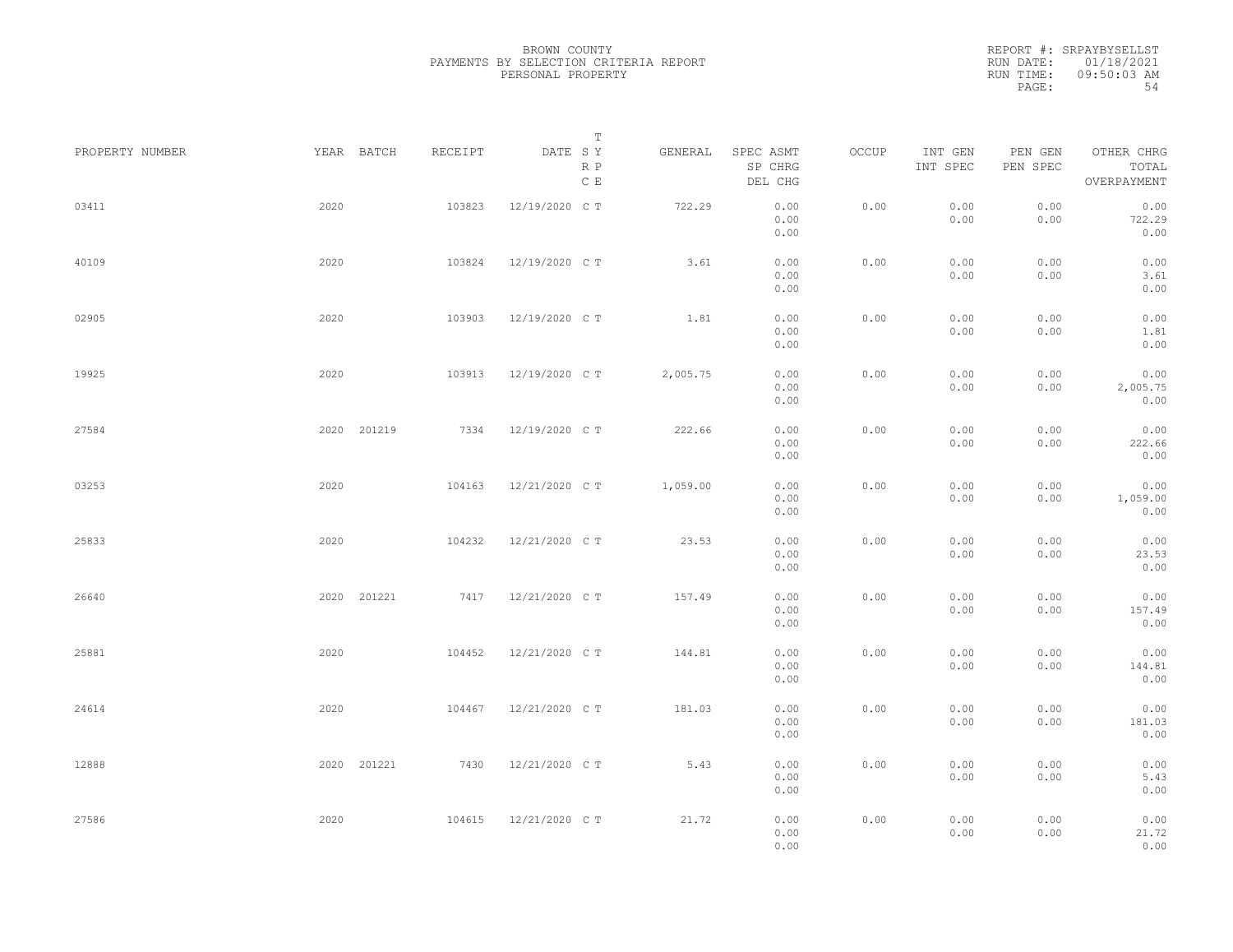BROWN COUNTY
PAYMENTS BY SELECTION CRITERIA REPORT
PERSONAL PROPERTY

REPORT #: SRPAYBYSELLST
RUN DATE: 01/18/2021
RUN TIME: 09:50:03 AM

| PROPERTY NUMBER | YEAR | BATCH | RECEIPT | DATE | T SY RP CE | GENERAL | SPEC ASMT / SP CHRG / DEL CHG | OCCUP | INT GEN / INT SPEC | PEN GEN / PEN SPEC | OTHER CHRG / TOTAL / OVERPAYMENT |
|---|---|---|---|---|---|---|---|---|---|---|---|
| 03411 | 2020 | | 103823 | 12/19/2020 | C T | 722.29 | 0.00 / 0.00 / 0.00 | 0.00 | 0.00 / 0.00 | 0.00 / 0.00 | 0.00 / 722.29 / 0.00 |
| 40109 | 2020 | | 103824 | 12/19/2020 | C T | 3.61 | 0.00 / 0.00 / 0.00 | 0.00 | 0.00 / 0.00 | 0.00 / 0.00 | 0.00 / 3.61 / 0.00 |
| 02905 | 2020 | | 103903 | 12/19/2020 | C T | 1.81 | 0.00 / 0.00 / 0.00 | 0.00 | 0.00 / 0.00 | 0.00 / 0.00 | 0.00 / 1.81 / 0.00 |
| 19925 | 2020 | | 103913 | 12/19/2020 | C T | 2,005.75 | 0.00 / 0.00 / 0.00 | 0.00 | 0.00 / 0.00 | 0.00 / 0.00 | 0.00 / 2,005.75 / 0.00 |
| 27584 | 2020 | 201219 | 7334 | 12/19/2020 | C T | 222.66 | 0.00 / 0.00 / 0.00 | 0.00 | 0.00 / 0.00 | 0.00 / 0.00 | 0.00 / 222.66 / 0.00 |
| 03253 | 2020 | | 104163 | 12/21/2020 | C T | 1,059.00 | 0.00 / 0.00 / 0.00 | 0.00 | 0.00 / 0.00 | 0.00 / 0.00 | 0.00 / 1,059.00 / 0.00 |
| 25833 | 2020 | | 104232 | 12/21/2020 | C T | 23.53 | 0.00 / 0.00 / 0.00 | 0.00 | 0.00 / 0.00 | 0.00 / 0.00 | 0.00 / 23.53 / 0.00 |
| 26640 | 2020 | 201221 | 7417 | 12/21/2020 | C T | 157.49 | 0.00 / 0.00 / 0.00 | 0.00 | 0.00 / 0.00 | 0.00 / 0.00 | 0.00 / 157.49 / 0.00 |
| 25881 | 2020 | | 104452 | 12/21/2020 | C T | 144.81 | 0.00 / 0.00 / 0.00 | 0.00 | 0.00 / 0.00 | 0.00 / 0.00 | 0.00 / 144.81 / 0.00 |
| 24614 | 2020 | | 104467 | 12/21/2020 | C T | 181.03 | 0.00 / 0.00 / 0.00 | 0.00 | 0.00 / 0.00 | 0.00 / 0.00 | 0.00 / 181.03 / 0.00 |
| 12888 | 2020 | 201221 | 7430 | 12/21/2020 | C T | 5.43 | 0.00 / 0.00 / 0.00 | 0.00 | 0.00 / 0.00 | 0.00 / 0.00 | 0.00 / 5.43 / 0.00 |
| 27586 | 2020 | | 104615 | 12/21/2020 | C T | 21.72 | 0.00 / 0.00 / 0.00 | 0.00 | 0.00 / 0.00 | 0.00 / 0.00 | 0.00 / 21.72 / 0.00 |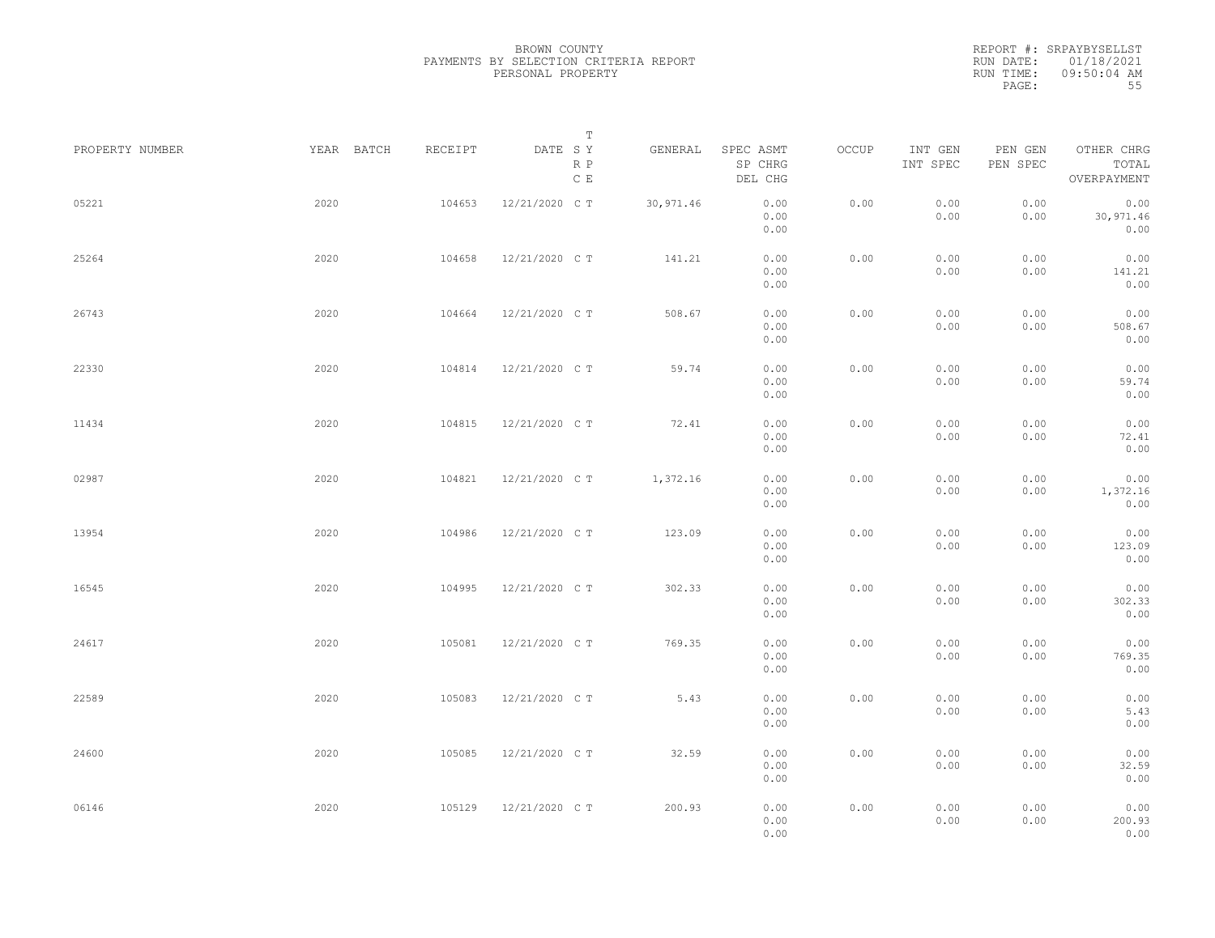BROWN COUNTY
PAYMENTS BY SELECTION CRITERIA REPORT
PERSONAL PROPERTY

REPORT #: SRPAYBYSELLST
RUN DATE: 01/18/2021
RUN TIME: 09:50:04 AM

| PROPERTY NUMBER | YEAR | BATCH | RECEIPT | DATE | T SY RP CE | GENERAL | SPEC ASMT SP CHRG DEL CHG | OCCUP | INT GEN INT SPEC | PEN GEN PEN SPEC | OTHER CHRG TOTAL OVERPAYMENT |
|---|---|---|---|---|---|---|---|---|---|---|---|
| 05221 | 2020 | | 104653 | 12/21/2020 | C T | 30,971.46 | 0.00 0.00 0.00 | 0.00 | 0.00 0.00 | 0.00 0.00 | 0.00 30,971.46 0.00 |
| 25264 | 2020 | | 104658 | 12/21/2020 | C T | 141.21 | 0.00 0.00 0.00 | 0.00 | 0.00 0.00 | 0.00 0.00 | 0.00 141.21 0.00 |
| 26743 | 2020 | | 104664 | 12/21/2020 | C T | 508.67 | 0.00 0.00 0.00 | 0.00 | 0.00 0.00 | 0.00 0.00 | 0.00 508.67 0.00 |
| 22330 | 2020 | | 104814 | 12/21/2020 | C T | 59.74 | 0.00 0.00 0.00 | 0.00 | 0.00 0.00 | 0.00 0.00 | 0.00 59.74 0.00 |
| 11434 | 2020 | | 104815 | 12/21/2020 | C T | 72.41 | 0.00 0.00 0.00 | 0.00 | 0.00 0.00 | 0.00 0.00 | 0.00 72.41 0.00 |
| 02987 | 2020 | | 104821 | 12/21/2020 | C T | 1,372.16 | 0.00 0.00 0.00 | 0.00 | 0.00 0.00 | 0.00 0.00 | 0.00 1,372.16 0.00 |
| 13954 | 2020 | | 104986 | 12/21/2020 | C T | 123.09 | 0.00 0.00 0.00 | 0.00 | 0.00 0.00 | 0.00 0.00 | 0.00 123.09 0.00 |
| 16545 | 2020 | | 104995 | 12/21/2020 | C T | 302.33 | 0.00 0.00 0.00 | 0.00 | 0.00 0.00 | 0.00 0.00 | 0.00 302.33 0.00 |
| 24617 | 2020 | | 105081 | 12/21/2020 | C T | 769.35 | 0.00 0.00 0.00 | 0.00 | 0.00 0.00 | 0.00 0.00 | 0.00 769.35 0.00 |
| 22589 | 2020 | | 105083 | 12/21/2020 | C T | 5.43 | 0.00 0.00 0.00 | 0.00 | 0.00 0.00 | 0.00 0.00 | 0.00 5.43 0.00 |
| 24600 | 2020 | | 105085 | 12/21/2020 | C T | 32.59 | 0.00 0.00 0.00 | 0.00 | 0.00 0.00 | 0.00 0.00 | 0.00 32.59 0.00 |
| 06146 | 2020 | | 105129 | 12/21/2020 | C T | 200.93 | 0.00 0.00 0.00 | 0.00 | 0.00 0.00 | 0.00 0.00 | 0.00 200.93 0.00 |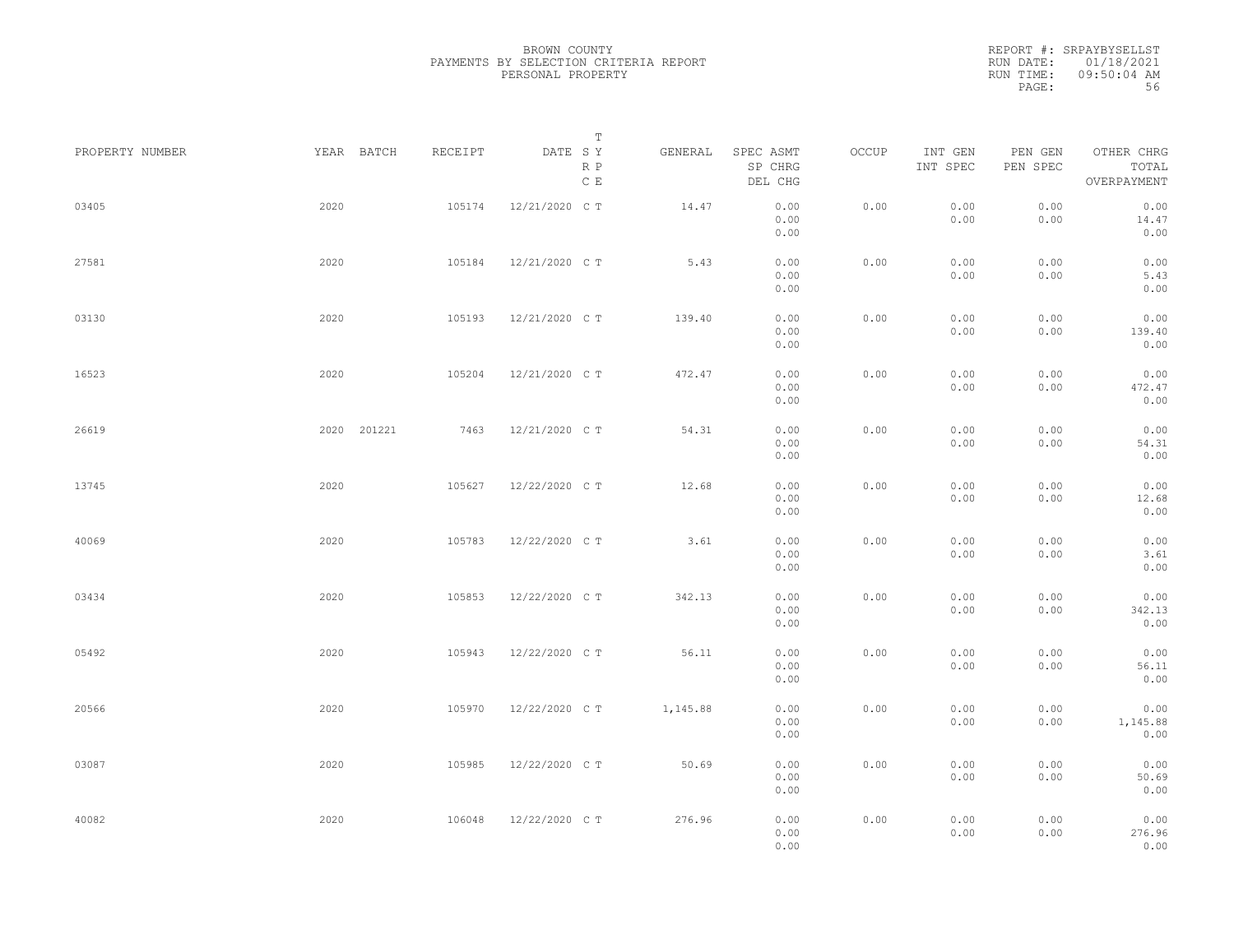BROWN COUNTY
PAYMENTS BY SELECTION CRITERIA REPORT
PERSONAL PROPERTY

REPORT #: SRPAYBYSELLST
RUN DATE: 01/18/2021
RUN TIME: 09:50:04 AM

| PROPERTY NUMBER | YEAR | BATCH | RECEIPT | DATE | T SY RP CE | GENERAL | SPEC ASMT SP CHRG DEL CHG | OCCUP | INT GEN INT SPEC | PEN GEN PEN SPEC | OTHER CHRG TOTAL OVERPAYMENT |
|---|---|---|---|---|---|---|---|---|---|---|---|
| 03405 | 2020 | | 105174 | 12/21/2020 | C T | 14.47 | 0.00 0.00 0.00 | 0.00 | 0.00 0.00 | 0.00 0.00 | 0.00 14.47 0.00 |
| 27581 | 2020 | | 105184 | 12/21/2020 | C T | 5.43 | 0.00 0.00 0.00 | 0.00 | 0.00 0.00 | 0.00 0.00 | 0.00 5.43 0.00 |
| 03130 | 2020 | | 105193 | 12/21/2020 | C T | 139.40 | 0.00 0.00 0.00 | 0.00 | 0.00 0.00 | 0.00 0.00 | 0.00 139.40 0.00 |
| 16523 | 2020 | | 105204 | 12/21/2020 | C T | 472.47 | 0.00 0.00 0.00 | 0.00 | 0.00 0.00 | 0.00 0.00 | 0.00 472.47 0.00 |
| 26619 | 2020 | 201221 | 7463 | 12/21/2020 | C T | 54.31 | 0.00 0.00 0.00 | 0.00 | 0.00 0.00 | 0.00 0.00 | 0.00 54.31 0.00 |
| 13745 | 2020 | | 105627 | 12/22/2020 | C T | 12.68 | 0.00 0.00 0.00 | 0.00 | 0.00 0.00 | 0.00 0.00 | 0.00 12.68 0.00 |
| 40069 | 2020 | | 105783 | 12/22/2020 | C T | 3.61 | 0.00 0.00 0.00 | 0.00 | 0.00 0.00 | 0.00 0.00 | 0.00 3.61 0.00 |
| 03434 | 2020 | | 105853 | 12/22/2020 | C T | 342.13 | 0.00 0.00 0.00 | 0.00 | 0.00 0.00 | 0.00 0.00 | 0.00 342.13 0.00 |
| 05492 | 2020 | | 105943 | 12/22/2020 | C T | 56.11 | 0.00 0.00 0.00 | 0.00 | 0.00 0.00 | 0.00 0.00 | 0.00 56.11 0.00 |
| 20566 | 2020 | | 105970 | 12/22/2020 | C T | 1,145.88 | 0.00 0.00 0.00 | 0.00 | 0.00 0.00 | 0.00 0.00 | 0.00 1,145.88 0.00 |
| 03087 | 2020 | | 105985 | 12/22/2020 | C T | 50.69 | 0.00 0.00 0.00 | 0.00 | 0.00 0.00 | 0.00 0.00 | 0.00 50.69 0.00 |
| 40082 | 2020 | | 106048 | 12/22/2020 | C T | 276.96 | 0.00 0.00 0.00 | 0.00 | 0.00 0.00 | 0.00 0.00 | 0.00 276.96 0.00 |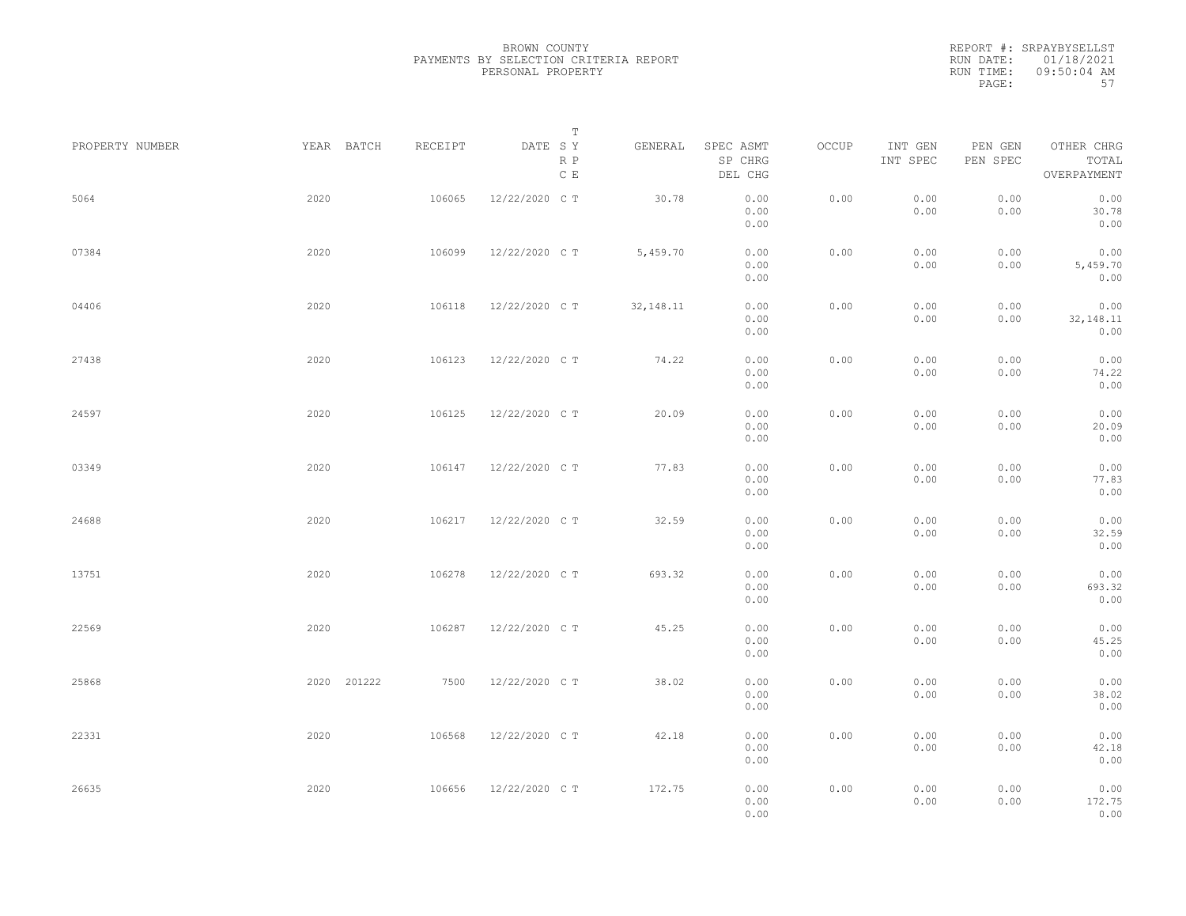BROWN COUNTY
PAYMENTS BY SELECTION CRITERIA REPORT
PERSONAL PROPERTY

REPORT #: SRPAYBYSELLST
RUN DATE: 01/18/2021
RUN TIME: 09:50:04 AM

| PROPERTY NUMBER | YEAR | BATCH | RECEIPT | DATE | T SY RP CE | GENERAL | SPEC ASMT SP CHRG DEL CHG | OCCUP | INT GEN INT SPEC | PEN GEN PEN SPEC | OTHER CHRG TOTAL OVERPAYMENT |
|---|---|---|---|---|---|---|---|---|---|---|---|
| 5064 | 2020 | | 106065 | 12/22/2020 | C T | 30.78 | 0.00 0.00 0.00 | 0.00 | 0.00 0.00 | 0.00 0.00 | 0.00 30.78 0.00 |
| 07384 | 2020 | | 106099 | 12/22/2020 | C T | 5,459.70 | 0.00 0.00 0.00 | 0.00 | 0.00 0.00 | 0.00 0.00 | 0.00 5,459.70 0.00 |
| 04406 | 2020 | | 106118 | 12/22/2020 | C T | 32,148.11 | 0.00 0.00 0.00 | 0.00 | 0.00 0.00 | 0.00 0.00 | 0.00 32,148.11 0.00 |
| 27438 | 2020 | | 106123 | 12/22/2020 | C T | 74.22 | 0.00 0.00 0.00 | 0.00 | 0.00 0.00 | 0.00 0.00 | 0.00 74.22 0.00 |
| 24597 | 2020 | | 106125 | 12/22/2020 | C T | 20.09 | 0.00 0.00 0.00 | 0.00 | 0.00 0.00 | 0.00 0.00 | 0.00 20.09 0.00 |
| 03349 | 2020 | | 106147 | 12/22/2020 | C T | 77.83 | 0.00 0.00 0.00 | 0.00 | 0.00 0.00 | 0.00 0.00 | 0.00 77.83 0.00 |
| 24688 | 2020 | | 106217 | 12/22/2020 | C T | 32.59 | 0.00 0.00 0.00 | 0.00 | 0.00 0.00 | 0.00 0.00 | 0.00 32.59 0.00 |
| 13751 | 2020 | | 106278 | 12/22/2020 | C T | 693.32 | 0.00 0.00 0.00 | 0.00 | 0.00 0.00 | 0.00 0.00 | 0.00 693.32 0.00 |
| 22569 | 2020 | | 106287 | 12/22/2020 | C T | 45.25 | 0.00 0.00 0.00 | 0.00 | 0.00 0.00 | 0.00 0.00 | 0.00 45.25 0.00 |
| 25868 | 2020 | 201222 | 7500 | 12/22/2020 | C T | 38.02 | 0.00 0.00 0.00 | 0.00 | 0.00 0.00 | 0.00 0.00 | 0.00 38.02 0.00 |
| 22331 | 2020 | | 106568 | 12/22/2020 | C T | 42.18 | 0.00 0.00 0.00 | 0.00 | 0.00 0.00 | 0.00 0.00 | 0.00 42.18 0.00 |
| 26635 | 2020 | | 106656 | 12/22/2020 | C T | 172.75 | 0.00 0.00 0.00 | 0.00 | 0.00 0.00 | 0.00 0.00 | 0.00 172.75 0.00 |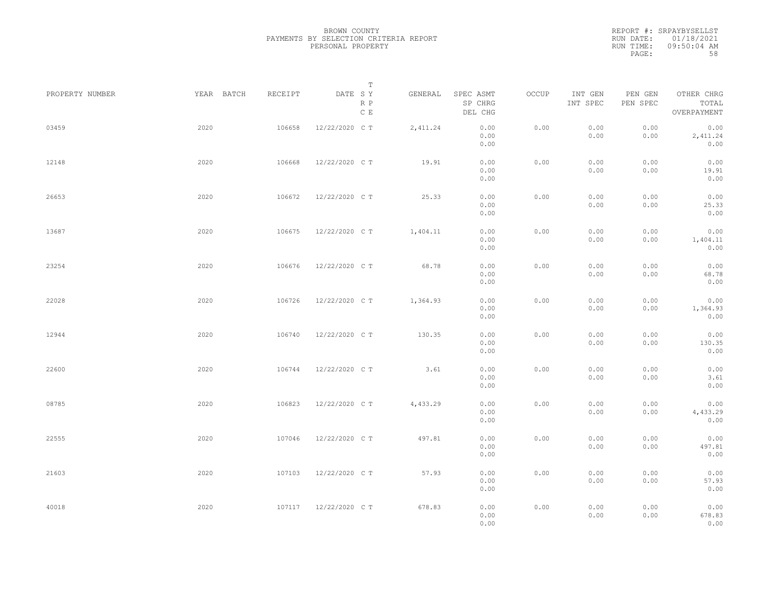BROWN COUNTY
PAYMENTS BY SELECTION CRITERIA REPORT
PERSONAL PROPERTY

REPORT #: SRPAYBYSELLST
RUN DATE: 01/18/2021
RUN TIME: 09:50:04 AM

| PROPERTY NUMBER | YEAR | BATCH | RECEIPT | DATE | T SY RP CE | GENERAL | SPEC ASMT / SP CHRG / DEL CHG | OCCUP | INT GEN / INT SPEC | PEN GEN / PEN SPEC | OTHER CHRG / TOTAL / OVERPAYMENT |
|---|---|---|---|---|---|---|---|---|---|---|---|
| 03459 | 2020 | | 106658 | 12/22/2020 | C T | 2,411.24 | 0.00 / 0.00 / 0.00 | 0.00 | 0.00 / 0.00 | 0.00 / 0.00 | 0.00 / 2,411.24 / 0.00 |
| 12148 | 2020 | | 106668 | 12/22/2020 | C T | 19.91 | 0.00 / 0.00 / 0.00 | 0.00 | 0.00 / 0.00 | 0.00 / 0.00 | 0.00 / 19.91 / 0.00 |
| 26653 | 2020 | | 106672 | 12/22/2020 | C T | 25.33 | 0.00 / 0.00 / 0.00 | 0.00 | 0.00 / 0.00 | 0.00 / 0.00 | 0.00 / 25.33 / 0.00 |
| 13687 | 2020 | | 106675 | 12/22/2020 | C T | 1,404.11 | 0.00 / 0.00 / 0.00 | 0.00 | 0.00 / 0.00 | 0.00 / 0.00 | 0.00 / 1,404.11 / 0.00 |
| 23254 | 2020 | | 106676 | 12/22/2020 | C T | 68.78 | 0.00 / 0.00 / 0.00 | 0.00 | 0.00 / 0.00 | 0.00 / 0.00 | 0.00 / 68.78 / 0.00 |
| 22028 | 2020 | | 106726 | 12/22/2020 | C T | 1,364.93 | 0.00 / 0.00 / 0.00 | 0.00 | 0.00 / 0.00 | 0.00 / 0.00 | 0.00 / 1,364.93 / 0.00 |
| 12944 | 2020 | | 106740 | 12/22/2020 | C T | 130.35 | 0.00 / 0.00 / 0.00 | 0.00 | 0.00 / 0.00 | 0.00 / 0.00 | 0.00 / 130.35 / 0.00 |
| 22600 | 2020 | | 106744 | 12/22/2020 | C T | 3.61 | 0.00 / 0.00 / 0.00 | 0.00 | 0.00 / 0.00 | 0.00 / 0.00 | 0.00 / 3.61 / 0.00 |
| 08785 | 2020 | | 106823 | 12/22/2020 | C T | 4,433.29 | 0.00 / 0.00 / 0.00 | 0.00 | 0.00 / 0.00 | 0.00 / 0.00 | 0.00 / 4,433.29 / 0.00 |
| 22555 | 2020 | | 107046 | 12/22/2020 | C T | 497.81 | 0.00 / 0.00 / 0.00 | 0.00 | 0.00 / 0.00 | 0.00 / 0.00 | 0.00 / 497.81 / 0.00 |
| 21603 | 2020 | | 107103 | 12/22/2020 | C T | 57.93 | 0.00 / 0.00 / 0.00 | 0.00 | 0.00 / 0.00 | 0.00 / 0.00 | 0.00 / 57.93 / 0.00 |
| 40018 | 2020 | | 107117 | 12/22/2020 | C T | 678.83 | 0.00 / 0.00 / 0.00 | 0.00 | 0.00 / 0.00 | 0.00 / 0.00 | 0.00 / 678.83 / 0.00 |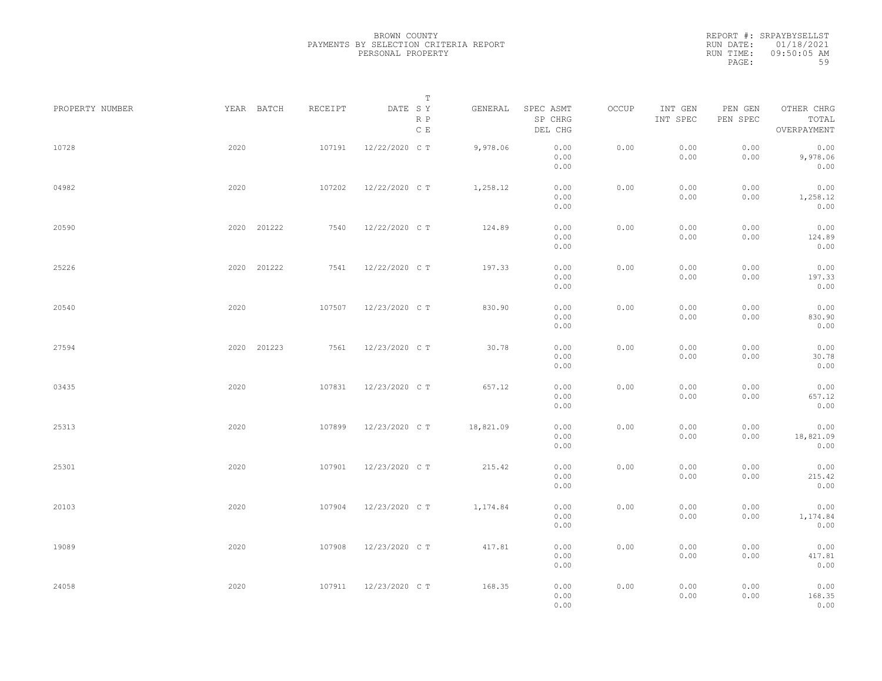BROWN COUNTY
PAYMENTS BY SELECTION CRITERIA REPORT
PERSONAL PROPERTY

REPORT #: SRPAYBYSELLST
RUN DATE: 01/18/2021
RUN TIME: 09:50:05 AM

| PROPERTY NUMBER | YEAR | BATCH | RECEIPT | DATE | T SY RP CE | GENERAL | SPEC ASMT / SP CHRG / DEL CHG | OCCUP | INT GEN / INT SPEC | PEN GEN / PEN SPEC | OTHER CHRG / TOTAL / OVERPAYMENT |
|---|---|---|---|---|---|---|---|---|---|---|---|
| 10728 | 2020 | | 107191 | 12/22/2020 | C T | 9,978.06 | 0.00 / 0.00 / 0.00 | 0.00 | 0.00 / 0.00 | 0.00 / 0.00 | 0.00 / 9,978.06 / 0.00 |
| 04982 | 2020 | | 107202 | 12/22/2020 | C T | 1,258.12 | 0.00 / 0.00 / 0.00 | 0.00 | 0.00 / 0.00 | 0.00 / 0.00 | 0.00 / 1,258.12 / 0.00 |
| 20590 | 2020 | 201222 | 7540 | 12/22/2020 | C T | 124.89 | 0.00 / 0.00 / 0.00 | 0.00 | 0.00 / 0.00 | 0.00 / 0.00 | 0.00 / 124.89 / 0.00 |
| 25226 | 2020 | 201222 | 7541 | 12/22/2020 | C T | 197.33 | 0.00 / 0.00 / 0.00 | 0.00 | 0.00 / 0.00 | 0.00 / 0.00 | 0.00 / 197.33 / 0.00 |
| 20540 | 2020 | | 107507 | 12/23/2020 | C T | 830.90 | 0.00 / 0.00 / 0.00 | 0.00 | 0.00 / 0.00 | 0.00 / 0.00 | 0.00 / 830.90 / 0.00 |
| 27594 | 2020 | 201223 | 7561 | 12/23/2020 | C T | 30.78 | 0.00 / 0.00 / 0.00 | 0.00 | 0.00 / 0.00 | 0.00 / 0.00 | 0.00 / 30.78 / 0.00 |
| 03435 | 2020 | | 107831 | 12/23/2020 | C T | 657.12 | 0.00 / 0.00 / 0.00 | 0.00 | 0.00 / 0.00 | 0.00 / 0.00 | 0.00 / 657.12 / 0.00 |
| 25313 | 2020 | | 107899 | 12/23/2020 | C T | 18,821.09 | 0.00 / 0.00 / 0.00 | 0.00 | 0.00 / 0.00 | 0.00 / 0.00 | 0.00 / 18,821.09 / 0.00 |
| 25301 | 2020 | | 107901 | 12/23/2020 | C T | 215.42 | 0.00 / 0.00 / 0.00 | 0.00 | 0.00 / 0.00 | 0.00 / 0.00 | 0.00 / 215.42 / 0.00 |
| 20103 | 2020 | | 107904 | 12/23/2020 | C T | 1,174.84 | 0.00 / 0.00 / 0.00 | 0.00 | 0.00 / 0.00 | 0.00 / 0.00 | 0.00 / 1,174.84 / 0.00 |
| 19089 | 2020 | | 107908 | 12/23/2020 | C T | 417.81 | 0.00 / 0.00 / 0.00 | 0.00 | 0.00 / 0.00 | 0.00 / 0.00 | 0.00 / 417.81 / 0.00 |
| 24058 | 2020 | | 107911 | 12/23/2020 | C T | 168.35 | 0.00 / 0.00 / 0.00 | 0.00 | 0.00 / 0.00 | 0.00 / 0.00 | 0.00 / 168.35 / 0.00 |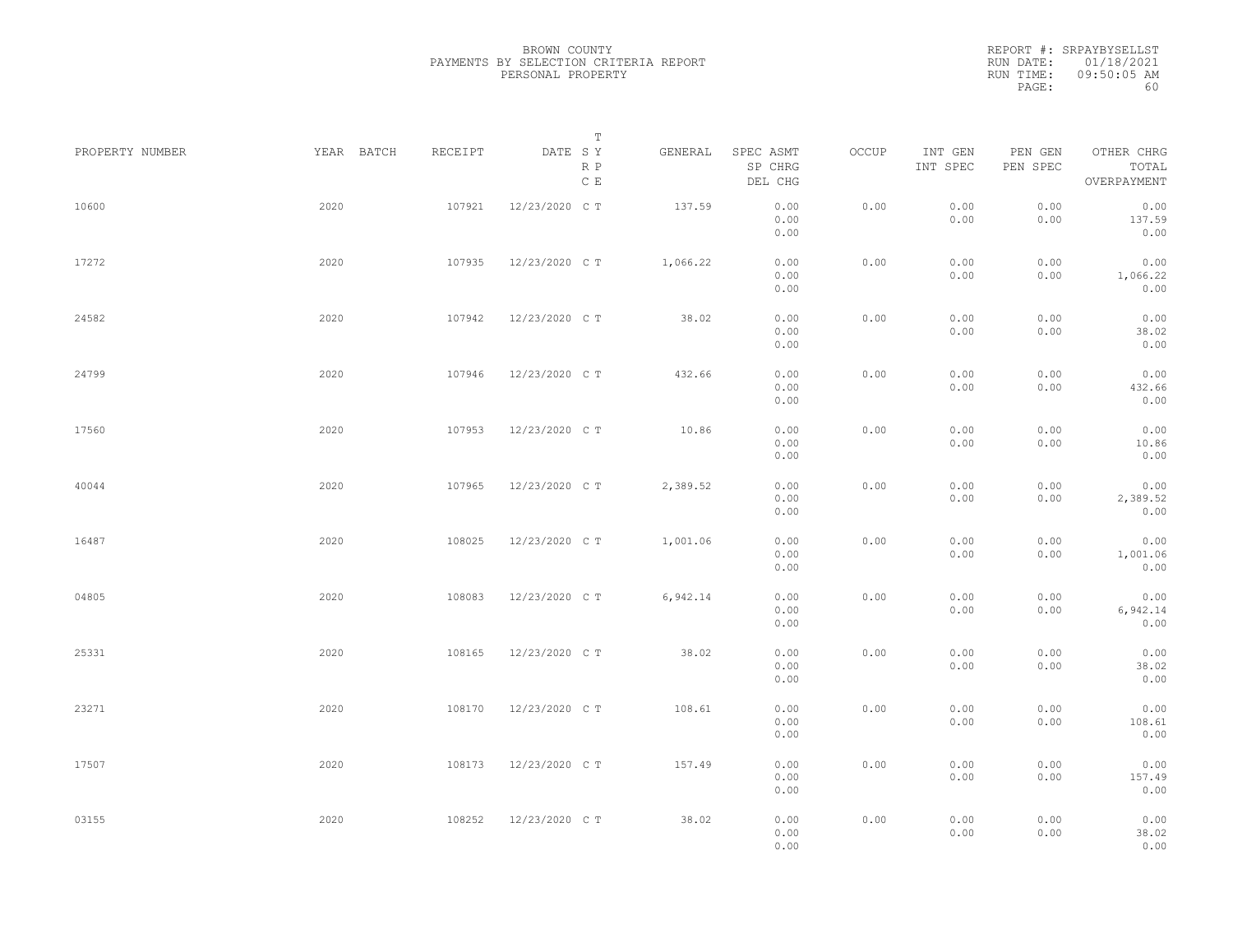BROWN COUNTY
PAYMENTS BY SELECTION CRITERIA REPORT
PERSONAL PROPERTY

REPORT #: SRPAYBYSELLST
RUN DATE: 01/18/2021
RUN TIME: 09:50:05 AM

| PROPERTY NUMBER | YEAR | BATCH | RECEIPT | DATE | T SY RP CE | GENERAL | SPEC ASMT / SP CHRG / DEL CHG | OCCUP | INT GEN / INT SPEC | PEN GEN / PEN SPEC | OTHER CHRG / TOTAL / OVERPAYMENT |
|---|---|---|---|---|---|---|---|---|---|---|---|
| 10600 | 2020 | | 107921 | 12/23/2020 | C T | 137.59 | 0.00 / 0.00 / 0.00 | 0.00 | 0.00 / 0.00 | 0.00 / 0.00 | 0.00 / 137.59 / 0.00 |
| 17272 | 2020 | | 107935 | 12/23/2020 | C T | 1,066.22 | 0.00 / 0.00 / 0.00 | 0.00 | 0.00 / 0.00 | 0.00 / 0.00 | 0.00 / 1,066.22 / 0.00 |
| 24582 | 2020 | | 107942 | 12/23/2020 | C T | 38.02 | 0.00 / 0.00 / 0.00 | 0.00 | 0.00 / 0.00 | 0.00 / 0.00 | 0.00 / 38.02 / 0.00 |
| 24799 | 2020 | | 107946 | 12/23/2020 | C T | 432.66 | 0.00 / 0.00 / 0.00 | 0.00 | 0.00 / 0.00 | 0.00 / 0.00 | 0.00 / 432.66 / 0.00 |
| 17560 | 2020 | | 107953 | 12/23/2020 | C T | 10.86 | 0.00 / 0.00 / 0.00 | 0.00 | 0.00 / 0.00 | 0.00 / 0.00 | 0.00 / 10.86 / 0.00 |
| 40044 | 2020 | | 107965 | 12/23/2020 | C T | 2,389.52 | 0.00 / 0.00 / 0.00 | 0.00 | 0.00 / 0.00 | 0.00 / 0.00 | 0.00 / 2,389.52 / 0.00 |
| 16487 | 2020 | | 108025 | 12/23/2020 | C T | 1,001.06 | 0.00 / 0.00 / 0.00 | 0.00 | 0.00 / 0.00 | 0.00 / 0.00 | 0.00 / 1,001.06 / 0.00 |
| 04805 | 2020 | | 108083 | 12/23/2020 | C T | 6,942.14 | 0.00 / 0.00 / 0.00 | 0.00 | 0.00 / 0.00 | 0.00 / 0.00 | 0.00 / 6,942.14 / 0.00 |
| 25331 | 2020 | | 108165 | 12/23/2020 | C T | 38.02 | 0.00 / 0.00 / 0.00 | 0.00 | 0.00 / 0.00 | 0.00 / 0.00 | 0.00 / 38.02 / 0.00 |
| 23271 | 2020 | | 108170 | 12/23/2020 | C T | 108.61 | 0.00 / 0.00 / 0.00 | 0.00 | 0.00 / 0.00 | 0.00 / 0.00 | 0.00 / 108.61 / 0.00 |
| 17507 | 2020 | | 108173 | 12/23/2020 | C T | 157.49 | 0.00 / 0.00 / 0.00 | 0.00 | 0.00 / 0.00 | 0.00 / 0.00 | 0.00 / 157.49 / 0.00 |
| 03155 | 2020 | | 108252 | 12/23/2020 | C T | 38.02 | 0.00 / 0.00 / 0.00 | 0.00 | 0.00 / 0.00 | 0.00 / 0.00 | 0.00 / 38.02 / 0.00 |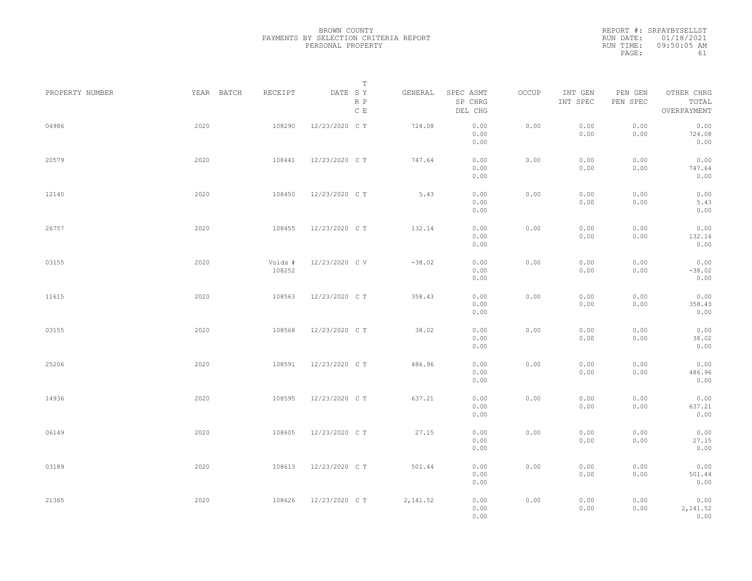BROWN COUNTY
PAYMENTS BY SELECTION CRITERIA REPORT
PERSONAL PROPERTY

REPORT #: SRPAYBYSELLST
RUN DATE: 01/18/2021
RUN TIME: 09:50:05 AM

| PROPERTY NUMBER | YEAR | BATCH | RECEIPT | DATE | T SY RP CE | GENERAL | SPEC ASMT SP CHRG DEL CHG | OCCUP | INT GEN INT SPEC | PEN GEN PEN SPEC | OTHER CHRG TOTAL OVERPAYMENT |
|---|---|---|---|---|---|---|---|---|---|---|---|
| 04986 | 2020 | | 108290 | 12/23/2020 | C T | 724.08 | 0.00 0.00 0.00 | 0.00 | 0.00 0.00 | 0.00 0.00 | 0.00 724.08 0.00 |
| 20579 | 2020 | | 108441 | 12/23/2020 | C T | 747.64 | 0.00 0.00 0.00 | 0.00 | 0.00 0.00 | 0.00 0.00 | 0.00 747.64 0.00 |
| 12140 | 2020 | | 108450 | 12/23/2020 | C T | 5.43 | 0.00 0.00 0.00 | 0.00 | 0.00 0.00 | 0.00 0.00 | 0.00 5.43 0.00 |
| 26757 | 2020 | | 108455 | 12/23/2020 | C T | 132.14 | 0.00 0.00 0.00 | 0.00 | 0.00 0.00 | 0.00 0.00 | 0.00 132.14 0.00 |
| 03155 | 2020 | | Voids # 108252 | 12/23/2020 | C V | -38.02 | 0.00 0.00 0.00 | 0.00 | 0.00 0.00 | 0.00 0.00 | 0.00 -38.02 0.00 |
| 11615 | 2020 | | 108563 | 12/23/2020 | C T | 358.43 | 0.00 0.00 0.00 | 0.00 | 0.00 0.00 | 0.00 0.00 | 0.00 358.43 0.00 |
| 03155 | 2020 | | 108568 | 12/23/2020 | C T | 38.02 | 0.00 0.00 0.00 | 0.00 | 0.00 0.00 | 0.00 0.00 | 0.00 38.02 0.00 |
| 25206 | 2020 | | 108591 | 12/23/2020 | C T | 486.96 | 0.00 0.00 0.00 | 0.00 | 0.00 0.00 | 0.00 0.00 | 0.00 486.96 0.00 |
| 14936 | 2020 | | 108595 | 12/23/2020 | C T | 637.21 | 0.00 0.00 0.00 | 0.00 | 0.00 0.00 | 0.00 0.00 | 0.00 637.21 0.00 |
| 06149 | 2020 | | 108605 | 12/23/2020 | C T | 27.15 | 0.00 0.00 0.00 | 0.00 | 0.00 0.00 | 0.00 0.00 | 0.00 27.15 0.00 |
| 03189 | 2020 | | 108613 | 12/23/2020 | C T | 501.44 | 0.00 0.00 0.00 | 0.00 | 0.00 0.00 | 0.00 0.00 | 0.00 501.44 0.00 |
| 21365 | 2020 | | 108626 | 12/23/2020 | C T | 2,141.52 | 0.00 0.00 0.00 | 0.00 | 0.00 0.00 | 0.00 0.00 | 0.00 2,141.52 0.00 |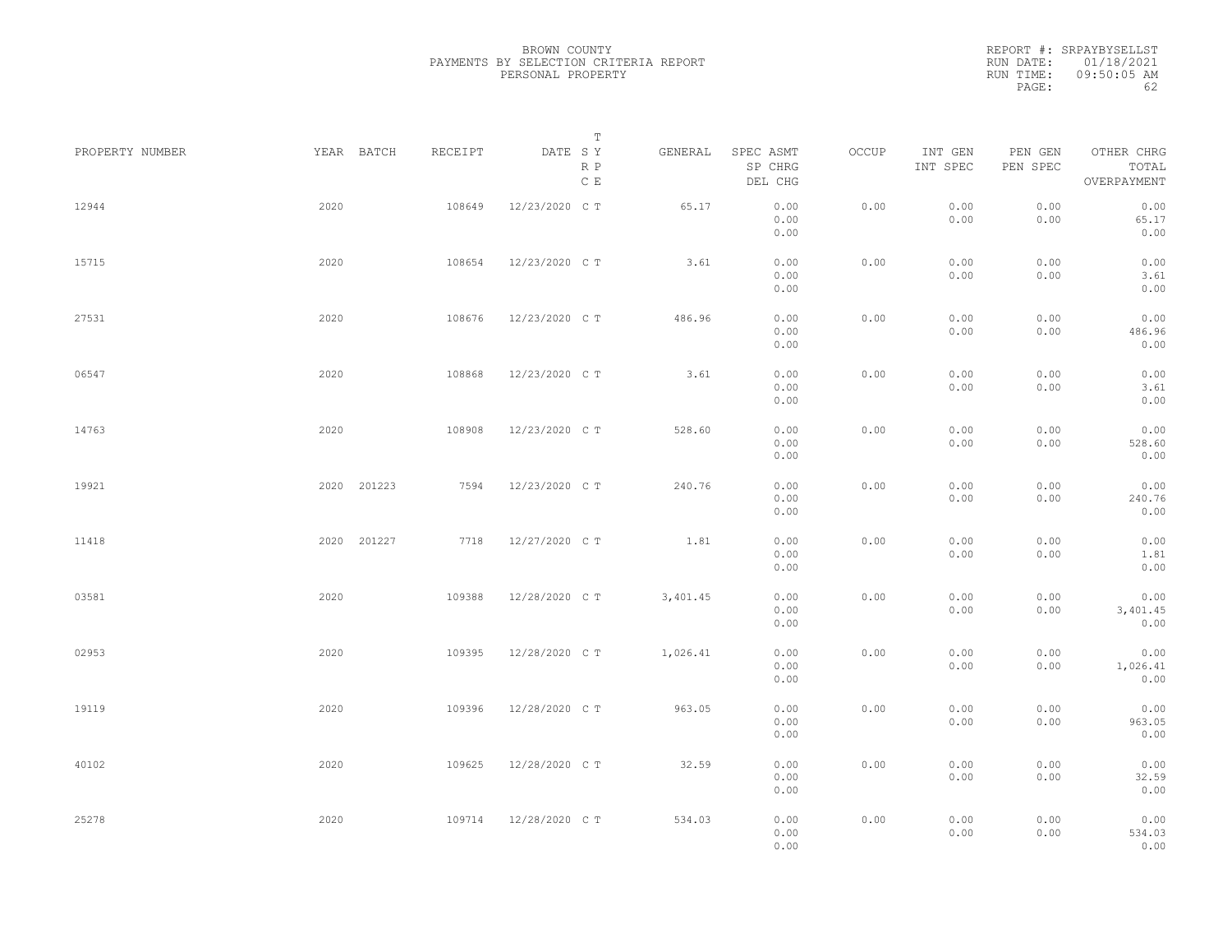BROWN COUNTY
PAYMENTS BY SELECTION CRITERIA REPORT
PERSONAL PROPERTY

REPORT #: SRPAYBYSELLST
RUN DATE: 01/18/2021
RUN TIME: 09:50:05 AM

| PROPERTY NUMBER | YEAR | BATCH | RECEIPT | DATE | T SY RP CE | GENERAL | SPEC ASMT / SP CHRG / DEL CHG | OCCUP | INT GEN / INT SPEC | PEN GEN / PEN SPEC | OTHER CHRG / TOTAL / OVERPAYMENT |
|---|---|---|---|---|---|---|---|---|---|---|---|
| 12944 | 2020 | | 108649 | 12/23/2020 | C T | 65.17 | 0.00 / 0.00 / 0.00 | 0.00 | 0.00 / 0.00 | 0.00 / 0.00 | 0.00 / 65.17 / 0.00 |
| 15715 | 2020 | | 108654 | 12/23/2020 | C T | 3.61 | 0.00 / 0.00 / 0.00 | 0.00 | 0.00 / 0.00 | 0.00 / 0.00 | 0.00 / 3.61 / 0.00 |
| 27531 | 2020 | | 108676 | 12/23/2020 | C T | 486.96 | 0.00 / 0.00 / 0.00 | 0.00 | 0.00 / 0.00 | 0.00 / 0.00 | 0.00 / 486.96 / 0.00 |
| 06547 | 2020 | | 108868 | 12/23/2020 | C T | 3.61 | 0.00 / 0.00 / 0.00 | 0.00 | 0.00 / 0.00 | 0.00 / 0.00 | 0.00 / 3.61 / 0.00 |
| 14763 | 2020 | | 108908 | 12/23/2020 | C T | 528.60 | 0.00 / 0.00 / 0.00 | 0.00 | 0.00 / 0.00 | 0.00 / 0.00 | 0.00 / 528.60 / 0.00 |
| 19921 | 2020 | 201223 | 7594 | 12/23/2020 | C T | 240.76 | 0.00 / 0.00 / 0.00 | 0.00 | 0.00 / 0.00 | 0.00 / 0.00 | 0.00 / 240.76 / 0.00 |
| 11418 | 2020 | 201227 | 7718 | 12/27/2020 | C T | 1.81 | 0.00 / 0.00 / 0.00 | 0.00 | 0.00 / 0.00 | 0.00 / 0.00 | 0.00 / 1.81 / 0.00 |
| 03581 | 2020 | | 109388 | 12/28/2020 | C T | 3,401.45 | 0.00 / 0.00 / 0.00 | 0.00 | 0.00 / 0.00 | 0.00 / 0.00 | 0.00 / 3,401.45 / 0.00 |
| 02953 | 2020 | | 109395 | 12/28/2020 | C T | 1,026.41 | 0.00 / 0.00 / 0.00 | 0.00 | 0.00 / 0.00 | 0.00 / 0.00 | 0.00 / 1,026.41 / 0.00 |
| 19119 | 2020 | | 109396 | 12/28/2020 | C T | 963.05 | 0.00 / 0.00 / 0.00 | 0.00 | 0.00 / 0.00 | 0.00 / 0.00 | 0.00 / 963.05 / 0.00 |
| 40102 | 2020 | | 109625 | 12/28/2020 | C T | 32.59 | 0.00 / 0.00 / 0.00 | 0.00 | 0.00 / 0.00 | 0.00 / 0.00 | 0.00 / 32.59 / 0.00 |
| 25278 | 2020 | | 109714 | 12/28/2020 | C T | 534.03 | 0.00 / 0.00 / 0.00 | 0.00 | 0.00 / 0.00 | 0.00 / 0.00 | 0.00 / 534.03 / 0.00 |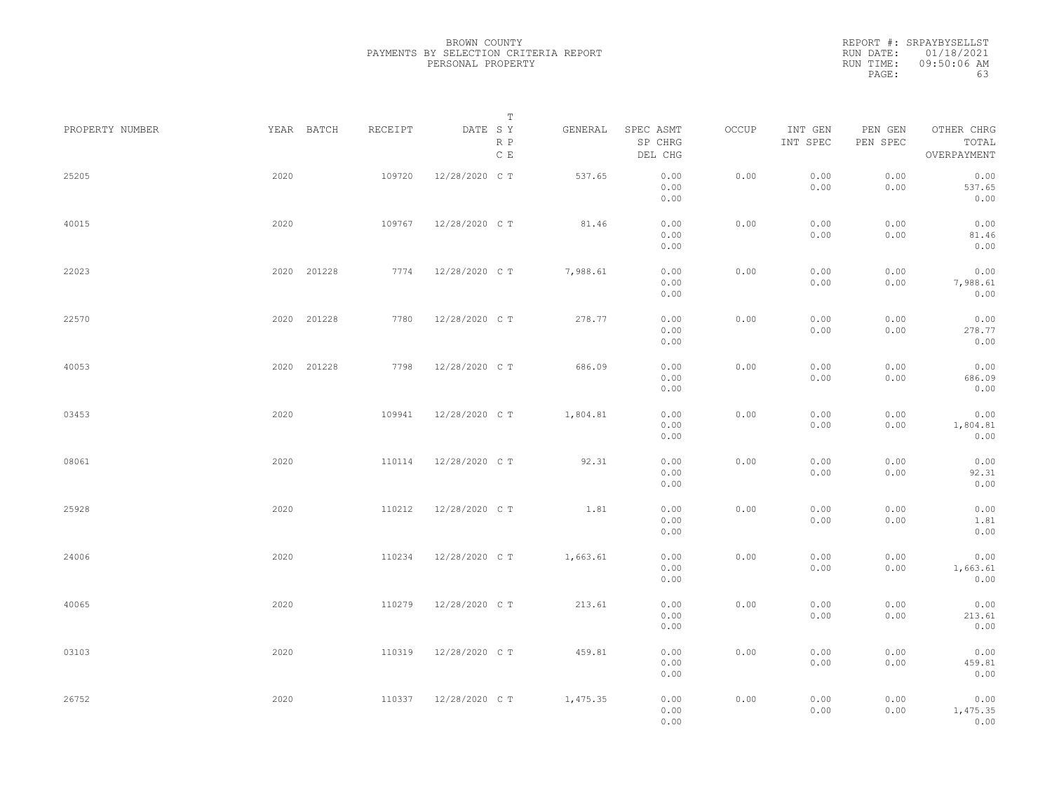BROWN COUNTY
PAYMENTS BY SELECTION CRITERIA REPORT
PERSONAL PROPERTY

REPORT #: SRPAYBYSELLST
RUN DATE: 01/18/2021
RUN TIME: 09:50:06 AM
PAGE: 63

| PROPERTY NUMBER | YEAR | BATCH | RECEIPT | DATE | T SY RP CE | GENERAL | SPEC ASMT / SP CHRG / DEL CHG | OCCUP | INT GEN / INT SPEC | PEN GEN / PEN SPEC | OTHER CHRG / TOTAL / OVERPAYMENT |
|---|---|---|---|---|---|---|---|---|---|---|---|
| 25205 | 2020 | | 109720 | 12/28/2020 | C T | 537.65 | 0.00 / 0.00 / 0.00 | 0.00 | 0.00 / 0.00 | 0.00 / 0.00 | 0.00 / 537.65 / 0.00 |
| 40015 | 2020 | | 109767 | 12/28/2020 | C T | 81.46 | 0.00 / 0.00 / 0.00 | 0.00 | 0.00 / 0.00 | 0.00 / 0.00 | 0.00 / 81.46 / 0.00 |
| 22023 | 2020 | 201228 | 7774 | 12/28/2020 | C T | 7,988.61 | 0.00 / 0.00 / 0.00 | 0.00 | 0.00 / 0.00 | 0.00 / 0.00 | 0.00 / 7,988.61 / 0.00 |
| 22570 | 2020 | 201228 | 7780 | 12/28/2020 | C T | 278.77 | 0.00 / 0.00 / 0.00 | 0.00 | 0.00 / 0.00 | 0.00 / 0.00 | 0.00 / 278.77 / 0.00 |
| 40053 | 2020 | 201228 | 7798 | 12/28/2020 | C T | 686.09 | 0.00 / 0.00 / 0.00 | 0.00 | 0.00 / 0.00 | 0.00 / 0.00 | 0.00 / 686.09 / 0.00 |
| 03453 | 2020 | | 109941 | 12/28/2020 | C T | 1,804.81 | 0.00 / 0.00 / 0.00 | 0.00 | 0.00 / 0.00 | 0.00 / 0.00 | 0.00 / 1,804.81 / 0.00 |
| 08061 | 2020 | | 110114 | 12/28/2020 | C T | 92.31 | 0.00 / 0.00 / 0.00 | 0.00 | 0.00 / 0.00 | 0.00 / 0.00 | 0.00 / 92.31 / 0.00 |
| 25928 | 2020 | | 110212 | 12/28/2020 | C T | 1.81 | 0.00 / 0.00 / 0.00 | 0.00 | 0.00 / 0.00 | 0.00 / 0.00 | 0.00 / 1.81 / 0.00 |
| 24006 | 2020 | | 110234 | 12/28/2020 | C T | 1,663.61 | 0.00 / 0.00 / 0.00 | 0.00 | 0.00 / 0.00 | 0.00 / 0.00 | 0.00 / 1,663.61 / 0.00 |
| 40065 | 2020 | | 110279 | 12/28/2020 | C T | 213.61 | 0.00 / 0.00 / 0.00 | 0.00 | 0.00 / 0.00 | 0.00 / 0.00 | 0.00 / 213.61 / 0.00 |
| 03103 | 2020 | | 110319 | 12/28/2020 | C T | 459.81 | 0.00 / 0.00 / 0.00 | 0.00 | 0.00 / 0.00 | 0.00 / 0.00 | 0.00 / 459.81 / 0.00 |
| 26752 | 2020 | | 110337 | 12/28/2020 | C T | 1,475.35 | 0.00 / 0.00 / 0.00 | 0.00 | 0.00 / 0.00 | 0.00 / 0.00 | 0.00 / 1,475.35 / 0.00 |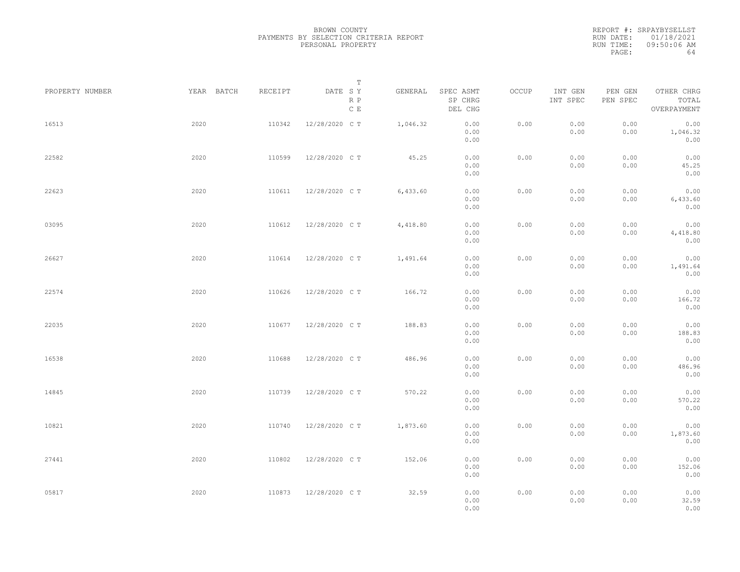BROWN COUNTY
PAYMENTS BY SELECTION CRITERIA REPORT
PERSONAL PROPERTY

REPORT #: SRPAYBYSELLST
RUN DATE: 01/18/2021
RUN TIME: 09:50:06 AM

| PROPERTY NUMBER | YEAR | BATCH | RECEIPT | DATE | T SY RP CE | GENERAL | SPEC ASMT / SP CHRG / DEL CHG | OCCUP | INT GEN / INT SPEC | PEN GEN / PEN SPEC | OTHER CHRG / TOTAL / OVERPAYMENT |
|---|---|---|---|---|---|---|---|---|---|---|---|
| 16513 | 2020 | | 110342 | 12/28/2020 | C T | 1,046.32 | 0.00 / 0.00 / 0.00 | 0.00 | 0.00 / 0.00 | 0.00 / 0.00 | 0.00 / 1,046.32 / 0.00 |
| 22582 | 2020 | | 110599 | 12/28/2020 | C T | 45.25 | 0.00 / 0.00 / 0.00 | 0.00 | 0.00 / 0.00 | 0.00 / 0.00 | 0.00 / 45.25 / 0.00 |
| 22623 | 2020 | | 110611 | 12/28/2020 | C T | 6,433.60 | 0.00 / 0.00 / 0.00 | 0.00 | 0.00 / 0.00 | 0.00 / 0.00 | 0.00 / 6,433.60 / 0.00 |
| 03095 | 2020 | | 110612 | 12/28/2020 | C T | 4,418.80 | 0.00 / 0.00 / 0.00 | 0.00 | 0.00 / 0.00 | 0.00 / 0.00 | 0.00 / 4,418.80 / 0.00 |
| 26627 | 2020 | | 110614 | 12/28/2020 | C T | 1,491.64 | 0.00 / 0.00 / 0.00 | 0.00 | 0.00 / 0.00 | 0.00 / 0.00 | 0.00 / 1,491.64 / 0.00 |
| 22574 | 2020 | | 110626 | 12/28/2020 | C T | 166.72 | 0.00 / 0.00 / 0.00 | 0.00 | 0.00 / 0.00 | 0.00 / 0.00 | 0.00 / 166.72 / 0.00 |
| 22035 | 2020 | | 110677 | 12/28/2020 | C T | 188.83 | 0.00 / 0.00 / 0.00 | 0.00 | 0.00 / 0.00 | 0.00 / 0.00 | 0.00 / 188.83 / 0.00 |
| 16538 | 2020 | | 110688 | 12/28/2020 | C T | 486.96 | 0.00 / 0.00 / 0.00 | 0.00 | 0.00 / 0.00 | 0.00 / 0.00 | 0.00 / 486.96 / 0.00 |
| 14845 | 2020 | | 110739 | 12/28/2020 | C T | 570.22 | 0.00 / 0.00 / 0.00 | 0.00 | 0.00 / 0.00 | 0.00 / 0.00 | 0.00 / 570.22 / 0.00 |
| 10821 | 2020 | | 110740 | 12/28/2020 | C T | 1,873.60 | 0.00 / 0.00 / 0.00 | 0.00 | 0.00 / 0.00 | 0.00 / 0.00 | 0.00 / 1,873.60 / 0.00 |
| 27441 | 2020 | | 110802 | 12/28/2020 | C T | 152.06 | 0.00 / 0.00 / 0.00 | 0.00 | 0.00 / 0.00 | 0.00 / 0.00 | 0.00 / 152.06 / 0.00 |
| 05817 | 2020 | | 110873 | 12/28/2020 | C T | 32.59 | 0.00 / 0.00 / 0.00 | 0.00 | 0.00 / 0.00 | 0.00 / 0.00 | 0.00 / 32.59 / 0.00 |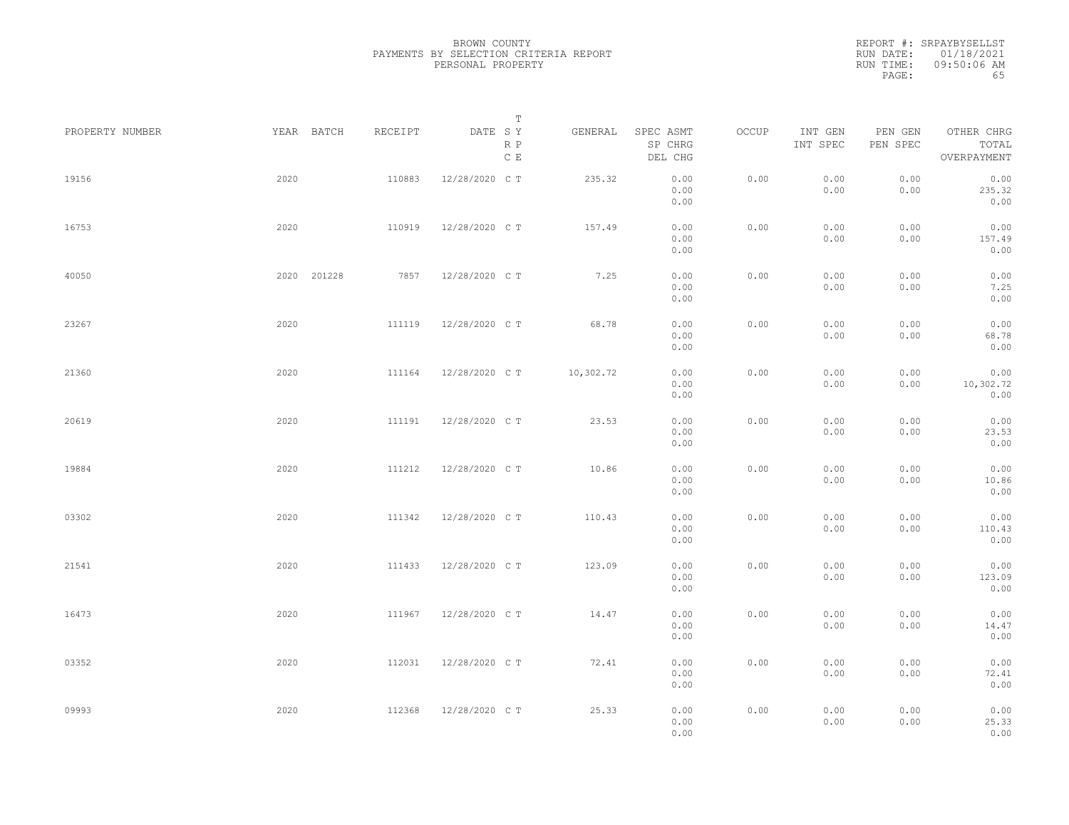BROWN COUNTY
PAYMENTS BY SELECTION CRITERIA REPORT
PERSONAL PROPERTY

REPORT #: SRPAYBYSELLST
RUN DATE: 01/18/2021
RUN TIME: 09:50:06 AM

| PROPERTY NUMBER | YEAR | BATCH | RECEIPT | DATE | T S Y R P C E | GENERAL | SPEC ASMT SP CHRG DEL CHG | OCCUP | INT GEN INT SPEC | PEN GEN PEN SPEC | OTHER CHRG TOTAL OVERPAYMENT |
|---|---|---|---|---|---|---|---|---|---|---|---|
| 19156 | 2020 | | 110883 | 12/28/2020 | C T | 235.32 | 0.00 0.00 0.00 | 0.00 | 0.00 0.00 | 0.00 0.00 | 0.00 235.32 0.00 |
| 16753 | 2020 | | 110919 | 12/28/2020 | C T | 157.49 | 0.00 0.00 0.00 | 0.00 | 0.00 0.00 | 0.00 0.00 | 0.00 157.49 0.00 |
| 40050 | 2020 | 201228 | 7857 | 12/28/2020 | C T | 7.25 | 0.00 0.00 0.00 | 0.00 | 0.00 0.00 | 0.00 0.00 | 0.00 7.25 0.00 |
| 23267 | 2020 | | 111119 | 12/28/2020 | C T | 68.78 | 0.00 0.00 0.00 | 0.00 | 0.00 0.00 | 0.00 0.00 | 0.00 68.78 0.00 |
| 21360 | 2020 | | 111164 | 12/28/2020 | C T | 10,302.72 | 0.00 0.00 0.00 | 0.00 | 0.00 0.00 | 0.00 0.00 | 0.00 10,302.72 0.00 |
| 20619 | 2020 | | 111191 | 12/28/2020 | C T | 23.53 | 0.00 0.00 0.00 | 0.00 | 0.00 0.00 | 0.00 0.00 | 0.00 23.53 0.00 |
| 19884 | 2020 | | 111212 | 12/28/2020 | C T | 10.86 | 0.00 0.00 0.00 | 0.00 | 0.00 0.00 | 0.00 0.00 | 0.00 10.86 0.00 |
| 03302 | 2020 | | 111342 | 12/28/2020 | C T | 110.43 | 0.00 0.00 0.00 | 0.00 | 0.00 0.00 | 0.00 0.00 | 0.00 110.43 0.00 |
| 21541 | 2020 | | 111433 | 12/28/2020 | C T | 123.09 | 0.00 0.00 0.00 | 0.00 | 0.00 0.00 | 0.00 0.00 | 0.00 123.09 0.00 |
| 16473 | 2020 | | 111967 | 12/28/2020 | C T | 14.47 | 0.00 0.00 0.00 | 0.00 | 0.00 0.00 | 0.00 0.00 | 0.00 14.47 0.00 |
| 03352 | 2020 | | 112031 | 12/28/2020 | C T | 72.41 | 0.00 0.00 0.00 | 0.00 | 0.00 0.00 | 0.00 0.00 | 0.00 72.41 0.00 |
| 09993 | 2020 | | 112368 | 12/28/2020 | C T | 25.33 | 0.00 0.00 0.00 | 0.00 | 0.00 0.00 | 0.00 0.00 | 0.00 25.33 0.00 |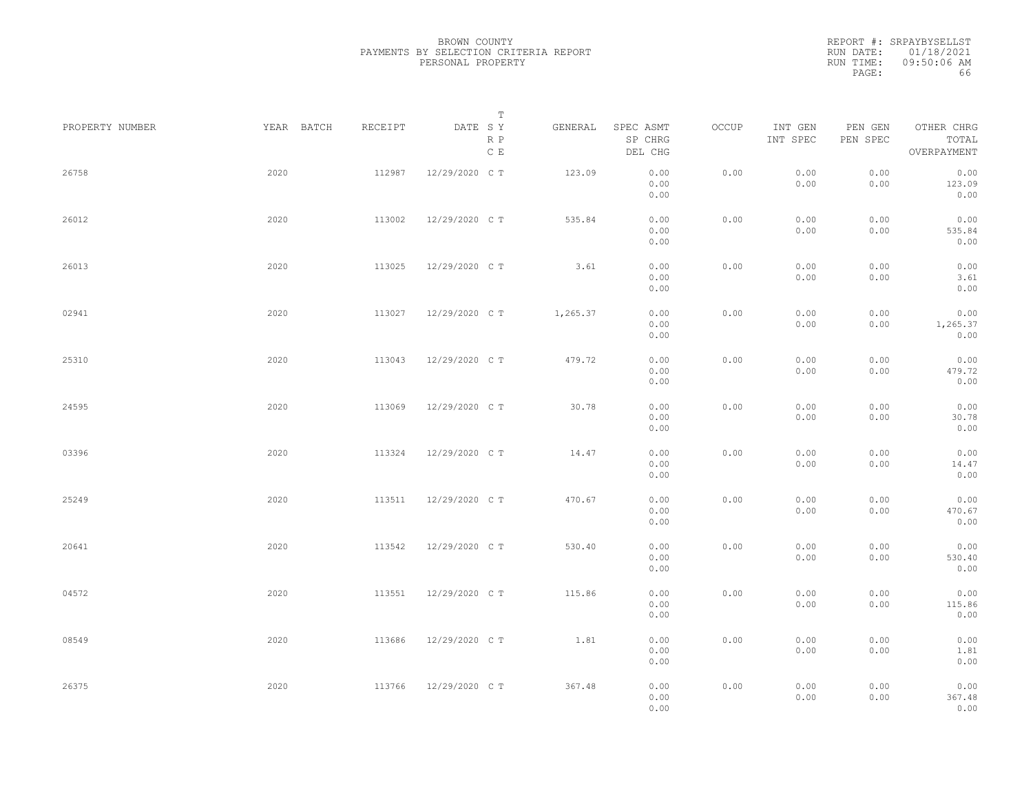BROWN COUNTY
PAYMENTS BY SELECTION CRITERIA REPORT
PERSONAL PROPERTY

REPORT #: SRPAYBYSELLST
RUN DATE: 01/18/2021
RUN TIME: 09:50:06 AM

| PROPERTY NUMBER | YEAR | BATCH | RECEIPT | DATE | T SY RP CE | GENERAL | SPEC ASMT / SP CHRG / DEL CHG | OCCUP | INT GEN / INT SPEC | PEN GEN / PEN SPEC | OTHER CHRG / TOTAL / OVERPAYMENT |
|---|---|---|---|---|---|---|---|---|---|---|---|
| 26758 | 2020 | | 112987 | 12/29/2020 | C T | 123.09 | 0.00 / 0.00 / 0.00 | 0.00 | 0.00 / 0.00 | 0.00 / 0.00 | 0.00 / 123.09 / 0.00 |
| 26012 | 2020 | | 113002 | 12/29/2020 | C T | 535.84 | 0.00 / 0.00 / 0.00 | 0.00 | 0.00 / 0.00 | 0.00 / 0.00 | 0.00 / 535.84 / 0.00 |
| 26013 | 2020 | | 113025 | 12/29/2020 | C T | 3.61 | 0.00 / 0.00 / 0.00 | 0.00 | 0.00 / 0.00 | 0.00 / 0.00 | 0.00 / 3.61 / 0.00 |
| 02941 | 2020 | | 113027 | 12/29/2020 | C T | 1,265.37 | 0.00 / 0.00 / 0.00 | 0.00 | 0.00 / 0.00 | 0.00 / 0.00 | 0.00 / 1,265.37 / 0.00 |
| 25310 | 2020 | | 113043 | 12/29/2020 | C T | 479.72 | 0.00 / 0.00 / 0.00 | 0.00 | 0.00 / 0.00 | 0.00 / 0.00 | 0.00 / 479.72 / 0.00 |
| 24595 | 2020 | | 113069 | 12/29/2020 | C T | 30.78 | 0.00 / 0.00 / 0.00 | 0.00 | 0.00 / 0.00 | 0.00 / 0.00 | 0.00 / 30.78 / 0.00 |
| 03396 | 2020 | | 113324 | 12/29/2020 | C T | 14.47 | 0.00 / 0.00 / 0.00 | 0.00 | 0.00 / 0.00 | 0.00 / 0.00 | 0.00 / 14.47 / 0.00 |
| 25249 | 2020 | | 113511 | 12/29/2020 | C T | 470.67 | 0.00 / 0.00 / 0.00 | 0.00 | 0.00 / 0.00 | 0.00 / 0.00 | 0.00 / 470.67 / 0.00 |
| 20641 | 2020 | | 113542 | 12/29/2020 | C T | 530.40 | 0.00 / 0.00 / 0.00 | 0.00 | 0.00 / 0.00 | 0.00 / 0.00 | 0.00 / 530.40 / 0.00 |
| 04572 | 2020 | | 113551 | 12/29/2020 | C T | 115.86 | 0.00 / 0.00 / 0.00 | 0.00 | 0.00 / 0.00 | 0.00 / 0.00 | 0.00 / 115.86 / 0.00 |
| 08549 | 2020 | | 113686 | 12/29/2020 | C T | 1.81 | 0.00 / 0.00 / 0.00 | 0.00 | 0.00 / 0.00 | 0.00 / 0.00 | 0.00 / 1.81 / 0.00 |
| 26375 | 2020 | | 113766 | 12/29/2020 | C T | 367.48 | 0.00 / 0.00 / 0.00 | 0.00 | 0.00 / 0.00 | 0.00 / 0.00 | 0.00 / 367.48 / 0.00 |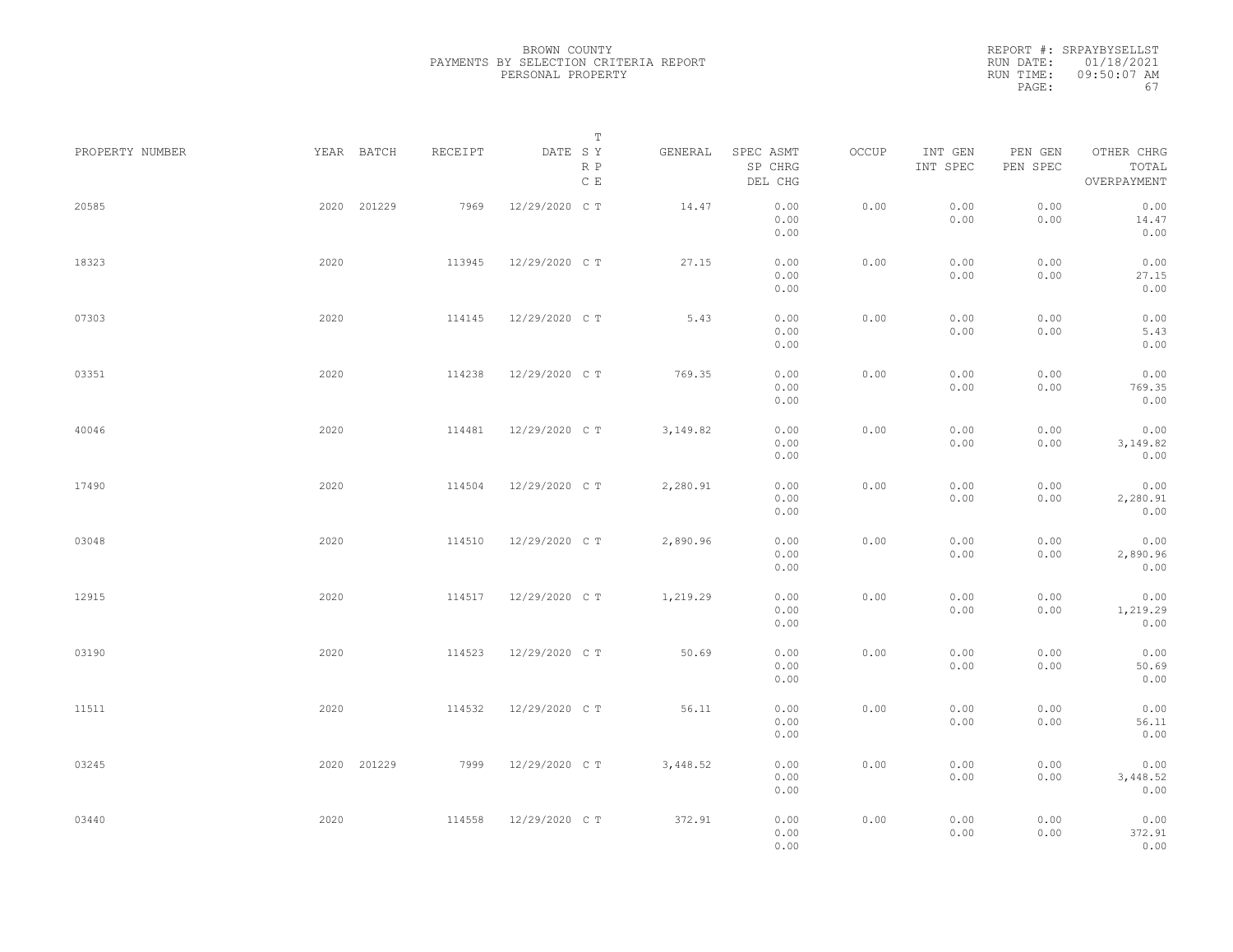BROWN COUNTY
PAYMENTS BY SELECTION CRITERIA REPORT
PERSONAL PROPERTY

REPORT #: SRPAYBYSELLST
RUN DATE: 01/18/2021
RUN TIME: 09:50:07 AM

| PROPERTY NUMBER | YEAR | BATCH | RECEIPT | DATE | T SY RP CE | GENERAL | SPEC ASMT / SP CHRG / DEL CHG | OCCUP | INT GEN / INT SPEC | PEN GEN / PEN SPEC | OTHER CHRG / TOTAL / OVERPAYMENT |
|---|---|---|---|---|---|---|---|---|---|---|---|
| 20585 | 2020 | 201229 | 7969 | 12/29/2020 | C T | 14.47 | 0.00 / 0.00 / 0.00 | 0.00 | 0.00 / 0.00 | 0.00 / 0.00 | 0.00 / 14.47 / 0.00 |
| 18323 | 2020 | | 113945 | 12/29/2020 | C T | 27.15 | 0.00 / 0.00 / 0.00 | 0.00 | 0.00 / 0.00 | 0.00 / 0.00 | 0.00 / 27.15 / 0.00 |
| 07303 | 2020 | | 114145 | 12/29/2020 | C T | 5.43 | 0.00 / 0.00 / 0.00 | 0.00 | 0.00 / 0.00 | 0.00 / 0.00 | 0.00 / 5.43 / 0.00 |
| 03351 | 2020 | | 114238 | 12/29/2020 | C T | 769.35 | 0.00 / 0.00 / 0.00 | 0.00 | 0.00 / 0.00 | 0.00 / 0.00 | 0.00 / 769.35 / 0.00 |
| 40046 | 2020 | | 114481 | 12/29/2020 | C T | 3,149.82 | 0.00 / 0.00 / 0.00 | 0.00 | 0.00 / 0.00 | 0.00 / 0.00 | 0.00 / 3,149.82 / 0.00 |
| 17490 | 2020 | | 114504 | 12/29/2020 | C T | 2,280.91 | 0.00 / 0.00 / 0.00 | 0.00 | 0.00 / 0.00 | 0.00 / 0.00 | 0.00 / 2,280.91 / 0.00 |
| 03048 | 2020 | | 114510 | 12/29/2020 | C T | 2,890.96 | 0.00 / 0.00 / 0.00 | 0.00 | 0.00 / 0.00 | 0.00 / 0.00 | 0.00 / 2,890.96 / 0.00 |
| 12915 | 2020 | | 114517 | 12/29/2020 | C T | 1,219.29 | 0.00 / 0.00 / 0.00 | 0.00 | 0.00 / 0.00 | 0.00 / 0.00 | 0.00 / 1,219.29 / 0.00 |
| 03190 | 2020 | | 114523 | 12/29/2020 | C T | 50.69 | 0.00 / 0.00 / 0.00 | 0.00 | 0.00 / 0.00 | 0.00 / 0.00 | 0.00 / 50.69 / 0.00 |
| 11511 | 2020 | | 114532 | 12/29/2020 | C T | 56.11 | 0.00 / 0.00 / 0.00 | 0.00 | 0.00 / 0.00 | 0.00 / 0.00 | 0.00 / 56.11 / 0.00 |
| 03245 | 2020 | 201229 | 7999 | 12/29/2020 | C T | 3,448.52 | 0.00 / 0.00 / 0.00 | 0.00 | 0.00 / 0.00 | 0.00 / 0.00 | 0.00 / 3,448.52 / 0.00 |
| 03440 | 2020 | | 114558 | 12/29/2020 | C T | 372.91 | 0.00 / 0.00 / 0.00 | 0.00 | 0.00 / 0.00 | 0.00 / 0.00 | 0.00 / 372.91 / 0.00 |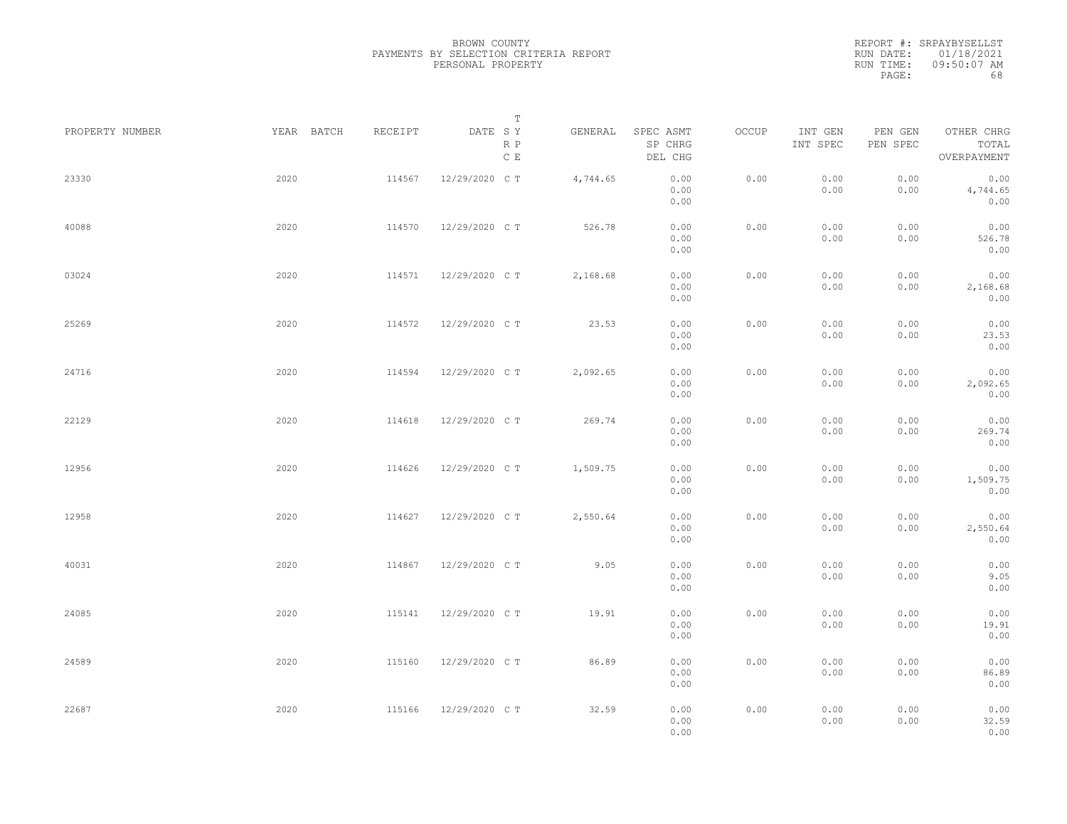BROWN COUNTY
PAYMENTS BY SELECTION CRITERIA REPORT
PERSONAL PROPERTY

REPORT #: SRPAYBYSELLST
RUN DATE: 01/18/2021
RUN TIME: 09:50:07 AM

| PROPERTY NUMBER | YEAR | BATCH | RECEIPT | DATE | T SY RP CE | GENERAL | SPEC ASMT / SP CHRG / DEL CHG | OCCUP | INT GEN / INT SPEC | PEN GEN / PEN SPEC | OTHER CHRG / TOTAL / OVERPAYMENT |
|---|---|---|---|---|---|---|---|---|---|---|---|
| 23330 | 2020 | | 114567 | 12/29/2020 | C T | 4,744.65 | 0.00 / 0.00 / 0.00 | 0.00 | 0.00 / 0.00 | 0.00 / 0.00 | 0.00 / 4,744.65 / 0.00 |
| 40088 | 2020 | | 114570 | 12/29/2020 | C T | 526.78 | 0.00 / 0.00 / 0.00 | 0.00 | 0.00 / 0.00 | 0.00 / 0.00 | 0.00 / 526.78 / 0.00 |
| 03024 | 2020 | | 114571 | 12/29/2020 | C T | 2,168.68 | 0.00 / 0.00 / 0.00 | 0.00 | 0.00 / 0.00 | 0.00 / 0.00 | 0.00 / 2,168.68 / 0.00 |
| 25269 | 2020 | | 114572 | 12/29/2020 | C T | 23.53 | 0.00 / 0.00 / 0.00 | 0.00 | 0.00 / 0.00 | 0.00 / 0.00 | 0.00 / 23.53 / 0.00 |
| 24716 | 2020 | | 114594 | 12/29/2020 | C T | 2,092.65 | 0.00 / 0.00 / 0.00 | 0.00 | 0.00 / 0.00 | 0.00 / 0.00 | 0.00 / 2,092.65 / 0.00 |
| 22129 | 2020 | | 114618 | 12/29/2020 | C T | 269.74 | 0.00 / 0.00 / 0.00 | 0.00 | 0.00 / 0.00 | 0.00 / 0.00 | 0.00 / 269.74 / 0.00 |
| 12956 | 2020 | | 114626 | 12/29/2020 | C T | 1,509.75 | 0.00 / 0.00 / 0.00 | 0.00 | 0.00 / 0.00 | 0.00 / 0.00 | 0.00 / 1,509.75 / 0.00 |
| 12958 | 2020 | | 114627 | 12/29/2020 | C T | 2,550.64 | 0.00 / 0.00 / 0.00 | 0.00 | 0.00 / 0.00 | 0.00 / 0.00 | 0.00 / 2,550.64 / 0.00 |
| 40031 | 2020 | | 114867 | 12/29/2020 | C T | 9.05 | 0.00 / 0.00 / 0.00 | 0.00 | 0.00 / 0.00 | 0.00 / 0.00 | 0.00 / 9.05 / 0.00 |
| 24085 | 2020 | | 115141 | 12/29/2020 | C T | 19.91 | 0.00 / 0.00 / 0.00 | 0.00 | 0.00 / 0.00 | 0.00 / 0.00 | 0.00 / 19.91 / 0.00 |
| 24589 | 2020 | | 115160 | 12/29/2020 | C T | 86.89 | 0.00 / 0.00 / 0.00 | 0.00 | 0.00 / 0.00 | 0.00 / 0.00 | 0.00 / 86.89 / 0.00 |
| 22687 | 2020 | | 115166 | 12/29/2020 | C T | 32.59 | 0.00 / 0.00 / 0.00 | 0.00 | 0.00 / 0.00 | 0.00 / 0.00 | 0.00 / 32.59 / 0.00 |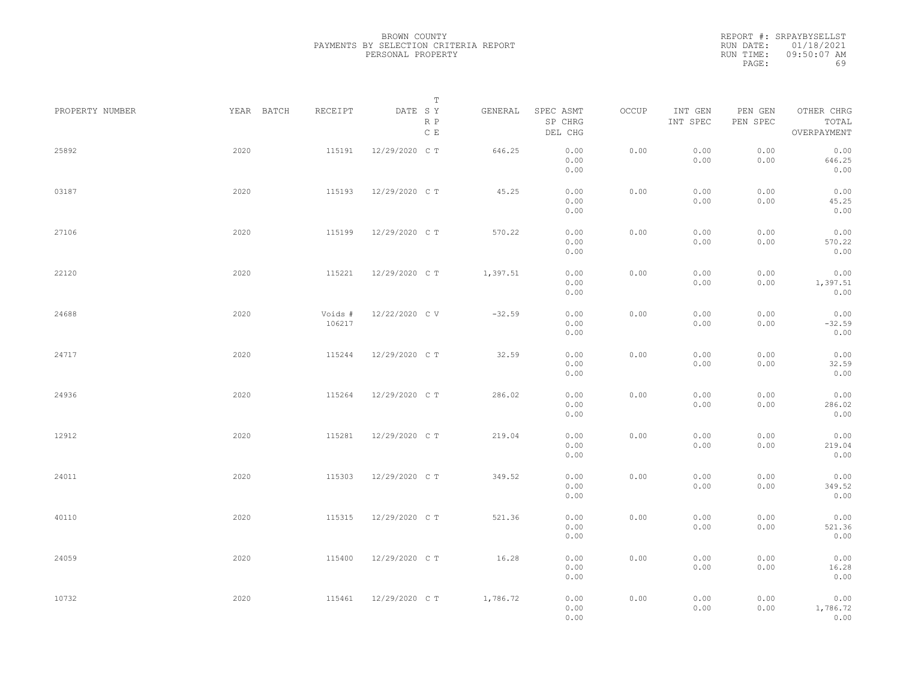BROWN COUNTY
PAYMENTS BY SELECTION CRITERIA REPORT
PERSONAL PROPERTY

REPORT #: SRPAYBYSELLST
RUN DATE: 01/18/2021
RUN TIME: 09:50:07 AM

| PROPERTY NUMBER | YEAR | BATCH | RECEIPT | DATE | T SY RP CE | GENERAL | SPEC ASMT / SP CHRG / DEL CHG | OCCUP | INT GEN / INT SPEC | PEN GEN / PEN SPEC | OTHER CHRG / TOTAL / OVERPAYMENT |
|---|---|---|---|---|---|---|---|---|---|---|---|
| 25892 | 2020 | | 115191 | 12/29/2020 | C T | 646.25 | 0.00 / 0.00 / 0.00 | 0.00 | 0.00 / 0.00 | 0.00 / 0.00 | 0.00 / 646.25 / 0.00 |
| 03187 | 2020 | | 115193 | 12/29/2020 | C T | 45.25 | 0.00 / 0.00 / 0.00 | 0.00 | 0.00 / 0.00 | 0.00 / 0.00 | 0.00 / 45.25 / 0.00 |
| 27106 | 2020 | | 115199 | 12/29/2020 | C T | 570.22 | 0.00 / 0.00 / 0.00 | 0.00 | 0.00 / 0.00 | 0.00 / 0.00 | 0.00 / 570.22 / 0.00 |
| 22120 | 2020 | | 115221 | 12/29/2020 | C T | 1,397.51 | 0.00 / 0.00 / 0.00 | 0.00 | 0.00 / 0.00 | 0.00 / 0.00 | 0.00 / 1,397.51 / 0.00 |
| 24688 | 2020 | | Voids # 106217 | 12/22/2020 | C V | -32.59 | 0.00 / 0.00 / 0.00 | 0.00 | 0.00 / 0.00 | 0.00 / 0.00 | 0.00 / -32.59 / 0.00 |
| 24717 | 2020 | | 115244 | 12/29/2020 | C T | 32.59 | 0.00 / 0.00 / 0.00 | 0.00 | 0.00 / 0.00 | 0.00 / 0.00 | 0.00 / 32.59 / 0.00 |
| 24936 | 2020 | | 115264 | 12/29/2020 | C T | 286.02 | 0.00 / 0.00 / 0.00 | 0.00 | 0.00 / 0.00 | 0.00 / 0.00 | 0.00 / 286.02 / 0.00 |
| 12912 | 2020 | | 115281 | 12/29/2020 | C T | 219.04 | 0.00 / 0.00 / 0.00 | 0.00 | 0.00 / 0.00 | 0.00 / 0.00 | 0.00 / 219.04 / 0.00 |
| 24011 | 2020 | | 115303 | 12/29/2020 | C T | 349.52 | 0.00 / 0.00 / 0.00 | 0.00 | 0.00 / 0.00 | 0.00 / 0.00 | 0.00 / 349.52 / 0.00 |
| 40110 | 2020 | | 115315 | 12/29/2020 | C T | 521.36 | 0.00 / 0.00 / 0.00 | 0.00 | 0.00 / 0.00 | 0.00 / 0.00 | 0.00 / 521.36 / 0.00 |
| 24059 | 2020 | | 115400 | 12/29/2020 | C T | 16.28 | 0.00 / 0.00 / 0.00 | 0.00 | 0.00 / 0.00 | 0.00 / 0.00 | 0.00 / 16.28 / 0.00 |
| 10732 | 2020 | | 115461 | 12/29/2020 | C T | 1,786.72 | 0.00 / 0.00 / 0.00 | 0.00 | 0.00 / 0.00 | 0.00 / 0.00 | 0.00 / 1,786.72 / 0.00 |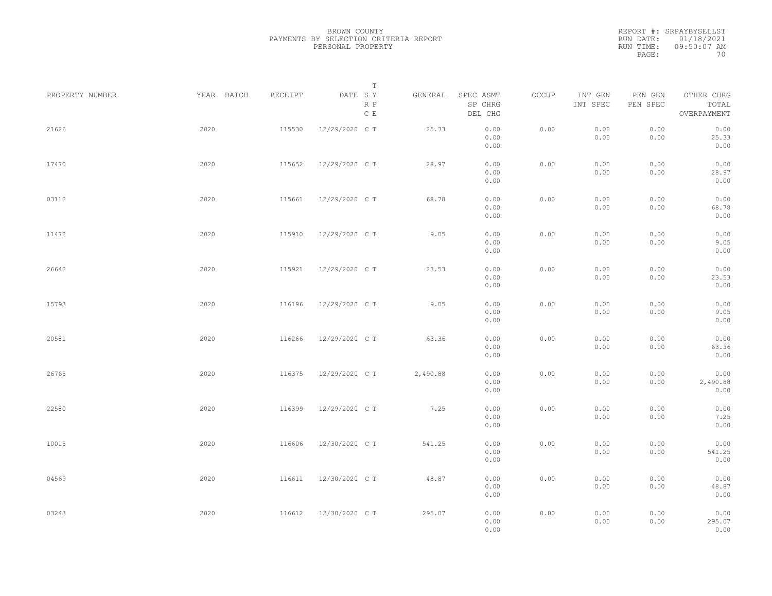BROWN COUNTY
PAYMENTS BY SELECTION CRITERIA REPORT
PERSONAL PROPERTY

REPORT #: SRPAYBYSELLST
RUN DATE: 01/18/2021
RUN TIME: 09:50:07 AM

| PROPERTY NUMBER | YEAR | BATCH | RECEIPT | DATE | T SY RP CE | GENERAL | SPEC ASMT / SP CHRG / DEL CHG | OCCUP | INT GEN / INT SPEC | PEN GEN / PEN SPEC | OTHER CHRG / TOTAL / OVERPAYMENT |
|---|---|---|---|---|---|---|---|---|---|---|---|
| 21626 | 2020 | | 115530 | 12/29/2020 | C T | 25.33 | 0.00 / 0.00 / 0.00 | 0.00 | 0.00 / 0.00 | 0.00 / 0.00 | 0.00 / 25.33 / 0.00 |
| 17470 | 2020 | | 115652 | 12/29/2020 | C T | 28.97 | 0.00 / 0.00 / 0.00 | 0.00 | 0.00 / 0.00 | 0.00 / 0.00 | 0.00 / 28.97 / 0.00 |
| 03112 | 2020 | | 115661 | 12/29/2020 | C T | 68.78 | 0.00 / 0.00 / 0.00 | 0.00 | 0.00 / 0.00 | 0.00 / 0.00 | 0.00 / 68.78 / 0.00 |
| 11472 | 2020 | | 115910 | 12/29/2020 | C T | 9.05 | 0.00 / 0.00 / 0.00 | 0.00 | 0.00 / 0.00 | 0.00 / 0.00 | 0.00 / 9.05 / 0.00 |
| 26642 | 2020 | | 115921 | 12/29/2020 | C T | 23.53 | 0.00 / 0.00 / 0.00 | 0.00 | 0.00 / 0.00 | 0.00 / 0.00 | 0.00 / 23.53 / 0.00 |
| 15793 | 2020 | | 116196 | 12/29/2020 | C T | 9.05 | 0.00 / 0.00 / 0.00 | 0.00 | 0.00 / 0.00 | 0.00 / 0.00 | 0.00 / 9.05 / 0.00 |
| 20581 | 2020 | | 116266 | 12/29/2020 | C T | 63.36 | 0.00 / 0.00 / 0.00 | 0.00 | 0.00 / 0.00 | 0.00 / 0.00 | 0.00 / 63.36 / 0.00 |
| 26765 | 2020 | | 116375 | 12/29/2020 | C T | 2,490.88 | 0.00 / 0.00 / 0.00 | 0.00 | 0.00 / 0.00 | 0.00 / 0.00 | 0.00 / 2,490.88 / 0.00 |
| 22580 | 2020 | | 116399 | 12/29/2020 | C T | 7.25 | 0.00 / 0.00 / 0.00 | 0.00 | 0.00 / 0.00 | 0.00 / 0.00 | 0.00 / 7.25 / 0.00 |
| 10015 | 2020 | | 116606 | 12/30/2020 | C T | 541.25 | 0.00 / 0.00 / 0.00 | 0.00 | 0.00 / 0.00 | 0.00 / 0.00 | 0.00 / 541.25 / 0.00 |
| 04569 | 2020 | | 116611 | 12/30/2020 | C T | 48.87 | 0.00 / 0.00 / 0.00 | 0.00 | 0.00 / 0.00 | 0.00 / 0.00 | 0.00 / 48.87 / 0.00 |
| 03243 | 2020 | | 116612 | 12/30/2020 | C T | 295.07 | 0.00 / 0.00 / 0.00 | 0.00 | 0.00 / 0.00 | 0.00 / 0.00 | 0.00 / 295.07 / 0.00 |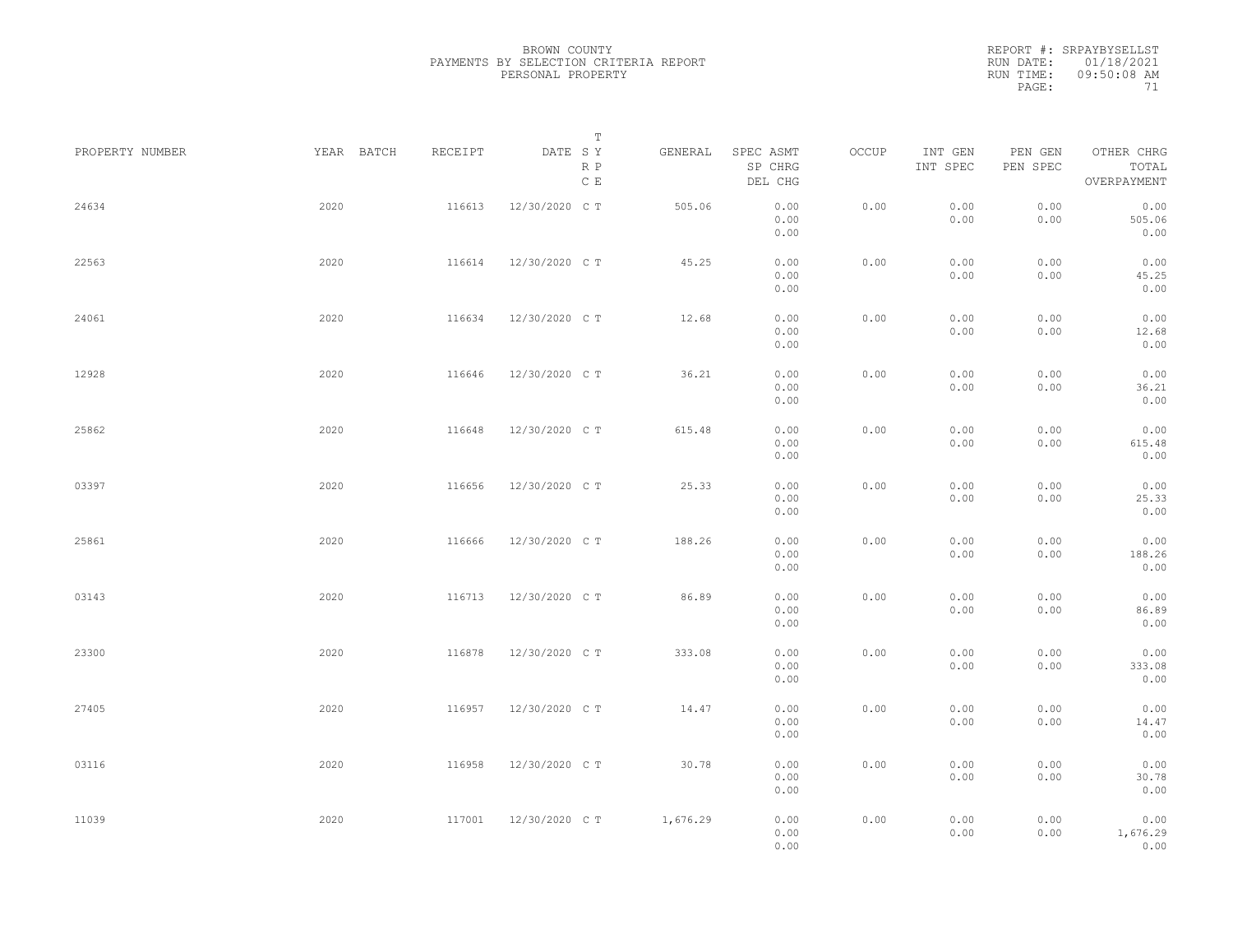BROWN COUNTY
PAYMENTS BY SELECTION CRITERIA REPORT
PERSONAL PROPERTY

REPORT #: SRPAYBYSELLST
RUN DATE: 01/18/2021
RUN TIME: 09:50:08 AM

| PROPERTY NUMBER | YEAR | BATCH | RECEIPT | DATE | T SY RP CE | GENERAL | SPEC ASMT / SP CHRG / DEL CHG | OCCUP | INT GEN / INT SPEC | PEN GEN / PEN SPEC | OTHER CHRG / TOTAL / OVERPAYMENT |
|---|---|---|---|---|---|---|---|---|---|---|---|
| 24634 | 2020 | | 116613 | 12/30/2020 | C T | 505.06 | 0.00 / 0.00 / 0.00 | 0.00 | 0.00 / 0.00 | 0.00 / 0.00 | 0.00 / 505.06 / 0.00 |
| 22563 | 2020 | | 116614 | 12/30/2020 | C T | 45.25 | 0.00 / 0.00 / 0.00 | 0.00 | 0.00 / 0.00 | 0.00 / 0.00 | 0.00 / 45.25 / 0.00 |
| 24061 | 2020 | | 116634 | 12/30/2020 | C T | 12.68 | 0.00 / 0.00 / 0.00 | 0.00 | 0.00 / 0.00 | 0.00 / 0.00 | 0.00 / 12.68 / 0.00 |
| 12928 | 2020 | | 116646 | 12/30/2020 | C T | 36.21 | 0.00 / 0.00 / 0.00 | 0.00 | 0.00 / 0.00 | 0.00 / 0.00 | 0.00 / 36.21 / 0.00 |
| 25862 | 2020 | | 116648 | 12/30/2020 | C T | 615.48 | 0.00 / 0.00 / 0.00 | 0.00 | 0.00 / 0.00 | 0.00 / 0.00 | 0.00 / 615.48 / 0.00 |
| 03397 | 2020 | | 116656 | 12/30/2020 | C T | 25.33 | 0.00 / 0.00 / 0.00 | 0.00 | 0.00 / 0.00 | 0.00 / 0.00 | 0.00 / 25.33 / 0.00 |
| 25861 | 2020 | | 116666 | 12/30/2020 | C T | 188.26 | 0.00 / 0.00 / 0.00 | 0.00 | 0.00 / 0.00 | 0.00 / 0.00 | 0.00 / 188.26 / 0.00 |
| 03143 | 2020 | | 116713 | 12/30/2020 | C T | 86.89 | 0.00 / 0.00 / 0.00 | 0.00 | 0.00 / 0.00 | 0.00 / 0.00 | 0.00 / 86.89 / 0.00 |
| 23300 | 2020 | | 116878 | 12/30/2020 | C T | 333.08 | 0.00 / 0.00 / 0.00 | 0.00 | 0.00 / 0.00 | 0.00 / 0.00 | 0.00 / 333.08 / 0.00 |
| 27405 | 2020 | | 116957 | 12/30/2020 | C T | 14.47 | 0.00 / 0.00 / 0.00 | 0.00 | 0.00 / 0.00 | 0.00 / 0.00 | 0.00 / 14.47 / 0.00 |
| 03116 | 2020 | | 116958 | 12/30/2020 | C T | 30.78 | 0.00 / 0.00 / 0.00 | 0.00 | 0.00 / 0.00 | 0.00 / 0.00 | 0.00 / 30.78 / 0.00 |
| 11039 | 2020 | | 117001 | 12/30/2020 | C T | 1,676.29 | 0.00 / 0.00 / 0.00 | 0.00 | 0.00 / 0.00 | 0.00 / 0.00 | 0.00 / 1,676.29 / 0.00 |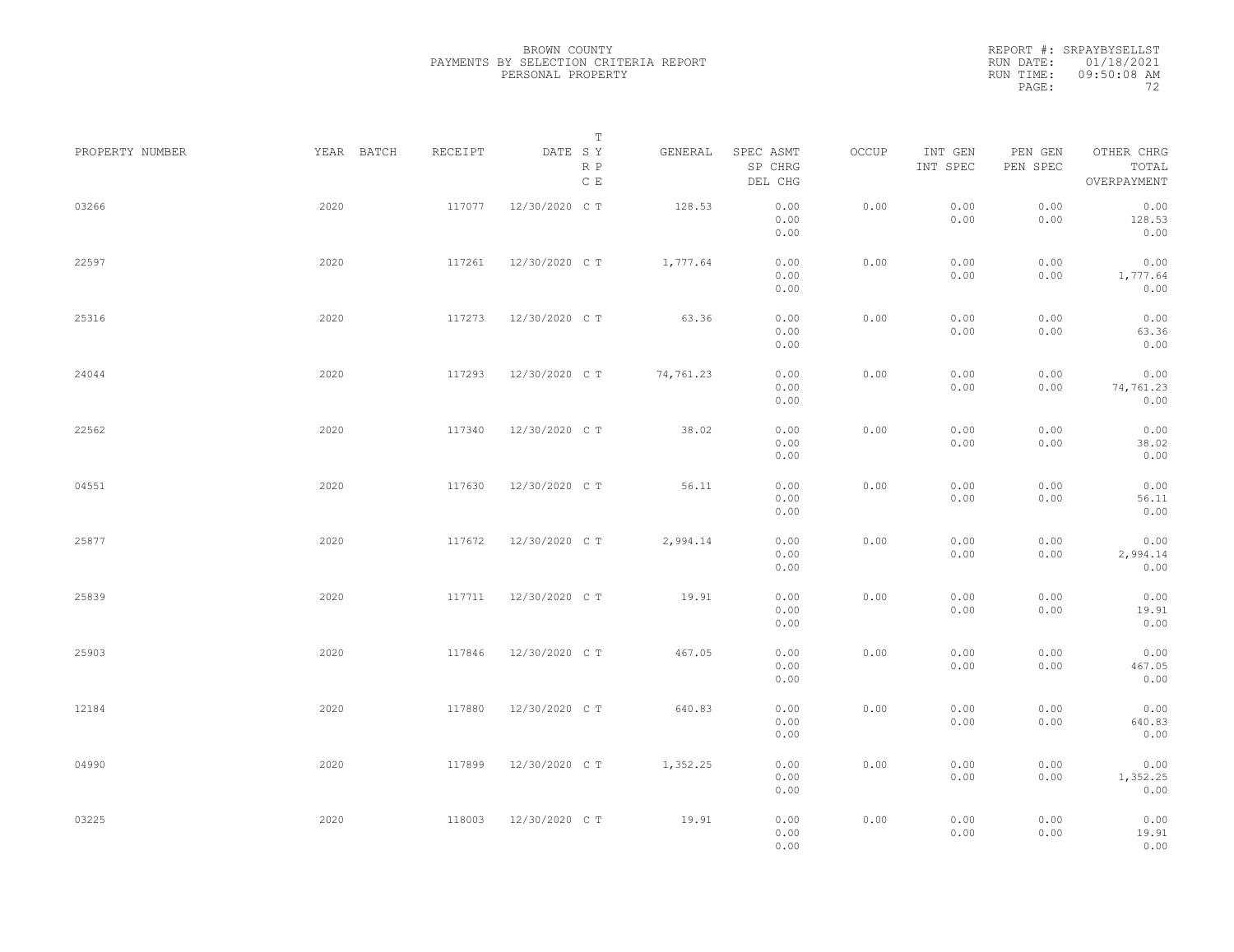BROWN COUNTY
PAYMENTS BY SELECTION CRITERIA REPORT
PERSONAL PROPERTY

REPORT #: SRPAYBYSELLST
RUN DATE: 01/18/2021
RUN TIME: 09:50:08 AM

| PROPERTY NUMBER | YEAR | BATCH | RECEIPT | DATE | T SY RP CE | GENERAL | SPEC ASMT / SP CHRG / DEL CHG | OCCUP | INT GEN / INT SPEC | PEN GEN / PEN SPEC | OTHER CHRG / TOTAL / OVERPAYMENT |
|---|---|---|---|---|---|---|---|---|---|---|---|
| 03266 | 2020 | | 117077 | 12/30/2020 | C T | 128.53 | 0.00 / 0.00 / 0.00 | 0.00 | 0.00 / 0.00 | 0.00 / 0.00 | 0.00 / 128.53 / 0.00 |
| 22597 | 2020 | | 117261 | 12/30/2020 | C T | 1,777.64 | 0.00 / 0.00 / 0.00 | 0.00 | 0.00 / 0.00 | 0.00 / 0.00 | 0.00 / 1,777.64 / 0.00 |
| 25316 | 2020 | | 117273 | 12/30/2020 | C T | 63.36 | 0.00 / 0.00 / 0.00 | 0.00 | 0.00 / 0.00 | 0.00 / 0.00 | 0.00 / 63.36 / 0.00 |
| 24044 | 2020 | | 117293 | 12/30/2020 | C T | 74,761.23 | 0.00 / 0.00 / 0.00 | 0.00 | 0.00 / 0.00 | 0.00 / 0.00 | 0.00 / 74,761.23 / 0.00 |
| 22562 | 2020 | | 117340 | 12/30/2020 | C T | 38.02 | 0.00 / 0.00 / 0.00 | 0.00 | 0.00 / 0.00 | 0.00 / 0.00 | 0.00 / 38.02 / 0.00 |
| 04551 | 2020 | | 117630 | 12/30/2020 | C T | 56.11 | 0.00 / 0.00 / 0.00 | 0.00 | 0.00 / 0.00 | 0.00 / 0.00 | 0.00 / 56.11 / 0.00 |
| 25877 | 2020 | | 117672 | 12/30/2020 | C T | 2,994.14 | 0.00 / 0.00 / 0.00 | 0.00 | 0.00 / 0.00 | 0.00 / 0.00 | 0.00 / 2,994.14 / 0.00 |
| 25839 | 2020 | | 117711 | 12/30/2020 | C T | 19.91 | 0.00 / 0.00 / 0.00 | 0.00 | 0.00 / 0.00 | 0.00 / 0.00 | 0.00 / 19.91 / 0.00 |
| 25903 | 2020 | | 117846 | 12/30/2020 | C T | 467.05 | 0.00 / 0.00 / 0.00 | 0.00 | 0.00 / 0.00 | 0.00 / 0.00 | 0.00 / 467.05 / 0.00 |
| 12184 | 2020 | | 117880 | 12/30/2020 | C T | 640.83 | 0.00 / 0.00 / 0.00 | 0.00 | 0.00 / 0.00 | 0.00 / 0.00 | 0.00 / 640.83 / 0.00 |
| 04990 | 2020 | | 117899 | 12/30/2020 | C T | 1,352.25 | 0.00 / 0.00 / 0.00 | 0.00 | 0.00 / 0.00 | 0.00 / 0.00 | 0.00 / 1,352.25 / 0.00 |
| 03225 | 2020 | | 118003 | 12/30/2020 | C T | 19.91 | 0.00 / 0.00 / 0.00 | 0.00 | 0.00 / 0.00 | 0.00 / 0.00 | 0.00 / 19.91 / 0.00 |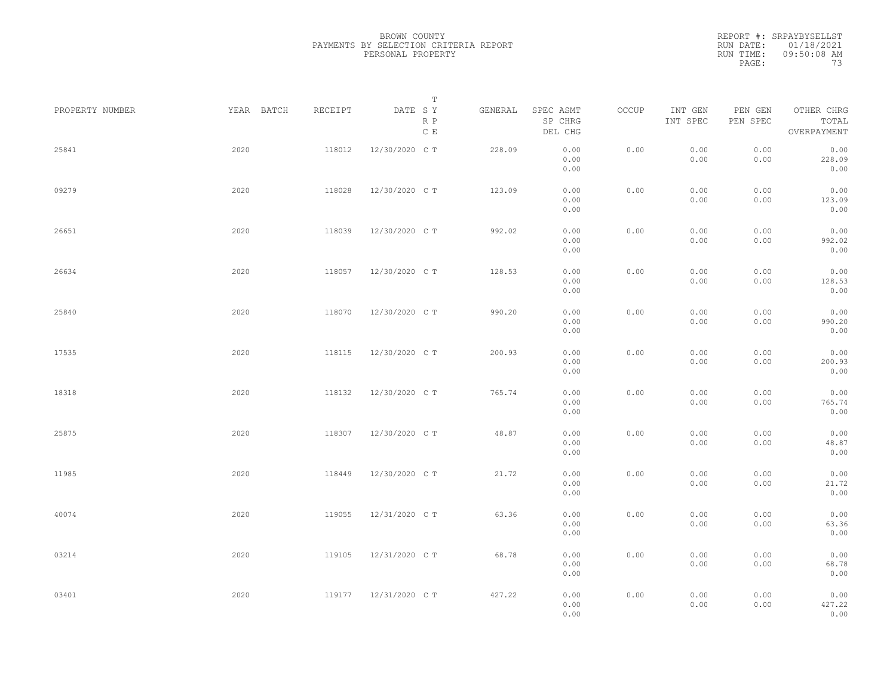BROWN COUNTY
PAYMENTS BY SELECTION CRITERIA REPORT
PERSONAL PROPERTY

REPORT #: SRPAYBYSELLST
RUN DATE: 01/18/2021
RUN TIME: 09:50:08 AM

| PROPERTY NUMBER | YEAR | BATCH | RECEIPT | DATE | T SY RP CE | GENERAL | SPEC ASMT / SP CHRG / DEL CHG | OCCUP | INT GEN / INT SPEC | PEN GEN / PEN SPEC | OTHER CHRG / TOTAL / OVERPAYMENT |
|---|---|---|---|---|---|---|---|---|---|---|---|
| 25841 | 2020 | | 118012 | 12/30/2020 | C T | 228.09 | 0.00 / 0.00 / 0.00 | 0.00 | 0.00 / 0.00 | 0.00 / 0.00 | 0.00 / 228.09 / 0.00 |
| 09279 | 2020 | | 118028 | 12/30/2020 | C T | 123.09 | 0.00 / 0.00 / 0.00 | 0.00 | 0.00 / 0.00 | 0.00 / 0.00 | 0.00 / 123.09 / 0.00 |
| 26651 | 2020 | | 118039 | 12/30/2020 | C T | 992.02 | 0.00 / 0.00 / 0.00 | 0.00 | 0.00 / 0.00 | 0.00 / 0.00 | 0.00 / 992.02 / 0.00 |
| 26634 | 2020 | | 118057 | 12/30/2020 | C T | 128.53 | 0.00 / 0.00 / 0.00 | 0.00 | 0.00 / 0.00 | 0.00 / 0.00 | 0.00 / 128.53 / 0.00 |
| 25840 | 2020 | | 118070 | 12/30/2020 | C T | 990.20 | 0.00 / 0.00 / 0.00 | 0.00 | 0.00 / 0.00 | 0.00 / 0.00 | 0.00 / 990.20 / 0.00 |
| 17535 | 2020 | | 118115 | 12/30/2020 | C T | 200.93 | 0.00 / 0.00 / 0.00 | 0.00 | 0.00 / 0.00 | 0.00 / 0.00 | 0.00 / 200.93 / 0.00 |
| 18318 | 2020 | | 118132 | 12/30/2020 | C T | 765.74 | 0.00 / 0.00 / 0.00 | 0.00 | 0.00 / 0.00 | 0.00 / 0.00 | 0.00 / 765.74 / 0.00 |
| 25875 | 2020 | | 118307 | 12/30/2020 | C T | 48.87 | 0.00 / 0.00 / 0.00 | 0.00 | 0.00 / 0.00 | 0.00 / 0.00 | 0.00 / 48.87 / 0.00 |
| 11985 | 2020 | | 118449 | 12/30/2020 | C T | 21.72 | 0.00 / 0.00 / 0.00 | 0.00 | 0.00 / 0.00 | 0.00 / 0.00 | 0.00 / 21.72 / 0.00 |
| 40074 | 2020 | | 119055 | 12/31/2020 | C T | 63.36 | 0.00 / 0.00 / 0.00 | 0.00 | 0.00 / 0.00 | 0.00 / 0.00 | 0.00 / 63.36 / 0.00 |
| 03214 | 2020 | | 119105 | 12/31/2020 | C T | 68.78 | 0.00 / 0.00 / 0.00 | 0.00 | 0.00 / 0.00 | 0.00 / 0.00 | 0.00 / 68.78 / 0.00 |
| 03401 | 2020 | | 119177 | 12/31/2020 | C T | 427.22 | 0.00 / 0.00 / 0.00 | 0.00 | 0.00 / 0.00 | 0.00 / 0.00 | 0.00 / 427.22 / 0.00 |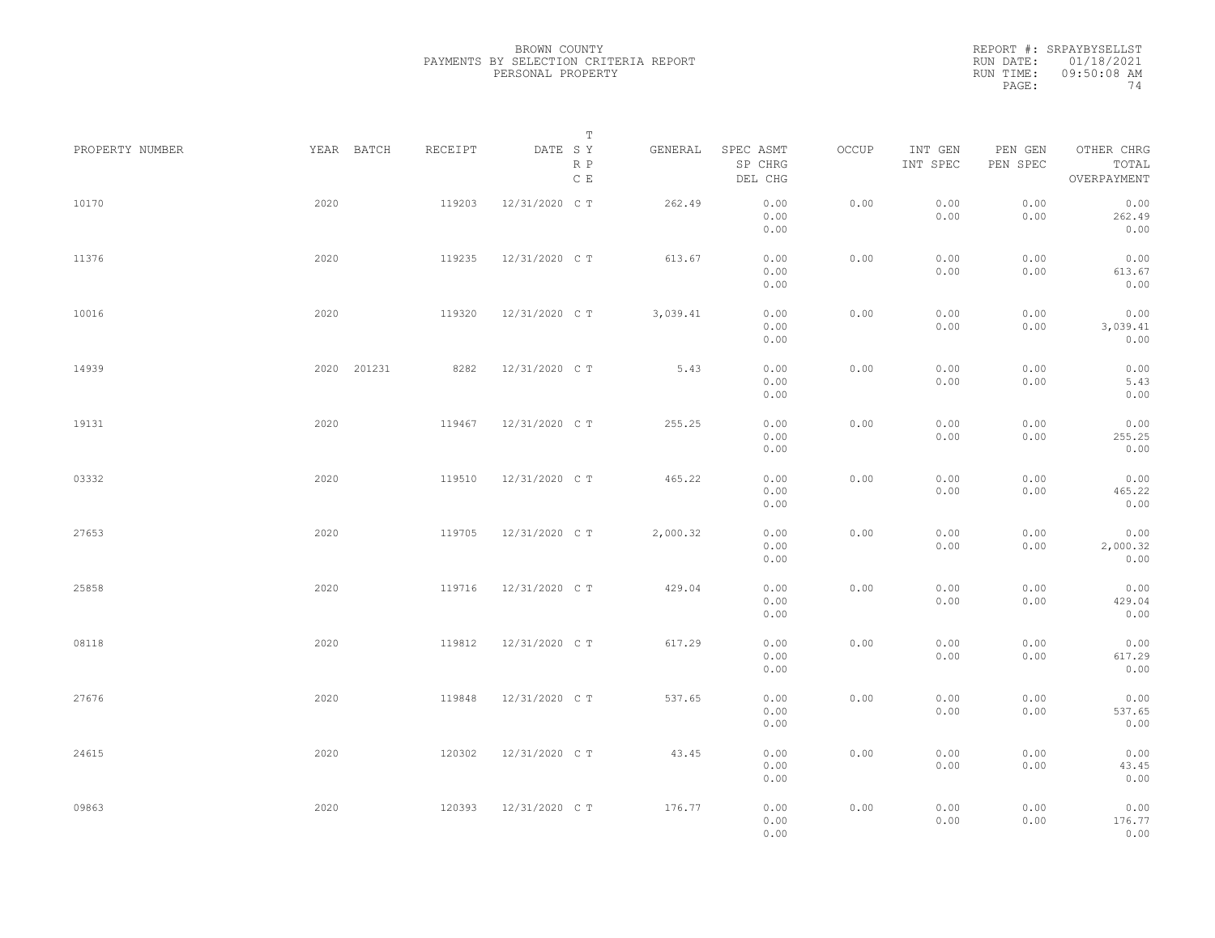BROWN COUNTY
PAYMENTS BY SELECTION CRITERIA REPORT
PERSONAL PROPERTY

REPORT #: SRPAYBYSELLST
RUN DATE: 01/18/2021
RUN TIME: 09:50:08 AM

| PROPERTY NUMBER | YEAR | BATCH | RECEIPT | DATE | T SY RP CE | GENERAL | SPEC ASMT SP CHRG DEL CHG | OCCUP | INT GEN INT SPEC | PEN GEN PEN SPEC | OTHER CHRG TOTAL OVERPAYMENT |
|---|---|---|---|---|---|---|---|---|---|---|---|
| 10170 | 2020 | | 119203 | 12/31/2020 | C T | 262.49 | 0.00 0.00 0.00 | 0.00 | 0.00 0.00 | 0.00 0.00 | 0.00 262.49 0.00 |
| 11376 | 2020 | | 119235 | 12/31/2020 | C T | 613.67 | 0.00 0.00 0.00 | 0.00 | 0.00 0.00 | 0.00 0.00 | 0.00 613.67 0.00 |
| 10016 | 2020 | | 119320 | 12/31/2020 | C T | 3,039.41 | 0.00 0.00 0.00 | 0.00 | 0.00 0.00 | 0.00 0.00 | 0.00 3,039.41 0.00 |
| 14939 | 2020 | 201231 | 8282 | 12/31/2020 | C T | 5.43 | 0.00 0.00 0.00 | 0.00 | 0.00 0.00 | 0.00 0.00 | 0.00 5.43 0.00 |
| 19131 | 2020 | | 119467 | 12/31/2020 | C T | 255.25 | 0.00 0.00 0.00 | 0.00 | 0.00 0.00 | 0.00 0.00 | 0.00 255.25 0.00 |
| 03332 | 2020 | | 119510 | 12/31/2020 | C T | 465.22 | 0.00 0.00 0.00 | 0.00 | 0.00 0.00 | 0.00 0.00 | 0.00 465.22 0.00 |
| 27653 | 2020 | | 119705 | 12/31/2020 | C T | 2,000.32 | 0.00 0.00 0.00 | 0.00 | 0.00 0.00 | 0.00 0.00 | 0.00 2,000.32 0.00 |
| 25858 | 2020 | | 119716 | 12/31/2020 | C T | 429.04 | 0.00 0.00 0.00 | 0.00 | 0.00 0.00 | 0.00 0.00 | 0.00 429.04 0.00 |
| 08118 | 2020 | | 119812 | 12/31/2020 | C T | 617.29 | 0.00 0.00 0.00 | 0.00 | 0.00 0.00 | 0.00 0.00 | 0.00 617.29 0.00 |
| 27676 | 2020 | | 119848 | 12/31/2020 | C T | 537.65 | 0.00 0.00 0.00 | 0.00 | 0.00 0.00 | 0.00 0.00 | 0.00 537.65 0.00 |
| 24615 | 2020 | | 120302 | 12/31/2020 | C T | 43.45 | 0.00 0.00 0.00 | 0.00 | 0.00 0.00 | 0.00 0.00 | 0.00 43.45 0.00 |
| 09863 | 2020 | | 120393 | 12/31/2020 | C T | 176.77 | 0.00 0.00 0.00 | 0.00 | 0.00 0.00 | 0.00 0.00 | 0.00 176.77 0.00 |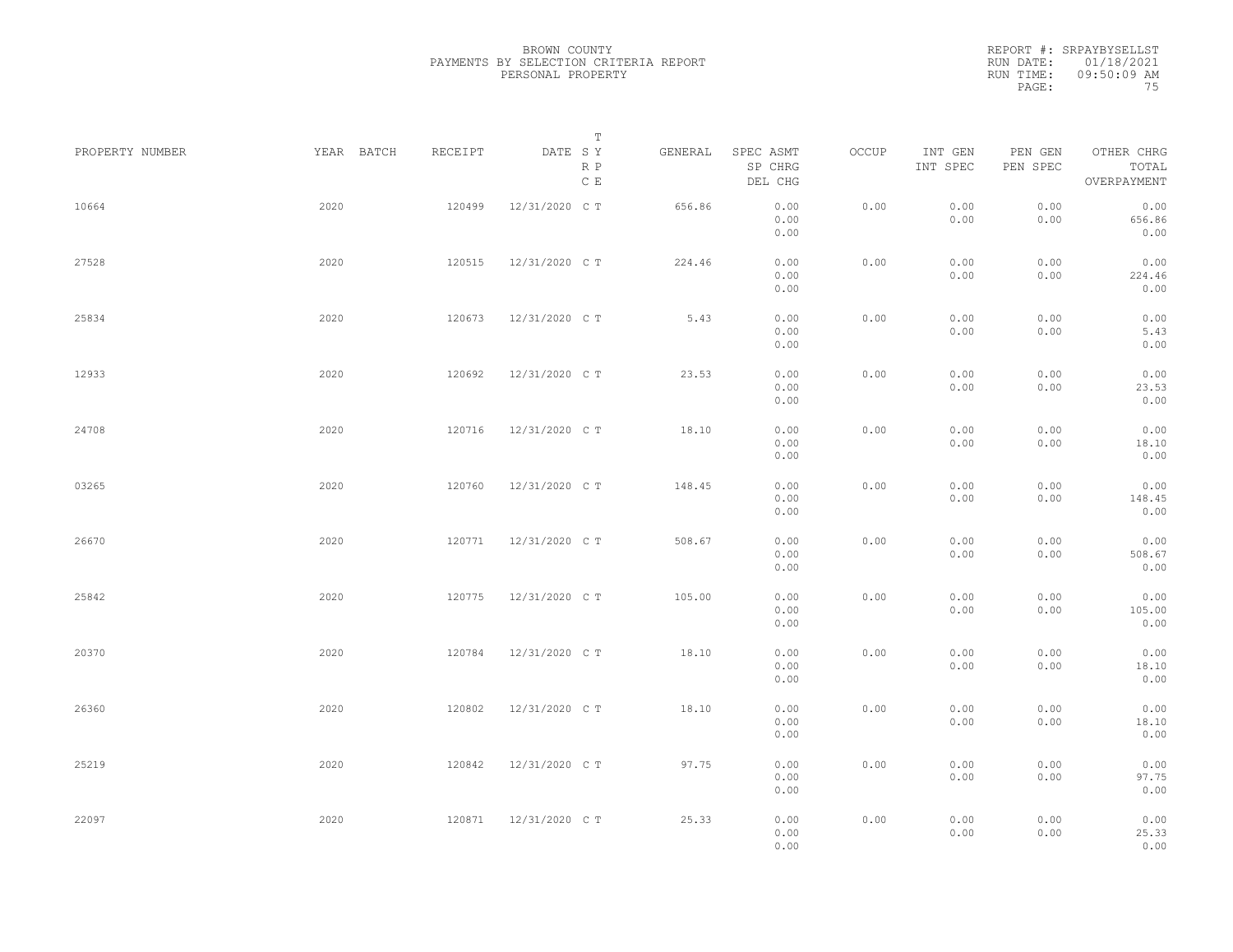BROWN COUNTY
PAYMENTS BY SELECTION CRITERIA REPORT
PERSONAL PROPERTY

REPORT #: SRPAYBYSELLST
RUN DATE: 01/18/2021
RUN TIME: 09:50:09 AM

| PROPERTY NUMBER | YEAR | BATCH | RECEIPT | DATE | T SY RP CE | GENERAL | SPEC ASMT SP CHRG DEL CHG | OCCUP | INT GEN INT SPEC | PEN GEN PEN SPEC | OTHER CHRG TOTAL OVERPAYMENT |
|---|---|---|---|---|---|---|---|---|---|---|---|
| 10664 | 2020 | | 120499 | 12/31/2020 | C T | 656.86 | 0.00 0.00 0.00 | 0.00 | 0.00 0.00 | 0.00 0.00 | 0.00 656.86 0.00 |
| 27528 | 2020 | | 120515 | 12/31/2020 | C T | 224.46 | 0.00 0.00 0.00 | 0.00 | 0.00 0.00 | 0.00 0.00 | 0.00 224.46 0.00 |
| 25834 | 2020 | | 120673 | 12/31/2020 | C T | 5.43 | 0.00 0.00 0.00 | 0.00 | 0.00 0.00 | 0.00 0.00 | 0.00 5.43 0.00 |
| 12933 | 2020 | | 120692 | 12/31/2020 | C T | 23.53 | 0.00 0.00 0.00 | 0.00 | 0.00 0.00 | 0.00 0.00 | 0.00 23.53 0.00 |
| 24708 | 2020 | | 120716 | 12/31/2020 | C T | 18.10 | 0.00 0.00 0.00 | 0.00 | 0.00 0.00 | 0.00 0.00 | 0.00 18.10 0.00 |
| 03265 | 2020 | | 120760 | 12/31/2020 | C T | 148.45 | 0.00 0.00 0.00 | 0.00 | 0.00 0.00 | 0.00 0.00 | 0.00 148.45 0.00 |
| 26670 | 2020 | | 120771 | 12/31/2020 | C T | 508.67 | 0.00 0.00 0.00 | 0.00 | 0.00 0.00 | 0.00 0.00 | 0.00 508.67 0.00 |
| 25842 | 2020 | | 120775 | 12/31/2020 | C T | 105.00 | 0.00 0.00 0.00 | 0.00 | 0.00 0.00 | 0.00 0.00 | 0.00 105.00 0.00 |
| 20370 | 2020 | | 120784 | 12/31/2020 | C T | 18.10 | 0.00 0.00 0.00 | 0.00 | 0.00 0.00 | 0.00 0.00 | 0.00 18.10 0.00 |
| 26360 | 2020 | | 120802 | 12/31/2020 | C T | 18.10 | 0.00 0.00 0.00 | 0.00 | 0.00 0.00 | 0.00 0.00 | 0.00 18.10 0.00 |
| 25219 | 2020 | | 120842 | 12/31/2020 | C T | 97.75 | 0.00 0.00 0.00 | 0.00 | 0.00 0.00 | 0.00 0.00 | 0.00 97.75 0.00 |
| 22097 | 2020 | | 120871 | 12/31/2020 | C T | 25.33 | 0.00 0.00 0.00 | 0.00 | 0.00 0.00 | 0.00 0.00 | 0.00 25.33 0.00 |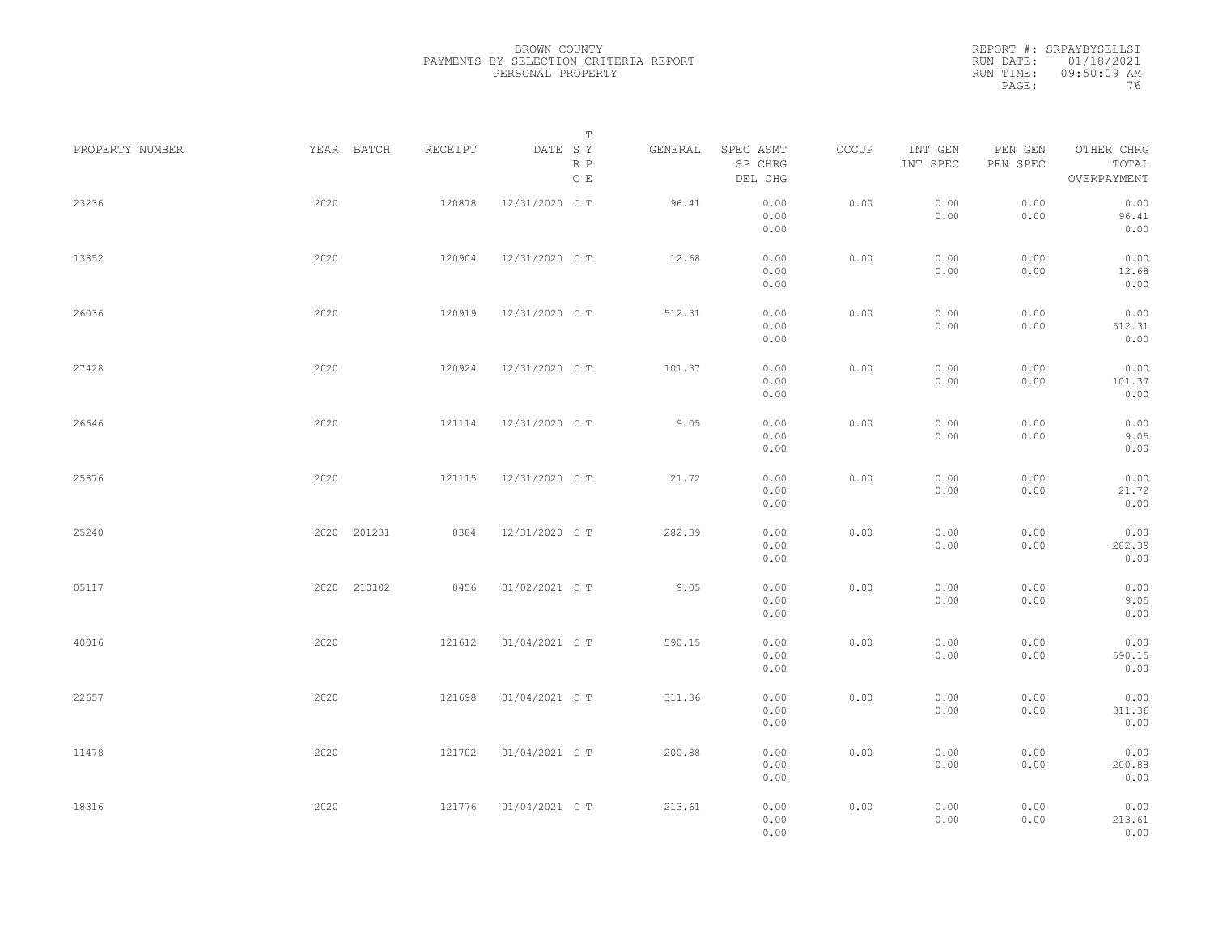BROWN COUNTY
PAYMENTS BY SELECTION CRITERIA REPORT
PERSONAL PROPERTY

REPORT #: SRPAYBYSELLST
RUN DATE: 01/18/2021
RUN TIME: 09:50:09 AM

| PROPERTY NUMBER | YEAR | BATCH | RECEIPT | DATE | T SY RP CE | GENERAL | SPEC ASMT SP CHRG DEL CHG | OCCUP | INT GEN INT SPEC | PEN GEN PEN SPEC | OTHER CHRG TOTAL OVERPAYMENT |
|---|---|---|---|---|---|---|---|---|---|---|---|
| 23236 | 2020 | | 120878 | 12/31/2020 | C T | 96.41 | 0.00 0.00 0.00 | 0.00 | 0.00 0.00 | 0.00 0.00 | 0.00 96.41 0.00 |
| 13852 | 2020 | | 120904 | 12/31/2020 | C T | 12.68 | 0.00 0.00 0.00 | 0.00 | 0.00 0.00 | 0.00 0.00 | 0.00 12.68 0.00 |
| 26036 | 2020 | | 120919 | 12/31/2020 | C T | 512.31 | 0.00 0.00 0.00 | 0.00 | 0.00 0.00 | 0.00 0.00 | 0.00 512.31 0.00 |
| 27428 | 2020 | | 120924 | 12/31/2020 | C T | 101.37 | 0.00 0.00 0.00 | 0.00 | 0.00 0.00 | 0.00 0.00 | 0.00 101.37 0.00 |
| 26646 | 2020 | | 121114 | 12/31/2020 | C T | 9.05 | 0.00 0.00 0.00 | 0.00 | 0.00 0.00 | 0.00 0.00 | 0.00 9.05 0.00 |
| 25876 | 2020 | | 121115 | 12/31/2020 | C T | 21.72 | 0.00 0.00 0.00 | 0.00 | 0.00 0.00 | 0.00 0.00 | 0.00 21.72 0.00 |
| 25240 | 2020 | 201231 | 8384 | 12/31/2020 | C T | 282.39 | 0.00 0.00 0.00 | 0.00 | 0.00 0.00 | 0.00 0.00 | 0.00 282.39 0.00 |
| 05117 | 2020 | 210102 | 8456 | 01/02/2021 | C T | 9.05 | 0.00 0.00 0.00 | 0.00 | 0.00 0.00 | 0.00 0.00 | 0.00 9.05 0.00 |
| 40016 | 2020 | | 121612 | 01/04/2021 | C T | 590.15 | 0.00 0.00 0.00 | 0.00 | 0.00 0.00 | 0.00 0.00 | 0.00 590.15 0.00 |
| 22657 | 2020 | | 121698 | 01/04/2021 | C T | 311.36 | 0.00 0.00 0.00 | 0.00 | 0.00 0.00 | 0.00 0.00 | 0.00 311.36 0.00 |
| 11478 | 2020 | | 121702 | 01/04/2021 | C T | 200.88 | 0.00 0.00 0.00 | 0.00 | 0.00 0.00 | 0.00 0.00 | 0.00 200.88 0.00 |
| 18316 | 2020 | | 121776 | 01/04/2021 | C T | 213.61 | 0.00 0.00 0.00 | 0.00 | 0.00 0.00 | 0.00 0.00 | 0.00 213.61 0.00 |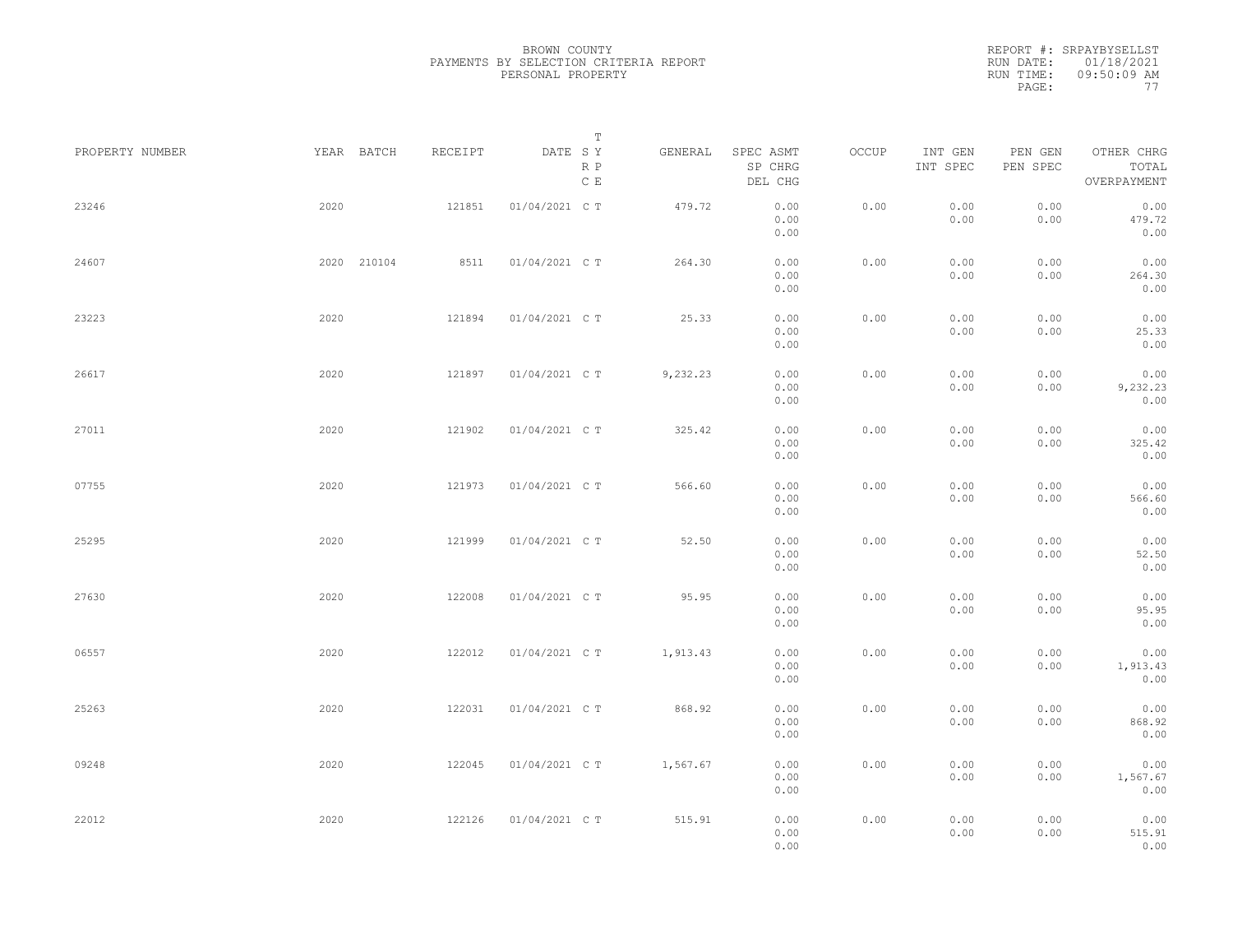BROWN COUNTY
PAYMENTS BY SELECTION CRITERIA REPORT
PERSONAL PROPERTY

REPORT #: SRPAYBYSELLST
RUN DATE: 01/18/2021
RUN TIME: 09:50:09 AM

| PROPERTY NUMBER | YEAR | BATCH | RECEIPT | DATE | T SY RP CE | GENERAL | SPEC ASMT SP CHRG DEL CHG | OCCUP | INT GEN INT SPEC | PEN GEN PEN SPEC | OTHER CHRG TOTAL OVERPAYMENT |
|---|---|---|---|---|---|---|---|---|---|---|---|
| 23246 | 2020 | | 121851 | 01/04/2021 | C T | 479.72 | 0.00 0.00 0.00 | 0.00 | 0.00 0.00 | 0.00 0.00 | 0.00 479.72 0.00 |
| 24607 | 2020 | 210104 | 8511 | 01/04/2021 | C T | 264.30 | 0.00 0.00 0.00 | 0.00 | 0.00 0.00 | 0.00 0.00 | 0.00 264.30 0.00 |
| 23223 | 2020 | | 121894 | 01/04/2021 | C T | 25.33 | 0.00 0.00 0.00 | 0.00 | 0.00 0.00 | 0.00 0.00 | 0.00 25.33 0.00 |
| 26617 | 2020 | | 121897 | 01/04/2021 | C T | 9,232.23 | 0.00 0.00 0.00 | 0.00 | 0.00 0.00 | 0.00 0.00 | 0.00 9,232.23 0.00 |
| 27011 | 2020 | | 121902 | 01/04/2021 | C T | 325.42 | 0.00 0.00 0.00 | 0.00 | 0.00 0.00 | 0.00 0.00 | 0.00 325.42 0.00 |
| 07755 | 2020 | | 121973 | 01/04/2021 | C T | 566.60 | 0.00 0.00 0.00 | 0.00 | 0.00 0.00 | 0.00 0.00 | 0.00 566.60 0.00 |
| 25295 | 2020 | | 121999 | 01/04/2021 | C T | 52.50 | 0.00 0.00 0.00 | 0.00 | 0.00 0.00 | 0.00 0.00 | 0.00 52.50 0.00 |
| 27630 | 2020 | | 122008 | 01/04/2021 | C T | 95.95 | 0.00 0.00 0.00 | 0.00 | 0.00 0.00 | 0.00 0.00 | 0.00 95.95 0.00 |
| 06557 | 2020 | | 122012 | 01/04/2021 | C T | 1,913.43 | 0.00 0.00 0.00 | 0.00 | 0.00 0.00 | 0.00 0.00 | 0.00 1,913.43 0.00 |
| 25263 | 2020 | | 122031 | 01/04/2021 | C T | 868.92 | 0.00 0.00 0.00 | 0.00 | 0.00 0.00 | 0.00 0.00 | 0.00 868.92 0.00 |
| 09248 | 2020 | | 122045 | 01/04/2021 | C T | 1,567.67 | 0.00 0.00 0.00 | 0.00 | 0.00 0.00 | 0.00 0.00 | 0.00 1,567.67 0.00 |
| 22012 | 2020 | | 122126 | 01/04/2021 | C T | 515.91 | 0.00 0.00 0.00 | 0.00 | 0.00 0.00 | 0.00 0.00 | 0.00 515.91 0.00 |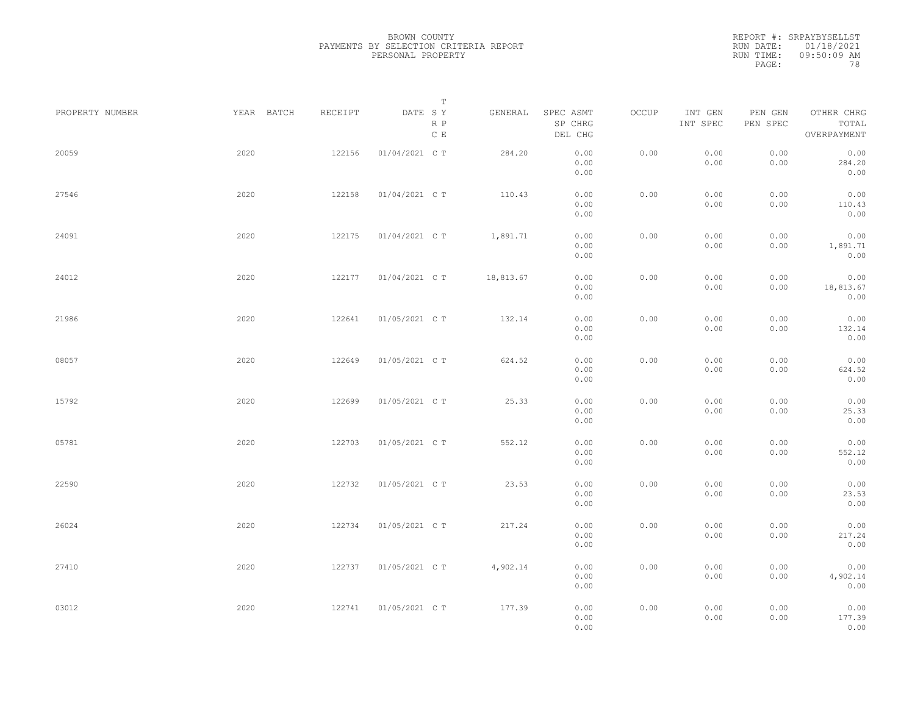BROWN COUNTY
PAYMENTS BY SELECTION CRITERIA REPORT
PERSONAL PROPERTY

REPORT #: SRPAYBYSELLST
RUN DATE: 01/18/2021
RUN TIME: 09:50:09 AM

| PROPERTY NUMBER | YEAR | BATCH | RECEIPT | DATE | T S Y R P C E | GENERAL | SPEC ASMT / SP CHRG / DEL CHG | OCCUP | INT GEN / INT SPEC | PEN GEN / PEN SPEC | OTHER CHRG / TOTAL / OVERPAYMENT |
|---|---|---|---|---|---|---|---|---|---|---|---|
| 20059 | 2020 | | 122156 | 01/04/2021 | C T | 284.20 | 0.00 / 0.00 / 0.00 | 0.00 | 0.00 / 0.00 | 0.00 / 0.00 | 0.00 / 284.20 / 0.00 |
| 27546 | 2020 | | 122158 | 01/04/2021 | C T | 110.43 | 0.00 / 0.00 / 0.00 | 0.00 | 0.00 / 0.00 | 0.00 / 0.00 | 0.00 / 110.43 / 0.00 |
| 24091 | 2020 | | 122175 | 01/04/2021 | C T | 1,891.71 | 0.00 / 0.00 / 0.00 | 0.00 | 0.00 / 0.00 | 0.00 / 0.00 | 0.00 / 1,891.71 / 0.00 |
| 24012 | 2020 | | 122177 | 01/04/2021 | C T | 18,813.67 | 0.00 / 0.00 / 0.00 | 0.00 | 0.00 / 0.00 | 0.00 / 0.00 | 0.00 / 18,813.67 / 0.00 |
| 21986 | 2020 | | 122641 | 01/05/2021 | C T | 132.14 | 0.00 / 0.00 / 0.00 | 0.00 | 0.00 / 0.00 | 0.00 / 0.00 | 0.00 / 132.14 / 0.00 |
| 08057 | 2020 | | 122649 | 01/05/2021 | C T | 624.52 | 0.00 / 0.00 / 0.00 | 0.00 | 0.00 / 0.00 | 0.00 / 0.00 | 0.00 / 624.52 / 0.00 |
| 15792 | 2020 | | 122699 | 01/05/2021 | C T | 25.33 | 0.00 / 0.00 / 0.00 | 0.00 | 0.00 / 0.00 | 0.00 / 0.00 | 0.00 / 25.33 / 0.00 |
| 05781 | 2020 | | 122703 | 01/05/2021 | C T | 552.12 | 0.00 / 0.00 / 0.00 | 0.00 | 0.00 / 0.00 | 0.00 / 0.00 | 0.00 / 552.12 / 0.00 |
| 22590 | 2020 | | 122732 | 01/05/2021 | C T | 23.53 | 0.00 / 0.00 / 0.00 | 0.00 | 0.00 / 0.00 | 0.00 / 0.00 | 0.00 / 23.53 / 0.00 |
| 26024 | 2020 | | 122734 | 01/05/2021 | C T | 217.24 | 0.00 / 0.00 / 0.00 | 0.00 | 0.00 / 0.00 | 0.00 / 0.00 | 0.00 / 217.24 / 0.00 |
| 27410 | 2020 | | 122737 | 01/05/2021 | C T | 4,902.14 | 0.00 / 0.00 / 0.00 | 0.00 | 0.00 / 0.00 | 0.00 / 0.00 | 0.00 / 4,902.14 / 0.00 |
| 03012 | 2020 | | 122741 | 01/05/2021 | C T | 177.39 | 0.00 / 0.00 / 0.00 | 0.00 | 0.00 / 0.00 | 0.00 / 0.00 | 0.00 / 177.39 / 0.00 |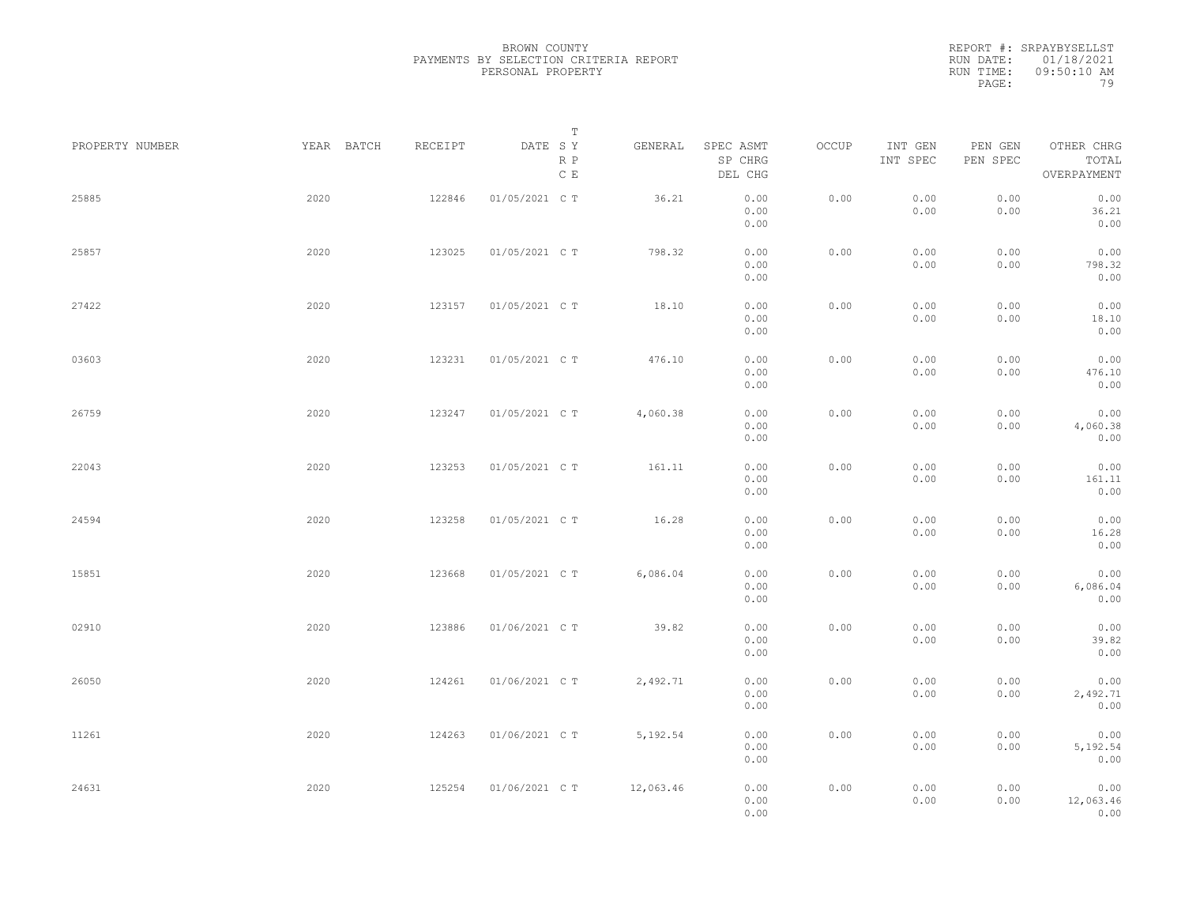BROWN COUNTY
PAYMENTS BY SELECTION CRITERIA REPORT
PERSONAL PROPERTY

REPORT #: SRPAYBYSELLST
RUN DATE: 01/18/2021
RUN TIME: 09:50:10 AM

| PROPERTY NUMBER | YEAR | BATCH | RECEIPT | DATE | T SY RP CE | GENERAL | SPEC ASMT / SP CHRG / DEL CHG | OCCUP | INT GEN / INT SPEC | PEN GEN / PEN SPEC | OTHER CHRG / TOTAL / OVERPAYMENT |
|---|---|---|---|---|---|---|---|---|---|---|---|
| 25885 | 2020 | | 122846 | 01/05/2021 | C T | 36.21 | 0.00 / 0.00 / 0.00 | 0.00 | 0.00 / 0.00 | 0.00 / 0.00 | 0.00 / 36.21 / 0.00 |
| 25857 | 2020 | | 123025 | 01/05/2021 | C T | 798.32 | 0.00 / 0.00 / 0.00 | 0.00 | 0.00 / 0.00 | 0.00 / 0.00 | 0.00 / 798.32 / 0.00 |
| 27422 | 2020 | | 123157 | 01/05/2021 | C T | 18.10 | 0.00 / 0.00 / 0.00 | 0.00 | 0.00 / 0.00 | 0.00 / 0.00 | 0.00 / 18.10 / 0.00 |
| 03603 | 2020 | | 123231 | 01/05/2021 | C T | 476.10 | 0.00 / 0.00 / 0.00 | 0.00 | 0.00 / 0.00 | 0.00 / 0.00 | 0.00 / 476.10 / 0.00 |
| 26759 | 2020 | | 123247 | 01/05/2021 | C T | 4,060.38 | 0.00 / 0.00 / 0.00 | 0.00 | 0.00 / 0.00 | 0.00 / 0.00 | 0.00 / 4,060.38 / 0.00 |
| 22043 | 2020 | | 123253 | 01/05/2021 | C T | 161.11 | 0.00 / 0.00 / 0.00 | 0.00 | 0.00 / 0.00 | 0.00 / 0.00 | 0.00 / 161.11 / 0.00 |
| 24594 | 2020 | | 123258 | 01/05/2021 | C T | 16.28 | 0.00 / 0.00 / 0.00 | 0.00 | 0.00 / 0.00 | 0.00 / 0.00 | 0.00 / 16.28 / 0.00 |
| 15851 | 2020 | | 123668 | 01/05/2021 | C T | 6,086.04 | 0.00 / 0.00 / 0.00 | 0.00 | 0.00 / 0.00 | 0.00 / 0.00 | 0.00 / 6,086.04 / 0.00 |
| 02910 | 2020 | | 123886 | 01/06/2021 | C T | 39.82 | 0.00 / 0.00 / 0.00 | 0.00 | 0.00 / 0.00 | 0.00 / 0.00 | 0.00 / 39.82 / 0.00 |
| 26050 | 2020 | | 124261 | 01/06/2021 | C T | 2,492.71 | 0.00 / 0.00 / 0.00 | 0.00 | 0.00 / 0.00 | 0.00 / 0.00 | 0.00 / 2,492.71 / 0.00 |
| 11261 | 2020 | | 124263 | 01/06/2021 | C T | 5,192.54 | 0.00 / 0.00 / 0.00 | 0.00 | 0.00 / 0.00 | 0.00 / 0.00 | 0.00 / 5,192.54 / 0.00 |
| 24631 | 2020 | | 125254 | 01/06/2021 | C T | 12,063.46 | 0.00 / 0.00 / 0.00 | 0.00 | 0.00 / 0.00 | 0.00 / 0.00 | 0.00 / 12,063.46 / 0.00 |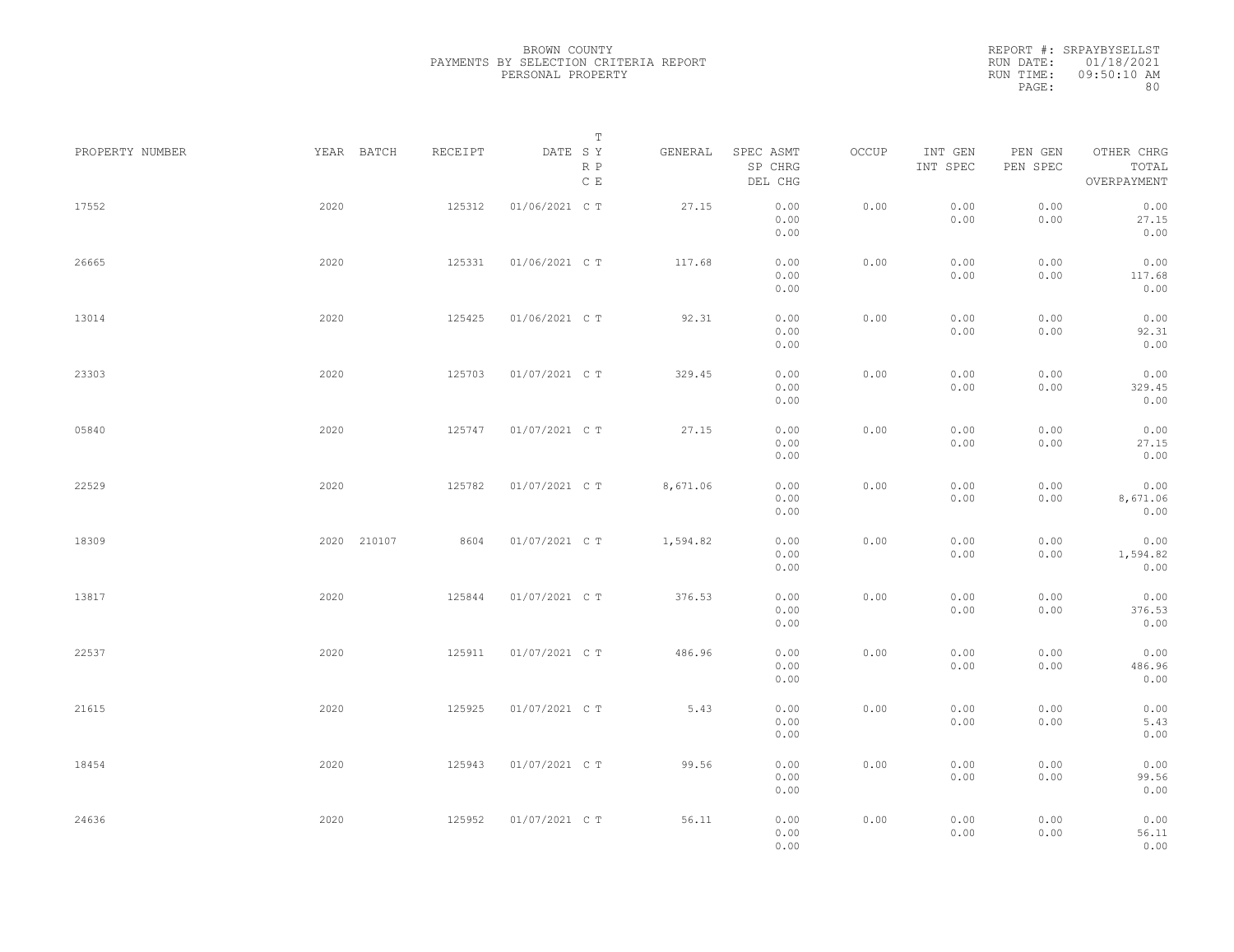BROWN COUNTY
PAYMENTS BY SELECTION CRITERIA REPORT
PERSONAL PROPERTY

REPORT #: SRPAYBYSELLST
RUN DATE: 01/18/2021
RUN TIME: 09:50:10 AM

| PROPERTY NUMBER | YEAR | BATCH | RECEIPT | DATE | T S Y R P C E | GENERAL | SPEC ASMT / SP CHRG / DEL CHG | OCCUP | INT GEN / INT SPEC | PEN GEN / PEN SPEC | OTHER CHRG / TOTAL / OVERPAYMENT |
|---|---|---|---|---|---|---|---|---|---|---|---|
| 17552 | 2020 | | 125312 | 01/06/2021 | C T | 27.15 | 0.00 / 0.00 / 0.00 | 0.00 | 0.00 / 0.00 | 0.00 / 0.00 | 0.00 / 27.15 / 0.00 |
| 26665 | 2020 | | 125331 | 01/06/2021 | C T | 117.68 | 0.00 / 0.00 / 0.00 | 0.00 | 0.00 / 0.00 | 0.00 / 0.00 | 0.00 / 117.68 / 0.00 |
| 13014 | 2020 | | 125425 | 01/06/2021 | C T | 92.31 | 0.00 / 0.00 / 0.00 | 0.00 | 0.00 / 0.00 | 0.00 / 0.00 | 0.00 / 92.31 / 0.00 |
| 23303 | 2020 | | 125703 | 01/07/2021 | C T | 329.45 | 0.00 / 0.00 / 0.00 | 0.00 | 0.00 / 0.00 | 0.00 / 0.00 | 0.00 / 329.45 / 0.00 |
| 05840 | 2020 | | 125747 | 01/07/2021 | C T | 27.15 | 0.00 / 0.00 / 0.00 | 0.00 | 0.00 / 0.00 | 0.00 / 0.00 | 0.00 / 27.15 / 0.00 |
| 22529 | 2020 | | 125782 | 01/07/2021 | C T | 8,671.06 | 0.00 / 0.00 / 0.00 | 0.00 | 0.00 / 0.00 | 0.00 / 0.00 | 0.00 / 8,671.06 / 0.00 |
| 18309 | 2020 | 210107 | 8604 | 01/07/2021 | C T | 1,594.82 | 0.00 / 0.00 / 0.00 | 0.00 | 0.00 / 0.00 | 0.00 / 0.00 | 0.00 / 1,594.82 / 0.00 |
| 13817 | 2020 | | 125844 | 01/07/2021 | C T | 376.53 | 0.00 / 0.00 / 0.00 | 0.00 | 0.00 / 0.00 | 0.00 / 0.00 | 0.00 / 376.53 / 0.00 |
| 22537 | 2020 | | 125911 | 01/07/2021 | C T | 486.96 | 0.00 / 0.00 / 0.00 | 0.00 | 0.00 / 0.00 | 0.00 / 0.00 | 0.00 / 486.96 / 0.00 |
| 21615 | 2020 | | 125925 | 01/07/2021 | C T | 5.43 | 0.00 / 0.00 / 0.00 | 0.00 | 0.00 / 0.00 | 0.00 / 0.00 | 0.00 / 5.43 / 0.00 |
| 18454 | 2020 | | 125943 | 01/07/2021 | C T | 99.56 | 0.00 / 0.00 / 0.00 | 0.00 | 0.00 / 0.00 | 0.00 / 0.00 | 0.00 / 99.56 / 0.00 |
| 24636 | 2020 | | 125952 | 01/07/2021 | C T | 56.11 | 0.00 / 0.00 / 0.00 | 0.00 | 0.00 / 0.00 | 0.00 / 0.00 | 0.00 / 56.11 / 0.00 |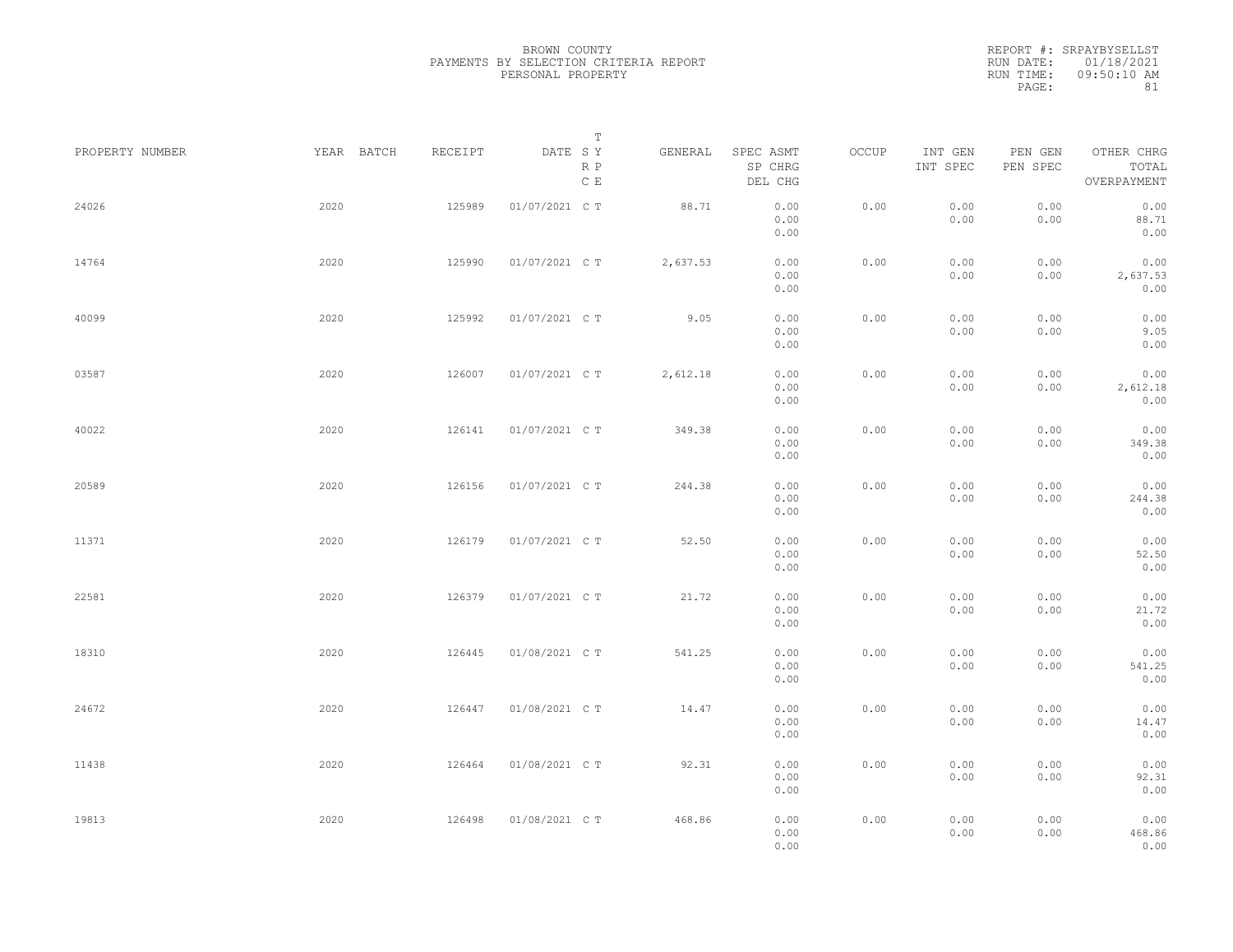BROWN COUNTY
PAYMENTS BY SELECTION CRITERIA REPORT
PERSONAL PROPERTY

REPORT #: SRPAYBYSELLST
RUN DATE: 01/18/2021
RUN TIME: 09:50:10 AM

| PROPERTY NUMBER | YEAR | BATCH | RECEIPT | DATE | T SY RP CE | GENERAL | SPEC ASMT<br>SP CHRG<br>DEL CHG | OCCUP | INT GEN<br>INT SPEC | PEN GEN<br>PEN SPEC | OTHER CHRG<br>TOTAL<br>OVERPAYMENT |
|---|---|---|---|---|---|---|---|---|---|---|---|
| 24026 | 2020 | | 125989 | 01/07/2021 | C T | 88.71 | 0.00<br>0.00<br>0.00 | 0.00 | 0.00<br>0.00 | 0.00<br>0.00 | 0.00<br>88.71<br>0.00 |
| 14764 | 2020 | | 125990 | 01/07/2021 | C T | 2,637.53 | 0.00<br>0.00<br>0.00 | 0.00 | 0.00<br>0.00 | 0.00<br>0.00 | 0.00<br>2,637.53<br>0.00 |
| 40099 | 2020 | | 125992 | 01/07/2021 | C T | 9.05 | 0.00<br>0.00<br>0.00 | 0.00 | 0.00<br>0.00 | 0.00<br>0.00 | 0.00<br>9.05<br>0.00 |
| 03587 | 2020 | | 126007 | 01/07/2021 | C T | 2,612.18 | 0.00<br>0.00<br>0.00 | 0.00 | 0.00<br>0.00 | 0.00<br>0.00 | 0.00<br>2,612.18<br>0.00 |
| 40022 | 2020 | | 126141 | 01/07/2021 | C T | 349.38 | 0.00<br>0.00<br>0.00 | 0.00 | 0.00<br>0.00 | 0.00<br>0.00 | 0.00<br>349.38<br>0.00 |
| 20589 | 2020 | | 126156 | 01/07/2021 | C T | 244.38 | 0.00<br>0.00<br>0.00 | 0.00 | 0.00<br>0.00 | 0.00<br>0.00 | 0.00<br>244.38<br>0.00 |
| 11371 | 2020 | | 126179 | 01/07/2021 | C T | 52.50 | 0.00<br>0.00<br>0.00 | 0.00 | 0.00<br>0.00 | 0.00<br>0.00 | 0.00<br>52.50<br>0.00 |
| 22581 | 2020 | | 126379 | 01/07/2021 | C T | 21.72 | 0.00<br>0.00<br>0.00 | 0.00 | 0.00<br>0.00 | 0.00<br>0.00 | 0.00<br>21.72<br>0.00 |
| 18310 | 2020 | | 126445 | 01/08/2021 | C T | 541.25 | 0.00<br>0.00<br>0.00 | 0.00 | 0.00<br>0.00 | 0.00<br>0.00 | 0.00<br>541.25<br>0.00 |
| 24672 | 2020 | | 126447 | 01/08/2021 | C T | 14.47 | 0.00<br>0.00<br>0.00 | 0.00 | 0.00<br>0.00 | 0.00<br>0.00 | 0.00<br>14.47<br>0.00 |
| 11438 | 2020 | | 126464 | 01/08/2021 | C T | 92.31 | 0.00<br>0.00<br>0.00 | 0.00 | 0.00<br>0.00 | 0.00<br>0.00 | 0.00<br>92.31<br>0.00 |
| 19813 | 2020 | | 126498 | 01/08/2021 | C T | 468.86 | 0.00<br>0.00<br>0.00 | 0.00 | 0.00<br>0.00 | 0.00<br>0.00 | 0.00<br>468.86<br>0.00 |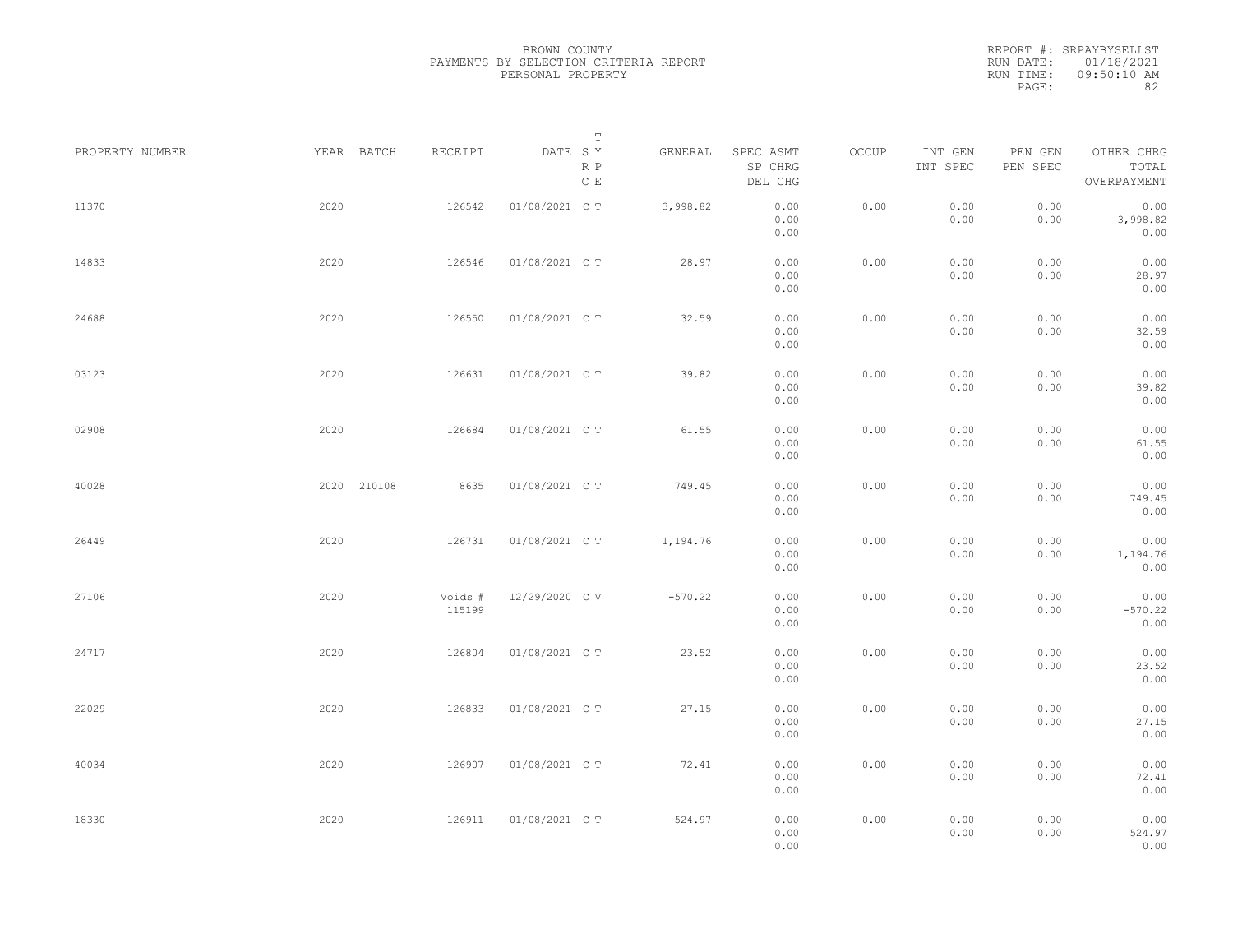BROWN COUNTY
PAYMENTS BY SELECTION CRITERIA REPORT
PERSONAL PROPERTY

REPORT #: SRPAYBYSELLST
RUN DATE: 01/18/2021
RUN TIME: 09:50:10 AM

| PROPERTY NUMBER | YEAR | BATCH | RECEIPT | DATE | T SY RP CE | GENERAL | SPEC ASMT / SP CHRG / DEL CHG | OCCUP | INT GEN / INT SPEC | PEN GEN / PEN SPEC | OTHER CHRG / TOTAL / OVERPAYMENT |
|---|---|---|---|---|---|---|---|---|---|---|---|
| 11370 | 2020 | | 126542 | 01/08/2021 | C T | 3,998.82 | 0.00 / 0.00 / 0.00 | 0.00 | 0.00 / 0.00 | 0.00 / 0.00 | 0.00 / 3,998.82 / 0.00 |
| 14833 | 2020 | | 126546 | 01/08/2021 | C T | 28.97 | 0.00 / 0.00 / 0.00 | 0.00 | 0.00 / 0.00 | 0.00 / 0.00 | 0.00 / 28.97 / 0.00 |
| 24688 | 2020 | | 126550 | 01/08/2021 | C T | 32.59 | 0.00 / 0.00 / 0.00 | 0.00 | 0.00 / 0.00 | 0.00 / 0.00 | 0.00 / 32.59 / 0.00 |
| 03123 | 2020 | | 126631 | 01/08/2021 | C T | 39.82 | 0.00 / 0.00 / 0.00 | 0.00 | 0.00 / 0.00 | 0.00 / 0.00 | 0.00 / 39.82 / 0.00 |
| 02908 | 2020 | | 126684 | 01/08/2021 | C T | 61.55 | 0.00 / 0.00 / 0.00 | 0.00 | 0.00 / 0.00 | 0.00 / 0.00 | 0.00 / 61.55 / 0.00 |
| 40028 | 2020 | 210108 | 8635 | 01/08/2021 | C T | 749.45 | 0.00 / 0.00 / 0.00 | 0.00 | 0.00 / 0.00 | 0.00 / 0.00 | 0.00 / 749.45 / 0.00 |
| 26449 | 2020 | | 126731 | 01/08/2021 | C T | 1,194.76 | 0.00 / 0.00 / 0.00 | 0.00 | 0.00 / 0.00 | 0.00 / 0.00 | 0.00 / 1,194.76 / 0.00 |
| 27106 | 2020 | | Voids # 115199 | 12/29/2020 | C V | -570.22 | 0.00 / 0.00 / 0.00 | 0.00 | 0.00 / 0.00 | 0.00 / 0.00 | 0.00 / -570.22 / 0.00 |
| 24717 | 2020 | | 126804 | 01/08/2021 | C T | 23.52 | 0.00 / 0.00 / 0.00 | 0.00 | 0.00 / 0.00 | 0.00 / 0.00 | 0.00 / 23.52 / 0.00 |
| 22029 | 2020 | | 126833 | 01/08/2021 | C T | 27.15 | 0.00 / 0.00 / 0.00 | 0.00 | 0.00 / 0.00 | 0.00 / 0.00 | 0.00 / 27.15 / 0.00 |
| 40034 | 2020 | | 126907 | 01/08/2021 | C T | 72.41 | 0.00 / 0.00 / 0.00 | 0.00 | 0.00 / 0.00 | 0.00 / 0.00 | 0.00 / 72.41 / 0.00 |
| 18330 | 2020 | | 126911 | 01/08/2021 | C T | 524.97 | 0.00 / 0.00 / 0.00 | 0.00 | 0.00 / 0.00 | 0.00 / 0.00 | 0.00 / 524.97 / 0.00 |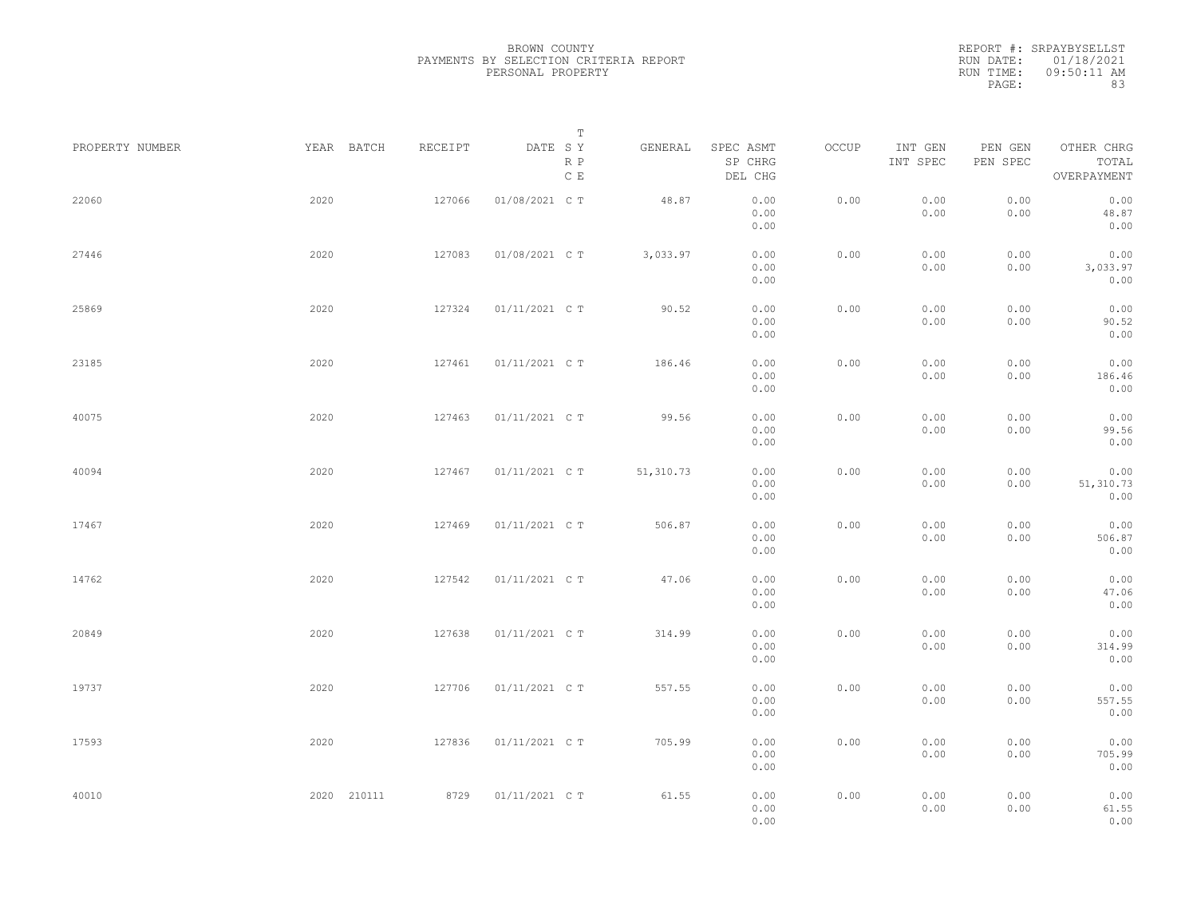BROWN COUNTY
PAYMENTS BY SELECTION CRITERIA REPORT
PERSONAL PROPERTY

REPORT #: SRPAYBYSELLST
RUN DATE: 01/18/2021
RUN TIME: 09:50:11 AM

| PROPERTY NUMBER | YEAR | BATCH | RECEIPT | DATE | T SY RP CE | GENERAL | SPEC ASMT / SP CHRG / DEL CHG | OCCUP | INT GEN / INT SPEC | PEN GEN / PEN SPEC | OTHER CHRG / TOTAL / OVERPAYMENT |
|---|---|---|---|---|---|---|---|---|---|---|---|
| 22060 | 2020 | | 127066 | 01/08/2021 | C T | 48.87 | 0.00 / 0.00 / 0.00 | 0.00 | 0.00 / 0.00 | 0.00 / 0.00 | 0.00 / 48.87 / 0.00 |
| 27446 | 2020 | | 127083 | 01/08/2021 | C T | 3,033.97 | 0.00 / 0.00 / 0.00 | 0.00 | 0.00 / 0.00 | 0.00 / 0.00 | 0.00 / 3,033.97 / 0.00 |
| 25869 | 2020 | | 127324 | 01/11/2021 | C T | 90.52 | 0.00 / 0.00 / 0.00 | 0.00 | 0.00 / 0.00 | 0.00 / 0.00 | 0.00 / 90.52 / 0.00 |
| 23185 | 2020 | | 127461 | 01/11/2021 | C T | 186.46 | 0.00 / 0.00 / 0.00 | 0.00 | 0.00 / 0.00 | 0.00 / 0.00 | 0.00 / 186.46 / 0.00 |
| 40075 | 2020 | | 127463 | 01/11/2021 | C T | 99.56 | 0.00 / 0.00 / 0.00 | 0.00 | 0.00 / 0.00 | 0.00 / 0.00 | 0.00 / 99.56 / 0.00 |
| 40094 | 2020 | | 127467 | 01/11/2021 | C T | 51,310.73 | 0.00 / 0.00 / 0.00 | 0.00 | 0.00 / 0.00 | 0.00 / 0.00 | 0.00 / 51,310.73 / 0.00 |
| 17467 | 2020 | | 127469 | 01/11/2021 | C T | 506.87 | 0.00 / 0.00 / 0.00 | 0.00 | 0.00 / 0.00 | 0.00 / 0.00 | 0.00 / 506.87 / 0.00 |
| 14762 | 2020 | | 127542 | 01/11/2021 | C T | 47.06 | 0.00 / 0.00 / 0.00 | 0.00 | 0.00 / 0.00 | 0.00 / 0.00 | 0.00 / 47.06 / 0.00 |
| 20849 | 2020 | | 127638 | 01/11/2021 | C T | 314.99 | 0.00 / 0.00 / 0.00 | 0.00 | 0.00 / 0.00 | 0.00 / 0.00 | 0.00 / 314.99 / 0.00 |
| 19737 | 2020 | | 127706 | 01/11/2021 | C T | 557.55 | 0.00 / 0.00 / 0.00 | 0.00 | 0.00 / 0.00 | 0.00 / 0.00 | 0.00 / 557.55 / 0.00 |
| 17593 | 2020 | | 127836 | 01/11/2021 | C T | 705.99 | 0.00 / 0.00 / 0.00 | 0.00 | 0.00 / 0.00 | 0.00 / 0.00 | 0.00 / 705.99 / 0.00 |
| 40010 | 2020 | 210111 | 8729 | 01/11/2021 | C T | 61.55 | 0.00 / 0.00 / 0.00 | 0.00 | 0.00 / 0.00 | 0.00 / 0.00 | 0.00 / 61.55 / 0.00 |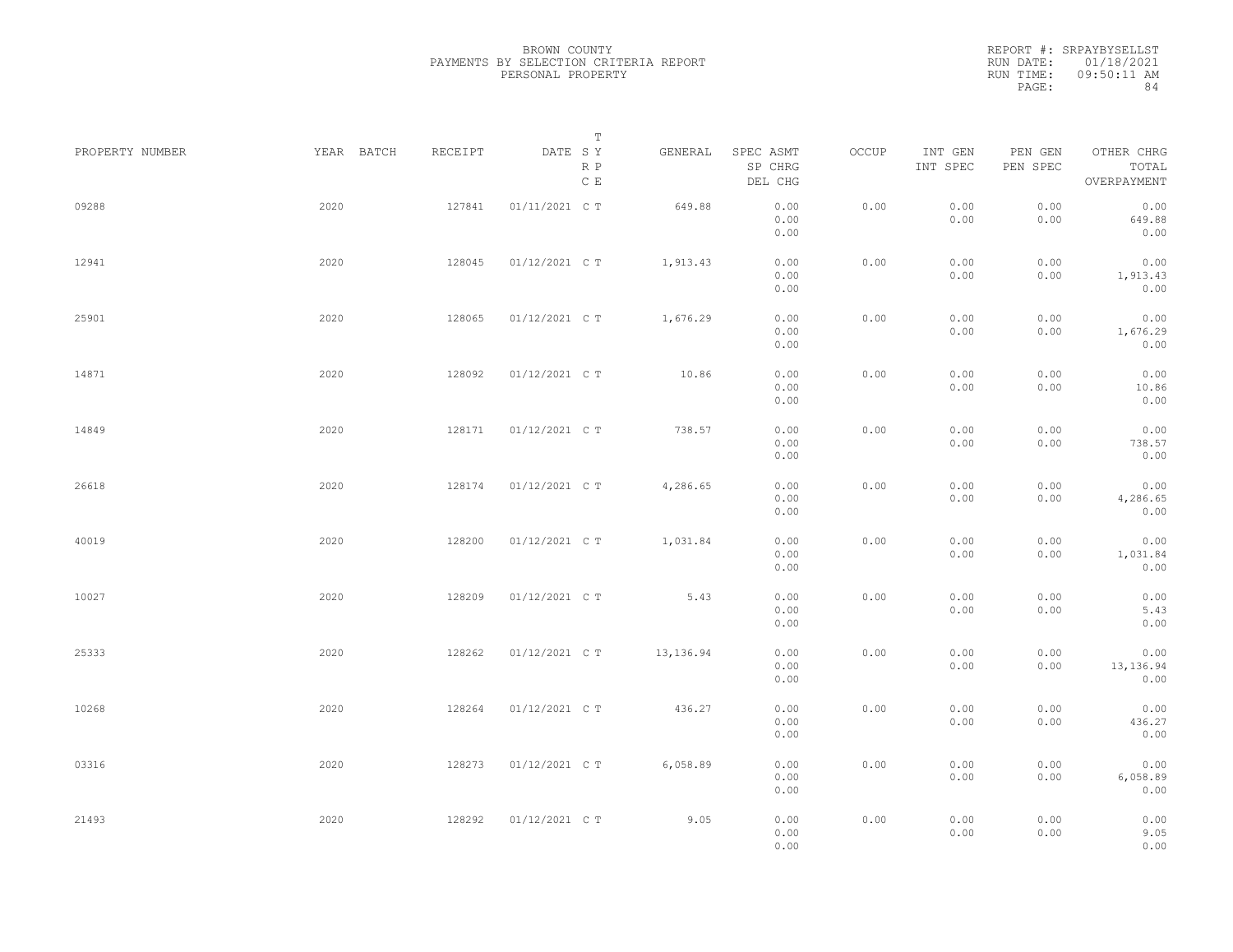BROWN COUNTY
PAYMENTS BY SELECTION CRITERIA REPORT
PERSONAL PROPERTY

REPORT #: SRPAYBYSELLST
RUN DATE: 01/18/2021
RUN TIME: 09:50:11 AM

| PROPERTY NUMBER | YEAR | BATCH | RECEIPT | DATE | T SY RP CE | GENERAL | SPEC ASMT / SP CHRG / DEL CHG | OCCUP | INT GEN / INT SPEC | PEN GEN / PEN SPEC | OTHER CHRG / TOTAL / OVERPAYMENT |
|---|---|---|---|---|---|---|---|---|---|---|---|
| 09288 | 2020 | | 127841 | 01/11/2021 | C T | 649.88 | 0.00<br>0.00<br>0.00 | 0.00 | 0.00<br>0.00 | 0.00<br>0.00 | 0.00<br>649.88<br>0.00 |
| 12941 | 2020 | | 128045 | 01/12/2021 | C T | 1,913.43 | 0.00<br>0.00<br>0.00 | 0.00 | 0.00<br>0.00 | 0.00<br>0.00 | 0.00<br>1,913.43<br>0.00 |
| 25901 | 2020 | | 128065 | 01/12/2021 | C T | 1,676.29 | 0.00<br>0.00<br>0.00 | 0.00 | 0.00<br>0.00 | 0.00<br>0.00 | 0.00<br>1,676.29<br>0.00 |
| 14871 | 2020 | | 128092 | 01/12/2021 | C T | 10.86 | 0.00<br>0.00<br>0.00 | 0.00 | 0.00<br>0.00 | 0.00<br>0.00 | 0.00<br>10.86<br>0.00 |
| 14849 | 2020 | | 128171 | 01/12/2021 | C T | 738.57 | 0.00<br>0.00<br>0.00 | 0.00 | 0.00<br>0.00 | 0.00<br>0.00 | 0.00<br>738.57<br>0.00 |
| 26618 | 2020 | | 128174 | 01/12/2021 | C T | 4,286.65 | 0.00<br>0.00<br>0.00 | 0.00 | 0.00<br>0.00 | 0.00<br>0.00 | 0.00<br>4,286.65<br>0.00 |
| 40019 | 2020 | | 128200 | 01/12/2021 | C T | 1,031.84 | 0.00<br>0.00<br>0.00 | 0.00 | 0.00<br>0.00 | 0.00<br>0.00 | 0.00<br>1,031.84<br>0.00 |
| 10027 | 2020 | | 128209 | 01/12/2021 | C T | 5.43 | 0.00<br>0.00<br>0.00 | 0.00 | 0.00<br>0.00 | 0.00<br>0.00 | 0.00<br>5.43<br>0.00 |
| 25333 | 2020 | | 128262 | 01/12/2021 | C T | 13,136.94 | 0.00<br>0.00<br>0.00 | 0.00 | 0.00<br>0.00 | 0.00<br>0.00 | 0.00<br>13,136.94<br>0.00 |
| 10268 | 2020 | | 128264 | 01/12/2021 | C T | 436.27 | 0.00<br>0.00<br>0.00 | 0.00 | 0.00<br>0.00 | 0.00<br>0.00 | 0.00<br>436.27<br>0.00 |
| 03316 | 2020 | | 128273 | 01/12/2021 | C T | 6,058.89 | 0.00<br>0.00<br>0.00 | 0.00 | 0.00<br>0.00 | 0.00<br>0.00 | 0.00<br>6,058.89<br>0.00 |
| 21493 | 2020 | | 128292 | 01/12/2021 | C T | 9.05 | 0.00<br>0.00<br>0.00 | 0.00 | 0.00<br>0.00 | 0.00<br>0.00 | 0.00<br>9.05<br>0.00 |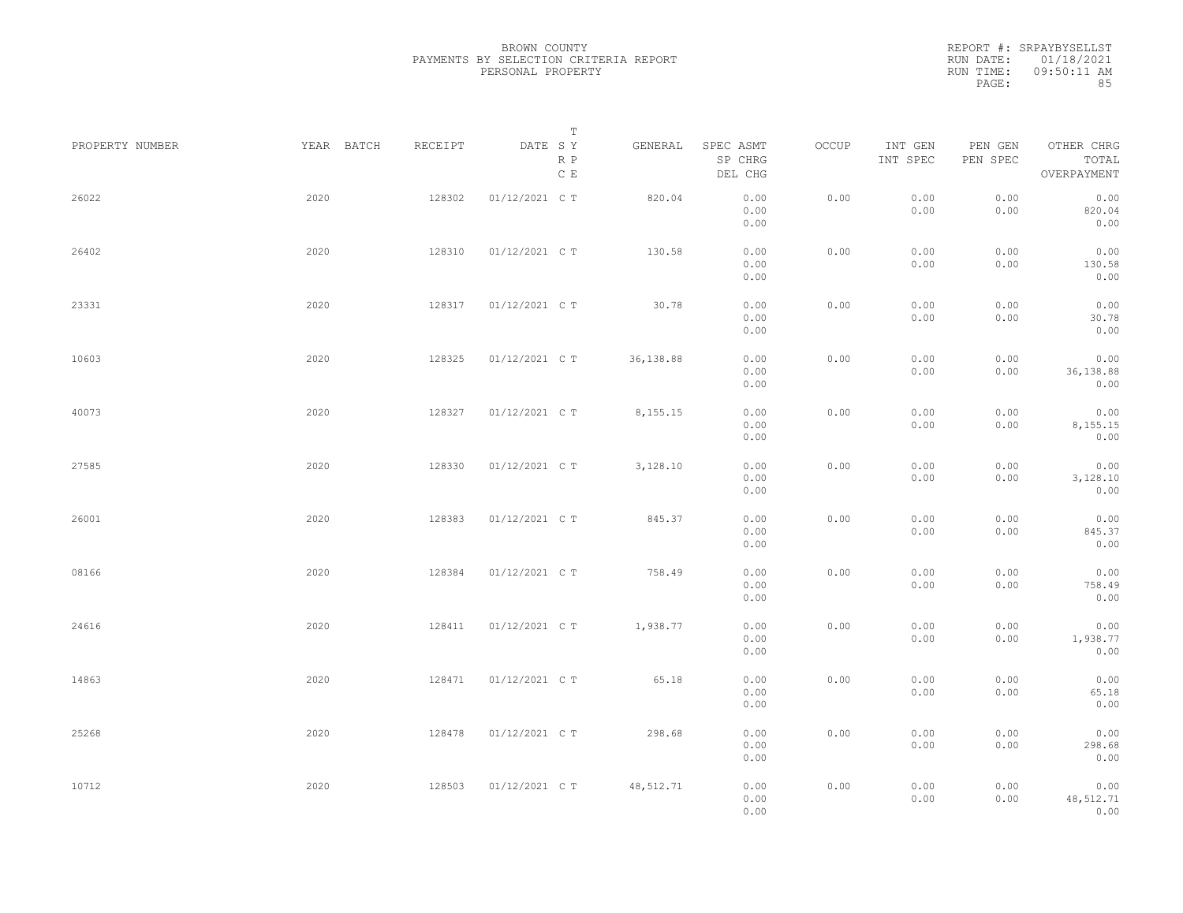BROWN COUNTY
PAYMENTS BY SELECTION CRITERIA REPORT
PERSONAL PROPERTY

REPORT #: SRPAYBYSELLST
RUN DATE: 01/18/2021
RUN TIME: 09:50:11 AM

| PROPERTY NUMBER | YEAR | BATCH | RECEIPT | DATE | T SY RP CE | GENERAL | SPEC ASMT / SP CHRG / DEL CHG | OCCUP | INT GEN / INT SPEC | PEN GEN / PEN SPEC | OTHER CHRG / TOTAL / OVERPAYMENT |
|---|---|---|---|---|---|---|---|---|---|---|---|
| 26022 | 2020 | | 128302 | 01/12/2021 | C T | 820.04 | 0.00 / 0.00 / 0.00 | 0.00 | 0.00 / 0.00 | 0.00 / 0.00 | 0.00 / 820.04 / 0.00 |
| 26402 | 2020 | | 128310 | 01/12/2021 | C T | 130.58 | 0.00 / 0.00 / 0.00 | 0.00 | 0.00 / 0.00 | 0.00 / 0.00 | 0.00 / 130.58 / 0.00 |
| 23331 | 2020 | | 128317 | 01/12/2021 | C T | 30.78 | 0.00 / 0.00 / 0.00 | 0.00 | 0.00 / 0.00 | 0.00 / 0.00 | 0.00 / 30.78 / 0.00 |
| 10603 | 2020 | | 128325 | 01/12/2021 | C T | 36,138.88 | 0.00 / 0.00 / 0.00 | 0.00 | 0.00 / 0.00 | 0.00 / 0.00 | 0.00 / 36,138.88 / 0.00 |
| 40073 | 2020 | | 128327 | 01/12/2021 | C T | 8,155.15 | 0.00 / 0.00 / 0.00 | 0.00 | 0.00 / 0.00 | 0.00 / 0.00 | 0.00 / 8,155.15 / 0.00 |
| 27585 | 2020 | | 128330 | 01/12/2021 | C T | 3,128.10 | 0.00 / 0.00 / 0.00 | 0.00 | 0.00 / 0.00 | 0.00 / 0.00 | 0.00 / 3,128.10 / 0.00 |
| 26001 | 2020 | | 128383 | 01/12/2021 | C T | 845.37 | 0.00 / 0.00 / 0.00 | 0.00 | 0.00 / 0.00 | 0.00 / 0.00 | 0.00 / 845.37 / 0.00 |
| 08166 | 2020 | | 128384 | 01/12/2021 | C T | 758.49 | 0.00 / 0.00 / 0.00 | 0.00 | 0.00 / 0.00 | 0.00 / 0.00 | 0.00 / 758.49 / 0.00 |
| 24616 | 2020 | | 128411 | 01/12/2021 | C T | 1,938.77 | 0.00 / 0.00 / 0.00 | 0.00 | 0.00 / 0.00 | 0.00 / 0.00 | 0.00 / 1,938.77 / 0.00 |
| 14863 | 2020 | | 128471 | 01/12/2021 | C T | 65.18 | 0.00 / 0.00 / 0.00 | 0.00 | 0.00 / 0.00 | 0.00 / 0.00 | 0.00 / 65.18 / 0.00 |
| 25268 | 2020 | | 128478 | 01/12/2021 | C T | 298.68 | 0.00 / 0.00 / 0.00 | 0.00 | 0.00 / 0.00 | 0.00 / 0.00 | 0.00 / 298.68 / 0.00 |
| 10712 | 2020 | | 128503 | 01/12/2021 | C T | 48,512.71 | 0.00 / 0.00 / 0.00 | 0.00 | 0.00 / 0.00 | 0.00 / 0.00 | 0.00 / 48,512.71 / 0.00 |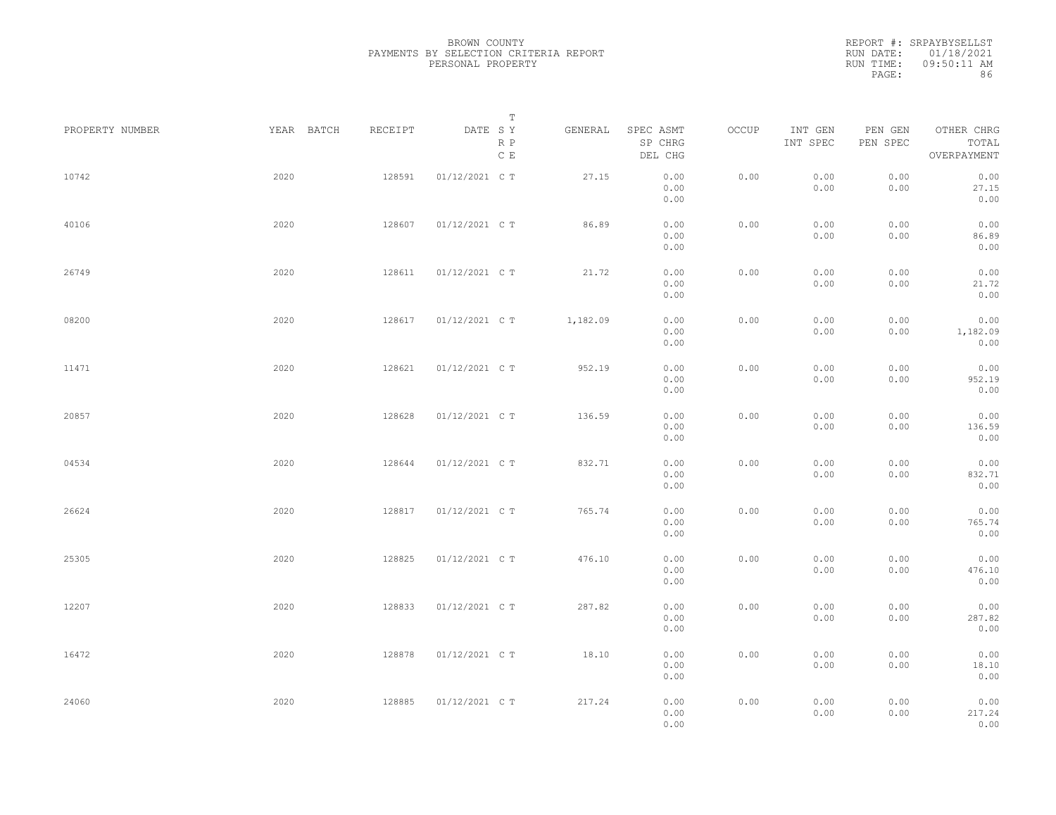BROWN COUNTY
PAYMENTS BY SELECTION CRITERIA REPORT
PERSONAL PROPERTY

REPORT #: SRPAYBYSELLST
RUN DATE: 01/18/2021
RUN TIME: 09:50:11 AM

| PROPERTY NUMBER | YEAR | BATCH | RECEIPT | DATE | T SY RP CE | GENERAL | SPEC ASMT / SP CHRG / DEL CHG | OCCUP | INT GEN / INT SPEC | PEN GEN / PEN SPEC | OTHER CHRG / TOTAL / OVERPAYMENT |
|---|---|---|---|---|---|---|---|---|---|---|---|
| 10742 | 2020 | | 128591 | 01/12/2021 | C T | 27.15 | 0.00 / 0.00 / 0.00 | 0.00 | 0.00 / 0.00 | 0.00 / 0.00 | 0.00 / 27.15 / 0.00 |
| 40106 | 2020 | | 128607 | 01/12/2021 | C T | 86.89 | 0.00 / 0.00 / 0.00 | 0.00 | 0.00 / 0.00 | 0.00 / 0.00 | 0.00 / 86.89 / 0.00 |
| 26749 | 2020 | | 128611 | 01/12/2021 | C T | 21.72 | 0.00 / 0.00 / 0.00 | 0.00 | 0.00 / 0.00 | 0.00 / 0.00 | 0.00 / 21.72 / 0.00 |
| 08200 | 2020 | | 128617 | 01/12/2021 | C T | 1,182.09 | 0.00 / 0.00 / 0.00 | 0.00 | 0.00 / 0.00 | 0.00 / 0.00 | 0.00 / 1,182.09 / 0.00 |
| 11471 | 2020 | | 128621 | 01/12/2021 | C T | 952.19 | 0.00 / 0.00 / 0.00 | 0.00 | 0.00 / 0.00 | 0.00 / 0.00 | 0.00 / 952.19 / 0.00 |
| 20857 | 2020 | | 128628 | 01/12/2021 | C T | 136.59 | 0.00 / 0.00 / 0.00 | 0.00 | 0.00 / 0.00 | 0.00 / 0.00 | 0.00 / 136.59 / 0.00 |
| 04534 | 2020 | | 128644 | 01/12/2021 | C T | 832.71 | 0.00 / 0.00 / 0.00 | 0.00 | 0.00 / 0.00 | 0.00 / 0.00 | 0.00 / 832.71 / 0.00 |
| 26624 | 2020 | | 128817 | 01/12/2021 | C T | 765.74 | 0.00 / 0.00 / 0.00 | 0.00 | 0.00 / 0.00 | 0.00 / 0.00 | 0.00 / 765.74 / 0.00 |
| 25305 | 2020 | | 128825 | 01/12/2021 | C T | 476.10 | 0.00 / 0.00 / 0.00 | 0.00 | 0.00 / 0.00 | 0.00 / 0.00 | 0.00 / 476.10 / 0.00 |
| 12207 | 2020 | | 128833 | 01/12/2021 | C T | 287.82 | 0.00 / 0.00 / 0.00 | 0.00 | 0.00 / 0.00 | 0.00 / 0.00 | 0.00 / 287.82 / 0.00 |
| 16472 | 2020 | | 128878 | 01/12/2021 | C T | 18.10 | 0.00 / 0.00 / 0.00 | 0.00 | 0.00 / 0.00 | 0.00 / 0.00 | 0.00 / 18.10 / 0.00 |
| 24060 | 2020 | | 128885 | 01/12/2021 | C T | 217.24 | 0.00 / 0.00 / 0.00 | 0.00 | 0.00 / 0.00 | 0.00 / 0.00 | 0.00 / 217.24 / 0.00 |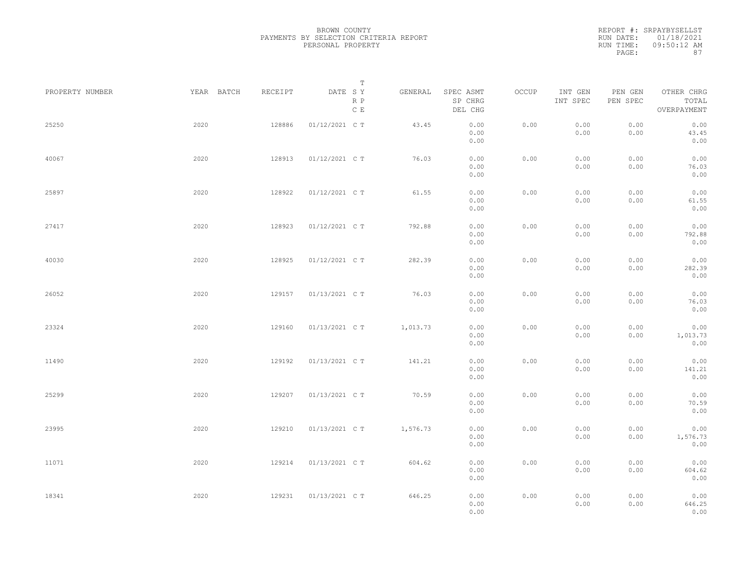BROWN COUNTY
PAYMENTS BY SELECTION CRITERIA REPORT
PERSONAL PROPERTY

REPORT #: SRPAYBYSELLST
RUN DATE: 01/18/2021
RUN TIME: 09:50:12 AM

| PROPERTY NUMBER | YEAR | BATCH | RECEIPT | DATE | T S Y R P C E | GENERAL | SPEC ASMT / SP CHRG / DEL CHG | OCCUP | INT GEN / INT SPEC | PEN GEN / PEN SPEC | OTHER CHRG / TOTAL / OVERPAYMENT |
|---|---|---|---|---|---|---|---|---|---|---|---|
| 25250 | 2020 | | 128886 | 01/12/2021 | C T | 43.45 | 0.00 / 0.00 / 0.00 | 0.00 | 0.00 / 0.00 | 0.00 / 0.00 | 0.00 / 43.45 / 0.00 |
| 40067 | 2020 | | 128913 | 01/12/2021 | C T | 76.03 | 0.00 / 0.00 / 0.00 | 0.00 | 0.00 / 0.00 | 0.00 / 0.00 | 0.00 / 76.03 / 0.00 |
| 25897 | 2020 | | 128922 | 01/12/2021 | C T | 61.55 | 0.00 / 0.00 / 0.00 | 0.00 | 0.00 / 0.00 | 0.00 / 0.00 | 0.00 / 61.55 / 0.00 |
| 27417 | 2020 | | 128923 | 01/12/2021 | C T | 792.88 | 0.00 / 0.00 / 0.00 | 0.00 | 0.00 / 0.00 | 0.00 / 0.00 | 0.00 / 792.88 / 0.00 |
| 40030 | 2020 | | 128925 | 01/12/2021 | C T | 282.39 | 0.00 / 0.00 / 0.00 | 0.00 | 0.00 / 0.00 | 0.00 / 0.00 | 0.00 / 282.39 / 0.00 |
| 26052 | 2020 | | 129157 | 01/13/2021 | C T | 76.03 | 0.00 / 0.00 / 0.00 | 0.00 | 0.00 / 0.00 | 0.00 / 0.00 | 0.00 / 76.03 / 0.00 |
| 23324 | 2020 | | 129160 | 01/13/2021 | C T | 1,013.73 | 0.00 / 0.00 / 0.00 | 0.00 | 0.00 / 0.00 | 0.00 / 0.00 | 0.00 / 1,013.73 / 0.00 |
| 11490 | 2020 | | 129192 | 01/13/2021 | C T | 141.21 | 0.00 / 0.00 / 0.00 | 0.00 | 0.00 / 0.00 | 0.00 / 0.00 | 0.00 / 141.21 / 0.00 |
| 25299 | 2020 | | 129207 | 01/13/2021 | C T | 70.59 | 0.00 / 0.00 / 0.00 | 0.00 | 0.00 / 0.00 | 0.00 / 0.00 | 0.00 / 70.59 / 0.00 |
| 23995 | 2020 | | 129210 | 01/13/2021 | C T | 1,576.73 | 0.00 / 0.00 / 0.00 | 0.00 | 0.00 / 0.00 | 0.00 / 0.00 | 0.00 / 1,576.73 / 0.00 |
| 11071 | 2020 | | 129214 | 01/13/2021 | C T | 604.62 | 0.00 / 0.00 / 0.00 | 0.00 | 0.00 / 0.00 | 0.00 / 0.00 | 0.00 / 604.62 / 0.00 |
| 18341 | 2020 | | 129231 | 01/13/2021 | C T | 646.25 | 0.00 / 0.00 / 0.00 | 0.00 | 0.00 / 0.00 | 0.00 / 0.00 | 0.00 / 646.25 / 0.00 |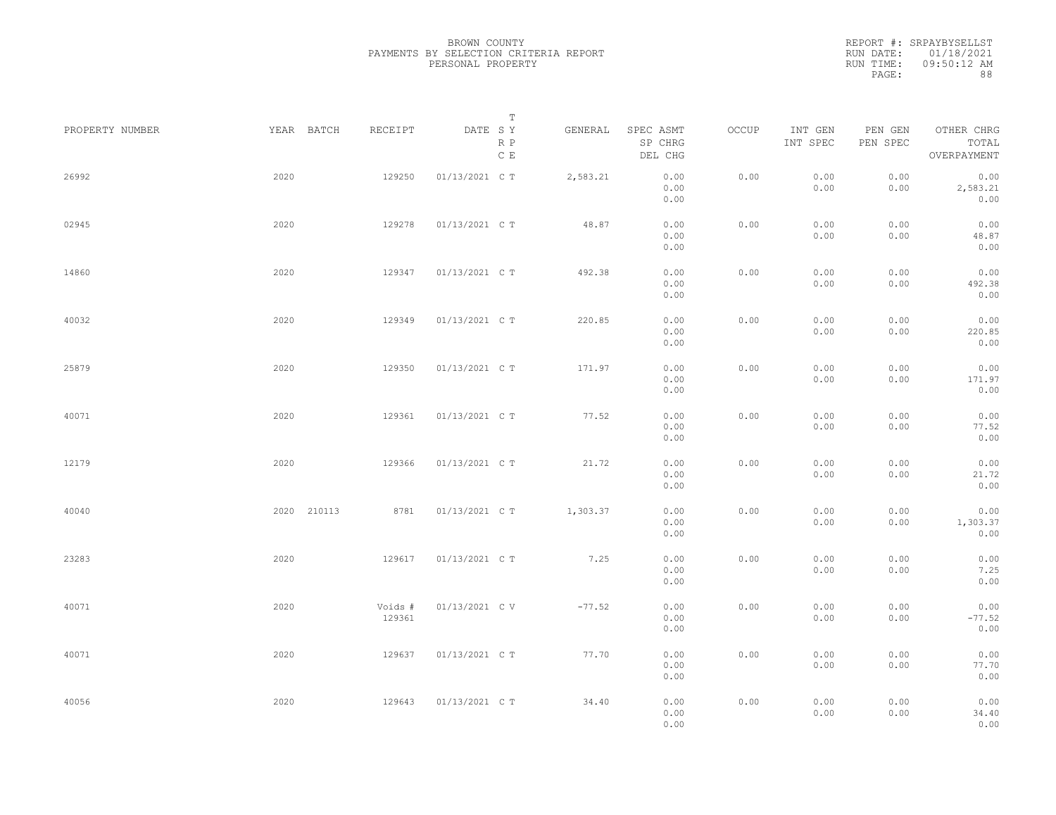BROWN COUNTY
PAYMENTS BY SELECTION CRITERIA REPORT
PERSONAL PROPERTY

REPORT #: SRPAYBYSELLST
RUN DATE: 01/18/2021
RUN TIME: 09:50:12 AM

| PROPERTY NUMBER | YEAR | BATCH | RECEIPT | DATE | T S Y R P C E | GENERAL | SPEC ASMT SP CHRG DEL CHG | OCCUP | INT GEN INT SPEC | PEN GEN PEN SPEC | OTHER CHRG TOTAL OVERPAYMENT |
|---|---|---|---|---|---|---|---|---|---|---|---|
| 26992 | 2020 | | 129250 | 01/13/2021 | C T | 2,583.21 | 0.00 0.00 0.00 | 0.00 | 0.00 0.00 | 0.00 0.00 | 0.00 2,583.21 0.00 |
| 02945 | 2020 | | 129278 | 01/13/2021 | C T | 48.87 | 0.00 0.00 0.00 | 0.00 | 0.00 0.00 | 0.00 0.00 | 0.00 48.87 0.00 |
| 14860 | 2020 | | 129347 | 01/13/2021 | C T | 492.38 | 0.00 0.00 0.00 | 0.00 | 0.00 0.00 | 0.00 0.00 | 0.00 492.38 0.00 |
| 40032 | 2020 | | 129349 | 01/13/2021 | C T | 220.85 | 0.00 0.00 0.00 | 0.00 | 0.00 0.00 | 0.00 0.00 | 0.00 220.85 0.00 |
| 25879 | 2020 | | 129350 | 01/13/2021 | C T | 171.97 | 0.00 0.00 0.00 | 0.00 | 0.00 0.00 | 0.00 0.00 | 0.00 171.97 0.00 |
| 40071 | 2020 | | 129361 | 01/13/2021 | C T | 77.52 | 0.00 0.00 0.00 | 0.00 | 0.00 0.00 | 0.00 0.00 | 0.00 77.52 0.00 |
| 12179 | 2020 | | 129366 | 01/13/2021 | C T | 21.72 | 0.00 0.00 0.00 | 0.00 | 0.00 0.00 | 0.00 0.00 | 0.00 21.72 0.00 |
| 40040 | 2020 | 210113 | 8781 | 01/13/2021 | C T | 1,303.37 | 0.00 0.00 0.00 | 0.00 | 0.00 0.00 | 0.00 0.00 | 0.00 1,303.37 0.00 |
| 23283 | 2020 | | 129617 | 01/13/2021 | C T | 7.25 | 0.00 0.00 0.00 | 0.00 | 0.00 0.00 | 0.00 0.00 | 0.00 7.25 0.00 |
| 40071 | 2020 | | Voids # 129361 | 01/13/2021 | C V | -77.52 | 0.00 0.00 0.00 | 0.00 | 0.00 0.00 | 0.00 0.00 | 0.00 -77.52 0.00 |
| 40071 | 2020 | | 129637 | 01/13/2021 | C T | 77.70 | 0.00 0.00 0.00 | 0.00 | 0.00 0.00 | 0.00 0.00 | 0.00 77.70 0.00 |
| 40056 | 2020 | | 129643 | 01/13/2021 | C T | 34.40 | 0.00 0.00 0.00 | 0.00 | 0.00 0.00 | 0.00 0.00 | 0.00 34.40 0.00 |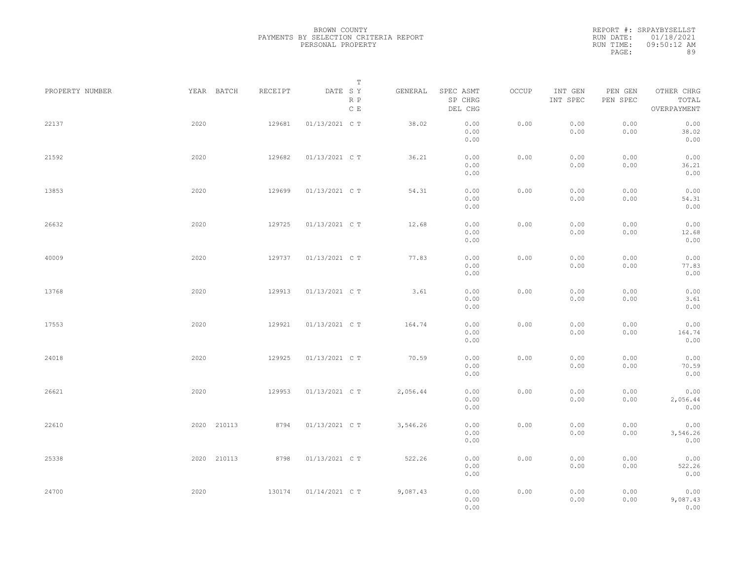BROWN COUNTY
PAYMENTS BY SELECTION CRITERIA REPORT
PERSONAL PROPERTY

REPORT #: SRPAYBYSELLST
RUN DATE: 01/18/2021
RUN TIME: 09:50:12 AM

| PROPERTY NUMBER | YEAR | BATCH | RECEIPT | DATE | T S Y R P C E | GENERAL | SPEC ASMT / SP CHRG / DEL CHG | OCCUP | INT GEN / INT SPEC | PEN GEN / PEN SPEC | OTHER CHRG / TOTAL / OVERPAYMENT |
|---|---|---|---|---|---|---|---|---|---|---|---|
| 22137 | 2020 | | 129681 | 01/13/2021 | C T | 38.02 | 0.00 / 0.00 / 0.00 | 0.00 | 0.00 / 0.00 | 0.00 / 0.00 | 0.00 / 38.02 / 0.00 |
| 21592 | 2020 | | 129682 | 01/13/2021 | C T | 36.21 | 0.00 / 0.00 / 0.00 | 0.00 | 0.00 / 0.00 | 0.00 / 0.00 | 0.00 / 36.21 / 0.00 |
| 13853 | 2020 | | 129699 | 01/13/2021 | C T | 54.31 | 0.00 / 0.00 / 0.00 | 0.00 | 0.00 / 0.00 | 0.00 / 0.00 | 0.00 / 54.31 / 0.00 |
| 26632 | 2020 | | 129725 | 01/13/2021 | C T | 12.68 | 0.00 / 0.00 / 0.00 | 0.00 | 0.00 / 0.00 | 0.00 / 0.00 | 0.00 / 12.68 / 0.00 |
| 40009 | 2020 | | 129737 | 01/13/2021 | C T | 77.83 | 0.00 / 0.00 / 0.00 | 0.00 | 0.00 / 0.00 | 0.00 / 0.00 | 0.00 / 77.83 / 0.00 |
| 13768 | 2020 | | 129913 | 01/13/2021 | C T | 3.61 | 0.00 / 0.00 / 0.00 | 0.00 | 0.00 / 0.00 | 0.00 / 0.00 | 0.00 / 3.61 / 0.00 |
| 17553 | 2020 | | 129921 | 01/13/2021 | C T | 164.74 | 0.00 / 0.00 / 0.00 | 0.00 | 0.00 / 0.00 | 0.00 / 0.00 | 0.00 / 164.74 / 0.00 |
| 24018 | 2020 | | 129925 | 01/13/2021 | C T | 70.59 | 0.00 / 0.00 / 0.00 | 0.00 | 0.00 / 0.00 | 0.00 / 0.00 | 0.00 / 70.59 / 0.00 |
| 26621 | 2020 | | 129953 | 01/13/2021 | C T | 2,056.44 | 0.00 / 0.00 / 0.00 | 0.00 | 0.00 / 0.00 | 0.00 / 0.00 | 0.00 / 2,056.44 / 0.00 |
| 22610 | 2020 | 210113 | 8794 | 01/13/2021 | C T | 3,546.26 | 0.00 / 0.00 / 0.00 | 0.00 | 0.00 / 0.00 | 0.00 / 0.00 | 0.00 / 3,546.26 / 0.00 |
| 25338 | 2020 | 210113 | 8798 | 01/13/2021 | C T | 522.26 | 0.00 / 0.00 / 0.00 | 0.00 | 0.00 / 0.00 | 0.00 / 0.00 | 0.00 / 522.26 / 0.00 |
| 24700 | 2020 | | 130174 | 01/14/2021 | C T | 9,087.43 | 0.00 / 0.00 / 0.00 | 0.00 | 0.00 / 0.00 | 0.00 / 0.00 | 0.00 / 9,087.43 / 0.00 |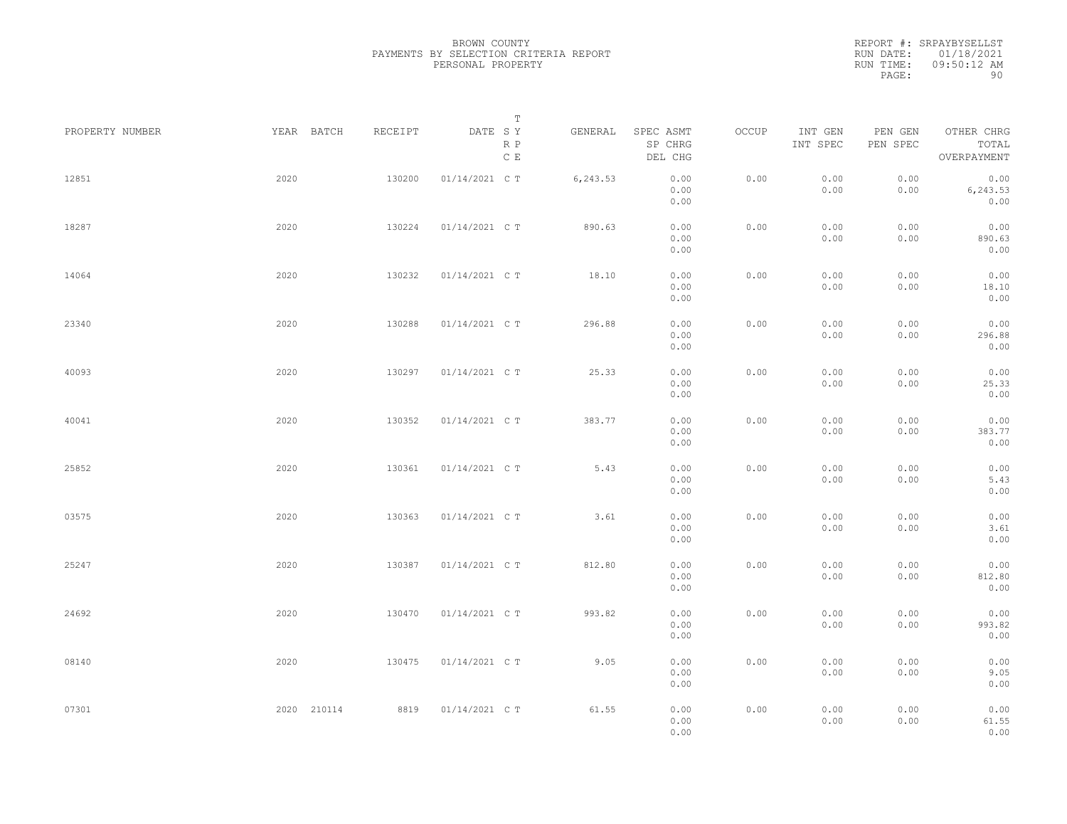BROWN COUNTY
PAYMENTS BY SELECTION CRITERIA REPORT
PERSONAL PROPERTY

REPORT #: SRPAYBYSELLST
RUN DATE: 01/18/2021
RUN TIME: 09:50:12 AM

| PROPERTY NUMBER | YEAR | BATCH | RECEIPT | DATE | T SY RP CE | GENERAL | SPEC ASMT / SP CHRG / DEL CHG | OCCUP | INT GEN / INT SPEC | PEN GEN / PEN SPEC | OTHER CHRG / TOTAL / OVERPAYMENT |
|---|---|---|---|---|---|---|---|---|---|---|---|
| 12851 | 2020 | | 130200 | 01/14/2021 | C T | 6,243.53 | 0.00 / 0.00 / 0.00 | 0.00 | 0.00 / 0.00 | 0.00 / 0.00 | 0.00 / 6,243.53 / 0.00 |
| 18287 | 2020 | | 130224 | 01/14/2021 | C T | 890.63 | 0.00 / 0.00 / 0.00 | 0.00 | 0.00 / 0.00 | 0.00 / 0.00 | 0.00 / 890.63 / 0.00 |
| 14064 | 2020 | | 130232 | 01/14/2021 | C T | 18.10 | 0.00 / 0.00 / 0.00 | 0.00 | 0.00 / 0.00 | 0.00 / 0.00 | 0.00 / 18.10 / 0.00 |
| 23340 | 2020 | | 130288 | 01/14/2021 | C T | 296.88 | 0.00 / 0.00 / 0.00 | 0.00 | 0.00 / 0.00 | 0.00 / 0.00 | 0.00 / 296.88 / 0.00 |
| 40093 | 2020 | | 130297 | 01/14/2021 | C T | 25.33 | 0.00 / 0.00 / 0.00 | 0.00 | 0.00 / 0.00 | 0.00 / 0.00 | 0.00 / 25.33 / 0.00 |
| 40041 | 2020 | | 130352 | 01/14/2021 | C T | 383.77 | 0.00 / 0.00 / 0.00 | 0.00 | 0.00 / 0.00 | 0.00 / 0.00 | 0.00 / 383.77 / 0.00 |
| 25852 | 2020 | | 130361 | 01/14/2021 | C T | 5.43 | 0.00 / 0.00 / 0.00 | 0.00 | 0.00 / 0.00 | 0.00 / 0.00 | 0.00 / 5.43 / 0.00 |
| 03575 | 2020 | | 130363 | 01/14/2021 | C T | 3.61 | 0.00 / 0.00 / 0.00 | 0.00 | 0.00 / 0.00 | 0.00 / 0.00 | 0.00 / 3.61 / 0.00 |
| 25247 | 2020 | | 130387 | 01/14/2021 | C T | 812.80 | 0.00 / 0.00 / 0.00 | 0.00 | 0.00 / 0.00 | 0.00 / 0.00 | 0.00 / 812.80 / 0.00 |
| 24692 | 2020 | | 130470 | 01/14/2021 | C T | 993.82 | 0.00 / 0.00 / 0.00 | 0.00 | 0.00 / 0.00 | 0.00 / 0.00 | 0.00 / 993.82 / 0.00 |
| 08140 | 2020 | | 130475 | 01/14/2021 | C T | 9.05 | 0.00 / 0.00 / 0.00 | 0.00 | 0.00 / 0.00 | 0.00 / 0.00 | 0.00 / 9.05 / 0.00 |
| 07301 | 2020 | 210114 | 8819 | 01/14/2021 | C T | 61.55 | 0.00 / 0.00 / 0.00 | 0.00 | 0.00 / 0.00 | 0.00 / 0.00 | 0.00 / 61.55 / 0.00 |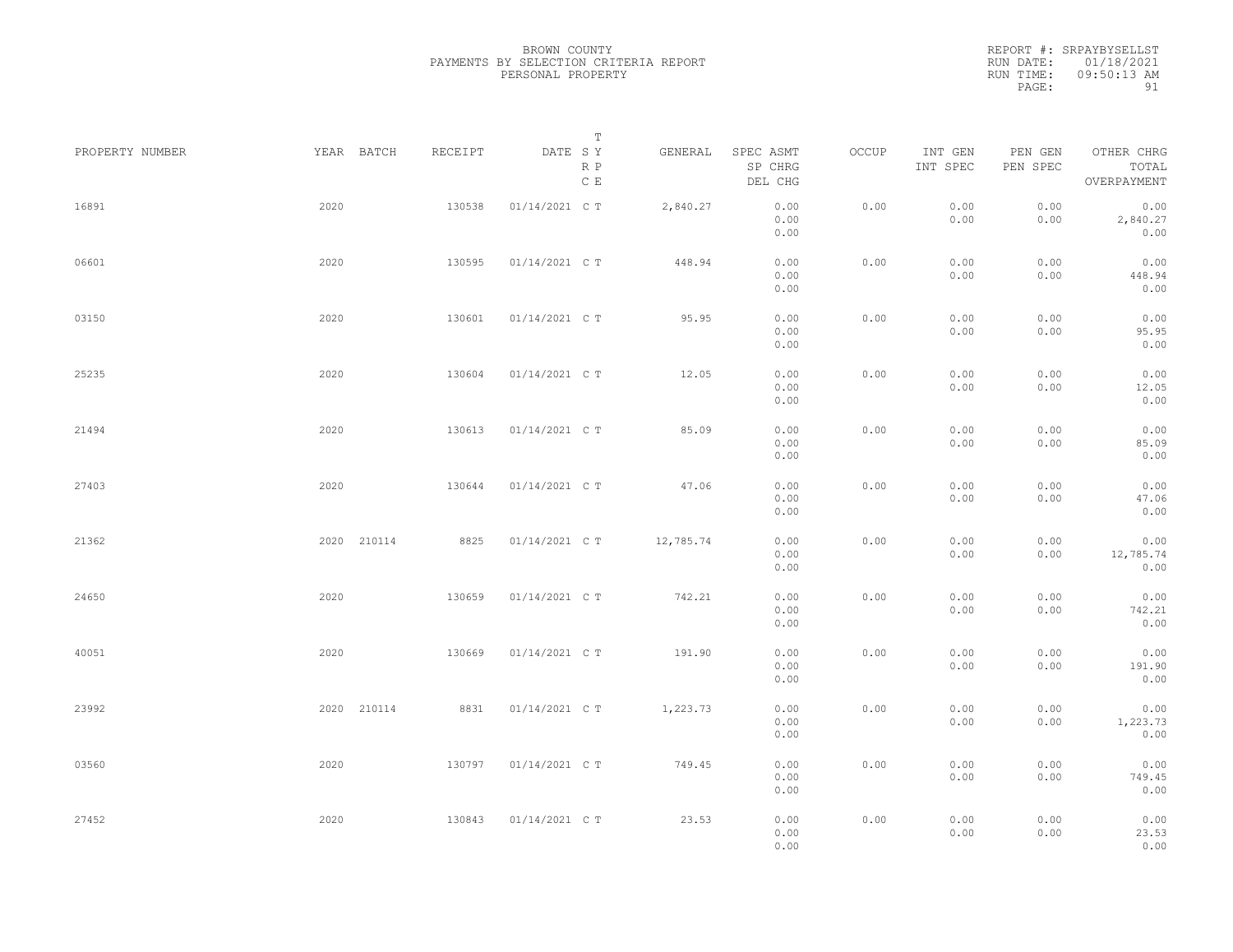BROWN COUNTY
PAYMENTS BY SELECTION CRITERIA REPORT
PERSONAL PROPERTY

REPORT #: SRPAYBYSELLST
RUN DATE: 01/18/2021
RUN TIME: 09:50:13 AM

| PROPERTY NUMBER | YEAR | BATCH | RECEIPT | DATE | T SY RP CE | GENERAL | SPEC ASMT / SP CHRG / DEL CHG | OCCUP | INT GEN / INT SPEC | PEN GEN / PEN SPEC | OTHER CHRG / TOTAL / OVERPAYMENT |
|---|---|---|---|---|---|---|---|---|---|---|---|
| 16891 | 2020 | | 130538 | 01/14/2021 | C T | 2,840.27 | 0.00 / 0.00 / 0.00 | 0.00 | 0.00 / 0.00 | 0.00 / 0.00 | 0.00 / 2,840.27 / 0.00 |
| 06601 | 2020 | | 130595 | 01/14/2021 | C T | 448.94 | 0.00 / 0.00 / 0.00 | 0.00 | 0.00 / 0.00 | 0.00 / 0.00 | 0.00 / 448.94 / 0.00 |
| 03150 | 2020 | | 130601 | 01/14/2021 | C T | 95.95 | 0.00 / 0.00 / 0.00 | 0.00 | 0.00 / 0.00 | 0.00 / 0.00 | 0.00 / 95.95 / 0.00 |
| 25235 | 2020 | | 130604 | 01/14/2021 | C T | 12.05 | 0.00 / 0.00 / 0.00 | 0.00 | 0.00 / 0.00 | 0.00 / 0.00 | 0.00 / 12.05 / 0.00 |
| 21494 | 2020 | | 130613 | 01/14/2021 | C T | 85.09 | 0.00 / 0.00 / 0.00 | 0.00 | 0.00 / 0.00 | 0.00 / 0.00 | 0.00 / 85.09 / 0.00 |
| 27403 | 2020 | | 130644 | 01/14/2021 | C T | 47.06 | 0.00 / 0.00 / 0.00 | 0.00 | 0.00 / 0.00 | 0.00 / 0.00 | 0.00 / 47.06 / 0.00 |
| 21362 | 2020 | 210114 | 8825 | 01/14/2021 | C T | 12,785.74 | 0.00 / 0.00 / 0.00 | 0.00 | 0.00 / 0.00 | 0.00 / 0.00 | 0.00 / 12,785.74 / 0.00 |
| 24650 | 2020 | | 130659 | 01/14/2021 | C T | 742.21 | 0.00 / 0.00 / 0.00 | 0.00 | 0.00 / 0.00 | 0.00 / 0.00 | 0.00 / 742.21 / 0.00 |
| 40051 | 2020 | | 130669 | 01/14/2021 | C T | 191.90 | 0.00 / 0.00 / 0.00 | 0.00 | 0.00 / 0.00 | 0.00 / 0.00 | 0.00 / 191.90 / 0.00 |
| 23992 | 2020 | 210114 | 8831 | 01/14/2021 | C T | 1,223.73 | 0.00 / 0.00 / 0.00 | 0.00 | 0.00 / 0.00 | 0.00 / 0.00 | 0.00 / 1,223.73 / 0.00 |
| 03560 | 2020 | | 130797 | 01/14/2021 | C T | 749.45 | 0.00 / 0.00 / 0.00 | 0.00 | 0.00 / 0.00 | 0.00 / 0.00 | 0.00 / 749.45 / 0.00 |
| 27452 | 2020 | | 130843 | 01/14/2021 | C T | 23.53 | 0.00 / 0.00 / 0.00 | 0.00 | 0.00 / 0.00 | 0.00 / 0.00 | 0.00 / 23.53 / 0.00 |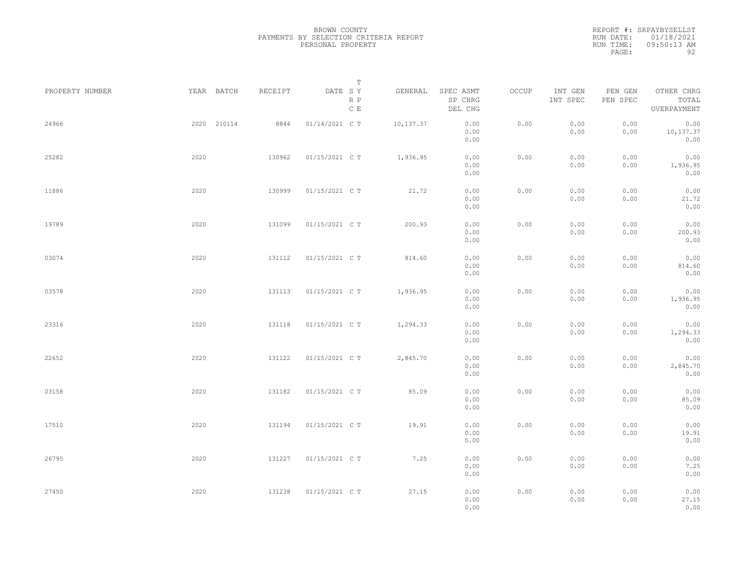BROWN COUNTY
PAYMENTS BY SELECTION CRITERIA REPORT
PERSONAL PROPERTY

REPORT #: SRPAYBYSELLST
RUN DATE: 01/18/2021
RUN TIME: 09:50:13 AM

| PROPERTY NUMBER | YEAR | BATCH | RECEIPT | DATE | T S Y R P C E | GENERAL | SPEC ASMT / SP CHRG / DEL CHG | OCCUP | INT GEN / INT SPEC | PEN GEN / PEN SPEC | OTHER CHRG / TOTAL / OVERPAYMENT |
|---|---|---|---|---|---|---|---|---|---|---|---|
| 24966 | 2020 | 210114 | 8844 | 01/14/2021 | C T | 10,137.37 | 0.00 / 0.00 / 0.00 | 0.00 | 0.00 / 0.00 | 0.00 / 0.00 | 0.00 / 10,137.37 / 0.00 |
| 25282 | 2020 | | 130962 | 01/15/2021 | C T | 1,936.95 | 0.00 / 0.00 / 0.00 | 0.00 | 0.00 / 0.00 | 0.00 / 0.00 | 0.00 / 1,936.95 / 0.00 |
| 11886 | 2020 | | 130999 | 01/15/2021 | C T | 21.72 | 0.00 / 0.00 / 0.00 | 0.00 | 0.00 / 0.00 | 0.00 / 0.00 | 0.00 / 21.72 / 0.00 |
| 19789 | 2020 | | 131099 | 01/15/2021 | C T | 200.93 | 0.00 / 0.00 / 0.00 | 0.00 | 0.00 / 0.00 | 0.00 / 0.00 | 0.00 / 200.93 / 0.00 |
| 03074 | 2020 | | 131112 | 01/15/2021 | C T | 814.60 | 0.00 / 0.00 / 0.00 | 0.00 | 0.00 / 0.00 | 0.00 / 0.00 | 0.00 / 814.60 / 0.00 |
| 03578 | 2020 | | 131113 | 01/15/2021 | C T | 1,936.95 | 0.00 / 0.00 / 0.00 | 0.00 | 0.00 / 0.00 | 0.00 / 0.00 | 0.00 / 1,936.95 / 0.00 |
| 23316 | 2020 | | 131118 | 01/15/2021 | C T | 1,294.33 | 0.00 / 0.00 / 0.00 | 0.00 | 0.00 / 0.00 | 0.00 / 0.00 | 0.00 / 1,294.33 / 0.00 |
| 22652 | 2020 | | 131122 | 01/15/2021 | C T | 2,845.70 | 0.00 / 0.00 / 0.00 | 0.00 | 0.00 / 0.00 | 0.00 / 0.00 | 0.00 / 2,845.70 / 0.00 |
| 03158 | 2020 | | 131182 | 01/15/2021 | C T | 85.09 | 0.00 / 0.00 / 0.00 | 0.00 | 0.00 / 0.00 | 0.00 / 0.00 | 0.00 / 85.09 / 0.00 |
| 17510 | 2020 | | 131194 | 01/15/2021 | C T | 19.91 | 0.00 / 0.00 / 0.00 | 0.00 | 0.00 / 0.00 | 0.00 / 0.00 | 0.00 / 19.91 / 0.00 |
| 26795 | 2020 | | 131227 | 01/15/2021 | C T | 7.25 | 0.00 / 0.00 / 0.00 | 0.00 | 0.00 / 0.00 | 0.00 / 0.00 | 0.00 / 7.25 / 0.00 |
| 27450 | 2020 | | 131238 | 01/15/2021 | C T | 27.15 | 0.00 / 0.00 / 0.00 | 0.00 | 0.00 / 0.00 | 0.00 / 0.00 | 0.00 / 27.15 / 0.00 |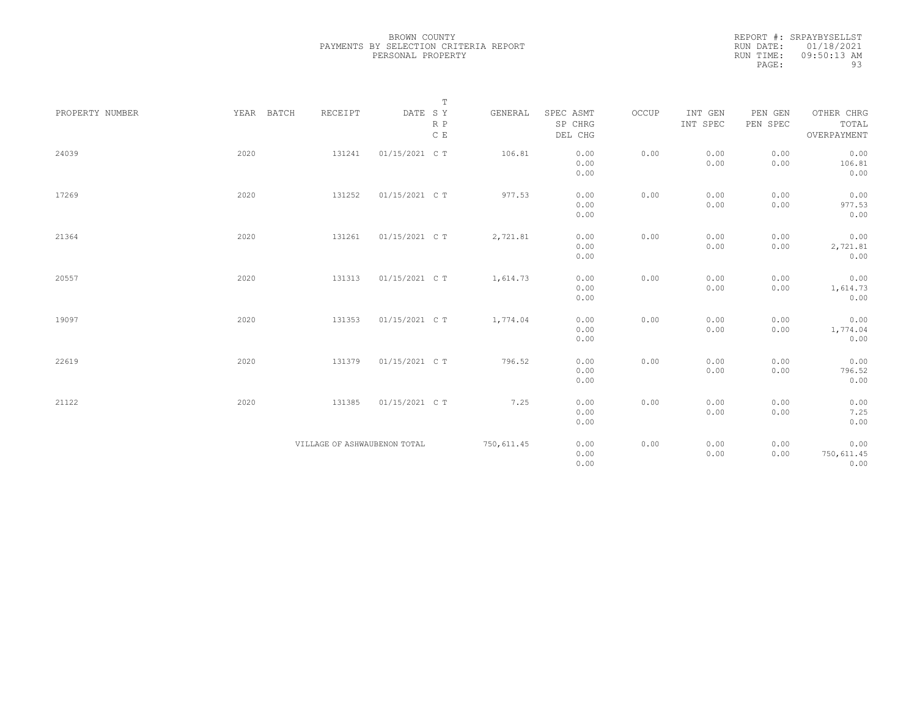BROWN COUNTY
PAYMENTS BY SELECTION CRITERIA REPORT
PERSONAL PROPERTY

REPORT #: SRPAYBYSELLST
RUN DATE: 01/18/2021
RUN TIME: 09:50:13 AM
PAGE: 93

| PROPERTY NUMBER | YEAR | BATCH | RECEIPT | DATE | T SY RP CE | GENERAL | SPEC ASMT / SP CHRG / DEL CHG | OCCUP | INT GEN / INT SPEC | PEN GEN / PEN SPEC | OTHER CHRG / TOTAL / OVERPAYMENT |
|---|---|---|---|---|---|---|---|---|---|---|---|
| 24039 | 2020 | | 131241 | 01/15/2021 | C T | 106.81 | 0.00 / 0.00 / 0.00 | 0.00 | 0.00 / 0.00 | 0.00 / 0.00 | 0.00 / 106.81 / 0.00 |
| 17269 | 2020 | | 131252 | 01/15/2021 | C T | 977.53 | 0.00 / 0.00 / 0.00 | 0.00 | 0.00 / 0.00 | 0.00 / 0.00 | 0.00 / 977.53 / 0.00 |
| 21364 | 2020 | | 131261 | 01/15/2021 | C T | 2,721.81 | 0.00 / 0.00 / 0.00 | 0.00 | 0.00 / 0.00 | 0.00 / 0.00 | 0.00 / 2,721.81 / 0.00 |
| 20557 | 2020 | | 131313 | 01/15/2021 | C T | 1,614.73 | 0.00 / 0.00 / 0.00 | 0.00 | 0.00 / 0.00 | 0.00 / 0.00 | 0.00 / 1,614.73 / 0.00 |
| 19097 | 2020 | | 131353 | 01/15/2021 | C T | 1,774.04 | 0.00 / 0.00 / 0.00 | 0.00 | 0.00 / 0.00 | 0.00 / 0.00 | 0.00 / 1,774.04 / 0.00 |
| 22619 | 2020 | | 131379 | 01/15/2021 | C T | 796.52 | 0.00 / 0.00 / 0.00 | 0.00 | 0.00 / 0.00 | 0.00 / 0.00 | 0.00 / 796.52 / 0.00 |
| 21122 | 2020 | | 131385 | 01/15/2021 | C T | 7.25 | 0.00 / 0.00 / 0.00 | 0.00 | 0.00 / 0.00 | 0.00 / 0.00 | 0.00 / 7.25 / 0.00 |
| | | | VILLAGE OF ASHWAUBENON TOTAL | | | 750,611.45 | 0.00 / 0.00 / 0.00 | 0.00 | 0.00 / 0.00 | 0.00 / 0.00 | 0.00 / 750,611.45 / 0.00 |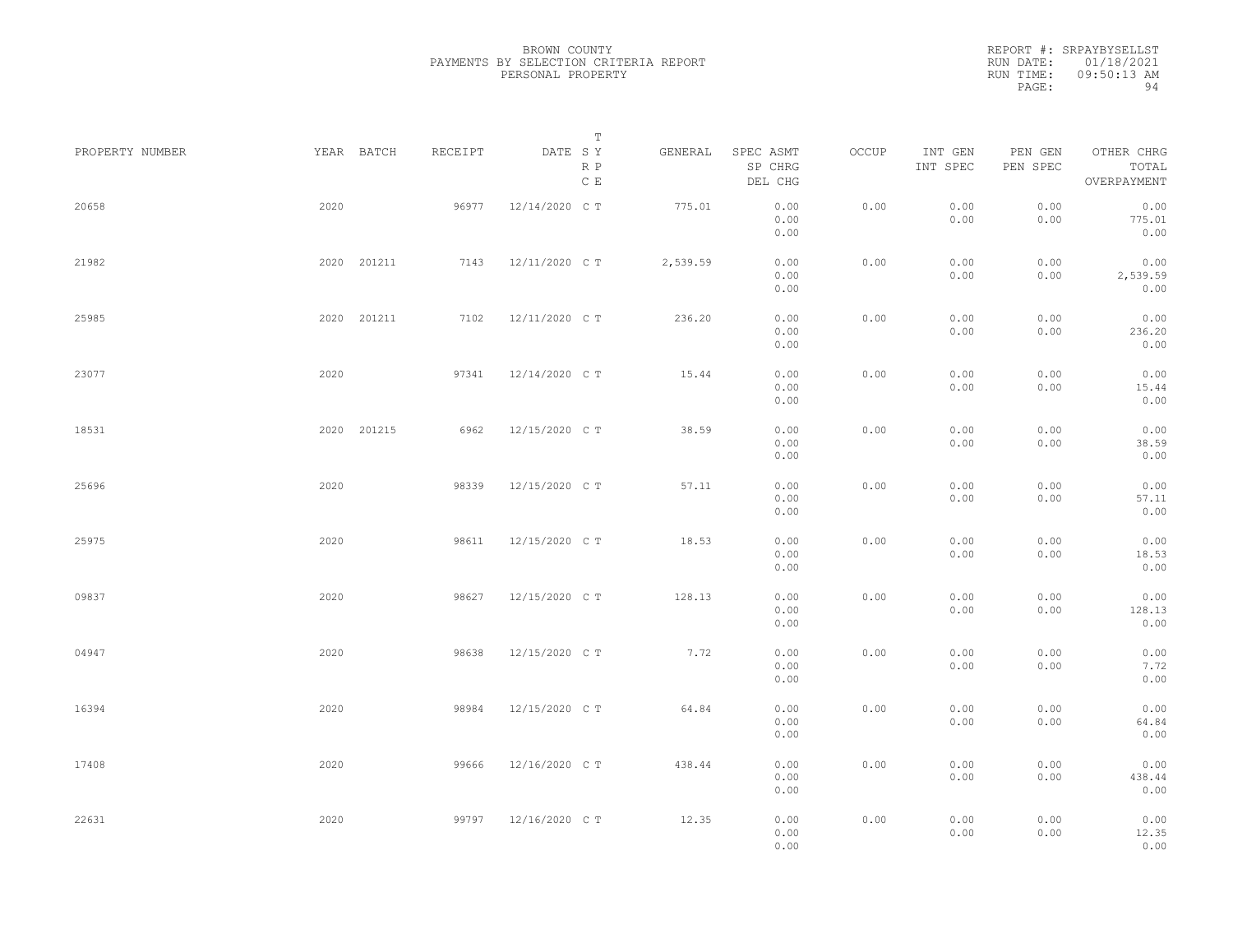BROWN COUNTY
PAYMENTS BY SELECTION CRITERIA REPORT
PERSONAL PROPERTY

REPORT #: SRPAYBYSELLST
RUN DATE: 01/18/2021
RUN TIME: 09:50:13 AM

| PROPERTY NUMBER | YEAR | BATCH | RECEIPT | DATE | T SY RP CE | GENERAL | SPEC ASMT / SP CHRG / DEL CHG | OCCUP | INT GEN / INT SPEC | PEN GEN / PEN SPEC | OTHER CHRG / TOTAL / OVERPAYMENT |
|---|---|---|---|---|---|---|---|---|---|---|---|
| 20658 | 2020 | | 96977 | 12/14/2020 | C T | 775.01 | 0.00 / 0.00 / 0.00 | 0.00 | 0.00 / 0.00 | 0.00 / 0.00 | 0.00 / 775.01 / 0.00 |
| 21982 | 2020 | 201211 | 7143 | 12/11/2020 | C T | 2,539.59 | 0.00 / 0.00 / 0.00 | 0.00 | 0.00 / 0.00 | 0.00 / 0.00 | 0.00 / 2,539.59 / 0.00 |
| 25985 | 2020 | 201211 | 7102 | 12/11/2020 | C T | 236.20 | 0.00 / 0.00 / 0.00 | 0.00 | 0.00 / 0.00 | 0.00 / 0.00 | 0.00 / 236.20 / 0.00 |
| 23077 | 2020 | | 97341 | 12/14/2020 | C T | 15.44 | 0.00 / 0.00 / 0.00 | 0.00 | 0.00 / 0.00 | 0.00 / 0.00 | 0.00 / 15.44 / 0.00 |
| 18531 | 2020 | 201215 | 6962 | 12/15/2020 | C T | 38.59 | 0.00 / 0.00 / 0.00 | 0.00 | 0.00 / 0.00 | 0.00 / 0.00 | 0.00 / 38.59 / 0.00 |
| 25696 | 2020 | | 98339 | 12/15/2020 | C T | 57.11 | 0.00 / 0.00 / 0.00 | 0.00 | 0.00 / 0.00 | 0.00 / 0.00 | 0.00 / 57.11 / 0.00 |
| 25975 | 2020 | | 98611 | 12/15/2020 | C T | 18.53 | 0.00 / 0.00 / 0.00 | 0.00 | 0.00 / 0.00 | 0.00 / 0.00 | 0.00 / 18.53 / 0.00 |
| 09837 | 2020 | | 98627 | 12/15/2020 | C T | 128.13 | 0.00 / 0.00 / 0.00 | 0.00 | 0.00 / 0.00 | 0.00 / 0.00 | 0.00 / 128.13 / 0.00 |
| 04947 | 2020 | | 98638 | 12/15/2020 | C T | 7.72 | 0.00 / 0.00 / 0.00 | 0.00 | 0.00 / 0.00 | 0.00 / 0.00 | 0.00 / 7.72 / 0.00 |
| 16394 | 2020 | | 98984 | 12/15/2020 | C T | 64.84 | 0.00 / 0.00 / 0.00 | 0.00 | 0.00 / 0.00 | 0.00 / 0.00 | 0.00 / 64.84 / 0.00 |
| 17408 | 2020 | | 99666 | 12/16/2020 | C T | 438.44 | 0.00 / 0.00 / 0.00 | 0.00 | 0.00 / 0.00 | 0.00 / 0.00 | 0.00 / 438.44 / 0.00 |
| 22631 | 2020 | | 99797 | 12/16/2020 | C T | 12.35 | 0.00 / 0.00 / 0.00 | 0.00 | 0.00 / 0.00 | 0.00 / 0.00 | 0.00 / 12.35 / 0.00 |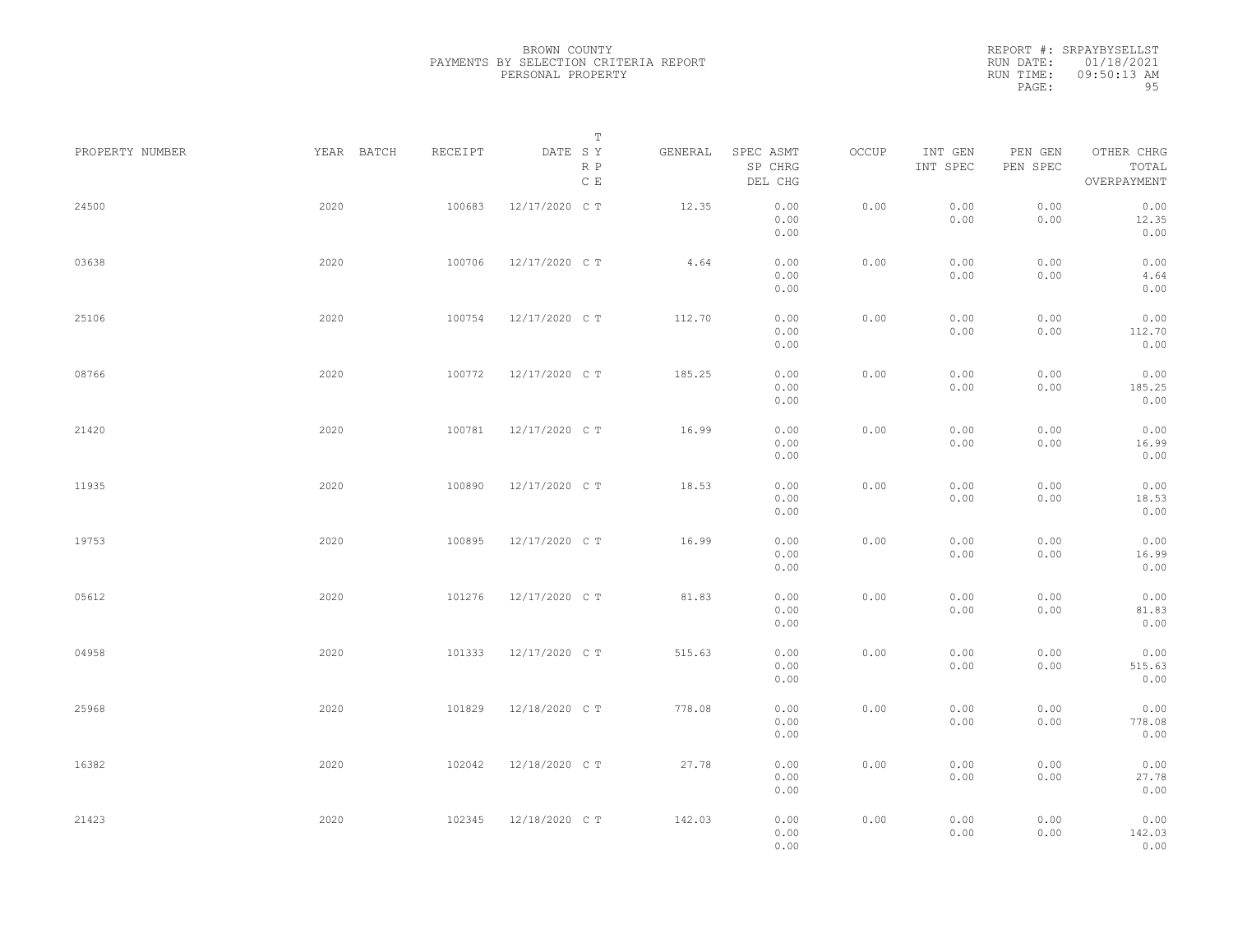BROWN COUNTY
PAYMENTS BY SELECTION CRITERIA REPORT
PERSONAL PROPERTY

REPORT #: SRPAYBYSELLST
RUN DATE: 01/18/2021
RUN TIME: 09:50:13 AM

| PROPERTY NUMBER | YEAR | BATCH | RECEIPT | DATE | T SY RP CE | GENERAL | SPEC ASMT / SP CHRG / DEL CHG | OCCUP | INT GEN / INT SPEC | PEN GEN / PEN SPEC | OTHER CHRG / TOTAL / OVERPAYMENT |
|---|---|---|---|---|---|---|---|---|---|---|---|
| 24500 | 2020 | | 100683 | 12/17/2020 | C T | 12.35 | 0.00 / 0.00 / 0.00 | 0.00 | 0.00 / 0.00 | 0.00 / 0.00 | 0.00 / 12.35 / 0.00 |
| 03638 | 2020 | | 100706 | 12/17/2020 | C T | 4.64 | 0.00 / 0.00 / 0.00 | 0.00 | 0.00 / 0.00 | 0.00 / 0.00 | 0.00 / 4.64 / 0.00 |
| 25106 | 2020 | | 100754 | 12/17/2020 | C T | 112.70 | 0.00 / 0.00 / 0.00 | 0.00 | 0.00 / 0.00 | 0.00 / 0.00 | 0.00 / 112.70 / 0.00 |
| 08766 | 2020 | | 100772 | 12/17/2020 | C T | 185.25 | 0.00 / 0.00 / 0.00 | 0.00 | 0.00 / 0.00 | 0.00 / 0.00 | 0.00 / 185.25 / 0.00 |
| 21420 | 2020 | | 100781 | 12/17/2020 | C T | 16.99 | 0.00 / 0.00 / 0.00 | 0.00 | 0.00 / 0.00 | 0.00 / 0.00 | 0.00 / 16.99 / 0.00 |
| 11935 | 2020 | | 100890 | 12/17/2020 | C T | 18.53 | 0.00 / 0.00 / 0.00 | 0.00 | 0.00 / 0.00 | 0.00 / 0.00 | 0.00 / 18.53 / 0.00 |
| 19753 | 2020 | | 100895 | 12/17/2020 | C T | 16.99 | 0.00 / 0.00 / 0.00 | 0.00 | 0.00 / 0.00 | 0.00 / 0.00 | 0.00 / 16.99 / 0.00 |
| 05612 | 2020 | | 101276 | 12/17/2020 | C T | 81.83 | 0.00 / 0.00 / 0.00 | 0.00 | 0.00 / 0.00 | 0.00 / 0.00 | 0.00 / 81.83 / 0.00 |
| 04958 | 2020 | | 101333 | 12/17/2020 | C T | 515.63 | 0.00 / 0.00 / 0.00 | 0.00 | 0.00 / 0.00 | 0.00 / 0.00 | 0.00 / 515.63 / 0.00 |
| 25968 | 2020 | | 101829 | 12/18/2020 | C T | 778.08 | 0.00 / 0.00 / 0.00 | 0.00 | 0.00 / 0.00 | 0.00 / 0.00 | 0.00 / 778.08 / 0.00 |
| 16382 | 2020 | | 102042 | 12/18/2020 | C T | 27.78 | 0.00 / 0.00 / 0.00 | 0.00 | 0.00 / 0.00 | 0.00 / 0.00 | 0.00 / 27.78 / 0.00 |
| 21423 | 2020 | | 102345 | 12/18/2020 | C T | 142.03 | 0.00 / 0.00 / 0.00 | 0.00 | 0.00 / 0.00 | 0.00 / 0.00 | 0.00 / 142.03 / 0.00 |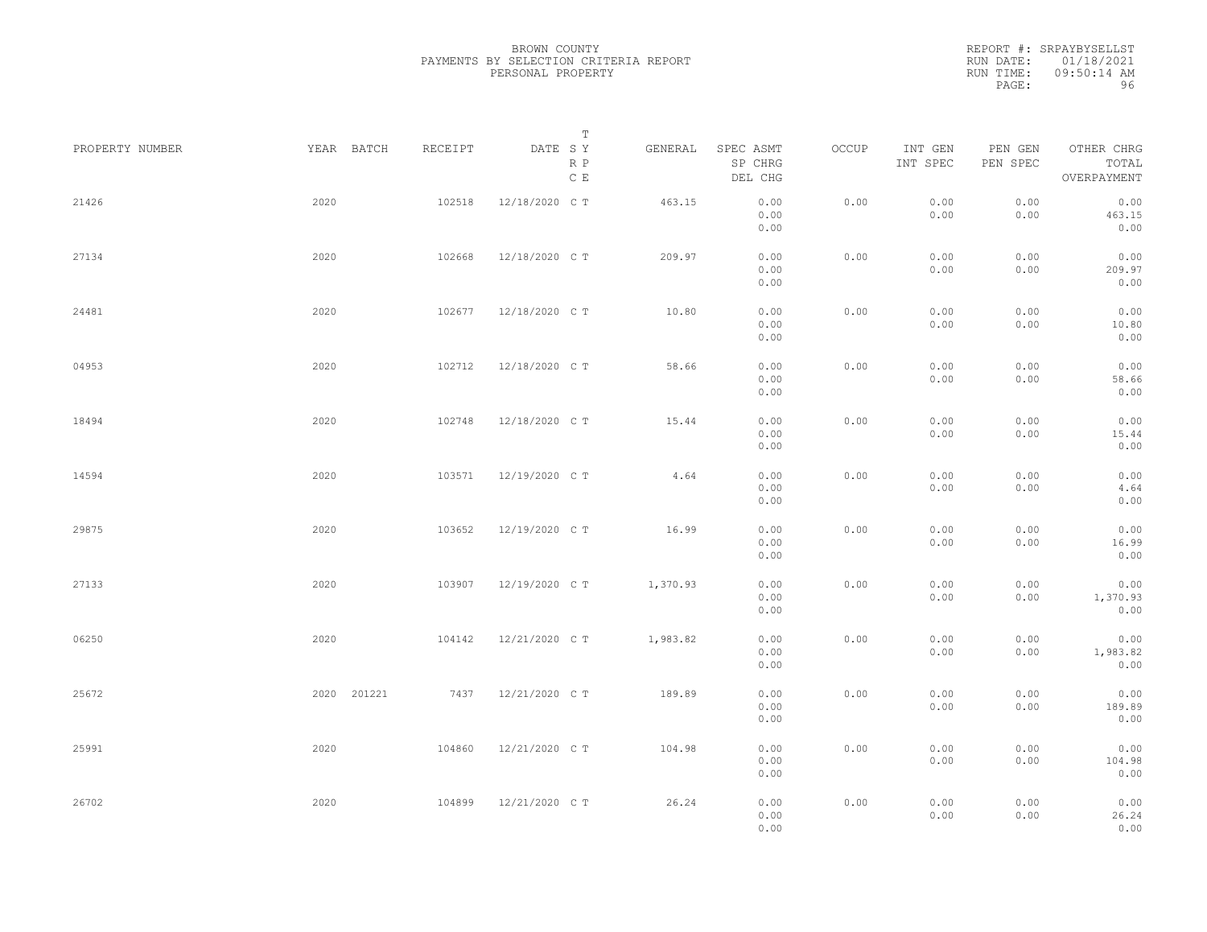BROWN COUNTY
PAYMENTS BY SELECTION CRITERIA REPORT
PERSONAL PROPERTY

REPORT #: SRPAYBYSELLST
RUN DATE: 01/18/2021
RUN TIME: 09:50:14 AM
PAGE: 96

| PROPERTY NUMBER | YEAR | BATCH | RECEIPT | DATE | T SY RP CE | GENERAL | SPEC ASMT / SP CHRG / DEL CHG | OCCUP | INT GEN / INT SPEC | PEN GEN / PEN SPEC | OTHER CHRG / TOTAL / OVERPAYMENT |
|---|---|---|---|---|---|---|---|---|---|---|---|
| 21426 | 2020 | | 102518 | 12/18/2020 | C T | 463.15 | 0.00 / 0.00 / 0.00 | 0.00 | 0.00 / 0.00 | 0.00 / 0.00 | 0.00 / 463.15 / 0.00 |
| 27134 | 2020 | | 102668 | 12/18/2020 | C T | 209.97 | 0.00 / 0.00 / 0.00 | 0.00 | 0.00 / 0.00 | 0.00 / 0.00 | 0.00 / 209.97 / 0.00 |
| 24481 | 2020 | | 102677 | 12/18/2020 | C T | 10.80 | 0.00 / 0.00 / 0.00 | 0.00 | 0.00 / 0.00 | 0.00 / 0.00 | 0.00 / 10.80 / 0.00 |
| 04953 | 2020 | | 102712 | 12/18/2020 | C T | 58.66 | 0.00 / 0.00 / 0.00 | 0.00 | 0.00 / 0.00 | 0.00 / 0.00 | 0.00 / 58.66 / 0.00 |
| 18494 | 2020 | | 102748 | 12/18/2020 | C T | 15.44 | 0.00 / 0.00 / 0.00 | 0.00 | 0.00 / 0.00 | 0.00 / 0.00 | 0.00 / 15.44 / 0.00 |
| 14594 | 2020 | | 103571 | 12/19/2020 | C T | 4.64 | 0.00 / 0.00 / 0.00 | 0.00 | 0.00 / 0.00 | 0.00 / 0.00 | 0.00 / 4.64 / 0.00 |
| 29875 | 2020 | | 103652 | 12/19/2020 | C T | 16.99 | 0.00 / 0.00 / 0.00 | 0.00 | 0.00 / 0.00 | 0.00 / 0.00 | 0.00 / 16.99 / 0.00 |
| 27133 | 2020 | | 103907 | 12/19/2020 | C T | 1,370.93 | 0.00 / 0.00 / 0.00 | 0.00 | 0.00 / 0.00 | 0.00 / 0.00 | 0.00 / 1,370.93 / 0.00 |
| 06250 | 2020 | | 104142 | 12/21/2020 | C T | 1,983.82 | 0.00 / 0.00 / 0.00 | 0.00 | 0.00 / 0.00 | 0.00 / 0.00 | 0.00 / 1,983.82 / 0.00 |
| 25672 | 2020 | 201221 | 7437 | 12/21/2020 | C T | 189.89 | 0.00 / 0.00 / 0.00 | 0.00 | 0.00 / 0.00 | 0.00 / 0.00 | 0.00 / 189.89 / 0.00 |
| 25991 | 2020 | | 104860 | 12/21/2020 | C T | 104.98 | 0.00 / 0.00 / 0.00 | 0.00 | 0.00 / 0.00 | 0.00 / 0.00 | 0.00 / 104.98 / 0.00 |
| 26702 | 2020 | | 104899 | 12/21/2020 | C T | 26.24 | 0.00 / 0.00 / 0.00 | 0.00 | 0.00 / 0.00 | 0.00 / 0.00 | 0.00 / 26.24 / 0.00 |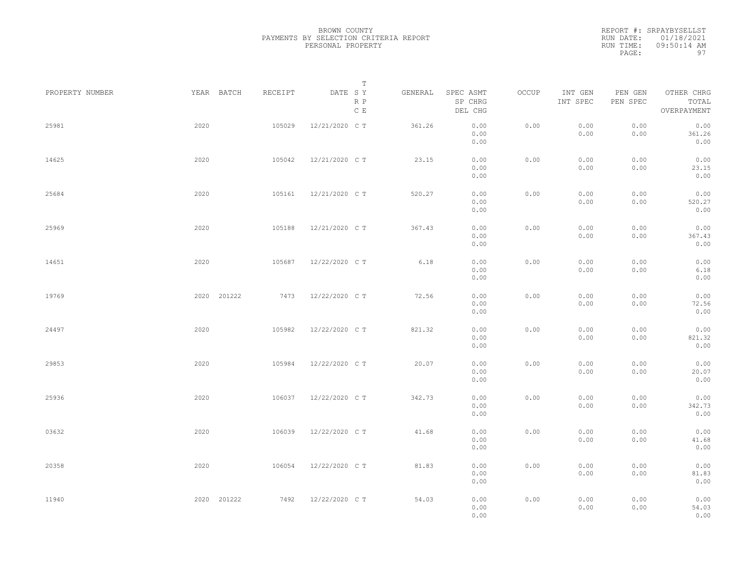BROWN COUNTY
PAYMENTS BY SELECTION CRITERIA REPORT
PERSONAL PROPERTY

REPORT #: SRPAYBYSELLST
RUN DATE: 01/18/2021
RUN TIME: 09:50:14 AM

| PROPERTY NUMBER | YEAR | BATCH | RECEIPT | DATE | T S Y R P C E | GENERAL | SPEC ASMT SP CHRG DEL CHG | OCCUP | INT GEN INT SPEC | PEN GEN PEN SPEC | OTHER CHRG TOTAL OVERPAYMENT |
|---|---|---|---|---|---|---|---|---|---|---|---|
| 25981 | 2020 | | 105029 | 12/21/2020 | C T | 361.26 | 0.00 0.00 0.00 | 0.00 | 0.00 0.00 | 0.00 0.00 | 0.00 361.26 0.00 |
| 14625 | 2020 | | 105042 | 12/21/2020 | C T | 23.15 | 0.00 0.00 0.00 | 0.00 | 0.00 0.00 | 0.00 0.00 | 0.00 23.15 0.00 |
| 25684 | 2020 | | 105161 | 12/21/2020 | C T | 520.27 | 0.00 0.00 0.00 | 0.00 | 0.00 0.00 | 0.00 0.00 | 0.00 520.27 0.00 |
| 25969 | 2020 | | 105188 | 12/21/2020 | C T | 367.43 | 0.00 0.00 0.00 | 0.00 | 0.00 0.00 | 0.00 0.00 | 0.00 367.43 0.00 |
| 14651 | 2020 | | 105687 | 12/22/2020 | C T | 6.18 | 0.00 0.00 0.00 | 0.00 | 0.00 0.00 | 0.00 0.00 | 0.00 6.18 0.00 |
| 19769 | 2020 | 201222 | 7473 | 12/22/2020 | C T | 72.56 | 0.00 0.00 0.00 | 0.00 | 0.00 0.00 | 0.00 0.00 | 0.00 72.56 0.00 |
| 24497 | 2020 | | 105982 | 12/22/2020 | C T | 821.32 | 0.00 0.00 0.00 | 0.00 | 0.00 0.00 | 0.00 0.00 | 0.00 821.32 0.00 |
| 29853 | 2020 | | 105984 | 12/22/2020 | C T | 20.07 | 0.00 0.00 0.00 | 0.00 | 0.00 0.00 | 0.00 0.00 | 0.00 20.07 0.00 |
| 25936 | 2020 | | 106037 | 12/22/2020 | C T | 342.73 | 0.00 0.00 0.00 | 0.00 | 0.00 0.00 | 0.00 0.00 | 0.00 342.73 0.00 |
| 03632 | 2020 | | 106039 | 12/22/2020 | C T | 41.68 | 0.00 0.00 0.00 | 0.00 | 0.00 0.00 | 0.00 0.00 | 0.00 41.68 0.00 |
| 20358 | 2020 | | 106054 | 12/22/2020 | C T | 81.83 | 0.00 0.00 0.00 | 0.00 | 0.00 0.00 | 0.00 0.00 | 0.00 81.83 0.00 |
| 11940 | 2020 | 201222 | 7492 | 12/22/2020 | C T | 54.03 | 0.00 0.00 0.00 | 0.00 | 0.00 0.00 | 0.00 0.00 | 0.00 54.03 0.00 |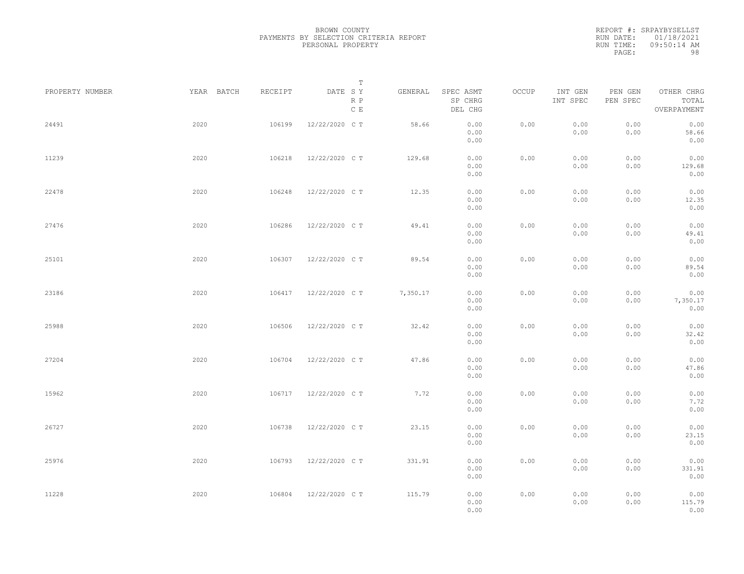BROWN COUNTY
PAYMENTS BY SELECTION CRITERIA REPORT
PERSONAL PROPERTY

REPORT #: SRPAYBYSELLST
RUN DATE: 01/18/2021
RUN TIME: 09:50:14 AM

| PROPERTY NUMBER | YEAR | BATCH | RECEIPT | DATE | T SY RP CE | GENERAL | SPEC ASMT / SP CHRG / DEL CHG | OCCUP | INT GEN / INT SPEC | PEN GEN / PEN SPEC | OTHER CHRG / TOTAL / OVERPAYMENT |
|---|---|---|---|---|---|---|---|---|---|---|---|
| 24491 | 2020 | | 106199 | 12/22/2020 | C T | 58.66 | 0.00 / 0.00 / 0.00 | 0.00 | 0.00 / 0.00 | 0.00 / 0.00 | 0.00 / 58.66 / 0.00 |
| 11239 | 2020 | | 106218 | 12/22/2020 | C T | 129.68 | 0.00 / 0.00 / 0.00 | 0.00 | 0.00 / 0.00 | 0.00 / 0.00 | 0.00 / 129.68 / 0.00 |
| 22478 | 2020 | | 106248 | 12/22/2020 | C T | 12.35 | 0.00 / 0.00 / 0.00 | 0.00 | 0.00 / 0.00 | 0.00 / 0.00 | 0.00 / 12.35 / 0.00 |
| 27476 | 2020 | | 106286 | 12/22/2020 | C T | 49.41 | 0.00 / 0.00 / 0.00 | 0.00 | 0.00 / 0.00 | 0.00 / 0.00 | 0.00 / 49.41 / 0.00 |
| 25101 | 2020 | | 106307 | 12/22/2020 | C T | 89.54 | 0.00 / 0.00 / 0.00 | 0.00 | 0.00 / 0.00 | 0.00 / 0.00 | 0.00 / 89.54 / 0.00 |
| 23186 | 2020 | | 106417 | 12/22/2020 | C T | 7,350.17 | 0.00 / 0.00 / 0.00 | 0.00 | 0.00 / 0.00 | 0.00 / 0.00 | 0.00 / 7,350.17 / 0.00 |
| 25988 | 2020 | | 106506 | 12/22/2020 | C T | 32.42 | 0.00 / 0.00 / 0.00 | 0.00 | 0.00 / 0.00 | 0.00 / 0.00 | 0.00 / 32.42 / 0.00 |
| 27204 | 2020 | | 106704 | 12/22/2020 | C T | 47.86 | 0.00 / 0.00 / 0.00 | 0.00 | 0.00 / 0.00 | 0.00 / 0.00 | 0.00 / 47.86 / 0.00 |
| 15962 | 2020 | | 106717 | 12/22/2020 | C T | 7.72 | 0.00 / 0.00 / 0.00 | 0.00 | 0.00 / 0.00 | 0.00 / 0.00 | 0.00 / 7.72 / 0.00 |
| 26727 | 2020 | | 106738 | 12/22/2020 | C T | 23.15 | 0.00 / 0.00 / 0.00 | 0.00 | 0.00 / 0.00 | 0.00 / 0.00 | 0.00 / 23.15 / 0.00 |
| 25976 | 2020 | | 106793 | 12/22/2020 | C T | 331.91 | 0.00 / 0.00 / 0.00 | 0.00 | 0.00 / 0.00 | 0.00 / 0.00 | 0.00 / 331.91 / 0.00 |
| 11228 | 2020 | | 106804 | 12/22/2020 | C T | 115.79 | 0.00 / 0.00 / 0.00 | 0.00 | 0.00 / 0.00 | 0.00 / 0.00 | 0.00 / 115.79 / 0.00 |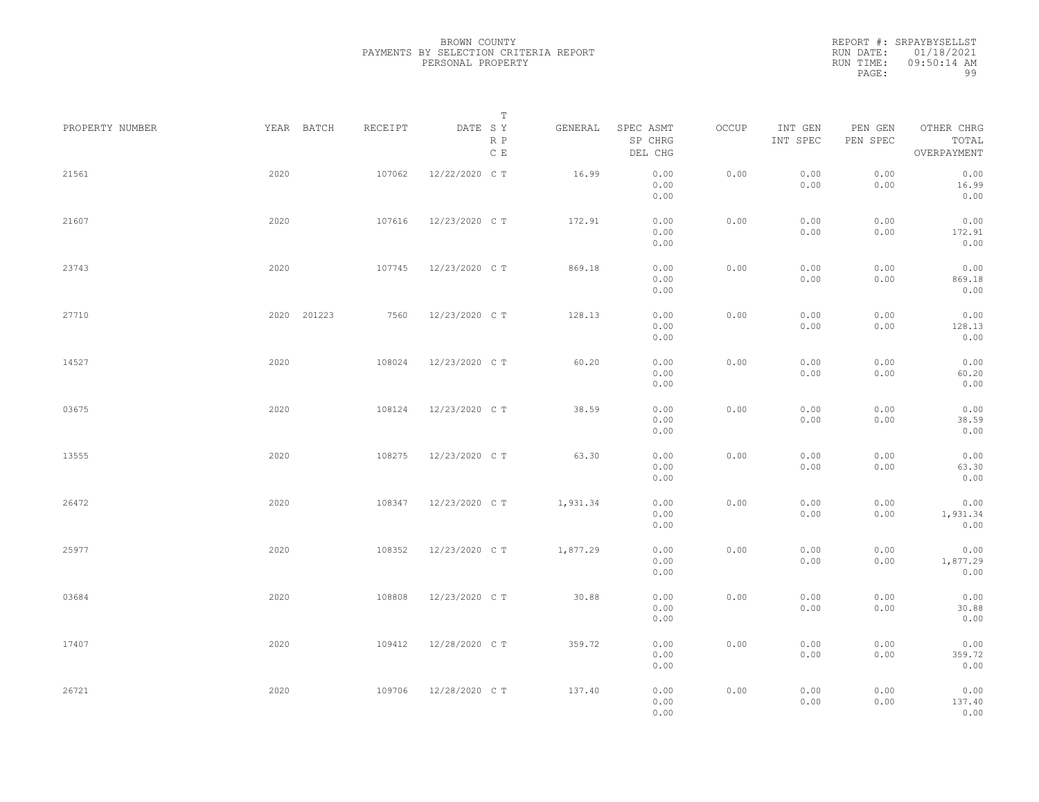BROWN COUNTY
PAYMENTS BY SELECTION CRITERIA REPORT
PERSONAL PROPERTY

REPORT #: SRPAYBYSELLST
RUN DATE: 01/18/2021
RUN TIME: 09:50:14 AM

| PROPERTY NUMBER | YEAR | BATCH | RECEIPT | DATE | T S Y | T R P | T C E | GENERAL | SPEC ASMT / SP CHRG / DEL CHG | OCCUP | INT GEN / INT SPEC | PEN GEN / PEN SPEC | OTHER CHRG / TOTAL / OVERPAYMENT |
|---|---|---|---|---|---|---|---|---|---|---|---|---|---|
| 21561 | 2020 | | 107062 | 12/22/2020 | C | T | | 16.99 | 0.00 / 0.00 / 0.00 | 0.00 | 0.00 / 0.00 | 0.00 / 0.00 | 0.00 / 16.99 / 0.00 |
| 21607 | 2020 | | 107616 | 12/23/2020 | C | T | | 172.91 | 0.00 / 0.00 / 0.00 | 0.00 | 0.00 / 0.00 | 0.00 / 0.00 | 0.00 / 172.91 / 0.00 |
| 23743 | 2020 | | 107745 | 12/23/2020 | C | T | | 869.18 | 0.00 / 0.00 / 0.00 | 0.00 | 0.00 / 0.00 | 0.00 / 0.00 | 0.00 / 869.18 / 0.00 |
| 27710 | 2020 | 201223 | 7560 | 12/23/2020 | C | T | | 128.13 | 0.00 / 0.00 / 0.00 | 0.00 | 0.00 / 0.00 | 0.00 / 0.00 | 0.00 / 128.13 / 0.00 |
| 14527 | 2020 | | 108024 | 12/23/2020 | C | T | | 60.20 | 0.00 / 0.00 / 0.00 | 0.00 | 0.00 / 0.00 | 0.00 / 0.00 | 0.00 / 60.20 / 0.00 |
| 03675 | 2020 | | 108124 | 12/23/2020 | C | T | | 38.59 | 0.00 / 0.00 / 0.00 | 0.00 | 0.00 / 0.00 | 0.00 / 0.00 | 0.00 / 38.59 / 0.00 |
| 13555 | 2020 | | 108275 | 12/23/2020 | C | T | | 63.30 | 0.00 / 0.00 / 0.00 | 0.00 | 0.00 / 0.00 | 0.00 / 0.00 | 0.00 / 63.30 / 0.00 |
| 26472 | 2020 | | 108347 | 12/23/2020 | C | T | | 1,931.34 | 0.00 / 0.00 / 0.00 | 0.00 | 0.00 / 0.00 | 0.00 / 0.00 | 0.00 / 1,931.34 / 0.00 |
| 25977 | 2020 | | 108352 | 12/23/2020 | C | T | | 1,877.29 | 0.00 / 0.00 / 0.00 | 0.00 | 0.00 / 0.00 | 0.00 / 0.00 | 0.00 / 1,877.29 / 0.00 |
| 03684 | 2020 | | 108808 | 12/23/2020 | C | T | | 30.88 | 0.00 / 0.00 / 0.00 | 0.00 | 0.00 / 0.00 | 0.00 / 0.00 | 0.00 / 30.88 / 0.00 |
| 17407 | 2020 | | 109412 | 12/28/2020 | C | T | | 359.72 | 0.00 / 0.00 / 0.00 | 0.00 | 0.00 / 0.00 | 0.00 / 0.00 | 0.00 / 359.72 / 0.00 |
| 26721 | 2020 | | 109706 | 12/28/2020 | C | T | | 137.40 | 0.00 / 0.00 / 0.00 | 0.00 | 0.00 / 0.00 | 0.00 / 0.00 | 0.00 / 137.40 / 0.00 |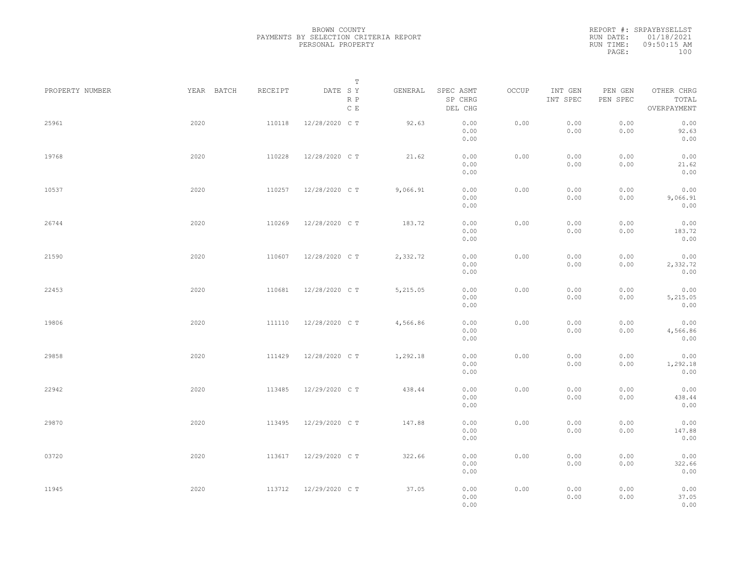BROWN COUNTY
PAYMENTS BY SELECTION CRITERIA REPORT
PERSONAL PROPERTY

REPORT #: SRPAYBYSELLST
RUN DATE: 01/18/2021
RUN TIME: 09:50:15 AM

| PROPERTY NUMBER | YEAR | BATCH | RECEIPT | DATE | T S Y R P C E | GENERAL | SPEC ASMT / SP CHRG / DEL CHG | OCCUP | INT GEN / INT SPEC | PEN GEN / PEN SPEC | OTHER CHRG / TOTAL / OVERPAYMENT |
|---|---|---|---|---|---|---|---|---|---|---|---|
| 25961 | 2020 | | 110118 | 12/28/2020 | C T | 92.63 | 0.00 / 0.00 / 0.00 | 0.00 | 0.00 / 0.00 | 0.00 / 0.00 | 0.00 / 92.63 / 0.00 |
| 19768 | 2020 | | 110228 | 12/28/2020 | C T | 21.62 | 0.00 / 0.00 / 0.00 | 0.00 | 0.00 / 0.00 | 0.00 / 0.00 | 0.00 / 21.62 / 0.00 |
| 10537 | 2020 | | 110257 | 12/28/2020 | C T | 9,066.91 | 0.00 / 0.00 / 0.00 | 0.00 | 0.00 / 0.00 | 0.00 / 0.00 | 0.00 / 9,066.91 / 0.00 |
| 26744 | 2020 | | 110269 | 12/28/2020 | C T | 183.72 | 0.00 / 0.00 / 0.00 | 0.00 | 0.00 / 0.00 | 0.00 / 0.00 | 0.00 / 183.72 / 0.00 |
| 21590 | 2020 | | 110607 | 12/28/2020 | C T | 2,332.72 | 0.00 / 0.00 / 0.00 | 0.00 | 0.00 / 0.00 | 0.00 / 0.00 | 0.00 / 2,332.72 / 0.00 |
| 22453 | 2020 | | 110681 | 12/28/2020 | C T | 5,215.05 | 0.00 / 0.00 / 0.00 | 0.00 | 0.00 / 0.00 | 0.00 / 0.00 | 0.00 / 5,215.05 / 0.00 |
| 19806 | 2020 | | 111110 | 12/28/2020 | C T | 4,566.86 | 0.00 / 0.00 / 0.00 | 0.00 | 0.00 / 0.00 | 0.00 / 0.00 | 0.00 / 4,566.86 / 0.00 |
| 29858 | 2020 | | 111429 | 12/28/2020 | C T | 1,292.18 | 0.00 / 0.00 / 0.00 | 0.00 | 0.00 / 0.00 | 0.00 / 0.00 | 0.00 / 1,292.18 / 0.00 |
| 22942 | 2020 | | 113485 | 12/29/2020 | C T | 438.44 | 0.00 / 0.00 / 0.00 | 0.00 | 0.00 / 0.00 | 0.00 / 0.00 | 0.00 / 438.44 / 0.00 |
| 29870 | 2020 | | 113495 | 12/29/2020 | C T | 147.88 | 0.00 / 0.00 / 0.00 | 0.00 | 0.00 / 0.00 | 0.00 / 0.00 | 0.00 / 147.88 / 0.00 |
| 03720 | 2020 | | 113617 | 12/29/2020 | C T | 322.66 | 0.00 / 0.00 / 0.00 | 0.00 | 0.00 / 0.00 | 0.00 / 0.00 | 0.00 / 322.66 / 0.00 |
| 11945 | 2020 | | 113712 | 12/29/2020 | C T | 37.05 | 0.00 / 0.00 / 0.00 | 0.00 | 0.00 / 0.00 | 0.00 / 0.00 | 0.00 / 37.05 / 0.00 |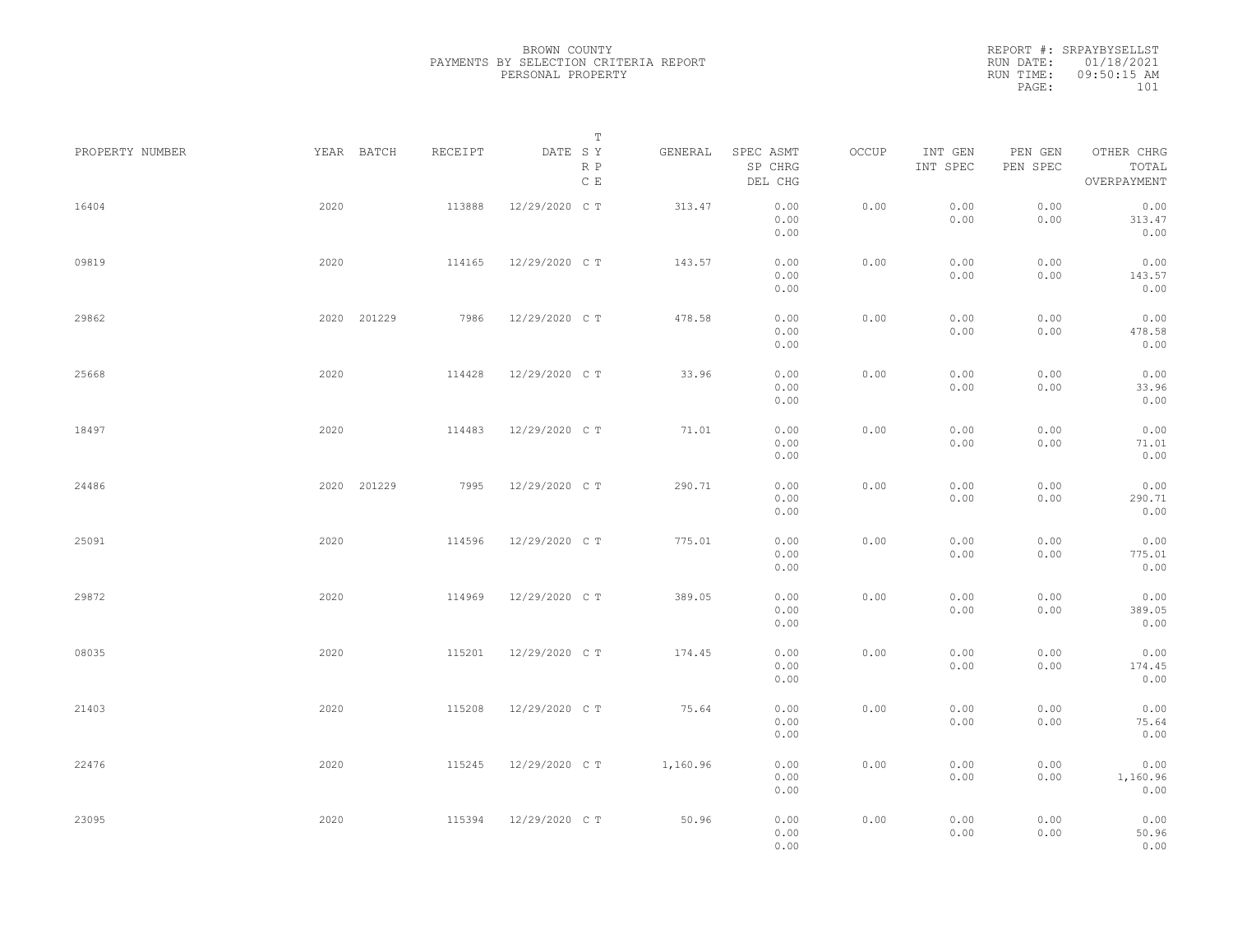BROWN COUNTY
PAYMENTS BY SELECTION CRITERIA REPORT
PERSONAL PROPERTY

REPORT #: SRPAYBYSELLST
RUN DATE: 01/18/2021
RUN TIME: 09:50:15 AM

| PROPERTY NUMBER | YEAR | BATCH | RECEIPT | DATE | T SY RP CE | GENERAL | SPEC ASMT SP CHRG DEL CHG | OCCUP | INT GEN INT SPEC | PEN GEN PEN SPEC | OTHER CHRG TOTAL OVERPAYMENT |
|---|---|---|---|---|---|---|---|---|---|---|---|
| 16404 | 2020 | | 113888 | 12/29/2020 | C T | 313.47 | 0.00 0.00 0.00 | 0.00 | 0.00 0.00 | 0.00 0.00 | 0.00 313.47 0.00 |
| 09819 | 2020 | | 114165 | 12/29/2020 | C T | 143.57 | 0.00 0.00 0.00 | 0.00 | 0.00 0.00 | 0.00 0.00 | 0.00 143.57 0.00 |
| 29862 | 2020 | 201229 | 7986 | 12/29/2020 | C T | 478.58 | 0.00 0.00 0.00 | 0.00 | 0.00 0.00 | 0.00 0.00 | 0.00 478.58 0.00 |
| 25668 | 2020 | | 114428 | 12/29/2020 | C T | 33.96 | 0.00 0.00 0.00 | 0.00 | 0.00 0.00 | 0.00 0.00 | 0.00 33.96 0.00 |
| 18497 | 2020 | | 114483 | 12/29/2020 | C T | 71.01 | 0.00 0.00 0.00 | 0.00 | 0.00 0.00 | 0.00 0.00 | 0.00 71.01 0.00 |
| 24486 | 2020 | 201229 | 7995 | 12/29/2020 | C T | 290.71 | 0.00 0.00 0.00 | 0.00 | 0.00 0.00 | 0.00 0.00 | 0.00 290.71 0.00 |
| 25091 | 2020 | | 114596 | 12/29/2020 | C T | 775.01 | 0.00 0.00 0.00 | 0.00 | 0.00 0.00 | 0.00 0.00 | 0.00 775.01 0.00 |
| 29872 | 2020 | | 114969 | 12/29/2020 | C T | 389.05 | 0.00 0.00 0.00 | 0.00 | 0.00 0.00 | 0.00 0.00 | 0.00 389.05 0.00 |
| 08035 | 2020 | | 115201 | 12/29/2020 | C T | 174.45 | 0.00 0.00 0.00 | 0.00 | 0.00 0.00 | 0.00 0.00 | 0.00 174.45 0.00 |
| 21403 | 2020 | | 115208 | 12/29/2020 | C T | 75.64 | 0.00 0.00 0.00 | 0.00 | 0.00 0.00 | 0.00 0.00 | 0.00 75.64 0.00 |
| 22476 | 2020 | | 115245 | 12/29/2020 | C T | 1,160.96 | 0.00 0.00 0.00 | 0.00 | 0.00 0.00 | 0.00 0.00 | 0.00 1,160.96 0.00 |
| 23095 | 2020 | | 115394 | 12/29/2020 | C T | 50.96 | 0.00 0.00 0.00 | 0.00 | 0.00 0.00 | 0.00 0.00 | 0.00 50.96 0.00 |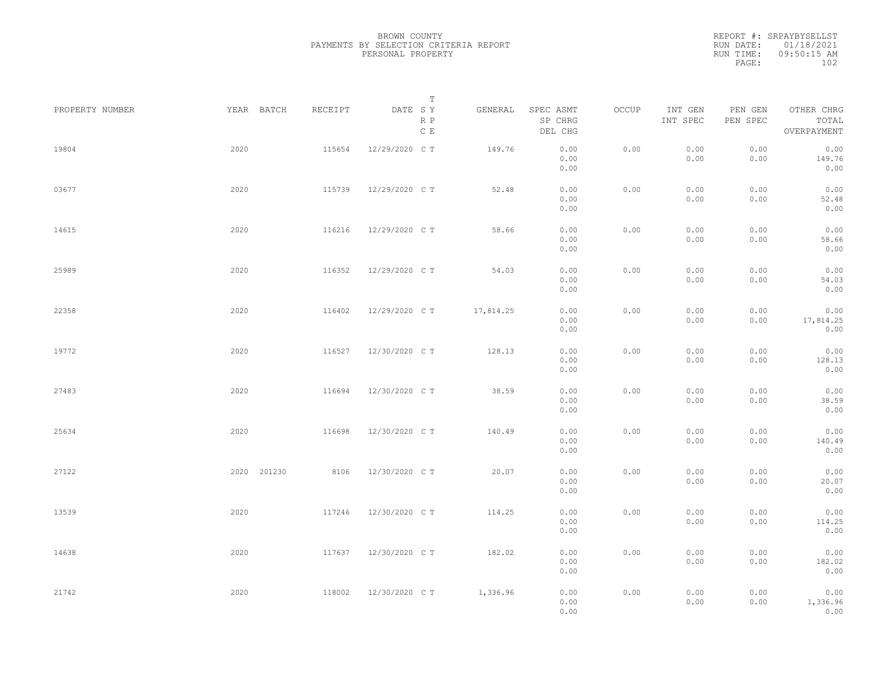BROWN COUNTY
PAYMENTS BY SELECTION CRITERIA REPORT
PERSONAL PROPERTY

REPORT #: SRPAYBYSELLST
RUN DATE: 01/18/2021
RUN TIME: 09:50:15 AM

| PROPERTY NUMBER | YEAR | BATCH | RECEIPT | DATE | T SY RP CE | GENERAL | SPEC ASMT / SP CHRG / DEL CHG | OCCUP | INT GEN / INT SPEC | PEN GEN / PEN SPEC | OTHER CHRG / TOTAL / OVERPAYMENT |
|---|---|---|---|---|---|---|---|---|---|---|---|
| 19804 | 2020 | | 115654 | 12/29/2020 | C T | 149.76 | 0.00 / 0.00 / 0.00 | 0.00 | 0.00 / 0.00 | 0.00 / 0.00 | 0.00 / 149.76 / 0.00 |
| 03677 | 2020 | | 115739 | 12/29/2020 | C T | 52.48 | 0.00 / 0.00 / 0.00 | 0.00 | 0.00 / 0.00 | 0.00 / 0.00 | 0.00 / 52.48 / 0.00 |
| 14615 | 2020 | | 116216 | 12/29/2020 | C T | 58.66 | 0.00 / 0.00 / 0.00 | 0.00 | 0.00 / 0.00 | 0.00 / 0.00 | 0.00 / 58.66 / 0.00 |
| 25989 | 2020 | | 116352 | 12/29/2020 | C T | 54.03 | 0.00 / 0.00 / 0.00 | 0.00 | 0.00 / 0.00 | 0.00 / 0.00 | 0.00 / 54.03 / 0.00 |
| 22358 | 2020 | | 116402 | 12/29/2020 | C T | 17,814.25 | 0.00 / 0.00 / 0.00 | 0.00 | 0.00 / 0.00 | 0.00 / 0.00 | 0.00 / 17,814.25 / 0.00 |
| 19772 | 2020 | | 116527 | 12/30/2020 | C T | 128.13 | 0.00 / 0.00 / 0.00 | 0.00 | 0.00 / 0.00 | 0.00 / 0.00 | 0.00 / 128.13 / 0.00 |
| 27483 | 2020 | | 116694 | 12/30/2020 | C T | 38.59 | 0.00 / 0.00 / 0.00 | 0.00 | 0.00 / 0.00 | 0.00 / 0.00 | 0.00 / 38.59 / 0.00 |
| 25634 | 2020 | | 116698 | 12/30/2020 | C T | 140.49 | 0.00 / 0.00 / 0.00 | 0.00 | 0.00 / 0.00 | 0.00 / 0.00 | 0.00 / 140.49 / 0.00 |
| 27122 | 2020 | 201230 | 8106 | 12/30/2020 | C T | 20.07 | 0.00 / 0.00 / 0.00 | 0.00 | 0.00 / 0.00 | 0.00 / 0.00 | 0.00 / 20.07 / 0.00 |
| 13539 | 2020 | | 117246 | 12/30/2020 | C T | 114.25 | 0.00 / 0.00 / 0.00 | 0.00 | 0.00 / 0.00 | 0.00 / 0.00 | 0.00 / 114.25 / 0.00 |
| 14638 | 2020 | | 117637 | 12/30/2020 | C T | 182.02 | 0.00 / 0.00 / 0.00 | 0.00 | 0.00 / 0.00 | 0.00 / 0.00 | 0.00 / 182.02 / 0.00 |
| 21742 | 2020 | | 118002 | 12/30/2020 | C T | 1,336.96 | 0.00 / 0.00 / 0.00 | 0.00 | 0.00 / 0.00 | 0.00 / 0.00 | 0.00 / 1,336.96 / 0.00 |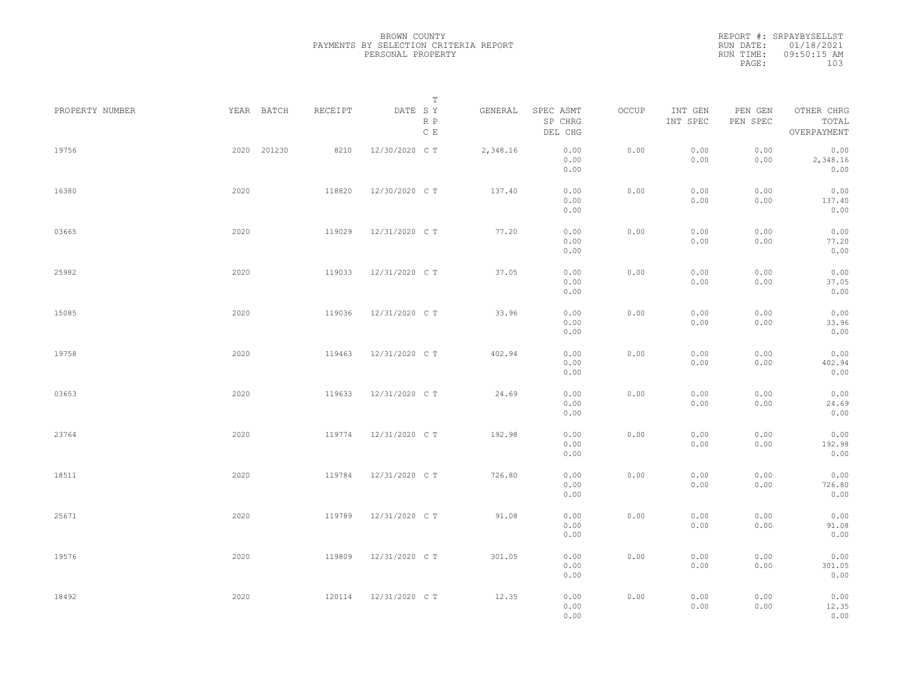BROWN COUNTY
PAYMENTS BY SELECTION CRITERIA REPORT
PERSONAL PROPERTY

REPORT #: SRPAYBYSELLST
RUN DATE: 01/18/2021
RUN TIME: 09:50:15 AM

| PROPERTY NUMBER | YEAR | BATCH | RECEIPT | DATE | T SY RP CE | GENERAL | SPEC ASMT / SP CHRG / DEL CHG | OCCUP | INT GEN / INT SPEC | PEN GEN / PEN SPEC | OTHER CHRG / TOTAL / OVERPAYMENT |
|---|---|---|---|---|---|---|---|---|---|---|---|
| 19756 | 2020 | 201230 | 8210 | 12/30/2020 | C T | 2,348.16 | 0.00 / 0.00 / 0.00 | 0.00 | 0.00 / 0.00 | 0.00 / 0.00 | 0.00 / 2,348.16 / 0.00 |
| 16380 | 2020 | | 118820 | 12/30/2020 | C T | 137.40 | 0.00 / 0.00 / 0.00 | 0.00 | 0.00 / 0.00 | 0.00 / 0.00 | 0.00 / 137.40 / 0.00 |
| 03665 | 2020 | | 119029 | 12/31/2020 | C T | 77.20 | 0.00 / 0.00 / 0.00 | 0.00 | 0.00 / 0.00 | 0.00 / 0.00 | 0.00 / 77.20 / 0.00 |
| 25982 | 2020 | | 119033 | 12/31/2020 | C T | 37.05 | 0.00 / 0.00 / 0.00 | 0.00 | 0.00 / 0.00 | 0.00 / 0.00 | 0.00 / 37.05 / 0.00 |
| 15085 | 2020 | | 119036 | 12/31/2020 | C T | 33.96 | 0.00 / 0.00 / 0.00 | 0.00 | 0.00 / 0.00 | 0.00 / 0.00 | 0.00 / 33.96 / 0.00 |
| 19758 | 2020 | | 119463 | 12/31/2020 | C T | 402.94 | 0.00 / 0.00 / 0.00 | 0.00 | 0.00 / 0.00 | 0.00 / 0.00 | 0.00 / 402.94 / 0.00 |
| 03653 | 2020 | | 119633 | 12/31/2020 | C T | 24.69 | 0.00 / 0.00 / 0.00 | 0.00 | 0.00 / 0.00 | 0.00 / 0.00 | 0.00 / 24.69 / 0.00 |
| 23764 | 2020 | | 119774 | 12/31/2020 | C T | 192.98 | 0.00 / 0.00 / 0.00 | 0.00 | 0.00 / 0.00 | 0.00 / 0.00 | 0.00 / 192.98 / 0.00 |
| 18511 | 2020 | | 119784 | 12/31/2020 | C T | 726.80 | 0.00 / 0.00 / 0.00 | 0.00 | 0.00 / 0.00 | 0.00 / 0.00 | 0.00 / 726.80 / 0.00 |
| 25671 | 2020 | | 119789 | 12/31/2020 | C T | 91.08 | 0.00 / 0.00 / 0.00 | 0.00 | 0.00 / 0.00 | 0.00 / 0.00 | 0.00 / 91.08 / 0.00 |
| 19576 | 2020 | | 119809 | 12/31/2020 | C T | 301.05 | 0.00 / 0.00 / 0.00 | 0.00 | 0.00 / 0.00 | 0.00 / 0.00 | 0.00 / 301.05 / 0.00 |
| 18492 | 2020 | | 120114 | 12/31/2020 | C T | 12.35 | 0.00 / 0.00 / 0.00 | 0.00 | 0.00 / 0.00 | 0.00 / 0.00 | 0.00 / 12.35 / 0.00 |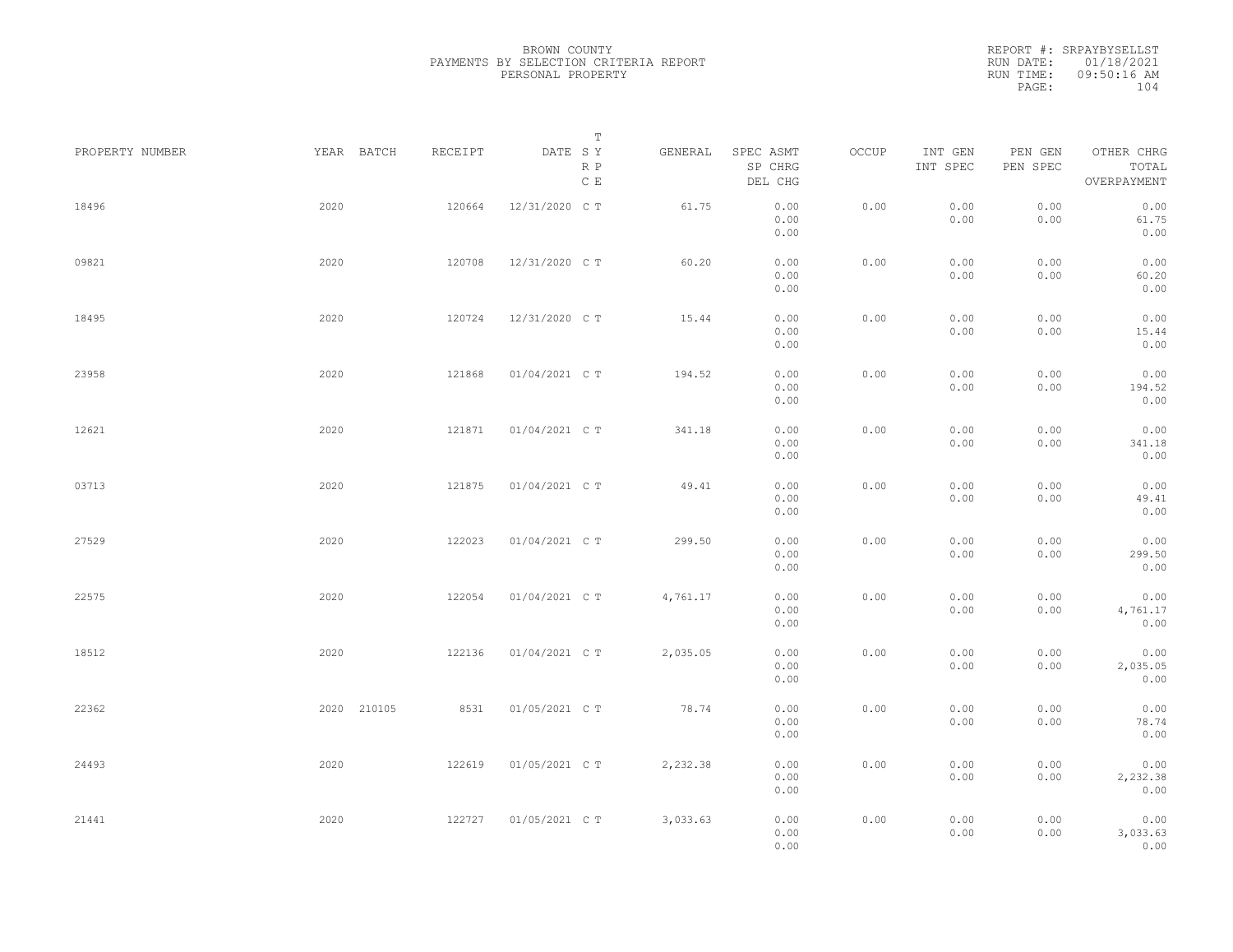BROWN COUNTY
PAYMENTS BY SELECTION CRITERIA REPORT
PERSONAL PROPERTY

REPORT #: SRPAYBYSELLST
RUN DATE: 01/18/2021
RUN TIME: 09:50:16 AM

| PROPERTY NUMBER | YEAR | BATCH | RECEIPT | DATE | T SY RP CE | GENERAL | SPEC ASMT / SP CHRG / DEL CHG | OCCUP | INT GEN / INT SPEC | PEN GEN / PEN SPEC | OTHER CHRG / TOTAL / OVERPAYMENT |
|---|---|---|---|---|---|---|---|---|---|---|---|
| 18496 | 2020 | | 120664 | 12/31/2020 | C T | 61.75 | 0.00 / 0.00 / 0.00 | 0.00 | 0.00 / 0.00 | 0.00 / 0.00 | 0.00 / 61.75 / 0.00 |
| 09821 | 2020 | | 120708 | 12/31/2020 | C T | 60.20 | 0.00 / 0.00 / 0.00 | 0.00 | 0.00 / 0.00 | 0.00 / 0.00 | 0.00 / 60.20 / 0.00 |
| 18495 | 2020 | | 120724 | 12/31/2020 | C T | 15.44 | 0.00 / 0.00 / 0.00 | 0.00 | 0.00 / 0.00 | 0.00 / 0.00 | 0.00 / 15.44 / 0.00 |
| 23958 | 2020 | | 121868 | 01/04/2021 | C T | 194.52 | 0.00 / 0.00 / 0.00 | 0.00 | 0.00 / 0.00 | 0.00 / 0.00 | 0.00 / 194.52 / 0.00 |
| 12621 | 2020 | | 121871 | 01/04/2021 | C T | 341.18 | 0.00 / 0.00 / 0.00 | 0.00 | 0.00 / 0.00 | 0.00 / 0.00 | 0.00 / 341.18 / 0.00 |
| 03713 | 2020 | | 121875 | 01/04/2021 | C T | 49.41 | 0.00 / 0.00 / 0.00 | 0.00 | 0.00 / 0.00 | 0.00 / 0.00 | 0.00 / 49.41 / 0.00 |
| 27529 | 2020 | | 122023 | 01/04/2021 | C T | 299.50 | 0.00 / 0.00 / 0.00 | 0.00 | 0.00 / 0.00 | 0.00 / 0.00 | 0.00 / 299.50 / 0.00 |
| 22575 | 2020 | | 122054 | 01/04/2021 | C T | 4,761.17 | 0.00 / 0.00 / 0.00 | 0.00 | 0.00 / 0.00 | 0.00 / 0.00 | 0.00 / 4,761.17 / 0.00 |
| 18512 | 2020 | | 122136 | 01/04/2021 | C T | 2,035.05 | 0.00 / 0.00 / 0.00 | 0.00 | 0.00 / 0.00 | 0.00 / 0.00 | 0.00 / 2,035.05 / 0.00 |
| 22362 | 2020 | 210105 | 8531 | 01/05/2021 | C T | 78.74 | 0.00 / 0.00 / 0.00 | 0.00 | 0.00 / 0.00 | 0.00 / 0.00 | 0.00 / 78.74 / 0.00 |
| 24493 | 2020 | | 122619 | 01/05/2021 | C T | 2,232.38 | 0.00 / 0.00 / 0.00 | 0.00 | 0.00 / 0.00 | 0.00 / 0.00 | 0.00 / 2,232.38 / 0.00 |
| 21441 | 2020 | | 122727 | 01/05/2021 | C T | 3,033.63 | 0.00 / 0.00 / 0.00 | 0.00 | 0.00 / 0.00 | 0.00 / 0.00 | 0.00 / 3,033.63 / 0.00 |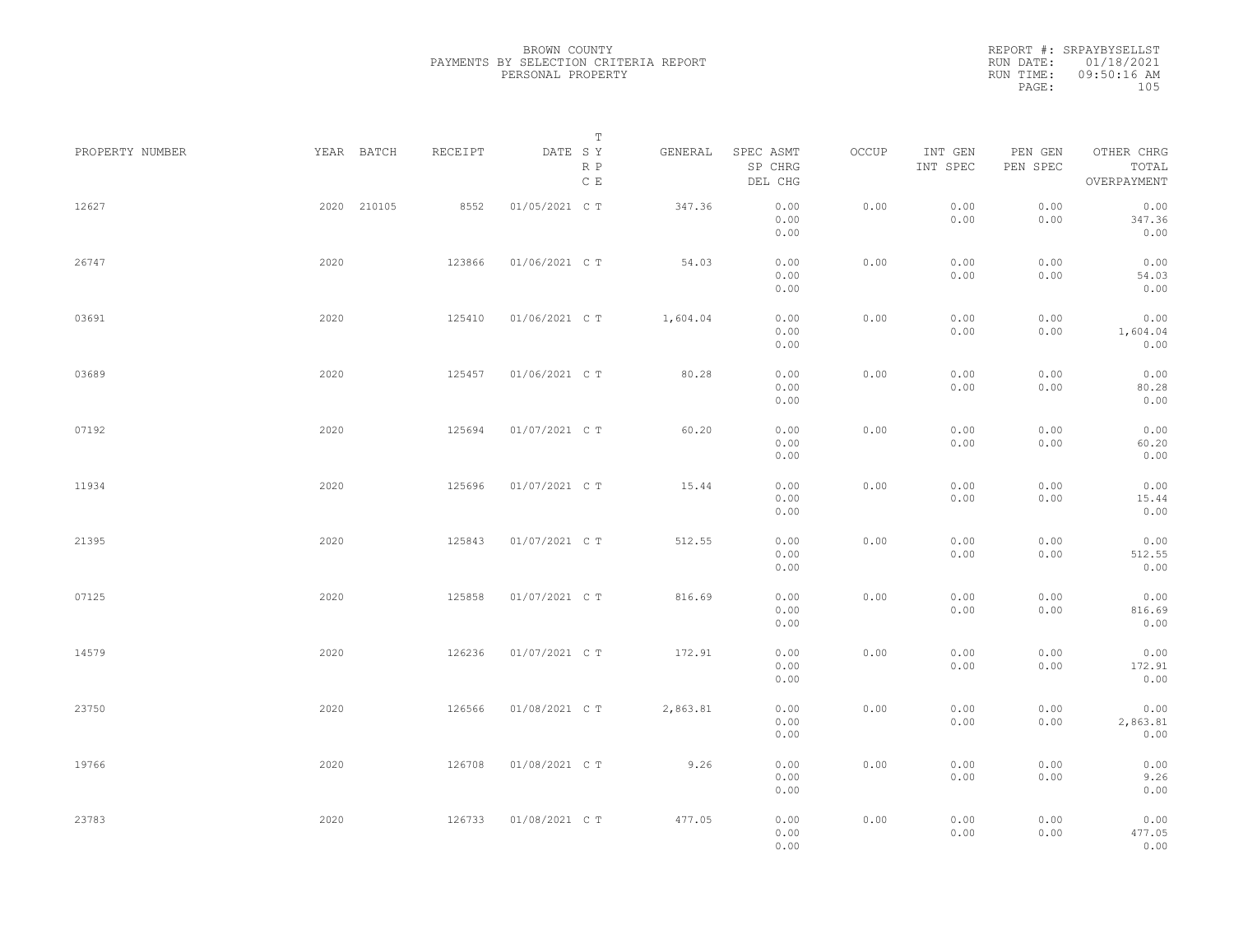BROWN COUNTY
PAYMENTS BY SELECTION CRITERIA REPORT
PERSONAL PROPERTY

REPORT #: SRPAYBYSELLST
RUN DATE: 01/18/2021
RUN TIME: 09:50:16 AM

| PROPERTY NUMBER | YEAR | BATCH | RECEIPT | DATE | T S Y R P C E | GENERAL | SPEC ASMT SP CHRG DEL CHG | OCCUP | INT GEN INT SPEC | PEN GEN PEN SPEC | OTHER CHRG TOTAL OVERPAYMENT |
|---|---|---|---|---|---|---|---|---|---|---|---|
| 12627 | 2020 | 210105 | 8552 | 01/05/2021 | C T | 347.36 | 0.00 0.00 0.00 | 0.00 | 0.00 0.00 | 0.00 0.00 | 0.00 347.36 0.00 |
| 26747 | 2020 | | 123866 | 01/06/2021 | C T | 54.03 | 0.00 0.00 0.00 | 0.00 | 0.00 0.00 | 0.00 0.00 | 0.00 54.03 0.00 |
| 03691 | 2020 | | 125410 | 01/06/2021 | C T | 1,604.04 | 0.00 0.00 0.00 | 0.00 | 0.00 0.00 | 0.00 0.00 | 0.00 1,604.04 0.00 |
| 03689 | 2020 | | 125457 | 01/06/2021 | C T | 80.28 | 0.00 0.00 0.00 | 0.00 | 0.00 0.00 | 0.00 0.00 | 0.00 80.28 0.00 |
| 07192 | 2020 | | 125694 | 01/07/2021 | C T | 60.20 | 0.00 0.00 0.00 | 0.00 | 0.00 0.00 | 0.00 0.00 | 0.00 60.20 0.00 |
| 11934 | 2020 | | 125696 | 01/07/2021 | C T | 15.44 | 0.00 0.00 0.00 | 0.00 | 0.00 0.00 | 0.00 0.00 | 0.00 15.44 0.00 |
| 21395 | 2020 | | 125843 | 01/07/2021 | C T | 512.55 | 0.00 0.00 0.00 | 0.00 | 0.00 0.00 | 0.00 0.00 | 0.00 512.55 0.00 |
| 07125 | 2020 | | 125858 | 01/07/2021 | C T | 816.69 | 0.00 0.00 0.00 | 0.00 | 0.00 0.00 | 0.00 0.00 | 0.00 816.69 0.00 |
| 14579 | 2020 | | 126236 | 01/07/2021 | C T | 172.91 | 0.00 0.00 0.00 | 0.00 | 0.00 0.00 | 0.00 0.00 | 0.00 172.91 0.00 |
| 23750 | 2020 | | 126566 | 01/08/2021 | C T | 2,863.81 | 0.00 0.00 0.00 | 0.00 | 0.00 0.00 | 0.00 0.00 | 0.00 2,863.81 0.00 |
| 19766 | 2020 | | 126708 | 01/08/2021 | C T | 9.26 | 0.00 0.00 0.00 | 0.00 | 0.00 0.00 | 0.00 0.00 | 0.00 9.26 0.00 |
| 23783 | 2020 | | 126733 | 01/08/2021 | C T | 477.05 | 0.00 0.00 0.00 | 0.00 | 0.00 0.00 | 0.00 0.00 | 0.00 477.05 0.00 |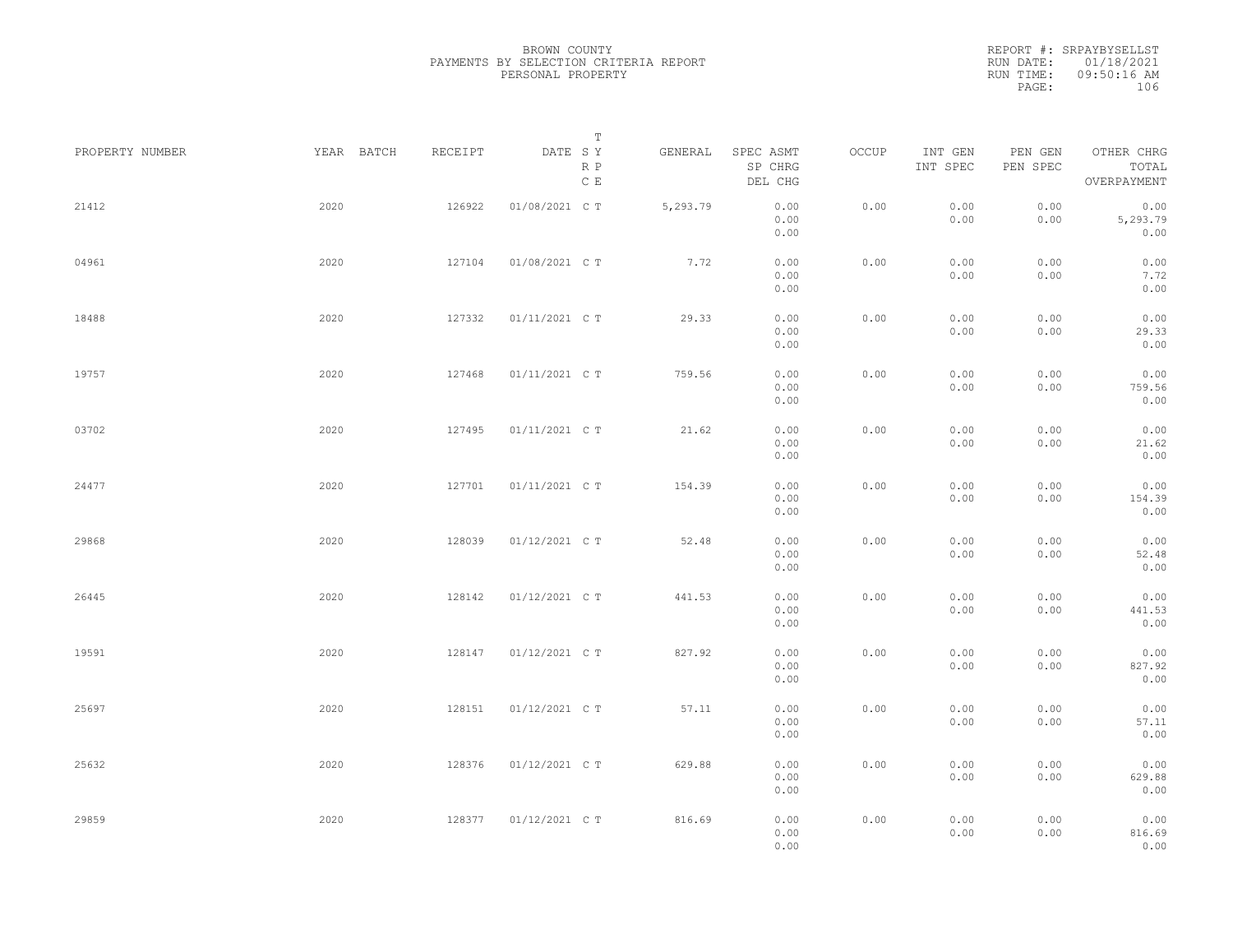BROWN COUNTY
PAYMENTS BY SELECTION CRITERIA REPORT
PERSONAL PROPERTY

REPORT #: SRPAYBYSELLST
RUN DATE: 01/18/2021
RUN TIME: 09:50:16 AM

| PROPERTY NUMBER | YEAR | BATCH | RECEIPT | DATE | T SY RP CE | GENERAL | SPEC ASMT SP CHRG DEL CHG | OCCUP | INT GEN INT SPEC | PEN GEN PEN SPEC | OTHER CHRG TOTAL OVERPAYMENT |
|---|---|---|---|---|---|---|---|---|---|---|---|
| 21412 | 2020 | | 126922 | 01/08/2021 | C T | 5,293.79 | 0.00 0.00 0.00 | 0.00 | 0.00 0.00 | 0.00 0.00 | 0.00 5,293.79 0.00 |
| 04961 | 2020 | | 127104 | 01/08/2021 | C T | 7.72 | 0.00 0.00 0.00 | 0.00 | 0.00 0.00 | 0.00 0.00 | 0.00 7.72 0.00 |
| 18488 | 2020 | | 127332 | 01/11/2021 | C T | 29.33 | 0.00 0.00 0.00 | 0.00 | 0.00 0.00 | 0.00 0.00 | 0.00 29.33 0.00 |
| 19757 | 2020 | | 127468 | 01/11/2021 | C T | 759.56 | 0.00 0.00 0.00 | 0.00 | 0.00 0.00 | 0.00 0.00 | 0.00 759.56 0.00 |
| 03702 | 2020 | | 127495 | 01/11/2021 | C T | 21.62 | 0.00 0.00 0.00 | 0.00 | 0.00 0.00 | 0.00 0.00 | 0.00 21.62 0.00 |
| 24477 | 2020 | | 127701 | 01/11/2021 | C T | 154.39 | 0.00 0.00 0.00 | 0.00 | 0.00 0.00 | 0.00 0.00 | 0.00 154.39 0.00 |
| 29868 | 2020 | | 128039 | 01/12/2021 | C T | 52.48 | 0.00 0.00 0.00 | 0.00 | 0.00 0.00 | 0.00 0.00 | 0.00 52.48 0.00 |
| 26445 | 2020 | | 128142 | 01/12/2021 | C T | 441.53 | 0.00 0.00 0.00 | 0.00 | 0.00 0.00 | 0.00 0.00 | 0.00 441.53 0.00 |
| 19591 | 2020 | | 128147 | 01/12/2021 | C T | 827.92 | 0.00 0.00 0.00 | 0.00 | 0.00 0.00 | 0.00 0.00 | 0.00 827.92 0.00 |
| 25697 | 2020 | | 128151 | 01/12/2021 | C T | 57.11 | 0.00 0.00 0.00 | 0.00 | 0.00 0.00 | 0.00 0.00 | 0.00 57.11 0.00 |
| 25632 | 2020 | | 128376 | 01/12/2021 | C T | 629.88 | 0.00 0.00 0.00 | 0.00 | 0.00 0.00 | 0.00 0.00 | 0.00 629.88 0.00 |
| 29859 | 2020 | | 128377 | 01/12/2021 | C T | 816.69 | 0.00 0.00 0.00 | 0.00 | 0.00 0.00 | 0.00 0.00 | 0.00 816.69 0.00 |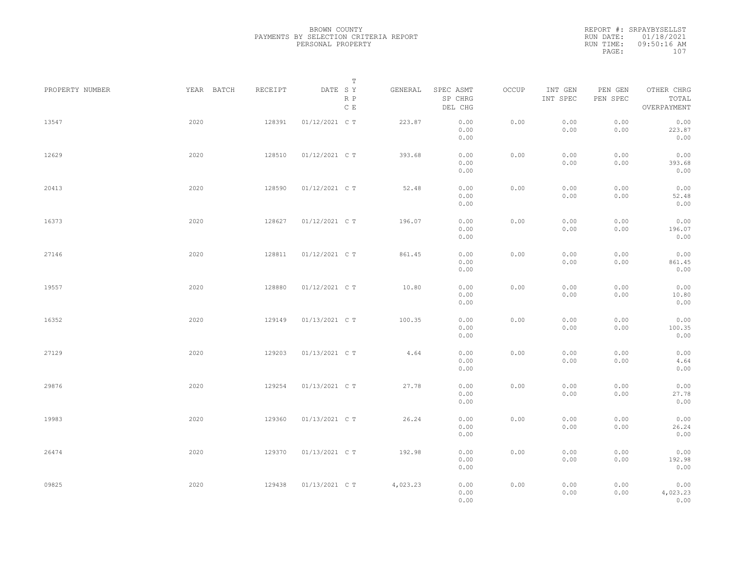BROWN COUNTY
PAYMENTS BY SELECTION CRITERIA REPORT
PERSONAL PROPERTY

REPORT #: SRPAYBYSELLST
RUN DATE: 01/18/2021
RUN TIME: 09:50:16 AM

| PROPERTY NUMBER | YEAR | BATCH | RECEIPT | DATE | T SY RP CE | GENERAL | SPEC ASMT / SP CHRG / DEL CHG | OCCUP | INT GEN / INT SPEC | PEN GEN / PEN SPEC | OTHER CHRG / TOTAL / OVERPAYMENT |
|---|---|---|---|---|---|---|---|---|---|---|---|
| 13547 | 2020 | | 128391 | 01/12/2021 | C T | 223.87 | 0.00 / 0.00 / 0.00 | 0.00 | 0.00 / 0.00 | 0.00 / 0.00 | 0.00 / 223.87 / 0.00 |
| 12629 | 2020 | | 128510 | 01/12/2021 | C T | 393.68 | 0.00 / 0.00 / 0.00 | 0.00 | 0.00 / 0.00 | 0.00 / 0.00 | 0.00 / 393.68 / 0.00 |
| 20413 | 2020 | | 128590 | 01/12/2021 | C T | 52.48 | 0.00 / 0.00 / 0.00 | 0.00 | 0.00 / 0.00 | 0.00 / 0.00 | 0.00 / 52.48 / 0.00 |
| 16373 | 2020 | | 128627 | 01/12/2021 | C T | 196.07 | 0.00 / 0.00 / 0.00 | 0.00 | 0.00 / 0.00 | 0.00 / 0.00 | 0.00 / 196.07 / 0.00 |
| 27146 | 2020 | | 128811 | 01/12/2021 | C T | 861.45 | 0.00 / 0.00 / 0.00 | 0.00 | 0.00 / 0.00 | 0.00 / 0.00 | 0.00 / 861.45 / 0.00 |
| 19557 | 2020 | | 128880 | 01/12/2021 | C T | 10.80 | 0.00 / 0.00 / 0.00 | 0.00 | 0.00 / 0.00 | 0.00 / 0.00 | 0.00 / 10.80 / 0.00 |
| 16352 | 2020 | | 129149 | 01/13/2021 | C T | 100.35 | 0.00 / 0.00 / 0.00 | 0.00 | 0.00 / 0.00 | 0.00 / 0.00 | 0.00 / 100.35 / 0.00 |
| 27129 | 2020 | | 129203 | 01/13/2021 | C T | 4.64 | 0.00 / 0.00 / 0.00 | 0.00 | 0.00 / 0.00 | 0.00 / 0.00 | 0.00 / 4.64 / 0.00 |
| 29876 | 2020 | | 129254 | 01/13/2021 | C T | 27.78 | 0.00 / 0.00 / 0.00 | 0.00 | 0.00 / 0.00 | 0.00 / 0.00 | 0.00 / 27.78 / 0.00 |
| 19983 | 2020 | | 129360 | 01/13/2021 | C T | 26.24 | 0.00 / 0.00 / 0.00 | 0.00 | 0.00 / 0.00 | 0.00 / 0.00 | 0.00 / 26.24 / 0.00 |
| 26474 | 2020 | | 129370 | 01/13/2021 | C T | 192.98 | 0.00 / 0.00 / 0.00 | 0.00 | 0.00 / 0.00 | 0.00 / 0.00 | 0.00 / 192.98 / 0.00 |
| 09825 | 2020 | | 129438 | 01/13/2021 | C T | 4,023.23 | 0.00 / 0.00 / 0.00 | 0.00 | 0.00 / 0.00 | 0.00 / 0.00 | 0.00 / 4,023.23 / 0.00 |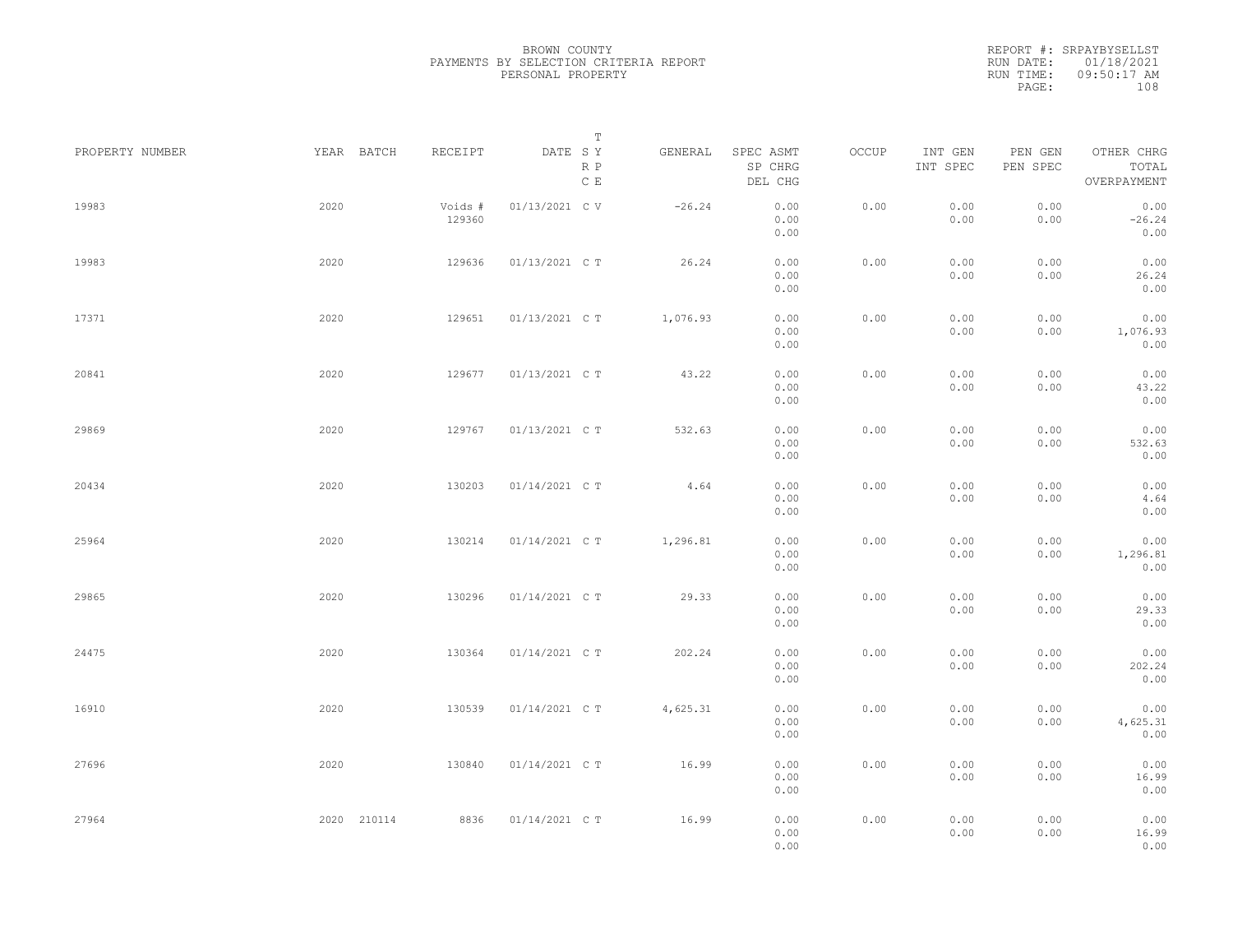BROWN COUNTY
PAYMENTS BY SELECTION CRITERIA REPORT
PERSONAL PROPERTY

REPORT #: SRPAYBYSELLST
RUN DATE: 01/18/2021
RUN TIME: 09:50:17 AM

| PROPERTY NUMBER | YEAR | BATCH | RECEIPT | DATE | T S Y R P C E | GENERAL | SPEC ASMT / SP CHRG / DEL CHG | OCCUP | INT GEN / INT SPEC | PEN GEN / PEN SPEC | OTHER CHRG / TOTAL / OVERPAYMENT |
|---|---|---|---|---|---|---|---|---|---|---|---|
| 19983 | 2020 | | Voids # 129360 | 01/13/2021 | C V | -26.24 | 0.00 / 0.00 / 0.00 | 0.00 | 0.00 / 0.00 | 0.00 / 0.00 | 0.00 / -26.24 / 0.00 |
| 19983 | 2020 | | 129636 | 01/13/2021 | C T | 26.24 | 0.00 / 0.00 / 0.00 | 0.00 | 0.00 / 0.00 | 0.00 / 0.00 | 0.00 / 26.24 / 0.00 |
| 17371 | 2020 | | 129651 | 01/13/2021 | C T | 1,076.93 | 0.00 / 0.00 / 0.00 | 0.00 | 0.00 / 0.00 | 0.00 / 0.00 | 0.00 / 1,076.93 / 0.00 |
| 20841 | 2020 | | 129677 | 01/13/2021 | C T | 43.22 | 0.00 / 0.00 / 0.00 | 0.00 | 0.00 / 0.00 | 0.00 / 0.00 | 0.00 / 43.22 / 0.00 |
| 29869 | 2020 | | 129767 | 01/13/2021 | C T | 532.63 | 0.00 / 0.00 / 0.00 | 0.00 | 0.00 / 0.00 | 0.00 / 0.00 | 0.00 / 532.63 / 0.00 |
| 20434 | 2020 | | 130203 | 01/14/2021 | C T | 4.64 | 0.00 / 0.00 / 0.00 | 0.00 | 0.00 / 0.00 | 0.00 / 0.00 | 0.00 / 4.64 / 0.00 |
| 25964 | 2020 | | 130214 | 01/14/2021 | C T | 1,296.81 | 0.00 / 0.00 / 0.00 | 0.00 | 0.00 / 0.00 | 0.00 / 0.00 | 0.00 / 1,296.81 / 0.00 |
| 29865 | 2020 | | 130296 | 01/14/2021 | C T | 29.33 | 0.00 / 0.00 / 0.00 | 0.00 | 0.00 / 0.00 | 0.00 / 0.00 | 0.00 / 29.33 / 0.00 |
| 24475 | 2020 | | 130364 | 01/14/2021 | C T | 202.24 | 0.00 / 0.00 / 0.00 | 0.00 | 0.00 / 0.00 | 0.00 / 0.00 | 0.00 / 202.24 / 0.00 |
| 16910 | 2020 | | 130539 | 01/14/2021 | C T | 4,625.31 | 0.00 / 0.00 / 0.00 | 0.00 | 0.00 / 0.00 | 0.00 / 0.00 | 0.00 / 4,625.31 / 0.00 |
| 27696 | 2020 | | 130840 | 01/14/2021 | C T | 16.99 | 0.00 / 0.00 / 0.00 | 0.00 | 0.00 / 0.00 | 0.00 / 0.00 | 0.00 / 16.99 / 0.00 |
| 27964 | 2020 | 210114 | 8836 | 01/14/2021 | C T | 16.99 | 0.00 / 0.00 / 0.00 | 0.00 | 0.00 / 0.00 | 0.00 / 0.00 | 0.00 / 16.99 / 0.00 |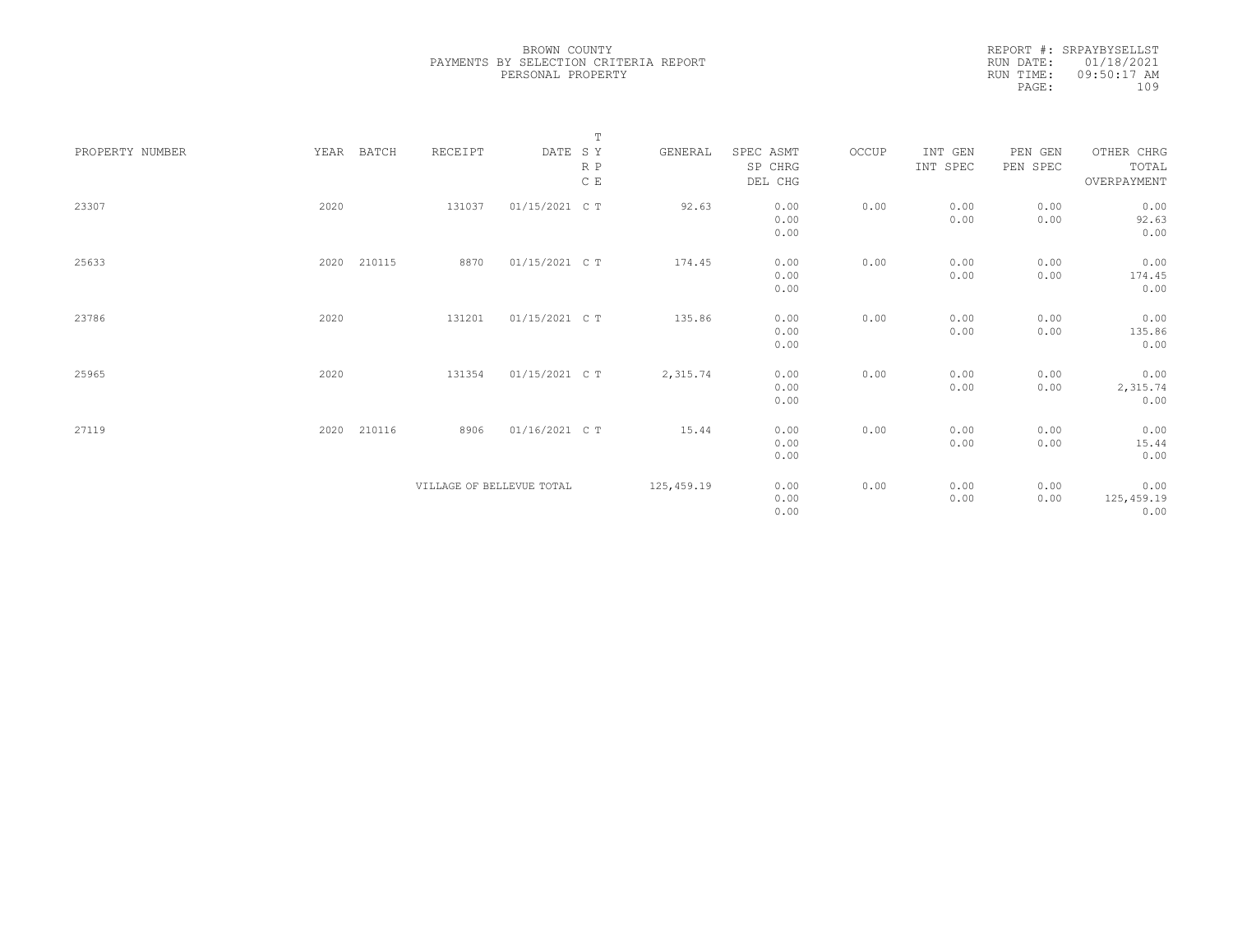BROWN COUNTY
PAYMENTS BY SELECTION CRITERIA REPORT
PERSONAL PROPERTY

REPORT #: SRPAYBYSELLST
RUN DATE: 01/18/2021
RUN TIME: 09:50:17 AM

| PROPERTY NUMBER | YEAR | BATCH | RECEIPT | DATE | T SY RP CE | GENERAL | SPEC ASMT / SP CHRG / DEL CHG | OCCUP | INT GEN / INT SPEC | PEN GEN / PEN SPEC | OTHER CHRG / TOTAL / OVERPAYMENT |
|---|---|---|---|---|---|---|---|---|---|---|---|
| 23307 | 2020 | | 131037 | 01/15/2021 | C T | 92.63 | 0.00 / 0.00 / 0.00 | 0.00 | 0.00 / 0.00 | 0.00 / 0.00 | 0.00 / 92.63 / 0.00 |
| 25633 | 2020 | 210115 | 8870 | 01/15/2021 | C T | 174.45 | 0.00 / 0.00 / 0.00 | 0.00 | 0.00 / 0.00 | 0.00 / 0.00 | 0.00 / 174.45 / 0.00 |
| 23786 | 2020 | | 131201 | 01/15/2021 | C T | 135.86 | 0.00 / 0.00 / 0.00 | 0.00 | 0.00 / 0.00 | 0.00 / 0.00 | 0.00 / 135.86 / 0.00 |
| 25965 | 2020 | | 131354 | 01/15/2021 | C T | 2,315.74 | 0.00 / 0.00 / 0.00 | 0.00 | 0.00 / 0.00 | 0.00 / 0.00 | 0.00 / 2,315.74 / 0.00 |
| 27119 | 2020 | 210116 | 8906 | 01/16/2021 | C T | 15.44 | 0.00 / 0.00 / 0.00 | 0.00 | 0.00 / 0.00 | 0.00 / 0.00 | 0.00 / 15.44 / 0.00 |
| | | | VILLAGE OF BELLEVUE TOTAL | | | 125,459.19 | 0.00 / 0.00 / 0.00 | 0.00 | 0.00 / 0.00 | 0.00 / 0.00 | 0.00 / 125,459.19 / 0.00 |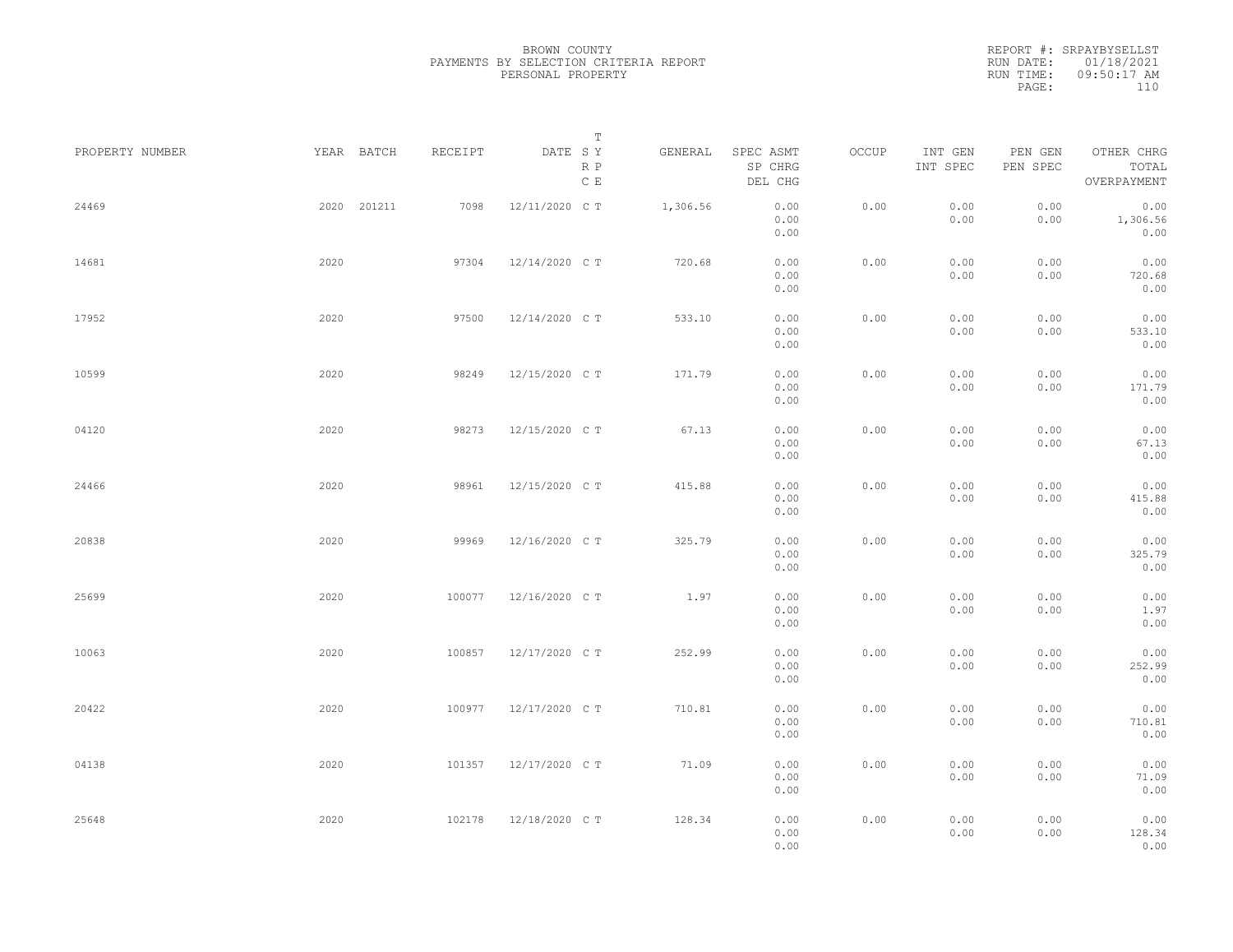BROWN COUNTY
PAYMENTS BY SELECTION CRITERIA REPORT
PERSONAL PROPERTY

REPORT #: SRPAYBYSELLST
RUN DATE: 01/18/2021
RUN TIME: 09:50:17 AM

| PROPERTY NUMBER | YEAR | BATCH | RECEIPT | DATE | T S Y R P C E | GENERAL | SPEC ASMT SP CHRG DEL CHG | OCCUP | INT GEN INT SPEC | PEN GEN PEN SPEC | OTHER CHRG TOTAL OVERPAYMENT |
|---|---|---|---|---|---|---|---|---|---|---|---|
| 24469 | 2020 | 201211 | 7098 | 12/11/2020 | C T | 1,306.56 | 0.00 0.00 0.00 | 0.00 | 0.00 0.00 | 0.00 0.00 | 0.00 1,306.56 0.00 |
| 14681 | 2020 | | 97304 | 12/14/2020 | C T | 720.68 | 0.00 0.00 0.00 | 0.00 | 0.00 0.00 | 0.00 0.00 | 0.00 720.68 0.00 |
| 17952 | 2020 | | 97500 | 12/14/2020 | C T | 533.10 | 0.00 0.00 0.00 | 0.00 | 0.00 0.00 | 0.00 0.00 | 0.00 533.10 0.00 |
| 10599 | 2020 | | 98249 | 12/15/2020 | C T | 171.79 | 0.00 0.00 0.00 | 0.00 | 0.00 0.00 | 0.00 0.00 | 0.00 171.79 0.00 |
| 04120 | 2020 | | 98273 | 12/15/2020 | C T | 67.13 | 0.00 0.00 0.00 | 0.00 | 0.00 0.00 | 0.00 0.00 | 0.00 67.13 0.00 |
| 24466 | 2020 | | 98961 | 12/15/2020 | C T | 415.88 | 0.00 0.00 0.00 | 0.00 | 0.00 0.00 | 0.00 0.00 | 0.00 415.88 0.00 |
| 20838 | 2020 | | 99969 | 12/16/2020 | C T | 325.79 | 0.00 0.00 0.00 | 0.00 | 0.00 0.00 | 0.00 0.00 | 0.00 325.79 0.00 |
| 25699 | 2020 | | 100077 | 12/16/2020 | C T | 1.97 | 0.00 0.00 0.00 | 0.00 | 0.00 0.00 | 0.00 0.00 | 0.00 1.97 0.00 |
| 10063 | 2020 | | 100857 | 12/17/2020 | C T | 252.99 | 0.00 0.00 0.00 | 0.00 | 0.00 0.00 | 0.00 0.00 | 0.00 252.99 0.00 |
| 20422 | 2020 | | 100977 | 12/17/2020 | C T | 710.81 | 0.00 0.00 0.00 | 0.00 | 0.00 0.00 | 0.00 0.00 | 0.00 710.81 0.00 |
| 04138 | 2020 | | 101357 | 12/17/2020 | C T | 71.09 | 0.00 0.00 0.00 | 0.00 | 0.00 0.00 | 0.00 0.00 | 0.00 71.09 0.00 |
| 25648 | 2020 | | 102178 | 12/18/2020 | C T | 128.34 | 0.00 0.00 0.00 | 0.00 | 0.00 0.00 | 0.00 0.00 | 0.00 128.34 0.00 |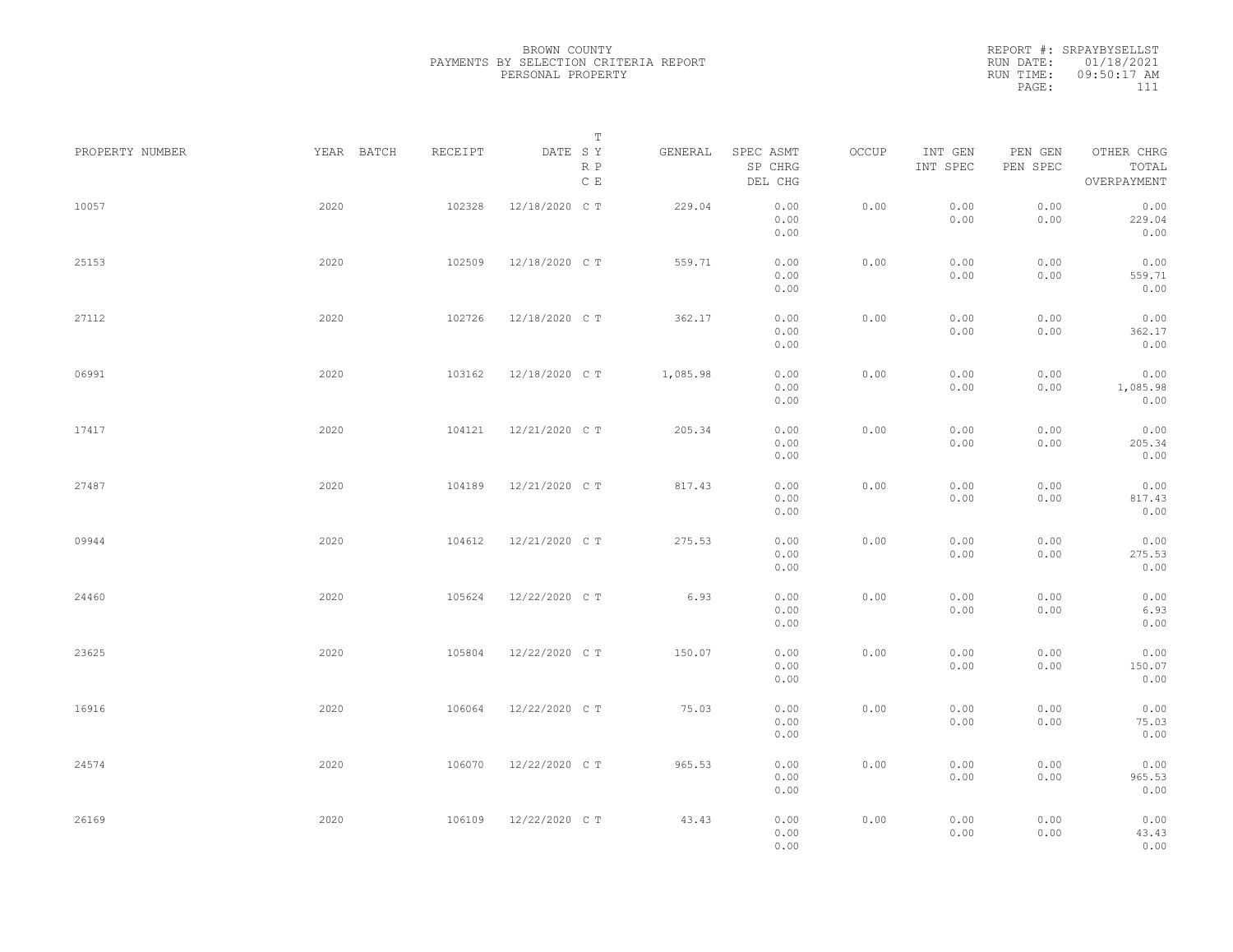BROWN COUNTY
PAYMENTS BY SELECTION CRITERIA REPORT
PERSONAL PROPERTY

REPORT #: SRPAYBYSELLST
RUN DATE: 01/18/2021
RUN TIME: 09:50:17 AM

| PROPERTY NUMBER | YEAR | BATCH | RECEIPT | DATE | T SY RP CE | GENERAL | SPEC ASMT / SP CHRG / DEL CHG | OCCUP | INT GEN / INT SPEC | PEN GEN / PEN SPEC | OTHER CHRG / TOTAL / OVERPAYMENT |
|---|---|---|---|---|---|---|---|---|---|---|---|
| 10057 | 2020 | | 102328 | 12/18/2020 | C T | 229.04 | 0.00 / 0.00 / 0.00 | 0.00 | 0.00 / 0.00 | 0.00 / 0.00 | 0.00 / 229.04 / 0.00 |
| 25153 | 2020 | | 102509 | 12/18/2020 | C T | 559.71 | 0.00 / 0.00 / 0.00 | 0.00 | 0.00 / 0.00 | 0.00 / 0.00 | 0.00 / 559.71 / 0.00 |
| 27112 | 2020 | | 102726 | 12/18/2020 | C T | 362.17 | 0.00 / 0.00 / 0.00 | 0.00 | 0.00 / 0.00 | 0.00 / 0.00 | 0.00 / 362.17 / 0.00 |
| 06991 | 2020 | | 103162 | 12/18/2020 | C T | 1,085.98 | 0.00 / 0.00 / 0.00 | 0.00 | 0.00 / 0.00 | 0.00 / 0.00 | 0.00 / 1,085.98 / 0.00 |
| 17417 | 2020 | | 104121 | 12/21/2020 | C T | 205.34 | 0.00 / 0.00 / 0.00 | 0.00 | 0.00 / 0.00 | 0.00 / 0.00 | 0.00 / 205.34 / 0.00 |
| 27487 | 2020 | | 104189 | 12/21/2020 | C T | 817.43 | 0.00 / 0.00 / 0.00 | 0.00 | 0.00 / 0.00 | 0.00 / 0.00 | 0.00 / 817.43 / 0.00 |
| 09944 | 2020 | | 104612 | 12/21/2020 | C T | 275.53 | 0.00 / 0.00 / 0.00 | 0.00 | 0.00 / 0.00 | 0.00 / 0.00 | 0.00 / 275.53 / 0.00 |
| 24460 | 2020 | | 105624 | 12/22/2020 | C T | 6.93 | 0.00 / 0.00 / 0.00 | 0.00 | 0.00 / 0.00 | 0.00 / 0.00 | 0.00 / 6.93 / 0.00 |
| 23625 | 2020 | | 105804 | 12/22/2020 | C T | 150.07 | 0.00 / 0.00 / 0.00 | 0.00 | 0.00 / 0.00 | 0.00 / 0.00 | 0.00 / 150.07 / 0.00 |
| 16916 | 2020 | | 106064 | 12/22/2020 | C T | 75.03 | 0.00 / 0.00 / 0.00 | 0.00 | 0.00 / 0.00 | 0.00 / 0.00 | 0.00 / 75.03 / 0.00 |
| 24574 | 2020 | | 106070 | 12/22/2020 | C T | 965.53 | 0.00 / 0.00 / 0.00 | 0.00 | 0.00 / 0.00 | 0.00 / 0.00 | 0.00 / 965.53 / 0.00 |
| 26169 | 2020 | | 106109 | 12/22/2020 | C T | 43.43 | 0.00 / 0.00 / 0.00 | 0.00 | 0.00 / 0.00 | 0.00 / 0.00 | 0.00 / 43.43 / 0.00 |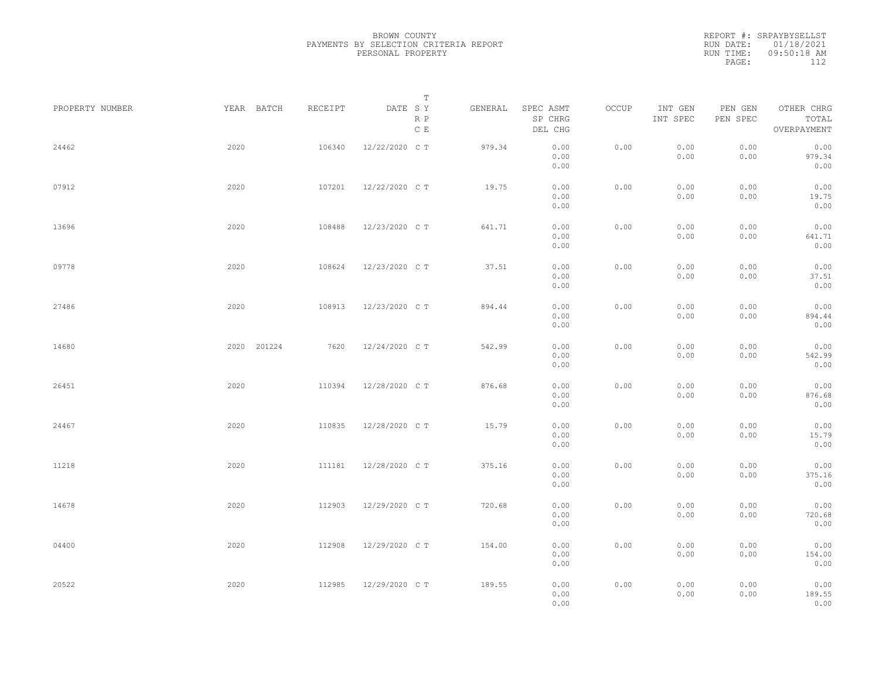BROWN COUNTY
PAYMENTS BY SELECTION CRITERIA REPORT
PERSONAL PROPERTY

REPORT #: SRPAYBYSELLST
RUN DATE: 01/18/2021
RUN TIME: 09:50:18 AM

| PROPERTY NUMBER | YEAR | BATCH | RECEIPT | DATE | T SY RP CE | GENERAL | SPEC ASMT SP CHRG DEL CHG | OCCUP | INT GEN INT SPEC | PEN GEN PEN SPEC | OTHER CHRG TOTAL OVERPAYMENT |
|---|---|---|---|---|---|---|---|---|---|---|---|
| 24462 | 2020 | | 106340 | 12/22/2020 | C T | 979.34 | 0.00 0.00 0.00 | 0.00 | 0.00 0.00 | 0.00 0.00 | 0.00 979.34 0.00 |
| 07912 | 2020 | | 107201 | 12/22/2020 | C T | 19.75 | 0.00 0.00 0.00 | 0.00 | 0.00 0.00 | 0.00 0.00 | 0.00 19.75 0.00 |
| 13696 | 2020 | | 108488 | 12/23/2020 | C T | 641.71 | 0.00 0.00 0.00 | 0.00 | 0.00 0.00 | 0.00 0.00 | 0.00 641.71 0.00 |
| 09778 | 2020 | | 108624 | 12/23/2020 | C T | 37.51 | 0.00 0.00 0.00 | 0.00 | 0.00 0.00 | 0.00 0.00 | 0.00 37.51 0.00 |
| 27486 | 2020 | | 108913 | 12/23/2020 | C T | 894.44 | 0.00 0.00 0.00 | 0.00 | 0.00 0.00 | 0.00 0.00 | 0.00 894.44 0.00 |
| 14680 | 2020 | 201224 | 7620 | 12/24/2020 | C T | 542.99 | 0.00 0.00 0.00 | 0.00 | 0.00 0.00 | 0.00 0.00 | 0.00 542.99 0.00 |
| 26451 | 2020 | | 110394 | 12/28/2020 | C T | 876.68 | 0.00 0.00 0.00 | 0.00 | 0.00 0.00 | 0.00 0.00 | 0.00 876.68 0.00 |
| 24467 | 2020 | | 110835 | 12/28/2020 | C T | 15.79 | 0.00 0.00 0.00 | 0.00 | 0.00 0.00 | 0.00 0.00 | 0.00 15.79 0.00 |
| 11218 | 2020 | | 111181 | 12/28/2020 | C T | 375.16 | 0.00 0.00 0.00 | 0.00 | 0.00 0.00 | 0.00 0.00 | 0.00 375.16 0.00 |
| 14678 | 2020 | | 112903 | 12/29/2020 | C T | 720.68 | 0.00 0.00 0.00 | 0.00 | 0.00 0.00 | 0.00 0.00 | 0.00 720.68 0.00 |
| 04400 | 2020 | | 112908 | 12/29/2020 | C T | 154.00 | 0.00 0.00 0.00 | 0.00 | 0.00 0.00 | 0.00 0.00 | 0.00 154.00 0.00 |
| 20522 | 2020 | | 112985 | 12/29/2020 | C T | 189.55 | 0.00 0.00 0.00 | 0.00 | 0.00 0.00 | 0.00 0.00 | 0.00 189.55 0.00 |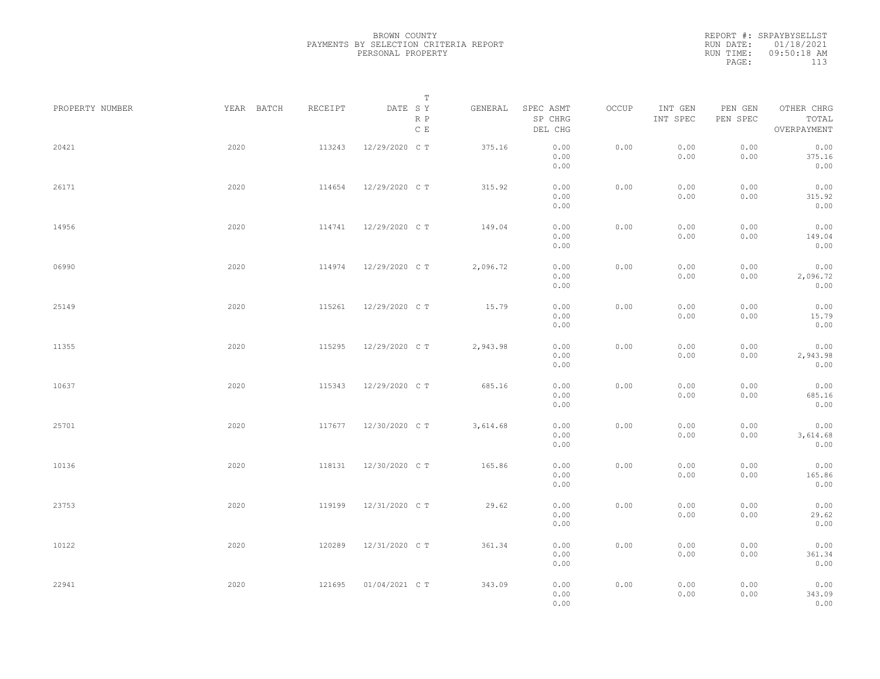BROWN COUNTY
PAYMENTS BY SELECTION CRITERIA REPORT
PERSONAL PROPERTY

REPORT #: SRPAYBYSELLST
RUN DATE: 01/18/2021
RUN TIME: 09:50:18 AM

| PROPERTY NUMBER | YEAR | BATCH | RECEIPT | DATE | T SY RP CE | GENERAL | SPEC ASMT / SP CHRG / DEL CHG | OCCUP | INT GEN / INT SPEC | PEN GEN / PEN SPEC | OTHER CHRG / TOTAL / OVERPAYMENT |
|---|---|---|---|---|---|---|---|---|---|---|---|
| 20421 | 2020 | | 113243 | 12/29/2020 | C T | 375.16 | 0.00 / 0.00 / 0.00 | 0.00 | 0.00 / 0.00 | 0.00 / 0.00 | 0.00 / 375.16 / 0.00 |
| 26171 | 2020 | | 114654 | 12/29/2020 | C T | 315.92 | 0.00 / 0.00 / 0.00 | 0.00 | 0.00 / 0.00 | 0.00 / 0.00 | 0.00 / 315.92 / 0.00 |
| 14956 | 2020 | | 114741 | 12/29/2020 | C T | 149.04 | 0.00 / 0.00 / 0.00 | 0.00 | 0.00 / 0.00 | 0.00 / 0.00 | 0.00 / 149.04 / 0.00 |
| 06990 | 2020 | | 114974 | 12/29/2020 | C T | 2,096.72 | 0.00 / 0.00 / 0.00 | 0.00 | 0.00 / 0.00 | 0.00 / 0.00 | 0.00 / 2,096.72 / 0.00 |
| 25149 | 2020 | | 115261 | 12/29/2020 | C T | 15.79 | 0.00 / 0.00 / 0.00 | 0.00 | 0.00 / 0.00 | 0.00 / 0.00 | 0.00 / 15.79 / 0.00 |
| 11355 | 2020 | | 115295 | 12/29/2020 | C T | 2,943.98 | 0.00 / 0.00 / 0.00 | 0.00 | 0.00 / 0.00 | 0.00 / 0.00 | 0.00 / 2,943.98 / 0.00 |
| 10637 | 2020 | | 115343 | 12/29/2020 | C T | 685.16 | 0.00 / 0.00 / 0.00 | 0.00 | 0.00 / 0.00 | 0.00 / 0.00 | 0.00 / 685.16 / 0.00 |
| 25701 | 2020 | | 117677 | 12/30/2020 | C T | 3,614.68 | 0.00 / 0.00 / 0.00 | 0.00 | 0.00 / 0.00 | 0.00 / 0.00 | 0.00 / 3,614.68 / 0.00 |
| 10136 | 2020 | | 118131 | 12/30/2020 | C T | 165.86 | 0.00 / 0.00 / 0.00 | 0.00 | 0.00 / 0.00 | 0.00 / 0.00 | 0.00 / 165.86 / 0.00 |
| 23753 | 2020 | | 119199 | 12/31/2020 | C T | 29.62 | 0.00 / 0.00 / 0.00 | 0.00 | 0.00 / 0.00 | 0.00 / 0.00 | 0.00 / 29.62 / 0.00 |
| 10122 | 2020 | | 120289 | 12/31/2020 | C T | 361.34 | 0.00 / 0.00 / 0.00 | 0.00 | 0.00 / 0.00 | 0.00 / 0.00 | 0.00 / 361.34 / 0.00 |
| 22941 | 2020 | | 121695 | 01/04/2021 | C T | 343.09 | 0.00 / 0.00 / 0.00 | 0.00 | 0.00 / 0.00 | 0.00 / 0.00 | 0.00 / 343.09 / 0.00 |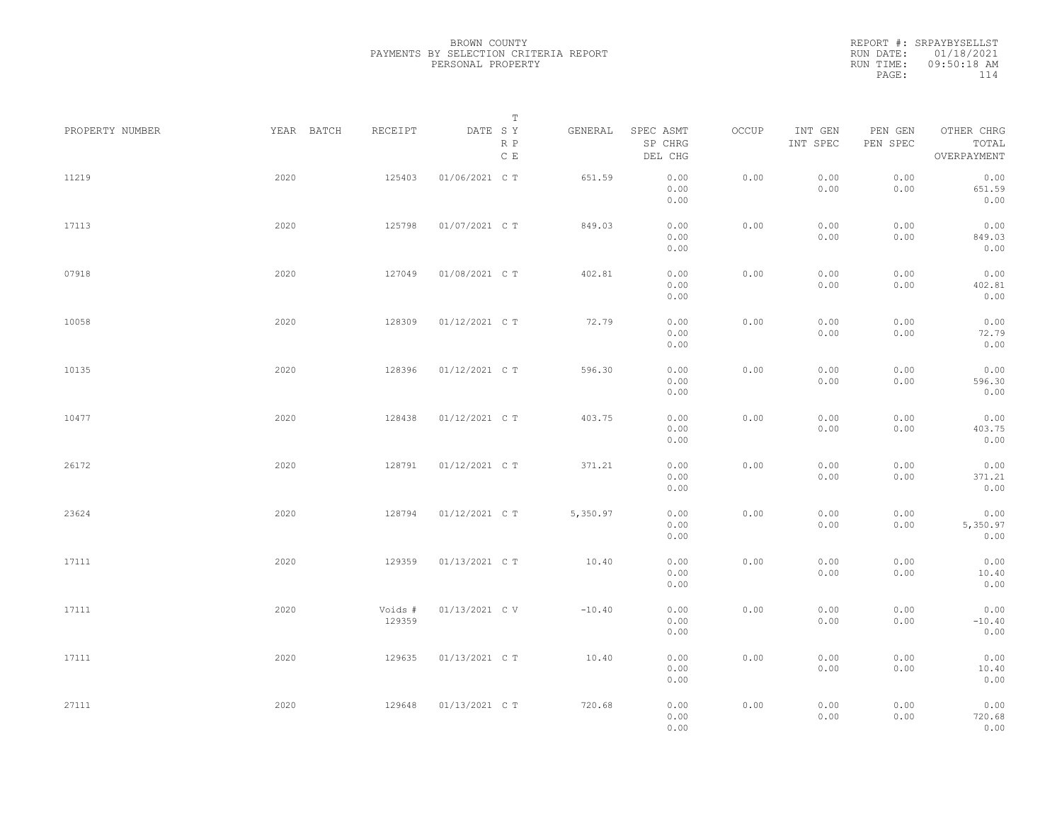BROWN COUNTY
PAYMENTS BY SELECTION CRITERIA REPORT
PERSONAL PROPERTY

REPORT #: SRPAYBYSELLST
RUN DATE: 01/18/2021
RUN TIME: 09:50:18 AM

| PROPERTY NUMBER | YEAR | BATCH | RECEIPT | DATE | T SY RP CE | GENERAL | SPEC ASMT / SP CHRG / DEL CHG | OCCUP | INT GEN / INT SPEC | PEN GEN / PEN SPEC | OTHER CHRG / TOTAL / OVERPAYMENT |
|---|---|---|---|---|---|---|---|---|---|---|---|
| 11219 | 2020 | | 125403 | 01/06/2021 | C T | 651.59 | 0.00 / 0.00 / 0.00 | 0.00 | 0.00 / 0.00 | 0.00 / 0.00 | 0.00 / 651.59 / 0.00 |
| 17113 | 2020 | | 125798 | 01/07/2021 | C T | 849.03 | 0.00 / 0.00 / 0.00 | 0.00 | 0.00 / 0.00 | 0.00 / 0.00 | 0.00 / 849.03 / 0.00 |
| 07918 | 2020 | | 127049 | 01/08/2021 | C T | 402.81 | 0.00 / 0.00 / 0.00 | 0.00 | 0.00 / 0.00 | 0.00 / 0.00 | 0.00 / 402.81 / 0.00 |
| 10058 | 2020 | | 128309 | 01/12/2021 | C T | 72.79 | 0.00 / 0.00 / 0.00 | 0.00 | 0.00 / 0.00 | 0.00 / 0.00 | 0.00 / 72.79 / 0.00 |
| 10135 | 2020 | | 128396 | 01/12/2021 | C T | 596.30 | 0.00 / 0.00 / 0.00 | 0.00 | 0.00 / 0.00 | 0.00 / 0.00 | 0.00 / 596.30 / 0.00 |
| 10477 | 2020 | | 128438 | 01/12/2021 | C T | 403.75 | 0.00 / 0.00 / 0.00 | 0.00 | 0.00 / 0.00 | 0.00 / 0.00 | 0.00 / 403.75 / 0.00 |
| 26172 | 2020 | | 128791 | 01/12/2021 | C T | 371.21 | 0.00 / 0.00 / 0.00 | 0.00 | 0.00 / 0.00 | 0.00 / 0.00 | 0.00 / 371.21 / 0.00 |
| 23624 | 2020 | | 128794 | 01/12/2021 | C T | 5,350.97 | 0.00 / 0.00 / 0.00 | 0.00 | 0.00 / 0.00 | 0.00 / 0.00 | 0.00 / 5,350.97 / 0.00 |
| 17111 | 2020 | | 129359 | 01/13/2021 | C T | 10.40 | 0.00 / 0.00 / 0.00 | 0.00 | 0.00 / 0.00 | 0.00 / 0.00 | 0.00 / 10.40 / 0.00 |
| 17111 | 2020 | | Voids # 129359 | 01/13/2021 | C V | -10.40 | 0.00 / 0.00 / 0.00 | 0.00 | 0.00 / 0.00 | 0.00 / 0.00 | 0.00 / -10.40 / 0.00 |
| 17111 | 2020 | | 129635 | 01/13/2021 | C T | 10.40 | 0.00 / 0.00 / 0.00 | 0.00 | 0.00 / 0.00 | 0.00 / 0.00 | 0.00 / 10.40 / 0.00 |
| 27111 | 2020 | | 129648 | 01/13/2021 | C T | 720.68 | 0.00 / 0.00 / 0.00 | 0.00 | 0.00 / 0.00 | 0.00 / 0.00 | 0.00 / 720.68 / 0.00 |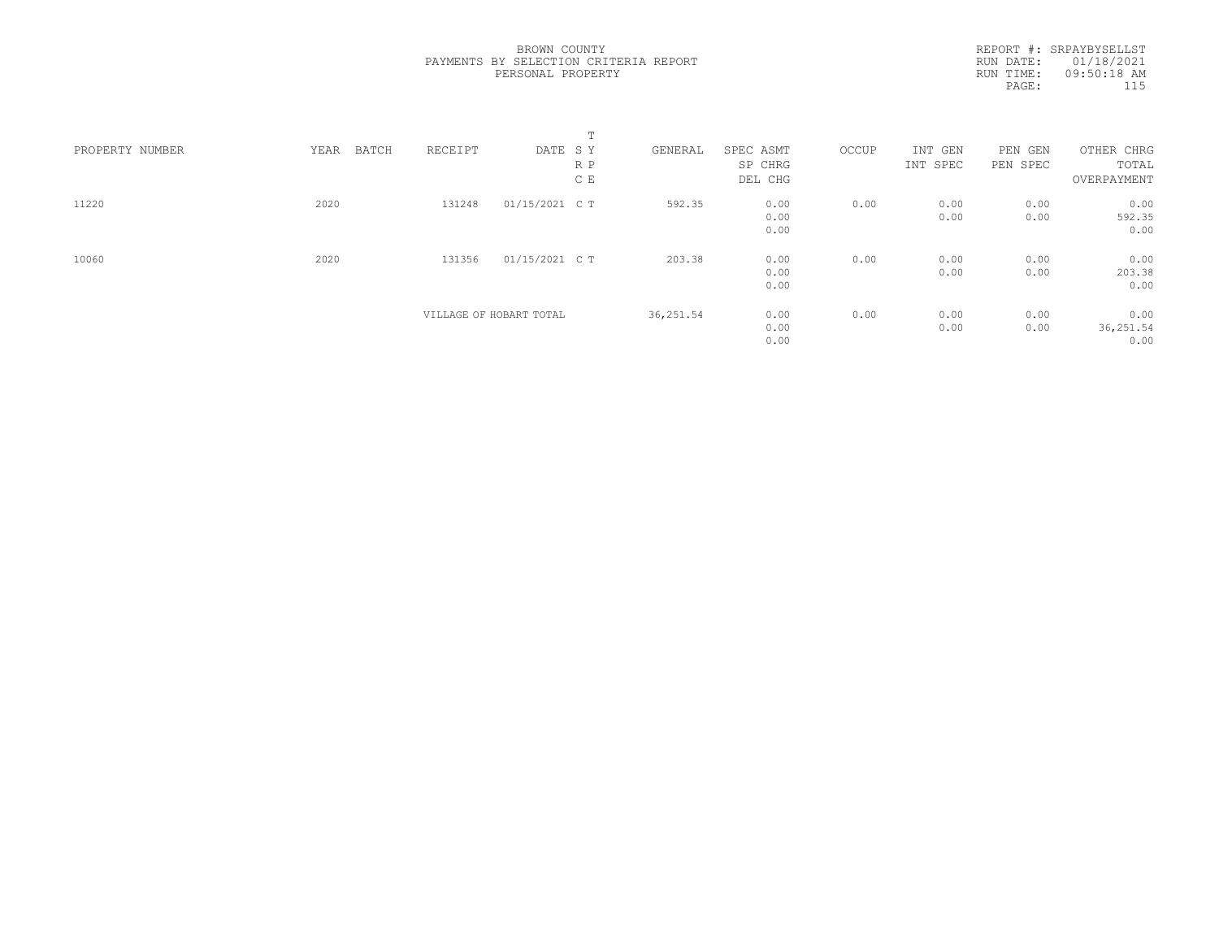BROWN COUNTY
PAYMENTS BY SELECTION CRITERIA REPORT
PERSONAL PROPERTY

REPORT #: SRPAYBYSELLST
RUN DATE: 01/18/2021
RUN TIME: 09:50:18 AM

| PROPERTY NUMBER | YEAR | BATCH | RECEIPT | DATE | T S Y R P C E | GENERAL | SPEC ASMT SP CHRG DEL CHG | OCCUP | INT GEN INT SPEC | PEN GEN PEN SPEC | OTHER CHRG TOTAL OVERPAYMENT |
|---|---|---|---|---|---|---|---|---|---|---|---|
| 11220 | 2020 | | 131248 | 01/15/2021 | C T | 592.35 | 0.00 | 0.00 | 0.00 | 0.00 | 0.00 |
| | | | | | | | 0.00 | | 0.00 | 0.00 | 592.35 |
| | | | | | | | 0.00 | | | | 0.00 |
| 10060 | 2020 | | 131356 | 01/15/2021 | C T | 203.38 | 0.00 | 0.00 | 0.00 | 0.00 | 0.00 |
| | | | | | | | 0.00 | | 0.00 | 0.00 | 203.38 |
| | | | | | | | 0.00 | | | | 0.00 |
| | | | VILLAGE OF HOBART TOTAL | | | 36,251.54 | 0.00 | 0.00 | 0.00 | 0.00 | 0.00 |
| | | | | | | | 0.00 | | 0.00 | 0.00 | 36,251.54 |
| | | | | | | | 0.00 | | | | 0.00 |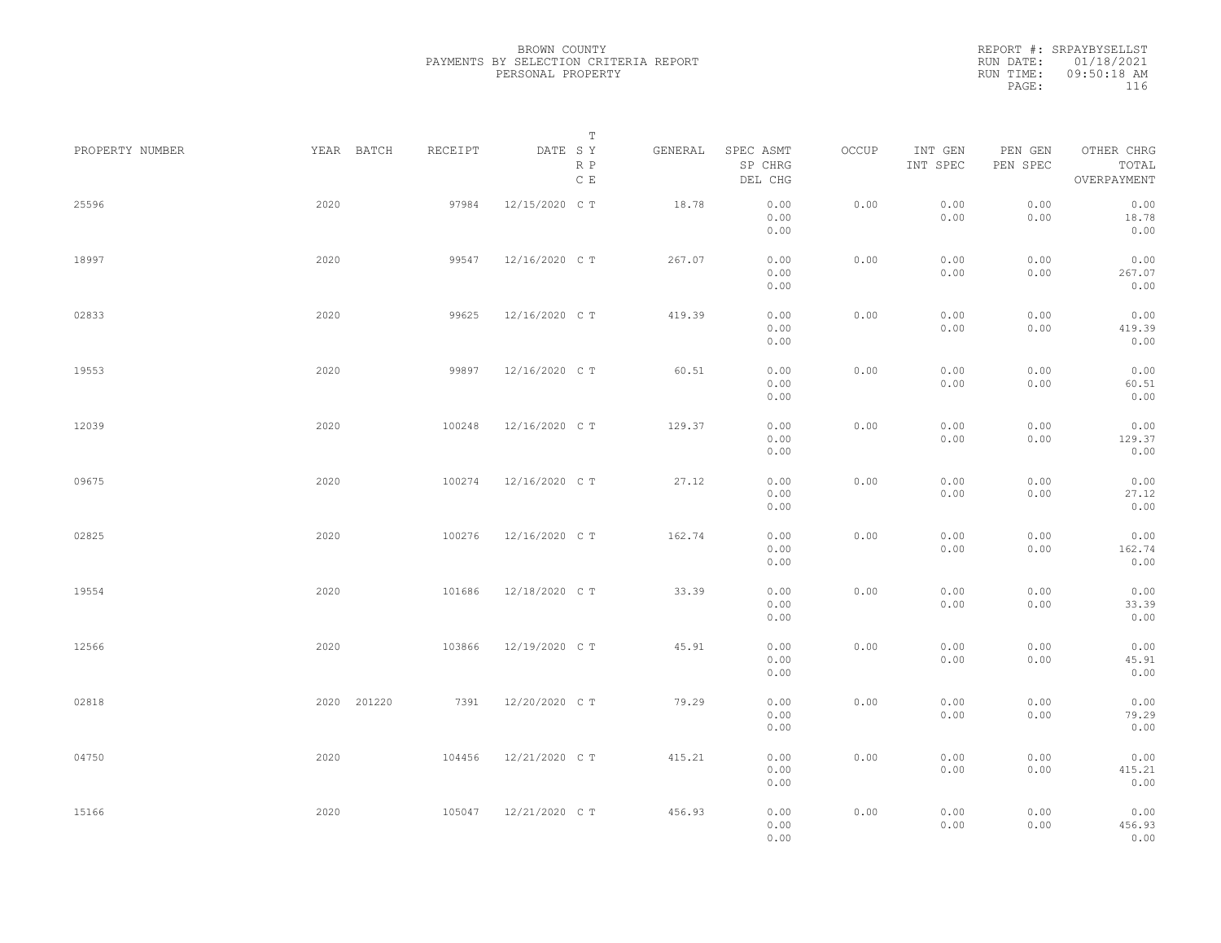BROWN COUNTY
PAYMENTS BY SELECTION CRITERIA REPORT
PERSONAL PROPERTY

REPORT #: SRPAYBYSELLST
RUN DATE: 01/18/2021
RUN TIME: 09:50:18 AM

| PROPERTY NUMBER | YEAR | BATCH | RECEIPT | DATE | T S Y R P C E | GENERAL | SPEC ASMT SP CHRG DEL CHG | OCCUP | INT GEN INT SPEC | PEN GEN PEN SPEC | OTHER CHRG TOTAL OVERPAYMENT |
|---|---|---|---|---|---|---|---|---|---|---|---|
| 25596 | 2020 | | 97984 | 12/15/2020 | C T | 18.78 | 0.00 0.00 0.00 | 0.00 | 0.00 0.00 | 0.00 0.00 | 0.00 18.78 0.00 |
| 18997 | 2020 | | 99547 | 12/16/2020 | C T | 267.07 | 0.00 0.00 0.00 | 0.00 | 0.00 0.00 | 0.00 0.00 | 0.00 267.07 0.00 |
| 02833 | 2020 | | 99625 | 12/16/2020 | C T | 419.39 | 0.00 0.00 0.00 | 0.00 | 0.00 0.00 | 0.00 0.00 | 0.00 419.39 0.00 |
| 19553 | 2020 | | 99897 | 12/16/2020 | C T | 60.51 | 0.00 0.00 0.00 | 0.00 | 0.00 0.00 | 0.00 0.00 | 0.00 60.51 0.00 |
| 12039 | 2020 | | 100248 | 12/16/2020 | C T | 129.37 | 0.00 0.00 0.00 | 0.00 | 0.00 0.00 | 0.00 0.00 | 0.00 129.37 0.00 |
| 09675 | 2020 | | 100274 | 12/16/2020 | C T | 27.12 | 0.00 0.00 0.00 | 0.00 | 0.00 0.00 | 0.00 0.00 | 0.00 27.12 0.00 |
| 02825 | 2020 | | 100276 | 12/16/2020 | C T | 162.74 | 0.00 0.00 0.00 | 0.00 | 0.00 0.00 | 0.00 0.00 | 0.00 162.74 0.00 |
| 19554 | 2020 | | 101686 | 12/18/2020 | C T | 33.39 | 0.00 0.00 0.00 | 0.00 | 0.00 0.00 | 0.00 0.00 | 0.00 33.39 0.00 |
| 12566 | 2020 | | 103866 | 12/19/2020 | C T | 45.91 | 0.00 0.00 0.00 | 0.00 | 0.00 0.00 | 0.00 0.00 | 0.00 45.91 0.00 |
| 02818 | 2020 | 201220 | 7391 | 12/20/2020 | C T | 79.29 | 0.00 0.00 0.00 | 0.00 | 0.00 0.00 | 0.00 0.00 | 0.00 79.29 0.00 |
| 04750 | 2020 | | 104456 | 12/21/2020 | C T | 415.21 | 0.00 0.00 0.00 | 0.00 | 0.00 0.00 | 0.00 0.00 | 0.00 415.21 0.00 |
| 15166 | 2020 | | 105047 | 12/21/2020 | C T | 456.93 | 0.00 0.00 0.00 | 0.00 | 0.00 0.00 | 0.00 0.00 | 0.00 456.93 0.00 |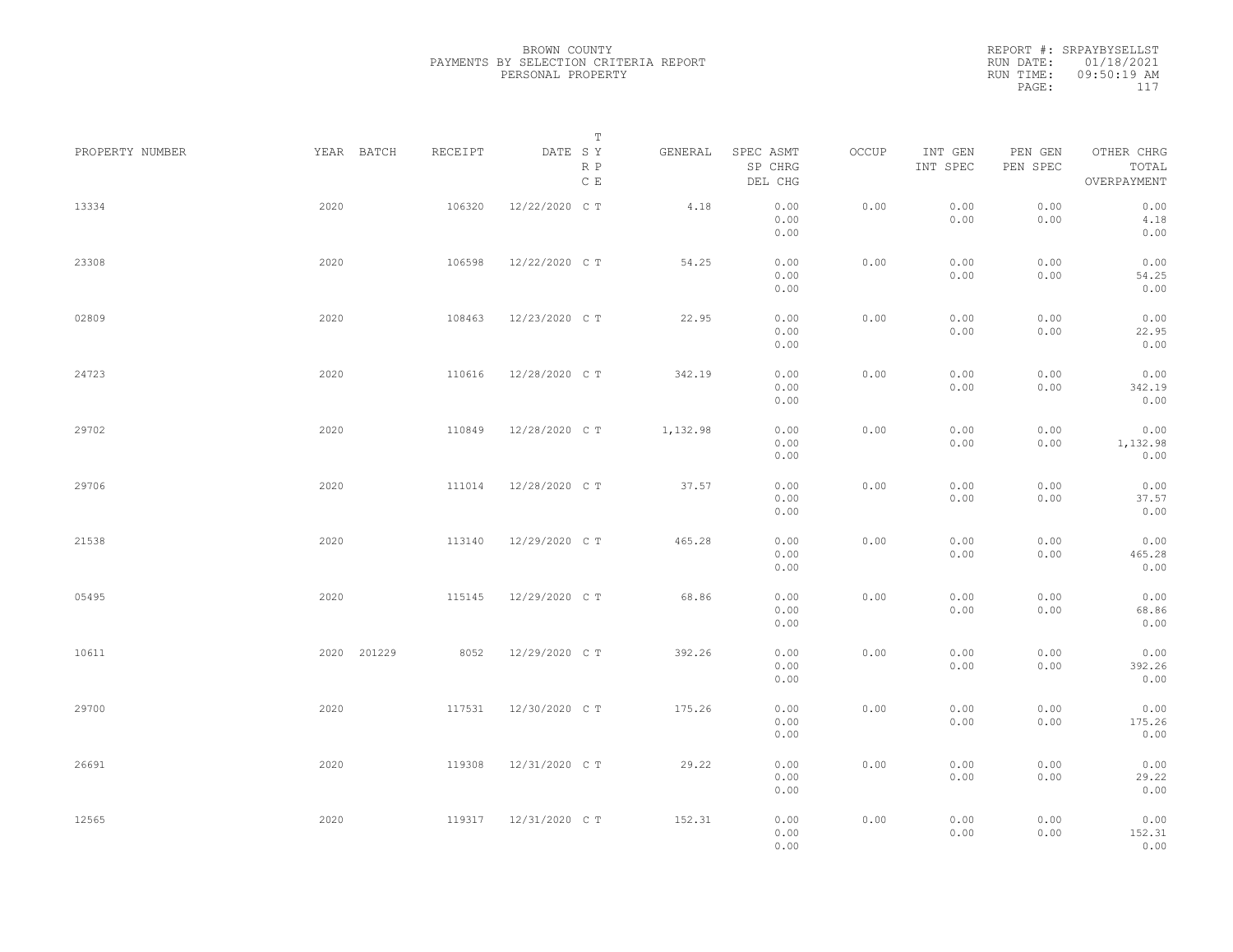BROWN COUNTY
PAYMENTS BY SELECTION CRITERIA REPORT
PERSONAL PROPERTY

REPORT #: SRPAYBYSELLST
RUN DATE: 01/18/2021
RUN TIME: 09:50:19 AM

| PROPERTY NUMBER | YEAR | BATCH | RECEIPT | DATE | T SY RP CE | GENERAL | SPEC ASMT / SP CHRG / DEL CHG | OCCUP | INT GEN / INT SPEC | PEN GEN / PEN SPEC | OTHER CHRG / TOTAL / OVERPAYMENT |
|---|---|---|---|---|---|---|---|---|---|---|---|
| 13334 | 2020 | | 106320 | 12/22/2020 | C T | 4.18 | 0.00 / 0.00 / 0.00 | 0.00 | 0.00 / 0.00 | 0.00 / 0.00 | 0.00 / 4.18 / 0.00 |
| 23308 | 2020 | | 106598 | 12/22/2020 | C T | 54.25 | 0.00 / 0.00 / 0.00 | 0.00 | 0.00 / 0.00 | 0.00 / 0.00 | 0.00 / 54.25 / 0.00 |
| 02809 | 2020 | | 108463 | 12/23/2020 | C T | 22.95 | 0.00 / 0.00 / 0.00 | 0.00 | 0.00 / 0.00 | 0.00 / 0.00 | 0.00 / 22.95 / 0.00 |
| 24723 | 2020 | | 110616 | 12/28/2020 | C T | 342.19 | 0.00 / 0.00 / 0.00 | 0.00 | 0.00 / 0.00 | 0.00 / 0.00 | 0.00 / 342.19 / 0.00 |
| 29702 | 2020 | | 110849 | 12/28/2020 | C T | 1,132.98 | 0.00 / 0.00 / 0.00 | 0.00 | 0.00 / 0.00 | 0.00 / 0.00 | 0.00 / 1,132.98 / 0.00 |
| 29706 | 2020 | | 111014 | 12/28/2020 | C T | 37.57 | 0.00 / 0.00 / 0.00 | 0.00 | 0.00 / 0.00 | 0.00 / 0.00 | 0.00 / 37.57 / 0.00 |
| 21538 | 2020 | | 113140 | 12/29/2020 | C T | 465.28 | 0.00 / 0.00 / 0.00 | 0.00 | 0.00 / 0.00 | 0.00 / 0.00 | 0.00 / 465.28 / 0.00 |
| 05495 | 2020 | | 115145 | 12/29/2020 | C T | 68.86 | 0.00 / 0.00 / 0.00 | 0.00 | 0.00 / 0.00 | 0.00 / 0.00 | 0.00 / 68.86 / 0.00 |
| 10611 | 2020 | 201229 | 8052 | 12/29/2020 | C T | 392.26 | 0.00 / 0.00 / 0.00 | 0.00 | 0.00 / 0.00 | 0.00 / 0.00 | 0.00 / 392.26 / 0.00 |
| 29700 | 2020 | | 117531 | 12/30/2020 | C T | 175.26 | 0.00 / 0.00 / 0.00 | 0.00 | 0.00 / 0.00 | 0.00 / 0.00 | 0.00 / 175.26 / 0.00 |
| 26691 | 2020 | | 119308 | 12/31/2020 | C T | 29.22 | 0.00 / 0.00 / 0.00 | 0.00 | 0.00 / 0.00 | 0.00 / 0.00 | 0.00 / 29.22 / 0.00 |
| 12565 | 2020 | | 119317 | 12/31/2020 | C T | 152.31 | 0.00 / 0.00 / 0.00 | 0.00 | 0.00 / 0.00 | 0.00 / 0.00 | 0.00 / 152.31 / 0.00 |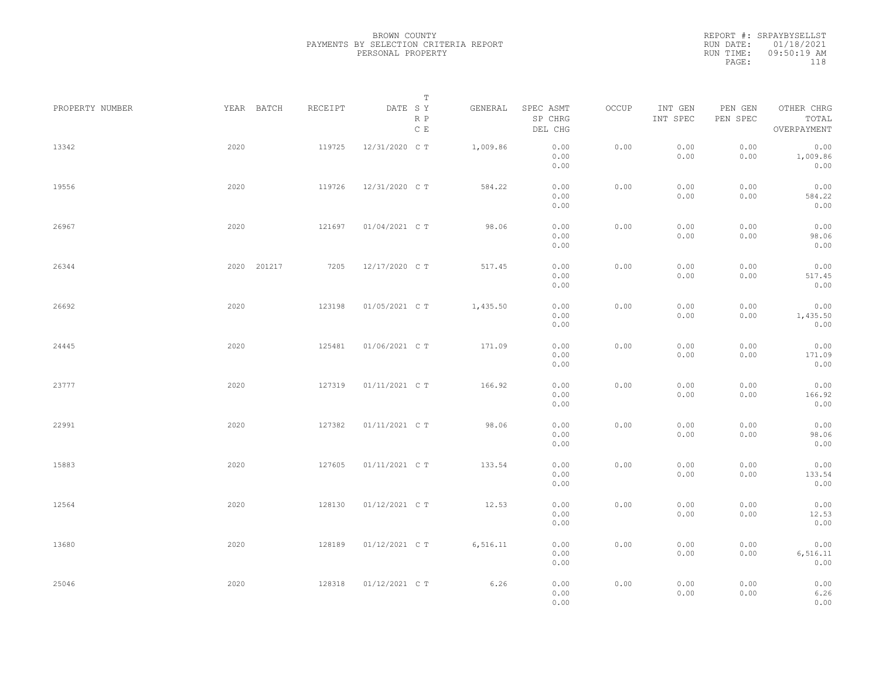BROWN COUNTY
PAYMENTS BY SELECTION CRITERIA REPORT
PERSONAL PROPERTY

REPORT #: SRPAYBYSELLST
RUN DATE: 01/18/2021
RUN TIME: 09:50:19 AM

| PROPERTY NUMBER | YEAR | BATCH | RECEIPT | DATE | T SY RP CE | GENERAL | SPEC ASMT / SP CHRG / DEL CHG | OCCUP | INT GEN / INT SPEC | PEN GEN / PEN SPEC | OTHER CHRG / TOTAL / OVERPAYMENT |
|---|---|---|---|---|---|---|---|---|---|---|---|
| 13342 | 2020 | | 119725 | 12/31/2020 | C T | 1,009.86 | 0.00 / 0.00 / 0.00 | 0.00 | 0.00 / 0.00 | 0.00 / 0.00 | 0.00 / 1,009.86 / 0.00 |
| 19556 | 2020 | | 119726 | 12/31/2020 | C T | 584.22 | 0.00 / 0.00 / 0.00 | 0.00 | 0.00 / 0.00 | 0.00 / 0.00 | 0.00 / 584.22 / 0.00 |
| 26967 | 2020 | | 121697 | 01/04/2021 | C T | 98.06 | 0.00 / 0.00 / 0.00 | 0.00 | 0.00 / 0.00 | 0.00 / 0.00 | 0.00 / 98.06 / 0.00 |
| 26344 | 2020 | 201217 | 7205 | 12/17/2020 | C T | 517.45 | 0.00 / 0.00 / 0.00 | 0.00 | 0.00 / 0.00 | 0.00 / 0.00 | 0.00 / 517.45 / 0.00 |
| 26692 | 2020 | | 123198 | 01/05/2021 | C T | 1,435.50 | 0.00 / 0.00 / 0.00 | 0.00 | 0.00 / 0.00 | 0.00 / 0.00 | 0.00 / 1,435.50 / 0.00 |
| 24445 | 2020 | | 125481 | 01/06/2021 | C T | 171.09 | 0.00 / 0.00 / 0.00 | 0.00 | 0.00 / 0.00 | 0.00 / 0.00 | 0.00 / 171.09 / 0.00 |
| 23777 | 2020 | | 127319 | 01/11/2021 | C T | 166.92 | 0.00 / 0.00 / 0.00 | 0.00 | 0.00 / 0.00 | 0.00 / 0.00 | 0.00 / 166.92 / 0.00 |
| 22991 | 2020 | | 127382 | 01/11/2021 | C T | 98.06 | 0.00 / 0.00 / 0.00 | 0.00 | 0.00 / 0.00 | 0.00 / 0.00 | 0.00 / 98.06 / 0.00 |
| 15883 | 2020 | | 127605 | 01/11/2021 | C T | 133.54 | 0.00 / 0.00 / 0.00 | 0.00 | 0.00 / 0.00 | 0.00 / 0.00 | 0.00 / 133.54 / 0.00 |
| 12564 | 2020 | | 128130 | 01/12/2021 | C T | 12.53 | 0.00 / 0.00 / 0.00 | 0.00 | 0.00 / 0.00 | 0.00 / 0.00 | 0.00 / 12.53 / 0.00 |
| 13680 | 2020 | | 128189 | 01/12/2021 | C T | 6,516.11 | 0.00 / 0.00 / 0.00 | 0.00 | 0.00 / 0.00 | 0.00 / 0.00 | 0.00 / 6,516.11 / 0.00 |
| 25046 | 2020 | | 128318 | 01/12/2021 | C T | 6.26 | 0.00 / 0.00 / 0.00 | 0.00 | 0.00 / 0.00 | 0.00 / 0.00 | 0.00 / 6.26 / 0.00 |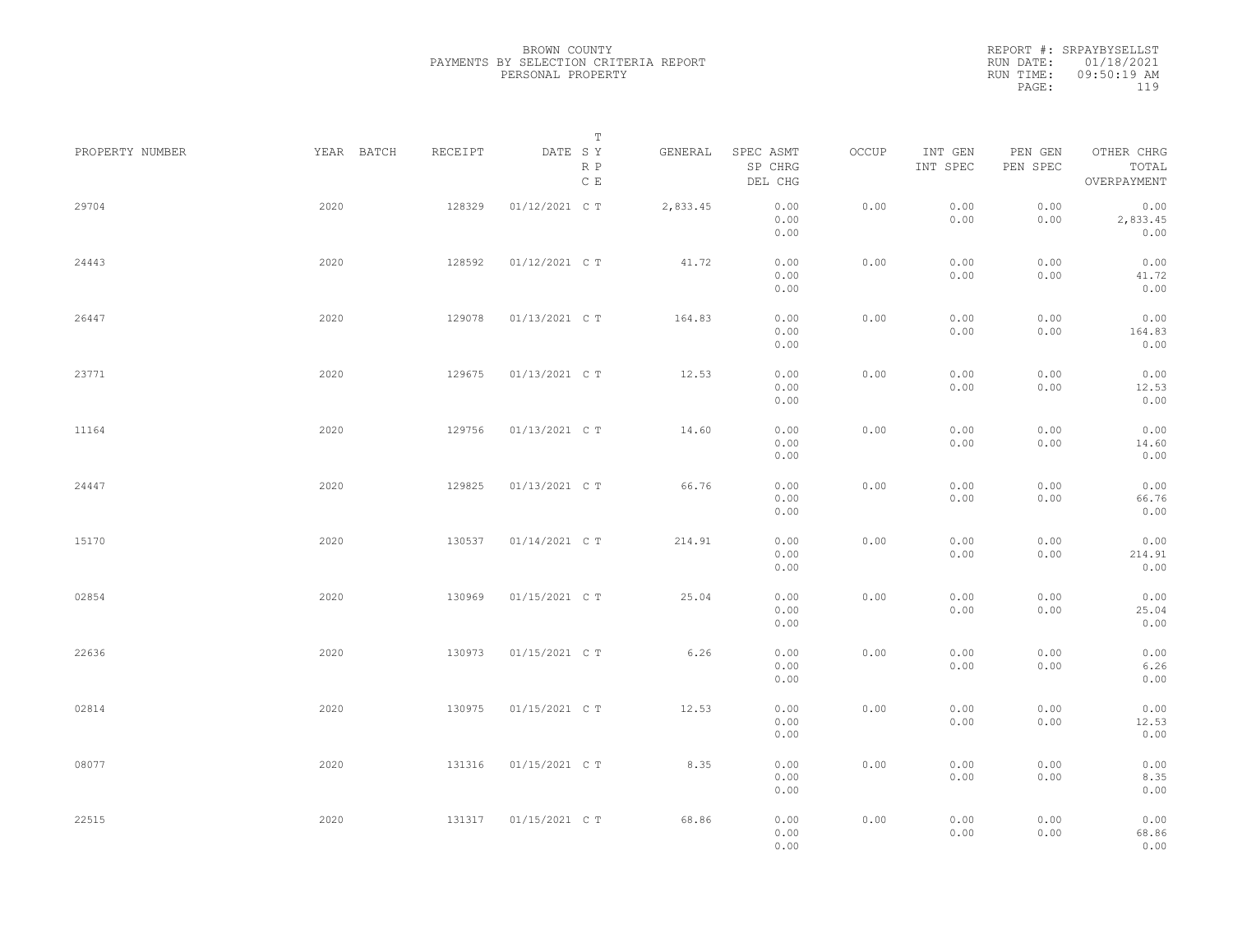BROWN COUNTY
PAYMENTS BY SELECTION CRITERIA REPORT
PERSONAL PROPERTY

REPORT #: SRPAYBYSELLST
RUN DATE: 01/18/2021
RUN TIME: 09:50:19 AM

| PROPERTY NUMBER | YEAR | BATCH | RECEIPT | DATE | T SY RP CE | GENERAL | SPEC ASMT / SP CHRG / DEL CHG | OCCUP | INT GEN / INT SPEC | PEN GEN / PEN SPEC | OTHER CHRG / TOTAL / OVERPAYMENT |
|---|---|---|---|---|---|---|---|---|---|---|---|
| 29704 | 2020 | | 128329 | 01/12/2021 | C T | 2,833.45 | 0.00 / 0.00 / 0.00 | 0.00 | 0.00 / 0.00 | 0.00 / 0.00 | 0.00 / 2,833.45 / 0.00 |
| 24443 | 2020 | | 128592 | 01/12/2021 | C T | 41.72 | 0.00 / 0.00 / 0.00 | 0.00 | 0.00 / 0.00 | 0.00 / 0.00 | 0.00 / 41.72 / 0.00 |
| 26447 | 2020 | | 129078 | 01/13/2021 | C T | 164.83 | 0.00 / 0.00 / 0.00 | 0.00 | 0.00 / 0.00 | 0.00 / 0.00 | 0.00 / 164.83 / 0.00 |
| 23771 | 2020 | | 129675 | 01/13/2021 | C T | 12.53 | 0.00 / 0.00 / 0.00 | 0.00 | 0.00 / 0.00 | 0.00 / 0.00 | 0.00 / 12.53 / 0.00 |
| 11164 | 2020 | | 129756 | 01/13/2021 | C T | 14.60 | 0.00 / 0.00 / 0.00 | 0.00 | 0.00 / 0.00 | 0.00 / 0.00 | 0.00 / 14.60 / 0.00 |
| 24447 | 2020 | | 129825 | 01/13/2021 | C T | 66.76 | 0.00 / 0.00 / 0.00 | 0.00 | 0.00 / 0.00 | 0.00 / 0.00 | 0.00 / 66.76 / 0.00 |
| 15170 | 2020 | | 130537 | 01/14/2021 | C T | 214.91 | 0.00 / 0.00 / 0.00 | 0.00 | 0.00 / 0.00 | 0.00 / 0.00 | 0.00 / 214.91 / 0.00 |
| 02854 | 2020 | | 130969 | 01/15/2021 | C T | 25.04 | 0.00 / 0.00 / 0.00 | 0.00 | 0.00 / 0.00 | 0.00 / 0.00 | 0.00 / 25.04 / 0.00 |
| 22636 | 2020 | | 130973 | 01/15/2021 | C T | 6.26 | 0.00 / 0.00 / 0.00 | 0.00 | 0.00 / 0.00 | 0.00 / 0.00 | 0.00 / 6.26 / 0.00 |
| 02814 | 2020 | | 130975 | 01/15/2021 | C T | 12.53 | 0.00 / 0.00 / 0.00 | 0.00 | 0.00 / 0.00 | 0.00 / 0.00 | 0.00 / 12.53 / 0.00 |
| 08077 | 2020 | | 131316 | 01/15/2021 | C T | 8.35 | 0.00 / 0.00 / 0.00 | 0.00 | 0.00 / 0.00 | 0.00 / 0.00 | 0.00 / 8.35 / 0.00 |
| 22515 | 2020 | | 131317 | 01/15/2021 | C T | 68.86 | 0.00 / 0.00 / 0.00 | 0.00 | 0.00 / 0.00 | 0.00 / 0.00 | 0.00 / 68.86 / 0.00 |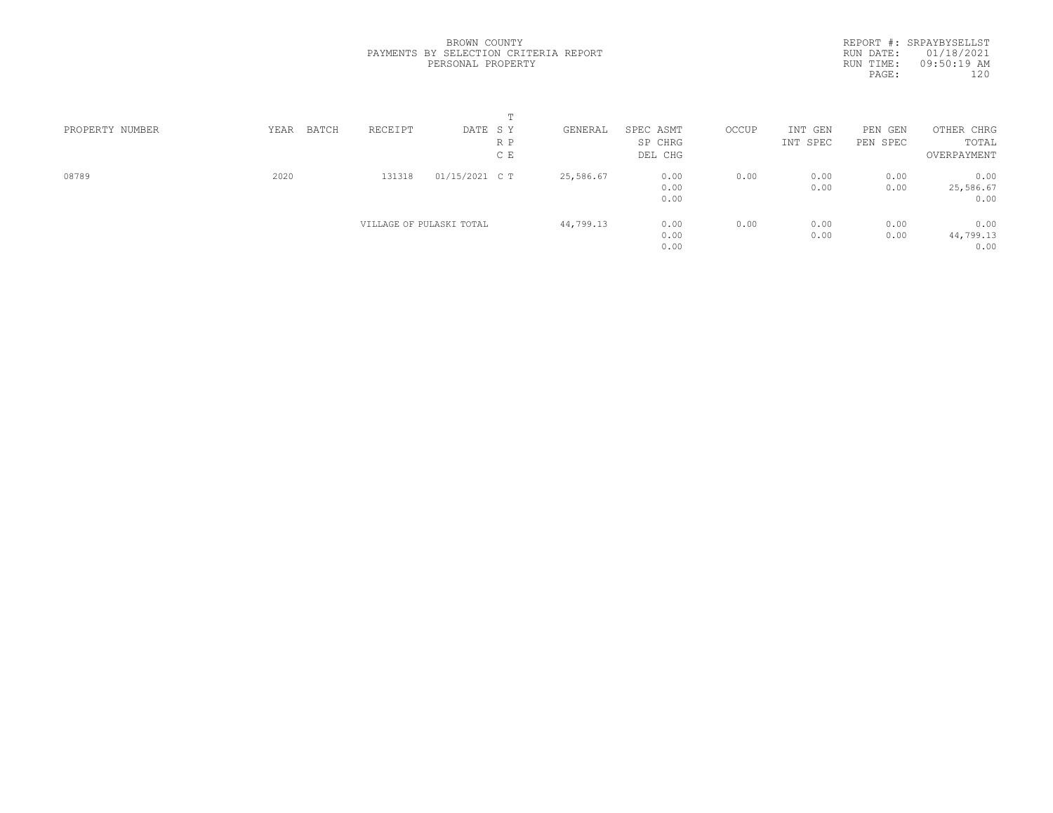BROWN COUNTY
PAYMENTS BY SELECTION CRITERIA REPORT
PERSONAL PROPERTY

REPORT #: SRPAYBYSELLST
RUN DATE: 01/18/2021
RUN TIME: 09:50:19 AM

| PROPERTY NUMBER | YEAR | BATCH | RECEIPT | DATE | T S Y R P C E | GENERAL | SPEC ASMT<br>SP CHRG<br>DEL CHG | OCCUP | INT GEN<br>INT SPEC | PEN GEN<br>PEN SPEC | OTHER CHRG<br>TOTAL<br>OVERPAYMENT |
|---|---|---|---|---|---|---|---|---|---|---|---|
| 08789 | 2020 | | 131318 | 01/15/2021 | C T | 25,586.67 | 0.00<br>0.00<br>0.00 | 0.00 | 0.00<br>0.00 | 0.00<br>0.00 | 0.00<br>25,586.67<br>0.00 |
| | | | VILLAGE OF PULASKI TOTAL | | | 44,799.13 | 0.00<br>0.00<br>0.00 | 0.00 | 0.00<br>0.00 | 0.00<br>0.00 | 0.00<br>44,799.13<br>0.00 |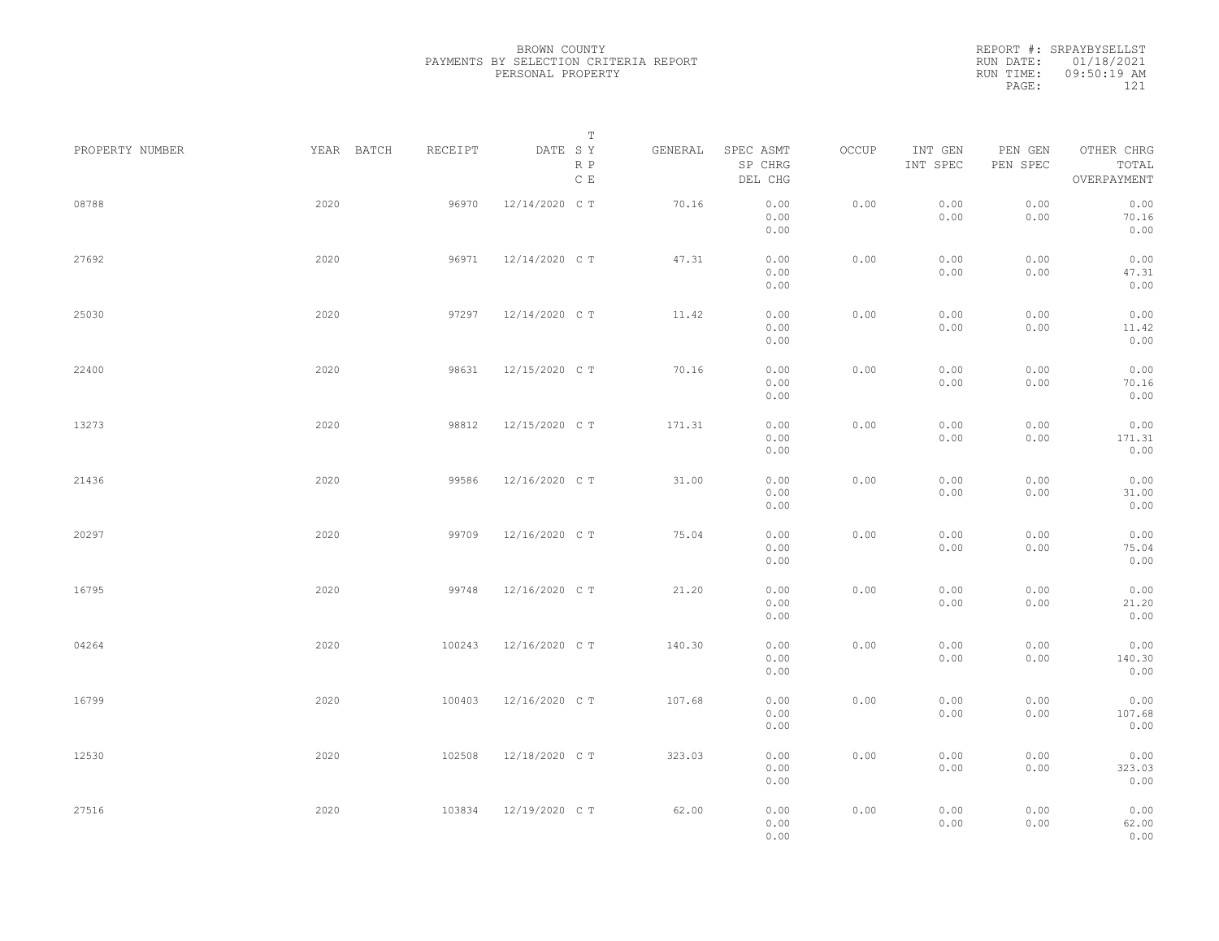BROWN COUNTY
PAYMENTS BY SELECTION CRITERIA REPORT
PERSONAL PROPERTY

REPORT #: SRPAYBYSELLST
RUN DATE: 01/18/2021
RUN TIME: 09:50:19 AM

| PROPERTY NUMBER | YEAR | BATCH | RECEIPT | DATE | T SY RP CE | GENERAL | SPEC ASMT SP CHRG DEL CHG | OCCUP | INT GEN INT SPEC | PEN GEN PEN SPEC | OTHER CHRG TOTAL OVERPAYMENT |
|---|---|---|---|---|---|---|---|---|---|---|---|
| 08788 | 2020 | | 96970 | 12/14/2020 | C T | 70.16 | 0.00 0.00 0.00 | 0.00 | 0.00 0.00 | 0.00 0.00 | 0.00 70.16 0.00 |
| 27692 | 2020 | | 96971 | 12/14/2020 | C T | 47.31 | 0.00 0.00 0.00 | 0.00 | 0.00 0.00 | 0.00 0.00 | 0.00 47.31 0.00 |
| 25030 | 2020 | | 97297 | 12/14/2020 | C T | 11.42 | 0.00 0.00 0.00 | 0.00 | 0.00 0.00 | 0.00 0.00 | 0.00 11.42 0.00 |
| 22400 | 2020 | | 98631 | 12/15/2020 | C T | 70.16 | 0.00 0.00 0.00 | 0.00 | 0.00 0.00 | 0.00 0.00 | 0.00 70.16 0.00 |
| 13273 | 2020 | | 98812 | 12/15/2020 | C T | 171.31 | 0.00 0.00 0.00 | 0.00 | 0.00 0.00 | 0.00 0.00 | 0.00 171.31 0.00 |
| 21436 | 2020 | | 99586 | 12/16/2020 | C T | 31.00 | 0.00 0.00 0.00 | 0.00 | 0.00 0.00 | 0.00 0.00 | 0.00 31.00 0.00 |
| 20297 | 2020 | | 99709 | 12/16/2020 | C T | 75.04 | 0.00 0.00 0.00 | 0.00 | 0.00 0.00 | 0.00 0.00 | 0.00 75.04 0.00 |
| 16795 | 2020 | | 99748 | 12/16/2020 | C T | 21.20 | 0.00 0.00 0.00 | 0.00 | 0.00 0.00 | 0.00 0.00 | 0.00 21.20 0.00 |
| 04264 | 2020 | | 100243 | 12/16/2020 | C T | 140.30 | 0.00 0.00 0.00 | 0.00 | 0.00 0.00 | 0.00 0.00 | 0.00 140.30 0.00 |
| 16799 | 2020 | | 100403 | 12/16/2020 | C T | 107.68 | 0.00 0.00 0.00 | 0.00 | 0.00 0.00 | 0.00 0.00 | 0.00 107.68 0.00 |
| 12530 | 2020 | | 102508 | 12/18/2020 | C T | 323.03 | 0.00 0.00 0.00 | 0.00 | 0.00 0.00 | 0.00 0.00 | 0.00 323.03 0.00 |
| 27516 | 2020 | | 103834 | 12/19/2020 | C T | 62.00 | 0.00 0.00 0.00 | 0.00 | 0.00 0.00 | 0.00 0.00 | 0.00 62.00 0.00 |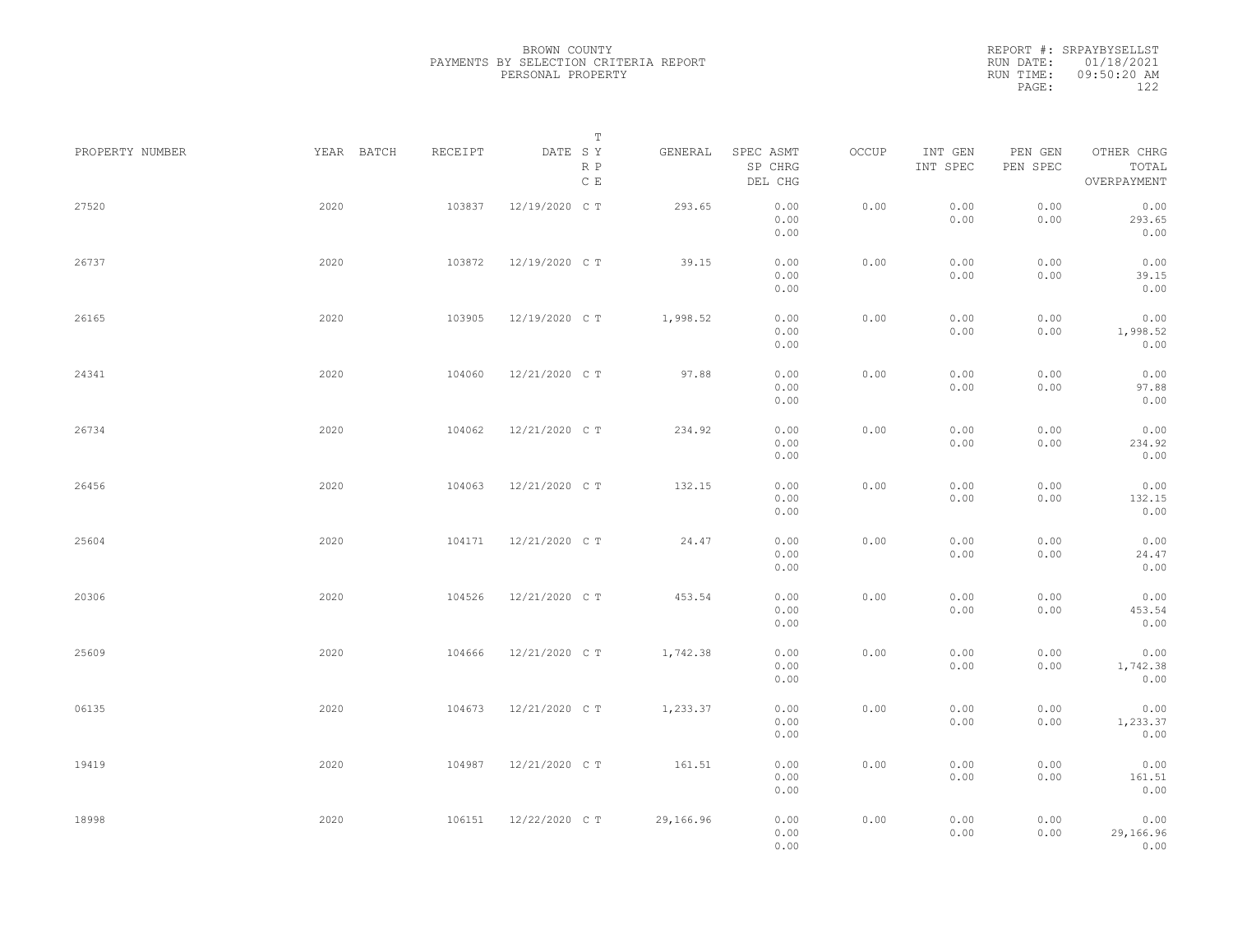BROWN COUNTY
PAYMENTS BY SELECTION CRITERIA REPORT
PERSONAL PROPERTY

REPORT #: SRPAYBYSELLST
RUN DATE: 01/18/2021
RUN TIME: 09:50:20 AM

| PROPERTY NUMBER | YEAR | BATCH | RECEIPT | DATE | T SY RP CE | GENERAL | SPEC ASMT SP CHRG DEL CHG | OCCUP | INT GEN INT SPEC | PEN GEN PEN SPEC | OTHER CHRG TOTAL OVERPAYMENT |
|---|---|---|---|---|---|---|---|---|---|---|---|
| 27520 | 2020 | | 103837 | 12/19/2020 | C T | 293.65 | 0.00 0.00 0.00 | 0.00 | 0.00 0.00 | 0.00 0.00 | 0.00 293.65 0.00 |
| 26737 | 2020 | | 103872 | 12/19/2020 | C T | 39.15 | 0.00 0.00 0.00 | 0.00 | 0.00 0.00 | 0.00 0.00 | 0.00 39.15 0.00 |
| 26165 | 2020 | | 103905 | 12/19/2020 | C T | 1,998.52 | 0.00 0.00 0.00 | 0.00 | 0.00 0.00 | 0.00 0.00 | 0.00 1,998.52 0.00 |
| 24341 | 2020 | | 104060 | 12/21/2020 | C T | 97.88 | 0.00 0.00 0.00 | 0.00 | 0.00 0.00 | 0.00 0.00 | 0.00 97.88 0.00 |
| 26734 | 2020 | | 104062 | 12/21/2020 | C T | 234.92 | 0.00 0.00 0.00 | 0.00 | 0.00 0.00 | 0.00 0.00 | 0.00 234.92 0.00 |
| 26456 | 2020 | | 104063 | 12/21/2020 | C T | 132.15 | 0.00 0.00 0.00 | 0.00 | 0.00 0.00 | 0.00 0.00 | 0.00 132.15 0.00 |
| 25604 | 2020 | | 104171 | 12/21/2020 | C T | 24.47 | 0.00 0.00 0.00 | 0.00 | 0.00 0.00 | 0.00 0.00 | 0.00 24.47 0.00 |
| 20306 | 2020 | | 104526 | 12/21/2020 | C T | 453.54 | 0.00 0.00 0.00 | 0.00 | 0.00 0.00 | 0.00 0.00 | 0.00 453.54 0.00 |
| 25609 | 2020 | | 104666 | 12/21/2020 | C T | 1,742.38 | 0.00 0.00 0.00 | 0.00 | 0.00 0.00 | 0.00 0.00 | 0.00 1,742.38 0.00 |
| 06135 | 2020 | | 104673 | 12/21/2020 | C T | 1,233.37 | 0.00 0.00 0.00 | 0.00 | 0.00 0.00 | 0.00 0.00 | 0.00 1,233.37 0.00 |
| 19419 | 2020 | | 104987 | 12/21/2020 | C T | 161.51 | 0.00 0.00 0.00 | 0.00 | 0.00 0.00 | 0.00 0.00 | 0.00 161.51 0.00 |
| 18998 | 2020 | | 106151 | 12/22/2020 | C T | 29,166.96 | 0.00 0.00 0.00 | 0.00 | 0.00 0.00 | 0.00 0.00 | 0.00 29,166.96 0.00 |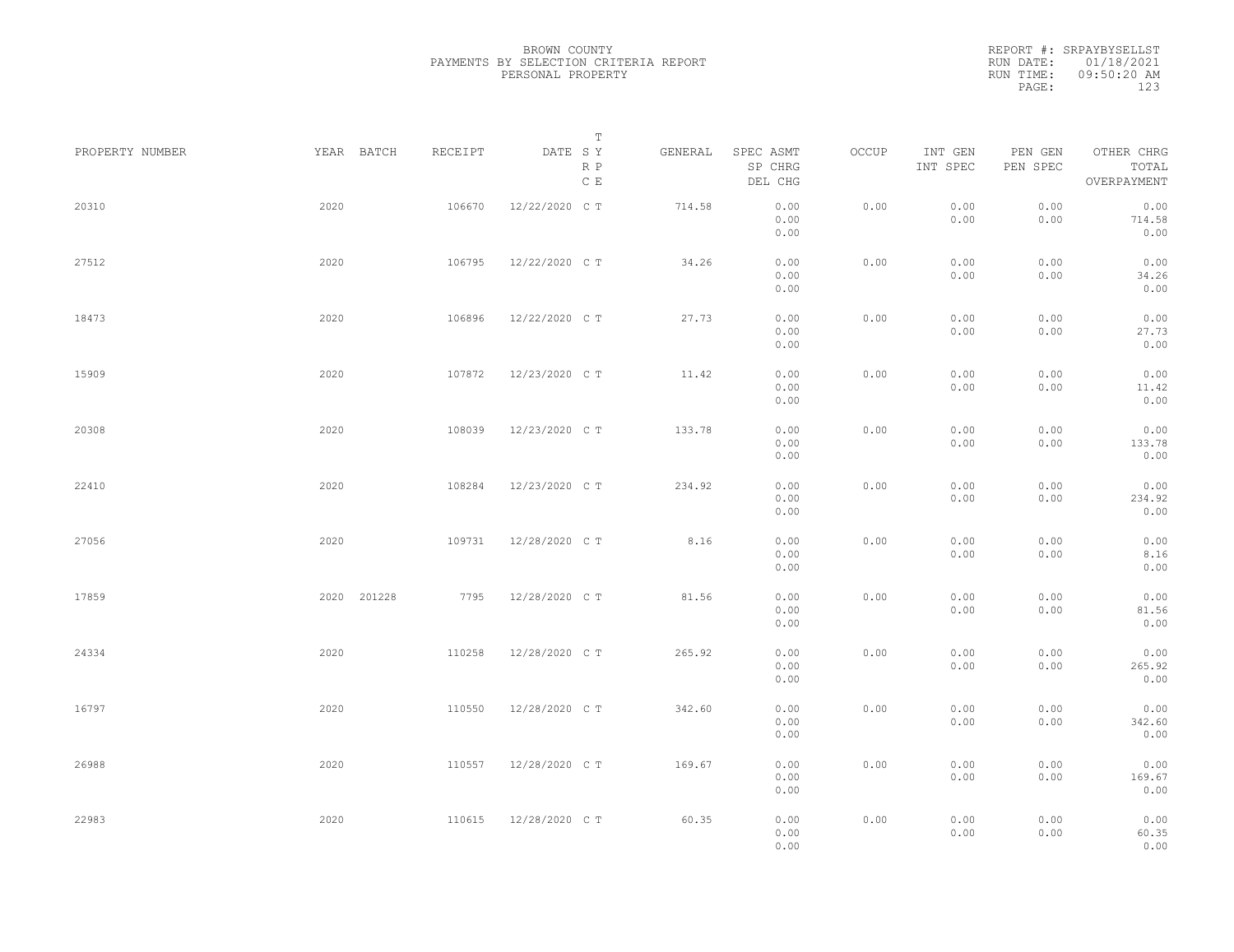BROWN COUNTY
PAYMENTS BY SELECTION CRITERIA REPORT
PERSONAL PROPERTY

REPORT #: SRPAYBYSELLST
RUN DATE: 01/18/2021
RUN TIME: 09:50:20 AM

| PROPERTY NUMBER | YEAR | BATCH | RECEIPT | DATE | T SY RP CE | GENERAL | SPEC ASMT SP CHRG DEL CHG | OCCUP | INT GEN INT SPEC | PEN GEN PEN SPEC | OTHER CHRG TOTAL OVERPAYMENT |
|---|---|---|---|---|---|---|---|---|---|---|---|
| 20310 | 2020 | | 106670 | 12/22/2020 | C T | 714.58 | 0.00 0.00 0.00 | 0.00 | 0.00 0.00 | 0.00 0.00 | 0.00 714.58 0.00 |
| 27512 | 2020 | | 106795 | 12/22/2020 | C T | 34.26 | 0.00 0.00 0.00 | 0.00 | 0.00 0.00 | 0.00 0.00 | 0.00 34.26 0.00 |
| 18473 | 2020 | | 106896 | 12/22/2020 | C T | 27.73 | 0.00 0.00 0.00 | 0.00 | 0.00 0.00 | 0.00 0.00 | 0.00 27.73 0.00 |
| 15909 | 2020 | | 107872 | 12/23/2020 | C T | 11.42 | 0.00 0.00 0.00 | 0.00 | 0.00 0.00 | 0.00 0.00 | 0.00 11.42 0.00 |
| 20308 | 2020 | | 108039 | 12/23/2020 | C T | 133.78 | 0.00 0.00 0.00 | 0.00 | 0.00 0.00 | 0.00 0.00 | 0.00 133.78 0.00 |
| 22410 | 2020 | | 108284 | 12/23/2020 | C T | 234.92 | 0.00 0.00 0.00 | 0.00 | 0.00 0.00 | 0.00 0.00 | 0.00 234.92 0.00 |
| 27056 | 2020 | | 109731 | 12/28/2020 | C T | 8.16 | 0.00 0.00 0.00 | 0.00 | 0.00 0.00 | 0.00 0.00 | 0.00 8.16 0.00 |
| 17859 | 2020 | 201228 | 7795 | 12/28/2020 | C T | 81.56 | 0.00 0.00 0.00 | 0.00 | 0.00 0.00 | 0.00 0.00 | 0.00 81.56 0.00 |
| 24334 | 2020 | | 110258 | 12/28/2020 | C T | 265.92 | 0.00 0.00 0.00 | 0.00 | 0.00 0.00 | 0.00 0.00 | 0.00 265.92 0.00 |
| 16797 | 2020 | | 110550 | 12/28/2020 | C T | 342.60 | 0.00 0.00 0.00 | 0.00 | 0.00 0.00 | 0.00 0.00 | 0.00 342.60 0.00 |
| 26988 | 2020 | | 110557 | 12/28/2020 | C T | 169.67 | 0.00 0.00 0.00 | 0.00 | 0.00 0.00 | 0.00 0.00 | 0.00 169.67 0.00 |
| 22983 | 2020 | | 110615 | 12/28/2020 | C T | 60.35 | 0.00 0.00 0.00 | 0.00 | 0.00 0.00 | 0.00 0.00 | 0.00 60.35 0.00 |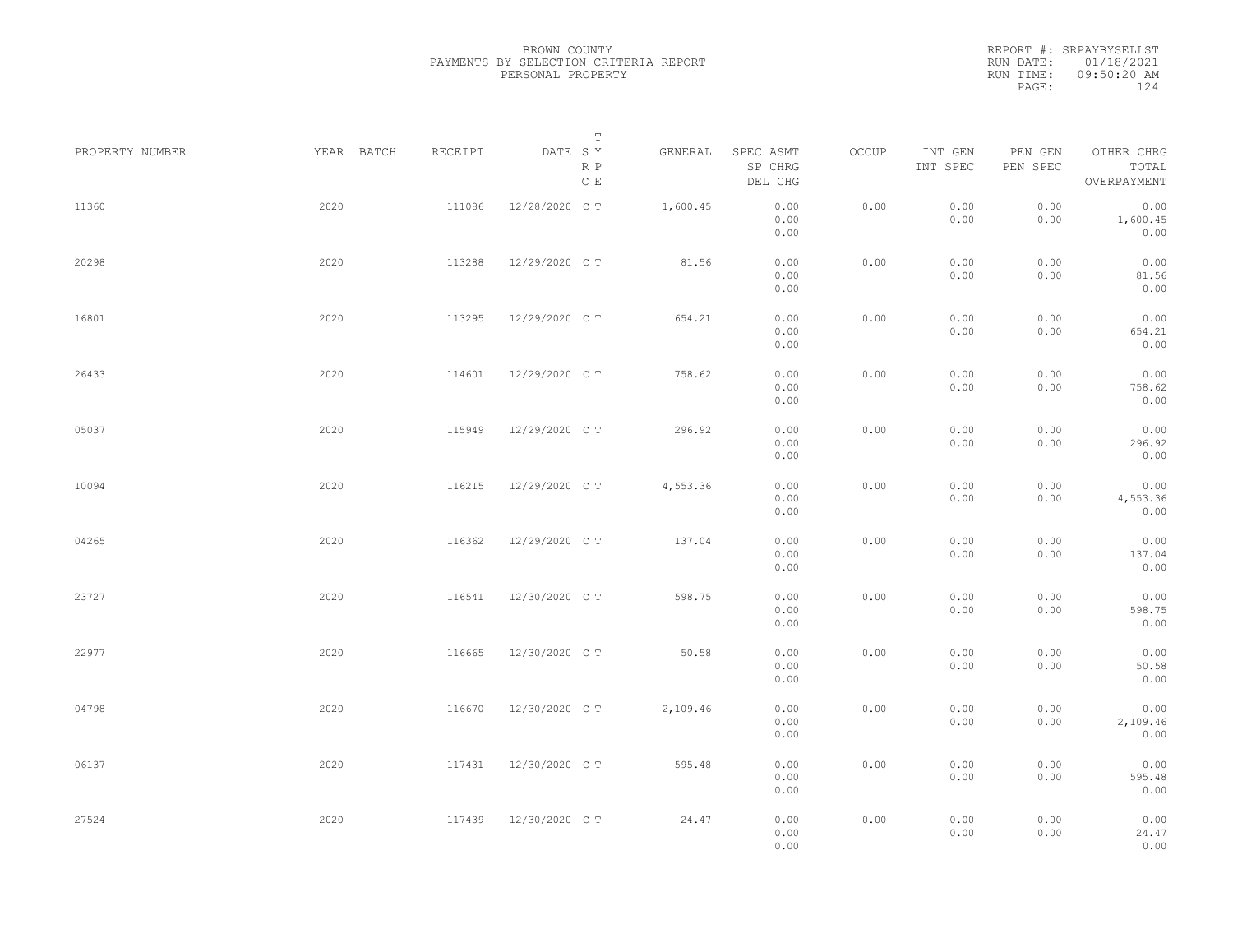BROWN COUNTY
PAYMENTS BY SELECTION CRITERIA REPORT
PERSONAL PROPERTY

REPORT #: SRPAYBYSELLST
RUN DATE: 01/18/2021
RUN TIME: 09:50:20 AM
PAGE: 124

| PROPERTY NUMBER | YEAR | BATCH | RECEIPT | DATE | T SY RP CE | GENERAL | SPEC ASMT / SP CHRG / DEL CHG | OCCUP | INT GEN / INT SPEC | PEN GEN / PEN SPEC | OTHER CHRG / TOTAL / OVERPAYMENT |
|---|---|---|---|---|---|---|---|---|---|---|---|
| 11360 | 2020 | | 111086 | 12/28/2020 | C T | 1,600.45 | 0.00 / 0.00 / 0.00 | 0.00 | 0.00 / 0.00 | 0.00 / 0.00 | 0.00 / 1,600.45 / 0.00 |
| 20298 | 2020 | | 113288 | 12/29/2020 | C T | 81.56 | 0.00 / 0.00 / 0.00 | 0.00 | 0.00 / 0.00 | 0.00 / 0.00 | 0.00 / 81.56 / 0.00 |
| 16801 | 2020 | | 113295 | 12/29/2020 | C T | 654.21 | 0.00 / 0.00 / 0.00 | 0.00 | 0.00 / 0.00 | 0.00 / 0.00 | 0.00 / 654.21 / 0.00 |
| 26433 | 2020 | | 114601 | 12/29/2020 | C T | 758.62 | 0.00 / 0.00 / 0.00 | 0.00 | 0.00 / 0.00 | 0.00 / 0.00 | 0.00 / 758.62 / 0.00 |
| 05037 | 2020 | | 115949 | 12/29/2020 | C T | 296.92 | 0.00 / 0.00 / 0.00 | 0.00 | 0.00 / 0.00 | 0.00 / 0.00 | 0.00 / 296.92 / 0.00 |
| 10094 | 2020 | | 116215 | 12/29/2020 | C T | 4,553.36 | 0.00 / 0.00 / 0.00 | 0.00 | 0.00 / 0.00 | 0.00 / 0.00 | 0.00 / 4,553.36 / 0.00 |
| 04265 | 2020 | | 116362 | 12/29/2020 | C T | 137.04 | 0.00 / 0.00 / 0.00 | 0.00 | 0.00 / 0.00 | 0.00 / 0.00 | 0.00 / 137.04 / 0.00 |
| 23727 | 2020 | | 116541 | 12/30/2020 | C T | 598.75 | 0.00 / 0.00 / 0.00 | 0.00 | 0.00 / 0.00 | 0.00 / 0.00 | 0.00 / 598.75 / 0.00 |
| 22977 | 2020 | | 116665 | 12/30/2020 | C T | 50.58 | 0.00 / 0.00 / 0.00 | 0.00 | 0.00 / 0.00 | 0.00 / 0.00 | 0.00 / 50.58 / 0.00 |
| 04798 | 2020 | | 116670 | 12/30/2020 | C T | 2,109.46 | 0.00 / 0.00 / 0.00 | 0.00 | 0.00 / 0.00 | 0.00 / 0.00 | 0.00 / 2,109.46 / 0.00 |
| 06137 | 2020 | | 117431 | 12/30/2020 | C T | 595.48 | 0.00 / 0.00 / 0.00 | 0.00 | 0.00 / 0.00 | 0.00 / 0.00 | 0.00 / 595.48 / 0.00 |
| 27524 | 2020 | | 117439 | 12/30/2020 | C T | 24.47 | 0.00 / 0.00 / 0.00 | 0.00 | 0.00 / 0.00 | 0.00 / 0.00 | 0.00 / 24.47 / 0.00 |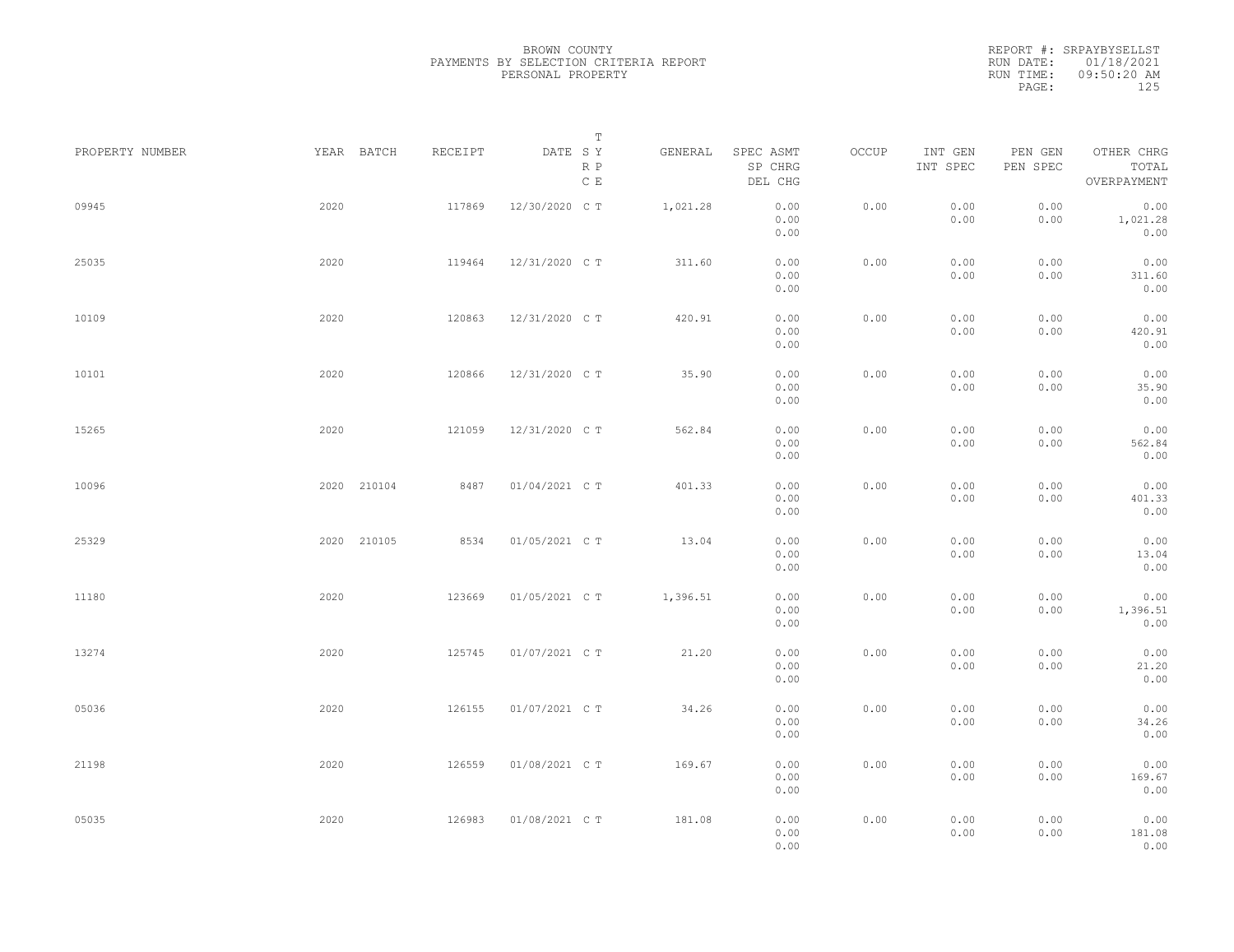BROWN COUNTY
PAYMENTS BY SELECTION CRITERIA REPORT
PERSONAL PROPERTY

REPORT #: SRPAYBYSELLST
RUN DATE: 01/18/2021
RUN TIME: 09:50:20 AM

| PROPERTY NUMBER | YEAR | BATCH | RECEIPT | DATE | T SY RP CE | GENERAL | SPEC ASMT<br>SP CHRG<br>DEL CHG | OCCUP | INT GEN<br>INT SPEC | PEN GEN<br>PEN SPEC | OTHER CHRG<br>TOTAL<br>OVERPAYMENT |
|---|---|---|---|---|---|---|---|---|---|---|---|
| 09945 | 2020 | | 117869 | 12/30/2020 | C T | 1,021.28 | 0.00<br>0.00<br>0.00 | 0.00 | 0.00<br>0.00 | 0.00<br>0.00 | 0.00<br>1,021.28<br>0.00 |
| 25035 | 2020 | | 119464 | 12/31/2020 | C T | 311.60 | 0.00<br>0.00<br>0.00 | 0.00 | 0.00<br>0.00 | 0.00<br>0.00 | 0.00<br>311.60<br>0.00 |
| 10109 | 2020 | | 120863 | 12/31/2020 | C T | 420.91 | 0.00<br>0.00<br>0.00 | 0.00 | 0.00<br>0.00 | 0.00<br>0.00 | 0.00<br>420.91<br>0.00 |
| 10101 | 2020 | | 120866 | 12/31/2020 | C T | 35.90 | 0.00<br>0.00<br>0.00 | 0.00 | 0.00<br>0.00 | 0.00<br>0.00 | 0.00<br>35.90<br>0.00 |
| 15265 | 2020 | | 121059 | 12/31/2020 | C T | 562.84 | 0.00<br>0.00<br>0.00 | 0.00 | 0.00<br>0.00 | 0.00<br>0.00 | 0.00<br>562.84<br>0.00 |
| 10096 | 2020 | 210104 | 8487 | 01/04/2021 | C T | 401.33 | 0.00<br>0.00<br>0.00 | 0.00 | 0.00<br>0.00 | 0.00<br>0.00 | 0.00<br>401.33<br>0.00 |
| 25329 | 2020 | 210105 | 8534 | 01/05/2021 | C T | 13.04 | 0.00<br>0.00<br>0.00 | 0.00 | 0.00<br>0.00 | 0.00<br>0.00 | 0.00<br>13.04<br>0.00 |
| 11180 | 2020 | | 123669 | 01/05/2021 | C T | 1,396.51 | 0.00<br>0.00<br>0.00 | 0.00 | 0.00<br>0.00 | 0.00<br>0.00 | 0.00<br>1,396.51<br>0.00 |
| 13274 | 2020 | | 125745 | 01/07/2021 | C T | 21.20 | 0.00<br>0.00<br>0.00 | 0.00 | 0.00<br>0.00 | 0.00<br>0.00 | 0.00<br>21.20<br>0.00 |
| 05036 | 2020 | | 126155 | 01/07/2021 | C T | 34.26 | 0.00<br>0.00<br>0.00 | 0.00 | 0.00<br>0.00 | 0.00<br>0.00 | 0.00<br>34.26<br>0.00 |
| 21198 | 2020 | | 126559 | 01/08/2021 | C T | 169.67 | 0.00<br>0.00<br>0.00 | 0.00 | 0.00<br>0.00 | 0.00<br>0.00 | 0.00<br>169.67<br>0.00 |
| 05035 | 2020 | | 126983 | 01/08/2021 | C T | 181.08 | 0.00<br>0.00<br>0.00 | 0.00 | 0.00<br>0.00 | 0.00<br>0.00 | 0.00<br>181.08<br>0.00 |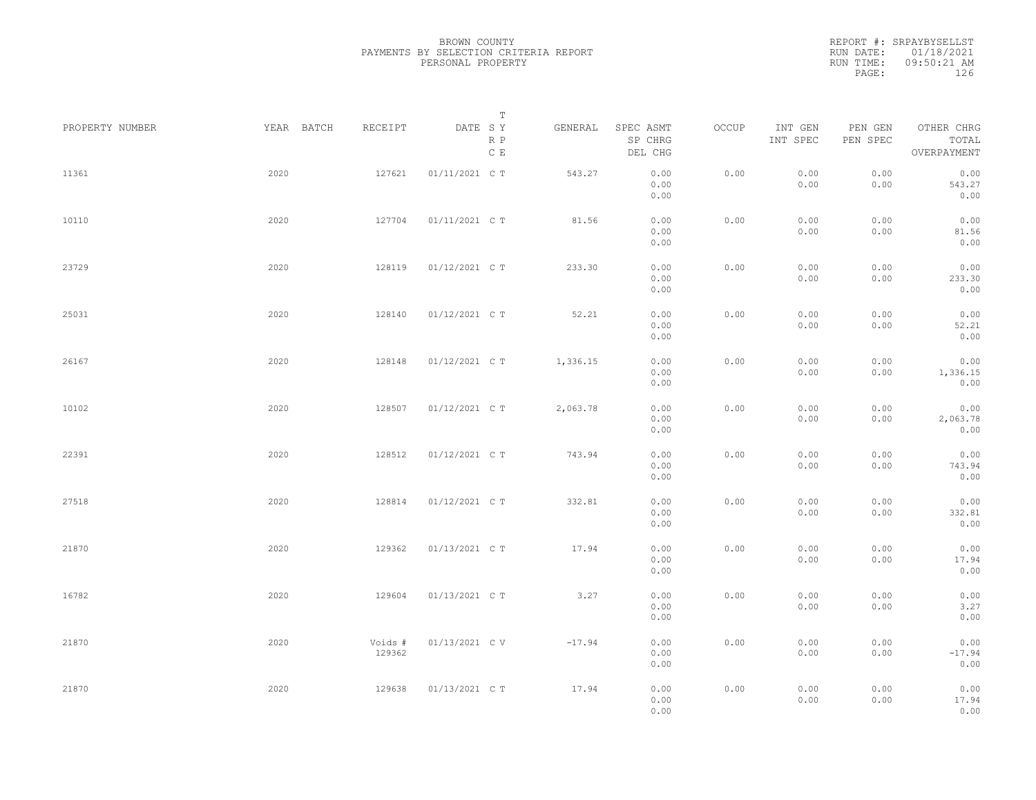BROWN COUNTY
PAYMENTS BY SELECTION CRITERIA REPORT
PERSONAL PROPERTY

REPORT #: SRPAYBYSELLST
RUN DATE: 01/18/2021
RUN TIME: 09:50:21 AM

| PROPERTY NUMBER | YEAR | BATCH | RECEIPT | DATE | T SY RP CE | GENERAL | SPEC ASMT SP CHRG DEL CHG | OCCUP | INT GEN INT SPEC | PEN GEN PEN SPEC | OTHER CHRG TOTAL OVERPAYMENT |
|---|---|---|---|---|---|---|---|---|---|---|---|
| 11361 | 2020 | | 127621 | 01/11/2021 | C T | 543.27 | 0.00 0.00 0.00 | 0.00 | 0.00 0.00 | 0.00 0.00 | 0.00 543.27 0.00 |
| 10110 | 2020 | | 127704 | 01/11/2021 | C T | 81.56 | 0.00 0.00 0.00 | 0.00 | 0.00 0.00 | 0.00 0.00 | 0.00 81.56 0.00 |
| 23729 | 2020 | | 128119 | 01/12/2021 | C T | 233.30 | 0.00 0.00 0.00 | 0.00 | 0.00 0.00 | 0.00 0.00 | 0.00 233.30 0.00 |
| 25031 | 2020 | | 128140 | 01/12/2021 | C T | 52.21 | 0.00 0.00 0.00 | 0.00 | 0.00 0.00 | 0.00 0.00 | 0.00 52.21 0.00 |
| 26167 | 2020 | | 128148 | 01/12/2021 | C T | 1,336.15 | 0.00 0.00 0.00 | 0.00 | 0.00 0.00 | 0.00 0.00 | 0.00 1,336.15 0.00 |
| 10102 | 2020 | | 128507 | 01/12/2021 | C T | 2,063.78 | 0.00 0.00 0.00 | 0.00 | 0.00 0.00 | 0.00 0.00 | 0.00 2,063.78 0.00 |
| 22391 | 2020 | | 128512 | 01/12/2021 | C T | 743.94 | 0.00 0.00 0.00 | 0.00 | 0.00 0.00 | 0.00 0.00 | 0.00 743.94 0.00 |
| 27518 | 2020 | | 128814 | 01/12/2021 | C T | 332.81 | 0.00 0.00 0.00 | 0.00 | 0.00 0.00 | 0.00 0.00 | 0.00 332.81 0.00 |
| 21870 | 2020 | | 129362 | 01/13/2021 | C T | 17.94 | 0.00 0.00 0.00 | 0.00 | 0.00 0.00 | 0.00 0.00 | 0.00 17.94 0.00 |
| 16782 | 2020 | | 129604 | 01/13/2021 | C T | 3.27 | 0.00 0.00 0.00 | 0.00 | 0.00 0.00 | 0.00 0.00 | 0.00 3.27 0.00 |
| 21870 | 2020 | | Voids # 129362 | 01/13/2021 | C V | -17.94 | 0.00 0.00 0.00 | 0.00 | 0.00 0.00 | 0.00 0.00 | 0.00 -17.94 0.00 |
| 21870 | 2020 | | 129638 | 01/13/2021 | C T | 17.94 | 0.00 0.00 0.00 | 0.00 | 0.00 0.00 | 0.00 0.00 | 0.00 17.94 0.00 |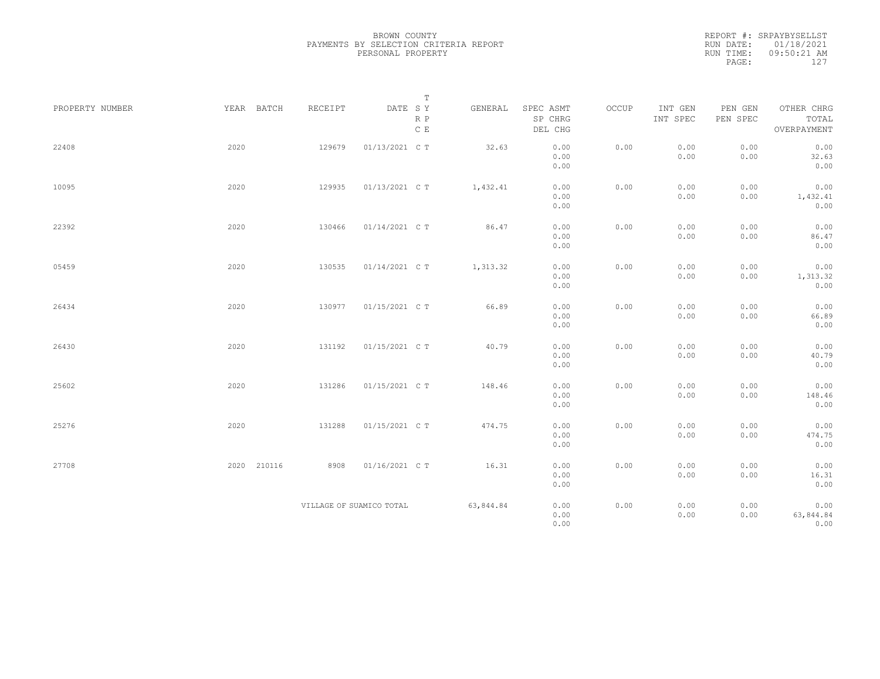BROWN COUNTY
PAYMENTS BY SELECTION CRITERIA REPORT
PERSONAL PROPERTY

REPORT #: SRPAYBYSELLST
RUN DATE: 01/18/2021
RUN TIME: 09:50:21 AM

| PROPERTY NUMBER | YEAR | BATCH | RECEIPT | DATE | T SY RP CE | GENERAL | SPEC ASMT / SP CHRG / DEL CHG | OCCUP | INT GEN / INT SPEC | PEN GEN / PEN SPEC | OTHER CHRG / TOTAL / OVERPAYMENT |
|---|---|---|---|---|---|---|---|---|---|---|---|
| 22408 | 2020 | | 129679 | 01/13/2021 | C T | 32.63 | 0.00 / 0.00 / 0.00 | 0.00 | 0.00 / 0.00 | 0.00 / 0.00 | 0.00 / 32.63 / 0.00 |
| 10095 | 2020 | | 129935 | 01/13/2021 | C T | 1,432.41 | 0.00 / 0.00 / 0.00 | 0.00 | 0.00 / 0.00 | 0.00 / 0.00 | 0.00 / 1,432.41 / 0.00 |
| 22392 | 2020 | | 130466 | 01/14/2021 | C T | 86.47 | 0.00 / 0.00 / 0.00 | 0.00 | 0.00 / 0.00 | 0.00 / 0.00 | 0.00 / 86.47 / 0.00 |
| 05459 | 2020 | | 130535 | 01/14/2021 | C T | 1,313.32 | 0.00 / 0.00 / 0.00 | 0.00 | 0.00 / 0.00 | 0.00 / 0.00 | 0.00 / 1,313.32 / 0.00 |
| 26434 | 2020 | | 130977 | 01/15/2021 | C T | 66.89 | 0.00 / 0.00 / 0.00 | 0.00 | 0.00 / 0.00 | 0.00 / 0.00 | 0.00 / 66.89 / 0.00 |
| 26430 | 2020 | | 131192 | 01/15/2021 | C T | 40.79 | 0.00 / 0.00 / 0.00 | 0.00 | 0.00 / 0.00 | 0.00 / 0.00 | 0.00 / 40.79 / 0.00 |
| 25602 | 2020 | | 131286 | 01/15/2021 | C T | 148.46 | 0.00 / 0.00 / 0.00 | 0.00 | 0.00 / 0.00 | 0.00 / 0.00 | 0.00 / 148.46 / 0.00 |
| 25276 | 2020 | | 131288 | 01/15/2021 | C T | 474.75 | 0.00 / 0.00 / 0.00 | 0.00 | 0.00 / 0.00 | 0.00 / 0.00 | 0.00 / 474.75 / 0.00 |
| 27708 | 2020 | 210116 | 8908 | 01/16/2021 | C T | 16.31 | 0.00 / 0.00 / 0.00 | 0.00 | 0.00 / 0.00 | 0.00 / 0.00 | 0.00 / 16.31 / 0.00 |
| | | | VILLAGE OF SUAMICO TOTAL | | | 63,844.84 | 0.00 / 0.00 / 0.00 | 0.00 | 0.00 / 0.00 | 0.00 / 0.00 | 0.00 / 63,844.84 / 0.00 |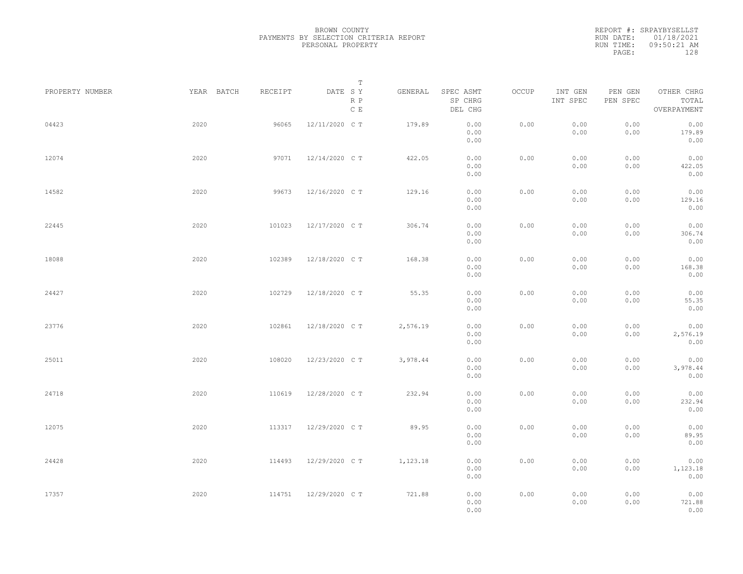BROWN COUNTY
PAYMENTS BY SELECTION CRITERIA REPORT
PERSONAL PROPERTY

REPORT #: SRPAYBYSELLST
RUN DATE: 01/18/2021
RUN TIME: 09:50:21 AM

| PROPERTY NUMBER | YEAR | BATCH | RECEIPT | DATE | T SY RP CE | GENERAL | SPEC ASMT / SP CHRG / DEL CHG | OCCUP | INT GEN / INT SPEC | PEN GEN / PEN SPEC | OTHER CHRG / TOTAL / OVERPAYMENT |
|---|---|---|---|---|---|---|---|---|---|---|---|
| 04423 | 2020 | | 96065 | 12/11/2020 | C T | 179.89 | 0.00 / 0.00 / 0.00 | 0.00 | 0.00 / 0.00 | 0.00 / 0.00 | 0.00 / 179.89 / 0.00 |
| 12074 | 2020 | | 97071 | 12/14/2020 | C T | 422.05 | 0.00 / 0.00 / 0.00 | 0.00 | 0.00 / 0.00 | 0.00 / 0.00 | 0.00 / 422.05 / 0.00 |
| 14582 | 2020 | | 99673 | 12/16/2020 | C T | 129.16 | 0.00 / 0.00 / 0.00 | 0.00 | 0.00 / 0.00 | 0.00 / 0.00 | 0.00 / 129.16 / 0.00 |
| 22445 | 2020 | | 101023 | 12/17/2020 | C T | 306.74 | 0.00 / 0.00 / 0.00 | 0.00 | 0.00 / 0.00 | 0.00 / 0.00 | 0.00 / 306.74 / 0.00 |
| 18088 | 2020 | | 102389 | 12/18/2020 | C T | 168.38 | 0.00 / 0.00 / 0.00 | 0.00 | 0.00 / 0.00 | 0.00 / 0.00 | 0.00 / 168.38 / 0.00 |
| 24427 | 2020 | | 102729 | 12/18/2020 | C T | 55.35 | 0.00 / 0.00 / 0.00 | 0.00 | 0.00 / 0.00 | 0.00 / 0.00 | 0.00 / 55.35 / 0.00 |
| 23776 | 2020 | | 102861 | 12/18/2020 | C T | 2,576.19 | 0.00 / 0.00 / 0.00 | 0.00 | 0.00 / 0.00 | 0.00 / 0.00 | 0.00 / 2,576.19 / 0.00 |
| 25011 | 2020 | | 108020 | 12/23/2020 | C T | 3,978.44 | 0.00 / 0.00 / 0.00 | 0.00 | 0.00 / 0.00 | 0.00 / 0.00 | 0.00 / 3,978.44 / 0.00 |
| 24718 | 2020 | | 110619 | 12/28/2020 | C T | 232.94 | 0.00 / 0.00 / 0.00 | 0.00 | 0.00 / 0.00 | 0.00 / 0.00 | 0.00 / 232.94 / 0.00 |
| 12075 | 2020 | | 113317 | 12/29/2020 | C T | 89.95 | 0.00 / 0.00 / 0.00 | 0.00 | 0.00 / 0.00 | 0.00 / 0.00 | 0.00 / 89.95 / 0.00 |
| 24428 | 2020 | | 114493 | 12/29/2020 | C T | 1,123.18 | 0.00 / 0.00 / 0.00 | 0.00 | 0.00 / 0.00 | 0.00 / 0.00 | 0.00 / 1,123.18 / 0.00 |
| 17357 | 2020 | | 114751 | 12/29/2020 | C T | 721.88 | 0.00 / 0.00 / 0.00 | 0.00 | 0.00 / 0.00 | 0.00 / 0.00 | 0.00 / 721.88 / 0.00 |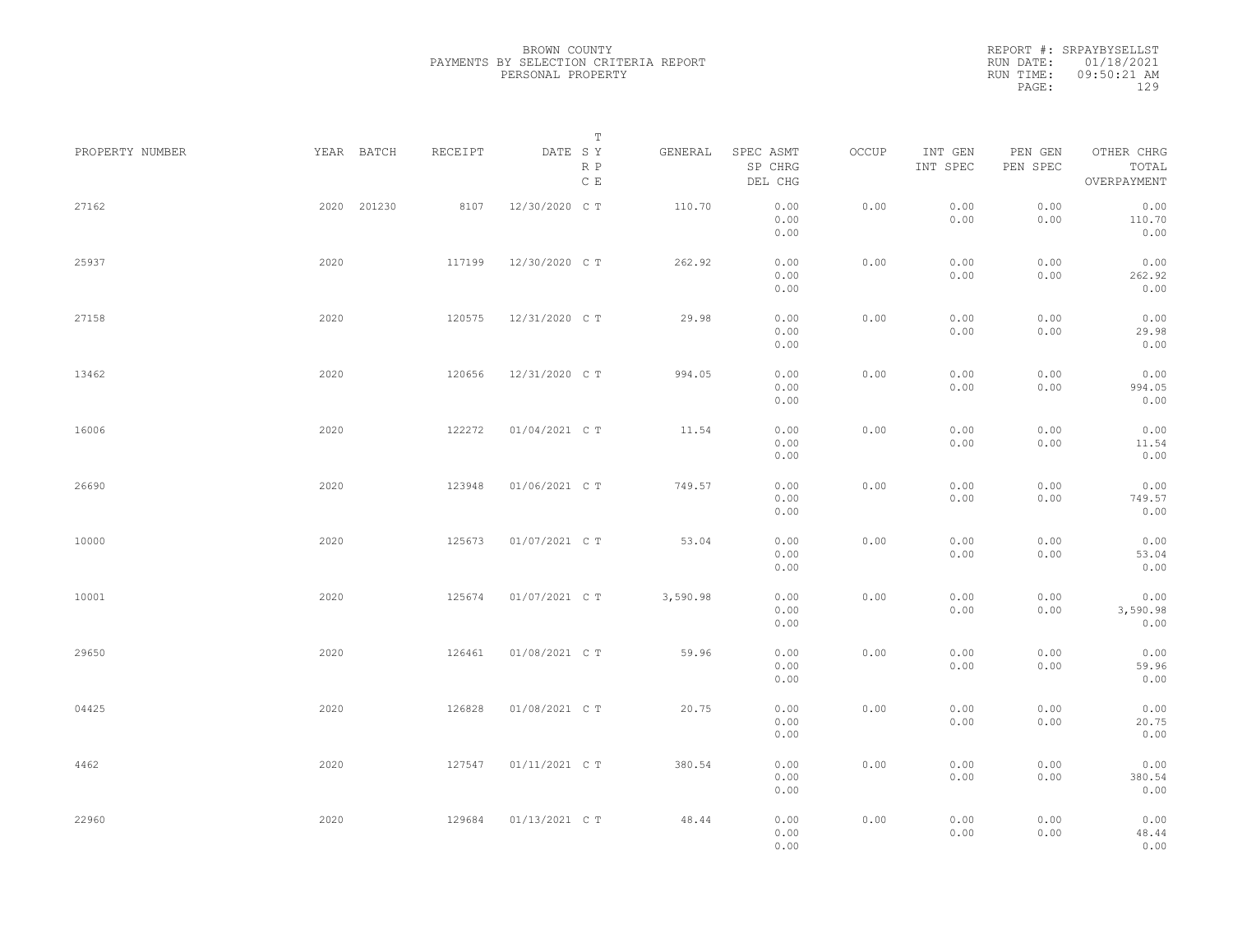BROWN COUNTY
PAYMENTS BY SELECTION CRITERIA REPORT
PERSONAL PROPERTY

REPORT #: SRPAYBYSELLST
RUN DATE: 01/18/2021
RUN TIME: 09:50:21 AM

| PROPERTY NUMBER | YEAR | BATCH | RECEIPT | DATE | T S Y R P C E | GENERAL | SPEC ASMT SP CHRG DEL CHG | OCCUP | INT GEN INT SPEC | PEN GEN PEN SPEC | OTHER CHRG TOTAL OVERPAYMENT |
|---|---|---|---|---|---|---|---|---|---|---|---|
| 27162 | 2020 | 201230 | 8107 | 12/30/2020 | C T | 110.70 | 0.00 0.00 0.00 | 0.00 | 0.00 0.00 | 0.00 0.00 | 0.00 110.70 0.00 |
| 25937 | 2020 | | 117199 | 12/30/2020 | C T | 262.92 | 0.00 0.00 0.00 | 0.00 | 0.00 0.00 | 0.00 0.00 | 0.00 262.92 0.00 |
| 27158 | 2020 | | 120575 | 12/31/2020 | C T | 29.98 | 0.00 0.00 0.00 | 0.00 | 0.00 0.00 | 0.00 0.00 | 0.00 29.98 0.00 |
| 13462 | 2020 | | 120656 | 12/31/2020 | C T | 994.05 | 0.00 0.00 0.00 | 0.00 | 0.00 0.00 | 0.00 0.00 | 0.00 994.05 0.00 |
| 16006 | 2020 | | 122272 | 01/04/2021 | C T | 11.54 | 0.00 0.00 0.00 | 0.00 | 0.00 0.00 | 0.00 0.00 | 0.00 11.54 0.00 |
| 26690 | 2020 | | 123948 | 01/06/2021 | C T | 749.57 | 0.00 0.00 0.00 | 0.00 | 0.00 0.00 | 0.00 0.00 | 0.00 749.57 0.00 |
| 10000 | 2020 | | 125673 | 01/07/2021 | C T | 53.04 | 0.00 0.00 0.00 | 0.00 | 0.00 0.00 | 0.00 0.00 | 0.00 53.04 0.00 |
| 10001 | 2020 | | 125674 | 01/07/2021 | C T | 3,590.98 | 0.00 0.00 0.00 | 0.00 | 0.00 0.00 | 0.00 0.00 | 0.00 3,590.98 0.00 |
| 29650 | 2020 | | 126461 | 01/08/2021 | C T | 59.96 | 0.00 0.00 0.00 | 0.00 | 0.00 0.00 | 0.00 0.00 | 0.00 59.96 0.00 |
| 04425 | 2020 | | 126828 | 01/08/2021 | C T | 20.75 | 0.00 0.00 0.00 | 0.00 | 0.00 0.00 | 0.00 0.00 | 0.00 20.75 0.00 |
| 4462 | 2020 | | 127547 | 01/11/2021 | C T | 380.54 | 0.00 0.00 0.00 | 0.00 | 0.00 0.00 | 0.00 0.00 | 0.00 380.54 0.00 |
| 22960 | 2020 | | 129684 | 01/13/2021 | C T | 48.44 | 0.00 0.00 0.00 | 0.00 | 0.00 0.00 | 0.00 0.00 | 0.00 48.44 0.00 |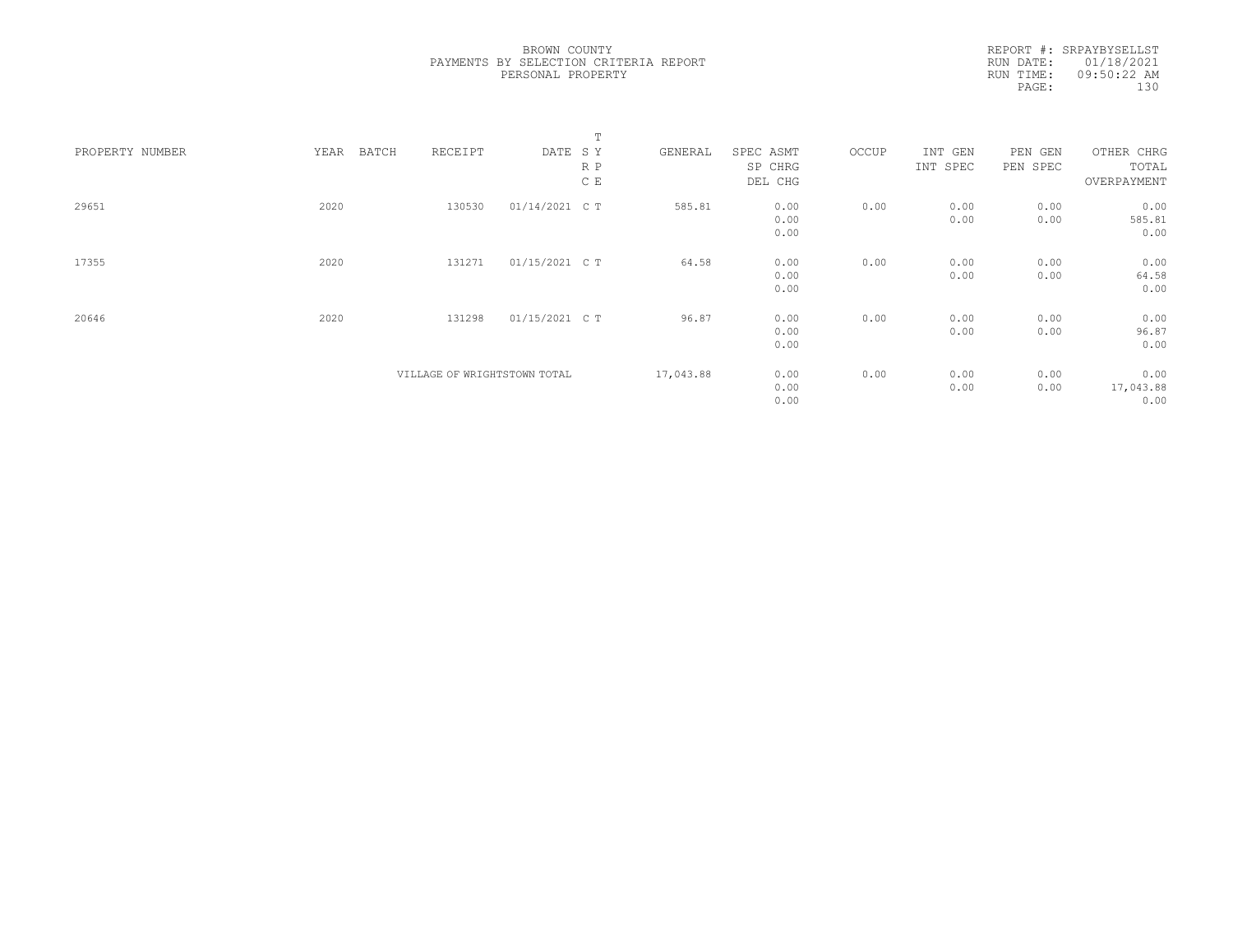BROWN COUNTY
PAYMENTS BY SELECTION CRITERIA REPORT
PERSONAL PROPERTY

REPORT #: SRPAYBYSELLST
RUN DATE: 01/18/2021
RUN TIME: 09:50:22 AM

| PROPERTY NUMBER | YEAR | BATCH | RECEIPT | DATE | T SY RP CE | GENERAL | SPEC ASMT / SP CHRG / DEL CHG | OCCUP | INT GEN / INT SPEC | PEN GEN / PEN SPEC | OTHER CHRG / TOTAL / OVERPAYMENT |
|---|---|---|---|---|---|---|---|---|---|---|---|
| 29651 | 2020 | | 130530 | 01/14/2021 | C T | 585.81 | 0.00 / 0.00 / 0.00 | 0.00 | 0.00 / 0.00 | 0.00 / 0.00 | 0.00 / 585.81 / 0.00 |
| 17355 | 2020 | | 131271 | 01/15/2021 | C T | 64.58 | 0.00 / 0.00 / 0.00 | 0.00 | 0.00 / 0.00 | 0.00 / 0.00 | 0.00 / 64.58 / 0.00 |
| 20646 | 2020 | | 131298 | 01/15/2021 | C T | 96.87 | 0.00 / 0.00 / 0.00 | 0.00 | 0.00 / 0.00 | 0.00 / 0.00 | 0.00 / 96.87 / 0.00 |
| | | | VILLAGE OF WRIGHTSTOWN TOTAL | | | 17,043.88 | 0.00 / 0.00 / 0.00 | 0.00 | 0.00 / 0.00 | 0.00 / 0.00 | 0.00 / 17,043.88 / 0.00 |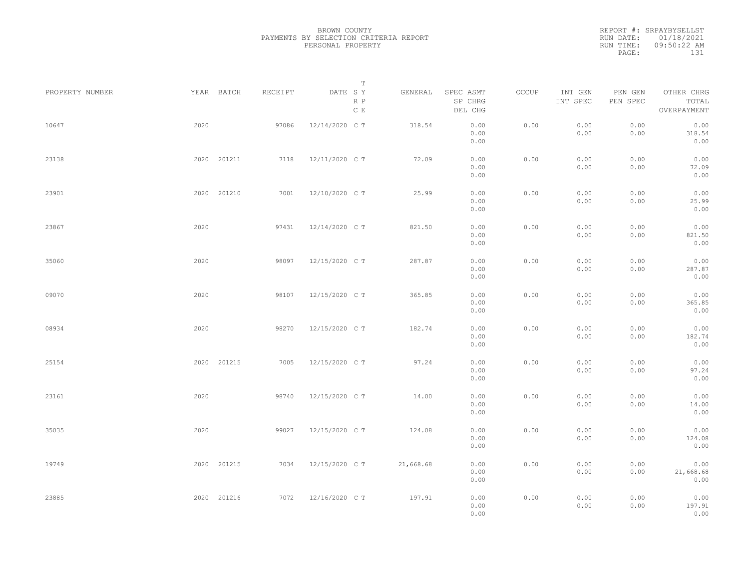BROWN COUNTY
PAYMENTS BY SELECTION CRITERIA REPORT
PERSONAL PROPERTY

REPORT #: SRPAYBYSELLST
RUN DATE: 01/18/2021
RUN TIME: 09:50:22 AM

| PROPERTY NUMBER | YEAR | BATCH | RECEIPT | DATE | T SY RP CE | GENERAL | SPEC ASMT SP CHRG DEL CHG | OCCUP | INT GEN INT SPEC | PEN GEN PEN SPEC | OTHER CHRG TOTAL OVERPAYMENT |
|---|---|---|---|---|---|---|---|---|---|---|---|
| 10647 | 2020 | | 97086 | 12/14/2020 | C T | 318.54 | 0.00 0.00 0.00 | 0.00 | 0.00 0.00 | 0.00 0.00 | 0.00 318.54 0.00 |
| 23138 | 2020 | 201211 | 7118 | 12/11/2020 | C T | 72.09 | 0.00 0.00 0.00 | 0.00 | 0.00 0.00 | 0.00 0.00 | 0.00 72.09 0.00 |
| 23901 | 2020 | 201210 | 7001 | 12/10/2020 | C T | 25.99 | 0.00 0.00 0.00 | 0.00 | 0.00 0.00 | 0.00 0.00 | 0.00 25.99 0.00 |
| 23867 | 2020 | | 97431 | 12/14/2020 | C T | 821.50 | 0.00 0.00 0.00 | 0.00 | 0.00 0.00 | 0.00 0.00 | 0.00 821.50 0.00 |
| 35060 | 2020 | | 98097 | 12/15/2020 | C T | 287.87 | 0.00 0.00 0.00 | 0.00 | 0.00 0.00 | 0.00 0.00 | 0.00 287.87 0.00 |
| 09070 | 2020 | | 98107 | 12/15/2020 | C T | 365.85 | 0.00 0.00 0.00 | 0.00 | 0.00 0.00 | 0.00 0.00 | 0.00 365.85 0.00 |
| 08934 | 2020 | | 98270 | 12/15/2020 | C T | 182.74 | 0.00 0.00 0.00 | 0.00 | 0.00 0.00 | 0.00 0.00 | 0.00 182.74 0.00 |
| 25154 | 2020 | 201215 | 7005 | 12/15/2020 | C T | 97.24 | 0.00 0.00 0.00 | 0.00 | 0.00 0.00 | 0.00 0.00 | 0.00 97.24 0.00 |
| 23161 | 2020 | | 98740 | 12/15/2020 | C T | 14.00 | 0.00 0.00 0.00 | 0.00 | 0.00 0.00 | 0.00 0.00 | 0.00 14.00 0.00 |
| 35035 | 2020 | | 99027 | 12/15/2020 | C T | 124.08 | 0.00 0.00 0.00 | 0.00 | 0.00 0.00 | 0.00 0.00 | 0.00 124.08 0.00 |
| 19749 | 2020 | 201215 | 7034 | 12/15/2020 | C T | 21,668.68 | 0.00 0.00 0.00 | 0.00 | 0.00 0.00 | 0.00 0.00 | 0.00 21,668.68 0.00 |
| 23885 | 2020 | 201216 | 7072 | 12/16/2020 | C T | 197.91 | 0.00 0.00 0.00 | 0.00 | 0.00 0.00 | 0.00 0.00 | 0.00 197.91 0.00 |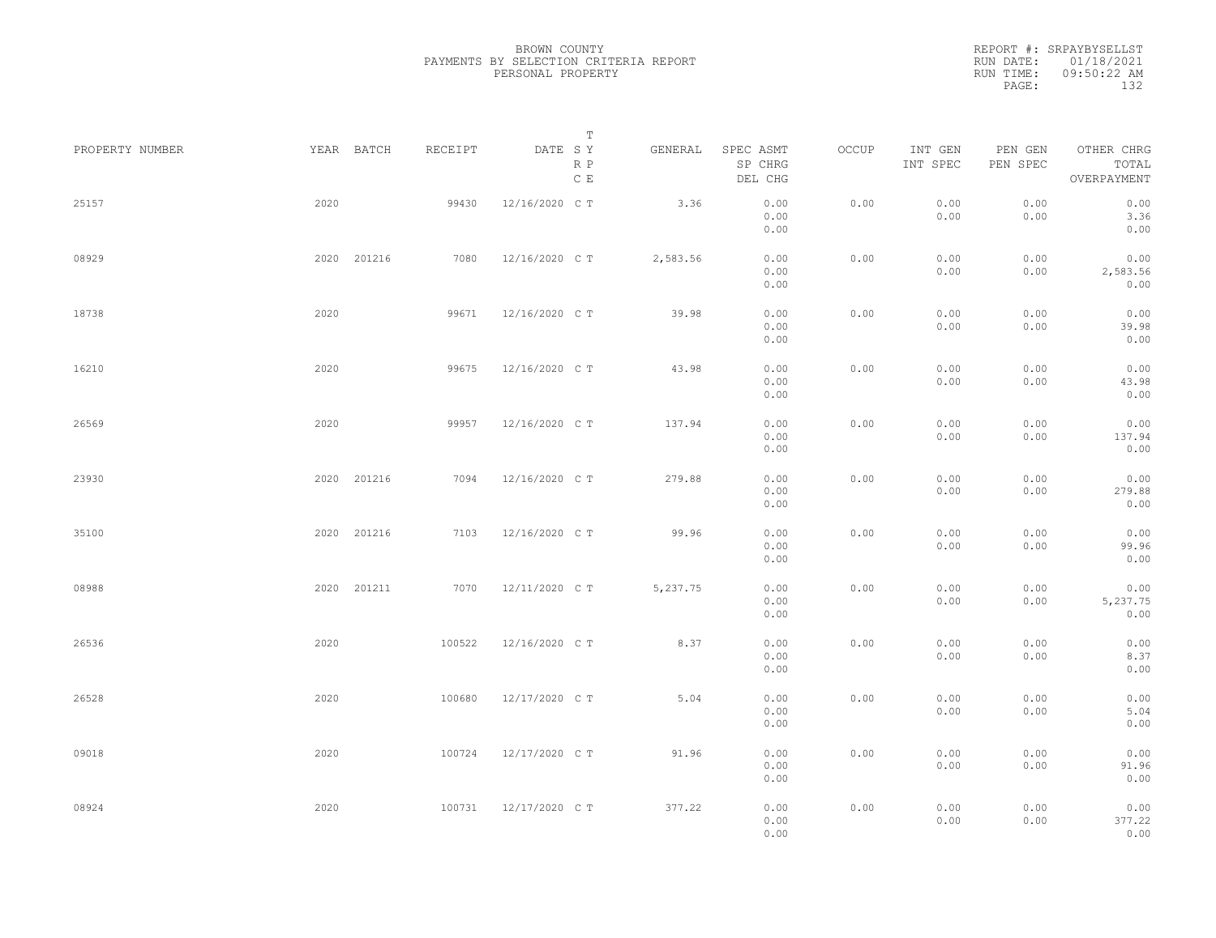BROWN COUNTY
PAYMENTS BY SELECTION CRITERIA REPORT
PERSONAL PROPERTY

REPORT #: SRPAYBYSELLST
RUN DATE: 01/18/2021
RUN TIME: 09:50:22 AM

| PROPERTY NUMBER | YEAR | BATCH | RECEIPT | DATE | T SY RP CE | GENERAL | SPEC ASMT / SP CHRG / DEL CHG | OCCUP | INT GEN / INT SPEC | PEN GEN / PEN SPEC | OTHER CHRG / TOTAL / OVERPAYMENT |
|---|---|---|---|---|---|---|---|---|---|---|---|
| 25157 | 2020 | | 99430 | 12/16/2020 | C T | 3.36 | 0.00 / 0.00 / 0.00 | 0.00 | 0.00 / 0.00 | 0.00 / 0.00 | 0.00 / 3.36 / 0.00 |
| 08929 | 2020 | 201216 | 7080 | 12/16/2020 | C T | 2,583.56 | 0.00 / 0.00 / 0.00 | 0.00 | 0.00 / 0.00 | 0.00 / 0.00 | 0.00 / 2,583.56 / 0.00 |
| 18738 | 2020 | | 99671 | 12/16/2020 | C T | 39.98 | 0.00 / 0.00 / 0.00 | 0.00 | 0.00 / 0.00 | 0.00 / 0.00 | 0.00 / 39.98 / 0.00 |
| 16210 | 2020 | | 99675 | 12/16/2020 | C T | 43.98 | 0.00 / 0.00 / 0.00 | 0.00 | 0.00 / 0.00 | 0.00 / 0.00 | 0.00 / 43.98 / 0.00 |
| 26569 | 2020 | | 99957 | 12/16/2020 | C T | 137.94 | 0.00 / 0.00 / 0.00 | 0.00 | 0.00 / 0.00 | 0.00 / 0.00 | 0.00 / 137.94 / 0.00 |
| 23930 | 2020 | 201216 | 7094 | 12/16/2020 | C T | 279.88 | 0.00 / 0.00 / 0.00 | 0.00 | 0.00 / 0.00 | 0.00 / 0.00 | 0.00 / 279.88 / 0.00 |
| 35100 | 2020 | 201216 | 7103 | 12/16/2020 | C T | 99.96 | 0.00 / 0.00 / 0.00 | 0.00 | 0.00 / 0.00 | 0.00 / 0.00 | 0.00 / 99.96 / 0.00 |
| 08988 | 2020 | 201211 | 7070 | 12/11/2020 | C T | 5,237.75 | 0.00 / 0.00 / 0.00 | 0.00 | 0.00 / 0.00 | 0.00 / 0.00 | 0.00 / 5,237.75 / 0.00 |
| 26536 | 2020 | | 100522 | 12/16/2020 | C T | 8.37 | 0.00 / 0.00 / 0.00 | 0.00 | 0.00 / 0.00 | 0.00 / 0.00 | 0.00 / 8.37 / 0.00 |
| 26528 | 2020 | | 100680 | 12/17/2020 | C T | 5.04 | 0.00 / 0.00 / 0.00 | 0.00 | 0.00 / 0.00 | 0.00 / 0.00 | 0.00 / 5.04 / 0.00 |
| 09018 | 2020 | | 100724 | 12/17/2020 | C T | 91.96 | 0.00 / 0.00 / 0.00 | 0.00 | 0.00 / 0.00 | 0.00 / 0.00 | 0.00 / 91.96 / 0.00 |
| 08924 | 2020 | | 100731 | 12/17/2020 | C T | 377.22 | 0.00 / 0.00 / 0.00 | 0.00 | 0.00 / 0.00 | 0.00 / 0.00 | 0.00 / 377.22 / 0.00 |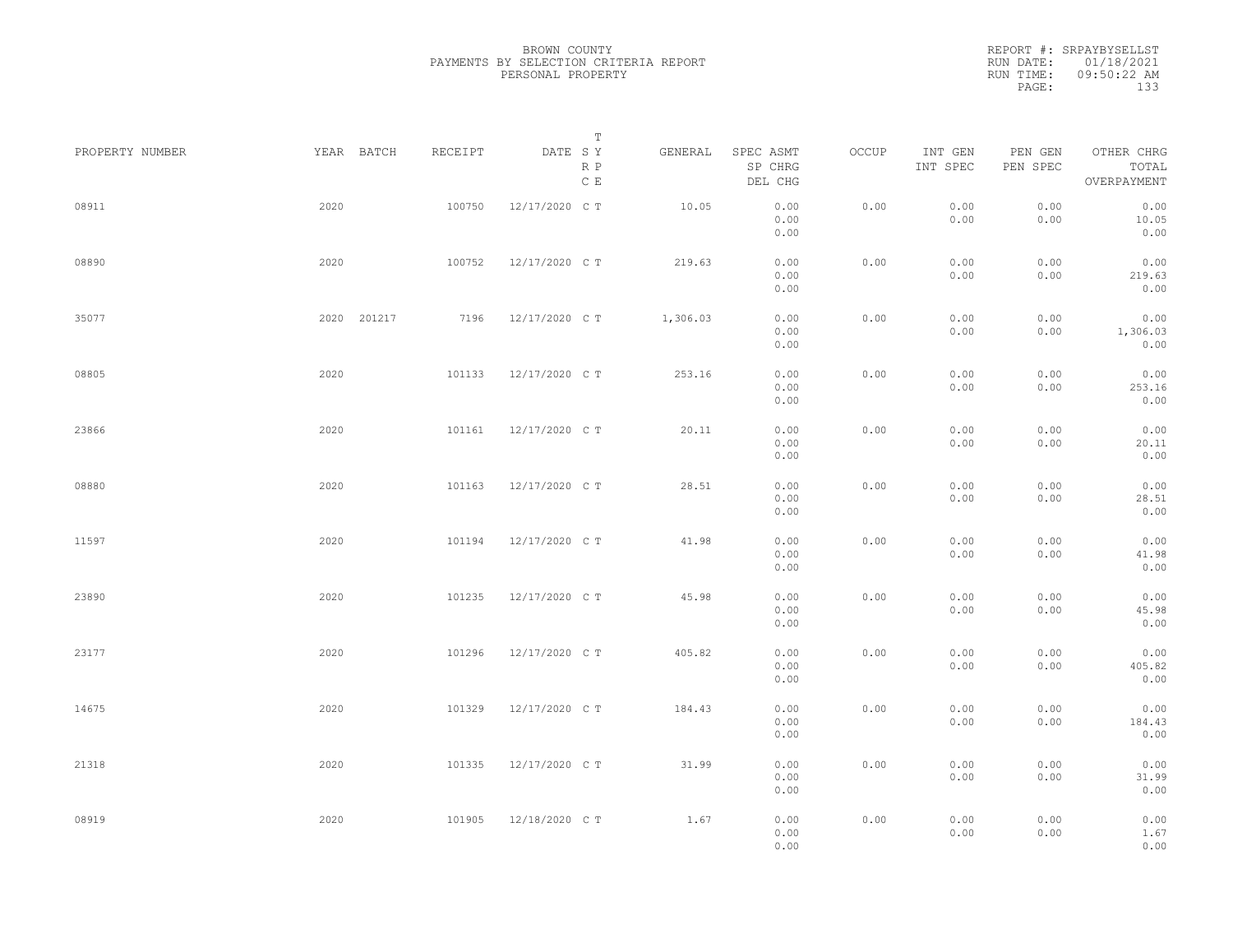BROWN COUNTY
PAYMENTS BY SELECTION CRITERIA REPORT
PERSONAL PROPERTY

REPORT #: SRPAYBYSELLST
RUN DATE: 01/18/2021
RUN TIME: 09:50:22 AM

| PROPERTY NUMBER | YEAR | BATCH | RECEIPT | DATE | T SY RP CE | GENERAL | SPEC ASMT / SP CHRG / DEL CHG | OCCUP | INT GEN / INT SPEC | PEN GEN / PEN SPEC | OTHER CHRG / TOTAL / OVERPAYMENT |
|---|---|---|---|---|---|---|---|---|---|---|---|
| 08911 | 2020 | | 100750 | 12/17/2020 | C T | 10.05 | 0.00 / 0.00 / 0.00 | 0.00 | 0.00 / 0.00 | 0.00 / 0.00 | 0.00 / 10.05 / 0.00 |
| 08890 | 2020 | | 100752 | 12/17/2020 | C T | 219.63 | 0.00 / 0.00 / 0.00 | 0.00 | 0.00 / 0.00 | 0.00 / 0.00 | 0.00 / 219.63 / 0.00 |
| 35077 | 2020 | 201217 | 7196 | 12/17/2020 | C T | 1,306.03 | 0.00 / 0.00 / 0.00 | 0.00 | 0.00 / 0.00 | 0.00 / 0.00 | 0.00 / 1,306.03 / 0.00 |
| 08805 | 2020 | | 101133 | 12/17/2020 | C T | 253.16 | 0.00 / 0.00 / 0.00 | 0.00 | 0.00 / 0.00 | 0.00 / 0.00 | 0.00 / 253.16 / 0.00 |
| 23866 | 2020 | | 101161 | 12/17/2020 | C T | 20.11 | 0.00 / 0.00 / 0.00 | 0.00 | 0.00 / 0.00 | 0.00 / 0.00 | 0.00 / 20.11 / 0.00 |
| 08880 | 2020 | | 101163 | 12/17/2020 | C T | 28.51 | 0.00 / 0.00 / 0.00 | 0.00 | 0.00 / 0.00 | 0.00 / 0.00 | 0.00 / 28.51 / 0.00 |
| 11597 | 2020 | | 101194 | 12/17/2020 | C T | 41.98 | 0.00 / 0.00 / 0.00 | 0.00 | 0.00 / 0.00 | 0.00 / 0.00 | 0.00 / 41.98 / 0.00 |
| 23890 | 2020 | | 101235 | 12/17/2020 | C T | 45.98 | 0.00 / 0.00 / 0.00 | 0.00 | 0.00 / 0.00 | 0.00 / 0.00 | 0.00 / 45.98 / 0.00 |
| 23177 | 2020 | | 101296 | 12/17/2020 | C T | 405.82 | 0.00 / 0.00 / 0.00 | 0.00 | 0.00 / 0.00 | 0.00 / 0.00 | 0.00 / 405.82 / 0.00 |
| 14675 | 2020 | | 101329 | 12/17/2020 | C T | 184.43 | 0.00 / 0.00 / 0.00 | 0.00 | 0.00 / 0.00 | 0.00 / 0.00 | 0.00 / 184.43 / 0.00 |
| 21318 | 2020 | | 101335 | 12/17/2020 | C T | 31.99 | 0.00 / 0.00 / 0.00 | 0.00 | 0.00 / 0.00 | 0.00 / 0.00 | 0.00 / 31.99 / 0.00 |
| 08919 | 2020 | | 101905 | 12/18/2020 | C T | 1.67 | 0.00 / 0.00 / 0.00 | 0.00 | 0.00 / 0.00 | 0.00 / 0.00 | 0.00 / 1.67 / 0.00 |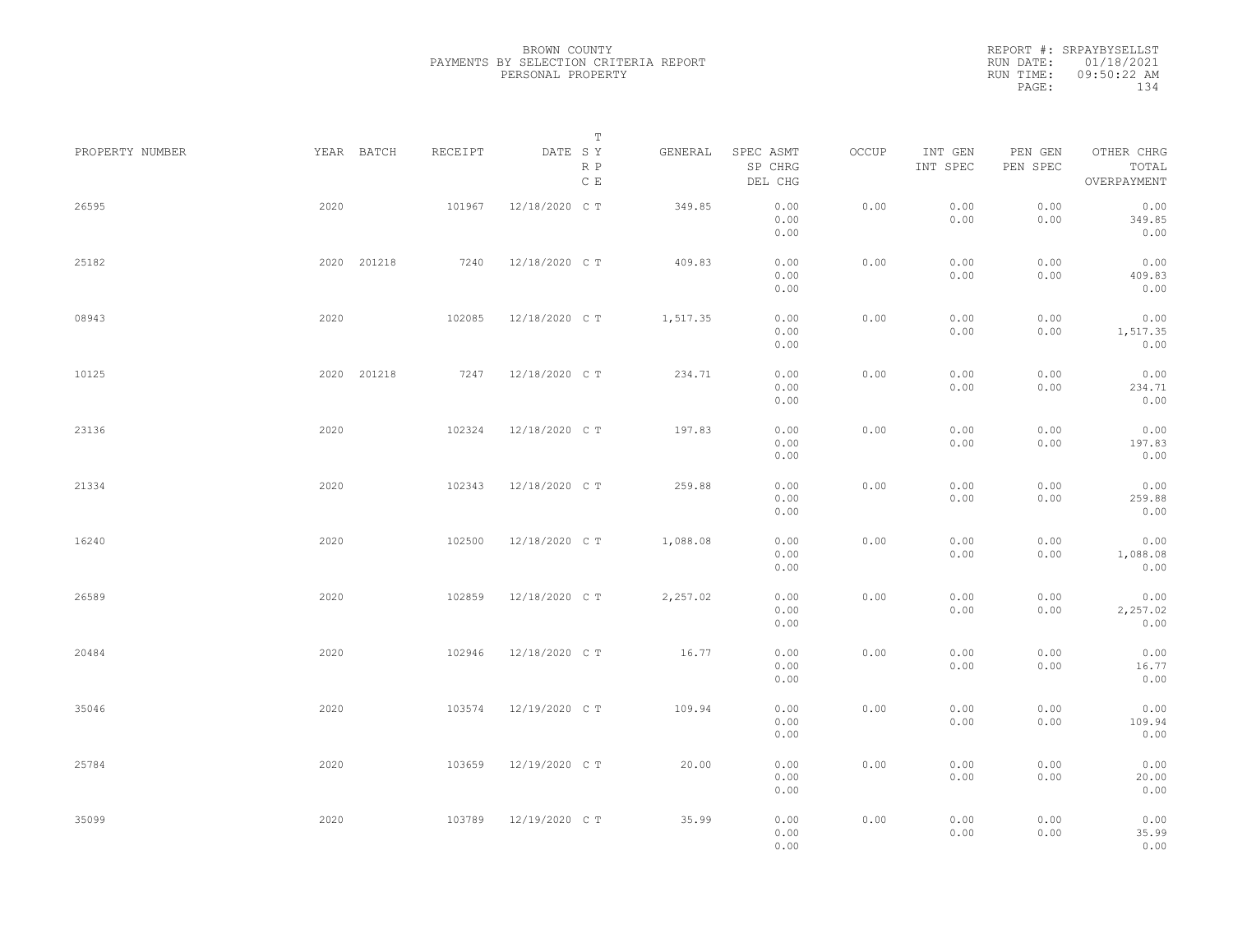BROWN COUNTY
PAYMENTS BY SELECTION CRITERIA REPORT
PERSONAL PROPERTY

REPORT #: SRPAYBYSELLST
RUN DATE: 01/18/2021
RUN TIME: 09:50:22 AM

| PROPERTY NUMBER | YEAR | BATCH | RECEIPT | DATE | T SY RP CE | GENERAL | SPEC ASMT / SP CHRG / DEL CHG | OCCUP | INT GEN / INT SPEC | PEN GEN / PEN SPEC | OTHER CHRG / TOTAL / OVERPAYMENT |
|---|---|---|---|---|---|---|---|---|---|---|---|
| 26595 | 2020 | | 101967 | 12/18/2020 | C T | 349.85 | 0.00 / 0.00 / 0.00 | 0.00 | 0.00 / 0.00 | 0.00 / 0.00 | 0.00 / 349.85 / 0.00 |
| 25182 | 2020 | 201218 | 7240 | 12/18/2020 | C T | 409.83 | 0.00 / 0.00 / 0.00 | 0.00 | 0.00 / 0.00 | 0.00 / 0.00 | 0.00 / 409.83 / 0.00 |
| 08943 | 2020 | | 102085 | 12/18/2020 | C T | 1,517.35 | 0.00 / 0.00 / 0.00 | 0.00 | 0.00 / 0.00 | 0.00 / 0.00 | 0.00 / 1,517.35 / 0.00 |
| 10125 | 2020 | 201218 | 7247 | 12/18/2020 | C T | 234.71 | 0.00 / 0.00 / 0.00 | 0.00 | 0.00 / 0.00 | 0.00 / 0.00 | 0.00 / 234.71 / 0.00 |
| 23136 | 2020 | | 102324 | 12/18/2020 | C T | 197.83 | 0.00 / 0.00 / 0.00 | 0.00 | 0.00 / 0.00 | 0.00 / 0.00 | 0.00 / 197.83 / 0.00 |
| 21334 | 2020 | | 102343 | 12/18/2020 | C T | 259.88 | 0.00 / 0.00 / 0.00 | 0.00 | 0.00 / 0.00 | 0.00 / 0.00 | 0.00 / 259.88 / 0.00 |
| 16240 | 2020 | | 102500 | 12/18/2020 | C T | 1,088.08 | 0.00 / 0.00 / 0.00 | 0.00 | 0.00 / 0.00 | 0.00 / 0.00 | 0.00 / 1,088.08 / 0.00 |
| 26589 | 2020 | | 102859 | 12/18/2020 | C T | 2,257.02 | 0.00 / 0.00 / 0.00 | 0.00 | 0.00 / 0.00 | 0.00 / 0.00 | 0.00 / 2,257.02 / 0.00 |
| 20484 | 2020 | | 102946 | 12/18/2020 | C T | 16.77 | 0.00 / 0.00 / 0.00 | 0.00 | 0.00 / 0.00 | 0.00 / 0.00 | 0.00 / 16.77 / 0.00 |
| 35046 | 2020 | | 103574 | 12/19/2020 | C T | 109.94 | 0.00 / 0.00 / 0.00 | 0.00 | 0.00 / 0.00 | 0.00 / 0.00 | 0.00 / 109.94 / 0.00 |
| 25784 | 2020 | | 103659 | 12/19/2020 | C T | 20.00 | 0.00 / 0.00 / 0.00 | 0.00 | 0.00 / 0.00 | 0.00 / 0.00 | 0.00 / 20.00 / 0.00 |
| 35099 | 2020 | | 103789 | 12/19/2020 | C T | 35.99 | 0.00 / 0.00 / 0.00 | 0.00 | 0.00 / 0.00 | 0.00 / 0.00 | 0.00 / 35.99 / 0.00 |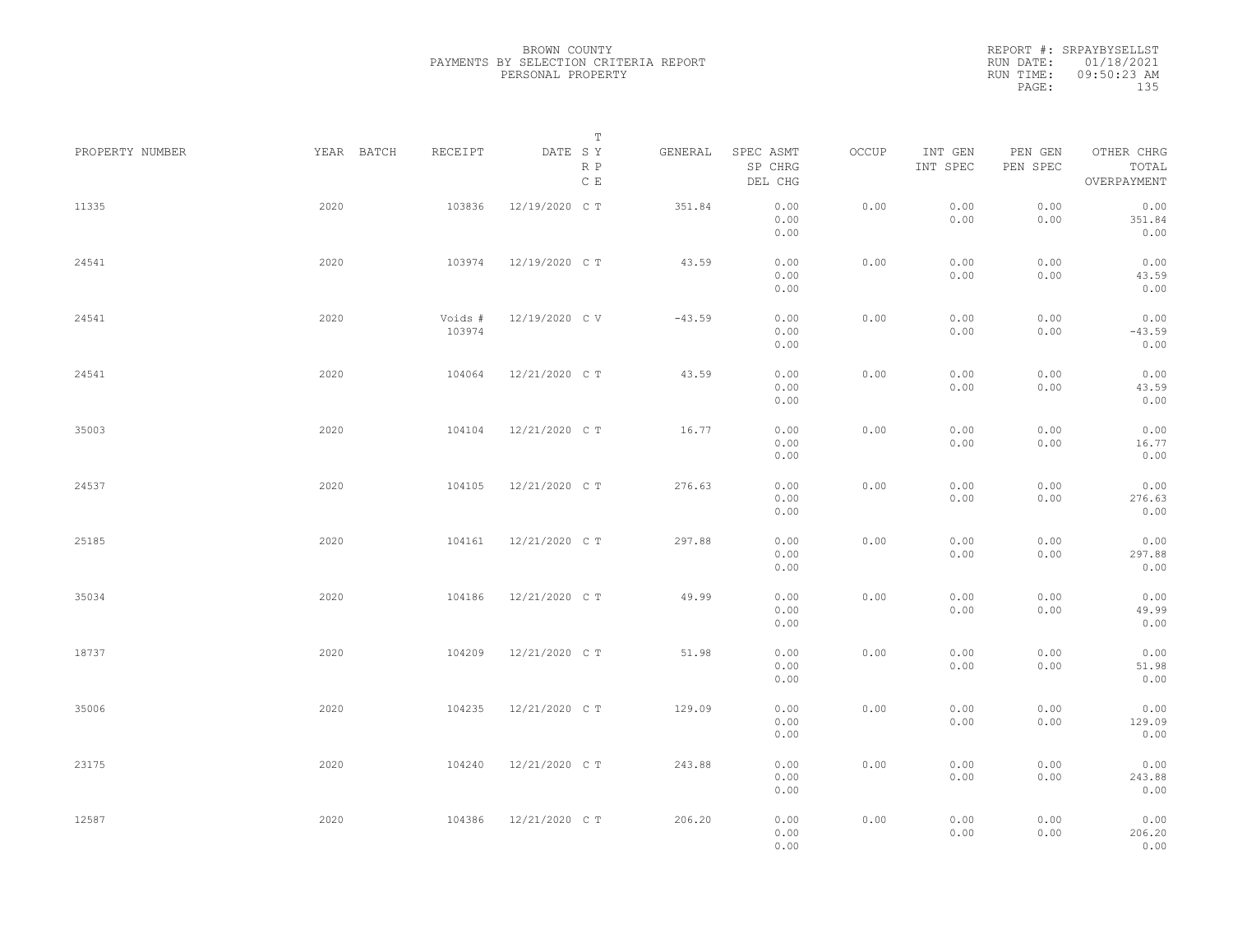BROWN COUNTY
PAYMENTS BY SELECTION CRITERIA REPORT
PERSONAL PROPERTY

REPORT #: SRPAYBYSELLST
RUN DATE: 01/18/2021
RUN TIME: 09:50:23 AM
PAGE: 135

| PROPERTY NUMBER | YEAR | BATCH | RECEIPT | DATE | T SY RP CE | GENERAL | SPEC ASMT / SP CHRG / DEL CHG | OCCUP | INT GEN / INT SPEC | PEN GEN / PEN SPEC | OTHER CHRG / TOTAL / OVERPAYMENT |
|---|---|---|---|---|---|---|---|---|---|---|---|
| 11335 | 2020 | | 103836 | 12/19/2020 | C T | 351.84 | 0.00 / 0.00 / 0.00 | 0.00 | 0.00 / 0.00 | 0.00 / 0.00 | 0.00 / 351.84 / 0.00 |
| 24541 | 2020 | | 103974 | 12/19/2020 | C T | 43.59 | 0.00 / 0.00 / 0.00 | 0.00 | 0.00 / 0.00 | 0.00 / 0.00 | 0.00 / 43.59 / 0.00 |
| 24541 | 2020 | | Voids # 103974 | 12/19/2020 | C V | -43.59 | 0.00 / 0.00 / 0.00 | 0.00 | 0.00 / 0.00 | 0.00 / 0.00 | 0.00 / -43.59 / 0.00 |
| 24541 | 2020 | | 104064 | 12/21/2020 | C T | 43.59 | 0.00 / 0.00 / 0.00 | 0.00 | 0.00 / 0.00 | 0.00 / 0.00 | 0.00 / 43.59 / 0.00 |
| 35003 | 2020 | | 104104 | 12/21/2020 | C T | 16.77 | 0.00 / 0.00 / 0.00 | 0.00 | 0.00 / 0.00 | 0.00 / 0.00 | 0.00 / 16.77 / 0.00 |
| 24537 | 2020 | | 104105 | 12/21/2020 | C T | 276.63 | 0.00 / 0.00 / 0.00 | 0.00 | 0.00 / 0.00 | 0.00 / 0.00 | 0.00 / 276.63 / 0.00 |
| 25185 | 2020 | | 104161 | 12/21/2020 | C T | 297.88 | 0.00 / 0.00 / 0.00 | 0.00 | 0.00 / 0.00 | 0.00 / 0.00 | 0.00 / 297.88 / 0.00 |
| 35034 | 2020 | | 104186 | 12/21/2020 | C T | 49.99 | 0.00 / 0.00 / 0.00 | 0.00 | 0.00 / 0.00 | 0.00 / 0.00 | 0.00 / 49.99 / 0.00 |
| 18737 | 2020 | | 104209 | 12/21/2020 | C T | 51.98 | 0.00 / 0.00 / 0.00 | 0.00 | 0.00 / 0.00 | 0.00 / 0.00 | 0.00 / 51.98 / 0.00 |
| 35006 | 2020 | | 104235 | 12/21/2020 | C T | 129.09 | 0.00 / 0.00 / 0.00 | 0.00 | 0.00 / 0.00 | 0.00 / 0.00 | 0.00 / 129.09 / 0.00 |
| 23175 | 2020 | | 104240 | 12/21/2020 | C T | 243.88 | 0.00 / 0.00 / 0.00 | 0.00 | 0.00 / 0.00 | 0.00 / 0.00 | 0.00 / 243.88 / 0.00 |
| 12587 | 2020 | | 104386 | 12/21/2020 | C T | 206.20 | 0.00 / 0.00 / 0.00 | 0.00 | 0.00 / 0.00 | 0.00 / 0.00 | 0.00 / 206.20 / 0.00 |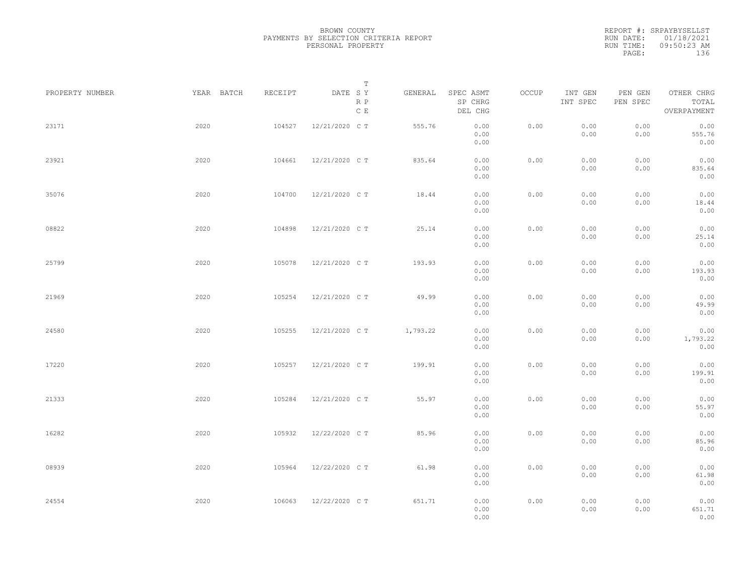BROWN COUNTY
PAYMENTS BY SELECTION CRITERIA REPORT
PERSONAL PROPERTY

REPORT #: SRPAYBYSELLST
RUN DATE: 01/18/2021
RUN TIME: 09:50:23 AM

| PROPERTY NUMBER | YEAR | BATCH | RECEIPT | DATE | T SY RP CE | GENERAL | SPEC ASMT / SP CHRG / DEL CHG | OCCUP | INT GEN / INT SPEC | PEN GEN / PEN SPEC | OTHER CHRG / TOTAL / OVERPAYMENT |
|---|---|---|---|---|---|---|---|---|---|---|---|
| 23171 | 2020 | | 104527 | 12/21/2020 | C T | 555.76 | 0.00 / 0.00 / 0.00 | 0.00 | 0.00 / 0.00 | 0.00 / 0.00 | 0.00 / 555.76 / 0.00 |
| 23921 | 2020 | | 104661 | 12/21/2020 | C T | 835.64 | 0.00 / 0.00 / 0.00 | 0.00 | 0.00 / 0.00 | 0.00 / 0.00 | 0.00 / 835.64 / 0.00 |
| 35076 | 2020 | | 104700 | 12/21/2020 | C T | 18.44 | 0.00 / 0.00 / 0.00 | 0.00 | 0.00 / 0.00 | 0.00 / 0.00 | 0.00 / 18.44 / 0.00 |
| 08822 | 2020 | | 104898 | 12/21/2020 | C T | 25.14 | 0.00 / 0.00 / 0.00 | 0.00 | 0.00 / 0.00 | 0.00 / 0.00 | 0.00 / 25.14 / 0.00 |
| 25799 | 2020 | | 105078 | 12/21/2020 | C T | 193.93 | 0.00 / 0.00 / 0.00 | 0.00 | 0.00 / 0.00 | 0.00 / 0.00 | 0.00 / 193.93 / 0.00 |
| 21969 | 2020 | | 105254 | 12/21/2020 | C T | 49.99 | 0.00 / 0.00 / 0.00 | 0.00 | 0.00 / 0.00 | 0.00 / 0.00 | 0.00 / 49.99 / 0.00 |
| 24580 | 2020 | | 105255 | 12/21/2020 | C T | 1,793.22 | 0.00 / 0.00 / 0.00 | 0.00 | 0.00 / 0.00 | 0.00 / 0.00 | 0.00 / 1,793.22 / 0.00 |
| 17220 | 2020 | | 105257 | 12/21/2020 | C T | 199.91 | 0.00 / 0.00 / 0.00 | 0.00 | 0.00 / 0.00 | 0.00 / 0.00 | 0.00 / 199.91 / 0.00 |
| 21333 | 2020 | | 105284 | 12/21/2020 | C T | 55.97 | 0.00 / 0.00 / 0.00 | 0.00 | 0.00 / 0.00 | 0.00 / 0.00 | 0.00 / 55.97 / 0.00 |
| 16282 | 2020 | | 105932 | 12/22/2020 | C T | 85.96 | 0.00 / 0.00 / 0.00 | 0.00 | 0.00 / 0.00 | 0.00 / 0.00 | 0.00 / 85.96 / 0.00 |
| 08939 | 2020 | | 105964 | 12/22/2020 | C T | 61.98 | 0.00 / 0.00 / 0.00 | 0.00 | 0.00 / 0.00 | 0.00 / 0.00 | 0.00 / 61.98 / 0.00 |
| 24554 | 2020 | | 106063 | 12/22/2020 | C T | 651.71 | 0.00 / 0.00 / 0.00 | 0.00 | 0.00 / 0.00 | 0.00 / 0.00 | 0.00 / 651.71 / 0.00 |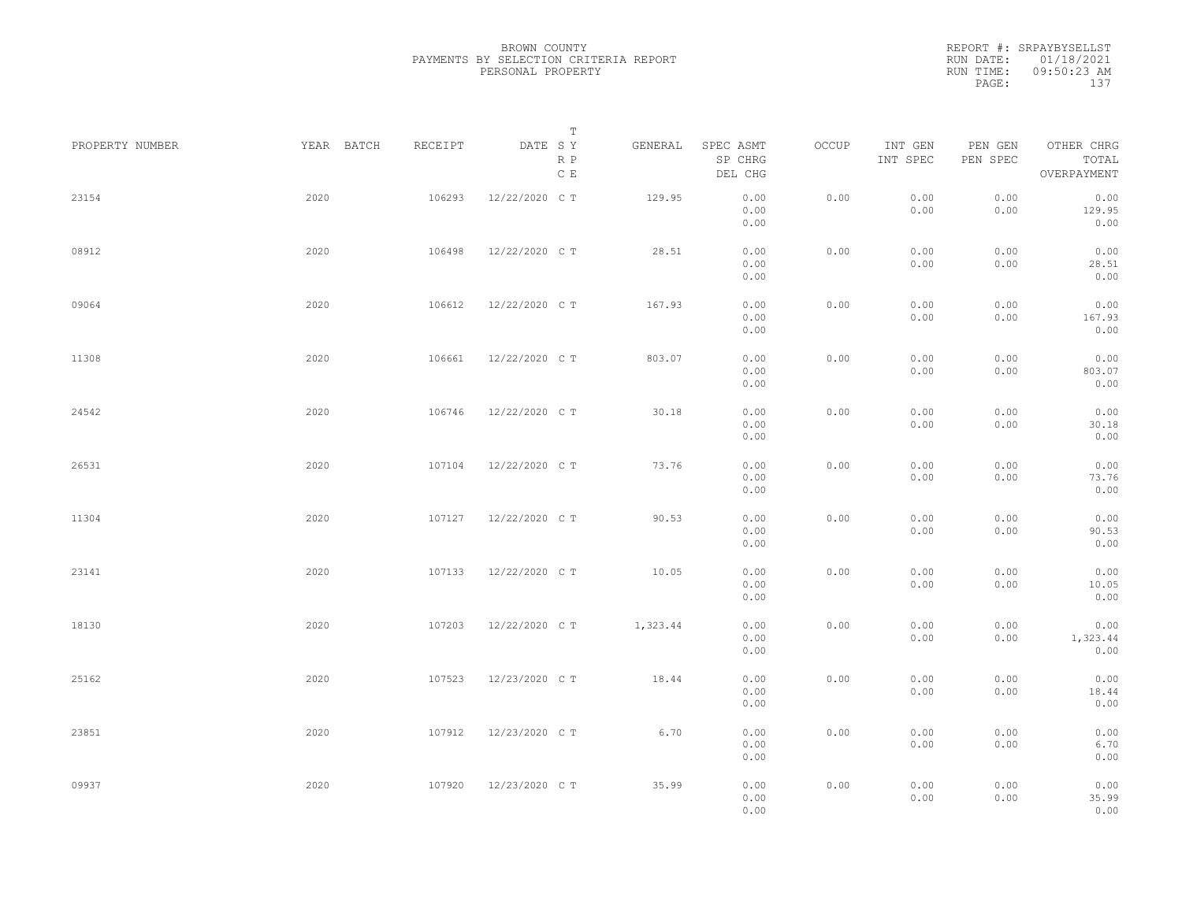BROWN COUNTY
PAYMENTS BY SELECTION CRITERIA REPORT
PERSONAL PROPERTY

REPORT #: SRPAYBYSELLST
RUN DATE: 01/18/2021
RUN TIME: 09:50:23 AM

| PROPERTY NUMBER | YEAR | BATCH | RECEIPT | DATE | T SY RP CE | GENERAL | SPEC ASMT SP CHRG DEL CHG | OCCUP | INT GEN INT SPEC | PEN GEN PEN SPEC | OTHER CHRG TOTAL OVERPAYMENT |
|---|---|---|---|---|---|---|---|---|---|---|---|
| 23154 | 2020 | | 106293 | 12/22/2020 | C T | 129.95 | 0.00 0.00 0.00 | 0.00 | 0.00 0.00 | 0.00 0.00 | 0.00 129.95 0.00 |
| 08912 | 2020 | | 106498 | 12/22/2020 | C T | 28.51 | 0.00 0.00 0.00 | 0.00 | 0.00 0.00 | 0.00 0.00 | 0.00 28.51 0.00 |
| 09064 | 2020 | | 106612 | 12/22/2020 | C T | 167.93 | 0.00 0.00 0.00 | 0.00 | 0.00 0.00 | 0.00 0.00 | 0.00 167.93 0.00 |
| 11308 | 2020 | | 106661 | 12/22/2020 | C T | 803.07 | 0.00 0.00 0.00 | 0.00 | 0.00 0.00 | 0.00 0.00 | 0.00 803.07 0.00 |
| 24542 | 2020 | | 106746 | 12/22/2020 | C T | 30.18 | 0.00 0.00 0.00 | 0.00 | 0.00 0.00 | 0.00 0.00 | 0.00 30.18 0.00 |
| 26531 | 2020 | | 107104 | 12/22/2020 | C T | 73.76 | 0.00 0.00 0.00 | 0.00 | 0.00 0.00 | 0.00 0.00 | 0.00 73.76 0.00 |
| 11304 | 2020 | | 107127 | 12/22/2020 | C T | 90.53 | 0.00 0.00 0.00 | 0.00 | 0.00 0.00 | 0.00 0.00 | 0.00 90.53 0.00 |
| 23141 | 2020 | | 107133 | 12/22/2020 | C T | 10.05 | 0.00 0.00 0.00 | 0.00 | 0.00 0.00 | 0.00 0.00 | 0.00 10.05 0.00 |
| 18130 | 2020 | | 107203 | 12/22/2020 | C T | 1,323.44 | 0.00 0.00 0.00 | 0.00 | 0.00 0.00 | 0.00 0.00 | 0.00 1,323.44 0.00 |
| 25162 | 2020 | | 107523 | 12/23/2020 | C T | 18.44 | 0.00 0.00 0.00 | 0.00 | 0.00 0.00 | 0.00 0.00 | 0.00 18.44 0.00 |
| 23851 | 2020 | | 107912 | 12/23/2020 | C T | 6.70 | 0.00 0.00 0.00 | 0.00 | 0.00 0.00 | 0.00 0.00 | 0.00 6.70 0.00 |
| 09937 | 2020 | | 107920 | 12/23/2020 | C T | 35.99 | 0.00 0.00 0.00 | 0.00 | 0.00 0.00 | 0.00 0.00 | 0.00 35.99 0.00 |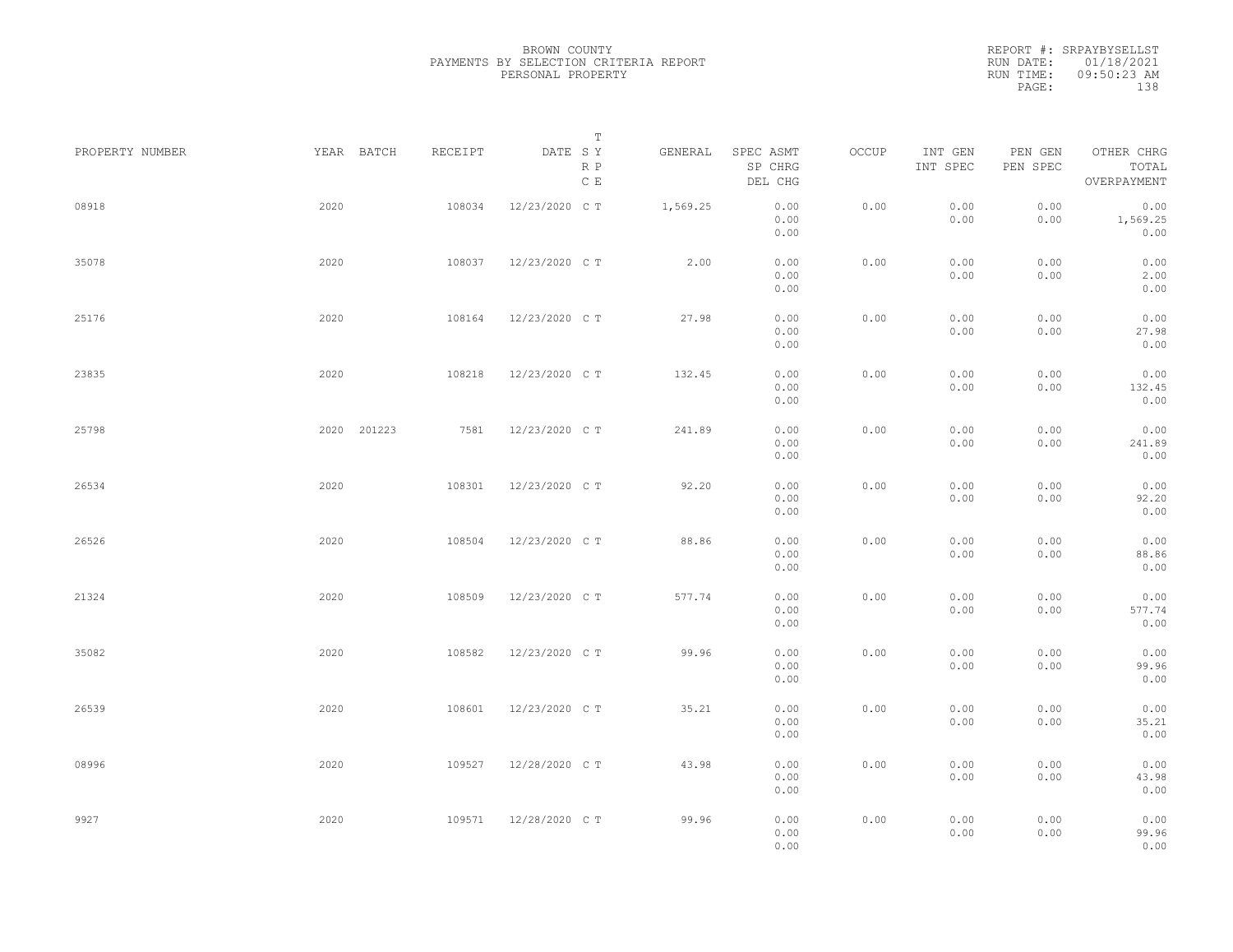BROWN COUNTY
PAYMENTS BY SELECTION CRITERIA REPORT
PERSONAL PROPERTY

REPORT #: SRPAYBYSELLST
RUN DATE: 01/18/2021
RUN TIME: 09:50:23 AM

| PROPERTY NUMBER | YEAR | BATCH | RECEIPT | DATE | T SY RP CE | GENERAL | SPEC ASMT / SP CHRG / DEL CHG | OCCUP | INT GEN / INT SPEC | PEN GEN / PEN SPEC | OTHER CHRG / TOTAL / OVERPAYMENT |
|---|---|---|---|---|---|---|---|---|---|---|---|
| 08918 | 2020 | | 108034 | 12/23/2020 | C T | 1,569.25 | 0.00 / 0.00 / 0.00 | 0.00 | 0.00 / 0.00 | 0.00 / 0.00 | 0.00 / 1,569.25 / 0.00 |
| 35078 | 2020 | | 108037 | 12/23/2020 | C T | 2.00 | 0.00 / 0.00 / 0.00 | 0.00 | 0.00 / 0.00 | 0.00 / 0.00 | 0.00 / 2.00 / 0.00 |
| 25176 | 2020 | | 108164 | 12/23/2020 | C T | 27.98 | 0.00 / 0.00 / 0.00 | 0.00 | 0.00 / 0.00 | 0.00 / 0.00 | 0.00 / 27.98 / 0.00 |
| 23835 | 2020 | | 108218 | 12/23/2020 | C T | 132.45 | 0.00 / 0.00 / 0.00 | 0.00 | 0.00 / 0.00 | 0.00 / 0.00 | 0.00 / 132.45 / 0.00 |
| 25798 | 2020 | 201223 | 7581 | 12/23/2020 | C T | 241.89 | 0.00 / 0.00 / 0.00 | 0.00 | 0.00 / 0.00 | 0.00 / 0.00 | 0.00 / 241.89 / 0.00 |
| 26534 | 2020 | | 108301 | 12/23/2020 | C T | 92.20 | 0.00 / 0.00 / 0.00 | 0.00 | 0.00 / 0.00 | 0.00 / 0.00 | 0.00 / 92.20 / 0.00 |
| 26526 | 2020 | | 108504 | 12/23/2020 | C T | 88.86 | 0.00 / 0.00 / 0.00 | 0.00 | 0.00 / 0.00 | 0.00 / 0.00 | 0.00 / 88.86 / 0.00 |
| 21324 | 2020 | | 108509 | 12/23/2020 | C T | 577.74 | 0.00 / 0.00 / 0.00 | 0.00 | 0.00 / 0.00 | 0.00 / 0.00 | 0.00 / 577.74 / 0.00 |
| 35082 | 2020 | | 108582 | 12/23/2020 | C T | 99.96 | 0.00 / 0.00 / 0.00 | 0.00 | 0.00 / 0.00 | 0.00 / 0.00 | 0.00 / 99.96 / 0.00 |
| 26539 | 2020 | | 108601 | 12/23/2020 | C T | 35.21 | 0.00 / 0.00 / 0.00 | 0.00 | 0.00 / 0.00 | 0.00 / 0.00 | 0.00 / 35.21 / 0.00 |
| 08996 | 2020 | | 109527 | 12/28/2020 | C T | 43.98 | 0.00 / 0.00 / 0.00 | 0.00 | 0.00 / 0.00 | 0.00 / 0.00 | 0.00 / 43.98 / 0.00 |
| 9927 | 2020 | | 109571 | 12/28/2020 | C T | 99.96 | 0.00 / 0.00 / 0.00 | 0.00 | 0.00 / 0.00 | 0.00 / 0.00 | 0.00 / 99.96 / 0.00 |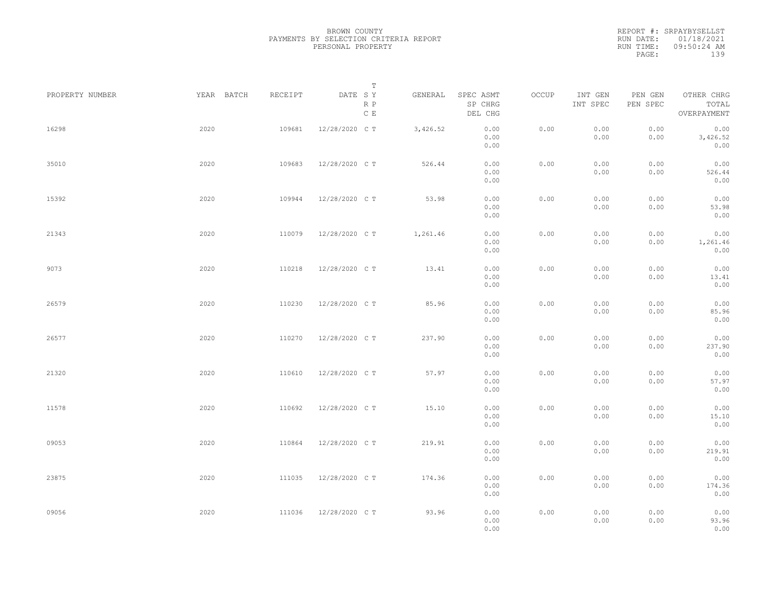BROWN COUNTY
PAYMENTS BY SELECTION CRITERIA REPORT
PERSONAL PROPERTY

REPORT #: SRPAYBYSELLST
RUN DATE: 01/18/2021
RUN TIME: 09:50:24 AM

| PROPERTY NUMBER | YEAR | BATCH | RECEIPT | DATE | T SY RP CE | GENERAL | SPEC ASMT / SP CHRG / DEL CHG | OCCUP | INT GEN / INT SPEC | PEN GEN / PEN SPEC | OTHER CHRG / TOTAL / OVERPAYMENT |
|---|---|---|---|---|---|---|---|---|---|---|---|
| 16298 | 2020 | | 109681 | 12/28/2020 | C T | 3,426.52 | 0.00 / 0.00 / 0.00 | 0.00 | 0.00 / 0.00 | 0.00 / 0.00 | 0.00 / 3,426.52 / 0.00 |
| 35010 | 2020 | | 109683 | 12/28/2020 | C T | 526.44 | 0.00 / 0.00 / 0.00 | 0.00 | 0.00 / 0.00 | 0.00 / 0.00 | 0.00 / 526.44 / 0.00 |
| 15392 | 2020 | | 109944 | 12/28/2020 | C T | 53.98 | 0.00 / 0.00 / 0.00 | 0.00 | 0.00 / 0.00 | 0.00 / 0.00 | 0.00 / 53.98 / 0.00 |
| 21343 | 2020 | | 110079 | 12/28/2020 | C T | 1,261.46 | 0.00 / 0.00 / 0.00 | 0.00 | 0.00 / 0.00 | 0.00 / 0.00 | 0.00 / 1,261.46 / 0.00 |
| 9073 | 2020 | | 110218 | 12/28/2020 | C T | 13.41 | 0.00 / 0.00 / 0.00 | 0.00 | 0.00 / 0.00 | 0.00 / 0.00 | 0.00 / 13.41 / 0.00 |
| 26579 | 2020 | | 110230 | 12/28/2020 | C T | 85.96 | 0.00 / 0.00 / 0.00 | 0.00 | 0.00 / 0.00 | 0.00 / 0.00 | 0.00 / 85.96 / 0.00 |
| 26577 | 2020 | | 110270 | 12/28/2020 | C T | 237.90 | 0.00 / 0.00 / 0.00 | 0.00 | 0.00 / 0.00 | 0.00 / 0.00 | 0.00 / 237.90 / 0.00 |
| 21320 | 2020 | | 110610 | 12/28/2020 | C T | 57.97 | 0.00 / 0.00 / 0.00 | 0.00 | 0.00 / 0.00 | 0.00 / 0.00 | 0.00 / 57.97 / 0.00 |
| 11578 | 2020 | | 110692 | 12/28/2020 | C T | 15.10 | 0.00 / 0.00 / 0.00 | 0.00 | 0.00 / 0.00 | 0.00 / 0.00 | 0.00 / 15.10 / 0.00 |
| 09053 | 2020 | | 110864 | 12/28/2020 | C T | 219.91 | 0.00 / 0.00 / 0.00 | 0.00 | 0.00 / 0.00 | 0.00 / 0.00 | 0.00 / 219.91 / 0.00 |
| 23875 | 2020 | | 111035 | 12/28/2020 | C T | 174.36 | 0.00 / 0.00 / 0.00 | 0.00 | 0.00 / 0.00 | 0.00 / 0.00 | 0.00 / 174.36 / 0.00 |
| 09056 | 2020 | | 111036 | 12/28/2020 | C T | 93.96 | 0.00 / 0.00 / 0.00 | 0.00 | 0.00 / 0.00 | 0.00 / 0.00 | 0.00 / 93.96 / 0.00 |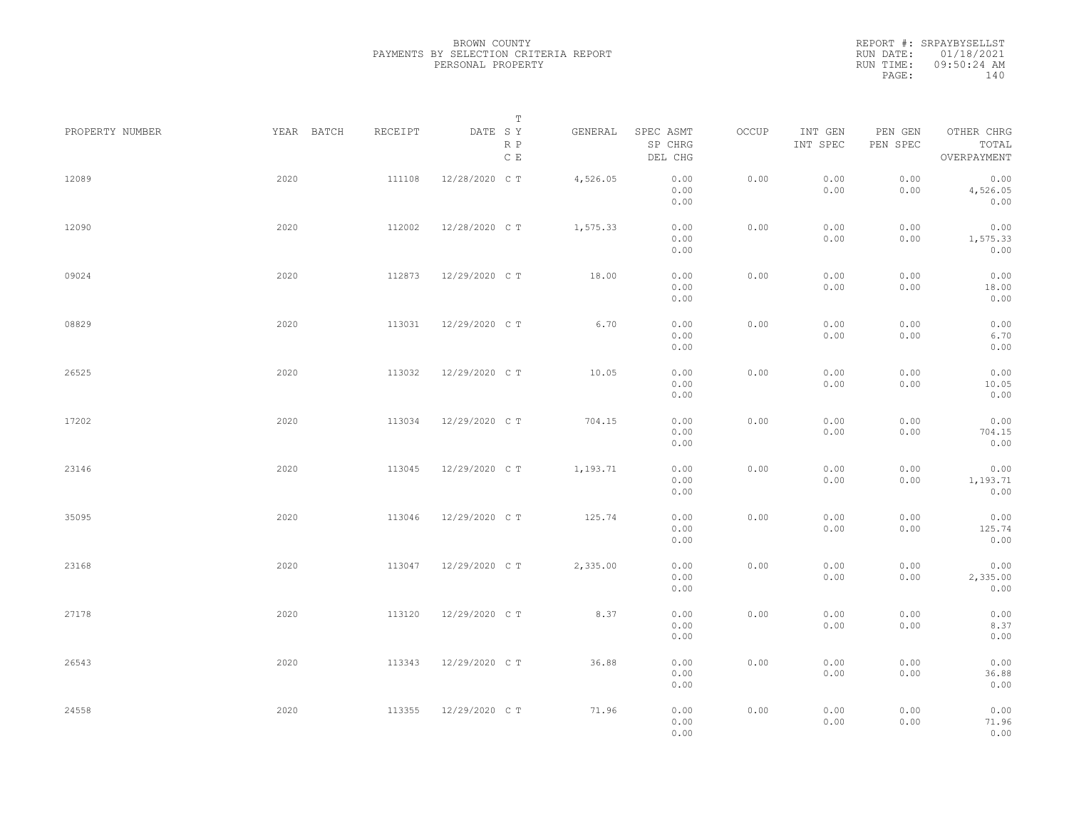BROWN COUNTY
PAYMENTS BY SELECTION CRITERIA REPORT
PERSONAL PROPERTY

REPORT #: SRPAYBYSELLST
RUN DATE: 01/18/2021
RUN TIME: 09:50:24 AM
PAGE: 140

| PROPERTY NUMBER | YEAR | BATCH | RECEIPT | DATE | T SY RP CE | GENERAL | SPEC ASMT SP CHRG DEL CHG | OCCUP | INT GEN INT SPEC | PEN GEN PEN SPEC | OTHER CHRG TOTAL OVERPAYMENT |
|---|---|---|---|---|---|---|---|---|---|---|---|
| 12089 | 2020 | | 111108 | 12/28/2020 | C T | 4,526.05 | 0.00 0.00 0.00 | 0.00 | 0.00 0.00 | 0.00 0.00 | 0.00 4,526.05 0.00 |
| 12090 | 2020 | | 112002 | 12/28/2020 | C T | 1,575.33 | 0.00 0.00 0.00 | 0.00 | 0.00 0.00 | 0.00 0.00 | 0.00 1,575.33 0.00 |
| 09024 | 2020 | | 112873 | 12/29/2020 | C T | 18.00 | 0.00 0.00 0.00 | 0.00 | 0.00 0.00 | 0.00 0.00 | 0.00 18.00 0.00 |
| 08829 | 2020 | | 113031 | 12/29/2020 | C T | 6.70 | 0.00 0.00 0.00 | 0.00 | 0.00 0.00 | 0.00 0.00 | 0.00 6.70 0.00 |
| 26525 | 2020 | | 113032 | 12/29/2020 | C T | 10.05 | 0.00 0.00 0.00 | 0.00 | 0.00 0.00 | 0.00 0.00 | 0.00 10.05 0.00 |
| 17202 | 2020 | | 113034 | 12/29/2020 | C T | 704.15 | 0.00 0.00 0.00 | 0.00 | 0.00 0.00 | 0.00 0.00 | 0.00 704.15 0.00 |
| 23146 | 2020 | | 113045 | 12/29/2020 | C T | 1,193.71 | 0.00 0.00 0.00 | 0.00 | 0.00 0.00 | 0.00 0.00 | 0.00 1,193.71 0.00 |
| 35095 | 2020 | | 113046 | 12/29/2020 | C T | 125.74 | 0.00 0.00 0.00 | 0.00 | 0.00 0.00 | 0.00 0.00 | 0.00 125.74 0.00 |
| 23168 | 2020 | | 113047 | 12/29/2020 | C T | 2,335.00 | 0.00 0.00 0.00 | 0.00 | 0.00 0.00 | 0.00 0.00 | 0.00 2,335.00 0.00 |
| 27178 | 2020 | | 113120 | 12/29/2020 | C T | 8.37 | 0.00 0.00 0.00 | 0.00 | 0.00 0.00 | 0.00 0.00 | 0.00 8.37 0.00 |
| 26543 | 2020 | | 113343 | 12/29/2020 | C T | 36.88 | 0.00 0.00 0.00 | 0.00 | 0.00 0.00 | 0.00 0.00 | 0.00 36.88 0.00 |
| 24558 | 2020 | | 113355 | 12/29/2020 | C T | 71.96 | 0.00 0.00 0.00 | 0.00 | 0.00 0.00 | 0.00 0.00 | 0.00 71.96 0.00 |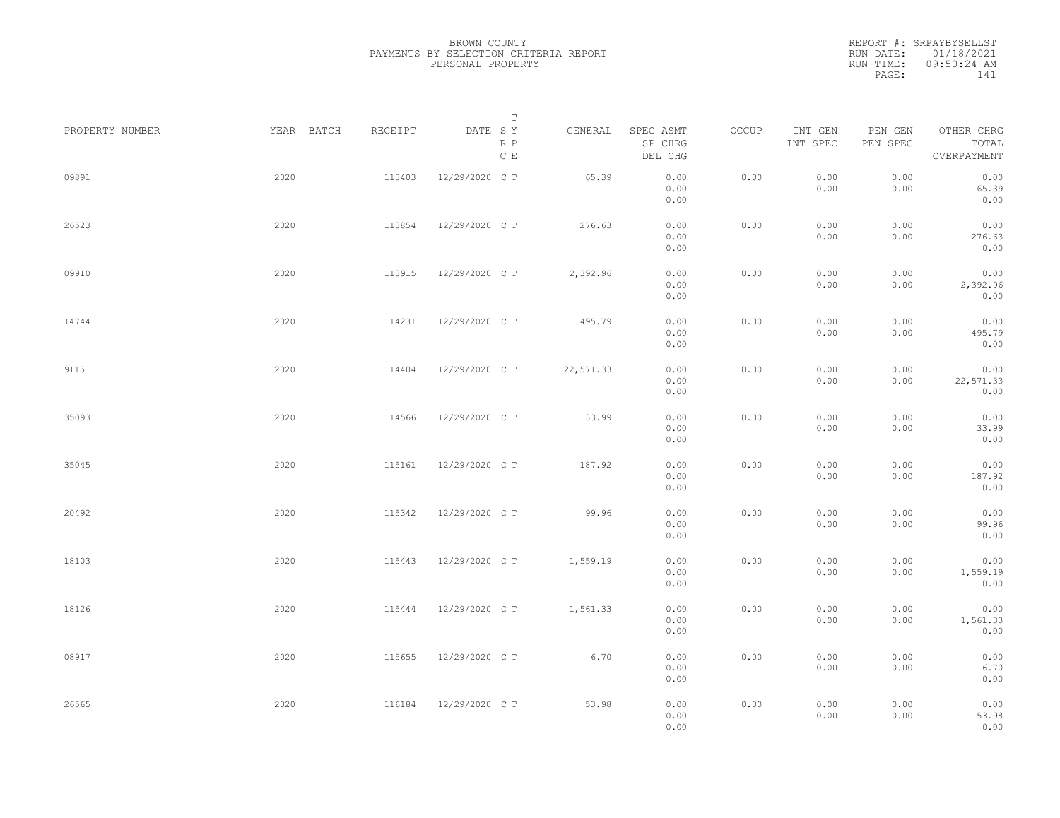BROWN COUNTY
PAYMENTS BY SELECTION CRITERIA REPORT
PERSONAL PROPERTY

REPORT #: SRPAYBYSELLST
RUN DATE: 01/18/2021
RUN TIME: 09:50:24 AM

| PROPERTY NUMBER | YEAR | BATCH | RECEIPT | DATE | T SY RP CE | GENERAL | SPEC ASMT / SP CHRG / DEL CHG | OCCUP | INT GEN / INT SPEC | PEN GEN / PEN SPEC | OTHER CHRG / TOTAL / OVERPAYMENT |
|---|---|---|---|---|---|---|---|---|---|---|---|
| 09891 | 2020 | | 113403 | 12/29/2020 | C T | 65.39 | 0.00 / 0.00 / 0.00 | 0.00 | 0.00 / 0.00 | 0.00 / 0.00 | 0.00 / 65.39 / 0.00 |
| 26523 | 2020 | | 113854 | 12/29/2020 | C T | 276.63 | 0.00 / 0.00 / 0.00 | 0.00 | 0.00 / 0.00 | 0.00 / 0.00 | 0.00 / 276.63 / 0.00 |
| 09910 | 2020 | | 113915 | 12/29/2020 | C T | 2,392.96 | 0.00 / 0.00 / 0.00 | 0.00 | 0.00 / 0.00 | 0.00 / 0.00 | 0.00 / 2,392.96 / 0.00 |
| 14744 | 2020 | | 114231 | 12/29/2020 | C T | 495.79 | 0.00 / 0.00 / 0.00 | 0.00 | 0.00 / 0.00 | 0.00 / 0.00 | 0.00 / 495.79 / 0.00 |
| 9115 | 2020 | | 114404 | 12/29/2020 | C T | 22,571.33 | 0.00 / 0.00 / 0.00 | 0.00 | 0.00 / 0.00 | 0.00 / 0.00 | 0.00 / 22,571.33 / 0.00 |
| 35093 | 2020 | | 114566 | 12/29/2020 | C T | 33.99 | 0.00 / 0.00 / 0.00 | 0.00 | 0.00 / 0.00 | 0.00 / 0.00 | 0.00 / 33.99 / 0.00 |
| 35045 | 2020 | | 115161 | 12/29/2020 | C T | 187.92 | 0.00 / 0.00 / 0.00 | 0.00 | 0.00 / 0.00 | 0.00 / 0.00 | 0.00 / 187.92 / 0.00 |
| 20492 | 2020 | | 115342 | 12/29/2020 | C T | 99.96 | 0.00 / 0.00 / 0.00 | 0.00 | 0.00 / 0.00 | 0.00 / 0.00 | 0.00 / 99.96 / 0.00 |
| 18103 | 2020 | | 115443 | 12/29/2020 | C T | 1,559.19 | 0.00 / 0.00 / 0.00 | 0.00 | 0.00 / 0.00 | 0.00 / 0.00 | 0.00 / 1,559.19 / 0.00 |
| 18126 | 2020 | | 115444 | 12/29/2020 | C T | 1,561.33 | 0.00 / 0.00 / 0.00 | 0.00 | 0.00 / 0.00 | 0.00 / 0.00 | 0.00 / 1,561.33 / 0.00 |
| 08917 | 2020 | | 115655 | 12/29/2020 | C T | 6.70 | 0.00 / 0.00 / 0.00 | 0.00 | 0.00 / 0.00 | 0.00 / 0.00 | 0.00 / 6.70 / 0.00 |
| 26565 | 2020 | | 116184 | 12/29/2020 | C T | 53.98 | 0.00 / 0.00 / 0.00 | 0.00 | 0.00 / 0.00 | 0.00 / 0.00 | 0.00 / 53.98 / 0.00 |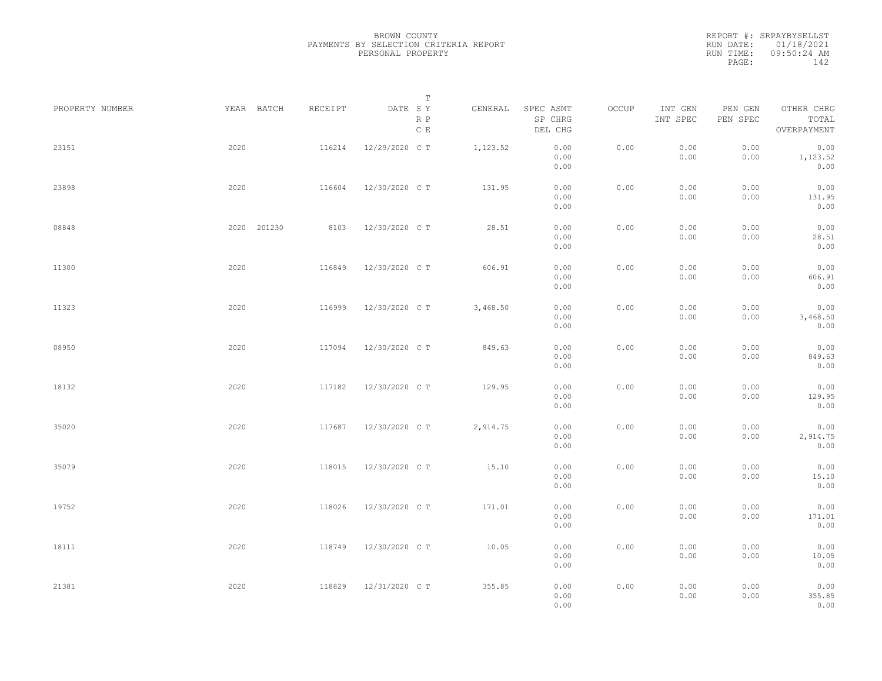BROWN COUNTY
PAYMENTS BY SELECTION CRITERIA REPORT
PERSONAL PROPERTY

REPORT #: SRPAYBYSELLST
RUN DATE: 01/18/2021
RUN TIME: 09:50:24 AM

| PROPERTY NUMBER | YEAR | BATCH | RECEIPT | DATE | T SY RP CE | GENERAL | SPEC ASMT SP CHRG DEL CHG | OCCUP | INT GEN INT SPEC | PEN GEN PEN SPEC | OTHER CHRG TOTAL OVERPAYMENT |
|---|---|---|---|---|---|---|---|---|---|---|---|
| 23151 | 2020 | | 116214 | 12/29/2020 | C T | 1,123.52 | 0.00 0.00 0.00 | 0.00 | 0.00 0.00 | 0.00 0.00 | 0.00 1,123.52 0.00 |
| 23898 | 2020 | | 116604 | 12/30/2020 | C T | 131.95 | 0.00 0.00 0.00 | 0.00 | 0.00 0.00 | 0.00 0.00 | 0.00 131.95 0.00 |
| 08848 | 2020 | 201230 | 8103 | 12/30/2020 | C T | 28.51 | 0.00 0.00 0.00 | 0.00 | 0.00 0.00 | 0.00 0.00 | 0.00 28.51 0.00 |
| 11300 | 2020 | | 116849 | 12/30/2020 | C T | 606.91 | 0.00 0.00 0.00 | 0.00 | 0.00 0.00 | 0.00 0.00 | 0.00 606.91 0.00 |
| 11323 | 2020 | | 116999 | 12/30/2020 | C T | 3,468.50 | 0.00 0.00 0.00 | 0.00 | 0.00 0.00 | 0.00 0.00 | 0.00 3,468.50 0.00 |
| 08950 | 2020 | | 117094 | 12/30/2020 | C T | 849.63 | 0.00 0.00 0.00 | 0.00 | 0.00 0.00 | 0.00 0.00 | 0.00 849.63 0.00 |
| 18132 | 2020 | | 117182 | 12/30/2020 | C T | 129.95 | 0.00 0.00 0.00 | 0.00 | 0.00 0.00 | 0.00 0.00 | 0.00 129.95 0.00 |
| 35020 | 2020 | | 117687 | 12/30/2020 | C T | 2,914.75 | 0.00 0.00 0.00 | 0.00 | 0.00 0.00 | 0.00 0.00 | 0.00 2,914.75 0.00 |
| 35079 | 2020 | | 118015 | 12/30/2020 | C T | 15.10 | 0.00 0.00 0.00 | 0.00 | 0.00 0.00 | 0.00 0.00 | 0.00 15.10 0.00 |
| 19752 | 2020 | | 118026 | 12/30/2020 | C T | 171.01 | 0.00 0.00 0.00 | 0.00 | 0.00 0.00 | 0.00 0.00 | 0.00 171.01 0.00 |
| 18111 | 2020 | | 118749 | 12/30/2020 | C T | 10.05 | 0.00 0.00 0.00 | 0.00 | 0.00 0.00 | 0.00 0.00 | 0.00 10.05 0.00 |
| 21381 | 2020 | | 118829 | 12/31/2020 | C T | 355.85 | 0.00 0.00 0.00 | 0.00 | 0.00 0.00 | 0.00 0.00 | 0.00 355.85 0.00 |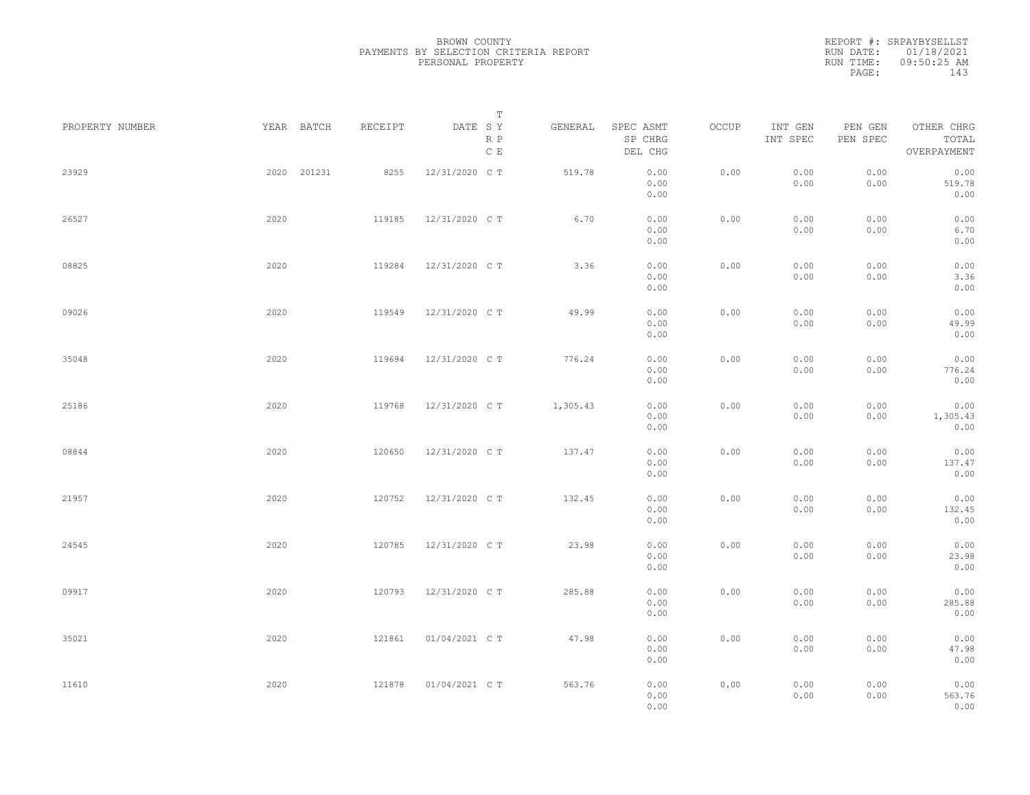BROWN COUNTY
PAYMENTS BY SELECTION CRITERIA REPORT
PERSONAL PROPERTY

REPORT #: SRPAYBYSELLST
RUN DATE: 01/18/2021
RUN TIME: 09:50:25 AM

| PROPERTY NUMBER | YEAR | BATCH | RECEIPT | DATE | T SY RP CE | GENERAL | SPEC ASMT / SP CHRG / DEL CHG | OCCUP | INT GEN / INT SPEC | PEN GEN / PEN SPEC | OTHER CHRG / TOTAL / OVERPAYMENT |
|---|---|---|---|---|---|---|---|---|---|---|---|
| 23929 | 2020 | 201231 | 8255 | 12/31/2020 | C T | 519.78 | 0.00 / 0.00 / 0.00 | 0.00 | 0.00 / 0.00 | 0.00 / 0.00 | 0.00 / 519.78 / 0.00 |
| 26527 | 2020 | | 119185 | 12/31/2020 | C T | 6.70 | 0.00 / 0.00 / 0.00 | 0.00 | 0.00 / 0.00 | 0.00 / 0.00 | 0.00 / 6.70 / 0.00 |
| 08825 | 2020 | | 119284 | 12/31/2020 | C T | 3.36 | 0.00 / 0.00 / 0.00 | 0.00 | 0.00 / 0.00 | 0.00 / 0.00 | 0.00 / 3.36 / 0.00 |
| 09026 | 2020 | | 119549 | 12/31/2020 | C T | 49.99 | 0.00 / 0.00 / 0.00 | 0.00 | 0.00 / 0.00 | 0.00 / 0.00 | 0.00 / 49.99 / 0.00 |
| 35048 | 2020 | | 119694 | 12/31/2020 | C T | 776.24 | 0.00 / 0.00 / 0.00 | 0.00 | 0.00 / 0.00 | 0.00 / 0.00 | 0.00 / 776.24 / 0.00 |
| 25186 | 2020 | | 119768 | 12/31/2020 | C T | 1,305.43 | 0.00 / 0.00 / 0.00 | 0.00 | 0.00 / 0.00 | 0.00 / 0.00 | 0.00 / 1,305.43 / 0.00 |
| 08844 | 2020 | | 120650 | 12/31/2020 | C T | 137.47 | 0.00 / 0.00 / 0.00 | 0.00 | 0.00 / 0.00 | 0.00 / 0.00 | 0.00 / 137.47 / 0.00 |
| 21957 | 2020 | | 120752 | 12/31/2020 | C T | 132.45 | 0.00 / 0.00 / 0.00 | 0.00 | 0.00 / 0.00 | 0.00 / 0.00 | 0.00 / 132.45 / 0.00 |
| 24545 | 2020 | | 120785 | 12/31/2020 | C T | 23.98 | 0.00 / 0.00 / 0.00 | 0.00 | 0.00 / 0.00 | 0.00 / 0.00 | 0.00 / 23.98 / 0.00 |
| 09917 | 2020 | | 120793 | 12/31/2020 | C T | 285.88 | 0.00 / 0.00 / 0.00 | 0.00 | 0.00 / 0.00 | 0.00 / 0.00 | 0.00 / 285.88 / 0.00 |
| 35021 | 2020 | | 121861 | 01/04/2021 | C T | 47.98 | 0.00 / 0.00 / 0.00 | 0.00 | 0.00 / 0.00 | 0.00 / 0.00 | 0.00 / 47.98 / 0.00 |
| 11610 | 2020 | | 121878 | 01/04/2021 | C T | 563.76 | 0.00 / 0.00 / 0.00 | 0.00 | 0.00 / 0.00 | 0.00 / 0.00 | 0.00 / 563.76 / 0.00 |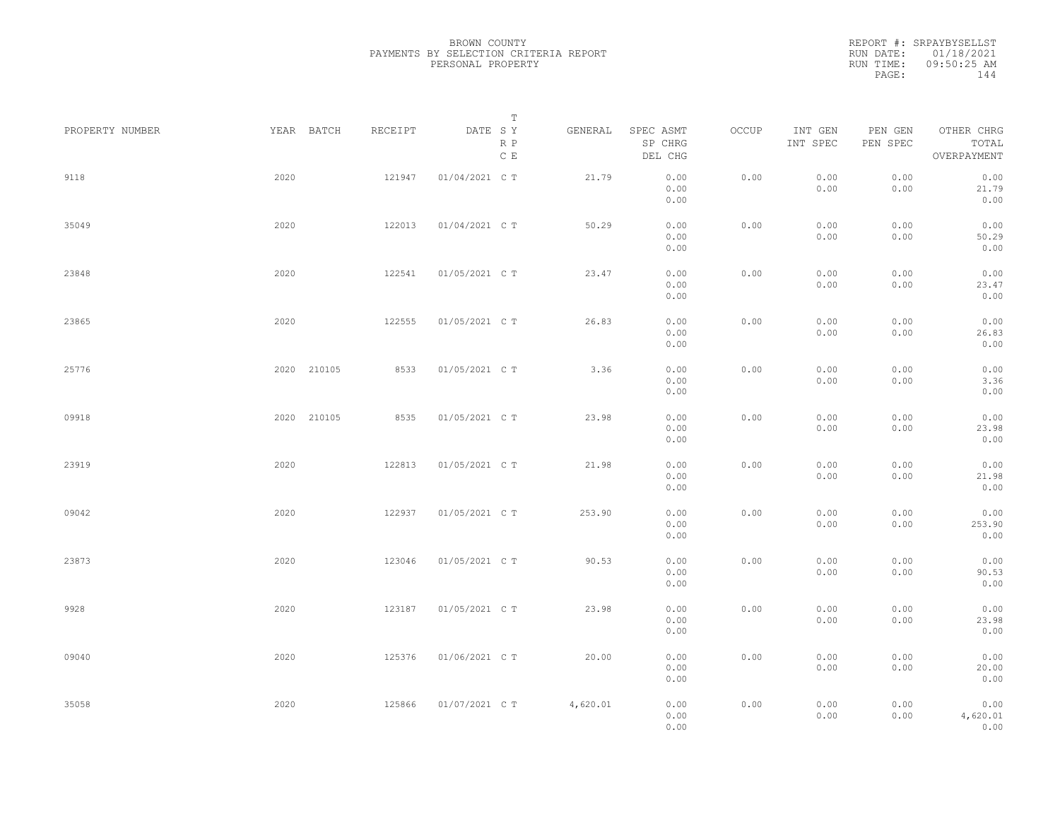BROWN COUNTY
PAYMENTS BY SELECTION CRITERIA REPORT
PERSONAL PROPERTY

REPORT #: SRPAYBYSELLST
RUN DATE: 01/18/2021
RUN TIME: 09:50:25 AM

| PROPERTY NUMBER | YEAR | BATCH | RECEIPT | DATE | T SY RP CE | GENERAL | SPEC ASMT / SP CHRG / DEL CHG | OCCUP | INT GEN / INT SPEC | PEN GEN / PEN SPEC | OTHER CHRG / TOTAL / OVERPAYMENT |
|---|---|---|---|---|---|---|---|---|---|---|---|
| 9118 | 2020 | | 121947 | 01/04/2021 | C T | 21.79 | 0.00 / 0.00 / 0.00 | 0.00 | 0.00 / 0.00 | 0.00 / 0.00 | 0.00 / 21.79 / 0.00 |
| 35049 | 2020 | | 122013 | 01/04/2021 | C T | 50.29 | 0.00 / 0.00 / 0.00 | 0.00 | 0.00 / 0.00 | 0.00 / 0.00 | 0.00 / 50.29 / 0.00 |
| 23848 | 2020 | | 122541 | 01/05/2021 | C T | 23.47 | 0.00 / 0.00 / 0.00 | 0.00 | 0.00 / 0.00 | 0.00 / 0.00 | 0.00 / 23.47 / 0.00 |
| 23865 | 2020 | | 122555 | 01/05/2021 | C T | 26.83 | 0.00 / 0.00 / 0.00 | 0.00 | 0.00 / 0.00 | 0.00 / 0.00 | 0.00 / 26.83 / 0.00 |
| 25776 | 2020 | 210105 | 8533 | 01/05/2021 | C T | 3.36 | 0.00 / 0.00 / 0.00 | 0.00 | 0.00 / 0.00 | 0.00 / 0.00 | 0.00 / 3.36 / 0.00 |
| 09918 | 2020 | 210105 | 8535 | 01/05/2021 | C T | 23.98 | 0.00 / 0.00 / 0.00 | 0.00 | 0.00 / 0.00 | 0.00 / 0.00 | 0.00 / 23.98 / 0.00 |
| 23919 | 2020 | | 122813 | 01/05/2021 | C T | 21.98 | 0.00 / 0.00 / 0.00 | 0.00 | 0.00 / 0.00 | 0.00 / 0.00 | 0.00 / 21.98 / 0.00 |
| 09042 | 2020 | | 122937 | 01/05/2021 | C T | 253.90 | 0.00 / 0.00 / 0.00 | 0.00 | 0.00 / 0.00 | 0.00 / 0.00 | 0.00 / 253.90 / 0.00 |
| 23873 | 2020 | | 123046 | 01/05/2021 | C T | 90.53 | 0.00 / 0.00 / 0.00 | 0.00 | 0.00 / 0.00 | 0.00 / 0.00 | 0.00 / 90.53 / 0.00 |
| 9928 | 2020 | | 123187 | 01/05/2021 | C T | 23.98 | 0.00 / 0.00 / 0.00 | 0.00 | 0.00 / 0.00 | 0.00 / 0.00 | 0.00 / 23.98 / 0.00 |
| 09040 | 2020 | | 125376 | 01/06/2021 | C T | 20.00 | 0.00 / 0.00 / 0.00 | 0.00 | 0.00 / 0.00 | 0.00 / 0.00 | 0.00 / 20.00 / 0.00 |
| 35058 | 2020 | | 125866 | 01/07/2021 | C T | 4,620.01 | 0.00 / 0.00 / 0.00 | 0.00 | 0.00 / 0.00 | 0.00 / 0.00 | 0.00 / 4,620.01 / 0.00 |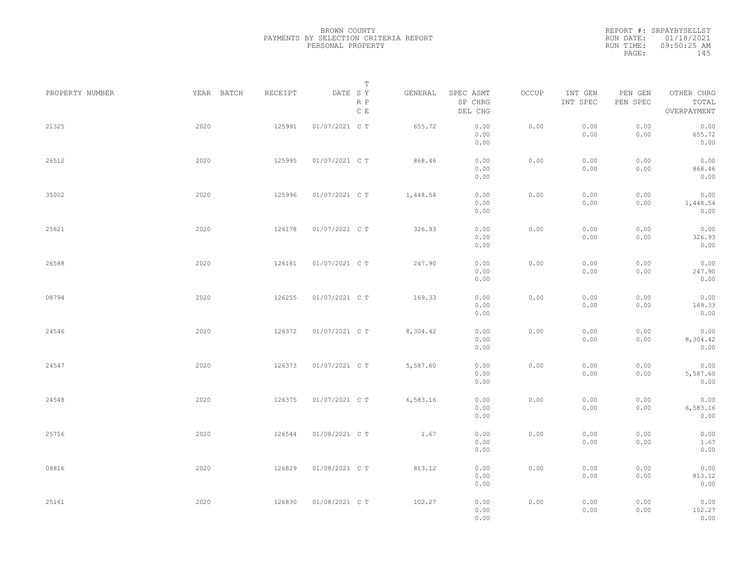BROWN COUNTY
PAYMENTS BY SELECTION CRITERIA REPORT
PERSONAL PROPERTY

REPORT #: SRPAYBYSELLST
RUN DATE: 01/18/2021
RUN TIME: 09:50:25 AM

| PROPERTY NUMBER | YEAR | BATCH | RECEIPT | DATE | T S Y R P C E | GENERAL | SPEC ASMT / SP CHRG / DEL CHG | OCCUP | INT GEN / INT SPEC | PEN GEN / PEN SPEC | OTHER CHRG / TOTAL / OVERPAYMENT |
|---|---|---|---|---|---|---|---|---|---|---|---|
| 21325 | 2020 | | 125991 | 01/07/2021 | C T | 655.72 | 0.00 / 0.00 / 0.00 | 0.00 | 0.00 / 0.00 | 0.00 / 0.00 | 0.00 / 655.72 / 0.00 |
| 26512 | 2020 | | 125995 | 01/07/2021 | C T | 868.46 | 0.00 / 0.00 / 0.00 | 0.00 | 0.00 / 0.00 | 0.00 / 0.00 | 0.00 / 868.46 / 0.00 |
| 35002 | 2020 | | 125996 | 01/07/2021 | C T | 1,448.54 | 0.00 / 0.00 / 0.00 | 0.00 | 0.00 / 0.00 | 0.00 / 0.00 | 0.00 / 1,448.54 / 0.00 |
| 25821 | 2020 | | 126178 | 01/07/2021 | C T | 326.93 | 0.00 / 0.00 / 0.00 | 0.00 | 0.00 / 0.00 | 0.00 / 0.00 | 0.00 / 326.93 / 0.00 |
| 26588 | 2020 | | 126181 | 01/07/2021 | C T | 247.90 | 0.00 / 0.00 / 0.00 | 0.00 | 0.00 / 0.00 | 0.00 / 0.00 | 0.00 / 247.90 / 0.00 |
| 08794 | 2020 | | 126255 | 01/07/2021 | C T | 169.33 | 0.00 / 0.00 / 0.00 | 0.00 | 0.00 / 0.00 | 0.00 / 0.00 | 0.00 / 169.33 / 0.00 |
| 24546 | 2020 | | 126372 | 01/07/2021 | C T | 8,304.42 | 0.00 / 0.00 / 0.00 | 0.00 | 0.00 / 0.00 | 0.00 / 0.00 | 0.00 / 8,304.42 / 0.00 |
| 24547 | 2020 | | 126373 | 01/07/2021 | C T | 5,587.60 | 0.00 / 0.00 / 0.00 | 0.00 | 0.00 / 0.00 | 0.00 / 0.00 | 0.00 / 5,587.60 / 0.00 |
| 24548 | 2020 | | 126375 | 01/07/2021 | C T | 6,583.16 | 0.00 / 0.00 / 0.00 | 0.00 | 0.00 / 0.00 | 0.00 / 0.00 | 0.00 / 6,583.16 / 0.00 |
| 25756 | 2020 | | 126544 | 01/08/2021 | C T | 1.67 | 0.00 / 0.00 / 0.00 | 0.00 | 0.00 / 0.00 | 0.00 / 0.00 | 0.00 / 1.67 / 0.00 |
| 08816 | 2020 | | 126829 | 01/08/2021 | C T | 813.12 | 0.00 / 0.00 / 0.00 | 0.00 | 0.00 / 0.00 | 0.00 / 0.00 | 0.00 / 813.12 / 0.00 |
| 25161 | 2020 | | 126830 | 01/08/2021 | C T | 102.27 | 0.00 / 0.00 / 0.00 | 0.00 | 0.00 / 0.00 | 0.00 / 0.00 | 0.00 / 102.27 / 0.00 |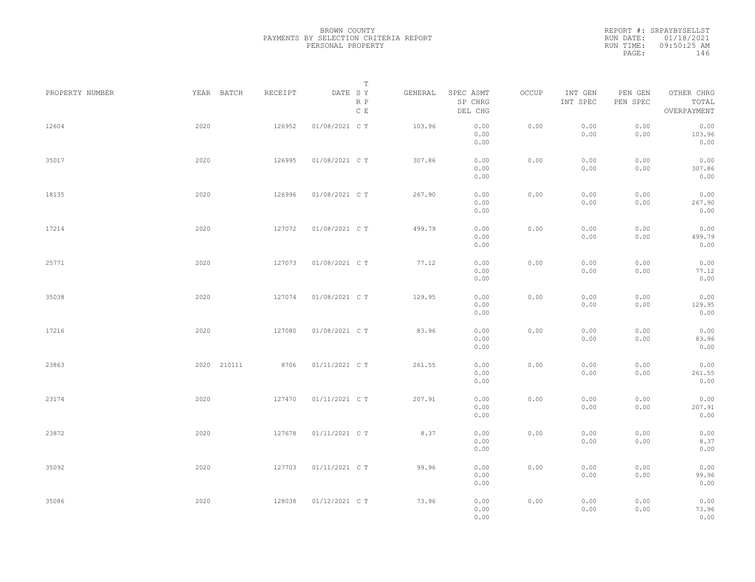BROWN COUNTY
PAYMENTS BY SELECTION CRITERIA REPORT
PERSONAL PROPERTY

REPORT #: SRPAYBYSELLST
RUN DATE: 01/18/2021
RUN TIME: 09:50:25 AM

| PROPERTY NUMBER | YEAR | BATCH | RECEIPT | DATE | T SY RP CE | GENERAL | SPEC ASMT SP CHRG DEL CHG | OCCUP | INT GEN INT SPEC | PEN GEN PEN SPEC | OTHER CHRG TOTAL OVERPAYMENT |
|---|---|---|---|---|---|---|---|---|---|---|---|
| 12604 | 2020 | | 126952 | 01/08/2021 | C T | 103.96 | 0.00 0.00 0.00 | 0.00 | 0.00 0.00 | 0.00 0.00 | 0.00 103.96 0.00 |
| 35017 | 2020 | | 126995 | 01/08/2021 | C T | 307.86 | 0.00 0.00 0.00 | 0.00 | 0.00 0.00 | 0.00 0.00 | 0.00 307.86 0.00 |
| 18135 | 2020 | | 126996 | 01/08/2021 | C T | 267.90 | 0.00 0.00 0.00 | 0.00 | 0.00 0.00 | 0.00 0.00 | 0.00 267.90 0.00 |
| 17214 | 2020 | | 127072 | 01/08/2021 | C T | 499.79 | 0.00 0.00 0.00 | 0.00 | 0.00 0.00 | 0.00 0.00 | 0.00 499.79 0.00 |
| 25771 | 2020 | | 127073 | 01/08/2021 | C T | 77.12 | 0.00 0.00 0.00 | 0.00 | 0.00 0.00 | 0.00 0.00 | 0.00 77.12 0.00 |
| 35038 | 2020 | | 127074 | 01/08/2021 | C T | 129.95 | 0.00 0.00 0.00 | 0.00 | 0.00 0.00 | 0.00 0.00 | 0.00 129.95 0.00 |
| 17216 | 2020 | | 127080 | 01/08/2021 | C T | 83.96 | 0.00 0.00 0.00 | 0.00 | 0.00 0.00 | 0.00 0.00 | 0.00 83.96 0.00 |
| 23863 | 2020 | 210111 | 8706 | 01/11/2021 | C T | 261.55 | 0.00 0.00 0.00 | 0.00 | 0.00 0.00 | 0.00 0.00 | 0.00 261.55 0.00 |
| 23174 | 2020 | | 127470 | 01/11/2021 | C T | 207.91 | 0.00 0.00 0.00 | 0.00 | 0.00 0.00 | 0.00 0.00 | 0.00 207.91 0.00 |
| 23872 | 2020 | | 127678 | 01/11/2021 | C T | 8.37 | 0.00 0.00 0.00 | 0.00 | 0.00 0.00 | 0.00 0.00 | 0.00 8.37 0.00 |
| 35092 | 2020 | | 127703 | 01/11/2021 | C T | 99.96 | 0.00 0.00 0.00 | 0.00 | 0.00 0.00 | 0.00 0.00 | 0.00 99.96 0.00 |
| 35086 | 2020 | | 128038 | 01/12/2021 | C T | 73.96 | 0.00 0.00 0.00 | 0.00 | 0.00 0.00 | 0.00 0.00 | 0.00 73.96 0.00 |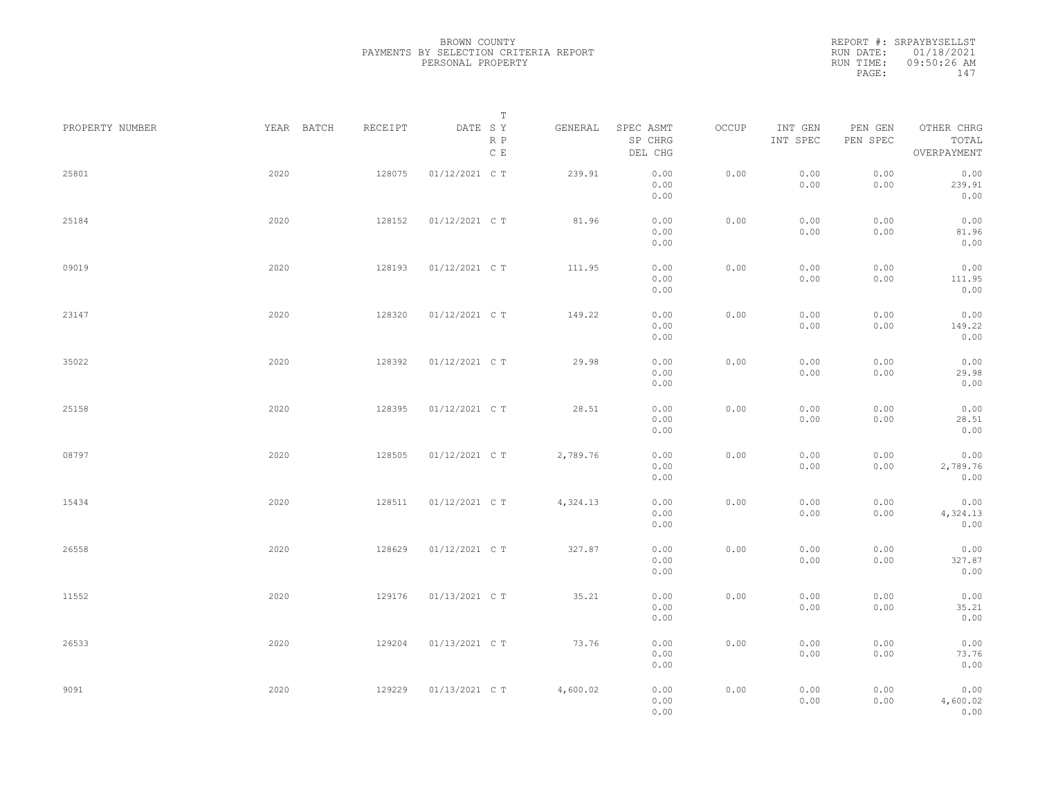BROWN COUNTY
PAYMENTS BY SELECTION CRITERIA REPORT
PERSONAL PROPERTY

REPORT #: SRPAYBYSELLST
RUN DATE: 01/18/2021
RUN TIME: 09:50:26 AM

| PROPERTY NUMBER | YEAR | BATCH | RECEIPT | DATE | T S Y R P C E | GENERAL | SPEC ASMT / SP CHRG / DEL CHG | OCCUP | INT GEN / INT SPEC | PEN GEN / PEN SPEC | OTHER CHRG / TOTAL / OVERPAYMENT |
|---|---|---|---|---|---|---|---|---|---|---|---|
| 25801 | 2020 | | 128075 | 01/12/2021 | C T | 239.91 | 0.00 / 0.00 / 0.00 | 0.00 | 0.00 / 0.00 | 0.00 / 0.00 | 0.00 / 239.91 / 0.00 |
| 25184 | 2020 | | 128152 | 01/12/2021 | C T | 81.96 | 0.00 / 0.00 / 0.00 | 0.00 | 0.00 / 0.00 | 0.00 / 0.00 | 0.00 / 81.96 / 0.00 |
| 09019 | 2020 | | 128193 | 01/12/2021 | C T | 111.95 | 0.00 / 0.00 / 0.00 | 0.00 | 0.00 / 0.00 | 0.00 / 0.00 | 0.00 / 111.95 / 0.00 |
| 23147 | 2020 | | 128320 | 01/12/2021 | C T | 149.22 | 0.00 / 0.00 / 0.00 | 0.00 | 0.00 / 0.00 | 0.00 / 0.00 | 0.00 / 149.22 / 0.00 |
| 35022 | 2020 | | 128392 | 01/12/2021 | C T | 29.98 | 0.00 / 0.00 / 0.00 | 0.00 | 0.00 / 0.00 | 0.00 / 0.00 | 0.00 / 29.98 / 0.00 |
| 25158 | 2020 | | 128395 | 01/12/2021 | C T | 28.51 | 0.00 / 0.00 / 0.00 | 0.00 | 0.00 / 0.00 | 0.00 / 0.00 | 0.00 / 28.51 / 0.00 |
| 08797 | 2020 | | 128505 | 01/12/2021 | C T | 2,789.76 | 0.00 / 0.00 / 0.00 | 0.00 | 0.00 / 0.00 | 0.00 / 0.00 | 0.00 / 2,789.76 / 0.00 |
| 15434 | 2020 | | 128511 | 01/12/2021 | C T | 4,324.13 | 0.00 / 0.00 / 0.00 | 0.00 | 0.00 / 0.00 | 0.00 / 0.00 | 0.00 / 4,324.13 / 0.00 |
| 26558 | 2020 | | 128629 | 01/12/2021 | C T | 327.87 | 0.00 / 0.00 / 0.00 | 0.00 | 0.00 / 0.00 | 0.00 / 0.00 | 0.00 / 327.87 / 0.00 |
| 11552 | 2020 | | 129176 | 01/13/2021 | C T | 35.21 | 0.00 / 0.00 / 0.00 | 0.00 | 0.00 / 0.00 | 0.00 / 0.00 | 0.00 / 35.21 / 0.00 |
| 26533 | 2020 | | 129204 | 01/13/2021 | C T | 73.76 | 0.00 / 0.00 / 0.00 | 0.00 | 0.00 / 0.00 | 0.00 / 0.00 | 0.00 / 73.76 / 0.00 |
| 9091 | 2020 | | 129229 | 01/13/2021 | C T | 4,600.02 | 0.00 / 0.00 / 0.00 | 0.00 | 0.00 / 0.00 | 0.00 / 0.00 | 0.00 / 4,600.02 / 0.00 |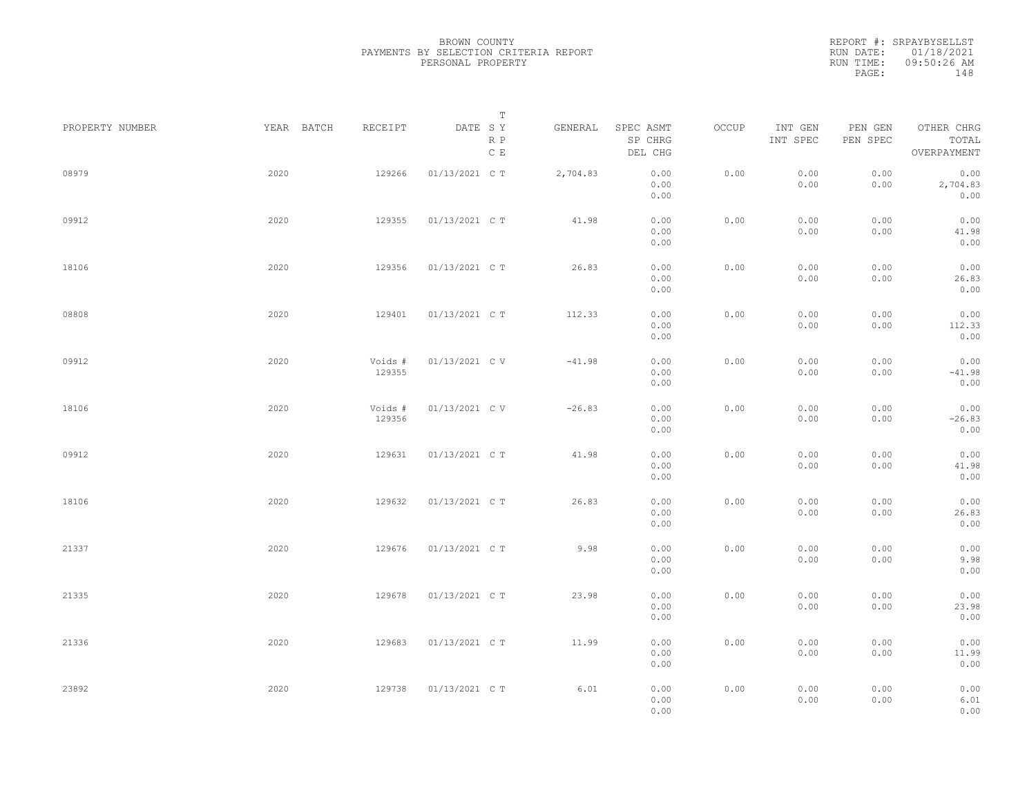BROWN COUNTY
PAYMENTS BY SELECTION CRITERIA REPORT
PERSONAL PROPERTY

REPORT #: SRPAYBYSELLST
RUN DATE: 01/18/2021
RUN TIME: 09:50:26 AM

| PROPERTY NUMBER | YEAR | BATCH | RECEIPT | DATE | T SY RP CE | GENERAL | SPEC ASMT / SP CHRG / DEL CHG | OCCUP | INT GEN / INT SPEC | PEN GEN / PEN SPEC | OTHER CHRG / TOTAL / OVERPAYMENT |
|---|---|---|---|---|---|---|---|---|---|---|---|
| 08979 | 2020 | | 129266 | 01/13/2021 | C T | 2,704.83 | 0.00 / 0.00 / 0.00 | 0.00 | 0.00 / 0.00 | 0.00 / 0.00 | 0.00 / 2,704.83 / 0.00 |
| 09912 | 2020 | | 129355 | 01/13/2021 | C T | 41.98 | 0.00 / 0.00 / 0.00 | 0.00 | 0.00 / 0.00 | 0.00 / 0.00 | 0.00 / 41.98 / 0.00 |
| 18106 | 2020 | | 129356 | 01/13/2021 | C T | 26.83 | 0.00 / 0.00 / 0.00 | 0.00 | 0.00 / 0.00 | 0.00 / 0.00 | 0.00 / 26.83 / 0.00 |
| 08808 | 2020 | | 129401 | 01/13/2021 | C T | 112.33 | 0.00 / 0.00 / 0.00 | 0.00 | 0.00 / 0.00 | 0.00 / 0.00 | 0.00 / 112.33 / 0.00 |
| 09912 | 2020 | | Voids # 129355 | 01/13/2021 | C V | -41.98 | 0.00 / 0.00 / 0.00 | 0.00 | 0.00 / 0.00 | 0.00 / 0.00 | 0.00 / -41.98 / 0.00 |
| 18106 | 2020 | | Voids # 129356 | 01/13/2021 | C V | -26.83 | 0.00 / 0.00 / 0.00 | 0.00 | 0.00 / 0.00 | 0.00 / 0.00 | 0.00 / -26.83 / 0.00 |
| 09912 | 2020 | | 129631 | 01/13/2021 | C T | 41.98 | 0.00 / 0.00 / 0.00 | 0.00 | 0.00 / 0.00 | 0.00 / 0.00 | 0.00 / 41.98 / 0.00 |
| 18106 | 2020 | | 129632 | 01/13/2021 | C T | 26.83 | 0.00 / 0.00 / 0.00 | 0.00 | 0.00 / 0.00 | 0.00 / 0.00 | 0.00 / 26.83 / 0.00 |
| 21337 | 2020 | | 129676 | 01/13/2021 | C T | 9.98 | 0.00 / 0.00 / 0.00 | 0.00 | 0.00 / 0.00 | 0.00 / 0.00 | 0.00 / 9.98 / 0.00 |
| 21335 | 2020 | | 129678 | 01/13/2021 | C T | 23.98 | 0.00 / 0.00 / 0.00 | 0.00 | 0.00 / 0.00 | 0.00 / 0.00 | 0.00 / 23.98 / 0.00 |
| 21336 | 2020 | | 129683 | 01/13/2021 | C T | 11.99 | 0.00 / 0.00 / 0.00 | 0.00 | 0.00 / 0.00 | 0.00 / 0.00 | 0.00 / 11.99 / 0.00 |
| 23892 | 2020 | | 129738 | 01/13/2021 | C T | 6.01 | 0.00 / 0.00 / 0.00 | 0.00 | 0.00 / 0.00 | 0.00 / 0.00 | 0.00 / 6.01 / 0.00 |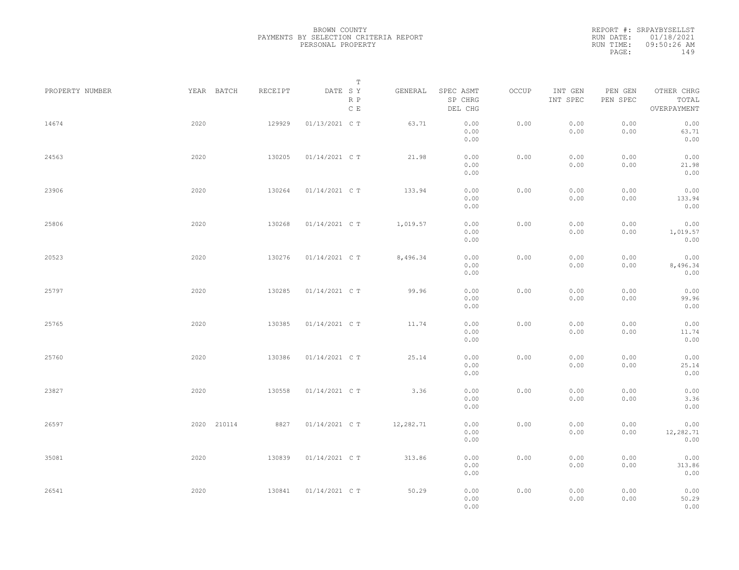BROWN COUNTY
PAYMENTS BY SELECTION CRITERIA REPORT
PERSONAL PROPERTY

REPORT #: SRPAYBYSELLST
RUN DATE: 01/18/2021
RUN TIME: 09:50:26 AM

| PROPERTY NUMBER | YEAR | BATCH | RECEIPT | DATE | T SY RP CE | GENERAL | SPEC ASMT / SP CHRG / DEL CHG | OCCUP | INT GEN / INT SPEC | PEN GEN / PEN SPEC | OTHER CHRG / TOTAL / OVERPAYMENT |
|---|---|---|---|---|---|---|---|---|---|---|---|
| 14674 | 2020 | | 129929 | 01/13/2021 | C T | 63.71 | 0.00 / 0.00 / 0.00 | 0.00 | 0.00 / 0.00 | 0.00 / 0.00 | 0.00 / 63.71 / 0.00 |
| 24563 | 2020 | | 130205 | 01/14/2021 | C T | 21.98 | 0.00 / 0.00 / 0.00 | 0.00 | 0.00 / 0.00 | 0.00 / 0.00 | 0.00 / 21.98 / 0.00 |
| 23906 | 2020 | | 130264 | 01/14/2021 | C T | 133.94 | 0.00 / 0.00 / 0.00 | 0.00 | 0.00 / 0.00 | 0.00 / 0.00 | 0.00 / 133.94 / 0.00 |
| 25806 | 2020 | | 130268 | 01/14/2021 | C T | 1,019.57 | 0.00 / 0.00 / 0.00 | 0.00 | 0.00 / 0.00 | 0.00 / 0.00 | 0.00 / 1,019.57 / 0.00 |
| 20523 | 2020 | | 130276 | 01/14/2021 | C T | 8,496.34 | 0.00 / 0.00 / 0.00 | 0.00 | 0.00 / 0.00 | 0.00 / 0.00 | 0.00 / 8,496.34 / 0.00 |
| 25797 | 2020 | | 130285 | 01/14/2021 | C T | 99.96 | 0.00 / 0.00 / 0.00 | 0.00 | 0.00 / 0.00 | 0.00 / 0.00 | 0.00 / 99.96 / 0.00 |
| 25765 | 2020 | | 130385 | 01/14/2021 | C T | 11.74 | 0.00 / 0.00 / 0.00 | 0.00 | 0.00 / 0.00 | 0.00 / 0.00 | 0.00 / 11.74 / 0.00 |
| 25760 | 2020 | | 130386 | 01/14/2021 | C T | 25.14 | 0.00 / 0.00 / 0.00 | 0.00 | 0.00 / 0.00 | 0.00 / 0.00 | 0.00 / 25.14 / 0.00 |
| 23827 | 2020 | | 130558 | 01/14/2021 | C T | 3.36 | 0.00 / 0.00 / 0.00 | 0.00 | 0.00 / 0.00 | 0.00 / 0.00 | 0.00 / 3.36 / 0.00 |
| 26597 | 2020 | 210114 | 8827 | 01/14/2021 | C T | 12,282.71 | 0.00 / 0.00 / 0.00 | 0.00 | 0.00 / 0.00 | 0.00 / 0.00 | 0.00 / 12,282.71 / 0.00 |
| 35081 | 2020 | | 130839 | 01/14/2021 | C T | 313.86 | 0.00 / 0.00 / 0.00 | 0.00 | 0.00 / 0.00 | 0.00 / 0.00 | 0.00 / 313.86 / 0.00 |
| 26541 | 2020 | | 130841 | 01/14/2021 | C T | 50.29 | 0.00 / 0.00 / 0.00 | 0.00 | 0.00 / 0.00 | 0.00 / 0.00 | 0.00 / 50.29 / 0.00 |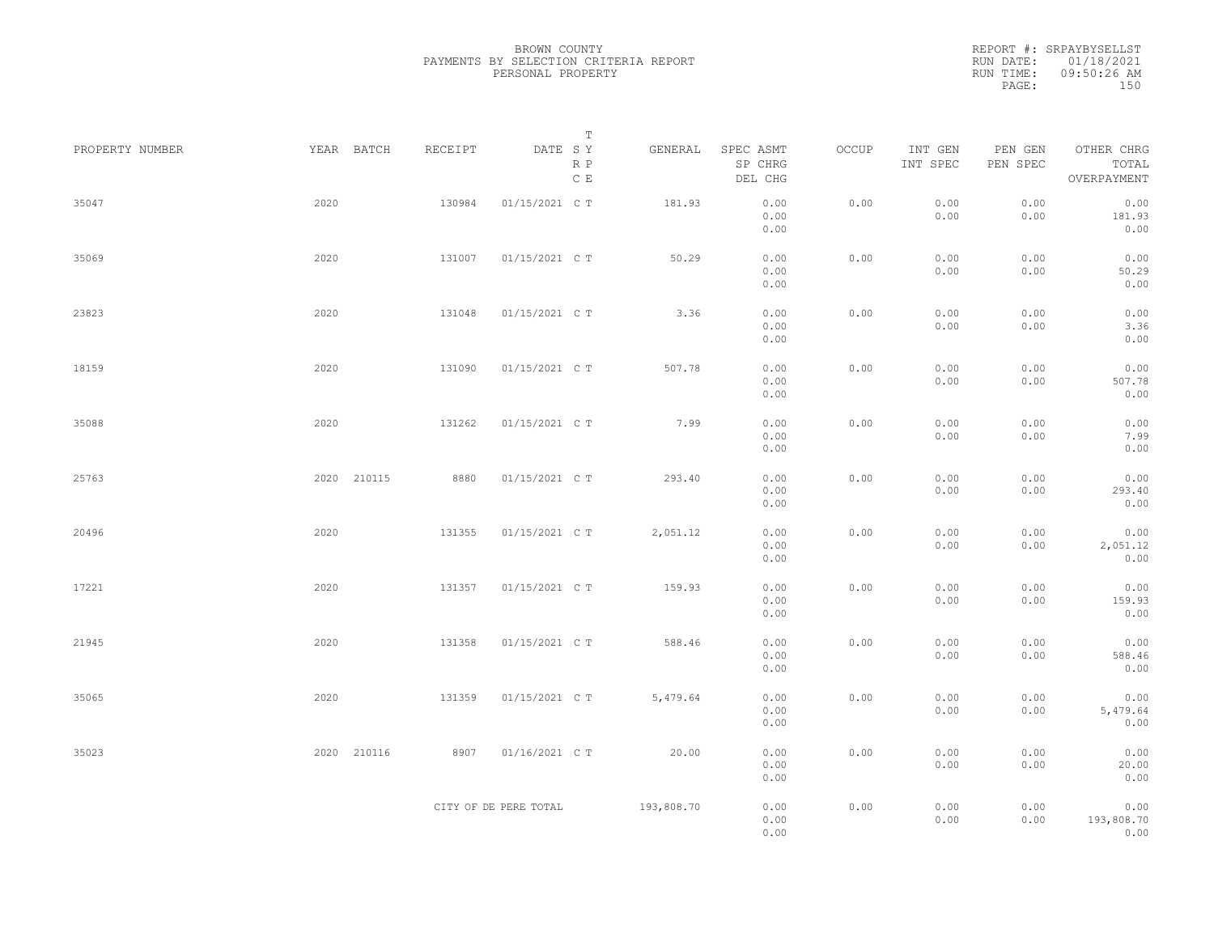BROWN COUNTY
PAYMENTS BY SELECTION CRITERIA REPORT
PERSONAL PROPERTY

REPORT #: SRPAYBYSELLST
RUN DATE: 01/18/2021
RUN TIME: 09:50:26 AM

| PROPERTY NUMBER | YEAR | BATCH | RECEIPT | DATE | T SY RP CE | GENERAL | SPEC ASMT / SP CHRG / DEL CHG | OCCUP | INT GEN / INT SPEC | PEN GEN / PEN SPEC | OTHER CHRG / TOTAL / OVERPAYMENT |
|---|---|---|---|---|---|---|---|---|---|---|---|
| 35047 | 2020 | | 130984 | 01/15/2021 | C T | 181.93 | 0.00 / 0.00 / 0.00 | 0.00 | 0.00 / 0.00 | 0.00 / 0.00 | 0.00 / 181.93 / 0.00 |
| 35069 | 2020 | | 131007 | 01/15/2021 | C T | 50.29 | 0.00 / 0.00 / 0.00 | 0.00 | 0.00 / 0.00 | 0.00 / 0.00 | 0.00 / 50.29 / 0.00 |
| 23823 | 2020 | | 131048 | 01/15/2021 | C T | 3.36 | 0.00 / 0.00 / 0.00 | 0.00 | 0.00 / 0.00 | 0.00 / 0.00 | 0.00 / 3.36 / 0.00 |
| 18159 | 2020 | | 131090 | 01/15/2021 | C T | 507.78 | 0.00 / 0.00 / 0.00 | 0.00 | 0.00 / 0.00 | 0.00 / 0.00 | 0.00 / 507.78 / 0.00 |
| 35088 | 2020 | | 131262 | 01/15/2021 | C T | 7.99 | 0.00 / 0.00 / 0.00 | 0.00 | 0.00 / 0.00 | 0.00 / 0.00 | 0.00 / 7.99 / 0.00 |
| 25763 | 2020 | 210115 | 8880 | 01/15/2021 | C T | 293.40 | 0.00 / 0.00 / 0.00 | 0.00 | 0.00 / 0.00 | 0.00 / 0.00 | 0.00 / 293.40 / 0.00 |
| 20496 | 2020 | | 131355 | 01/15/2021 | C T | 2,051.12 | 0.00 / 0.00 / 0.00 | 0.00 | 0.00 / 0.00 | 0.00 / 0.00 | 0.00 / 2,051.12 / 0.00 |
| 17221 | 2020 | | 131357 | 01/15/2021 | C T | 159.93 | 0.00 / 0.00 / 0.00 | 0.00 | 0.00 / 0.00 | 0.00 / 0.00 | 0.00 / 159.93 / 0.00 |
| 21945 | 2020 | | 131358 | 01/15/2021 | C T | 588.46 | 0.00 / 0.00 / 0.00 | 0.00 | 0.00 / 0.00 | 0.00 / 0.00 | 0.00 / 588.46 / 0.00 |
| 35065 | 2020 | | 131359 | 01/15/2021 | C T | 5,479.64 | 0.00 / 0.00 / 0.00 | 0.00 | 0.00 / 0.00 | 0.00 / 0.00 | 0.00 / 5,479.64 / 0.00 |
| 35023 | 2020 | 210116 | 8907 | 01/16/2021 | C T | 20.00 | 0.00 / 0.00 / 0.00 | 0.00 | 0.00 / 0.00 | 0.00 / 0.00 | 0.00 / 20.00 / 0.00 |
| | | | CITY OF DE PERE TOTAL | | | 193,808.70 | 0.00 / 0.00 / 0.00 | 0.00 | 0.00 / 0.00 | 0.00 / 0.00 | 0.00 / 193,808.70 / 0.00 |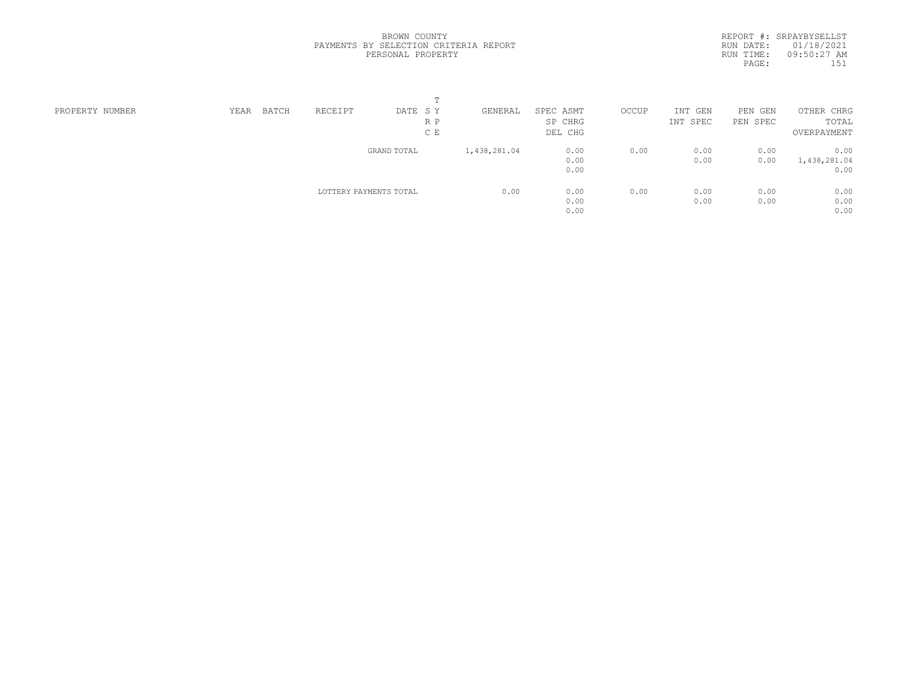BROWN COUNTY
PAYMENTS BY SELECTION CRITERIA REPORT
PERSONAL PROPERTY

REPORT #: SRPAYBYSELLST
RUN DATE: 01/18/2021
RUN TIME: 09:50:27 AM

| PROPERTY NUMBER | YEAR | BATCH | RECEIPT | DATE | T S Y R P C E | GENERAL | SPEC ASMT / SP CHRG / DEL CHG | OCCUP | INT GEN / INT SPEC | PEN GEN / PEN SPEC | OTHER CHRG / TOTAL / OVERPAYMENT |
|---|---|---|---|---|---|---|---|---|---|---|---|
| | | | GRAND TOTAL | | | 1,438,281.04 | 0.00 | 0.00 | 0.00 | 0.00 | 0.00 |
| | | | | | | | 0.00 | | 0.00 | 0.00 | 1,438,281.04 |
| | | | | | | | 0.00 | | | | 0.00 |
| | | | LOTTERY PAYMENTS TOTAL | | | 0.00 | 0.00 | 0.00 | 0.00 | 0.00 | 0.00 |
| | | | | | | | 0.00 | | 0.00 | 0.00 | 0.00 |
| | | | | | | | 0.00 | | | | 0.00 |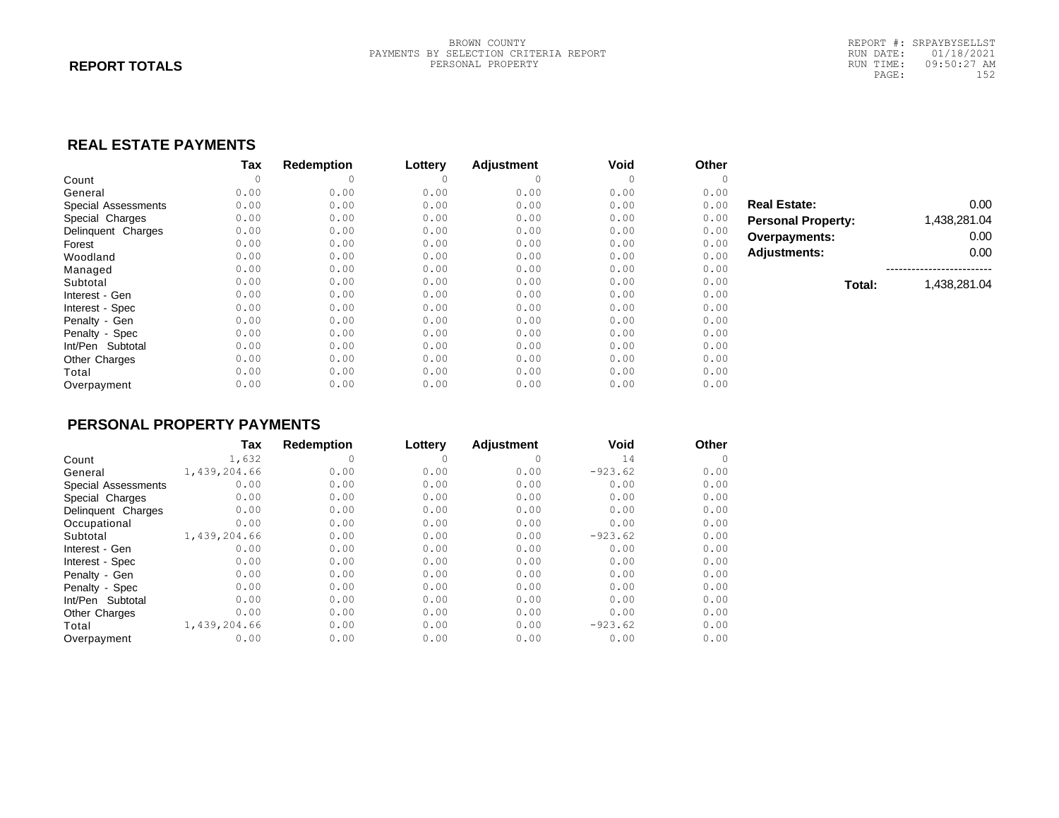BROWN COUNTY
PAYMENTS BY SELECTION CRITERIA REPORT
PERSONAL PROPERTY

REPORT #: SRPAYBYSELLST
RUN DATE: 01/18/2021
RUN TIME: 09:50:27 AM

## REPORT TOTALS

### REAL ESTATE PAYMENTS

| | Tax | Redemption | Lottery | Adjustment | Void | Other |
|---|---|---|---|---|---|---|
| Count | 0 | 0 | 0 | 0 | 0 | 0 |
| General | 0.00 | 0.00 | 0.00 | 0.00 | 0.00 | 0.00 |
| Special Assessments | 0.00 | 0.00 | 0.00 | 0.00 | 0.00 | 0.00 |
| Special Charges | 0.00 | 0.00 | 0.00 | 0.00 | 0.00 | 0.00 |
| Delinquent Charges | 0.00 | 0.00 | 0.00 | 0.00 | 0.00 | 0.00 |
| Forest | 0.00 | 0.00 | 0.00 | 0.00 | 0.00 | 0.00 |
| Woodland | 0.00 | 0.00 | 0.00 | 0.00 | 0.00 | 0.00 |
| Managed | 0.00 | 0.00 | 0.00 | 0.00 | 0.00 | 0.00 |
| Subtotal | 0.00 | 0.00 | 0.00 | 0.00 | 0.00 | 0.00 |
| Interest - Gen | 0.00 | 0.00 | 0.00 | 0.00 | 0.00 | 0.00 |
| Interest - Spec | 0.00 | 0.00 | 0.00 | 0.00 | 0.00 | 0.00 |
| Penalty - Gen | 0.00 | 0.00 | 0.00 | 0.00 | 0.00 | 0.00 |
| Penalty - Spec | 0.00 | 0.00 | 0.00 | 0.00 | 0.00 | 0.00 |
| Int/Pen Subtotal | 0.00 | 0.00 | 0.00 | 0.00 | 0.00 | 0.00 |
| Other Charges | 0.00 | 0.00 | 0.00 | 0.00 | 0.00 | 0.00 |
| Total | 0.00 | 0.00 | 0.00 | 0.00 | 0.00 | 0.00 |
| Overpayment | 0.00 | 0.00 | 0.00 | 0.00 | 0.00 | 0.00 |

| | |
|---|---|
| **Real Estate:** | 0.00 |
| **Personal Property:** | 1,438,281.04 |
| **Overpayments:** | 0.00 |
| **Adjustments:** | 0.00 |
| **Total:** | 1,438,281.04 |

### PERSONAL PROPERTY PAYMENTS

| | Tax | Redemption | Lottery | Adjustment | Void | Other |
|---|---|---|---|---|---|---|
| Count | 1,632 | 0 | 0 | 0 | 14 | 0 |
| General | 1,439,204.66 | 0.00 | 0.00 | 0.00 | -923.62 | 0.00 |
| Special Assessments | 0.00 | 0.00 | 0.00 | 0.00 | 0.00 | 0.00 |
| Special Charges | 0.00 | 0.00 | 0.00 | 0.00 | 0.00 | 0.00 |
| Delinquent Charges | 0.00 | 0.00 | 0.00 | 0.00 | 0.00 | 0.00 |
| Occupational | 0.00 | 0.00 | 0.00 | 0.00 | 0.00 | 0.00 |
| Subtotal | 1,439,204.66 | 0.00 | 0.00 | 0.00 | -923.62 | 0.00 |
| Interest - Gen | 0.00 | 0.00 | 0.00 | 0.00 | 0.00 | 0.00 |
| Interest - Spec | 0.00 | 0.00 | 0.00 | 0.00 | 0.00 | 0.00 |
| Penalty - Gen | 0.00 | 0.00 | 0.00 | 0.00 | 0.00 | 0.00 |
| Penalty - Spec | 0.00 | 0.00 | 0.00 | 0.00 | 0.00 | 0.00 |
| Int/Pen Subtotal | 0.00 | 0.00 | 0.00 | 0.00 | 0.00 | 0.00 |
| Other Charges | 0.00 | 0.00 | 0.00 | 0.00 | 0.00 | 0.00 |
| Total | 1,439,204.66 | 0.00 | 0.00 | 0.00 | -923.62 | 0.00 |
| Overpayment | 0.00 | 0.00 | 0.00 | 0.00 | 0.00 | 0.00 |